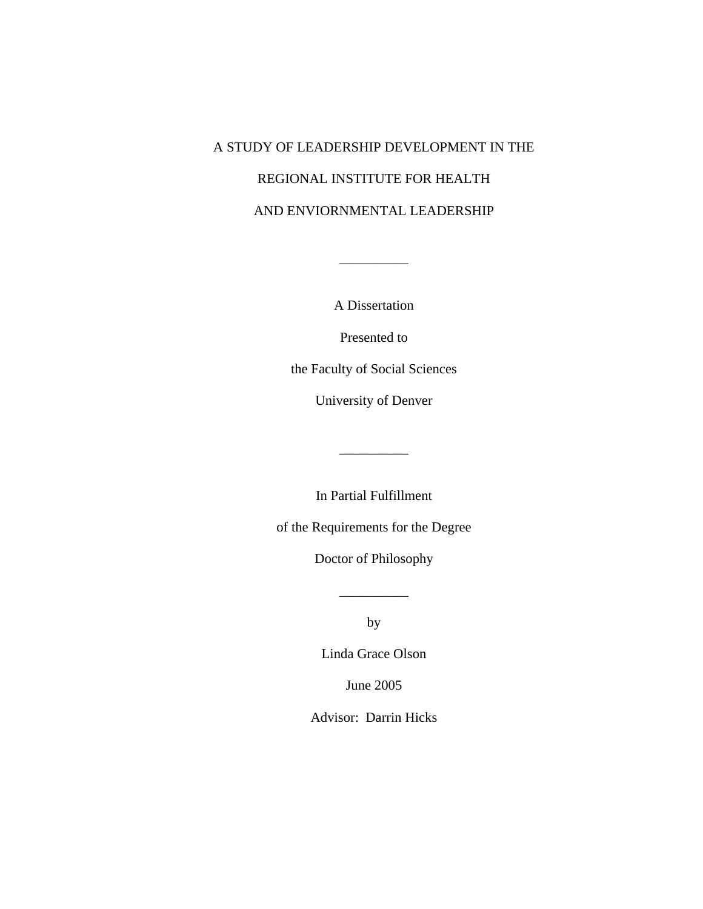# A STUDY OF LEADERSHIP DEVELOPMENT IN THE REGIONAL INSTITUTE FOR HEALTH AND ENVIORNMENTAL LEADERSHIP

__________

A Dissertation

Presented to

the Faculty of Social Sciences

University of Denver

__________

In Partial Fulfillment

of the Requirements for the Degree

Doctor of Philosophy

__________

by

Linda Grace Olson

June 2005

Advisor: Darrin Hicks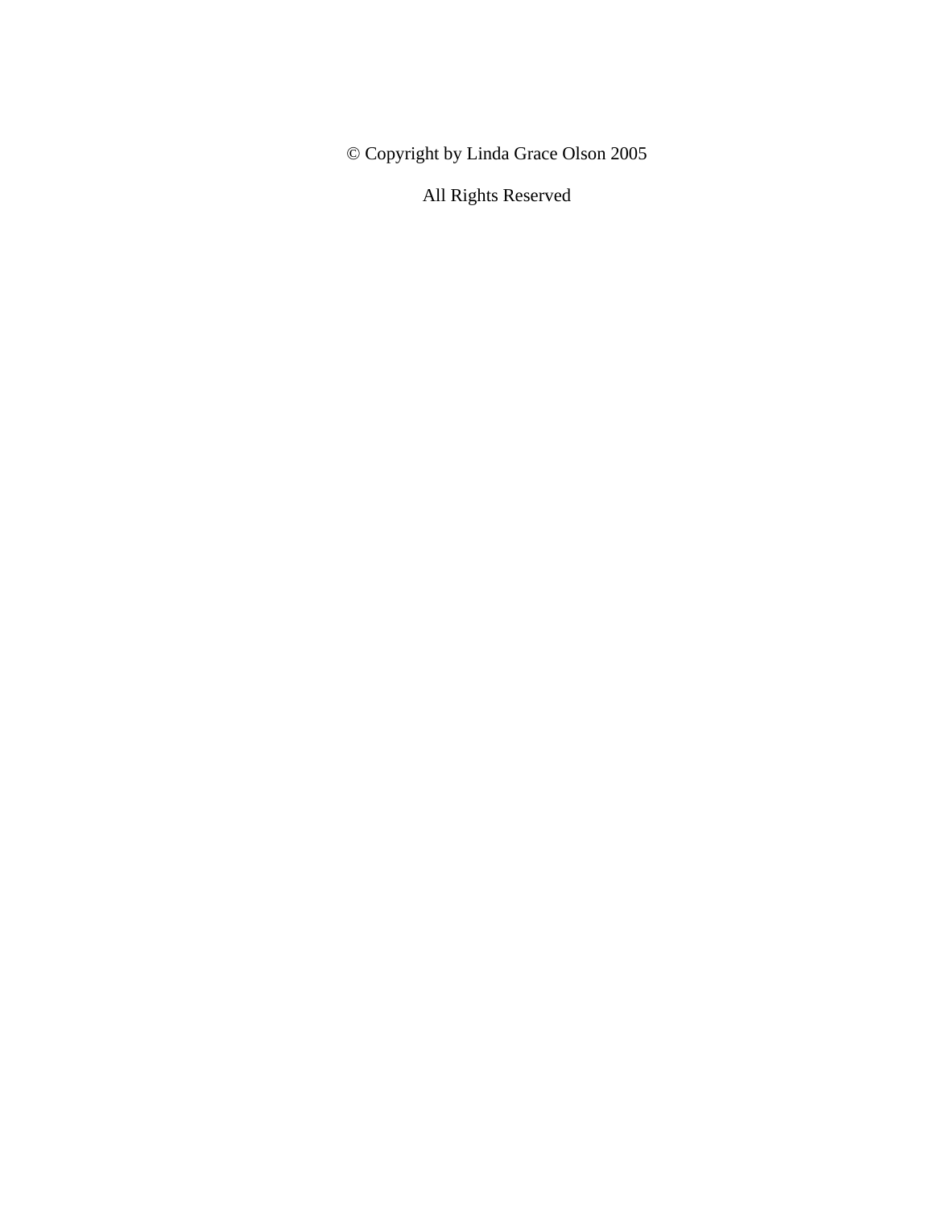© Copyright by Linda Grace Olson 2005

All Rights Reserved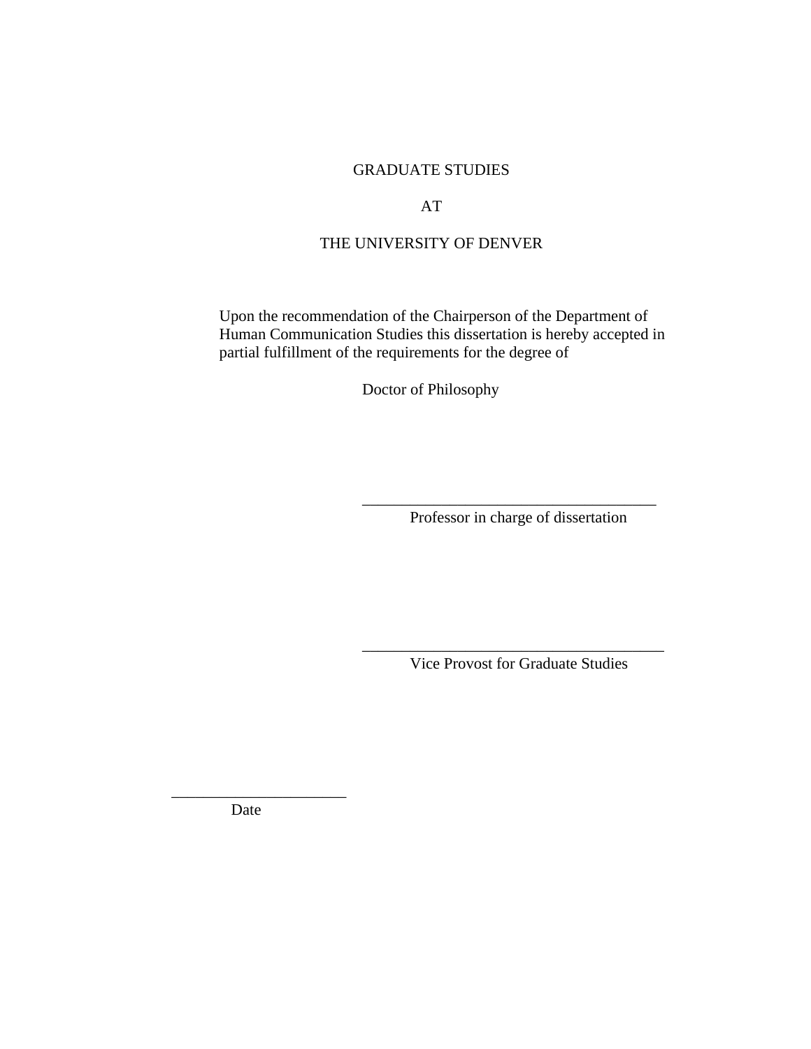GRADUATE STUDIES

AT

THE UNIVERSITY OF DENVER

Upon the recommendation of the Chairperson of the Department of Human Communication Studies this dissertation is hereby accepted in partial fulfillment of the requirements for the degree of

Doctor of Philosophy

\_\_\_\_\_\_\_\_\_\_\_\_\_\_\_\_\_\_\_\_\_\_\_\_\_\_\_\_\_\_\_\_\_\_\_\_\_\_

Professor in charge of dissertation

\_\_\_\_\_\_\_\_\_\_\_\_\_\_\_\_\_\_\_\_\_\_\_\_\_\_\_\_\_\_\_\_\_\_\_\_\_\_

Vice Provost for Graduate Studies

\_\_\_\_\_\_\_\_\_\_\_\_\_\_\_\_\_\_\_\_\_\_

Date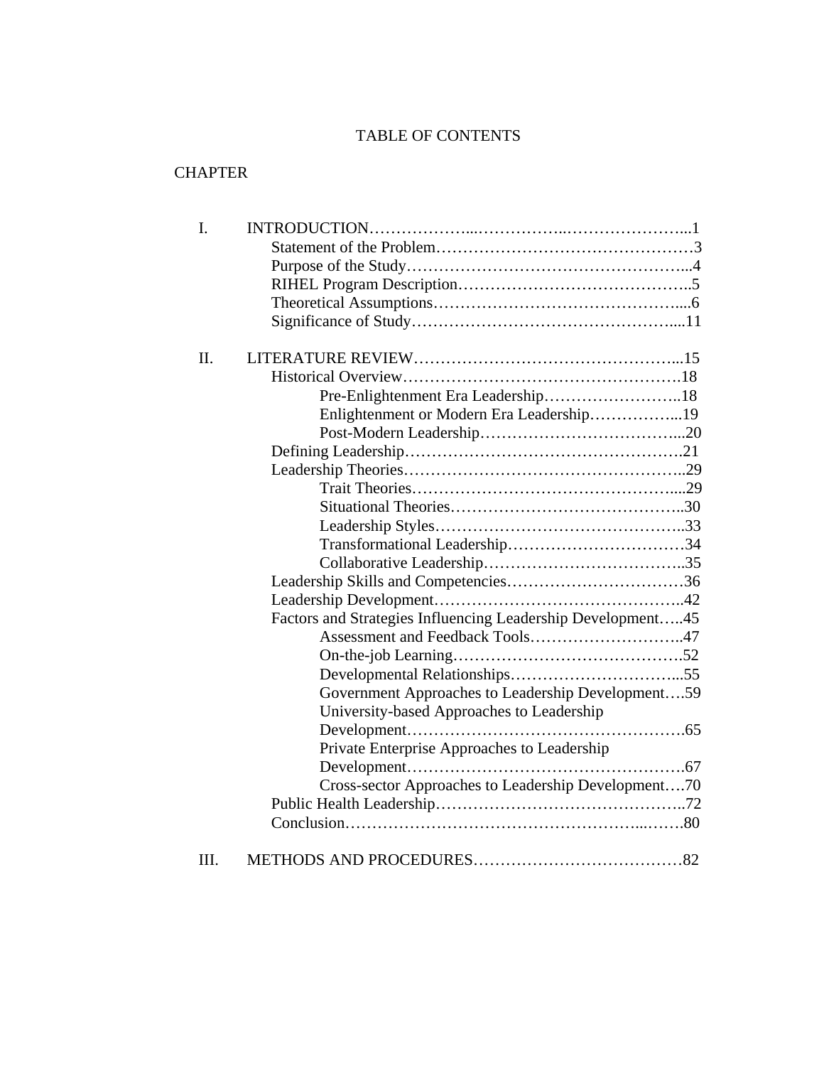# TABLE OF CONTENTS

CHAPTER

I. INTRODUCTION……………………………………………………...1
- Statement of the Problem…………………………………………3
- Purpose of the Study……………………………………………...4
- RIHEL Program Description……………………………………..5
- Theoretical Assumptions………………………………………....6
- Significance of Study……………………………………………....11

II. LITERATURE REVIEW………………………………………………...15
- Historical Overview……………………………………………18
  - Pre-Enlightenment Era Leadership……………………..18
  - Enlightenment or Modern Era Leadership……………...19
  - Post-Modern Leadership………………………………...20
- Defining Leadership…………………………………………….21
- Leadership Theories……………………………………………..29
  - Trait Theories…………………………………………....29
  - Situational Theories……………………………………..30
  - Leadership Styles………………………………………..33
  - Transformational Leadership……………………………34
  - Collaborative Leadership………………………………..35
- Leadership Skills and Competencies……………………………36
- Leadership Development………………………………………..42
- Factors and Strategies Influencing Leadership Development…..45
  - Assessment and Feedback Tools………………………..47
  - On-the-job Learning…………………………………….52
  - Developmental Relationships…………………………...55
  - Government Approaches to Leadership Development….59
  - University-based Approaches to Leadership Development……………………………………………65
  - Private Enterprise Approaches to Leadership Development……………………………………………67
  - Cross-sector Approaches to Leadership Development….70
- Public Health Leadership………………………………………..72
- Conclusion……………………………………………………….80

III. METHODS AND PROCEDURES…………………………………82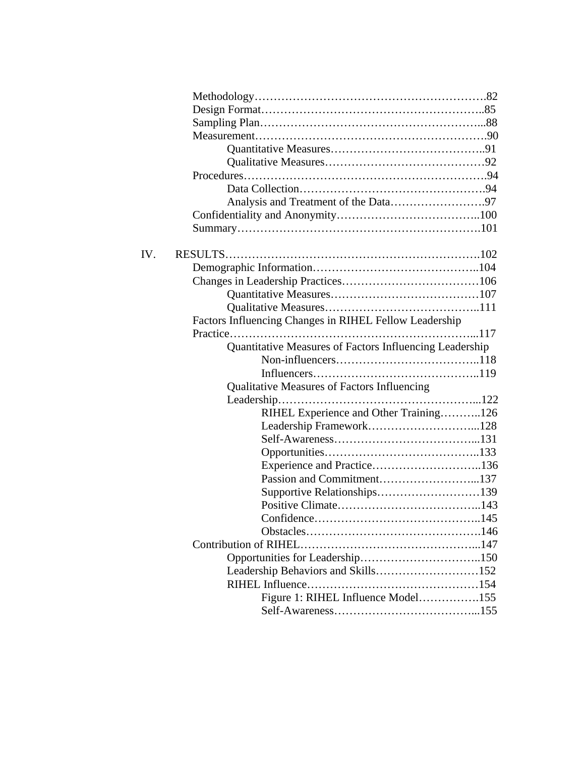Methodology……………………………………………………….82
Design Format…………………………………………………..85
Sampling Plan…………………………………………………...88
Measurement…………………………………………………….90
    Quantitative Measures………………………………...91
    Qualitative Measures…………………………………92
Procedures……………………………………………………….94
    Data Collection………………………………………….94
    Analysis and Treatment of the Data…………………….97
Confidentiality and Anonymity………………………………..100
Summary……………………………………………………….101

IV. RESULTS……………………………………………………….102
Demographic Information……………………………………..104
Changes in Leadership Practices………………………………106
    Quantitative Measures…………………………………107
    Qualitative Measures…………………………………..111
Factors Influencing Changes in RIHEL Fellow Leadership Practice……………………………………………………...117
    Quantitative Measures of Factors Influencing Leadership
        Non-influencers………………………………..118
        Influencers……………………………………..119
    Qualitative Measures of Factors Influencing Leadership……………………………………………...122
        RIHEL Experience and Other Training………..126
        Leadership Framework………………………...128
        Self-Awareness………………………………...131
        Opportunities…………………………………..133
        Experience and Practice………………………..136
        Passion and Commitment……………………...137
        Supportive Relationships………………………139
        Positive Climate………………………………..143
        Confidence……………………………………..145
        Obstacles……………………………………….146
Contribution of RIHEL………………………………………...147
    Opportunities for Leadership…………………………..150
    Leadership Behaviors and Skills………………………152
    RIHEL Influence………………………………………154
        Figure 1: RIHEL Influence Model…………….155
        Self-Awareness………………………………...155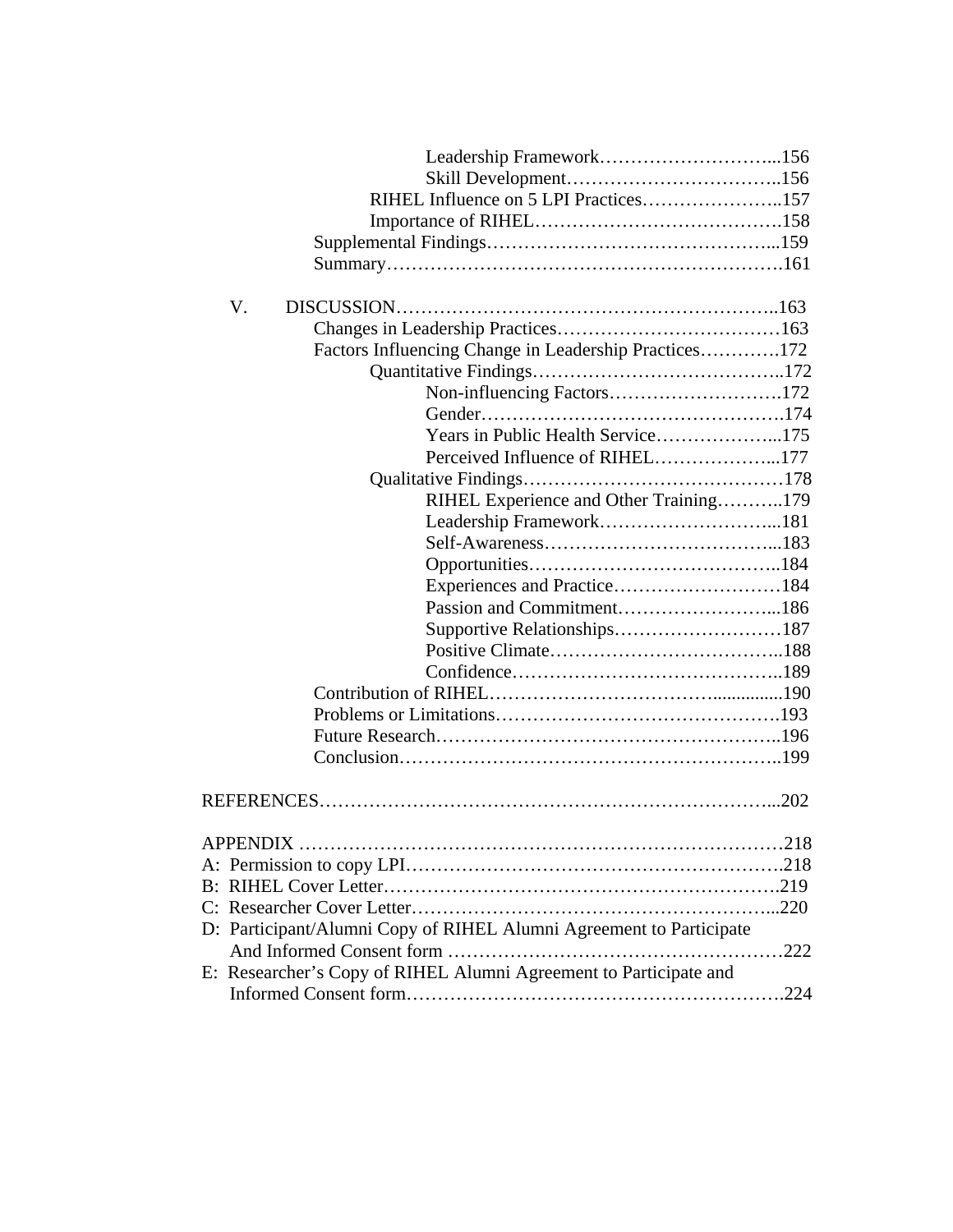Leadership Framework...156
Skill Development...156
RIHEL Influence on 5 LPI Practices...157
Importance of RIHEL...158
Supplemental Findings...159
Summary...161

V. DISCUSSION...163
Changes in Leadership Practices...163
Factors Influencing Change in Leadership Practices...172
Quantitative Findings...172
Non-influencing Factors...172
Gender...174
Years in Public Health Service...175
Perceived Influence of RIHEL...177
Qualitative Findings...178
RIHEL Experience and Other Training...179
Leadership Framework...181
Self-Awareness...183
Opportunities...184
Experiences and Practice...184
Passion and Commitment...186
Supportive Relationships...187
Positive Climate...188
Confidence...189
Contribution of RIHEL...190
Problems or Limitations...193
Future Research...196
Conclusion...199

REFERENCES...202

APPENDIX...218
A: Permission to copy LPI...218
B: RIHEL Cover Letter...219
C: Researcher Cover Letter...220
D: Participant/Alumni Copy of RIHEL Alumni Agreement to Participate And Informed Consent form...222
E: Researcher's Copy of RIHEL Alumni Agreement to Participate and Informed Consent form...224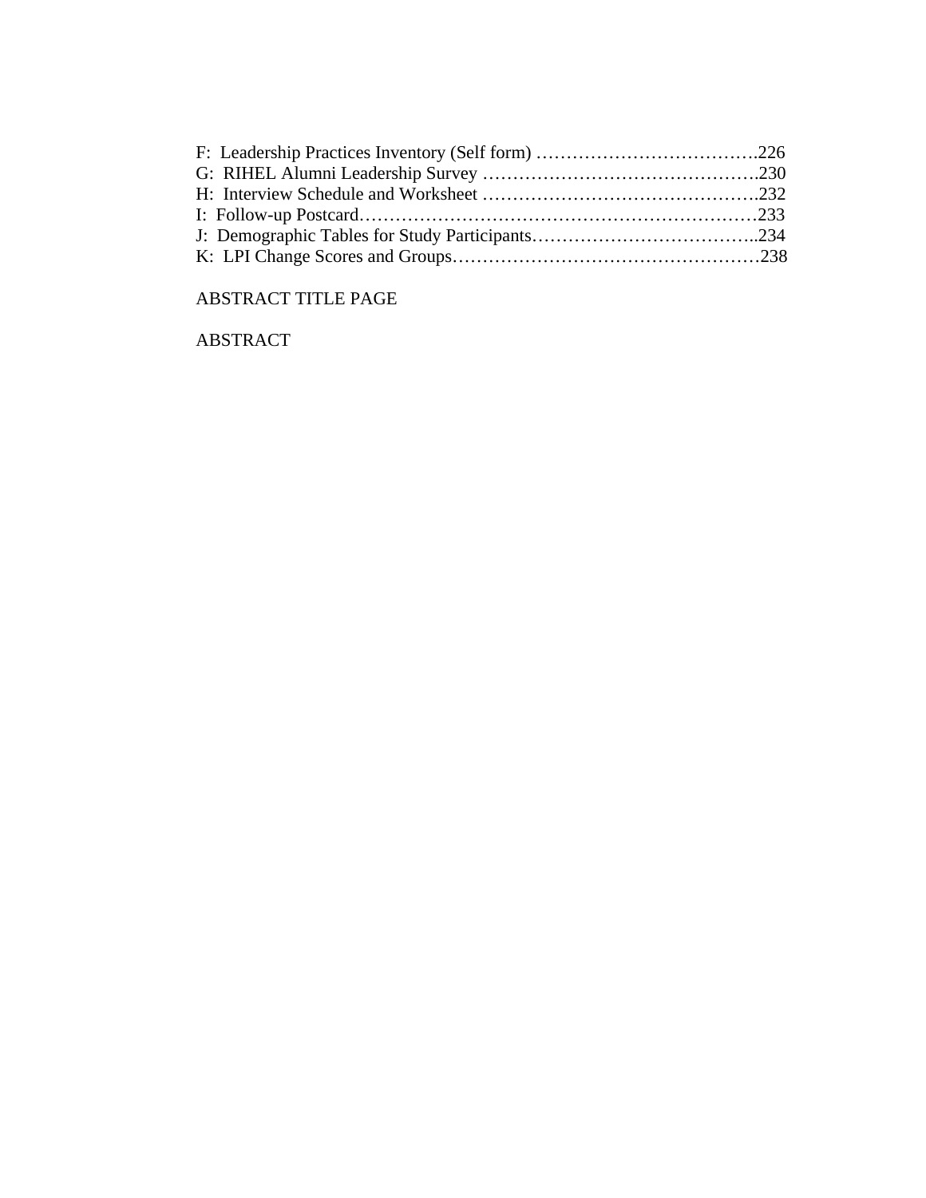F:  Leadership Practices Inventory (Self form) ……………………………….226
G:  RIHEL Alumni Leadership Survey ……………………………………….230
H:  Interview Schedule and Worksheet ……………………………………….232
I:  Follow-up Postcard…………………………………………………………233
J:  Demographic Tables for Study Participants………………………………..234
K:  LPI Change Scores and Groups……………………………………………238

ABSTRACT TITLE PAGE

ABSTRACT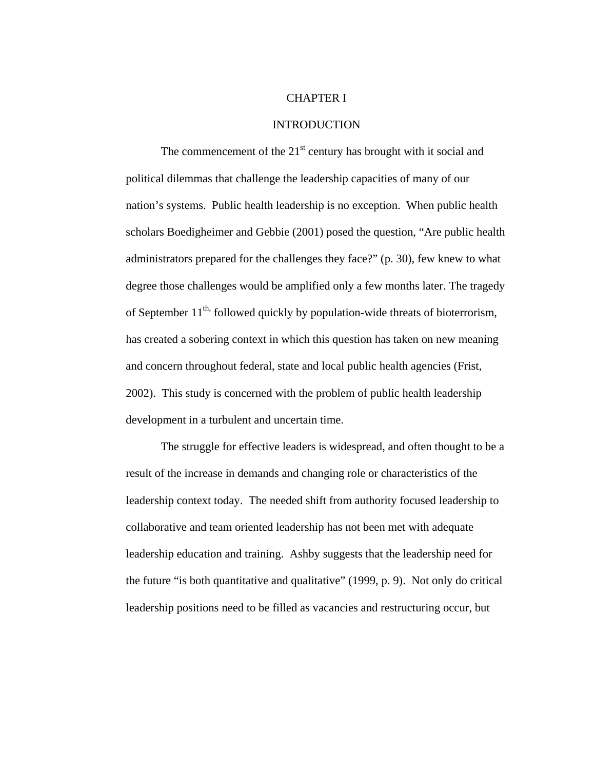# CHAPTER I

## INTRODUCTION

The commencement of the 21st century has brought with it social and political dilemmas that challenge the leadership capacities of many of our nation's systems. Public health leadership is no exception. When public health scholars Boedigheimer and Gebbie (2001) posed the question, "Are public health administrators prepared for the challenges they face?" (p. 30), few knew to what degree those challenges would be amplified only a few months later. The tragedy of September 11th, followed quickly by population-wide threats of bioterrorism, has created a sobering context in which this question has taken on new meaning and concern throughout federal, state and local public health agencies (Frist, 2002). This study is concerned with the problem of public health leadership development in a turbulent and uncertain time.

The struggle for effective leaders is widespread, and often thought to be a result of the increase in demands and changing role or characteristics of the leadership context today. The needed shift from authority focused leadership to collaborative and team oriented leadership has not been met with adequate leadership education and training. Ashby suggests that the leadership need for the future "is both quantitative and qualitative" (1999, p. 9). Not only do critical leadership positions need to be filled as vacancies and restructuring occur, but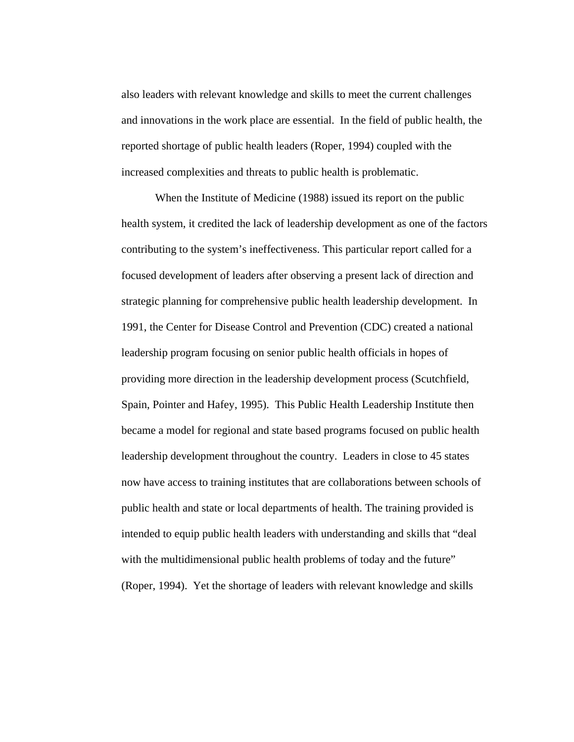also leaders with relevant knowledge and skills to meet the current challenges and innovations in the work place are essential.  In the field of public health, the reported shortage of public health leaders (Roper, 1994) coupled with the increased complexities and threats to public health is problematic.

When the Institute of Medicine (1988) issued its report on the public health system, it credited the lack of leadership development as one of the factors contributing to the system's ineffectiveness. This particular report called for a focused development of leaders after observing a present lack of direction and strategic planning for comprehensive public health leadership development.  In 1991, the Center for Disease Control and Prevention (CDC) created a national leadership program focusing on senior public health officials in hopes of providing more direction in the leadership development process (Scutchfield, Spain, Pointer and Hafey, 1995).  This Public Health Leadership Institute then became a model for regional and state based programs focused on public health leadership development throughout the country.  Leaders in close to 45 states now have access to training institutes that are collaborations between schools of public health and state or local departments of health. The training provided is intended to equip public health leaders with understanding and skills that "deal with the multidimensional public health problems of today and the future" (Roper, 1994).  Yet the shortage of leaders with relevant knowledge and skills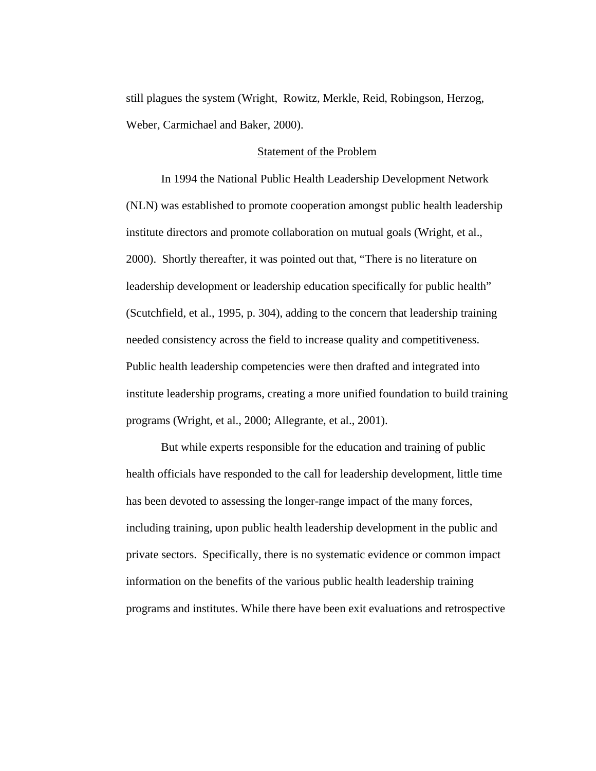still plagues the system (Wright, Rowitz, Merkle, Reid, Robingson, Herzog, Weber, Carmichael and Baker, 2000).

## Statement of the Problem

In 1994 the National Public Health Leadership Development Network (NLN) was established to promote cooperation amongst public health leadership institute directors and promote collaboration on mutual goals (Wright, et al., 2000). Shortly thereafter, it was pointed out that, "There is no literature on leadership development or leadership education specifically for public health" (Scutchfield, et al., 1995, p. 304), adding to the concern that leadership training needed consistency across the field to increase quality and competitiveness. Public health leadership competencies were then drafted and integrated into institute leadership programs, creating a more unified foundation to build training programs (Wright, et al., 2000; Allegrante, et al., 2001).

But while experts responsible for the education and training of public health officials have responded to the call for leadership development, little time has been devoted to assessing the longer-range impact of the many forces, including training, upon public health leadership development in the public and private sectors. Specifically, there is no systematic evidence or common impact information on the benefits of the various public health leadership training programs and institutes. While there have been exit evaluations and retrospective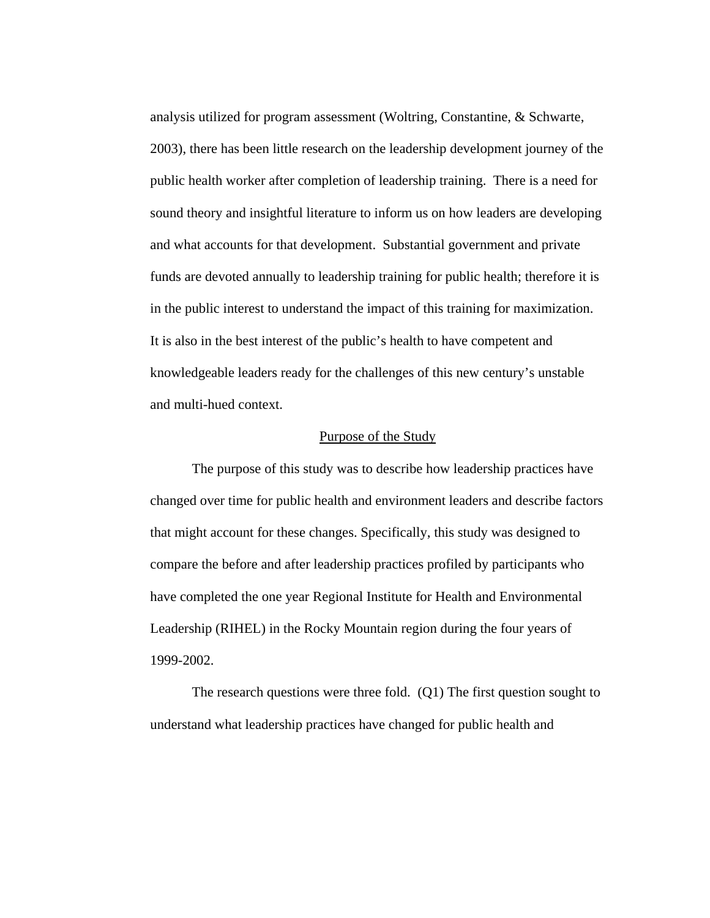analysis utilized for program assessment (Woltring, Constantine, & Schwarte, 2003), there has been little research on the leadership development journey of the public health worker after completion of leadership training. There is a need for sound theory and insightful literature to inform us on how leaders are developing and what accounts for that development. Substantial government and private funds are devoted annually to leadership training for public health; therefore it is in the public interest to understand the impact of this training for maximization. It is also in the best interest of the public's health to have competent and knowledgeable leaders ready for the challenges of this new century's unstable and multi-hued context.

## Purpose of the Study

The purpose of this study was to describe how leadership practices have changed over time for public health and environment leaders and describe factors that might account for these changes. Specifically, this study was designed to compare the before and after leadership practices profiled by participants who have completed the one year Regional Institute for Health and Environmental Leadership (RIHEL) in the Rocky Mountain region during the four years of 1999-2002.

The research questions were three fold. (Q1) The first question sought to understand what leadership practices have changed for public health and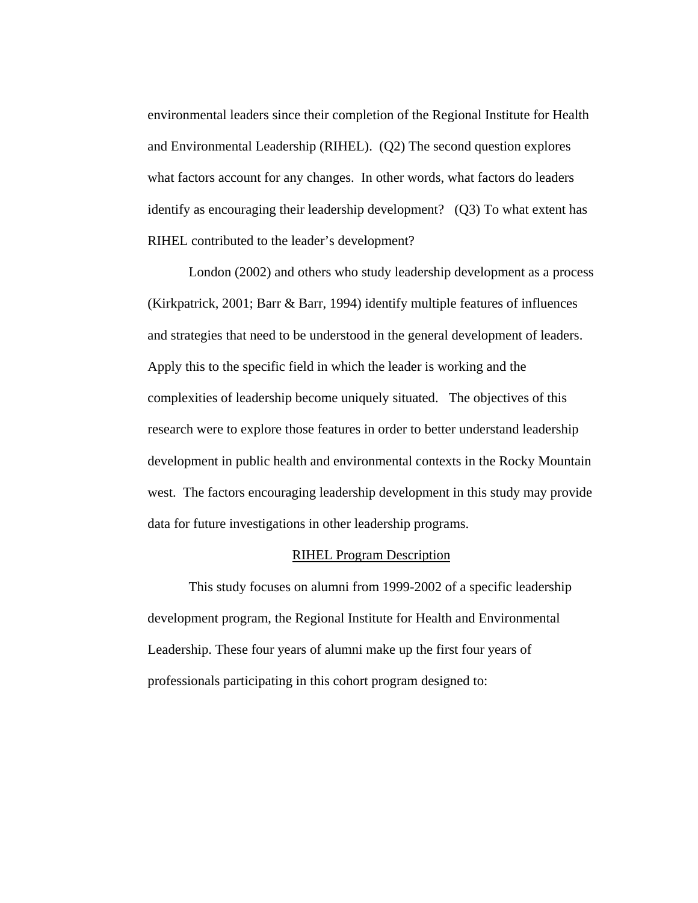environmental leaders since their completion of the Regional Institute for Health and Environmental Leadership (RIHEL). (Q2) The second question explores what factors account for any changes. In other words, what factors do leaders identify as encouraging their leadership development? (Q3) To what extent has RIHEL contributed to the leader's development?

London (2002) and others who study leadership development as a process (Kirkpatrick, 2001; Barr & Barr, 1994) identify multiple features of influences and strategies that need to be understood in the general development of leaders. Apply this to the specific field in which the leader is working and the complexities of leadership become uniquely situated. The objectives of this research were to explore those features in order to better understand leadership development in public health and environmental contexts in the Rocky Mountain west. The factors encouraging leadership development in this study may provide data for future investigations in other leadership programs.

## RIHEL Program Description

This study focuses on alumni from 1999-2002 of a specific leadership development program, the Regional Institute for Health and Environmental Leadership. These four years of alumni make up the first four years of professionals participating in this cohort program designed to: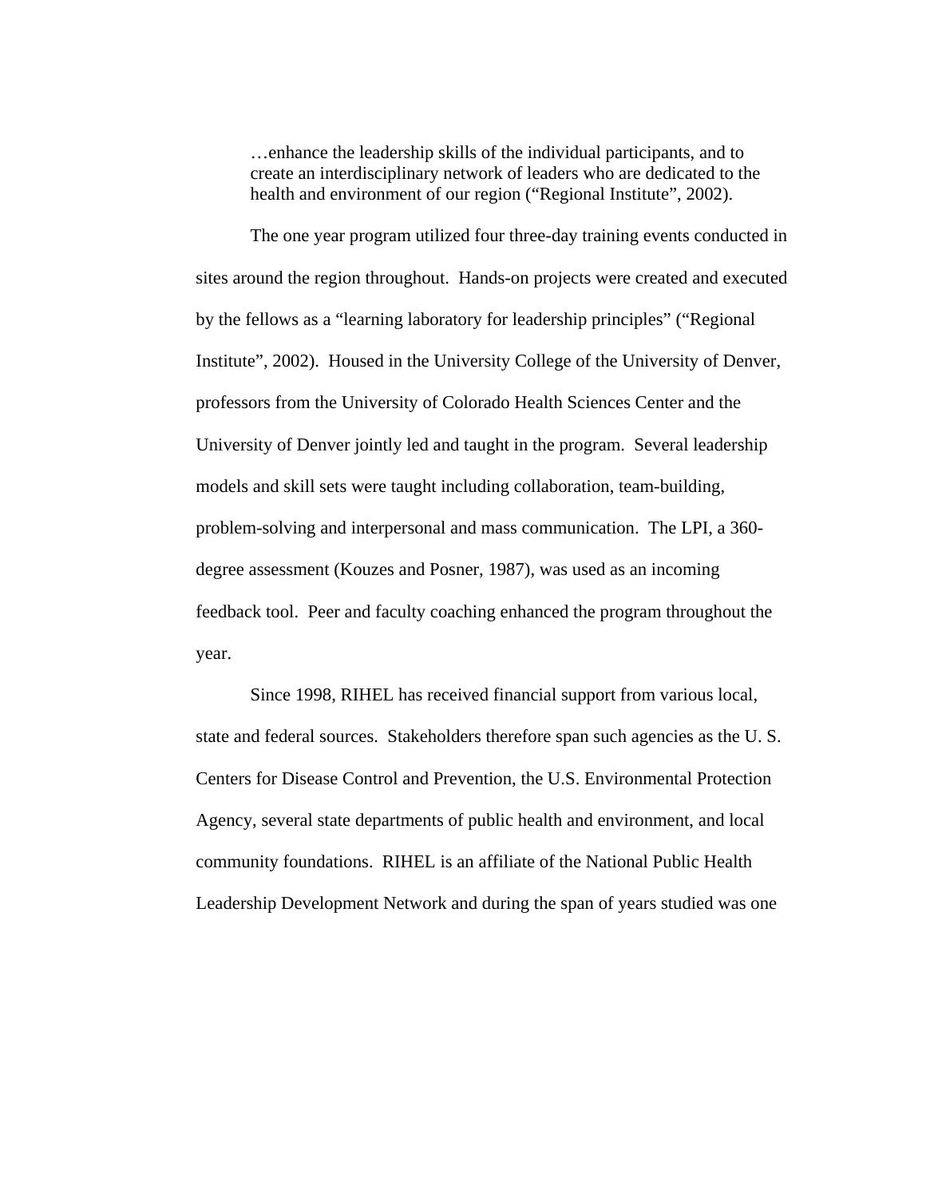> …enhance the leadership skills of the individual participants, and to create an interdisciplinary network of leaders who are dedicated to the health and environment of our region ("Regional Institute", 2002).

The one year program utilized four three-day training events conducted in sites around the region throughout. Hands-on projects were created and executed by the fellows as a "learning laboratory for leadership principles" ("Regional Institute", 2002). Housed in the University College of the University of Denver, professors from the University of Colorado Health Sciences Center and the University of Denver jointly led and taught in the program. Several leadership models and skill sets were taught including collaboration, team-building, problem-solving and interpersonal and mass communication. The LPI, a 360-degree assessment (Kouzes and Posner, 1987), was used as an incoming feedback tool. Peer and faculty coaching enhanced the program throughout the year.

Since 1998, RIHEL has received financial support from various local, state and federal sources. Stakeholders therefore span such agencies as the U. S. Centers for Disease Control and Prevention, the U.S. Environmental Protection Agency, several state departments of public health and environment, and local community foundations. RIHEL is an affiliate of the National Public Health Leadership Development Network and during the span of years studied was one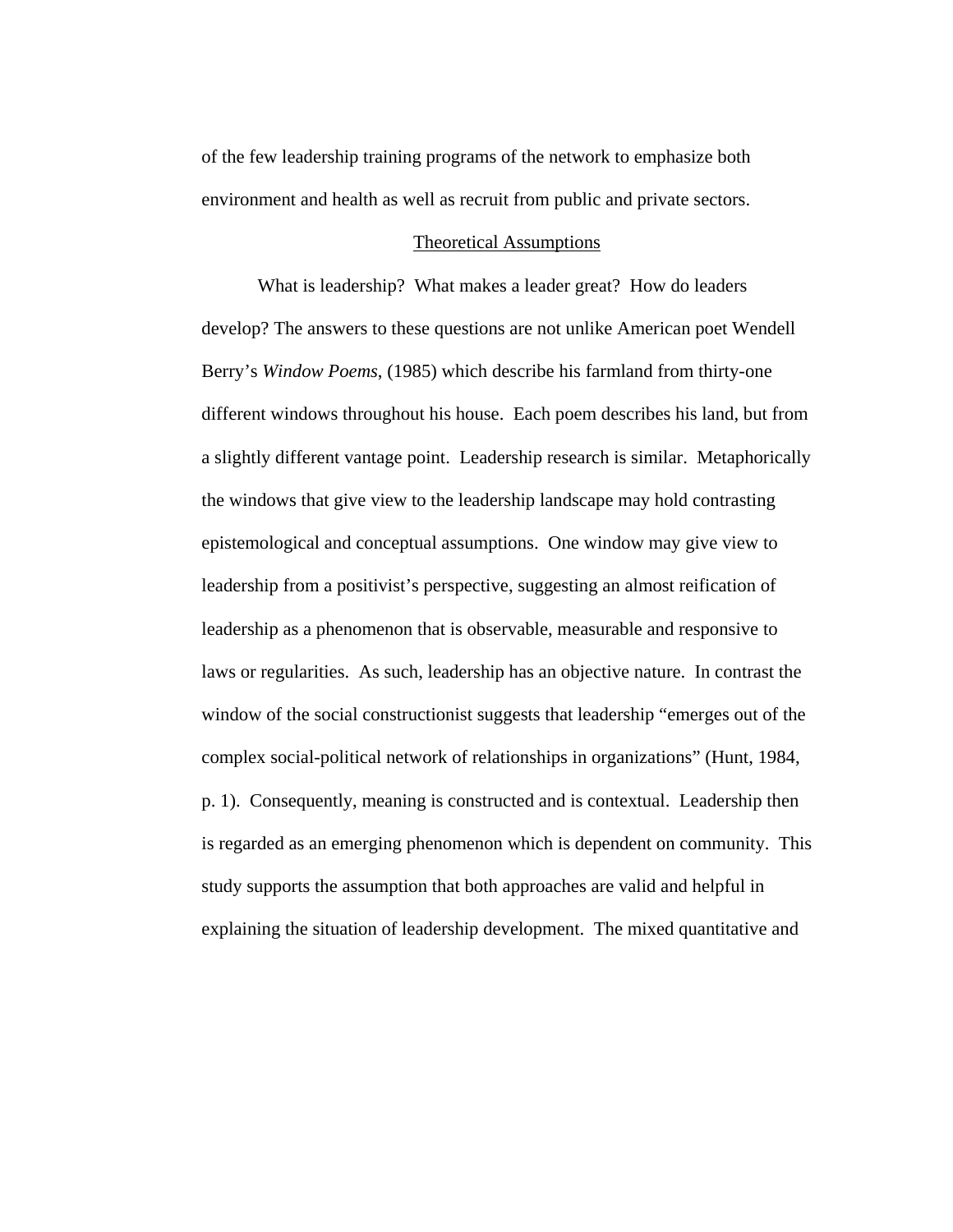of the few leadership training programs of the network to emphasize both environment and health as well as recruit from public and private sectors.

## Theoretical Assumptions

What is leadership? What makes a leader great? How do leaders develop? The answers to these questions are not unlike American poet Wendell Berry's *Window Poems,* (1985) which describe his farmland from thirty-one different windows throughout his house. Each poem describes his land, but from a slightly different vantage point. Leadership research is similar. Metaphorically the windows that give view to the leadership landscape may hold contrasting epistemological and conceptual assumptions. One window may give view to leadership from a positivist's perspective, suggesting an almost reification of leadership as a phenomenon that is observable, measurable and responsive to laws or regularities. As such, leadership has an objective nature. In contrast the window of the social constructionist suggests that leadership "emerges out of the complex social-political network of relationships in organizations" (Hunt, 1984, p. 1). Consequently, meaning is constructed and is contextual. Leadership then is regarded as an emerging phenomenon which is dependent on community. This study supports the assumption that both approaches are valid and helpful in explaining the situation of leadership development. The mixed quantitative and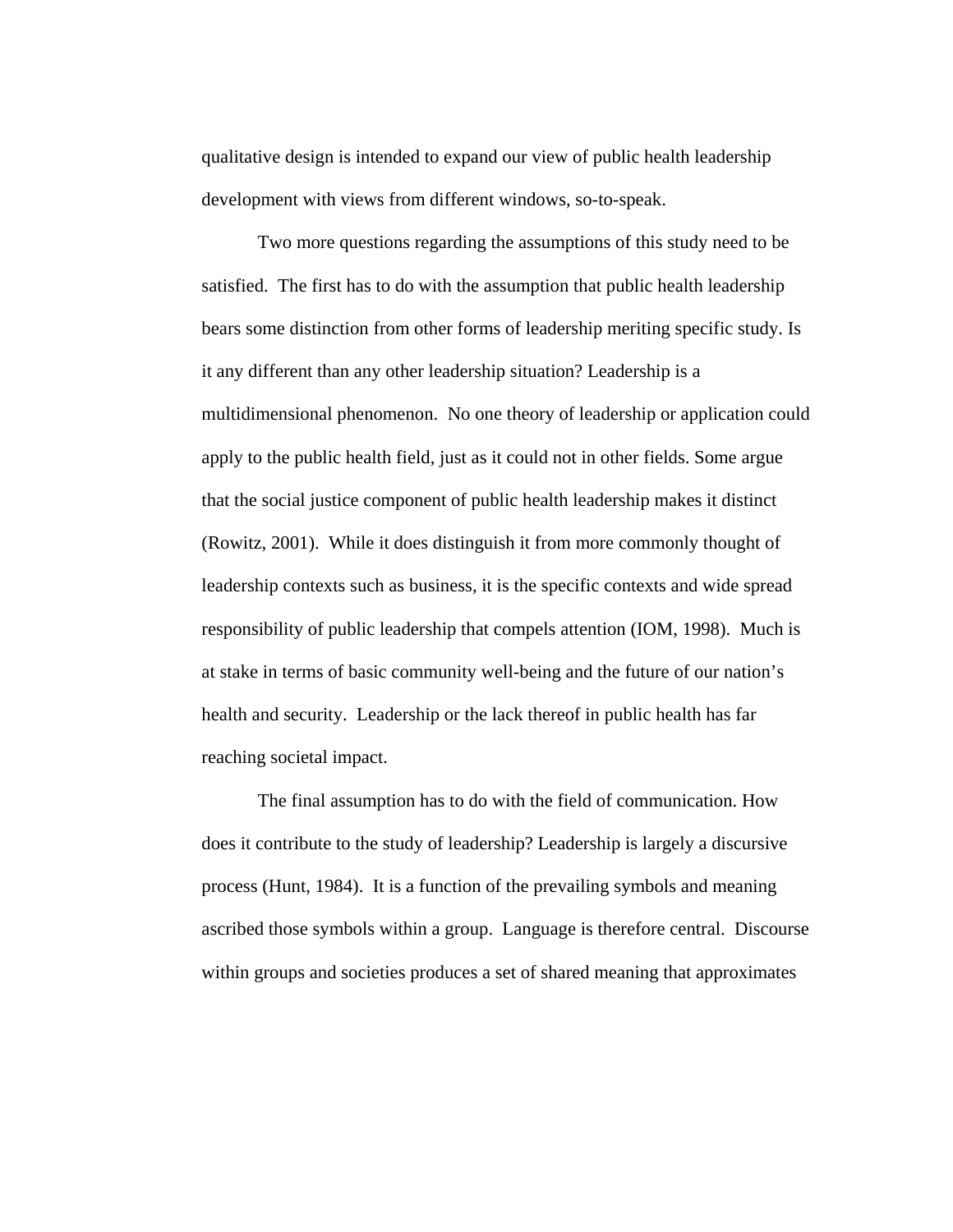qualitative design is intended to expand our view of public health leadership development with views from different windows, so-to-speak.

Two more questions regarding the assumptions of this study need to be satisfied. The first has to do with the assumption that public health leadership bears some distinction from other forms of leadership meriting specific study. Is it any different than any other leadership situation? Leadership is a multidimensional phenomenon. No one theory of leadership or application could apply to the public health field, just as it could not in other fields. Some argue that the social justice component of public health leadership makes it distinct (Rowitz, 2001). While it does distinguish it from more commonly thought of leadership contexts such as business, it is the specific contexts and wide spread responsibility of public leadership that compels attention (IOM, 1998). Much is at stake in terms of basic community well-being and the future of our nation's health and security. Leadership or the lack thereof in public health has far reaching societal impact.

The final assumption has to do with the field of communication. How does it contribute to the study of leadership? Leadership is largely a discursive process (Hunt, 1984). It is a function of the prevailing symbols and meaning ascribed those symbols within a group. Language is therefore central. Discourse within groups and societies produces a set of shared meaning that approximates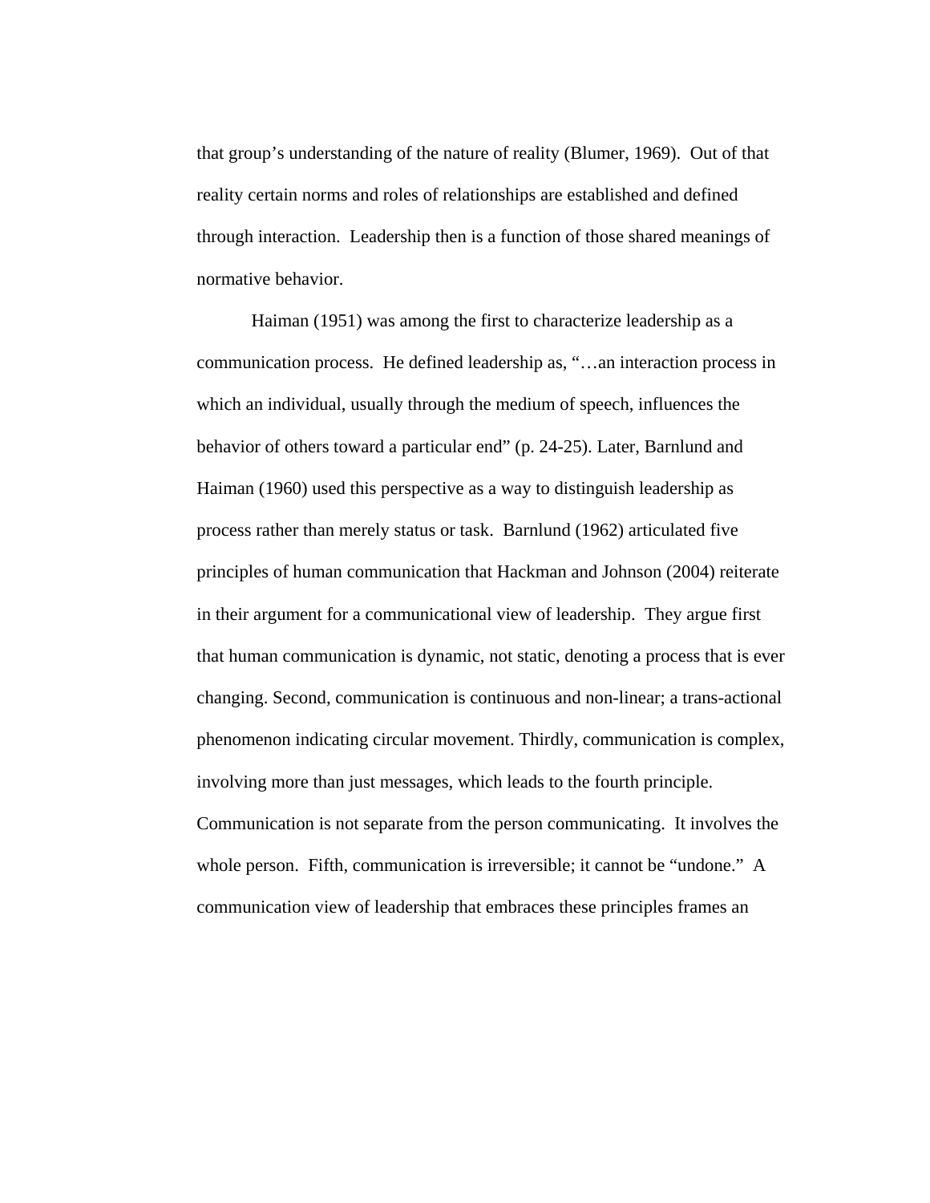that group's understanding of the nature of reality (Blumer, 1969). Out of that reality certain norms and roles of relationships are established and defined through interaction. Leadership then is a function of those shared meanings of normative behavior.

Haiman (1951) was among the first to characterize leadership as a communication process. He defined leadership as, "…an interaction process in which an individual, usually through the medium of speech, influences the behavior of others toward a particular end" (p. 24-25). Later, Barnlund and Haiman (1960) used this perspective as a way to distinguish leadership as process rather than merely status or task. Barnlund (1962) articulated five principles of human communication that Hackman and Johnson (2004) reiterate in their argument for a communicational view of leadership. They argue first that human communication is dynamic, not static, denoting a process that is ever changing. Second, communication is continuous and non-linear; a trans-actional phenomenon indicating circular movement. Thirdly, communication is complex, involving more than just messages, which leads to the fourth principle. Communication is not separate from the person communicating. It involves the whole person. Fifth, communication is irreversible; it cannot be "undone." A communication view of leadership that embraces these principles frames an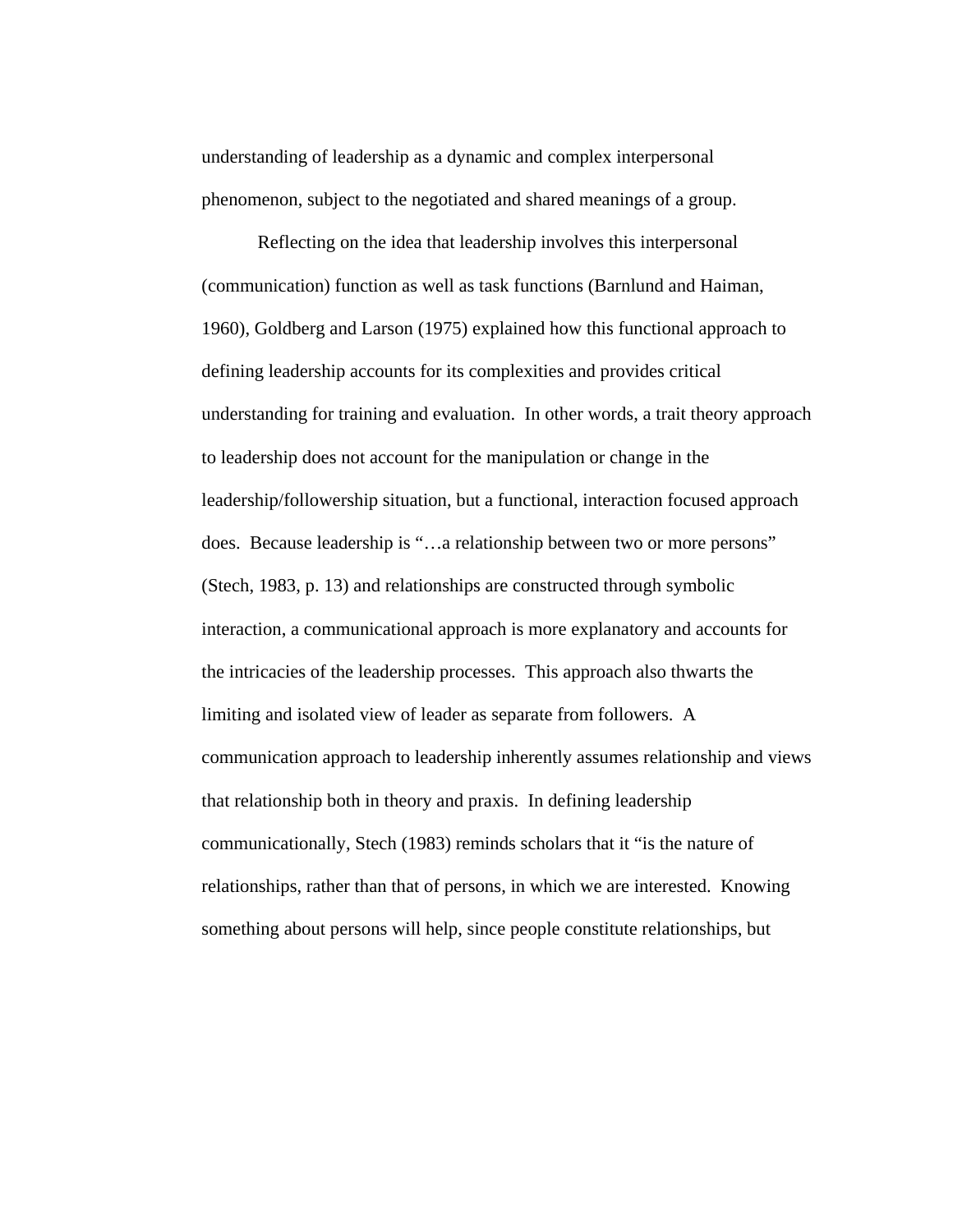understanding of leadership as a dynamic and complex interpersonal phenomenon, subject to the negotiated and shared meanings of a group.

Reflecting on the idea that leadership involves this interpersonal (communication) function as well as task functions (Barnlund and Haiman, 1960), Goldberg and Larson (1975) explained how this functional approach to defining leadership accounts for its complexities and provides critical understanding for training and evaluation. In other words, a trait theory approach to leadership does not account for the manipulation or change in the leadership/followership situation, but a functional, interaction focused approach does. Because leadership is "…a relationship between two or more persons" (Stech, 1983, p. 13) and relationships are constructed through symbolic interaction, a communicational approach is more explanatory and accounts for the intricacies of the leadership processes. This approach also thwarts the limiting and isolated view of leader as separate from followers. A communication approach to leadership inherently assumes relationship and views that relationship both in theory and praxis. In defining leadership communicationally, Stech (1983) reminds scholars that it "is the nature of relationships, rather than that of persons, in which we are interested. Knowing something about persons will help, since people constitute relationships, but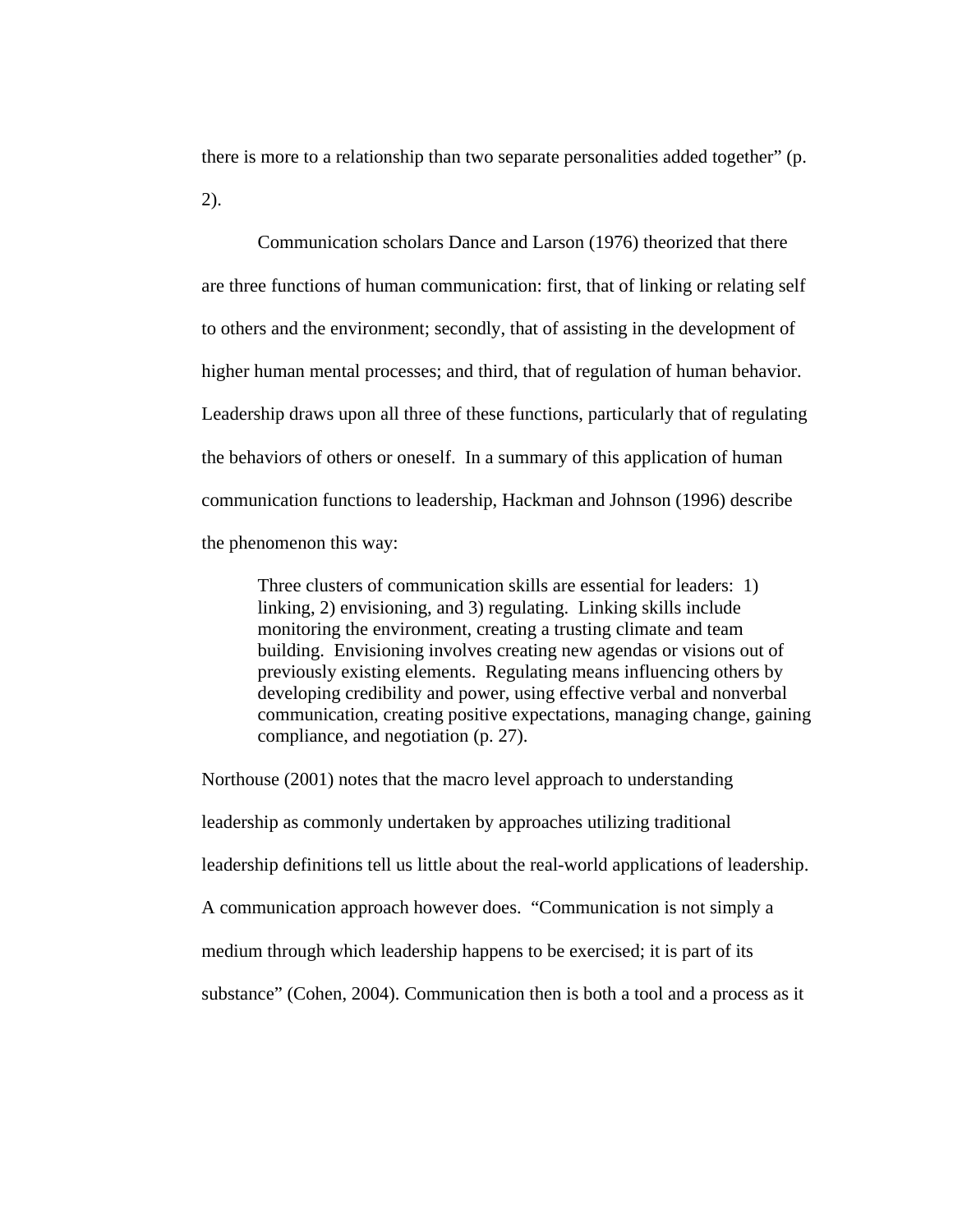there is more to a relationship than two separate personalities added together" (p. 2).

Communication scholars Dance and Larson (1976) theorized that there are three functions of human communication: first, that of linking or relating self to others and the environment; secondly, that of assisting in the development of higher human mental processes; and third, that of regulation of human behavior. Leadership draws upon all three of these functions, particularly that of regulating the behaviors of others or oneself. In a summary of this application of human communication functions to leadership, Hackman and Johnson (1996) describe the phenomenon this way:

> Three clusters of communication skills are essential for leaders: 1) linking, 2) envisioning, and 3) regulating. Linking skills include monitoring the environment, creating a trusting climate and team building. Envisioning involves creating new agendas or visions out of previously existing elements. Regulating means influencing others by developing credibility and power, using effective verbal and nonverbal communication, creating positive expectations, managing change, gaining compliance, and negotiation (p. 27).

Northouse (2001) notes that the macro level approach to understanding leadership as commonly undertaken by approaches utilizing traditional leadership definitions tell us little about the real-world applications of leadership. A communication approach however does. "Communication is not simply a medium through which leadership happens to be exercised; it is part of its substance" (Cohen, 2004). Communication then is both a tool and a process as it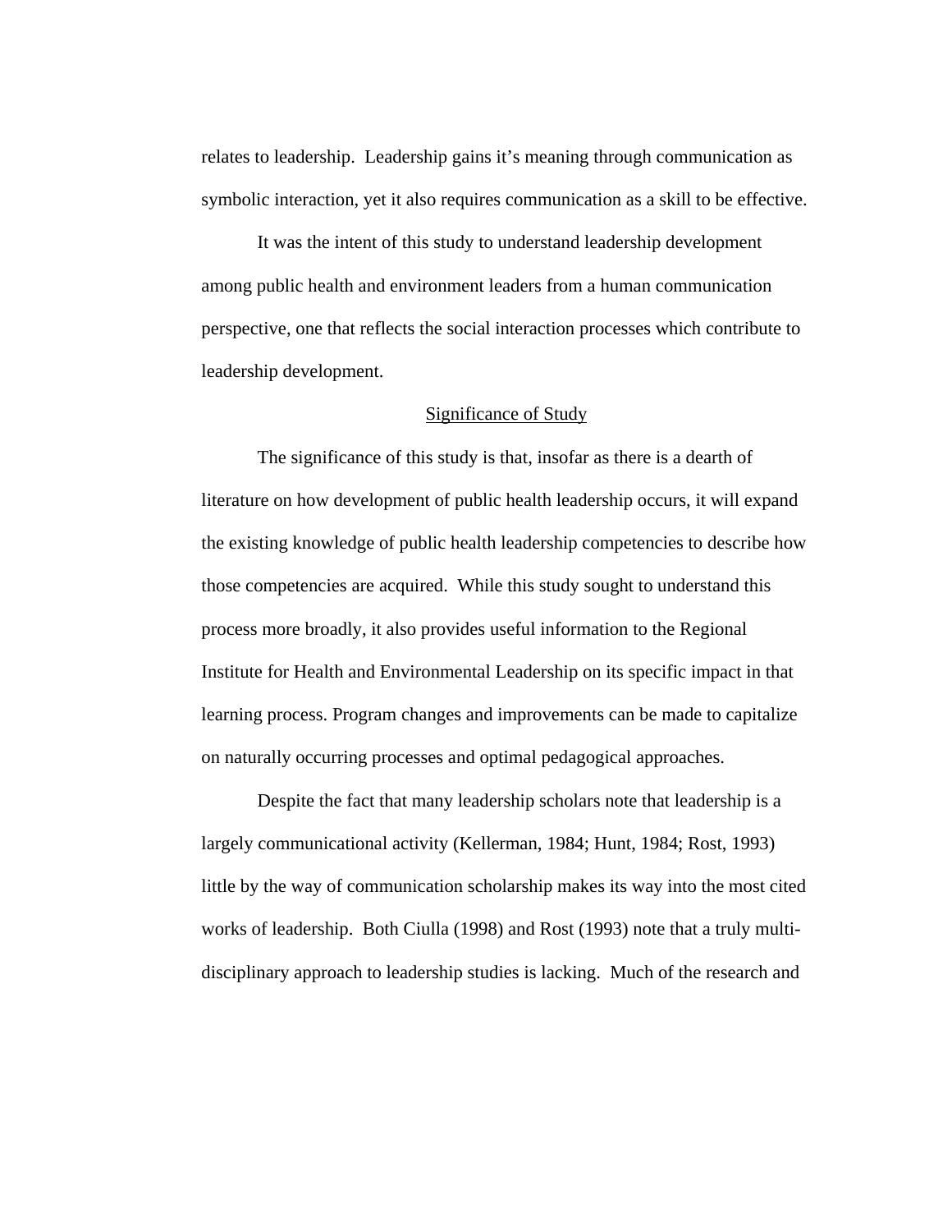relates to leadership.  Leadership gains it's meaning through communication as symbolic interaction, yet it also requires communication as a skill to be effective.

It was the intent of this study to understand leadership development among public health and environment leaders from a human communication perspective, one that reflects the social interaction processes which contribute to leadership development.

## Significance of Study

The significance of this study is that, insofar as there is a dearth of literature on how development of public health leadership occurs, it will expand the existing knowledge of public health leadership competencies to describe how those competencies are acquired.  While this study sought to understand this process more broadly, it also provides useful information to the Regional Institute for Health and Environmental Leadership on its specific impact in that learning process. Program changes and improvements can be made to capitalize on naturally occurring processes and optimal pedagogical approaches.

Despite the fact that many leadership scholars note that leadership is a largely communicational activity (Kellerman, 1984; Hunt, 1984; Rost, 1993) little by the way of communication scholarship makes its way into the most cited works of leadership.  Both Ciulla (1998) and Rost (1993) note that a truly multi-disciplinary approach to leadership studies is lacking.  Much of the research and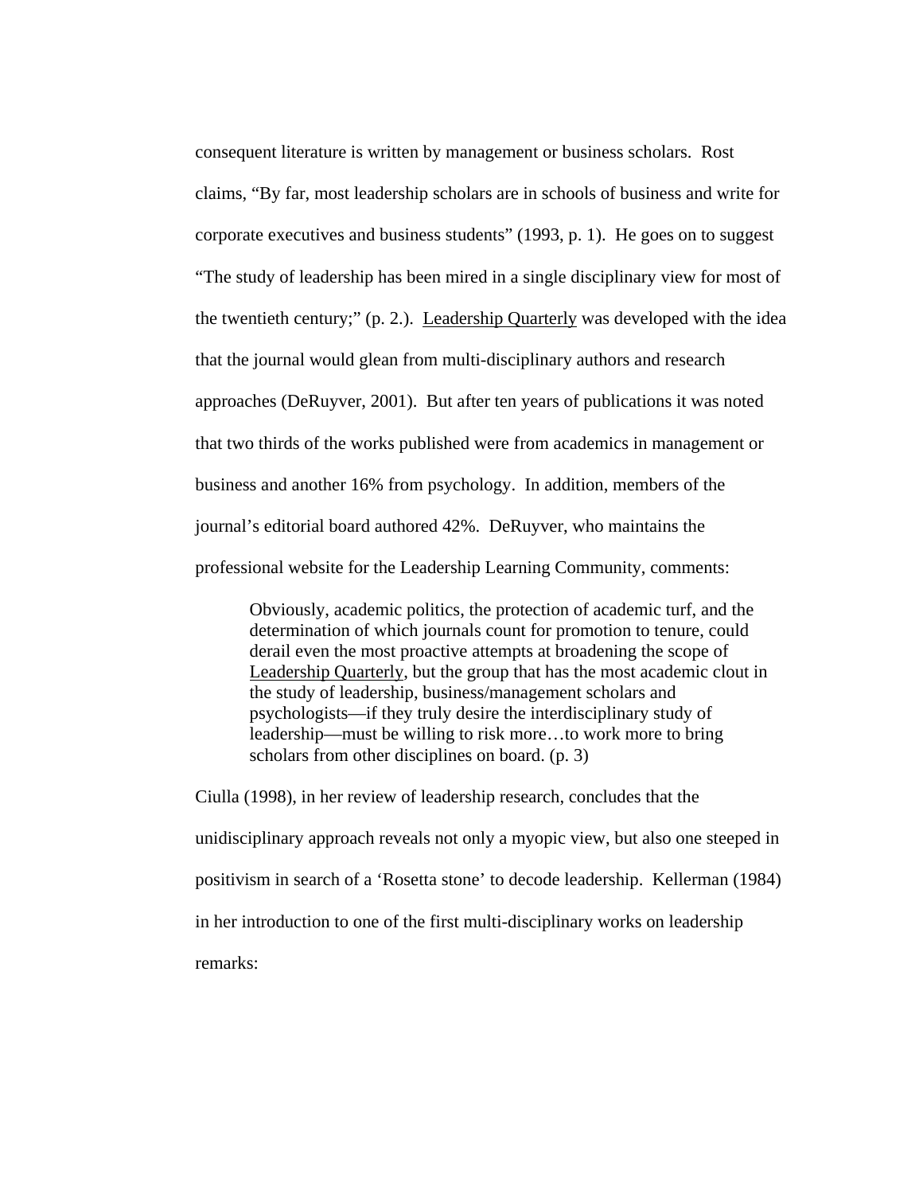consequent literature is written by management or business scholars. Rost claims, "By far, most leadership scholars are in schools of business and write for corporate executives and business students" (1993, p. 1). He goes on to suggest "The study of leadership has been mired in a single disciplinary view for most of the twentieth century;" (p. 2.). Leadership Quarterly was developed with the idea that the journal would glean from multi-disciplinary authors and research approaches (DeRuyver, 2001). But after ten years of publications it was noted that two thirds of the works published were from academics in management or business and another 16% from psychology. In addition, members of the journal's editorial board authored 42%. DeRuyver, who maintains the professional website for the Leadership Learning Community, comments:

> Obviously, academic politics, the protection of academic turf, and the determination of which journals count for promotion to tenure, could derail even the most proactive attempts at broadening the scope of Leadership Quarterly, but the group that has the most academic clout in the study of leadership, business/management scholars and psychologists—if they truly desire the interdisciplinary study of leadership—must be willing to risk more…to work more to bring scholars from other disciplines on board. (p. 3)

Ciulla (1998), in her review of leadership research, concludes that the unidisciplinary approach reveals not only a myopic view, but also one steeped in positivism in search of a 'Rosetta stone' to decode leadership. Kellerman (1984) in her introduction to one of the first multi-disciplinary works on leadership remarks: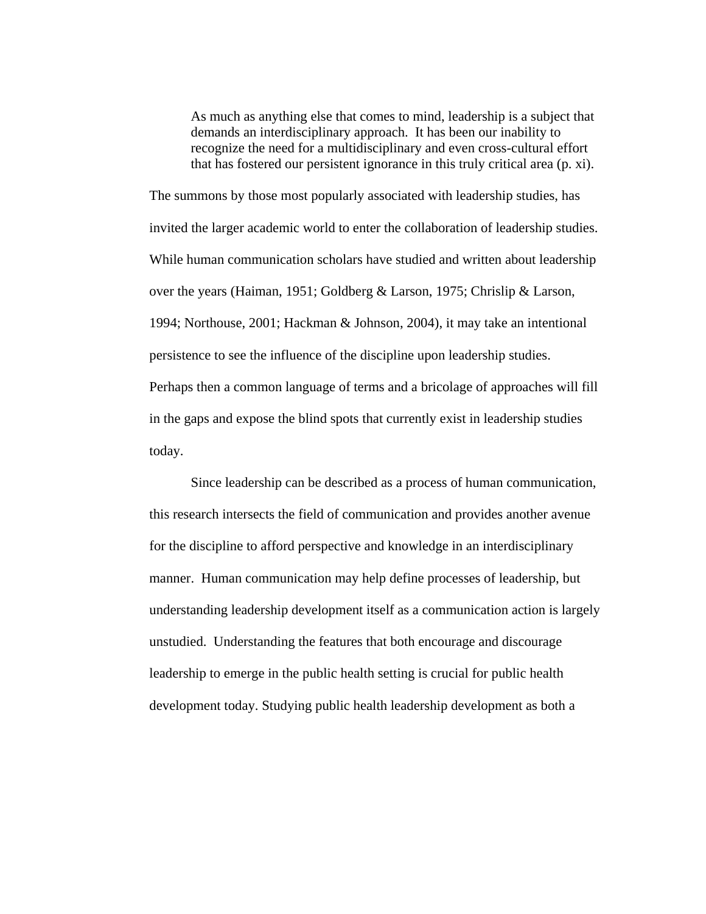> As much as anything else that comes to mind, leadership is a subject that demands an interdisciplinary approach. It has been our inability to recognize the need for a multidisciplinary and even cross-cultural effort that has fostered our persistent ignorance in this truly critical area (p. xi).

The summons by those most popularly associated with leadership studies, has invited the larger academic world to enter the collaboration of leadership studies. While human communication scholars have studied and written about leadership over the years (Haiman, 1951; Goldberg & Larson, 1975; Chrislip & Larson, 1994; Northouse, 2001; Hackman & Johnson, 2004), it may take an intentional persistence to see the influence of the discipline upon leadership studies. Perhaps then a common language of terms and a bricolage of approaches will fill in the gaps and expose the blind spots that currently exist in leadership studies today.

Since leadership can be described as a process of human communication, this research intersects the field of communication and provides another avenue for the discipline to afford perspective and knowledge in an interdisciplinary manner. Human communication may help define processes of leadership, but understanding leadership development itself as a communication action is largely unstudied. Understanding the features that both encourage and discourage leadership to emerge in the public health setting is crucial for public health development today. Studying public health leadership development as both a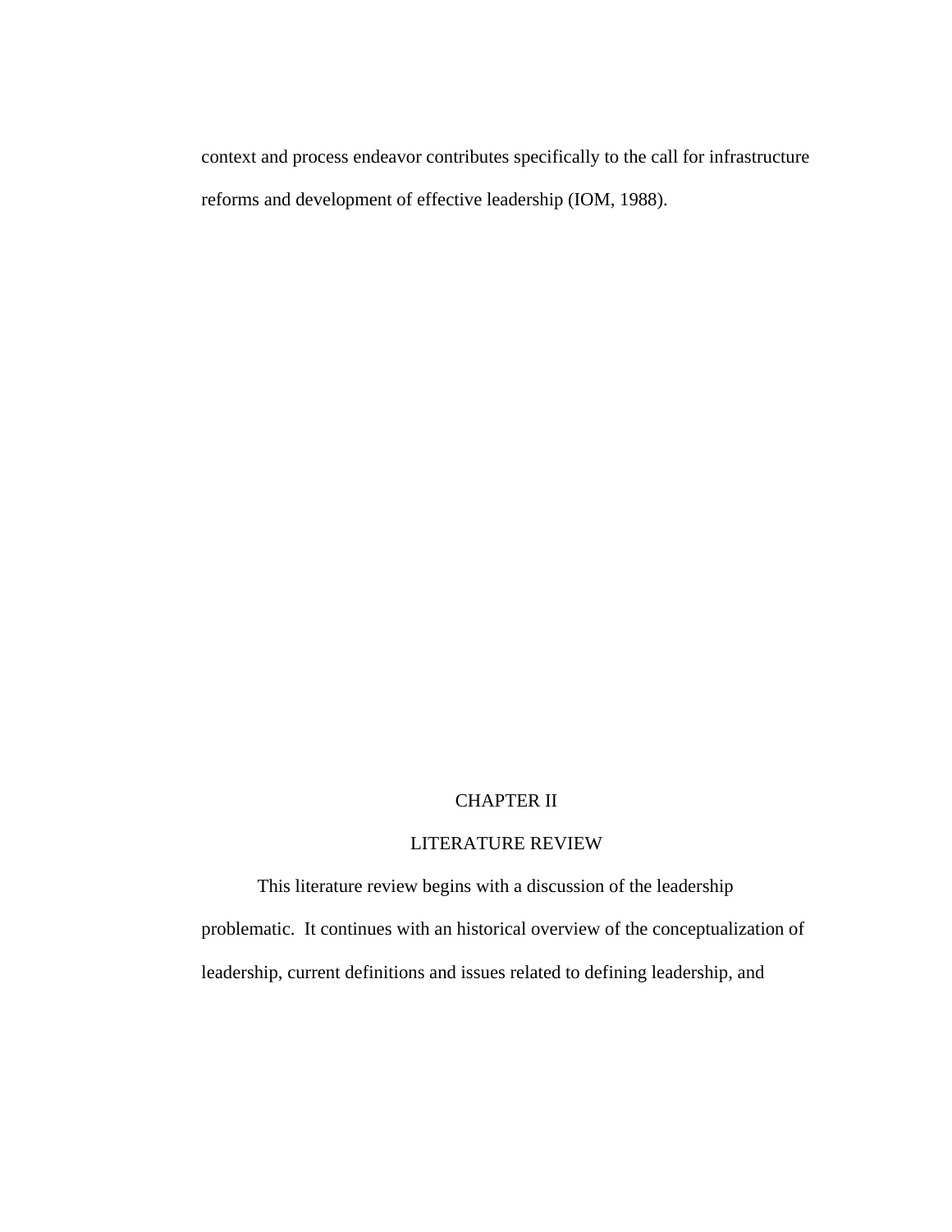context and process endeavor contributes specifically to the call for infrastructure reforms and development of effective leadership (IOM, 1988).

# CHAPTER II

# LITERATURE REVIEW

This literature review begins with a discussion of the leadership problematic. It continues with an historical overview of the conceptualization of leadership, current definitions and issues related to defining leadership, and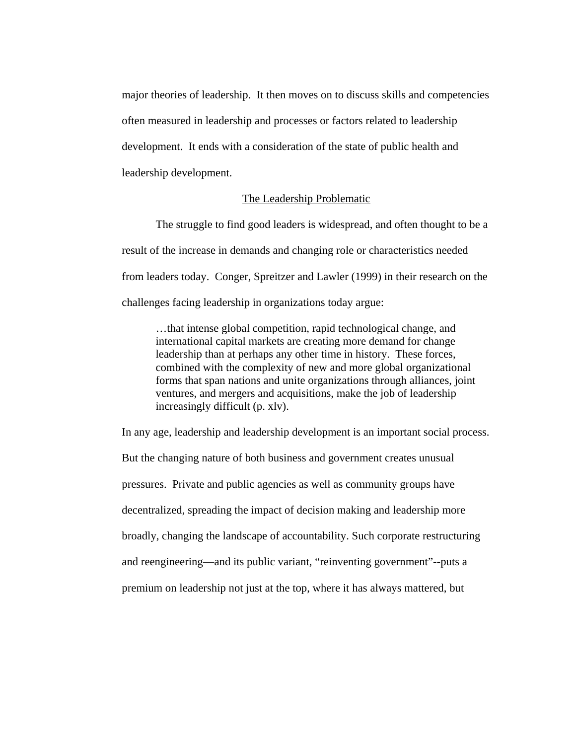major theories of leadership. It then moves on to discuss skills and competencies often measured in leadership and processes or factors related to leadership development. It ends with a consideration of the state of public health and leadership development.

## The Leadership Problematic

The struggle to find good leaders is widespread, and often thought to be a result of the increase in demands and changing role or characteristics needed from leaders today. Conger, Spreitzer and Lawler (1999) in their research on the challenges facing leadership in organizations today argue:

> …that intense global competition, rapid technological change, and international capital markets are creating more demand for change leadership than at perhaps any other time in history. These forces, combined with the complexity of new and more global organizational forms that span nations and unite organizations through alliances, joint ventures, and mergers and acquisitions, make the job of leadership increasingly difficult (p. xlv).

In any age, leadership and leadership development is an important social process. But the changing nature of both business and government creates unusual pressures. Private and public agencies as well as community groups have decentralized, spreading the impact of decision making and leadership more broadly, changing the landscape of accountability. Such corporate restructuring and reengineering—and its public variant, "reinventing government"--puts a premium on leadership not just at the top, where it has always mattered, but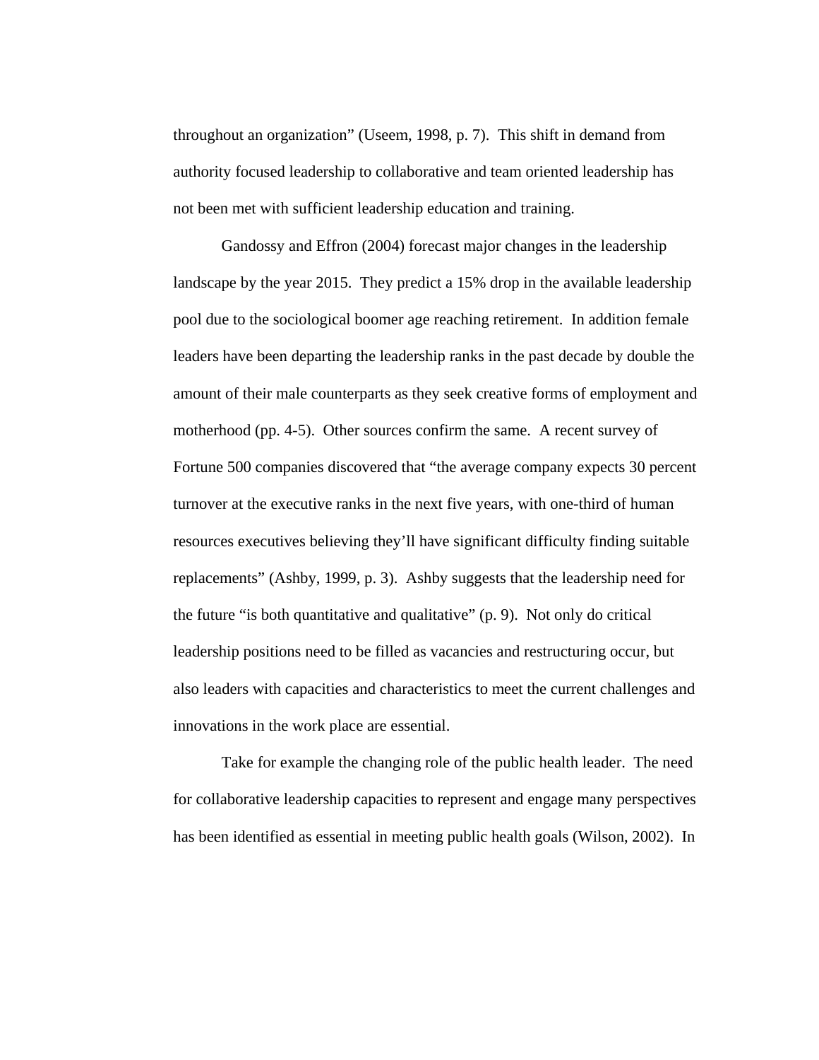throughout an organization" (Useem, 1998, p. 7). This shift in demand from authority focused leadership to collaborative and team oriented leadership has not been met with sufficient leadership education and training.

Gandossy and Effron (2004) forecast major changes in the leadership landscape by the year 2015. They predict a 15% drop in the available leadership pool due to the sociological boomer age reaching retirement. In addition female leaders have been departing the leadership ranks in the past decade by double the amount of their male counterparts as they seek creative forms of employment and motherhood (pp. 4-5). Other sources confirm the same. A recent survey of Fortune 500 companies discovered that "the average company expects 30 percent turnover at the executive ranks in the next five years, with one-third of human resources executives believing they'll have significant difficulty finding suitable replacements" (Ashby, 1999, p. 3). Ashby suggests that the leadership need for the future "is both quantitative and qualitative" (p. 9). Not only do critical leadership positions need to be filled as vacancies and restructuring occur, but also leaders with capacities and characteristics to meet the current challenges and innovations in the work place are essential.

Take for example the changing role of the public health leader. The need for collaborative leadership capacities to represent and engage many perspectives has been identified as essential in meeting public health goals (Wilson, 2002). In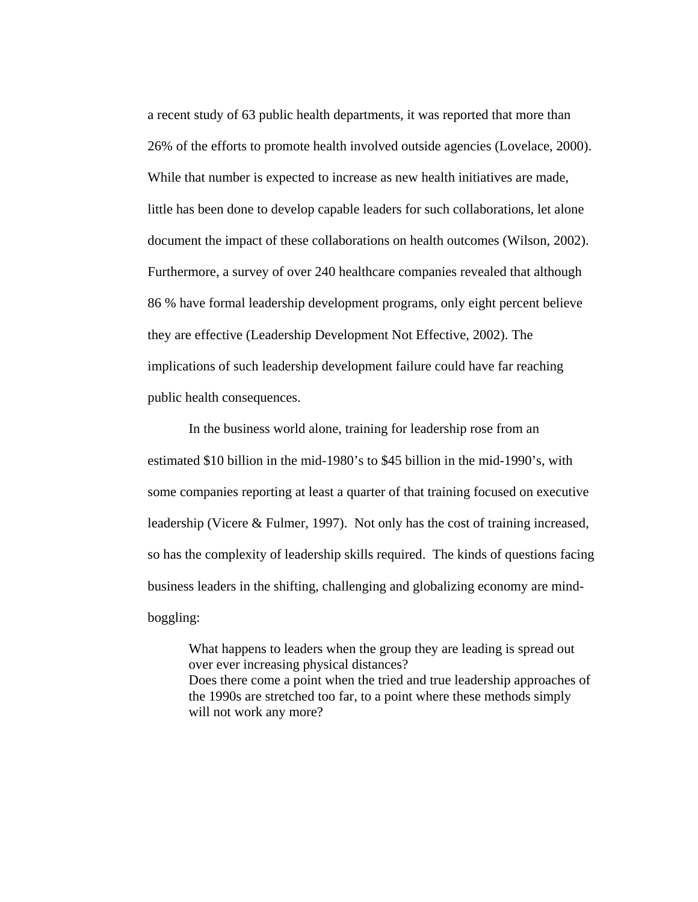a recent study of 63 public health departments, it was reported that more than 26% of the efforts to promote health involved outside agencies (Lovelace, 2000). While that number is expected to increase as new health initiatives are made, little has been done to develop capable leaders for such collaborations, let alone document the impact of these collaborations on health outcomes (Wilson, 2002). Furthermore, a survey of over 240 healthcare companies revealed that although 86 % have formal leadership development programs, only eight percent believe they are effective (Leadership Development Not Effective, 2002). The implications of such leadership development failure could have far reaching public health consequences.

In the business world alone, training for leadership rose from an estimated $10 billion in the mid-1980's to $45 billion in the mid-1990's, with some companies reporting at least a quarter of that training focused on executive leadership (Vicere & Fulmer, 1997). Not only has the cost of training increased, so has the complexity of leadership skills required. The kinds of questions facing business leaders in the shifting, challenging and globalizing economy are mind-boggling:

> What happens to leaders when the group they are leading is spread out over ever increasing physical distances?
> Does there come a point when the tried and true leadership approaches of the 1990s are stretched too far, to a point where these methods simply will not work any more?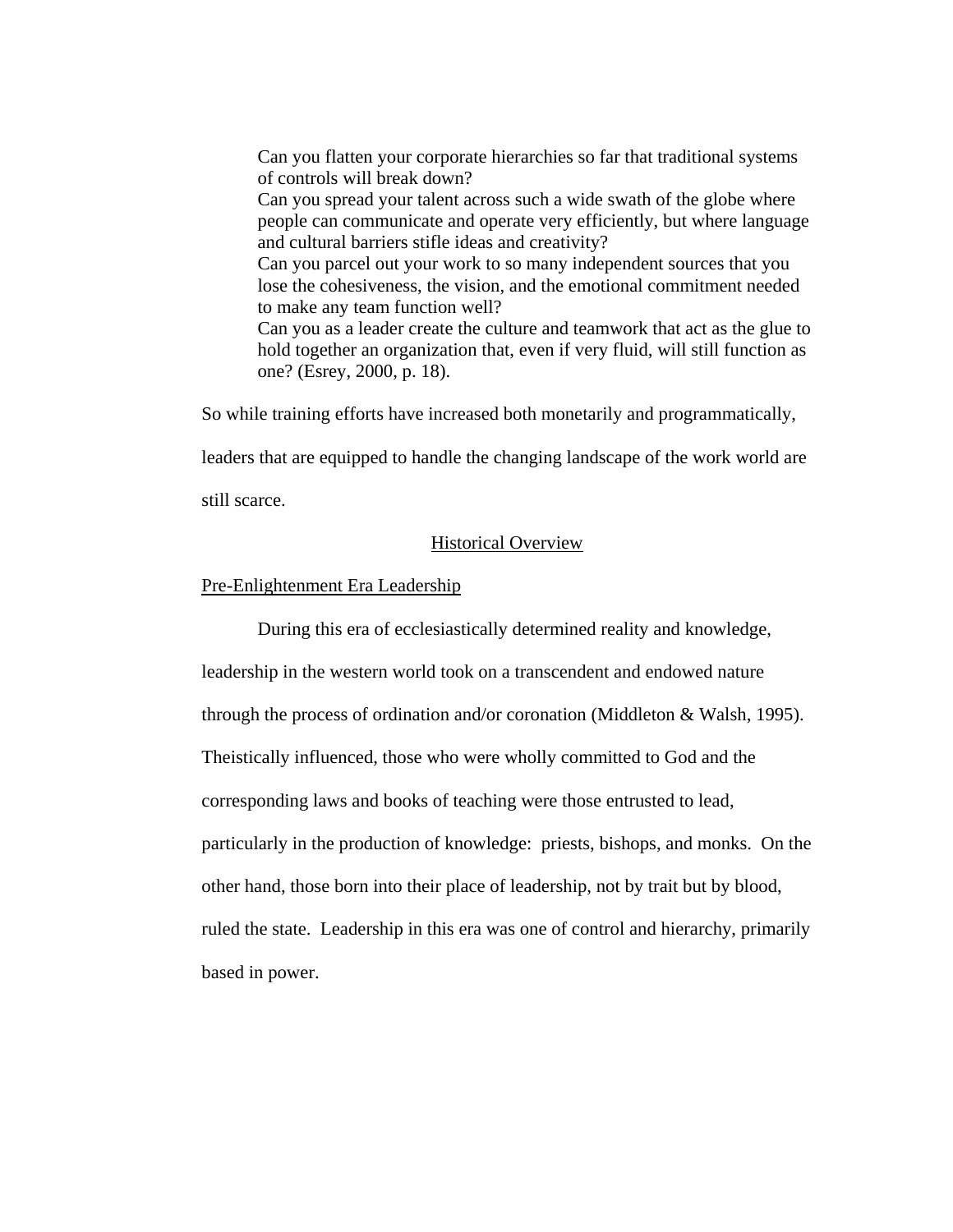> Can you flatten your corporate hierarchies so far that traditional systems of controls will break down?
> Can you spread your talent across such a wide swath of the globe where people can communicate and operate very efficiently, but where language and cultural barriers stifle ideas and creativity?
> Can you parcel out your work to so many independent sources that you lose the cohesiveness, the vision, and the emotional commitment needed to make any team function well?
> Can you as a leader create the culture and teamwork that act as the glue to hold together an organization that, even if very fluid, will still function as one? (Esrey, 2000, p. 18).

So while training efforts have increased both monetarily and programmatically, leaders that are equipped to handle the changing landscape of the work world are still scarce.

## Historical Overview

### Pre-Enlightenment Era Leadership

During this era of ecclesiastically determined reality and knowledge, leadership in the western world took on a transcendent and endowed nature through the process of ordination and/or coronation (Middleton & Walsh, 1995). Theistically influenced, those who were wholly committed to God and the corresponding laws and books of teaching were those entrusted to lead, particularly in the production of knowledge: priests, bishops, and monks. On the other hand, those born into their place of leadership, not by trait but by blood, ruled the state. Leadership in this era was one of control and hierarchy, primarily based in power.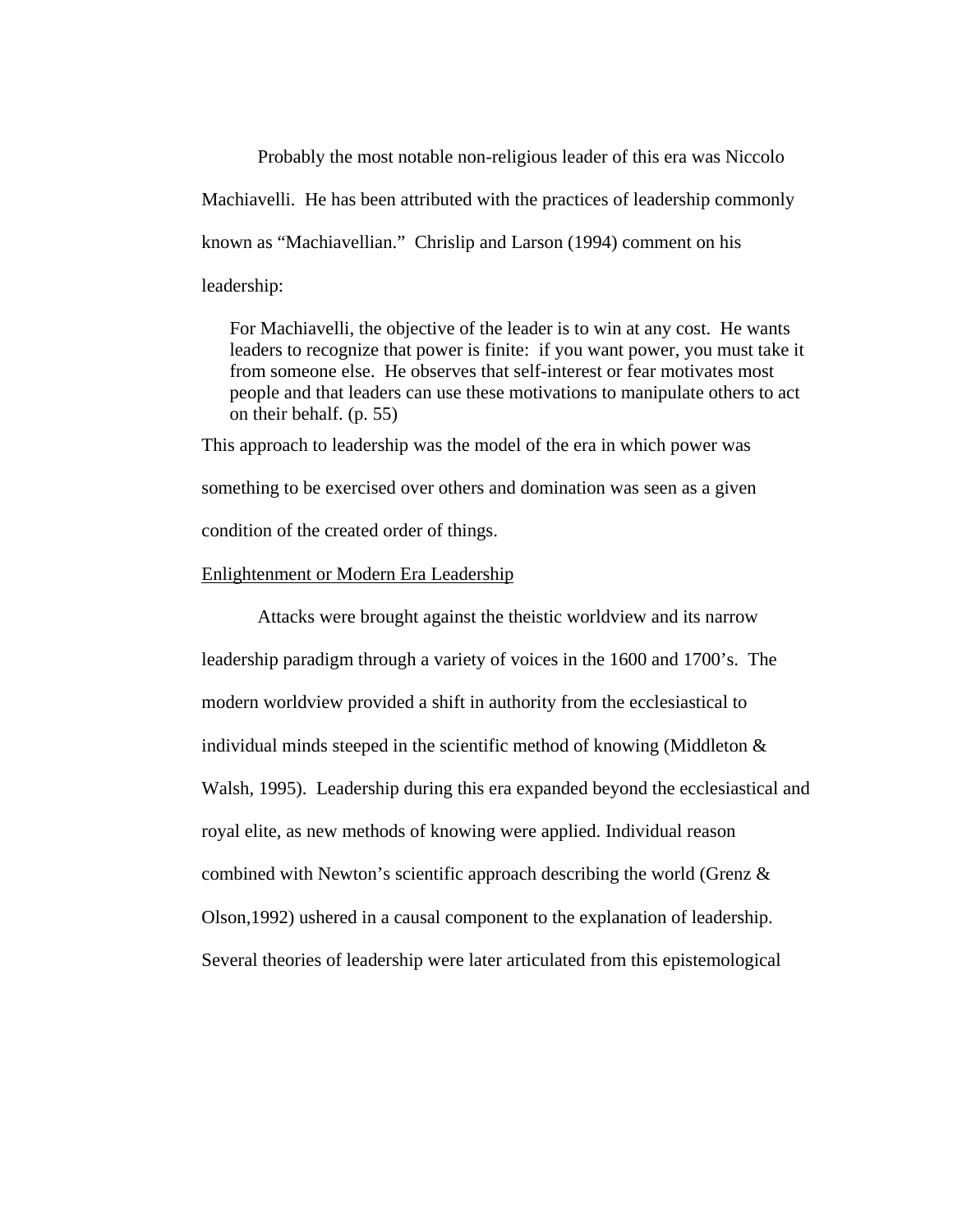Probably the most notable non-religious leader of this era was Niccolo Machiavelli. He has been attributed with the practices of leadership commonly known as "Machiavellian." Chrislip and Larson (1994) comment on his leadership:

> For Machiavelli, the objective of the leader is to win at any cost. He wants leaders to recognize that power is finite: if you want power, you must take it from someone else. He observes that self-interest or fear motivates most people and that leaders can use these motivations to manipulate others to act on their behalf. (p. 55)

This approach to leadership was the model of the era in which power was something to be exercised over others and domination was seen as a given condition of the created order of things.

Enlightenment or Modern Era Leadership

Attacks were brought against the theistic worldview and its narrow leadership paradigm through a variety of voices in the 1600 and 1700's. The modern worldview provided a shift in authority from the ecclesiastical to individual minds steeped in the scientific method of knowing (Middleton & Walsh, 1995). Leadership during this era expanded beyond the ecclesiastical and royal elite, as new methods of knowing were applied. Individual reason combined with Newton's scientific approach describing the world (Grenz & Olson,1992) ushered in a causal component to the explanation of leadership. Several theories of leadership were later articulated from this epistemological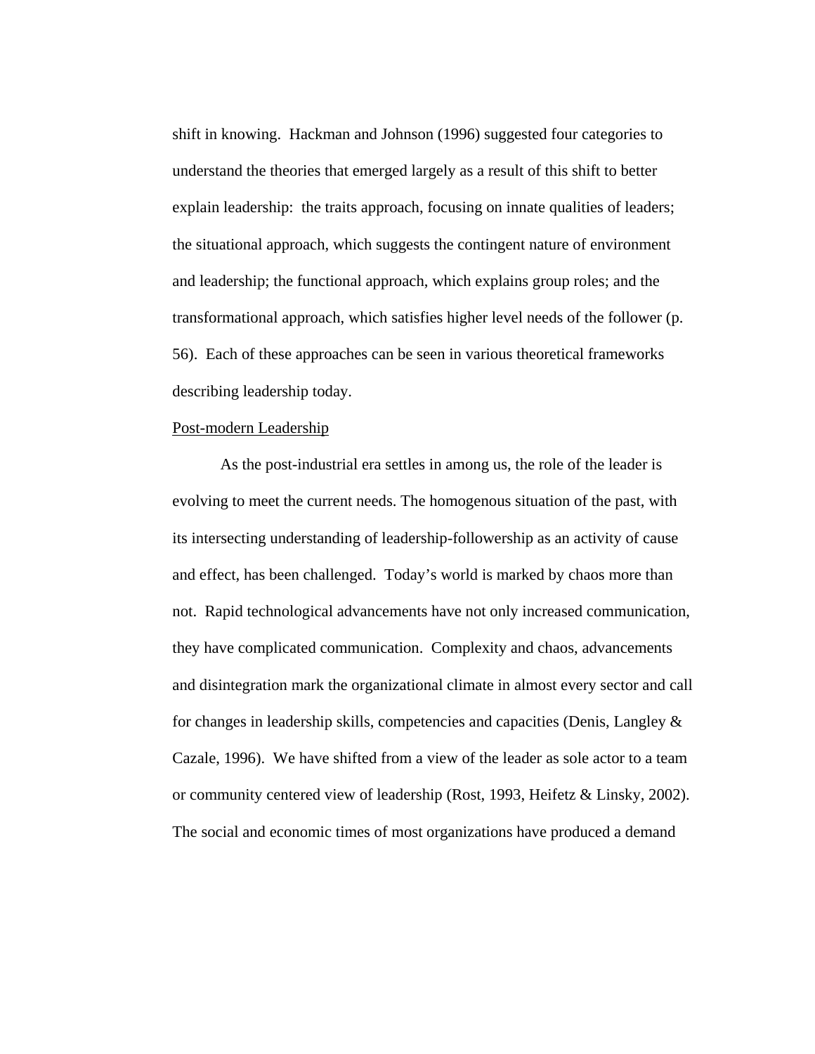shift in knowing. Hackman and Johnson (1996) suggested four categories to understand the theories that emerged largely as a result of this shift to better explain leadership: the traits approach, focusing on innate qualities of leaders; the situational approach, which suggests the contingent nature of environment and leadership; the functional approach, which explains group roles; and the transformational approach, which satisfies higher level needs of the follower (p. 56). Each of these approaches can be seen in various theoretical frameworks describing leadership today.

<u>Post-modern Leadership</u>

As the post-industrial era settles in among us, the role of the leader is evolving to meet the current needs. The homogenous situation of the past, with its intersecting understanding of leadership-followership as an activity of cause and effect, has been challenged. Today's world is marked by chaos more than not. Rapid technological advancements have not only increased communication, they have complicated communication. Complexity and chaos, advancements and disintegration mark the organizational climate in almost every sector and call for changes in leadership skills, competencies and capacities (Denis, Langley & Cazale, 1996). We have shifted from a view of the leader as sole actor to a team or community centered view of leadership (Rost, 1993, Heifetz & Linsky, 2002). The social and economic times of most organizations have produced a demand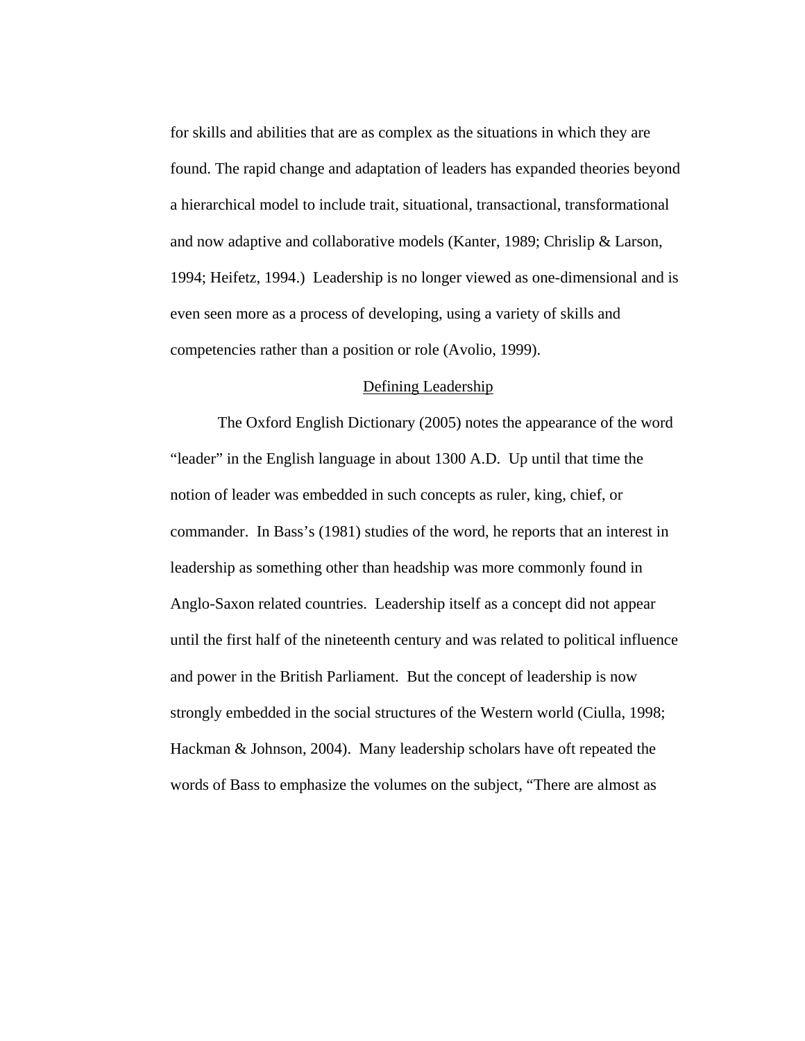for skills and abilities that are as complex as the situations in which they are found. The rapid change and adaptation of leaders has expanded theories beyond a hierarchical model to include trait, situational, transactional, transformational and now adaptive and collaborative models (Kanter, 1989; Chrislip & Larson, 1994; Heifetz, 1994.)  Leadership is no longer viewed as one-dimensional and is even seen more as a process of developing, using a variety of skills and competencies rather than a position or role (Avolio, 1999).

## Defining Leadership

The Oxford English Dictionary (2005) notes the appearance of the word "leader" in the English language in about 1300 A.D.  Up until that time the notion of leader was embedded in such concepts as ruler, king, chief, or commander.  In Bass's (1981) studies of the word, he reports that an interest in leadership as something other than headship was more commonly found in Anglo-Saxon related countries.  Leadership itself as a concept did not appear until the first half of the nineteenth century and was related to political influence and power in the British Parliament.  But the concept of leadership is now strongly embedded in the social structures of the Western world (Ciulla, 1998; Hackman & Johnson, 2004).  Many leadership scholars have oft repeated the words of Bass to emphasize the volumes on the subject, "There are almost as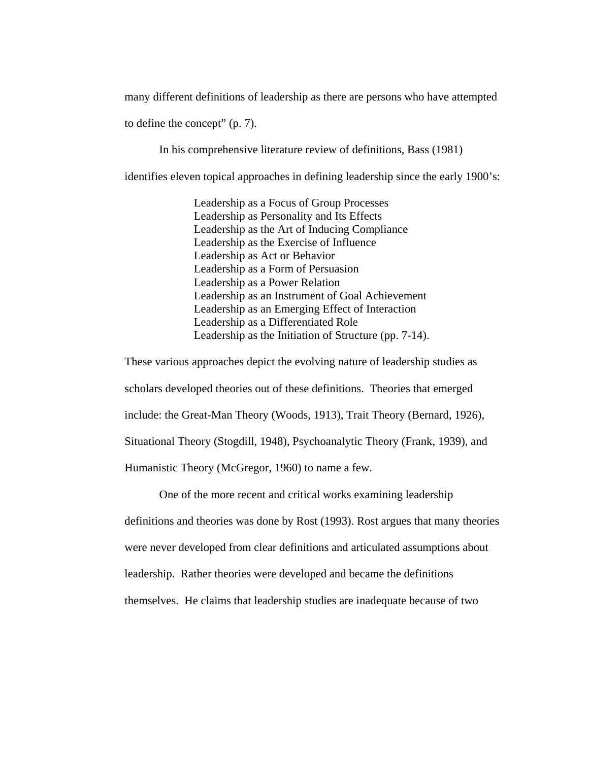many different definitions of leadership as there are persons who have attempted to define the concept" (p. 7).

In his comprehensive literature review of definitions, Bass (1981) identifies eleven topical approaches in defining leadership since the early 1900's:

> Leadership as a Focus of Group Processes
> Leadership as Personality and Its Effects
> Leadership as the Art of Inducing Compliance
> Leadership as the Exercise of Influence
> Leadership as Act or Behavior
> Leadership as a Form of Persuasion
> Leadership as a Power Relation
> Leadership as an Instrument of Goal Achievement
> Leadership as an Emerging Effect of Interaction
> Leadership as a Differentiated Role
> Leadership as the Initiation of Structure (pp. 7-14).

These various approaches depict the evolving nature of leadership studies as scholars developed theories out of these definitions. Theories that emerged include: the Great-Man Theory (Woods, 1913), Trait Theory (Bernard, 1926), Situational Theory (Stogdill, 1948), Psychoanalytic Theory (Frank, 1939), and Humanistic Theory (McGregor, 1960) to name a few.

One of the more recent and critical works examining leadership definitions and theories was done by Rost (1993). Rost argues that many theories were never developed from clear definitions and articulated assumptions about leadership. Rather theories were developed and became the definitions themselves. He claims that leadership studies are inadequate because of two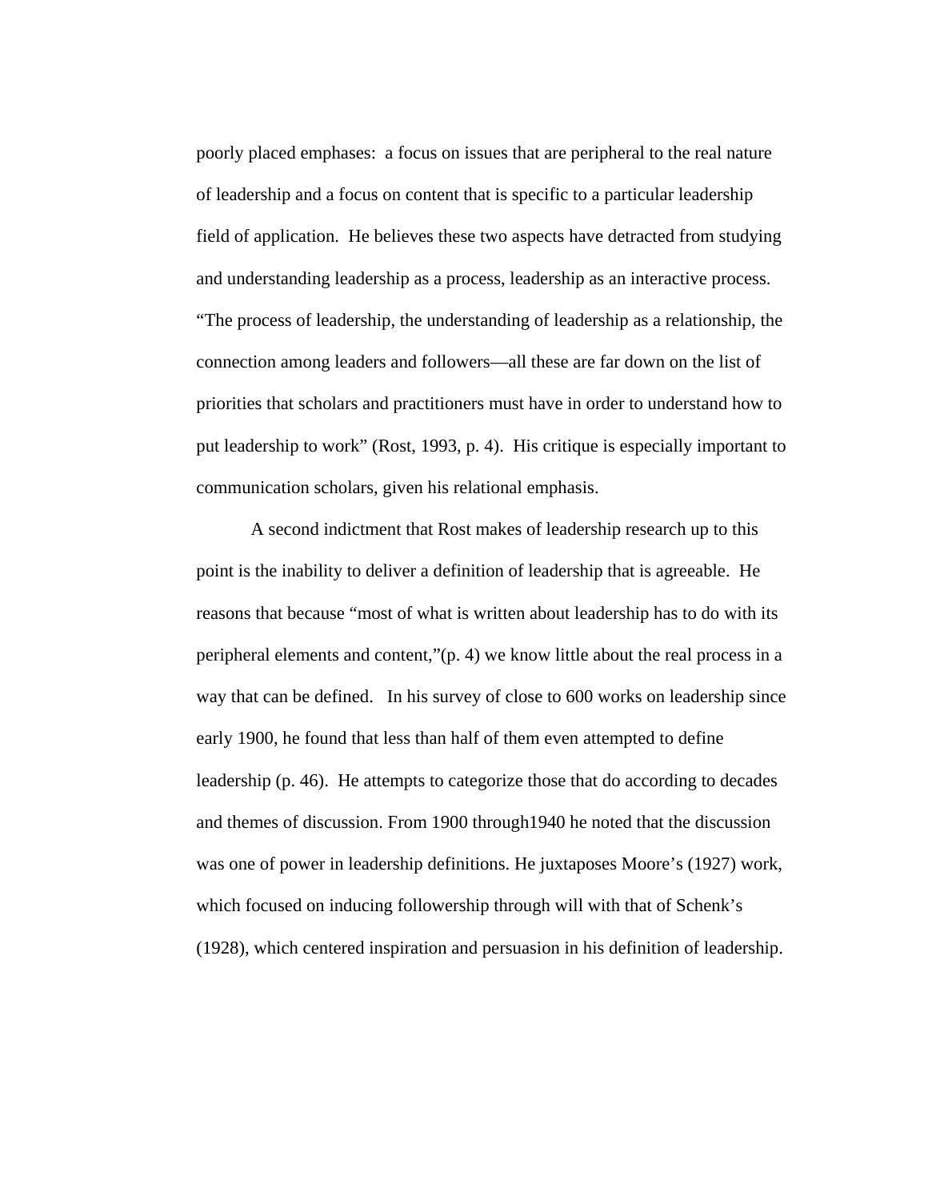poorly placed emphases:  a focus on issues that are peripheral to the real nature of leadership and a focus on content that is specific to a particular leadership field of application.  He believes these two aspects have detracted from studying and understanding leadership as a process, leadership as an interactive process. "The process of leadership, the understanding of leadership as a relationship, the connection among leaders and followers—all these are far down on the list of priorities that scholars and practitioners must have in order to understand how to put leadership to work" (Rost, 1993, p. 4).  His critique is especially important to communication scholars, given his relational emphasis.

A second indictment that Rost makes of leadership research up to this point is the inability to deliver a definition of leadership that is agreeable.  He reasons that because "most of what is written about leadership has to do with its peripheral elements and content,"(p. 4) we know little about the real process in a way that can be defined.   In his survey of close to 600 works on leadership since early 1900, he found that less than half of them even attempted to define leadership (p. 46).  He attempts to categorize those that do according to decades and themes of discussion. From 1900 through1940 he noted that the discussion was one of power in leadership definitions. He juxtaposes Moore's (1927) work, which focused on inducing followership through will with that of Schenk's (1928), which centered inspiration and persuasion in his definition of leadership.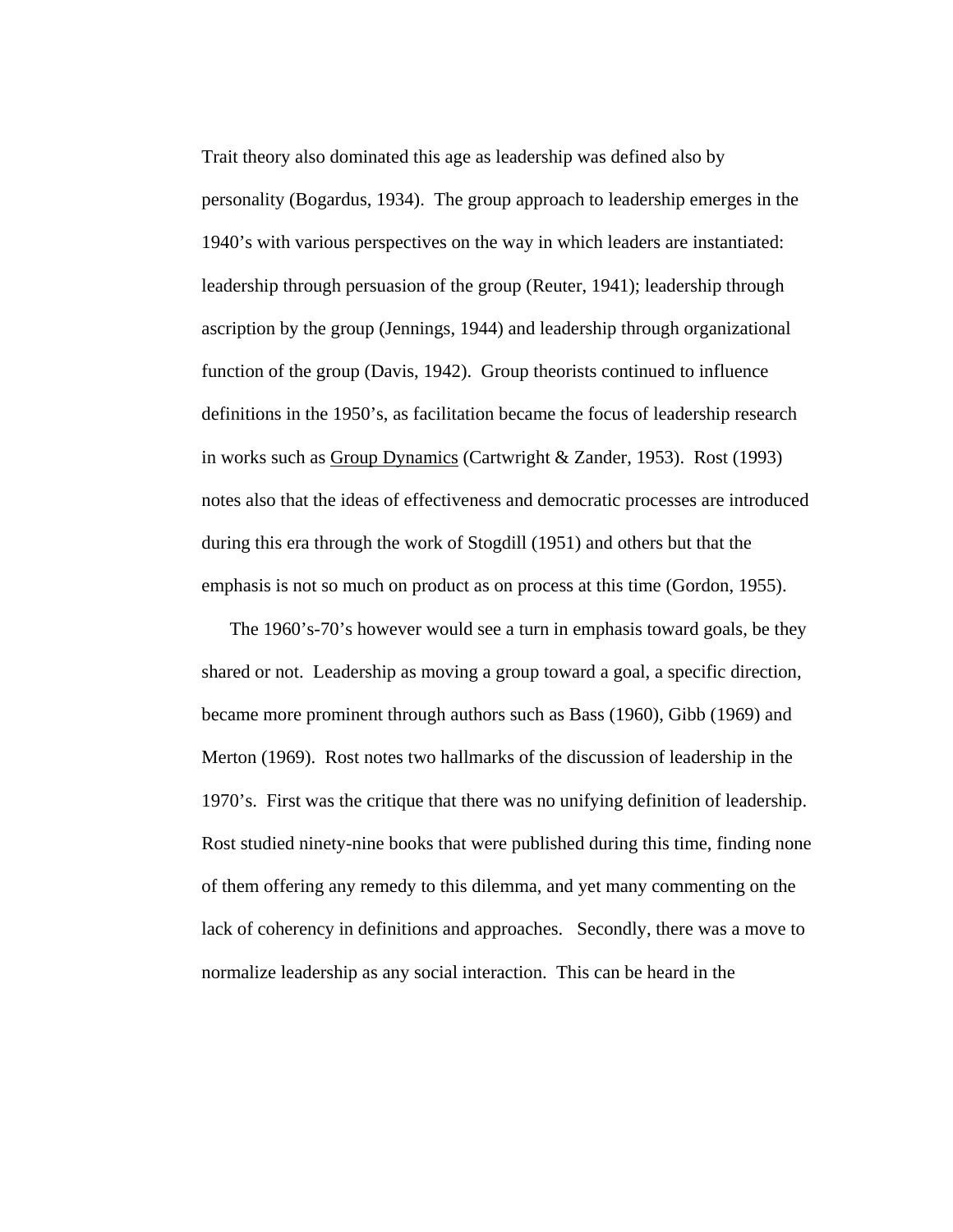Trait theory also dominated this age as leadership was defined also by personality (Bogardus, 1934). The group approach to leadership emerges in the 1940's with various perspectives on the way in which leaders are instantiated: leadership through persuasion of the group (Reuter, 1941); leadership through ascription by the group (Jennings, 1944) and leadership through organizational function of the group (Davis, 1942). Group theorists continued to influence definitions in the 1950's, as facilitation became the focus of leadership research in works such as <u>Group Dynamics</u> (Cartwright & Zander, 1953). Rost (1993) notes also that the ideas of effectiveness and democratic processes are introduced during this era through the work of Stogdill (1951) and others but that the emphasis is not so much on product as on process at this time (Gordon, 1955).

The 1960's-70's however would see a turn in emphasis toward goals, be they shared or not. Leadership as moving a group toward a goal, a specific direction, became more prominent through authors such as Bass (1960), Gibb (1969) and Merton (1969). Rost notes two hallmarks of the discussion of leadership in the 1970's. First was the critique that there was no unifying definition of leadership. Rost studied ninety-nine books that were published during this time, finding none of them offering any remedy to this dilemma, and yet many commenting on the lack of coherency in definitions and approaches. Secondly, there was a move to normalize leadership as any social interaction. This can be heard in the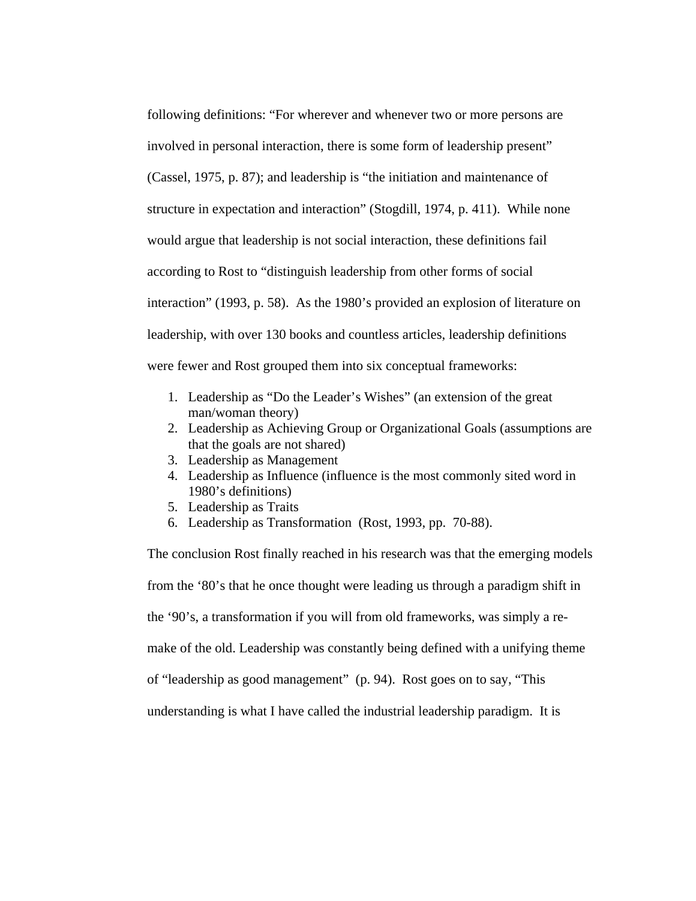following definitions: “For wherever and whenever two or more persons are involved in personal interaction, there is some form of leadership present” (Cassel, 1975, p. 87); and leadership is “the initiation and maintenance of structure in expectation and interaction” (Stogdill, 1974, p. 411). While none would argue that leadership is not social interaction, these definitions fail according to Rost to “distinguish leadership from other forms of social interaction” (1993, p. 58). As the 1980’s provided an explosion of literature on leadership, with over 130 books and countless articles, leadership definitions were fewer and Rost grouped them into six conceptual frameworks:

1. Leadership as “Do the Leader’s Wishes” (an extension of the great man/woman theory)
2. Leadership as Achieving Group or Organizational Goals (assumptions are that the goals are not shared)
3. Leadership as Management
4. Leadership as Influence (influence is the most commonly sited word in 1980’s definitions)
5. Leadership as Traits
6. Leadership as Transformation (Rost, 1993, pp. 70-88).

The conclusion Rost finally reached in his research was that the emerging models from the ‘80’s that he once thought were leading us through a paradigm shift in the ‘90’s, a transformation if you will from old frameworks, was simply a re-make of the old. Leadership was constantly being defined with a unifying theme of “leadership as good management” (p. 94). Rost goes on to say, “This understanding is what I have called the industrial leadership paradigm. It is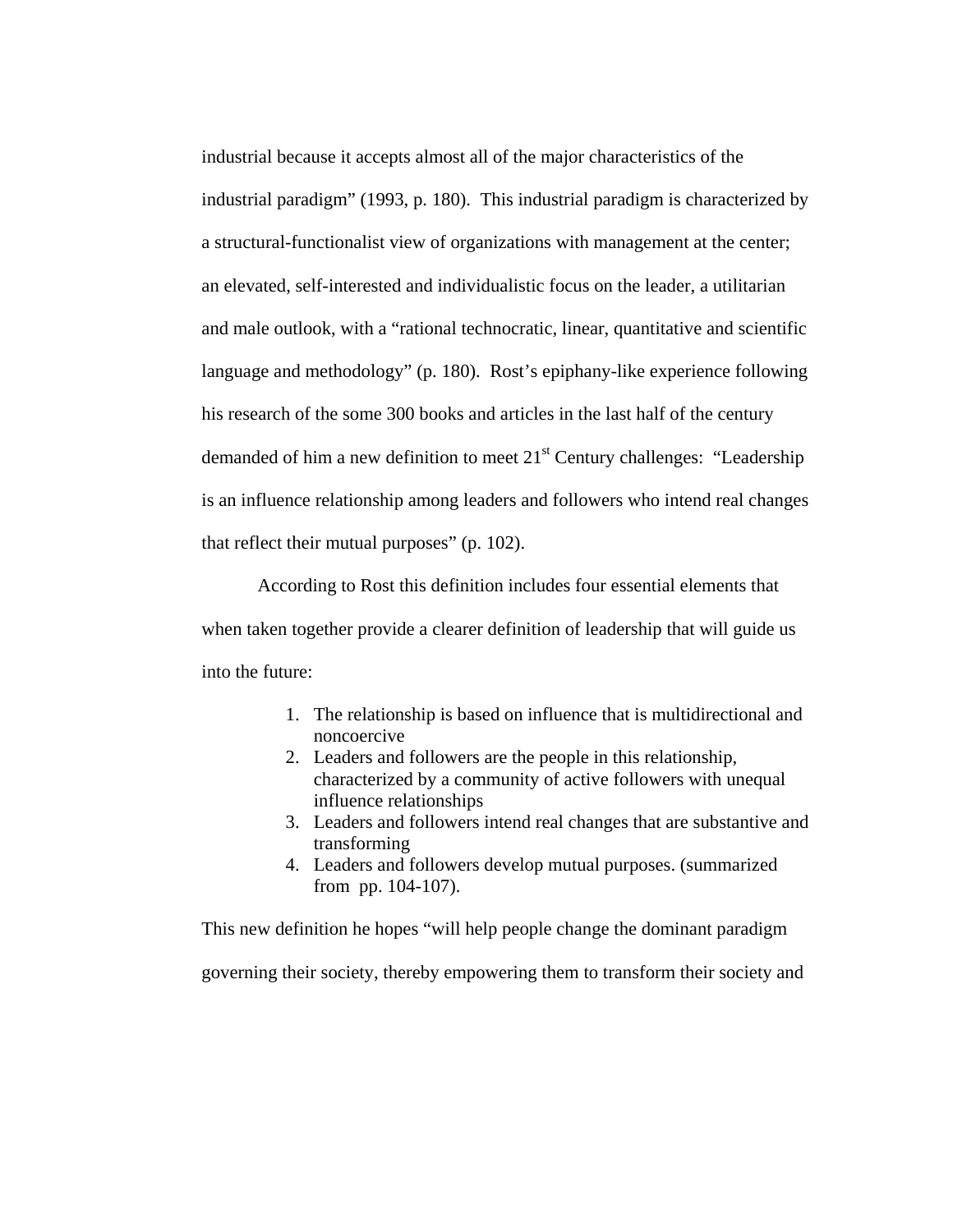industrial because it accepts almost all of the major characteristics of the industrial paradigm" (1993, p. 180). This industrial paradigm is characterized by a structural-functionalist view of organizations with management at the center; an elevated, self-interested and individualistic focus on the leader, a utilitarian and male outlook, with a "rational technocratic, linear, quantitative and scientific language and methodology" (p. 180). Rost's epiphany-like experience following his research of the some 300 books and articles in the last half of the century demanded of him a new definition to meet 21st Century challenges: "Leadership is an influence relationship among leaders and followers who intend real changes that reflect their mutual purposes" (p. 102).

According to Rost this definition includes four essential elements that when taken together provide a clearer definition of leadership that will guide us into the future:

1. The relationship is based on influence that is multidirectional and noncoercive
2. Leaders and followers are the people in this relationship, characterized by a community of active followers with unequal influence relationships
3. Leaders and followers intend real changes that are substantive and transforming
4. Leaders and followers develop mutual purposes. (summarized from pp. 104-107).

This new definition he hopes "will help people change the dominant paradigm governing their society, thereby empowering them to transform their society and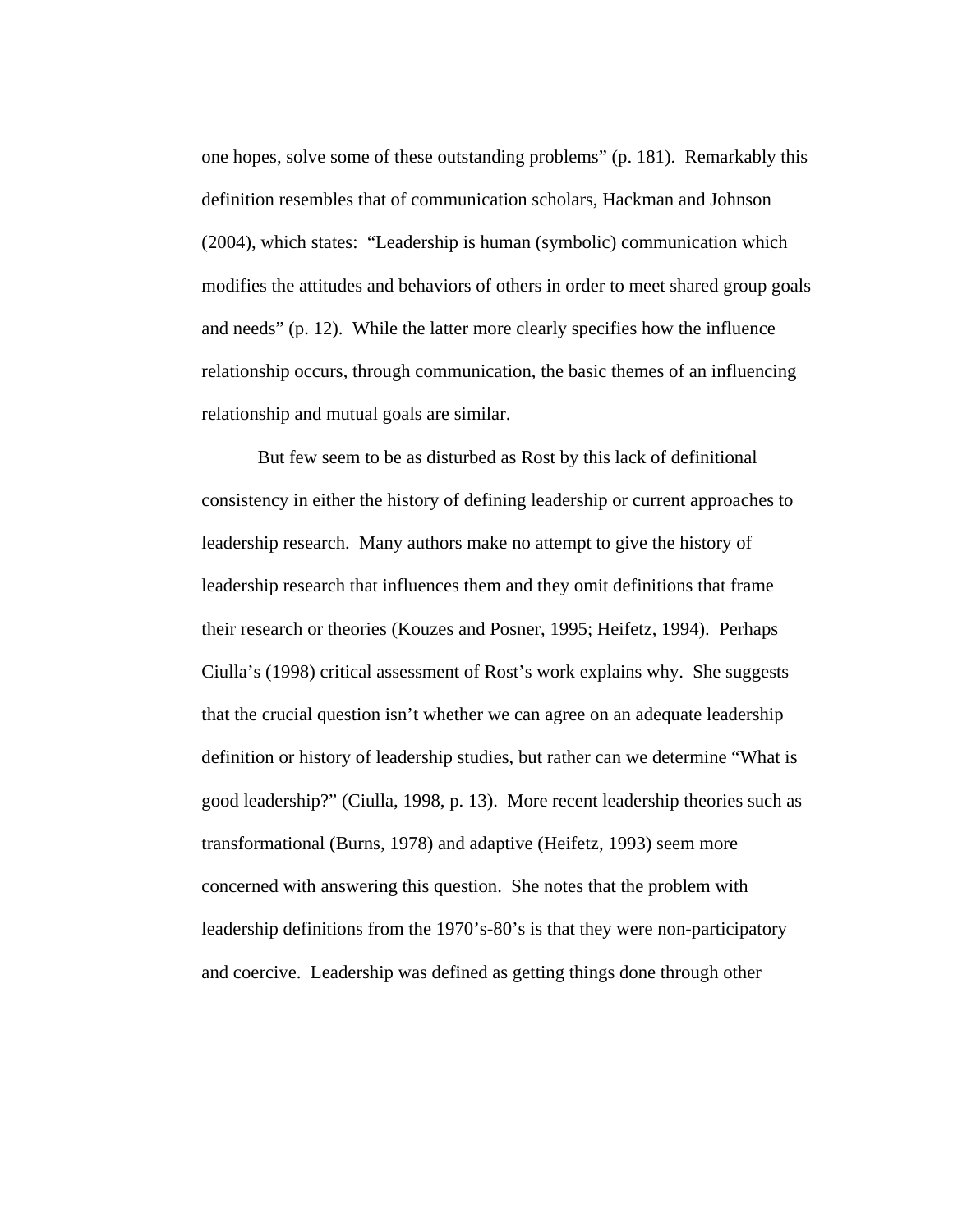one hopes, solve some of these outstanding problems" (p. 181).  Remarkably this definition resembles that of communication scholars, Hackman and Johnson (2004), which states:  "Leadership is human (symbolic) communication which modifies the attitudes and behaviors of others in order to meet shared group goals and needs" (p. 12).  While the latter more clearly specifies how the influence relationship occurs, through communication, the basic themes of an influencing relationship and mutual goals are similar.

But few seem to be as disturbed as Rost by this lack of definitional consistency in either the history of defining leadership or current approaches to leadership research.  Many authors make no attempt to give the history of leadership research that influences them and they omit definitions that frame their research or theories (Kouzes and Posner, 1995; Heifetz, 1994).  Perhaps Ciulla's (1998) critical assessment of Rost's work explains why.  She suggests that the crucial question isn't whether we can agree on an adequate leadership definition or history of leadership studies, but rather can we determine "What is good leadership?" (Ciulla, 1998, p. 13).  More recent leadership theories such as transformational (Burns, 1978) and adaptive (Heifetz, 1993) seem more concerned with answering this question.  She notes that the problem with leadership definitions from the 1970's-80's is that they were non-participatory and coercive.  Leadership was defined as getting things done through other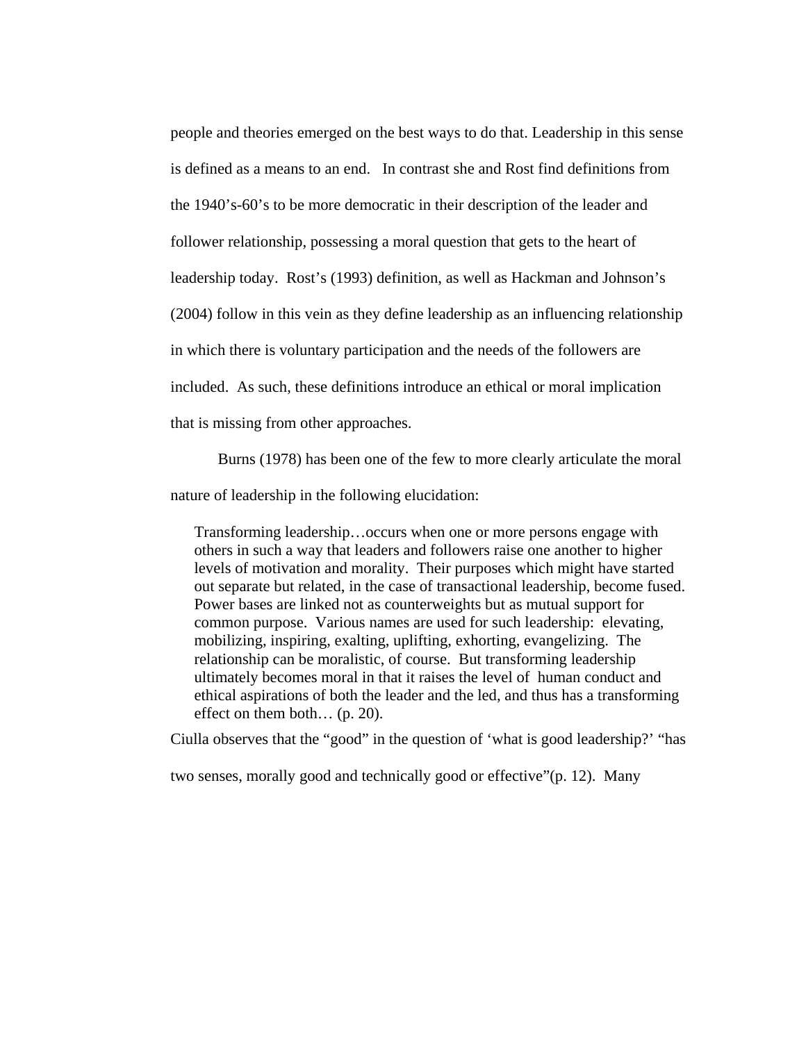people and theories emerged on the best ways to do that. Leadership in this sense is defined as a means to an end. In contrast she and Rost find definitions from the 1940's-60's to be more democratic in their description of the leader and follower relationship, possessing a moral question that gets to the heart of leadership today. Rost's (1993) definition, as well as Hackman and Johnson's (2004) follow in this vein as they define leadership as an influencing relationship in which there is voluntary participation and the needs of the followers are included. As such, these definitions introduce an ethical or moral implication that is missing from other approaches.

Burns (1978) has been one of the few to more clearly articulate the moral nature of leadership in the following elucidation:

> Transforming leadership…occurs when one or more persons engage with others in such a way that leaders and followers raise one another to higher levels of motivation and morality. Their purposes which might have started out separate but related, in the case of transactional leadership, become fused. Power bases are linked not as counterweights but as mutual support for common purpose. Various names are used for such leadership: elevating, mobilizing, inspiring, exalting, uplifting, exhorting, evangelizing. The relationship can be moralistic, of course. But transforming leadership ultimately becomes moral in that it raises the level of human conduct and ethical aspirations of both the leader and the led, and thus has a transforming effect on them both… (p. 20).

Ciulla observes that the "good" in the question of 'what is good leadership?' "has two senses, morally good and technically good or effective"(p. 12). Many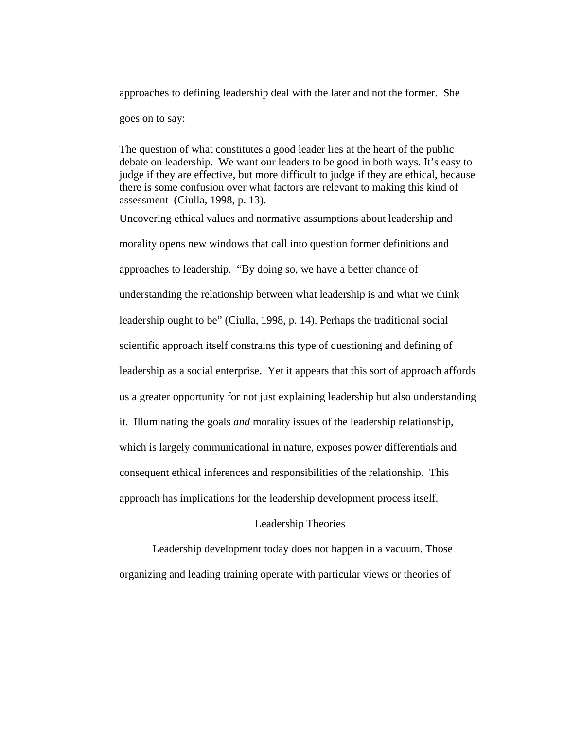approaches to defining leadership deal with the later and not the former. She goes on to say:

> The question of what constitutes a good leader lies at the heart of the public debate on leadership. We want our leaders to be good in both ways. It's easy to judge if they are effective, but more difficult to judge if they are ethical, because there is some confusion over what factors are relevant to making this kind of assessment (Ciulla, 1998, p. 13).

Uncovering ethical values and normative assumptions about leadership and morality opens new windows that call into question former definitions and approaches to leadership. "By doing so, we have a better chance of understanding the relationship between what leadership is and what we think leadership ought to be" (Ciulla, 1998, p. 14). Perhaps the traditional social scientific approach itself constrains this type of questioning and defining of leadership as a social enterprise. Yet it appears that this sort of approach affords us a greater opportunity for not just explaining leadership but also understanding it. Illuminating the goals *and* morality issues of the leadership relationship, which is largely communicational in nature, exposes power differentials and consequent ethical inferences and responsibilities of the relationship. This approach has implications for the leadership development process itself.

## Leadership Theories

Leadership development today does not happen in a vacuum. Those organizing and leading training operate with particular views or theories of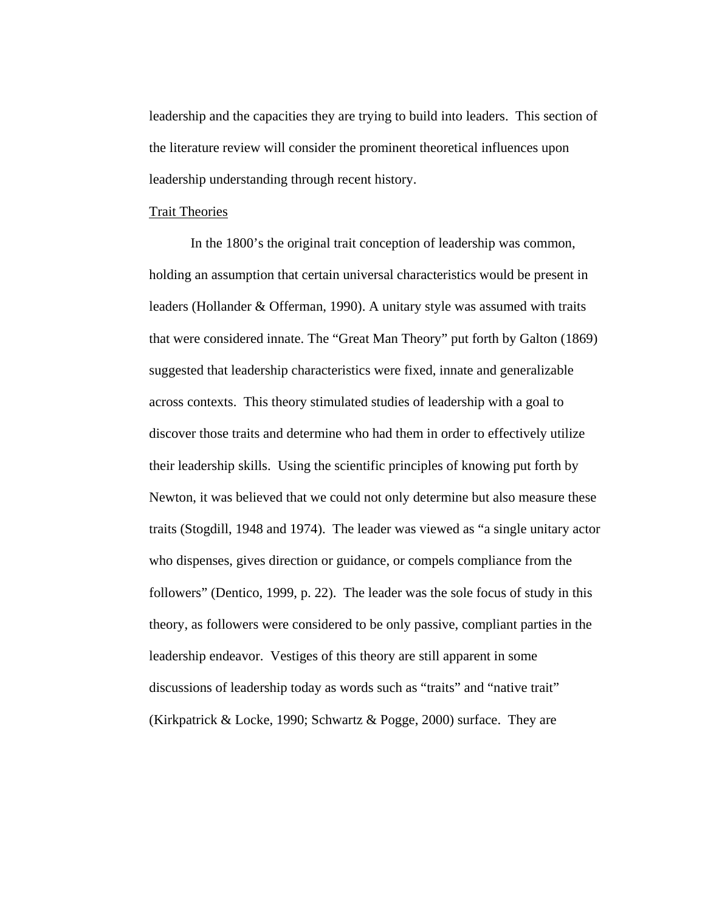leadership and the capacities they are trying to build into leaders.  This section of the literature review will consider the prominent theoretical influences upon leadership understanding through recent history.

<u>Trait Theories</u>

In the 1800's the original trait conception of leadership was common, holding an assumption that certain universal characteristics would be present in leaders (Hollander & Offerman, 1990). A unitary style was assumed with traits that were considered innate. The "Great Man Theory" put forth by Galton (1869) suggested that leadership characteristics were fixed, innate and generalizable across contexts.  This theory stimulated studies of leadership with a goal to discover those traits and determine who had them in order to effectively utilize their leadership skills.  Using the scientific principles of knowing put forth by Newton, it was believed that we could not only determine but also measure these traits (Stogdill, 1948 and 1974).  The leader was viewed as "a single unitary actor who dispenses, gives direction or guidance, or compels compliance from the followers" (Dentico, 1999, p. 22).  The leader was the sole focus of study in this theory, as followers were considered to be only passive, compliant parties in the leadership endeavor.  Vestiges of this theory are still apparent in some discussions of leadership today as words such as "traits" and "native trait" (Kirkpatrick & Locke, 1990; Schwartz & Pogge, 2000) surface.  They are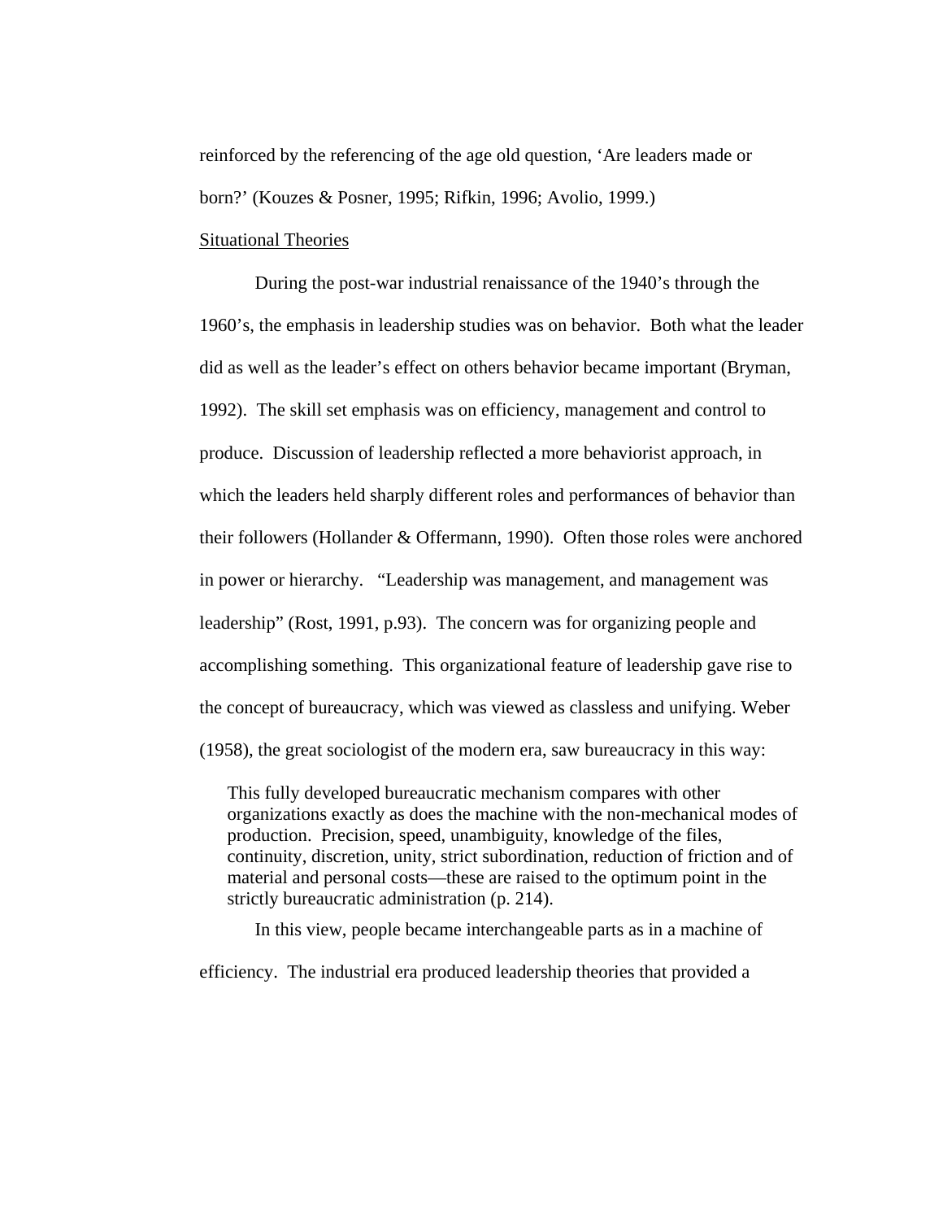reinforced by the referencing of the age old question, 'Are leaders made or born?' (Kouzes & Posner, 1995; Rifkin, 1996; Avolio, 1999.)

Situational Theories

During the post-war industrial renaissance of the 1940's through the 1960's, the emphasis in leadership studies was on behavior. Both what the leader did as well as the leader's effect on others behavior became important (Bryman, 1992). The skill set emphasis was on efficiency, management and control to produce. Discussion of leadership reflected a more behaviorist approach, in which the leaders held sharply different roles and performances of behavior than their followers (Hollander & Offermann, 1990). Often those roles were anchored in power or hierarchy. "Leadership was management, and management was leadership" (Rost, 1991, p.93). The concern was for organizing people and accomplishing something. This organizational feature of leadership gave rise to the concept of bureaucracy, which was viewed as classless and unifying. Weber (1958), the great sociologist of the modern era, saw bureaucracy in this way:

> This fully developed bureaucratic mechanism compares with other organizations exactly as does the machine with the non-mechanical modes of production. Precision, speed, unambiguity, knowledge of the files, continuity, discretion, unity, strict subordination, reduction of friction and of material and personal costs—these are raised to the optimum point in the strictly bureaucratic administration (p. 214).

In this view, people became interchangeable parts as in a machine of efficiency. The industrial era produced leadership theories that provided a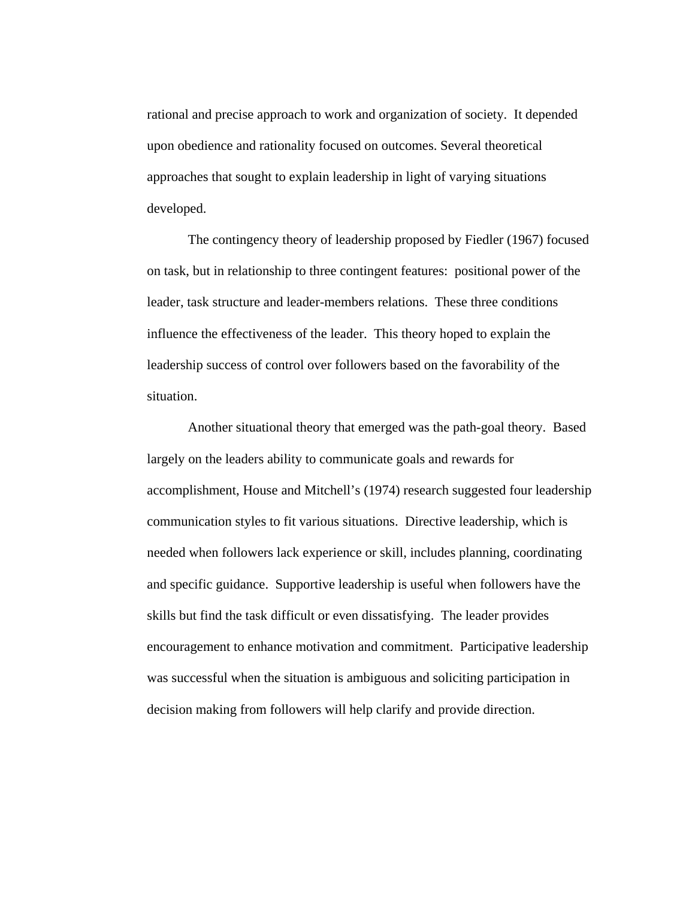rational and precise approach to work and organization of society.  It depended upon obedience and rationality focused on outcomes. Several theoretical approaches that sought to explain leadership in light of varying situations developed.

The contingency theory of leadership proposed by Fiedler (1967) focused on task, but in relationship to three contingent features:  positional power of the leader, task structure and leader-members relations.  These three conditions influence the effectiveness of the leader.  This theory hoped to explain the leadership success of control over followers based on the favorability of the situation.

Another situational theory that emerged was the path-goal theory.  Based largely on the leaders ability to communicate goals and rewards for accomplishment, House and Mitchell's (1974) research suggested four leadership communication styles to fit various situations.  Directive leadership, which is needed when followers lack experience or skill, includes planning, coordinating and specific guidance.  Supportive leadership is useful when followers have the skills but find the task difficult or even dissatisfying.  The leader provides encouragement to enhance motivation and commitment.  Participative leadership was successful when the situation is ambiguous and soliciting participation in decision making from followers will help clarify and provide direction.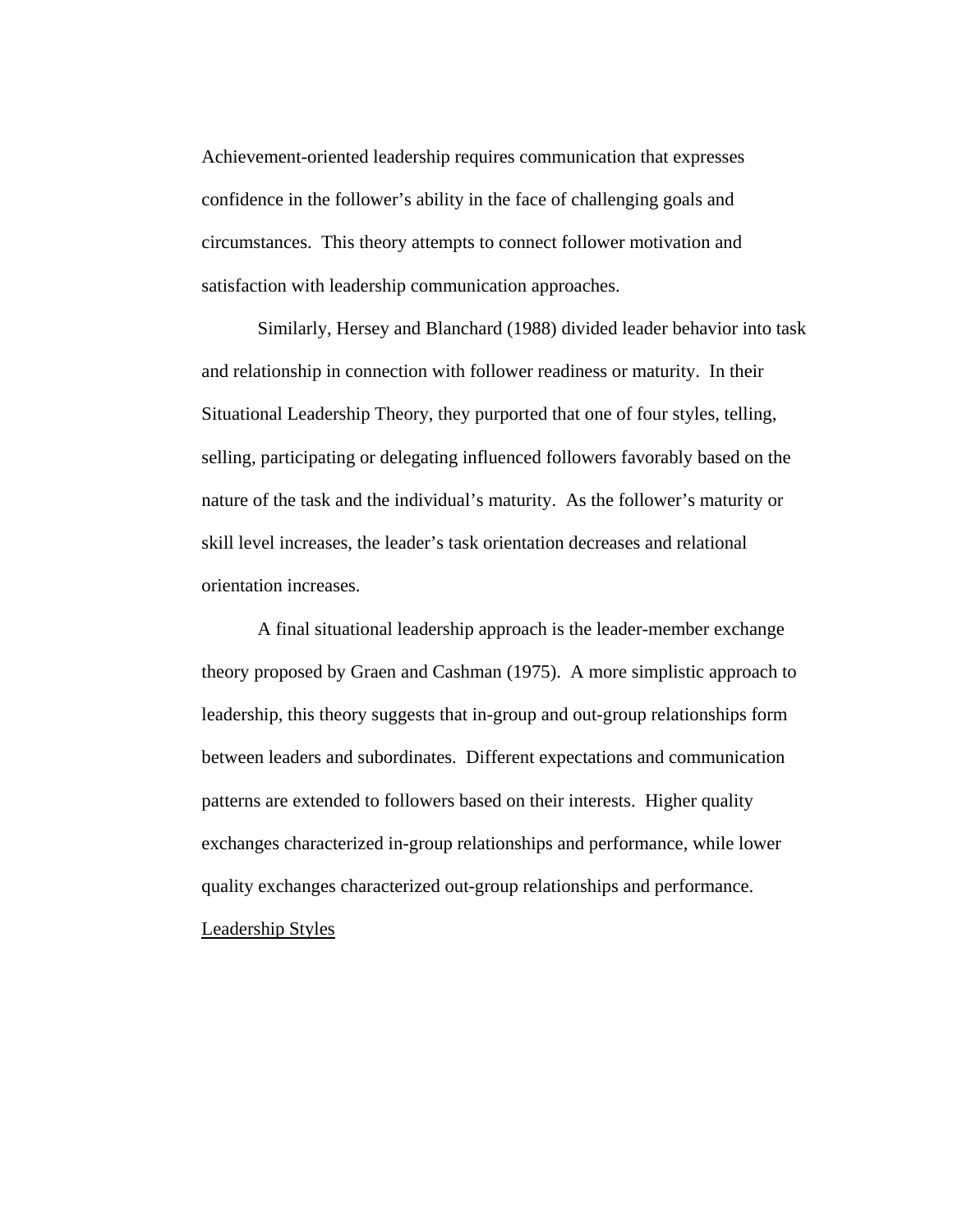Achievement-oriented leadership requires communication that expresses confidence in the follower's ability in the face of challenging goals and circumstances.  This theory attempts to connect follower motivation and satisfaction with leadership communication approaches.

Similarly, Hersey and Blanchard (1988) divided leader behavior into task and relationship in connection with follower readiness or maturity.  In their Situational Leadership Theory, they purported that one of four styles, telling, selling, participating or delegating influenced followers favorably based on the nature of the task and the individual's maturity.  As the follower's maturity or skill level increases, the leader's task orientation decreases and relational orientation increases.

A final situational leadership approach is the leader-member exchange theory proposed by Graen and Cashman (1975).  A more simplistic approach to leadership, this theory suggests that in-group and out-group relationships form between leaders and subordinates.  Different expectations and communication patterns are extended to followers based on their interests.  Higher quality exchanges characterized in-group relationships and performance, while lower quality exchanges characterized out-group relationships and performance.

<u>Leadership Styles</u>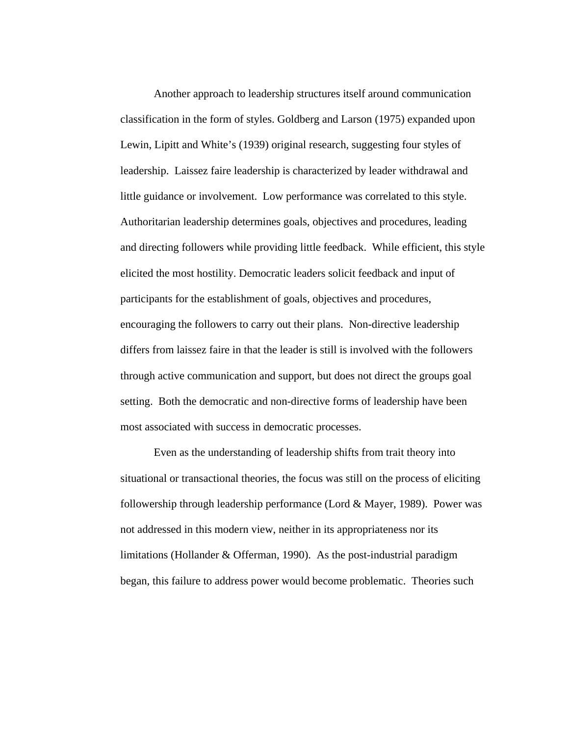Another approach to leadership structures itself around communication classification in the form of styles. Goldberg and Larson (1975) expanded upon Lewin, Lipitt and White's (1939) original research, suggesting four styles of leadership.  Laissez faire leadership is characterized by leader withdrawal and little guidance or involvement.  Low performance was correlated to this style.  Authoritarian leadership determines goals, objectives and procedures, leading and directing followers while providing little feedback.  While efficient, this style elicited the most hostility. Democratic leaders solicit feedback and input of participants for the establishment of goals, objectives and procedures, encouraging the followers to carry out their plans.  Non-directive leadership differs from laissez faire in that the leader is still is involved with the followers through active communication and support, but does not direct the groups goal setting.  Both the democratic and non-directive forms of leadership have been most associated with success in democratic processes.

Even as the understanding of leadership shifts from trait theory into situational or transactional theories, the focus was still on the process of eliciting followership through leadership performance (Lord & Mayer, 1989).  Power was not addressed in this modern view, neither in its appropriateness nor its limitations (Hollander & Offerman, 1990).  As the post-industrial paradigm began, this failure to address power would become problematic.  Theories such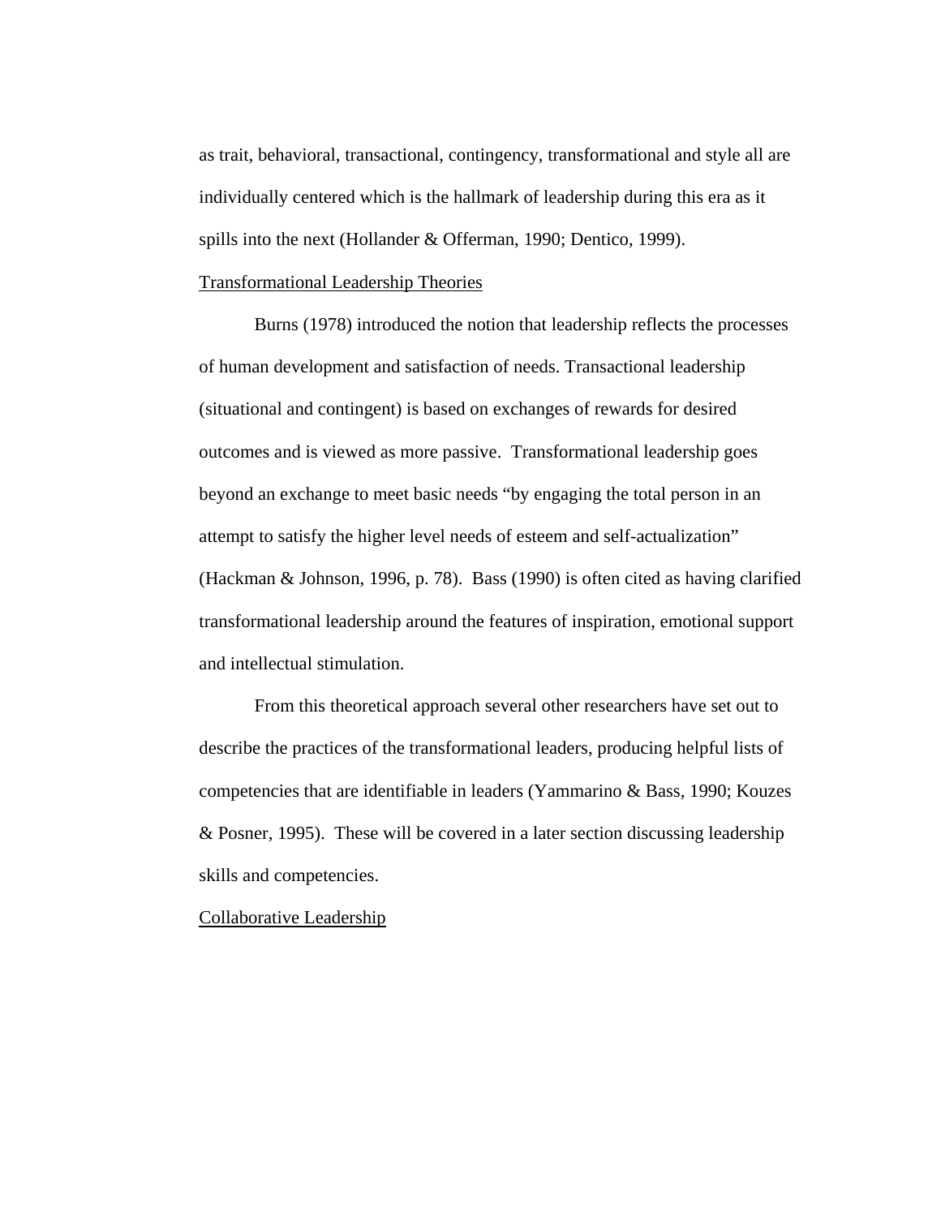as trait, behavioral, transactional, contingency, transformational and style all are individually centered which is the hallmark of leadership during this era as it spills into the next (Hollander & Offerman, 1990; Dentico, 1999).

## Transformational Leadership Theories

Burns (1978) introduced the notion that leadership reflects the processes of human development and satisfaction of needs. Transactional leadership (situational and contingent) is based on exchanges of rewards for desired outcomes and is viewed as more passive. Transformational leadership goes beyond an exchange to meet basic needs "by engaging the total person in an attempt to satisfy the higher level needs of esteem and self-actualization" (Hackman & Johnson, 1996, p. 78). Bass (1990) is often cited as having clarified transformational leadership around the features of inspiration, emotional support and intellectual stimulation.

From this theoretical approach several other researchers have set out to describe the practices of the transformational leaders, producing helpful lists of competencies that are identifiable in leaders (Yammarino & Bass, 1990; Kouzes & Posner, 1995). These will be covered in a later section discussing leadership skills and competencies.

## Collaborative Leadership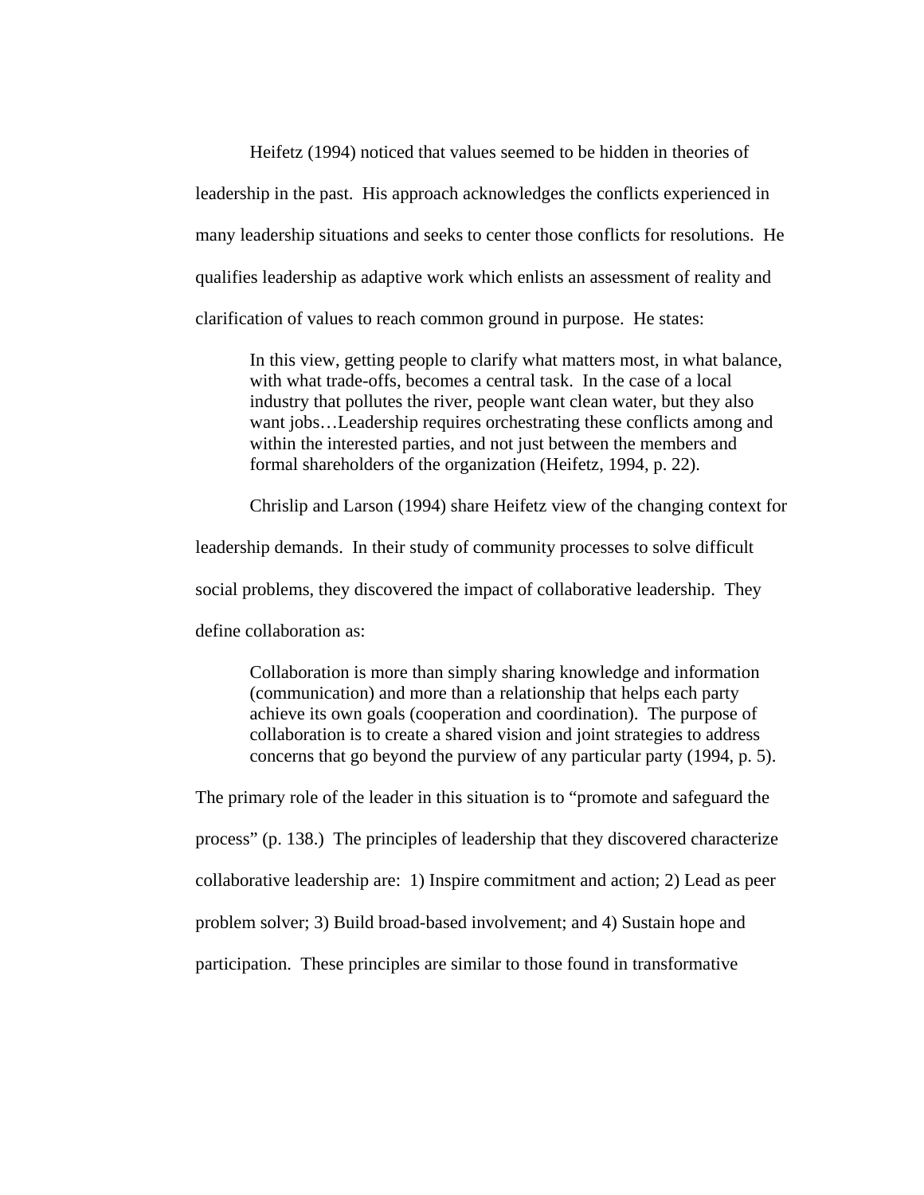Heifetz (1994) noticed that values seemed to be hidden in theories of leadership in the past. His approach acknowledges the conflicts experienced in many leadership situations and seeks to center those conflicts for resolutions. He qualifies leadership as adaptive work which enlists an assessment of reality and clarification of values to reach common ground in purpose. He states:

> In this view, getting people to clarify what matters most, in what balance, with what trade-offs, becomes a central task. In the case of a local industry that pollutes the river, people want clean water, but they also want jobs…Leadership requires orchestrating these conflicts among and within the interested parties, and not just between the members and formal shareholders of the organization (Heifetz, 1994, p. 22).

Chrislip and Larson (1994) share Heifetz view of the changing context for leadership demands. In their study of community processes to solve difficult social problems, they discovered the impact of collaborative leadership. They define collaboration as:

> Collaboration is more than simply sharing knowledge and information (communication) and more than a relationship that helps each party achieve its own goals (cooperation and coordination). The purpose of collaboration is to create a shared vision and joint strategies to address concerns that go beyond the purview of any particular party (1994, p. 5).

The primary role of the leader in this situation is to "promote and safeguard the process" (p. 138.) The principles of leadership that they discovered characterize collaborative leadership are: 1) Inspire commitment and action; 2) Lead as peer problem solver; 3) Build broad-based involvement; and 4) Sustain hope and participation. These principles are similar to those found in transformative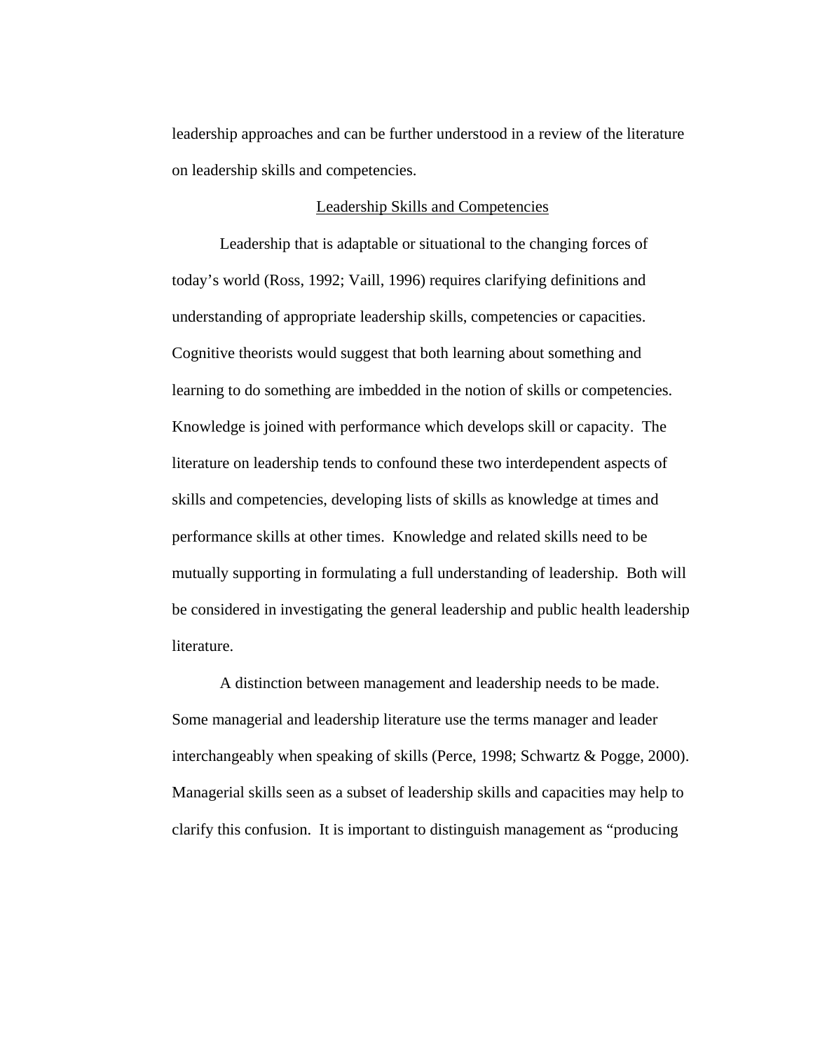leadership approaches and can be further understood in a review of the literature on leadership skills and competencies.

## Leadership Skills and Competencies

Leadership that is adaptable or situational to the changing forces of today's world (Ross, 1992; Vaill, 1996) requires clarifying definitions and understanding of appropriate leadership skills, competencies or capacities. Cognitive theorists would suggest that both learning about something and learning to do something are imbedded in the notion of skills or competencies. Knowledge is joined with performance which develops skill or capacity. The literature on leadership tends to confound these two interdependent aspects of skills and competencies, developing lists of skills as knowledge at times and performance skills at other times. Knowledge and related skills need to be mutually supporting in formulating a full understanding of leadership. Both will be considered in investigating the general leadership and public health leadership literature.

A distinction between management and leadership needs to be made. Some managerial and leadership literature use the terms manager and leader interchangeably when speaking of skills (Perce, 1998; Schwartz & Pogge, 2000). Managerial skills seen as a subset of leadership skills and capacities may help to clarify this confusion. It is important to distinguish management as "producing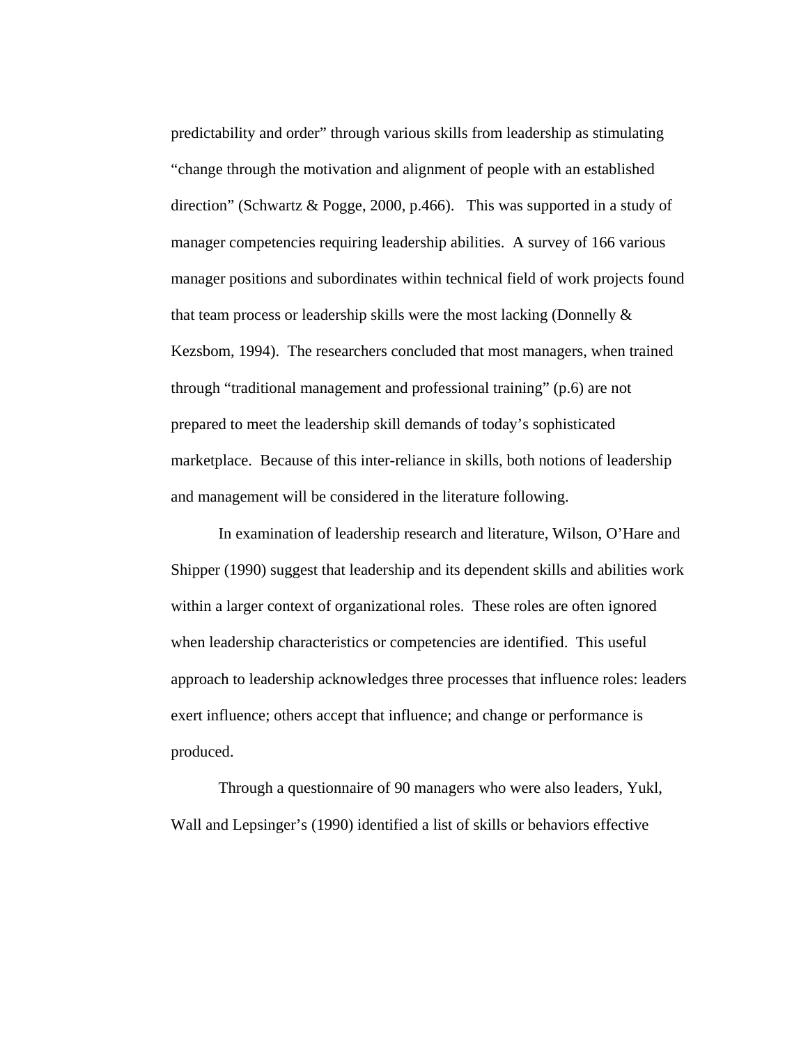predictability and order" through various skills from leadership as stimulating "change through the motivation and alignment of people with an established direction" (Schwartz & Pogge, 2000, p.466). This was supported in a study of manager competencies requiring leadership abilities. A survey of 166 various manager positions and subordinates within technical field of work projects found that team process or leadership skills were the most lacking (Donnelly & Kezsbom, 1994). The researchers concluded that most managers, when trained through "traditional management and professional training" (p.6) are not prepared to meet the leadership skill demands of today's sophisticated marketplace. Because of this inter-reliance in skills, both notions of leadership and management will be considered in the literature following.

In examination of leadership research and literature, Wilson, O'Hare and Shipper (1990) suggest that leadership and its dependent skills and abilities work within a larger context of organizational roles. These roles are often ignored when leadership characteristics or competencies are identified. This useful approach to leadership acknowledges three processes that influence roles: leaders exert influence; others accept that influence; and change or performance is produced.

Through a questionnaire of 90 managers who were also leaders, Yukl, Wall and Lepsinger's (1990) identified a list of skills or behaviors effective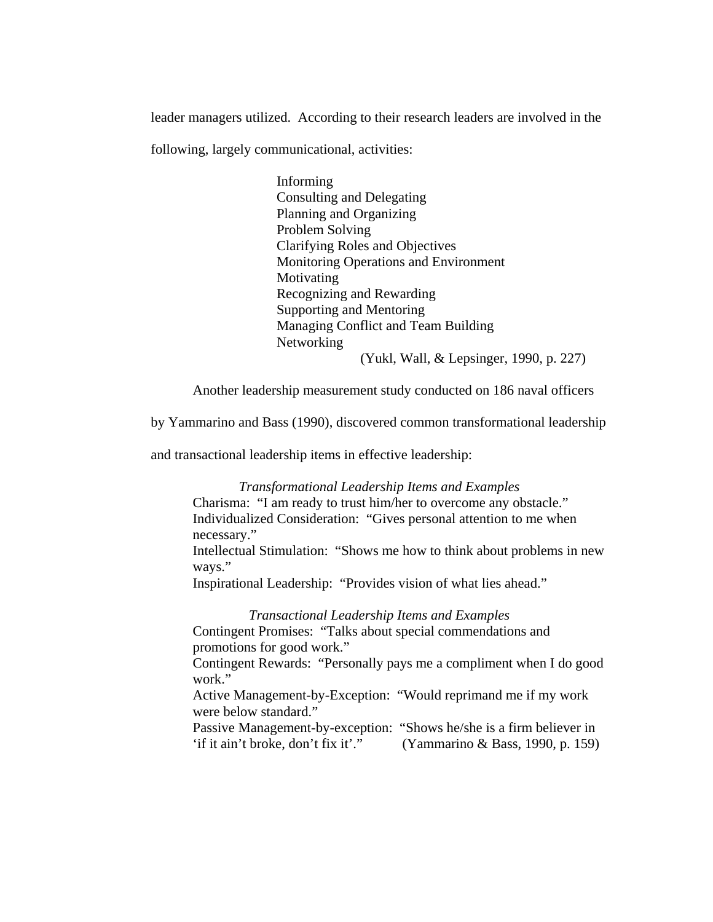leader managers utilized. According to their research leaders are involved in the following, largely communicational, activities:

> Informing
> Consulting and Delegating
> Planning and Organizing
> Problem Solving
> Clarifying Roles and Objectives
> Monitoring Operations and Environment
> Motivating
> Recognizing and Rewarding
> Supporting and Mentoring
> Managing Conflict and Team Building
> Networking
> (Yukl, Wall, & Lepsinger, 1990, p. 227)

Another leadership measurement study conducted on 186 naval officers by Yammarino and Bass (1990), discovered common transformational leadership and transactional leadership items in effective leadership:

> *Transformational Leadership Items and Examples*
>
> Charisma: "I am ready to trust him/her to overcome any obstacle."
> Individualized Consideration: "Gives personal attention to me when necessary."
> Intellectual Stimulation: "Shows me how to think about problems in new ways."
> Inspirational Leadership: "Provides vision of what lies ahead."
>
> *Transactional Leadership Items and Examples*
>
> Contingent Promises: "Talks about special commendations and promotions for good work."
> Contingent Rewards: "Personally pays me a compliment when I do good work."
> Active Management-by-Exception: "Would reprimand me if my work were below standard."
> Passive Management-by-exception: "Shows he/she is a firm believer in 'if it ain't broke, don't fix it'." (Yammarino & Bass, 1990, p. 159)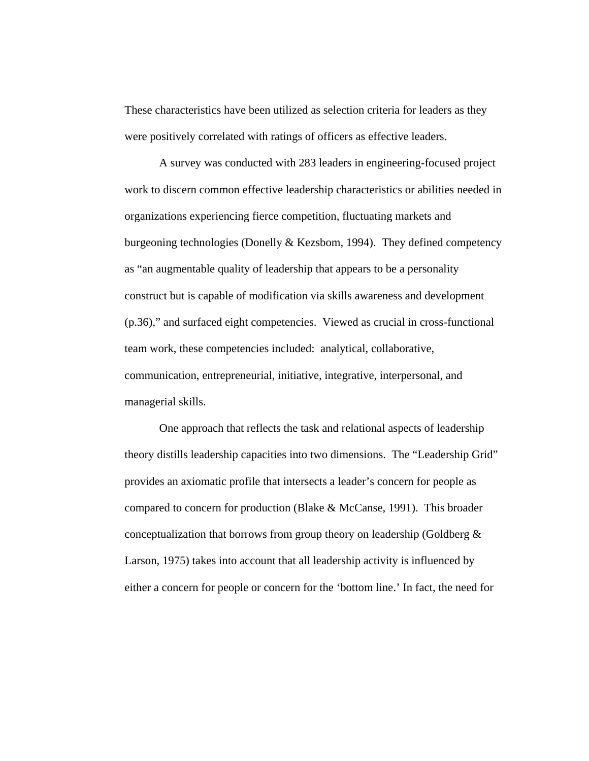These characteristics have been utilized as selection criteria for leaders as they were positively correlated with ratings of officers as effective leaders.

A survey was conducted with 283 leaders in engineering-focused project work to discern common effective leadership characteristics or abilities needed in organizations experiencing fierce competition, fluctuating markets and burgeoning technologies (Donelly & Kezsbom, 1994). They defined competency as "an augmentable quality of leadership that appears to be a personality construct but is capable of modification via skills awareness and development (p.36)," and surfaced eight competencies. Viewed as crucial in cross-functional team work, these competencies included: analytical, collaborative, communication, entrepreneurial, initiative, integrative, interpersonal, and managerial skills.

One approach that reflects the task and relational aspects of leadership theory distills leadership capacities into two dimensions. The "Leadership Grid" provides an axiomatic profile that intersects a leader's concern for people as compared to concern for production (Blake & McCanse, 1991). This broader conceptualization that borrows from group theory on leadership (Goldberg & Larson, 1975) takes into account that all leadership activity is influenced by either a concern for people or concern for the 'bottom line.' In fact, the need for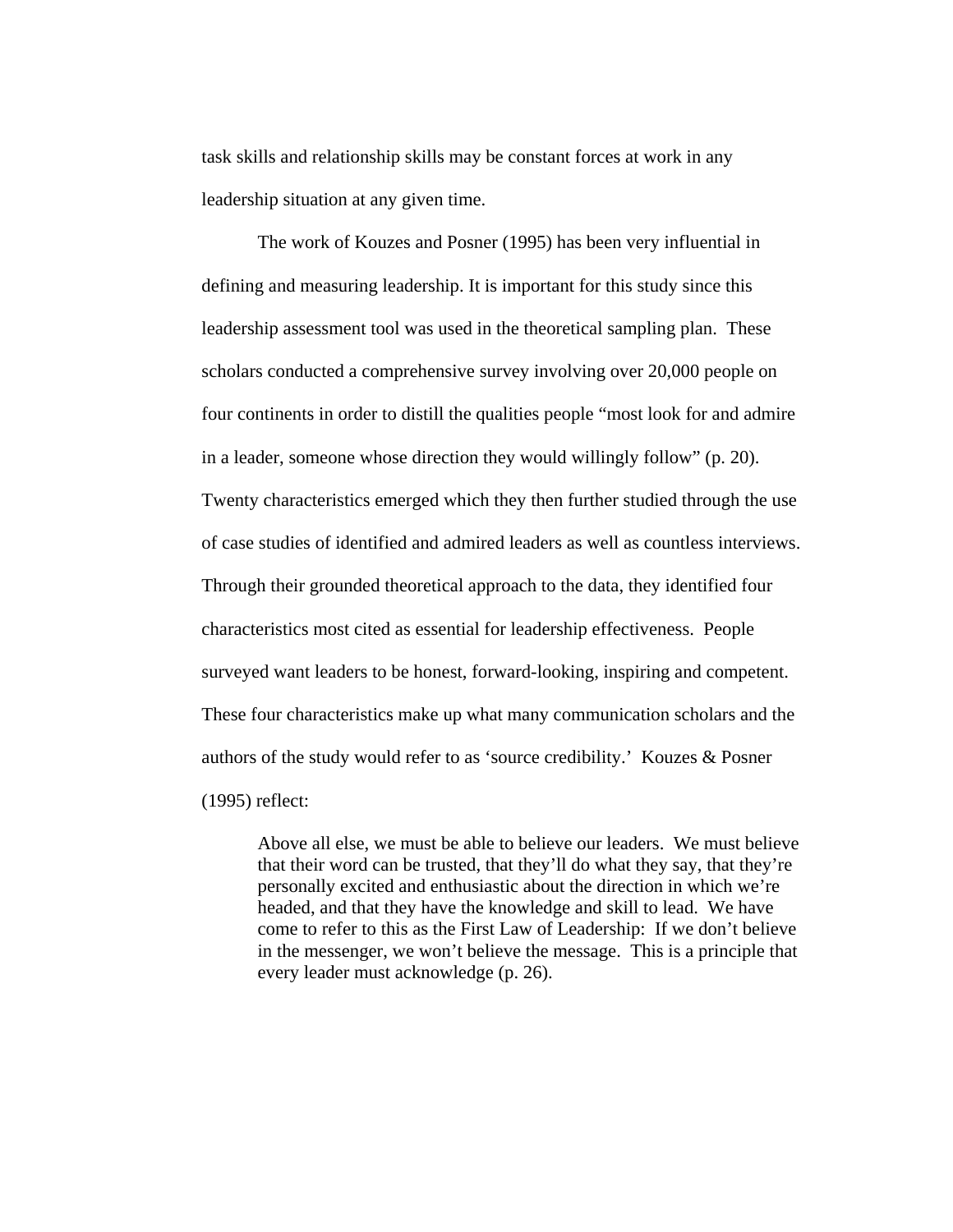task skills and relationship skills may be constant forces at work in any leadership situation at any given time.

The work of Kouzes and Posner (1995) has been very influential in defining and measuring leadership. It is important for this study since this leadership assessment tool was used in the theoretical sampling plan. These scholars conducted a comprehensive survey involving over 20,000 people on four continents in order to distill the qualities people “most look for and admire in a leader, someone whose direction they would willingly follow” (p. 20). Twenty characteristics emerged which they then further studied through the use of case studies of identified and admired leaders as well as countless interviews. Through their grounded theoretical approach to the data, they identified four characteristics most cited as essential for leadership effectiveness. People surveyed want leaders to be honest, forward-looking, inspiring and competent. These four characteristics make up what many communication scholars and the authors of the study would refer to as ‘source credibility.’ Kouzes & Posner (1995) reflect:

> Above all else, we must be able to believe our leaders. We must believe that their word can be trusted, that they’ll do what they say, that they’re personally excited and enthusiastic about the direction in which we’re headed, and that they have the knowledge and skill to lead. We have come to refer to this as the First Law of Leadership: If we don’t believe in the messenger, we won’t believe the message. This is a principle that every leader must acknowledge (p. 26).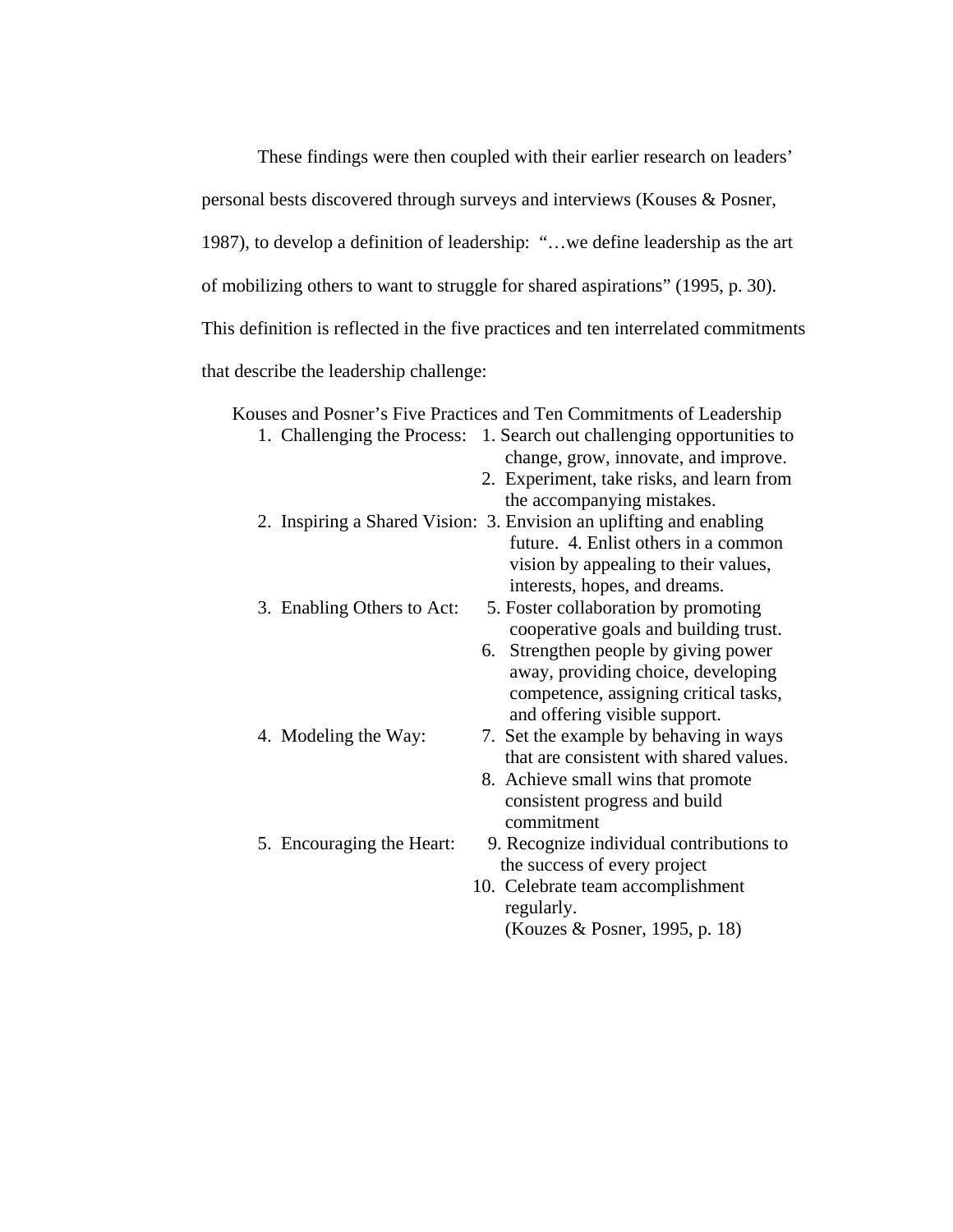These findings were then coupled with their earlier research on leaders' personal bests discovered through surveys and interviews (Kouses & Posner, 1987), to develop a definition of leadership: "…we define leadership as the art of mobilizing others to want to struggle for shared aspirations" (1995, p. 30). This definition is reflected in the five practices and ten interrelated commitments that describe the leadership challenge:

Kouses and Posner's Five Practices and Ten Commitments of Leadership

| Practice | Commitments |
| --- | --- |
| 1. Challenging the Process: | 1. Search out challenging opportunities to change, grow, innovate, and improve. |
| | 2. Experiment, take risks, and learn from the accompanying mistakes. |
| 2. Inspiring a Shared Vision: | 3. Envision an uplifting and enabling future. 4. Enlist others in a common vision by appealing to their values, interests, hopes, and dreams. |
| 3. Enabling Others to Act: | 5. Foster collaboration by promoting cooperative goals and building trust. |
| | 6. Strengthen people by giving power away, providing choice, developing competence, assigning critical tasks, and offering visible support. |
| 4. Modeling the Way: | 7. Set the example by behaving in ways that are consistent with shared values. |
| | 8. Achieve small wins that promote consistent progress and build commitment |
| 5. Encouraging the Heart: | 9. Recognize individual contributions to the success of every project |
| | 10. Celebrate team accomplishment regularly. |

(Kouzes & Posner, 1995, p. 18)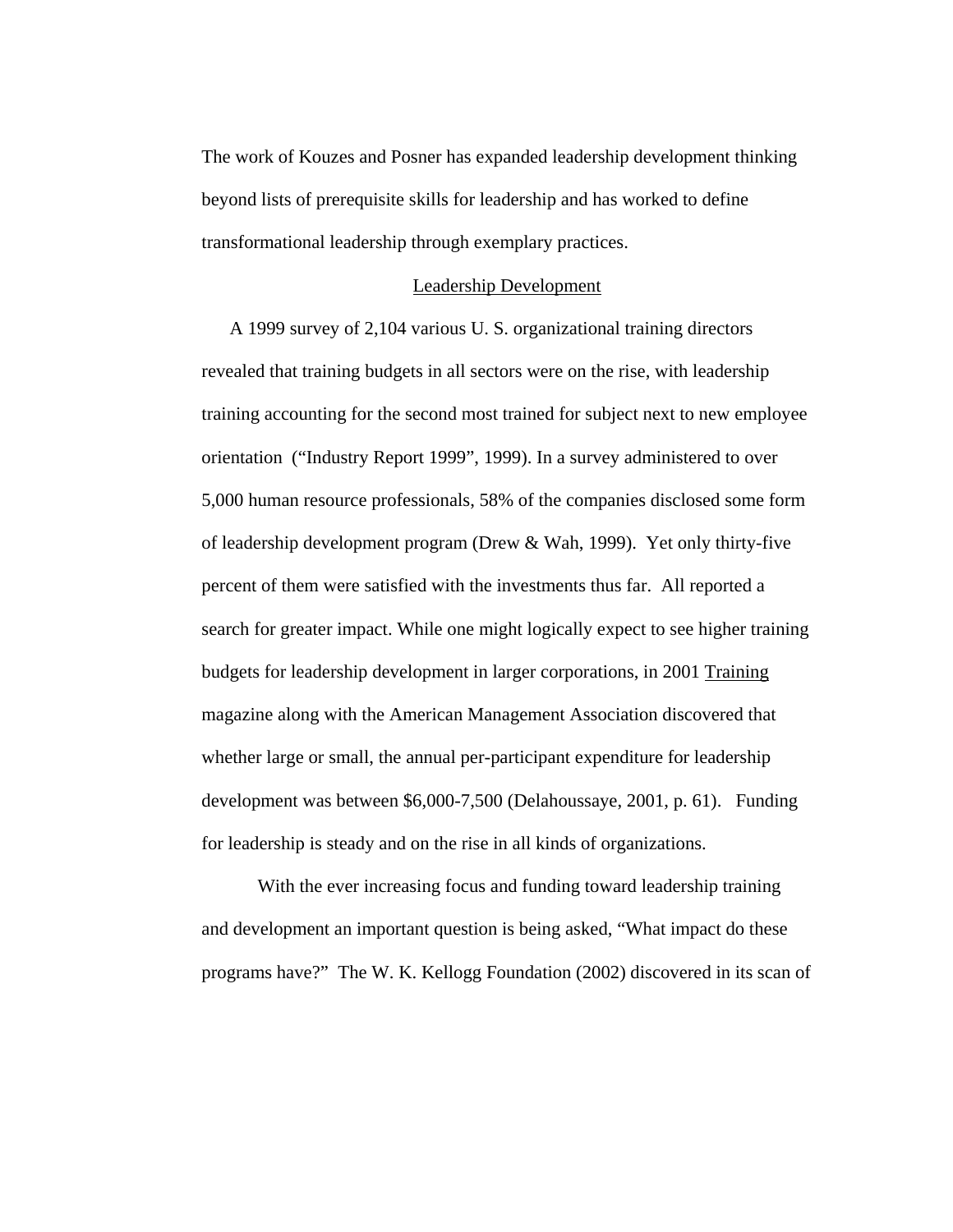The work of Kouzes and Posner has expanded leadership development thinking beyond lists of prerequisite skills for leadership and has worked to define transformational leadership through exemplary practices.

## Leadership Development

A 1999 survey of 2,104 various U. S. organizational training directors revealed that training budgets in all sectors were on the rise, with leadership training accounting for the second most trained for subject next to new employee orientation (“Industry Report 1999”, 1999). In a survey administered to over 5,000 human resource professionals, 58% of the companies disclosed some form of leadership development program (Drew & Wah, 1999). Yet only thirty-five percent of them were satisfied with the investments thus far. All reported a search for greater impact. While one might logically expect to see higher training budgets for leadership development in larger corporations, in 2001 Training magazine along with the American Management Association discovered that whether large or small, the annual per-participant expenditure for leadership development was between $6,000-7,500 (Delahoussaye, 2001, p. 61). Funding for leadership is steady and on the rise in all kinds of organizations.

With the ever increasing focus and funding toward leadership training and development an important question is being asked, “What impact do these programs have?” The W. K. Kellogg Foundation (2002) discovered in its scan of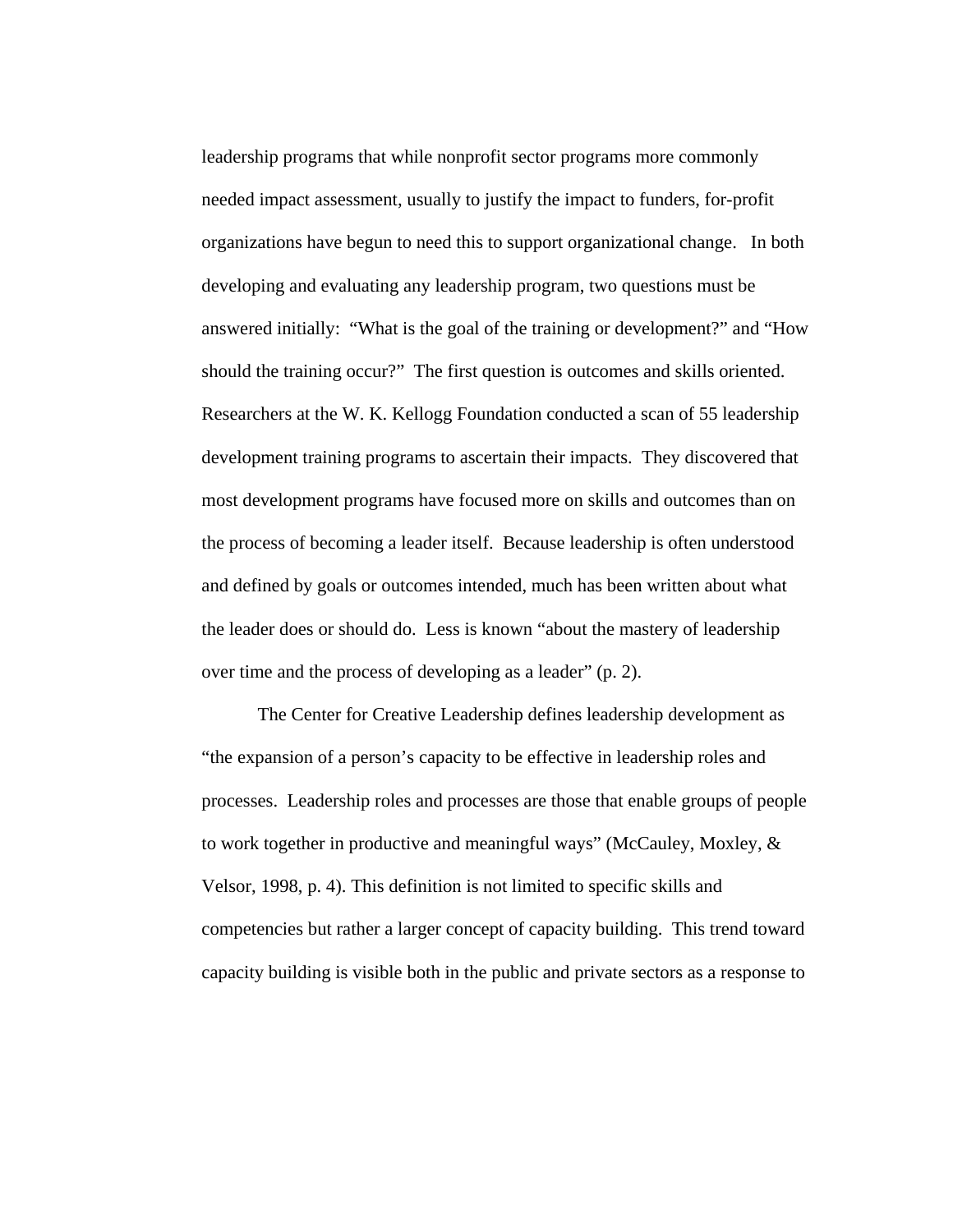leadership programs that while nonprofit sector programs more commonly needed impact assessment, usually to justify the impact to funders, for-profit organizations have begun to need this to support organizational change. In both developing and evaluating any leadership program, two questions must be answered initially: "What is the goal of the training or development?" and "How should the training occur?" The first question is outcomes and skills oriented. Researchers at the W. K. Kellogg Foundation conducted a scan of 55 leadership development training programs to ascertain their impacts. They discovered that most development programs have focused more on skills and outcomes than on the process of becoming a leader itself. Because leadership is often understood and defined by goals or outcomes intended, much has been written about what the leader does or should do. Less is known "about the mastery of leadership over time and the process of developing as a leader" (p. 2).

The Center for Creative Leadership defines leadership development as "the expansion of a person's capacity to be effective in leadership roles and processes. Leadership roles and processes are those that enable groups of people to work together in productive and meaningful ways" (McCauley, Moxley, & Velsor, 1998, p. 4). This definition is not limited to specific skills and competencies but rather a larger concept of capacity building. This trend toward capacity building is visible both in the public and private sectors as a response to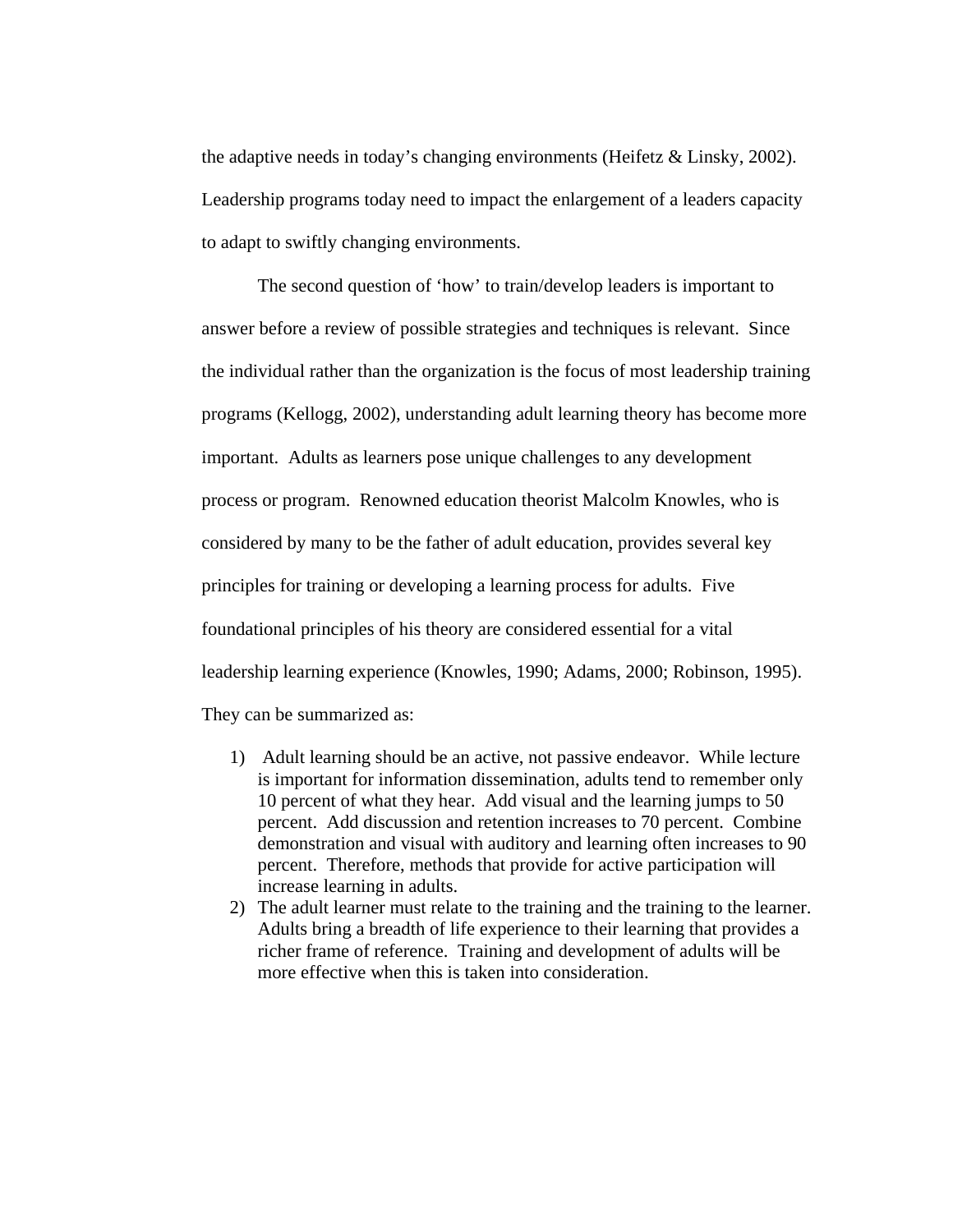the adaptive needs in today's changing environments (Heifetz & Linsky, 2002). Leadership programs today need to impact the enlargement of a leaders capacity to adapt to swiftly changing environments.

The second question of 'how' to train/develop leaders is important to answer before a review of possible strategies and techniques is relevant. Since the individual rather than the organization is the focus of most leadership training programs (Kellogg, 2002), understanding adult learning theory has become more important. Adults as learners pose unique challenges to any development process or program. Renowned education theorist Malcolm Knowles, who is considered by many to be the father of adult education, provides several key principles for training or developing a learning process for adults. Five foundational principles of his theory are considered essential for a vital leadership learning experience (Knowles, 1990; Adams, 2000; Robinson, 1995). They can be summarized as:

1) Adult learning should be an active, not passive endeavor. While lecture is important for information dissemination, adults tend to remember only 10 percent of what they hear. Add visual and the learning jumps to 50 percent. Add discussion and retention increases to 70 percent. Combine demonstration and visual with auditory and learning often increases to 90 percent. Therefore, methods that provide for active participation will increase learning in adults.
2) The adult learner must relate to the training and the training to the learner. Adults bring a breadth of life experience to their learning that provides a richer frame of reference. Training and development of adults will be more effective when this is taken into consideration.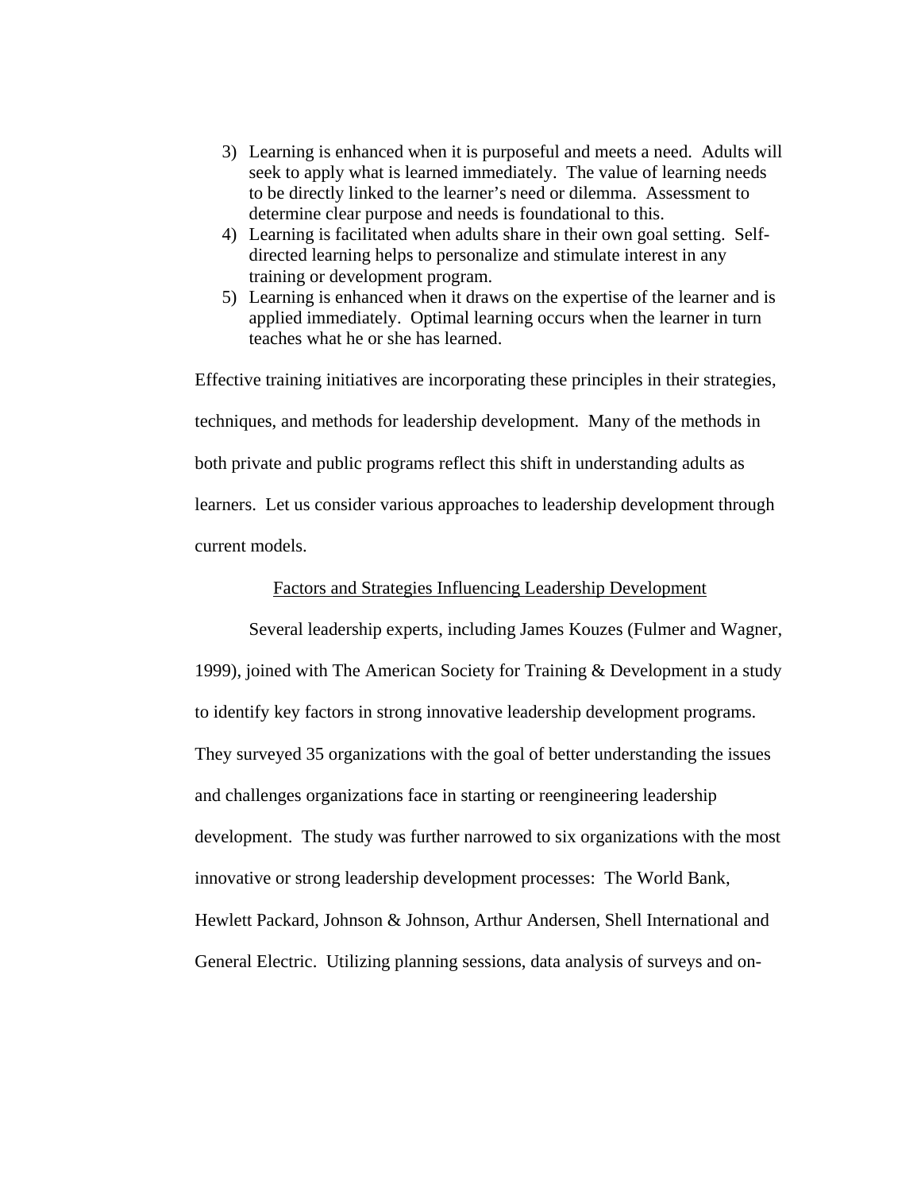3) Learning is enhanced when it is purposeful and meets a need. Adults will seek to apply what is learned immediately. The value of learning needs to be directly linked to the learner's need or dilemma. Assessment to determine clear purpose and needs is foundational to this.
4) Learning is facilitated when adults share in their own goal setting. Self-directed learning helps to personalize and stimulate interest in any training or development program.
5) Learning is enhanced when it draws on the expertise of the learner and is applied immediately. Optimal learning occurs when the learner in turn teaches what he or she has learned.

Effective training initiatives are incorporating these principles in their strategies, techniques, and methods for leadership development. Many of the methods in both private and public programs reflect this shift in understanding adults as learners. Let us consider various approaches to leadership development through current models.

## Factors and Strategies Influencing Leadership Development

Several leadership experts, including James Kouzes (Fulmer and Wagner, 1999), joined with The American Society for Training & Development in a study to identify key factors in strong innovative leadership development programs. They surveyed 35 organizations with the goal of better understanding the issues and challenges organizations face in starting or reengineering leadership development. The study was further narrowed to six organizations with the most innovative or strong leadership development processes: The World Bank, Hewlett Packard, Johnson & Johnson, Arthur Andersen, Shell International and General Electric. Utilizing planning sessions, data analysis of surveys and on-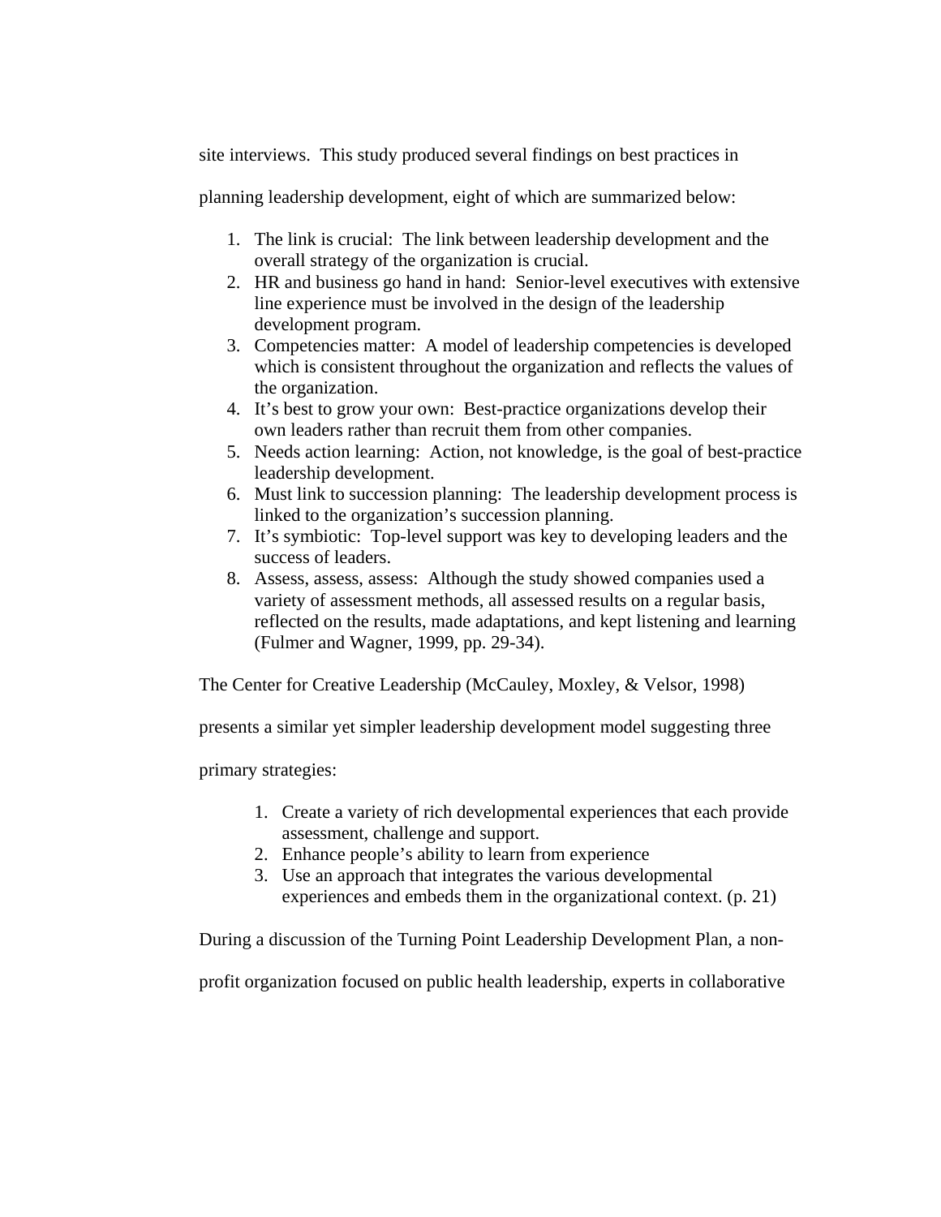site interviews. This study produced several findings on best practices in planning leadership development, eight of which are summarized below:

1. The link is crucial: The link between leadership development and the overall strategy of the organization is crucial.
2. HR and business go hand in hand: Senior-level executives with extensive line experience must be involved in the design of the leadership development program.
3. Competencies matter: A model of leadership competencies is developed which is consistent throughout the organization and reflects the values of the organization.
4. It's best to grow your own: Best-practice organizations develop their own leaders rather than recruit them from other companies.
5. Needs action learning: Action, not knowledge, is the goal of best-practice leadership development.
6. Must link to succession planning: The leadership development process is linked to the organization's succession planning.
7. It's symbiotic: Top-level support was key to developing leaders and the success of leaders.
8. Assess, assess, assess: Although the study showed companies used a variety of assessment methods, all assessed results on a regular basis, reflected on the results, made adaptations, and kept listening and learning (Fulmer and Wagner, 1999, pp. 29-34).

The Center for Creative Leadership (McCauley, Moxley, & Velsor, 1998) presents a similar yet simpler leadership development model suggesting three primary strategies:

1. Create a variety of rich developmental experiences that each provide assessment, challenge and support.
2. Enhance people's ability to learn from experience
3. Use an approach that integrates the various developmental experiences and embeds them in the organizational context. (p. 21)

During a discussion of the Turning Point Leadership Development Plan, a non-profit organization focused on public health leadership, experts in collaborative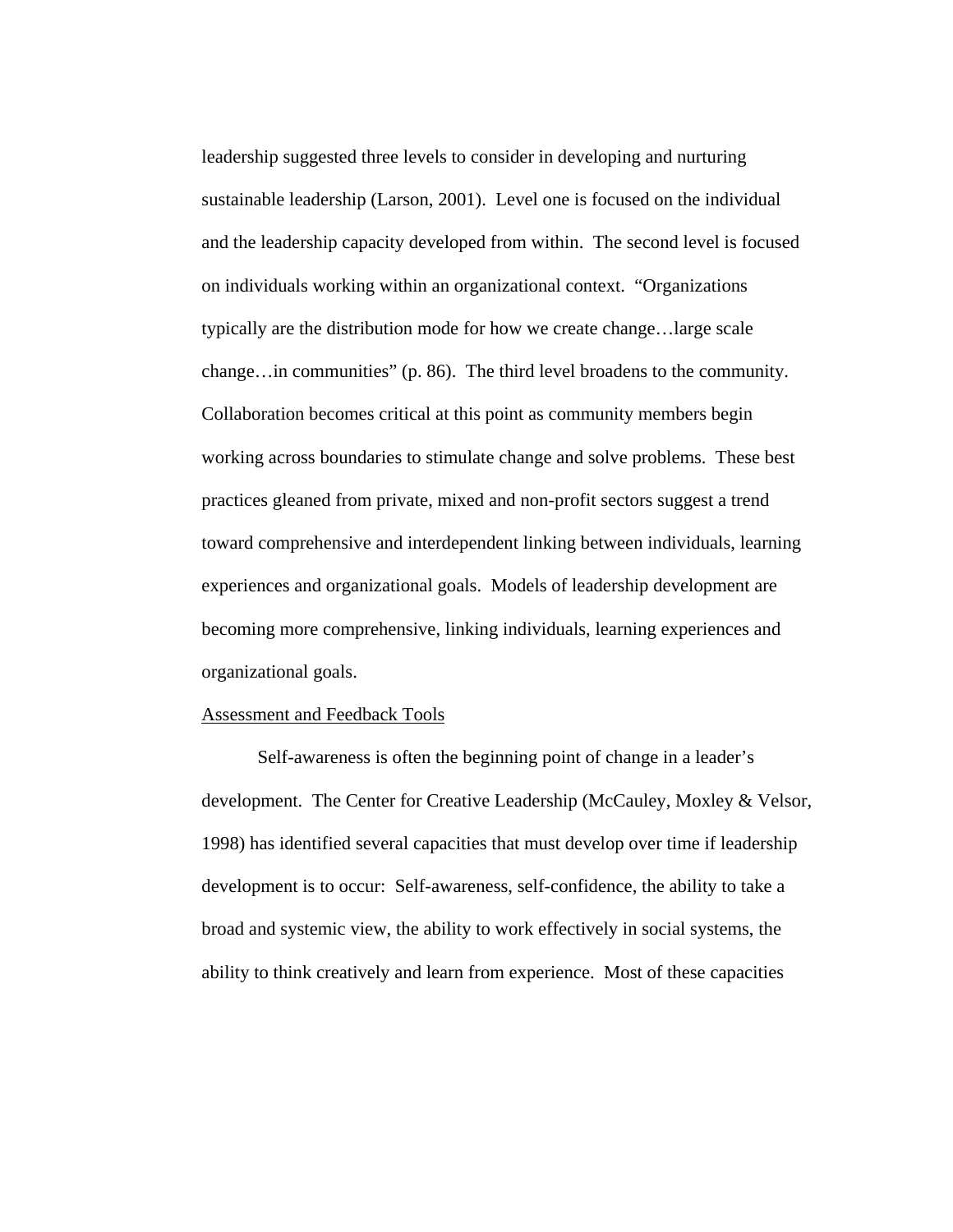leadership suggested three levels to consider in developing and nurturing sustainable leadership (Larson, 2001). Level one is focused on the individual and the leadership capacity developed from within. The second level is focused on individuals working within an organizational context. "Organizations typically are the distribution mode for how we create change…large scale change…in communities" (p. 86). The third level broadens to the community. Collaboration becomes critical at this point as community members begin working across boundaries to stimulate change and solve problems. These best practices gleaned from private, mixed and non-profit sectors suggest a trend toward comprehensive and interdependent linking between individuals, learning experiences and organizational goals. Models of leadership development are becoming more comprehensive, linking individuals, learning experiences and organizational goals.

<u>Assessment and Feedback Tools</u>

Self-awareness is often the beginning point of change in a leader's development. The Center for Creative Leadership (McCauley, Moxley & Velsor, 1998) has identified several capacities that must develop over time if leadership development is to occur: Self-awareness, self-confidence, the ability to take a broad and systemic view, the ability to work effectively in social systems, the ability to think creatively and learn from experience. Most of these capacities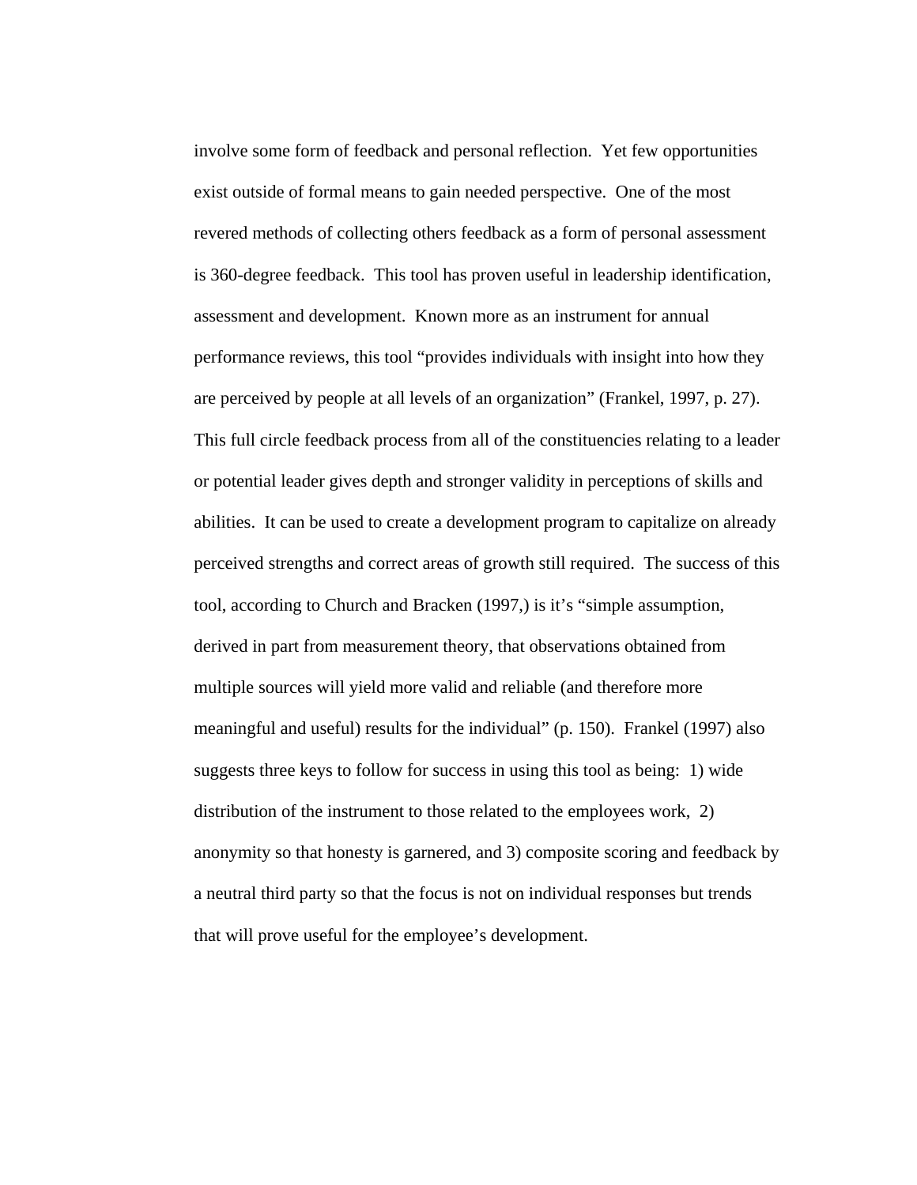involve some form of feedback and personal reflection. Yet few opportunities exist outside of formal means to gain needed perspective. One of the most revered methods of collecting others feedback as a form of personal assessment is 360-degree feedback. This tool has proven useful in leadership identification, assessment and development. Known more as an instrument for annual performance reviews, this tool "provides individuals with insight into how they are perceived by people at all levels of an organization" (Frankel, 1997, p. 27). This full circle feedback process from all of the constituencies relating to a leader or potential leader gives depth and stronger validity in perceptions of skills and abilities. It can be used to create a development program to capitalize on already perceived strengths and correct areas of growth still required. The success of this tool, according to Church and Bracken (1997,) is it's "simple assumption, derived in part from measurement theory, that observations obtained from multiple sources will yield more valid and reliable (and therefore more meaningful and useful) results for the individual" (p. 150). Frankel (1997) also suggests three keys to follow for success in using this tool as being: 1) wide distribution of the instrument to those related to the employees work, 2) anonymity so that honesty is garnered, and 3) composite scoring and feedback by a neutral third party so that the focus is not on individual responses but trends that will prove useful for the employee's development.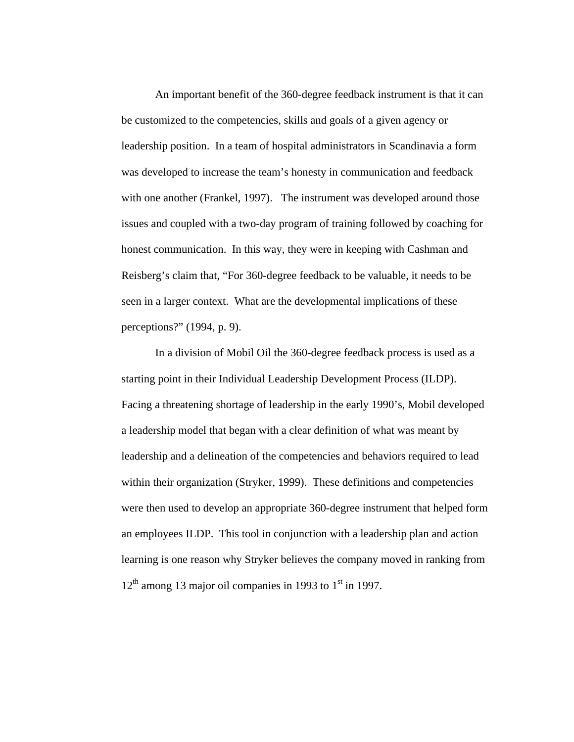An important benefit of the 360-degree feedback instrument is that it can be customized to the competencies, skills and goals of a given agency or leadership position. In a team of hospital administrators in Scandinavia a form was developed to increase the team's honesty in communication and feedback with one another (Frankel, 1997). The instrument was developed around those issues and coupled with a two-day program of training followed by coaching for honest communication. In this way, they were in keeping with Cashman and Reisberg's claim that, "For 360-degree feedback to be valuable, it needs to be seen in a larger context. What are the developmental implications of these perceptions?" (1994, p. 9).

In a division of Mobil Oil the 360-degree feedback process is used as a starting point in their Individual Leadership Development Process (ILDP). Facing a threatening shortage of leadership in the early 1990's, Mobil developed a leadership model that began with a clear definition of what was meant by leadership and a delineation of the competencies and behaviors required to lead within their organization (Stryker, 1999). These definitions and competencies were then used to develop an appropriate 360-degree instrument that helped form an employees ILDP. This tool in conjunction with a leadership plan and action learning is one reason why Stryker believes the company moved in ranking from 12th among 13 major oil companies in 1993 to 1st in 1997.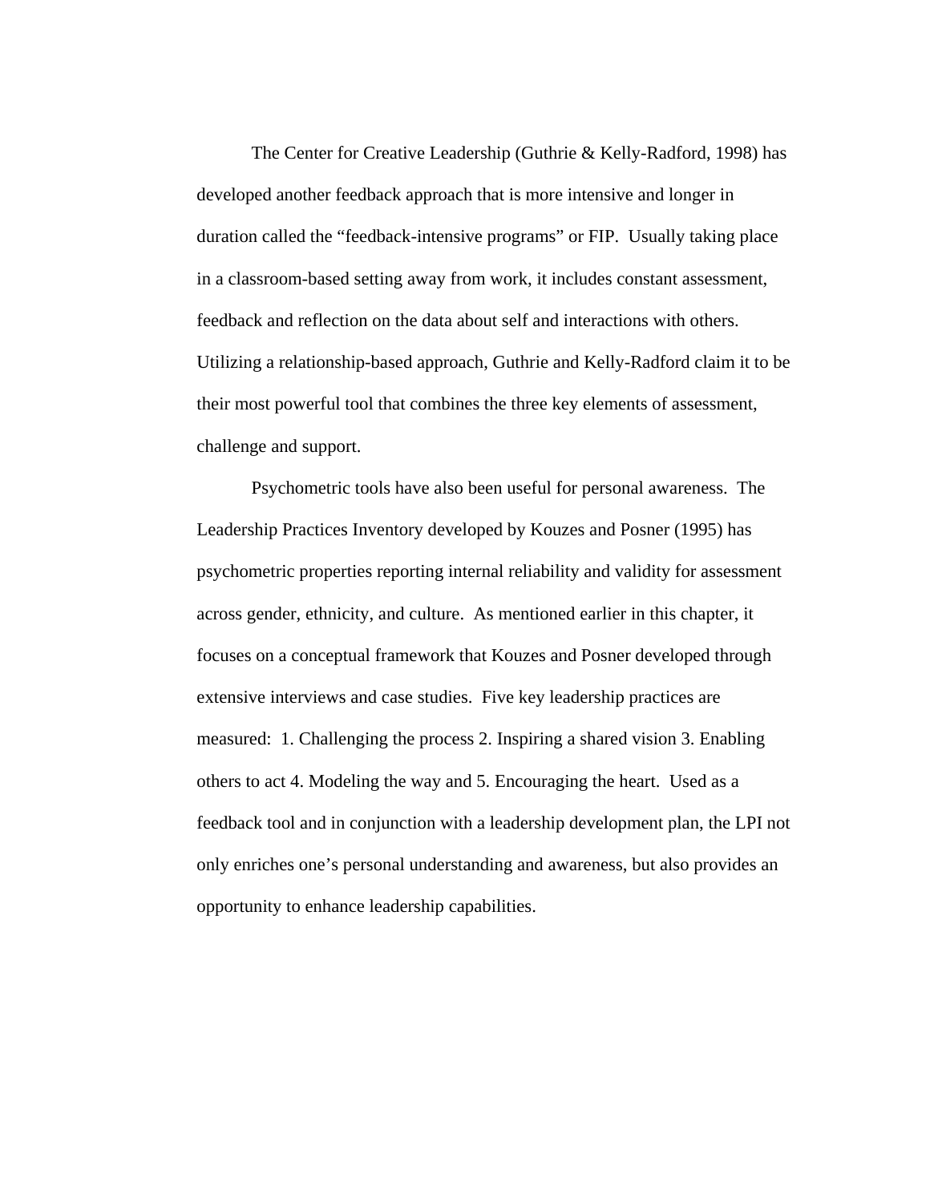The Center for Creative Leadership (Guthrie & Kelly-Radford, 1998) has developed another feedback approach that is more intensive and longer in duration called the “feedback-intensive programs” or FIP.  Usually taking place in a classroom-based setting away from work, it includes constant assessment, feedback and reflection on the data about self and interactions with others. Utilizing a relationship-based approach, Guthrie and Kelly-Radford claim it to be their most powerful tool that combines the three key elements of assessment, challenge and support.

Psychometric tools have also been useful for personal awareness.  The Leadership Practices Inventory developed by Kouzes and Posner (1995) has psychometric properties reporting internal reliability and validity for assessment across gender, ethnicity, and culture.  As mentioned earlier in this chapter, it focuses on a conceptual framework that Kouzes and Posner developed through extensive interviews and case studies.  Five key leadership practices are measured:  1. Challenging the process 2. Inspiring a shared vision 3. Enabling others to act 4. Modeling the way and 5. Encouraging the heart.  Used as a feedback tool and in conjunction with a leadership development plan, the LPI not only enriches one’s personal understanding and awareness, but also provides an opportunity to enhance leadership capabilities.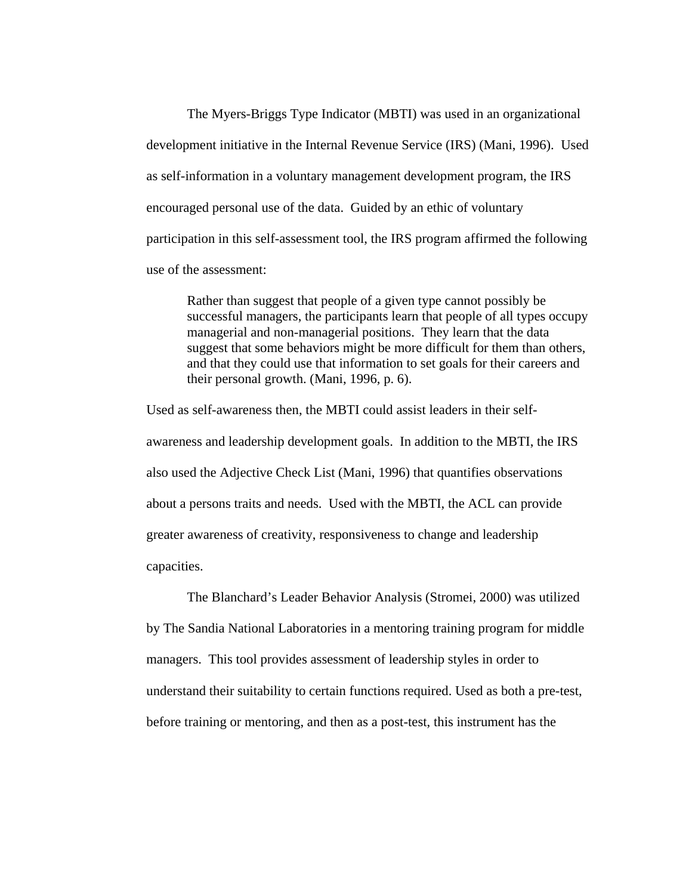The Myers-Briggs Type Indicator (MBTI) was used in an organizational development initiative in the Internal Revenue Service (IRS) (Mani, 1996). Used as self-information in a voluntary management development program, the IRS encouraged personal use of the data. Guided by an ethic of voluntary participation in this self-assessment tool, the IRS program affirmed the following use of the assessment:

> Rather than suggest that people of a given type cannot possibly be successful managers, the participants learn that people of all types occupy managerial and non-managerial positions. They learn that the data suggest that some behaviors might be more difficult for them than others, and that they could use that information to set goals for their careers and their personal growth. (Mani, 1996, p. 6).

Used as self-awareness then, the MBTI could assist leaders in their self-awareness and leadership development goals. In addition to the MBTI, the IRS also used the Adjective Check List (Mani, 1996) that quantifies observations about a persons traits and needs. Used with the MBTI, the ACL can provide greater awareness of creativity, responsiveness to change and leadership capacities.

The Blanchard's Leader Behavior Analysis (Stromei, 2000) was utilized by The Sandia National Laboratories in a mentoring training program for middle managers. This tool provides assessment of leadership styles in order to understand their suitability to certain functions required. Used as both a pre-test, before training or mentoring, and then as a post-test, this instrument has the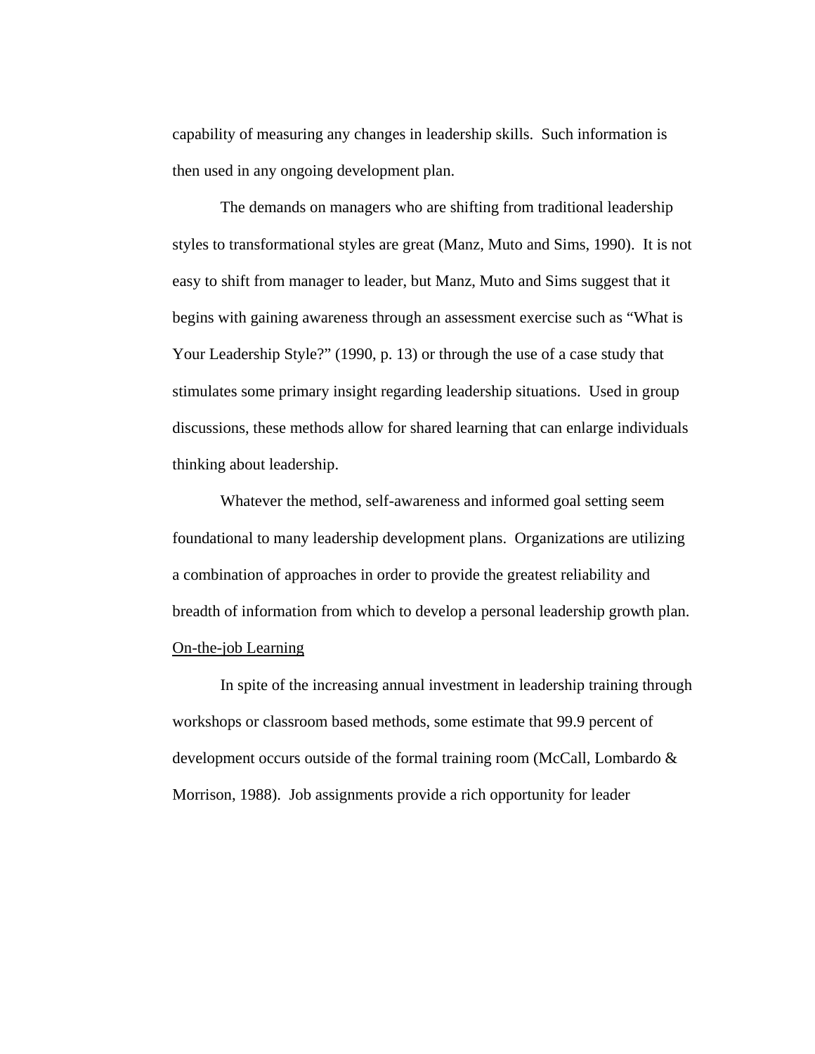capability of measuring any changes in leadership skills. Such information is then used in any ongoing development plan.

The demands on managers who are shifting from traditional leadership styles to transformational styles are great (Manz, Muto and Sims, 1990). It is not easy to shift from manager to leader, but Manz, Muto and Sims suggest that it begins with gaining awareness through an assessment exercise such as "What is Your Leadership Style?" (1990, p. 13) or through the use of a case study that stimulates some primary insight regarding leadership situations. Used in group discussions, these methods allow for shared learning that can enlarge individuals thinking about leadership.

Whatever the method, self-awareness and informed goal setting seem foundational to many leadership development plans. Organizations are utilizing a combination of approaches in order to provide the greatest reliability and breadth of information from which to develop a personal leadership growth plan.

<u>On-the-job Learning</u>

In spite of the increasing annual investment in leadership training through workshops or classroom based methods, some estimate that 99.9 percent of development occurs outside of the formal training room (McCall, Lombardo & Morrison, 1988). Job assignments provide a rich opportunity for leader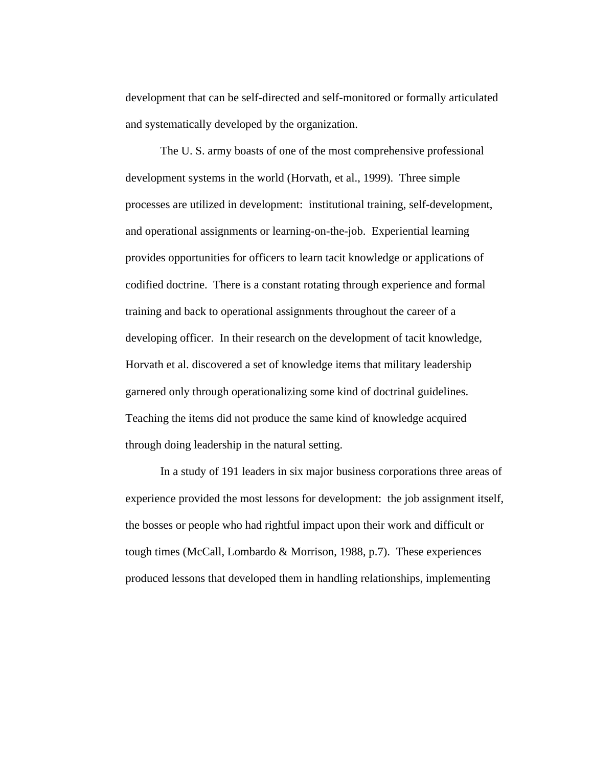development that can be self-directed and self-monitored or formally articulated and systematically developed by the organization.

The U. S. army boasts of one of the most comprehensive professional development systems in the world (Horvath, et al., 1999). Three simple processes are utilized in development: institutional training, self-development, and operational assignments or learning-on-the-job. Experiential learning provides opportunities for officers to learn tacit knowledge or applications of codified doctrine. There is a constant rotating through experience and formal training and back to operational assignments throughout the career of a developing officer. In their research on the development of tacit knowledge, Horvath et al. discovered a set of knowledge items that military leadership garnered only through operationalizing some kind of doctrinal guidelines. Teaching the items did not produce the same kind of knowledge acquired through doing leadership in the natural setting.

In a study of 191 leaders in six major business corporations three areas of experience provided the most lessons for development: the job assignment itself, the bosses or people who had rightful impact upon their work and difficult or tough times (McCall, Lombardo & Morrison, 1988, p.7). These experiences produced lessons that developed them in handling relationships, implementing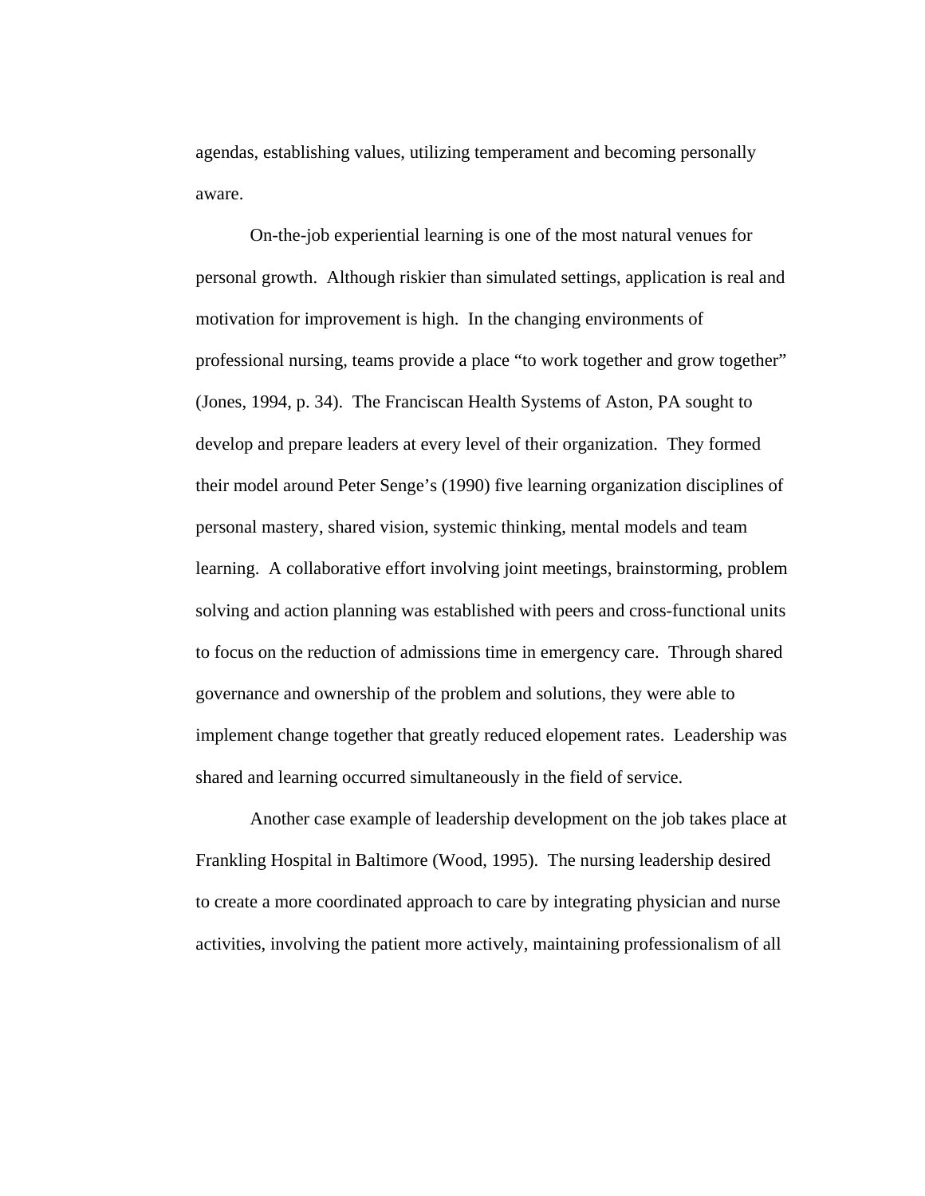agendas, establishing values, utilizing temperament and becoming personally aware.

On-the-job experiential learning is one of the most natural venues for personal growth. Although riskier than simulated settings, application is real and motivation for improvement is high. In the changing environments of professional nursing, teams provide a place "to work together and grow together" (Jones, 1994, p. 34). The Franciscan Health Systems of Aston, PA sought to develop and prepare leaders at every level of their organization. They formed their model around Peter Senge's (1990) five learning organization disciplines of personal mastery, shared vision, systemic thinking, mental models and team learning. A collaborative effort involving joint meetings, brainstorming, problem solving and action planning was established with peers and cross-functional units to focus on the reduction of admissions time in emergency care. Through shared governance and ownership of the problem and solutions, they were able to implement change together that greatly reduced elopement rates. Leadership was shared and learning occurred simultaneously in the field of service.

Another case example of leadership development on the job takes place at Frankling Hospital in Baltimore (Wood, 1995). The nursing leadership desired to create a more coordinated approach to care by integrating physician and nurse activities, involving the patient more actively, maintaining professionalism of all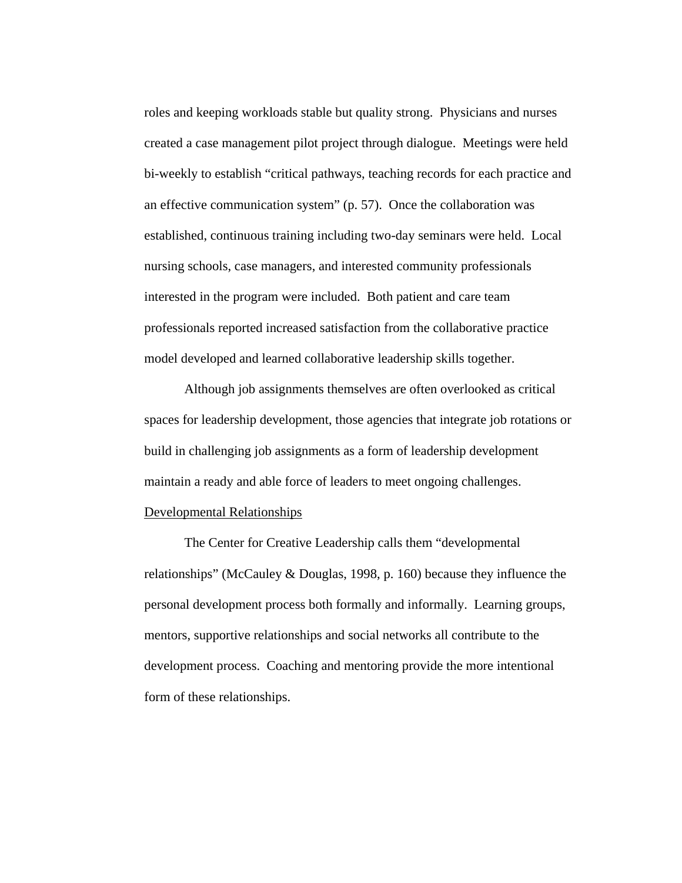roles and keeping workloads stable but quality strong. Physicians and nurses created a case management pilot project through dialogue. Meetings were held bi-weekly to establish "critical pathways, teaching records for each practice and an effective communication system" (p. 57). Once the collaboration was established, continuous training including two-day seminars were held. Local nursing schools, case managers, and interested community professionals interested in the program were included. Both patient and care team professionals reported increased satisfaction from the collaborative practice model developed and learned collaborative leadership skills together.

Although job assignments themselves are often overlooked as critical spaces for leadership development, those agencies that integrate job rotations or build in challenging job assignments as a form of leadership development maintain a ready and able force of leaders to meet ongoing challenges.

<u>Developmental Relationships</u>

The Center for Creative Leadership calls them "developmental relationships" (McCauley & Douglas, 1998, p. 160) because they influence the personal development process both formally and informally. Learning groups, mentors, supportive relationships and social networks all contribute to the development process. Coaching and mentoring provide the more intentional form of these relationships.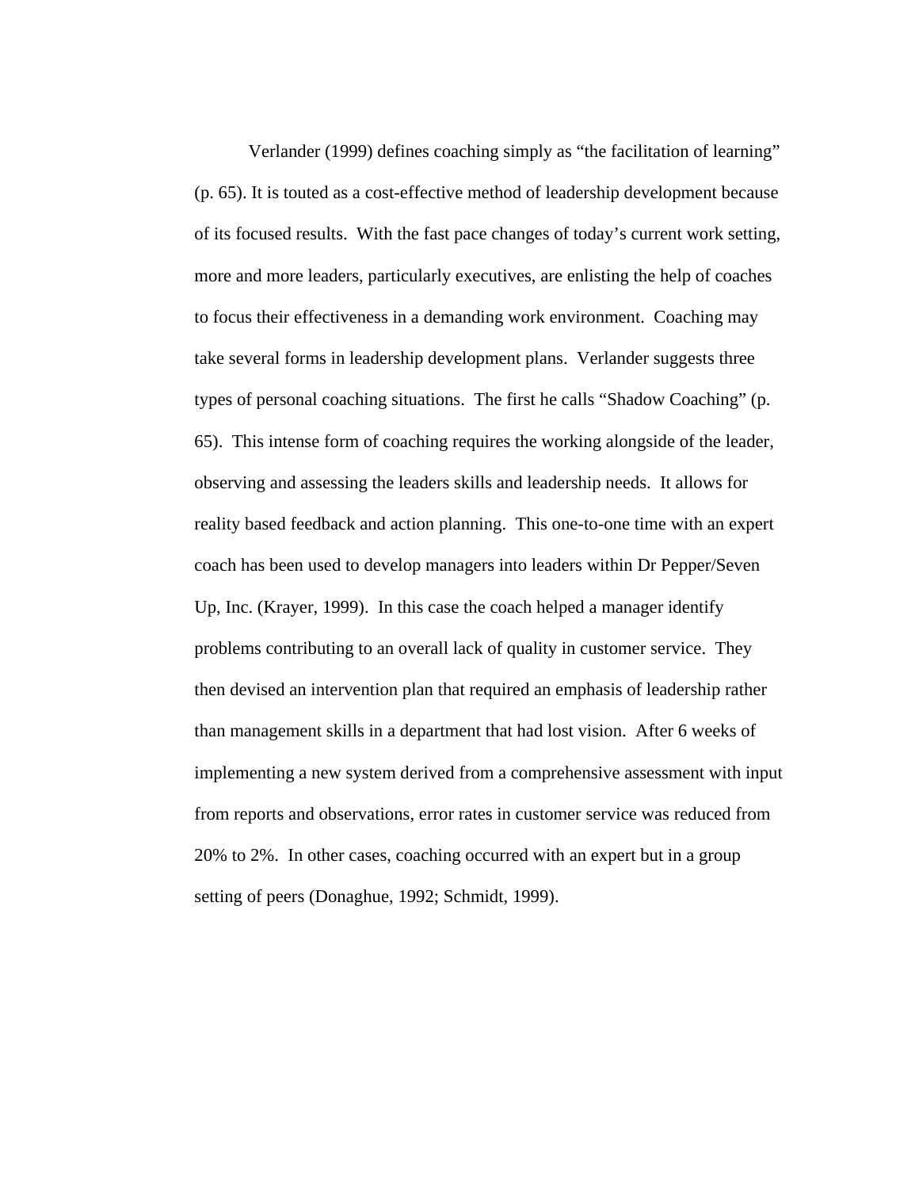Verlander (1999) defines coaching simply as “the facilitation of learning” (p. 65). It is touted as a cost-effective method of leadership development because of its focused results.  With the fast pace changes of today’s current work setting, more and more leaders, particularly executives, are enlisting the help of coaches to focus their effectiveness in a demanding work environment.  Coaching may take several forms in leadership development plans.  Verlander suggests three types of personal coaching situations.  The first he calls “Shadow Coaching” (p. 65).  This intense form of coaching requires the working alongside of the leader, observing and assessing the leaders skills and leadership needs.  It allows for reality based feedback and action planning.  This one-to-one time with an expert coach has been used to develop managers into leaders within Dr Pepper/Seven Up, Inc. (Krayer, 1999).  In this case the coach helped a manager identify problems contributing to an overall lack of quality in customer service.  They then devised an intervention plan that required an emphasis of leadership rather than management skills in a department that had lost vision.  After 6 weeks of implementing a new system derived from a comprehensive assessment with input from reports and observations, error rates in customer service was reduced from 20% to 2%.  In other cases, coaching occurred with an expert but in a group setting of peers (Donaghue, 1992; Schmidt, 1999).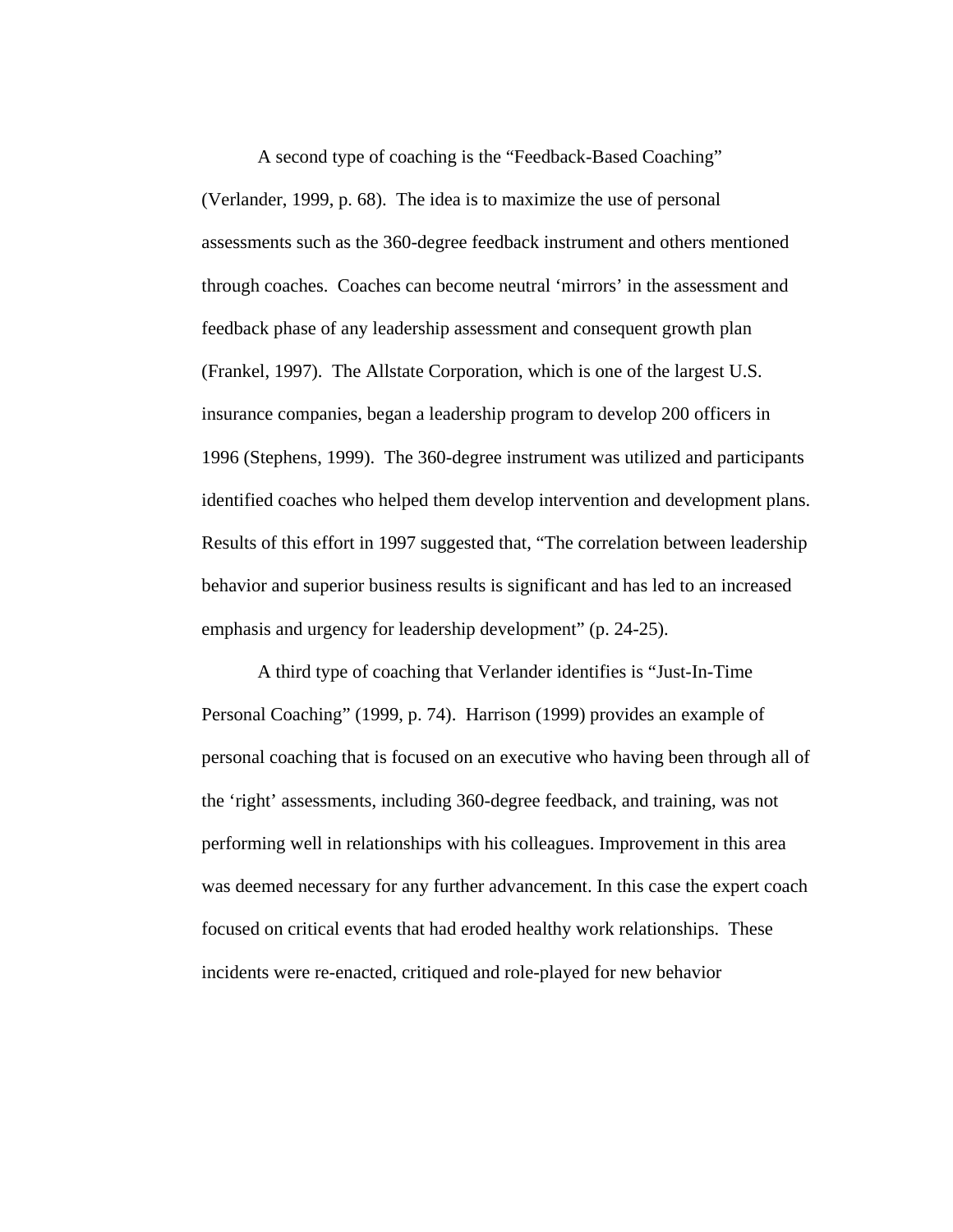A second type of coaching is the "Feedback-Based Coaching" (Verlander, 1999, p. 68). The idea is to maximize the use of personal assessments such as the 360-degree feedback instrument and others mentioned through coaches. Coaches can become neutral 'mirrors' in the assessment and feedback phase of any leadership assessment and consequent growth plan (Frankel, 1997). The Allstate Corporation, which is one of the largest U.S. insurance companies, began a leadership program to develop 200 officers in 1996 (Stephens, 1999). The 360-degree instrument was utilized and participants identified coaches who helped them develop intervention and development plans. Results of this effort in 1997 suggested that, "The correlation between leadership behavior and superior business results is significant and has led to an increased emphasis and urgency for leadership development" (p. 24-25).

A third type of coaching that Verlander identifies is "Just-In-Time Personal Coaching" (1999, p. 74). Harrison (1999) provides an example of personal coaching that is focused on an executive who having been through all of the 'right' assessments, including 360-degree feedback, and training, was not performing well in relationships with his colleagues. Improvement in this area was deemed necessary for any further advancement. In this case the expert coach focused on critical events that had eroded healthy work relationships. These incidents were re-enacted, critiqued and role-played for new behavior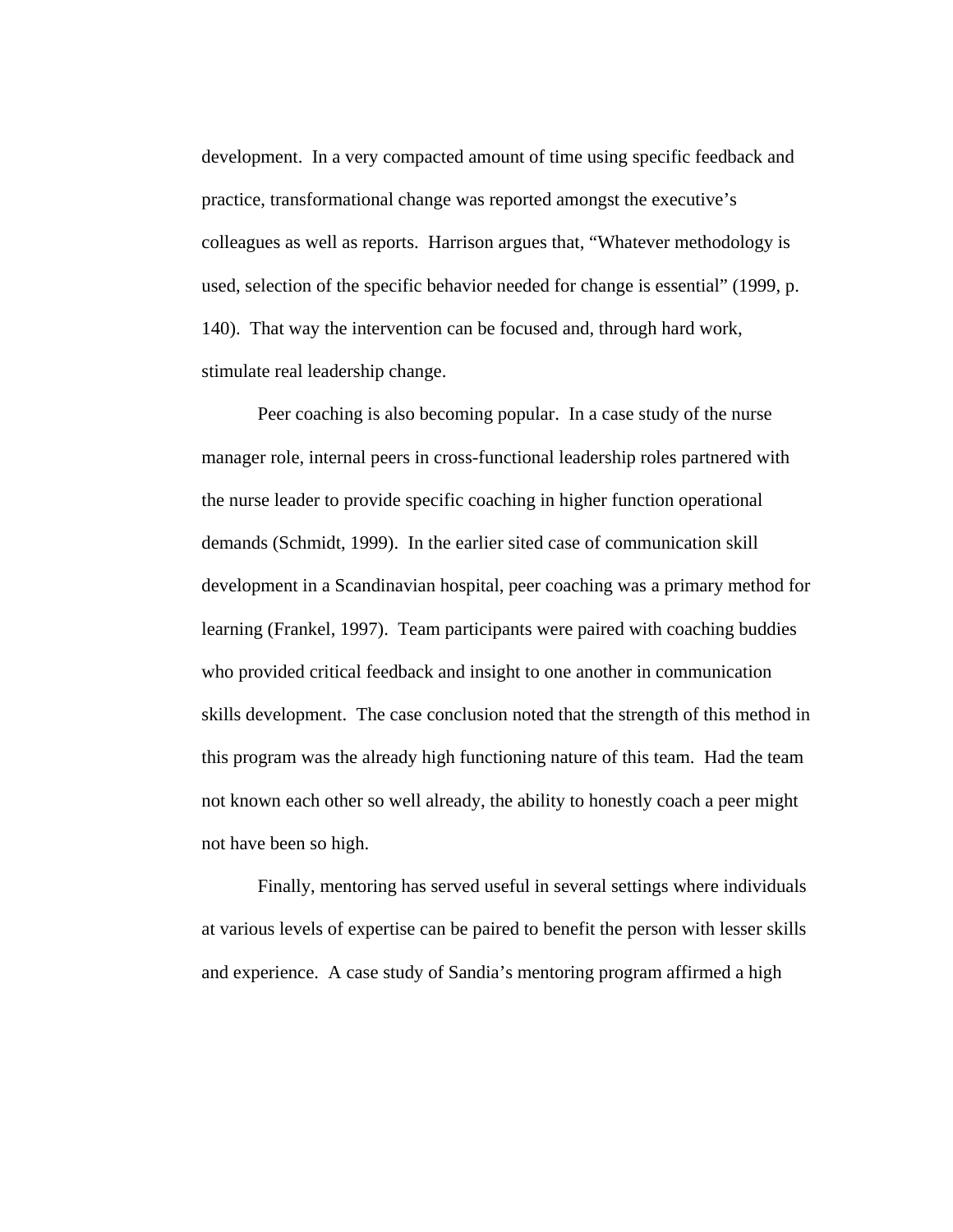development. In a very compacted amount of time using specific feedback and practice, transformational change was reported amongst the executive's colleagues as well as reports. Harrison argues that, "Whatever methodology is used, selection of the specific behavior needed for change is essential" (1999, p. 140). That way the intervention can be focused and, through hard work, stimulate real leadership change.

Peer coaching is also becoming popular. In a case study of the nurse manager role, internal peers in cross-functional leadership roles partnered with the nurse leader to provide specific coaching in higher function operational demands (Schmidt, 1999). In the earlier sited case of communication skill development in a Scandinavian hospital, peer coaching was a primary method for learning (Frankel, 1997). Team participants were paired with coaching buddies who provided critical feedback and insight to one another in communication skills development. The case conclusion noted that the strength of this method in this program was the already high functioning nature of this team. Had the team not known each other so well already, the ability to honestly coach a peer might not have been so high.

Finally, mentoring has served useful in several settings where individuals at various levels of expertise can be paired to benefit the person with lesser skills and experience. A case study of Sandia's mentoring program affirmed a high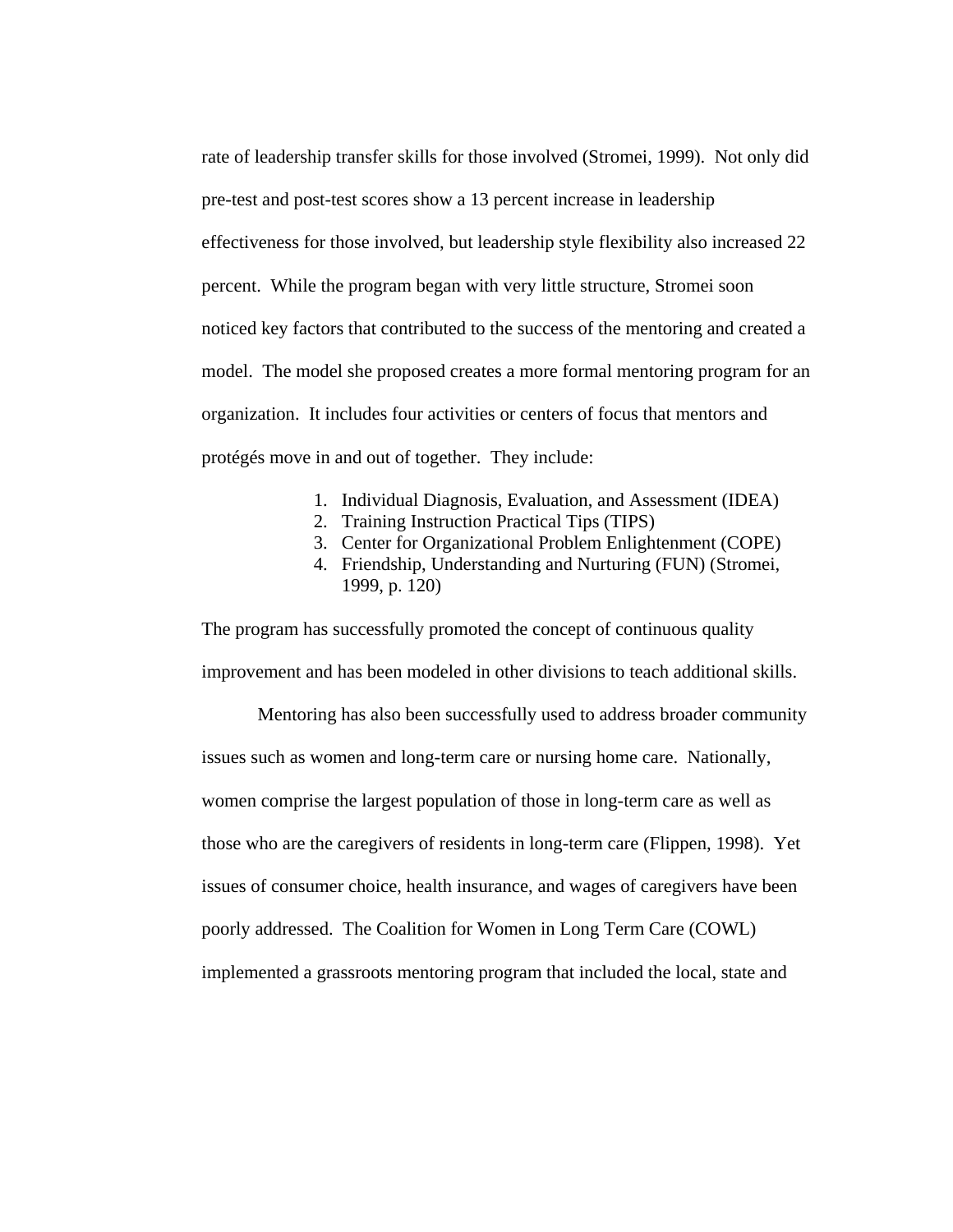rate of leadership transfer skills for those involved (Stromei, 1999). Not only did pre-test and post-test scores show a 13 percent increase in leadership effectiveness for those involved, but leadership style flexibility also increased 22 percent. While the program began with very little structure, Stromei soon noticed key factors that contributed to the success of the mentoring and created a model. The model she proposed creates a more formal mentoring program for an organization. It includes four activities or centers of focus that mentors and protégés move in and out of together. They include:

1. Individual Diagnosis, Evaluation, and Assessment (IDEA)
2. Training Instruction Practical Tips (TIPS)
3. Center for Organizational Problem Enlightenment (COPE)
4. Friendship, Understanding and Nurturing (FUN) (Stromei, 1999, p. 120)

The program has successfully promoted the concept of continuous quality improvement and has been modeled in other divisions to teach additional skills.

Mentoring has also been successfully used to address broader community issues such as women and long-term care or nursing home care. Nationally, women comprise the largest population of those in long-term care as well as those who are the caregivers of residents in long-term care (Flippen, 1998). Yet issues of consumer choice, health insurance, and wages of caregivers have been poorly addressed. The Coalition for Women in Long Term Care (COWL) implemented a grassroots mentoring program that included the local, state and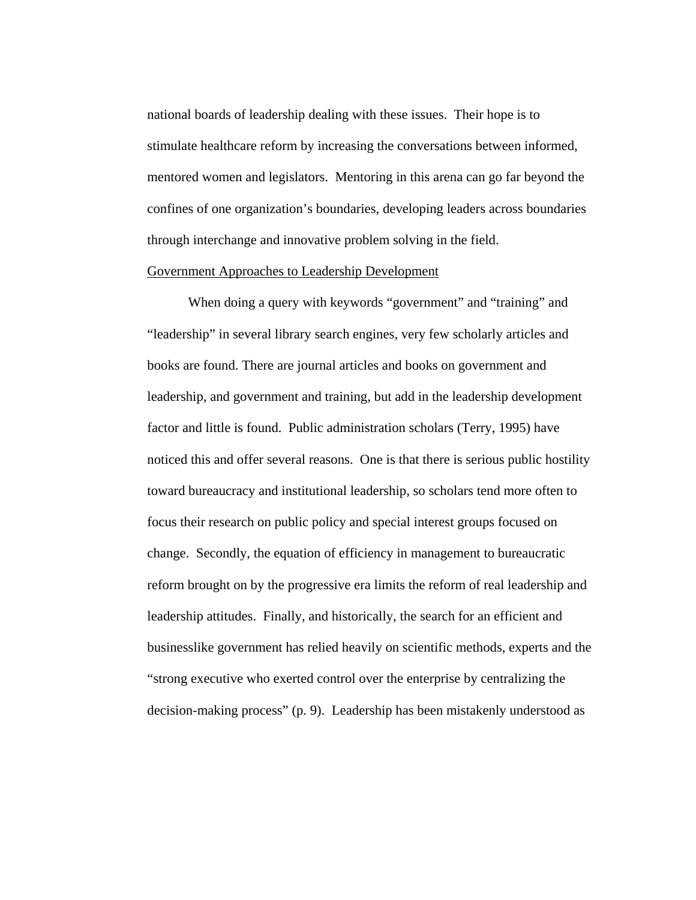national boards of leadership dealing with these issues. Their hope is to stimulate healthcare reform by increasing the conversations between informed, mentored women and legislators. Mentoring in this arena can go far beyond the confines of one organization's boundaries, developing leaders across boundaries through interchange and innovative problem solving in the field.

<u>Government Approaches to Leadership Development</u>

When doing a query with keywords "government" and "training" and "leadership" in several library search engines, very few scholarly articles and books are found. There are journal articles and books on government and leadership, and government and training, but add in the leadership development factor and little is found. Public administration scholars (Terry, 1995) have noticed this and offer several reasons. One is that there is serious public hostility toward bureaucracy and institutional leadership, so scholars tend more often to focus their research on public policy and special interest groups focused on change. Secondly, the equation of efficiency in management to bureaucratic reform brought on by the progressive era limits the reform of real leadership and leadership attitudes. Finally, and historically, the search for an efficient and businesslike government has relied heavily on scientific methods, experts and the "strong executive who exerted control over the enterprise by centralizing the decision-making process" (p. 9). Leadership has been mistakenly understood as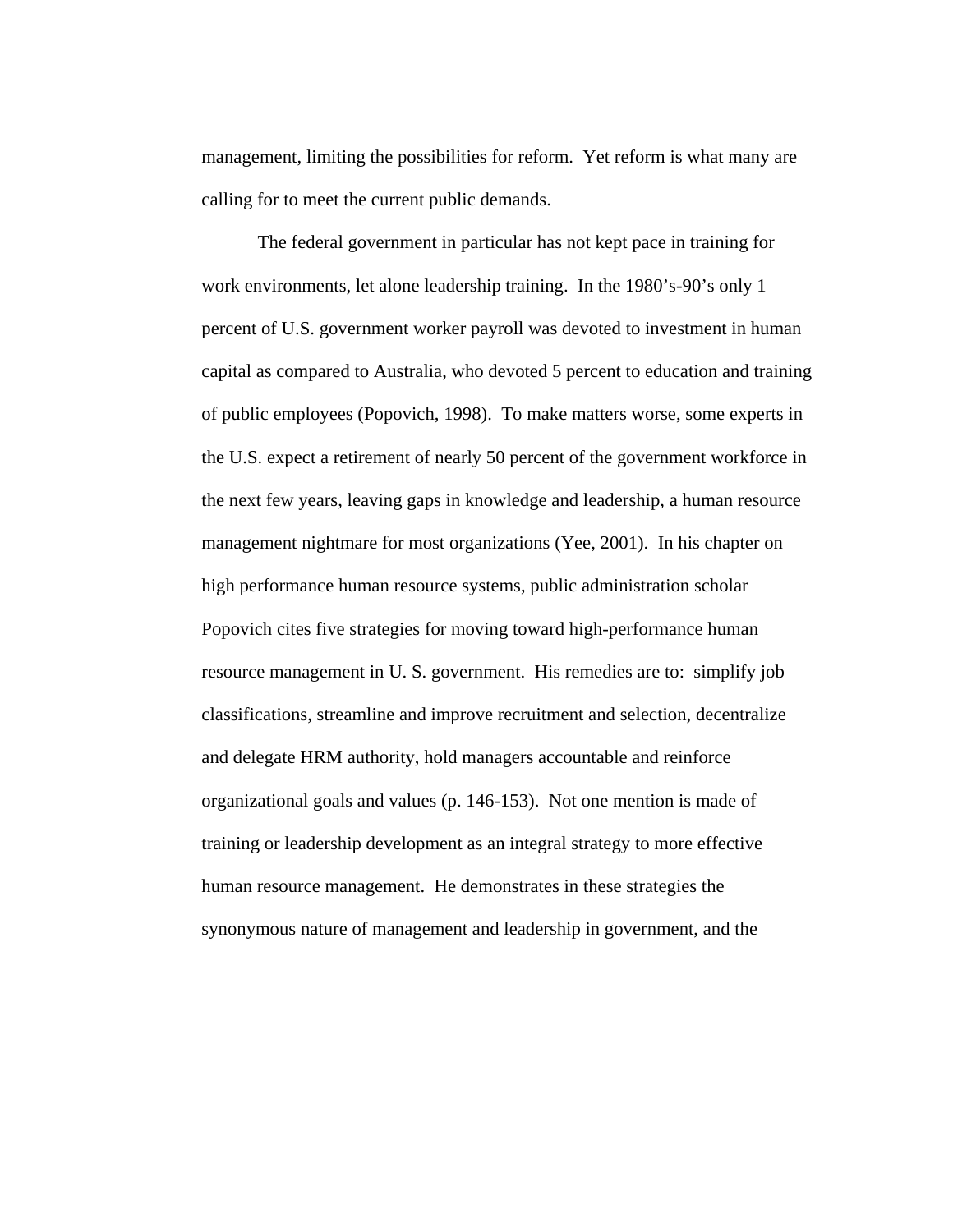management, limiting the possibilities for reform.  Yet reform is what many are calling for to meet the current public demands.

The federal government in particular has not kept pace in training for work environments, let alone leadership training.  In the 1980's-90's only 1 percent of U.S. government worker payroll was devoted to investment in human capital as compared to Australia, who devoted 5 percent to education and training of public employees (Popovich, 1998).  To make matters worse, some experts in the U.S. expect a retirement of nearly 50 percent of the government workforce in the next few years, leaving gaps in knowledge and leadership, a human resource management nightmare for most organizations (Yee, 2001).  In his chapter on high performance human resource systems, public administration scholar Popovich cites five strategies for moving toward high-performance human resource management in U. S. government.  His remedies are to:  simplify job classifications, streamline and improve recruitment and selection, decentralize and delegate HRM authority, hold managers accountable and reinforce organizational goals and values (p. 146-153).  Not one mention is made of training or leadership development as an integral strategy to more effective human resource management.  He demonstrates in these strategies the synonymous nature of management and leadership in government, and the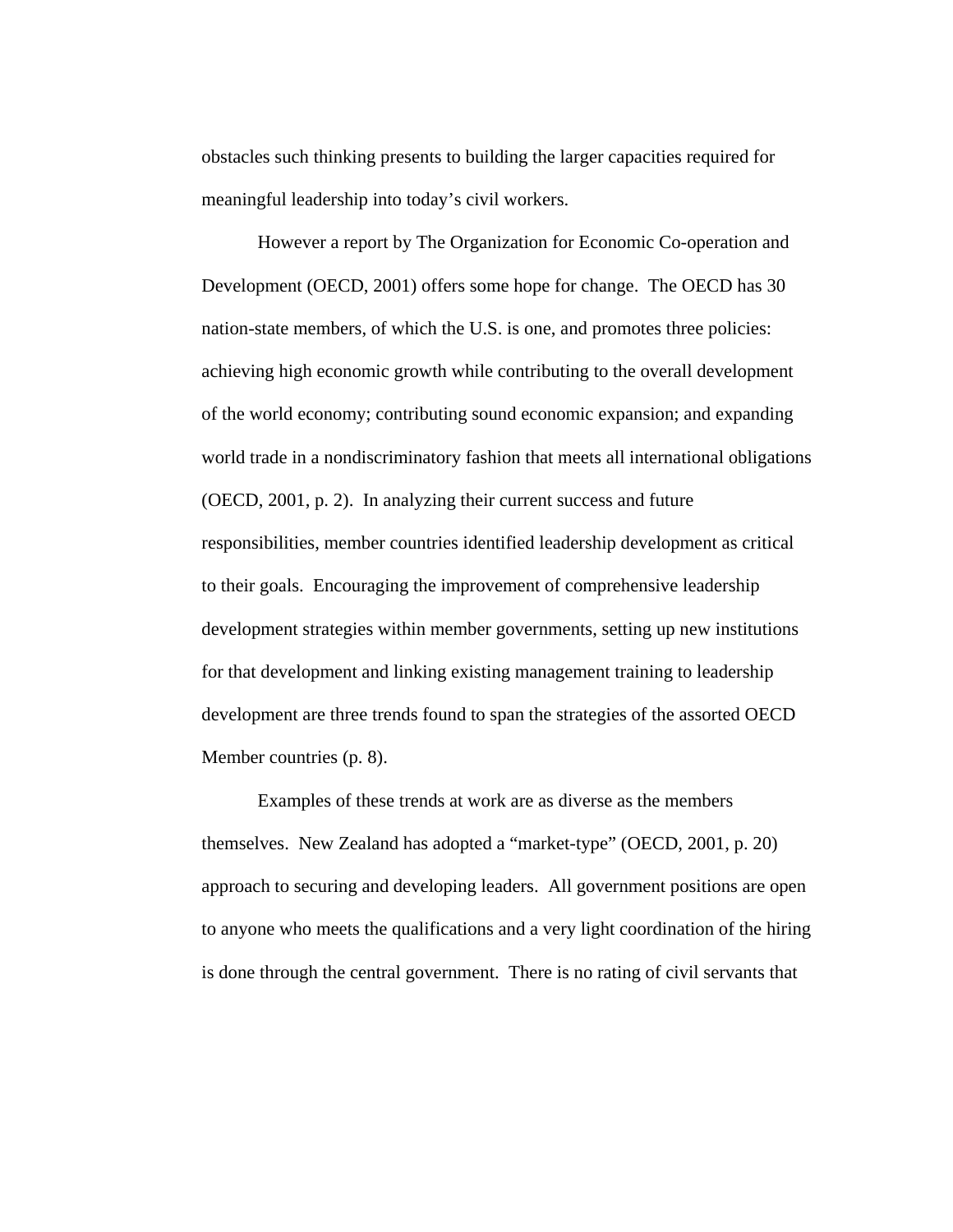obstacles such thinking presents to building the larger capacities required for meaningful leadership into today's civil workers.

However a report by The Organization for Economic Co-operation and Development (OECD, 2001) offers some hope for change. The OECD has 30 nation-state members, of which the U.S. is one, and promotes three policies: achieving high economic growth while contributing to the overall development of the world economy; contributing sound economic expansion; and expanding world trade in a nondiscriminatory fashion that meets all international obligations (OECD, 2001, p. 2). In analyzing their current success and future responsibilities, member countries identified leadership development as critical to their goals. Encouraging the improvement of comprehensive leadership development strategies within member governments, setting up new institutions for that development and linking existing management training to leadership development are three trends found to span the strategies of the assorted OECD Member countries (p. 8).

Examples of these trends at work are as diverse as the members themselves. New Zealand has adopted a "market-type" (OECD, 2001, p. 20) approach to securing and developing leaders. All government positions are open to anyone who meets the qualifications and a very light coordination of the hiring is done through the central government. There is no rating of civil servants that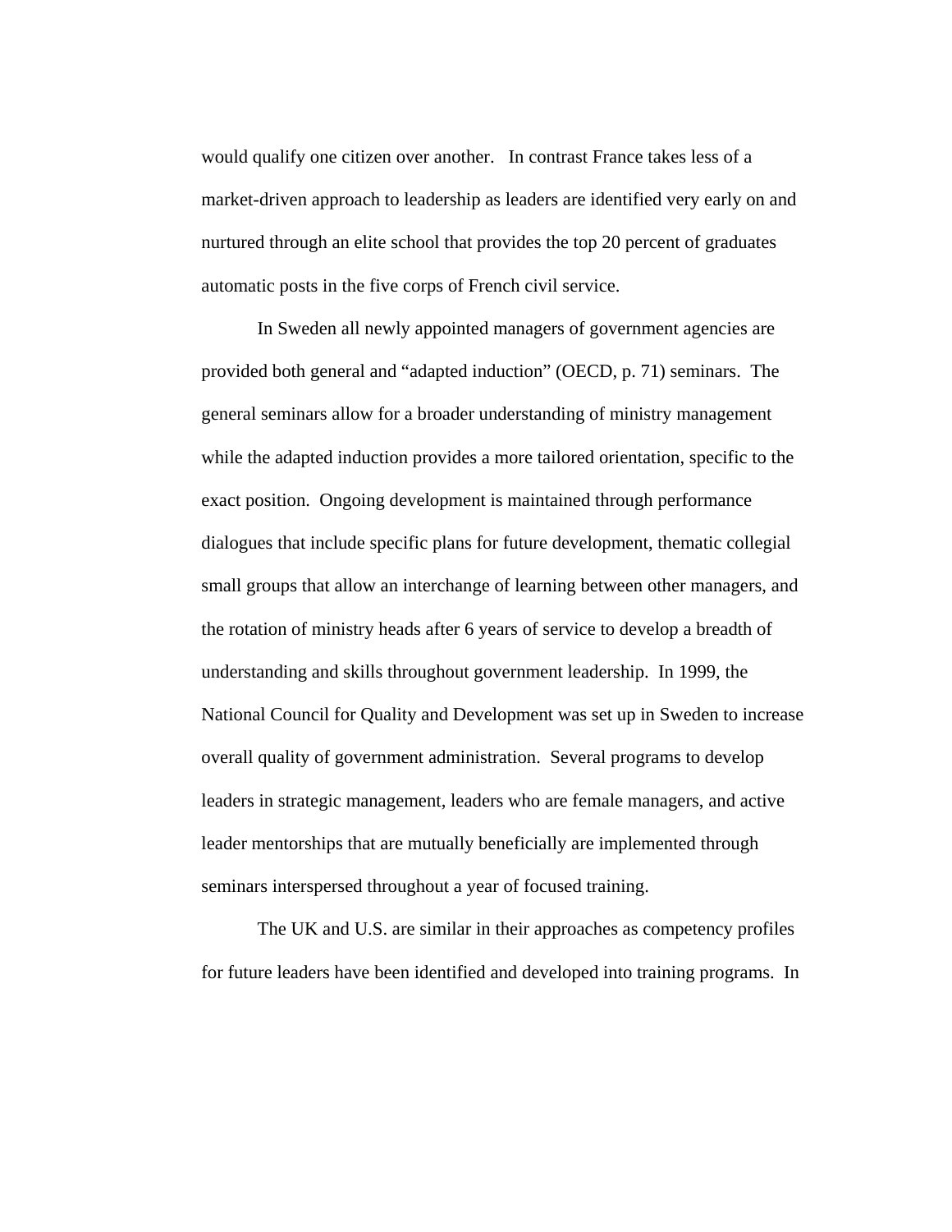would qualify one citizen over another. In contrast France takes less of a market-driven approach to leadership as leaders are identified very early on and nurtured through an elite school that provides the top 20 percent of graduates automatic posts in the five corps of French civil service.

In Sweden all newly appointed managers of government agencies are provided both general and "adapted induction" (OECD, p. 71) seminars. The general seminars allow for a broader understanding of ministry management while the adapted induction provides a more tailored orientation, specific to the exact position. Ongoing development is maintained through performance dialogues that include specific plans for future development, thematic collegial small groups that allow an interchange of learning between other managers, and the rotation of ministry heads after 6 years of service to develop a breadth of understanding and skills throughout government leadership. In 1999, the National Council for Quality and Development was set up in Sweden to increase overall quality of government administration. Several programs to develop leaders in strategic management, leaders who are female managers, and active leader mentorships that are mutually beneficially are implemented through seminars interspersed throughout a year of focused training.

The UK and U.S. are similar in their approaches as competency profiles for future leaders have been identified and developed into training programs. In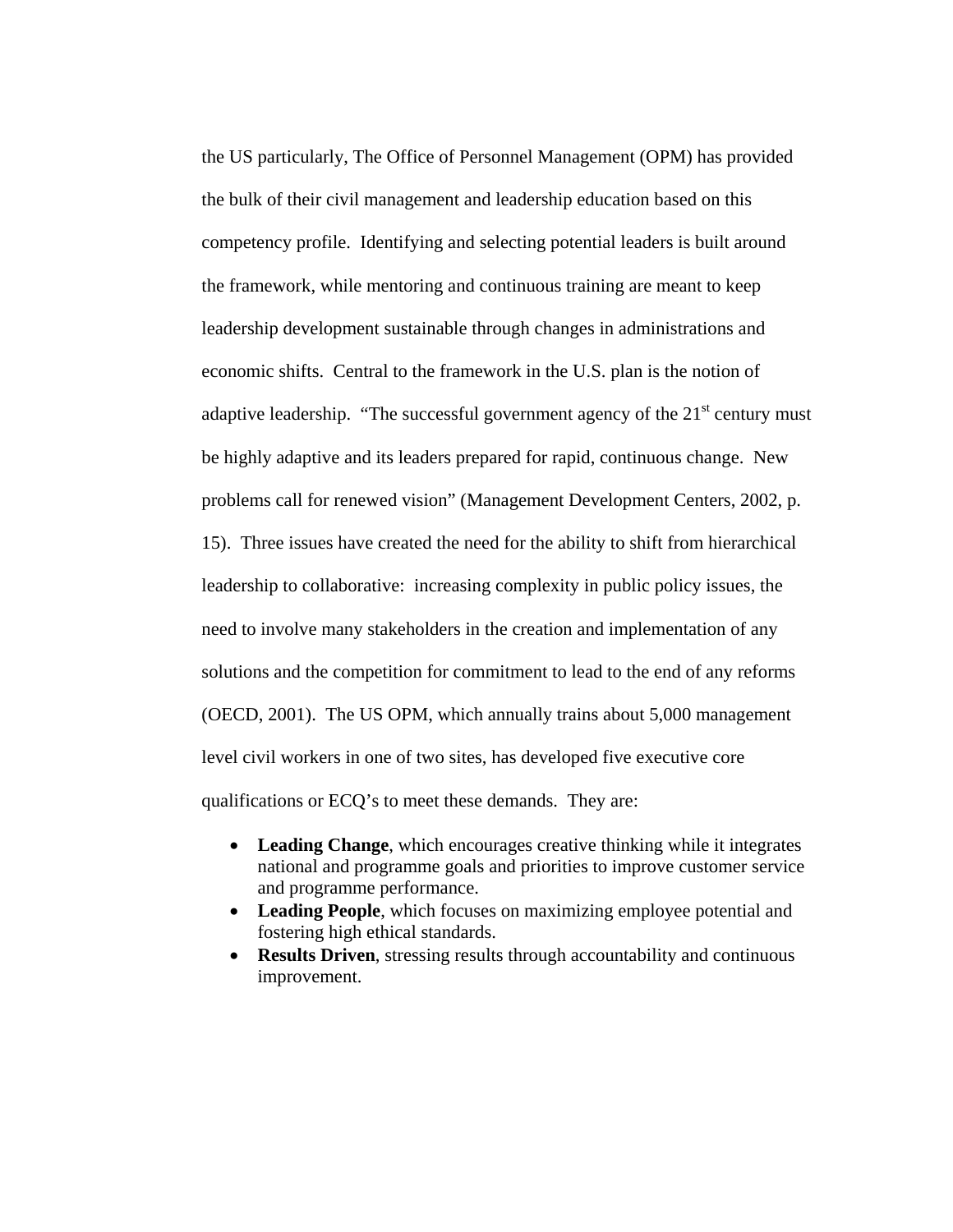the US particularly, The Office of Personnel Management (OPM) has provided the bulk of their civil management and leadership education based on this competency profile. Identifying and selecting potential leaders is built around the framework, while mentoring and continuous training are meant to keep leadership development sustainable through changes in administrations and economic shifts. Central to the framework in the U.S. plan is the notion of adaptive leadership. "The successful government agency of the 21st century must be highly adaptive and its leaders prepared for rapid, continuous change. New problems call for renewed vision" (Management Development Centers, 2002, p. 15). Three issues have created the need for the ability to shift from hierarchical leadership to collaborative: increasing complexity in public policy issues, the need to involve many stakeholders in the creation and implementation of any solutions and the competition for commitment to lead to the end of any reforms (OECD, 2001). The US OPM, which annually trains about 5,000 management level civil workers in one of two sites, has developed five executive core qualifications or ECQ's to meet these demands. They are:

- **Leading Change**, which encourages creative thinking while it integrates national and programme goals and priorities to improve customer service and programme performance.
- **Leading People**, which focuses on maximizing employee potential and fostering high ethical standards.
- **Results Driven**, stressing results through accountability and continuous improvement.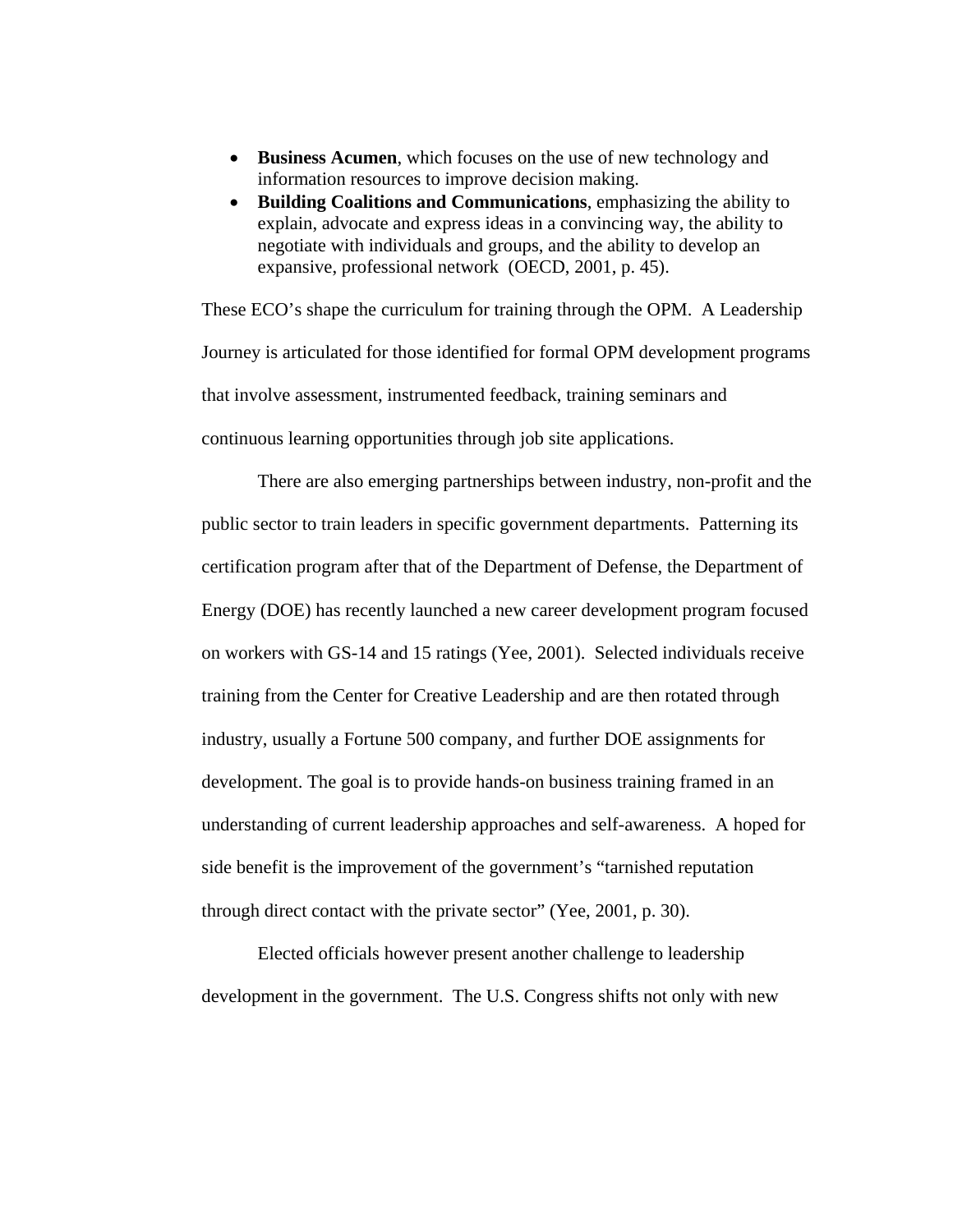- **Business Acumen**, which focuses on the use of new technology and information resources to improve decision making.
- **Building Coalitions and Communications**, emphasizing the ability to explain, advocate and express ideas in a convincing way, the ability to negotiate with individuals and groups, and the ability to develop an expansive, professional network (OECD, 2001, p. 45).

These ECO's shape the curriculum for training through the OPM. A Leadership Journey is articulated for those identified for formal OPM development programs that involve assessment, instrumented feedback, training seminars and continuous learning opportunities through job site applications.

There are also emerging partnerships between industry, non-profit and the public sector to train leaders in specific government departments. Patterning its certification program after that of the Department of Defense, the Department of Energy (DOE) has recently launched a new career development program focused on workers with GS-14 and 15 ratings (Yee, 2001). Selected individuals receive training from the Center for Creative Leadership and are then rotated through industry, usually a Fortune 500 company, and further DOE assignments for development. The goal is to provide hands-on business training framed in an understanding of current leadership approaches and self-awareness. A hoped for side benefit is the improvement of the government's "tarnished reputation through direct contact with the private sector" (Yee, 2001, p. 30).

Elected officials however present another challenge to leadership development in the government. The U.S. Congress shifts not only with new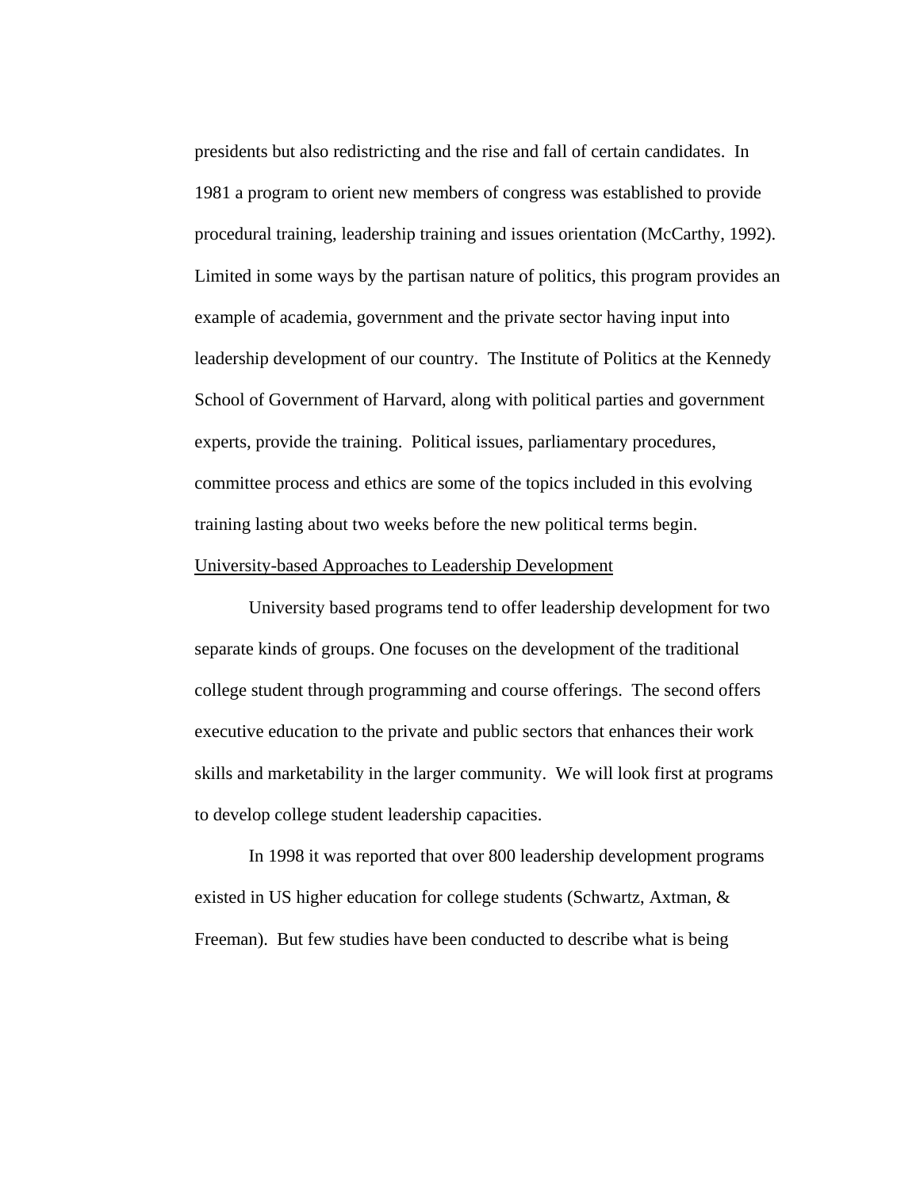presidents but also redistricting and the rise and fall of certain candidates. In 1981 a program to orient new members of congress was established to provide procedural training, leadership training and issues orientation (McCarthy, 1992). Limited in some ways by the partisan nature of politics, this program provides an example of academia, government and the private sector having input into leadership development of our country. The Institute of Politics at the Kennedy School of Government of Harvard, along with political parties and government experts, provide the training. Political issues, parliamentary procedures, committee process and ethics are some of the topics included in this evolving training lasting about two weeks before the new political terms begin.

<u>University-based Approaches to Leadership Development</u>

University based programs tend to offer leadership development for two separate kinds of groups. One focuses on the development of the traditional college student through programming and course offerings. The second offers executive education to the private and public sectors that enhances their work skills and marketability in the larger community. We will look first at programs to develop college student leadership capacities.

In 1998 it was reported that over 800 leadership development programs existed in US higher education for college students (Schwartz, Axtman, & Freeman). But few studies have been conducted to describe what is being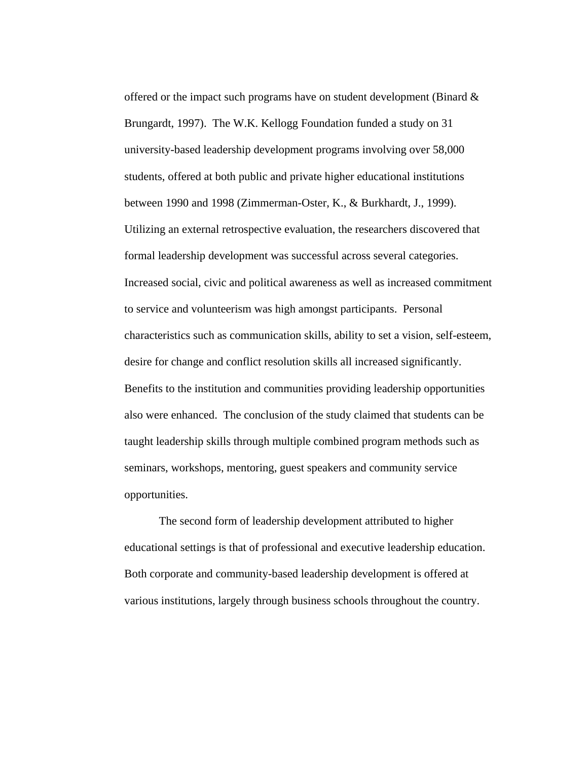offered or the impact such programs have on student development (Binard & Brungardt, 1997). The W.K. Kellogg Foundation funded a study on 31 university-based leadership development programs involving over 58,000 students, offered at both public and private higher educational institutions between 1990 and 1998 (Zimmerman-Oster, K., & Burkhardt, J., 1999). Utilizing an external retrospective evaluation, the researchers discovered that formal leadership development was successful across several categories. Increased social, civic and political awareness as well as increased commitment to service and volunteerism was high amongst participants. Personal characteristics such as communication skills, ability to set a vision, self-esteem, desire for change and conflict resolution skills all increased significantly. Benefits to the institution and communities providing leadership opportunities also were enhanced. The conclusion of the study claimed that students can be taught leadership skills through multiple combined program methods such as seminars, workshops, mentoring, guest speakers and community service opportunities.

The second form of leadership development attributed to higher educational settings is that of professional and executive leadership education. Both corporate and community-based leadership development is offered at various institutions, largely through business schools throughout the country.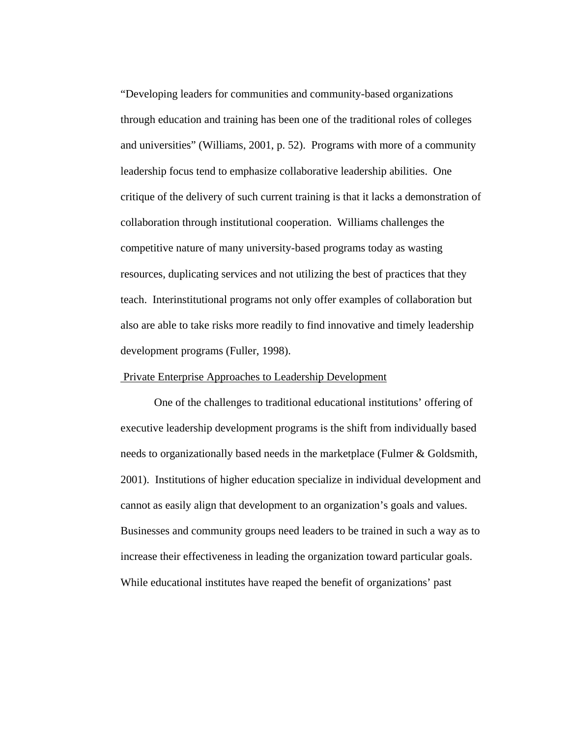"Developing leaders for communities and community-based organizations through education and training has been one of the traditional roles of colleges and universities" (Williams, 2001, p. 52). Programs with more of a community leadership focus tend to emphasize collaborative leadership abilities. One critique of the delivery of such current training is that it lacks a demonstration of collaboration through institutional cooperation. Williams challenges the competitive nature of many university-based programs today as wasting resources, duplicating services and not utilizing the best of practices that they teach. Interinstitutional programs not only offer examples of collaboration but also are able to take risks more readily to find innovative and timely leadership development programs (Fuller, 1998).

### Private Enterprise Approaches to Leadership Development

One of the challenges to traditional educational institutions' offering of executive leadership development programs is the shift from individually based needs to organizationally based needs in the marketplace (Fulmer & Goldsmith, 2001). Institutions of higher education specialize in individual development and cannot as easily align that development to an organization's goals and values. Businesses and community groups need leaders to be trained in such a way as to increase their effectiveness in leading the organization toward particular goals. While educational institutes have reaped the benefit of organizations' past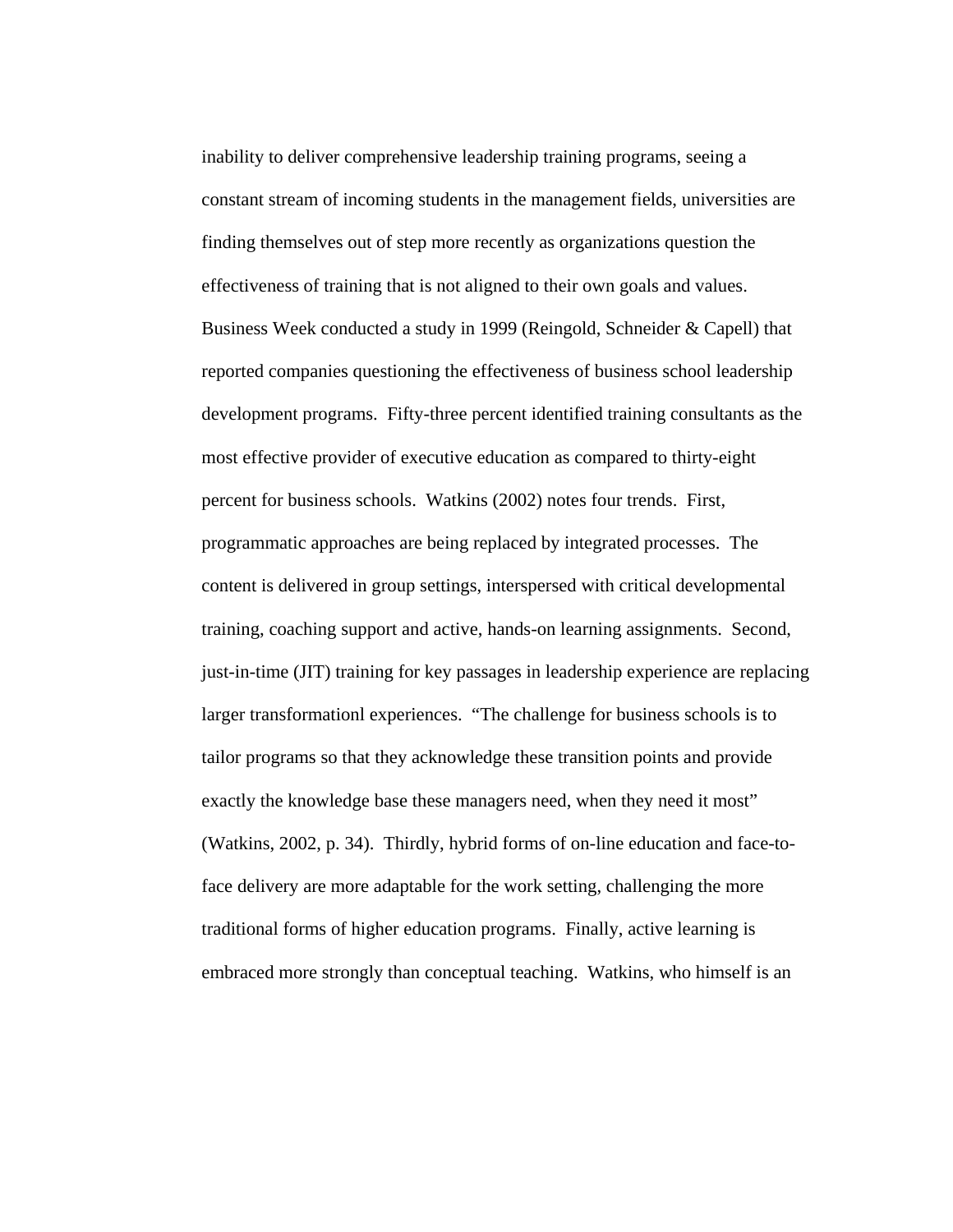inability to deliver comprehensive leadership training programs, seeing a constant stream of incoming students in the management fields, universities are finding themselves out of step more recently as organizations question the effectiveness of training that is not aligned to their own goals and values. Business Week conducted a study in 1999 (Reingold, Schneider & Capell) that reported companies questioning the effectiveness of business school leadership development programs. Fifty-three percent identified training consultants as the most effective provider of executive education as compared to thirty-eight percent for business schools. Watkins (2002) notes four trends. First, programmatic approaches are being replaced by integrated processes. The content is delivered in group settings, interspersed with critical developmental training, coaching support and active, hands-on learning assignments. Second, just-in-time (JIT) training for key passages in leadership experience are replacing larger transformationl experiences. "The challenge for business schools is to tailor programs so that they acknowledge these transition points and provide exactly the knowledge base these managers need, when they need it most" (Watkins, 2002, p. 34). Thirdly, hybrid forms of on-line education and face-to-face delivery are more adaptable for the work setting, challenging the more traditional forms of higher education programs. Finally, active learning is embraced more strongly than conceptual teaching. Watkins, who himself is an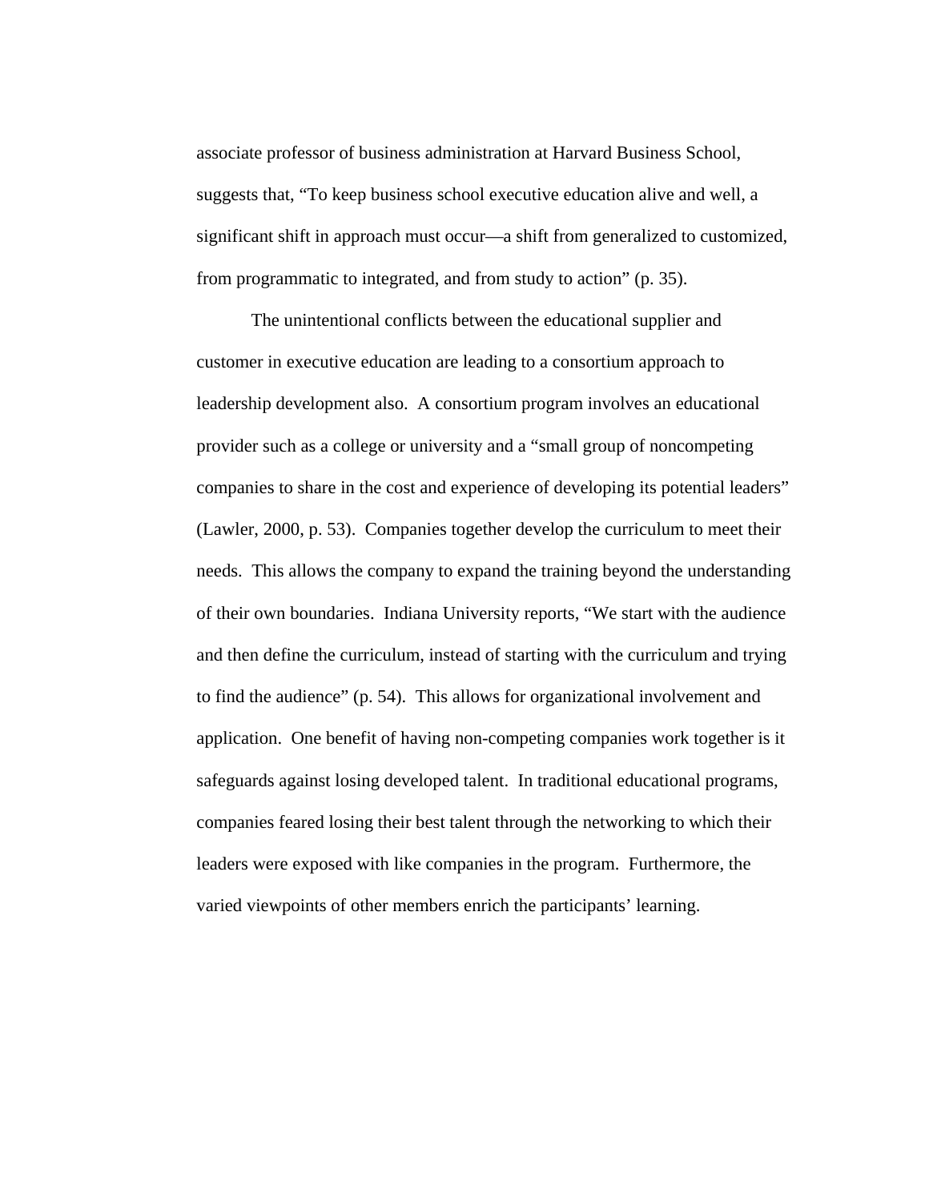associate professor of business administration at Harvard Business School, suggests that, "To keep business school executive education alive and well, a significant shift in approach must occur—a shift from generalized to customized, from programmatic to integrated, and from study to action" (p. 35).

The unintentional conflicts between the educational supplier and customer in executive education are leading to a consortium approach to leadership development also. A consortium program involves an educational provider such as a college or university and a "small group of noncompeting companies to share in the cost and experience of developing its potential leaders" (Lawler, 2000, p. 53). Companies together develop the curriculum to meet their needs. This allows the company to expand the training beyond the understanding of their own boundaries. Indiana University reports, "We start with the audience and then define the curriculum, instead of starting with the curriculum and trying to find the audience" (p. 54). This allows for organizational involvement and application. One benefit of having non-competing companies work together is it safeguards against losing developed talent. In traditional educational programs, companies feared losing their best talent through the networking to which their leaders were exposed with like companies in the program. Furthermore, the varied viewpoints of other members enrich the participants' learning.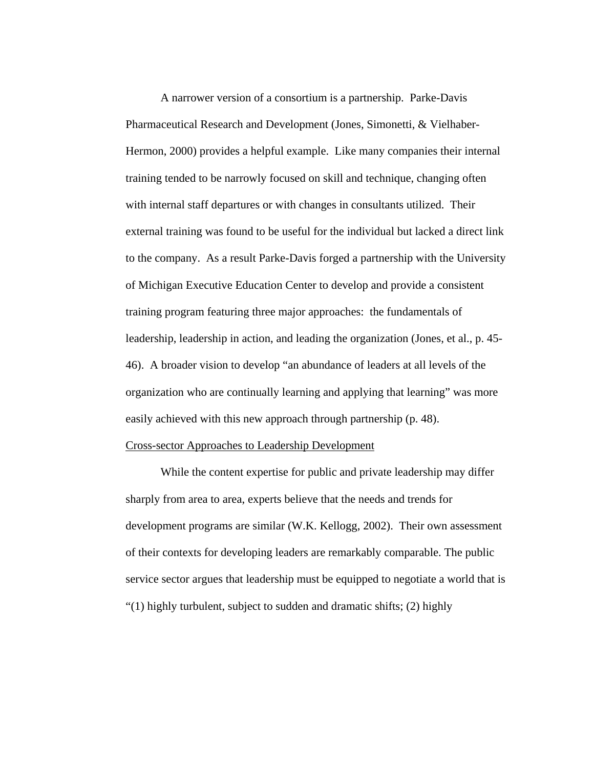A narrower version of a consortium is a partnership. Parke-Davis Pharmaceutical Research and Development (Jones, Simonetti, & Vielhaber-Hermon, 2000) provides a helpful example. Like many companies their internal training tended to be narrowly focused on skill and technique, changing often with internal staff departures or with changes in consultants utilized. Their external training was found to be useful for the individual but lacked a direct link to the company. As a result Parke-Davis forged a partnership with the University of Michigan Executive Education Center to develop and provide a consistent training program featuring three major approaches: the fundamentals of leadership, leadership in action, and leading the organization (Jones, et al., p. 45-46). A broader vision to develop "an abundance of leaders at all levels of the organization who are continually learning and applying that learning" was more easily achieved with this new approach through partnership (p. 48).

<u>Cross-sector Approaches to Leadership Development</u>

While the content expertise for public and private leadership may differ sharply from area to area, experts believe that the needs and trends for development programs are similar (W.K. Kellogg, 2002). Their own assessment of their contexts for developing leaders are remarkably comparable. The public service sector argues that leadership must be equipped to negotiate a world that is "(1) highly turbulent, subject to sudden and dramatic shifts; (2) highly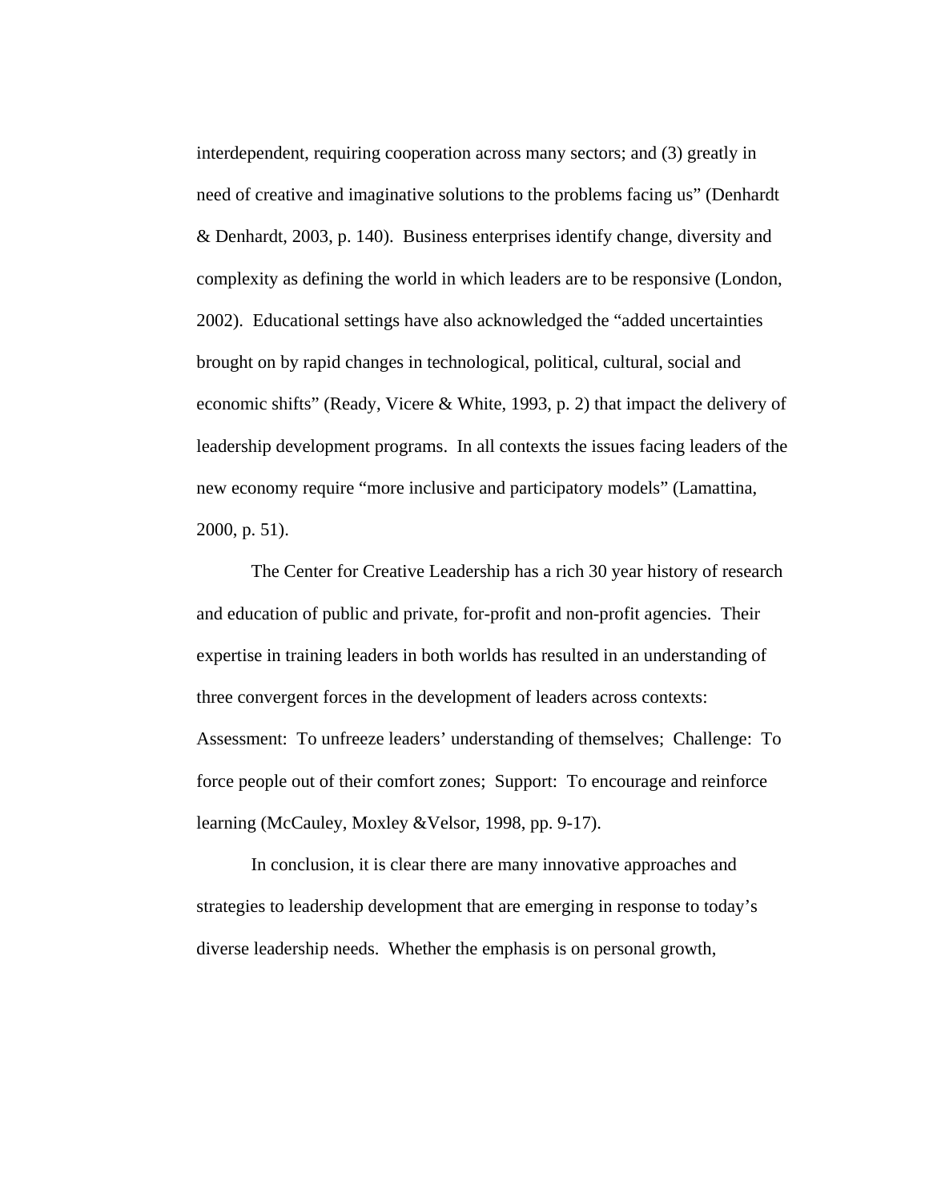interdependent, requiring cooperation across many sectors; and (3) greatly in need of creative and imaginative solutions to the problems facing us" (Denhardt & Denhardt, 2003, p. 140). Business enterprises identify change, diversity and complexity as defining the world in which leaders are to be responsive (London, 2002). Educational settings have also acknowledged the "added uncertainties brought on by rapid changes in technological, political, cultural, social and economic shifts" (Ready, Vicere & White, 1993, p. 2) that impact the delivery of leadership development programs. In all contexts the issues facing leaders of the new economy require "more inclusive and participatory models" (Lamattina, 2000, p. 51).

The Center for Creative Leadership has a rich 30 year history of research and education of public and private, for-profit and non-profit agencies. Their expertise in training leaders in both worlds has resulted in an understanding of three convergent forces in the development of leaders across contexts: Assessment: To unfreeze leaders' understanding of themselves; Challenge: To force people out of their comfort zones; Support: To encourage and reinforce learning (McCauley, Moxley &Velsor, 1998, pp. 9-17).

In conclusion, it is clear there are many innovative approaches and strategies to leadership development that are emerging in response to today's diverse leadership needs. Whether the emphasis is on personal growth,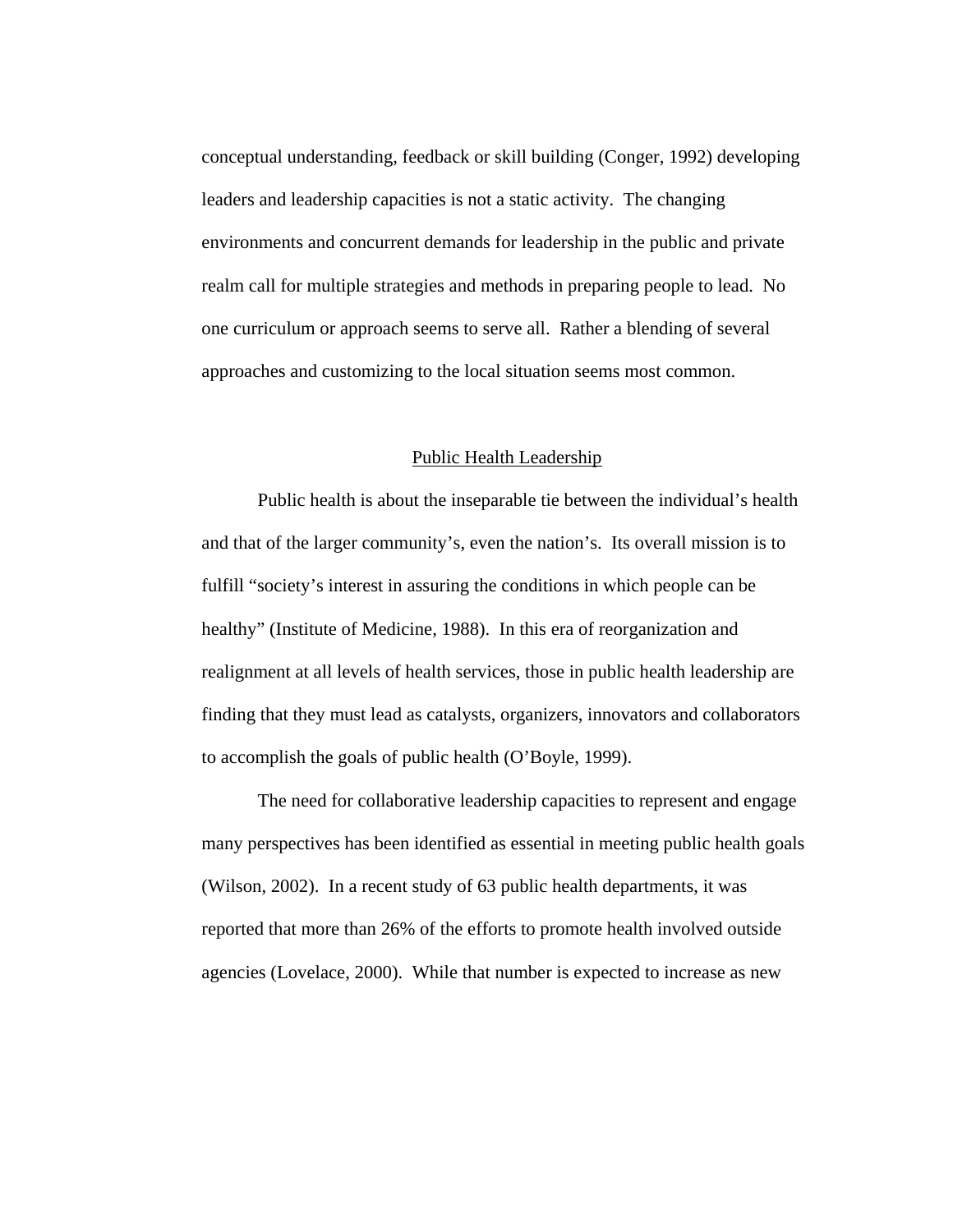conceptual understanding, feedback or skill building (Conger, 1992) developing leaders and leadership capacities is not a static activity. The changing environments and concurrent demands for leadership in the public and private realm call for multiple strategies and methods in preparing people to lead. No one curriculum or approach seems to serve all. Rather a blending of several approaches and customizing to the local situation seems most common.

## Public Health Leadership

Public health is about the inseparable tie between the individual's health and that of the larger community's, even the nation's. Its overall mission is to fulfill "society's interest in assuring the conditions in which people can be healthy" (Institute of Medicine, 1988). In this era of reorganization and realignment at all levels of health services, those in public health leadership are finding that they must lead as catalysts, organizers, innovators and collaborators to accomplish the goals of public health (O'Boyle, 1999).

The need for collaborative leadership capacities to represent and engage many perspectives has been identified as essential in meeting public health goals (Wilson, 2002). In a recent study of 63 public health departments, it was reported that more than 26% of the efforts to promote health involved outside agencies (Lovelace, 2000). While that number is expected to increase as new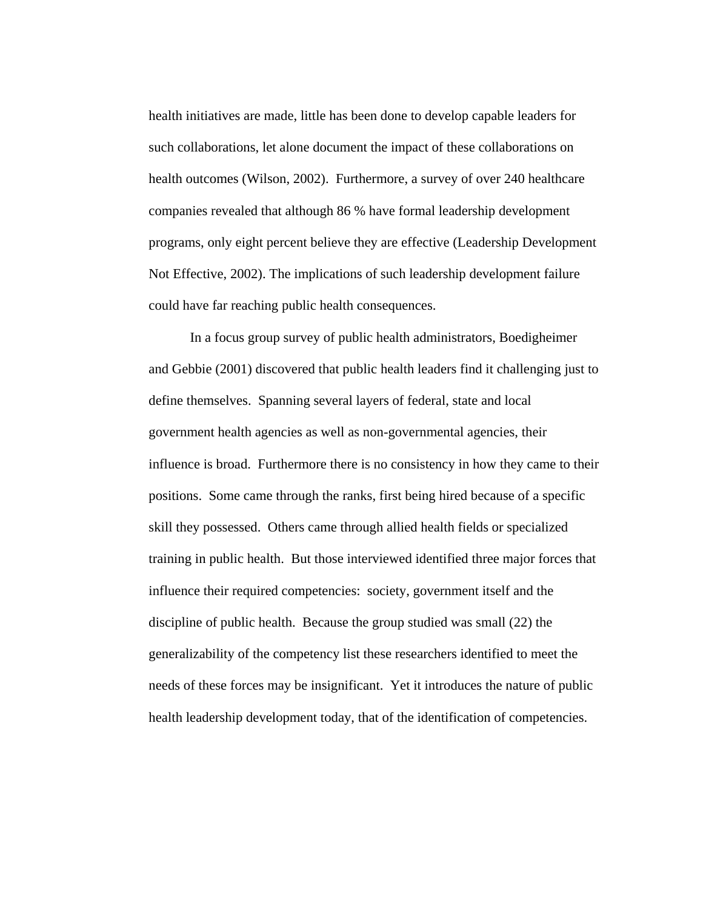health initiatives are made, little has been done to develop capable leaders for such collaborations, let alone document the impact of these collaborations on health outcomes (Wilson, 2002). Furthermore, a survey of over 240 healthcare companies revealed that although 86 % have formal leadership development programs, only eight percent believe they are effective (Leadership Development Not Effective, 2002). The implications of such leadership development failure could have far reaching public health consequences.

In a focus group survey of public health administrators, Boedigheimer and Gebbie (2001) discovered that public health leaders find it challenging just to define themselves. Spanning several layers of federal, state and local government health agencies as well as non-governmental agencies, their influence is broad. Furthermore there is no consistency in how they came to their positions. Some came through the ranks, first being hired because of a specific skill they possessed. Others came through allied health fields or specialized training in public health. But those interviewed identified three major forces that influence their required competencies: society, government itself and the discipline of public health. Because the group studied was small (22) the generalizability of the competency list these researchers identified to meet the needs of these forces may be insignificant. Yet it introduces the nature of public health leadership development today, that of the identification of competencies.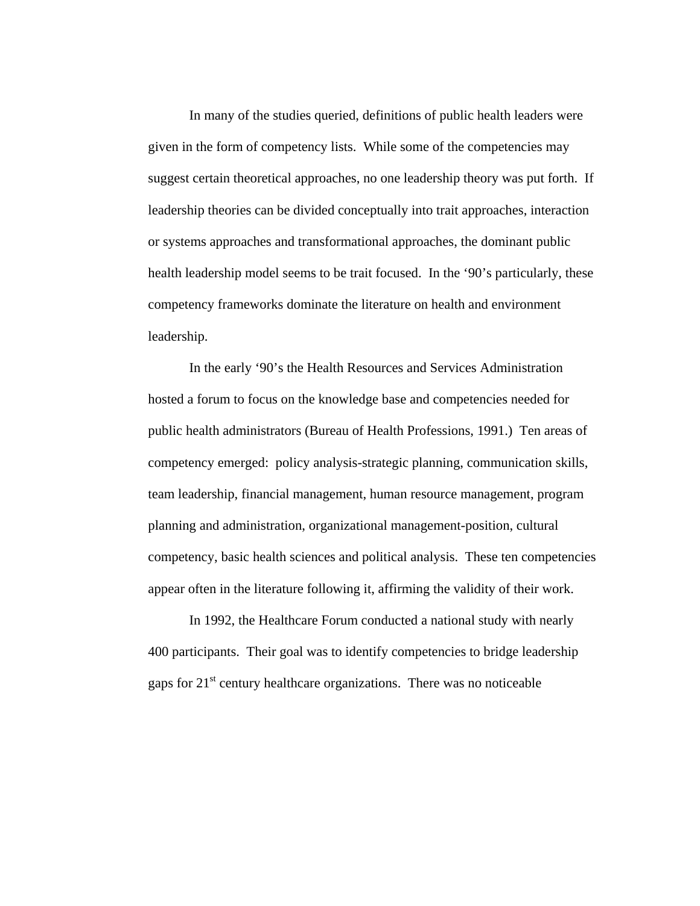In many of the studies queried, definitions of public health leaders were given in the form of competency lists. While some of the competencies may suggest certain theoretical approaches, no one leadership theory was put forth. If leadership theories can be divided conceptually into trait approaches, interaction or systems approaches and transformational approaches, the dominant public health leadership model seems to be trait focused. In the '90's particularly, these competency frameworks dominate the literature on health and environment leadership.

In the early '90's the Health Resources and Services Administration hosted a forum to focus on the knowledge base and competencies needed for public health administrators (Bureau of Health Professions, 1991.) Ten areas of competency emerged: policy analysis-strategic planning, communication skills, team leadership, financial management, human resource management, program planning and administration, organizational management-position, cultural competency, basic health sciences and political analysis. These ten competencies appear often in the literature following it, affirming the validity of their work.

In 1992, the Healthcare Forum conducted a national study with nearly 400 participants. Their goal was to identify competencies to bridge leadership gaps for 21st century healthcare organizations. There was no noticeable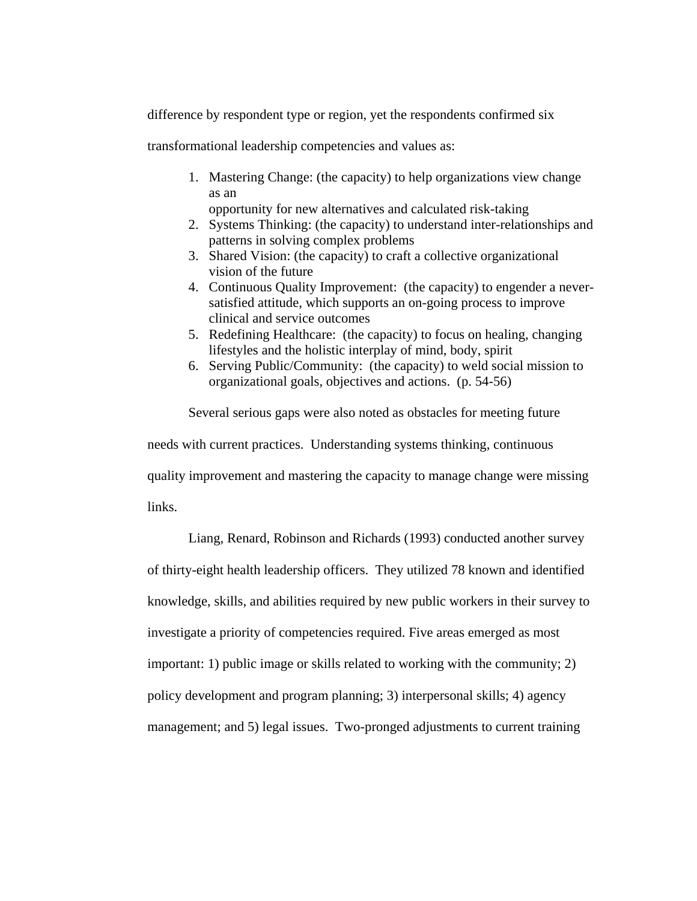difference by respondent type or region, yet the respondents confirmed six transformational leadership competencies and values as:

1. Mastering Change: (the capacity) to help organizations view change as an opportunity for new alternatives and calculated risk-taking
2. Systems Thinking: (the capacity) to understand inter-relationships and patterns in solving complex problems
3. Shared Vision: (the capacity) to craft a collective organizational vision of the future
4. Continuous Quality Improvement: (the capacity) to engender a never-satisfied attitude, which supports an on-going process to improve clinical and service outcomes
5. Redefining Healthcare: (the capacity) to focus on healing, changing lifestyles and the holistic interplay of mind, body, spirit
6. Serving Public/Community: (the capacity) to weld social mission to organizational goals, objectives and actions. (p. 54-56)

Several serious gaps were also noted as obstacles for meeting future needs with current practices. Understanding systems thinking, continuous quality improvement and mastering the capacity to manage change were missing links.

Liang, Renard, Robinson and Richards (1993) conducted another survey of thirty-eight health leadership officers. They utilized 78 known and identified knowledge, skills, and abilities required by new public workers in their survey to investigate a priority of competencies required. Five areas emerged as most important: 1) public image or skills related to working with the community; 2) policy development and program planning; 3) interpersonal skills; 4) agency management; and 5) legal issues. Two-pronged adjustments to current training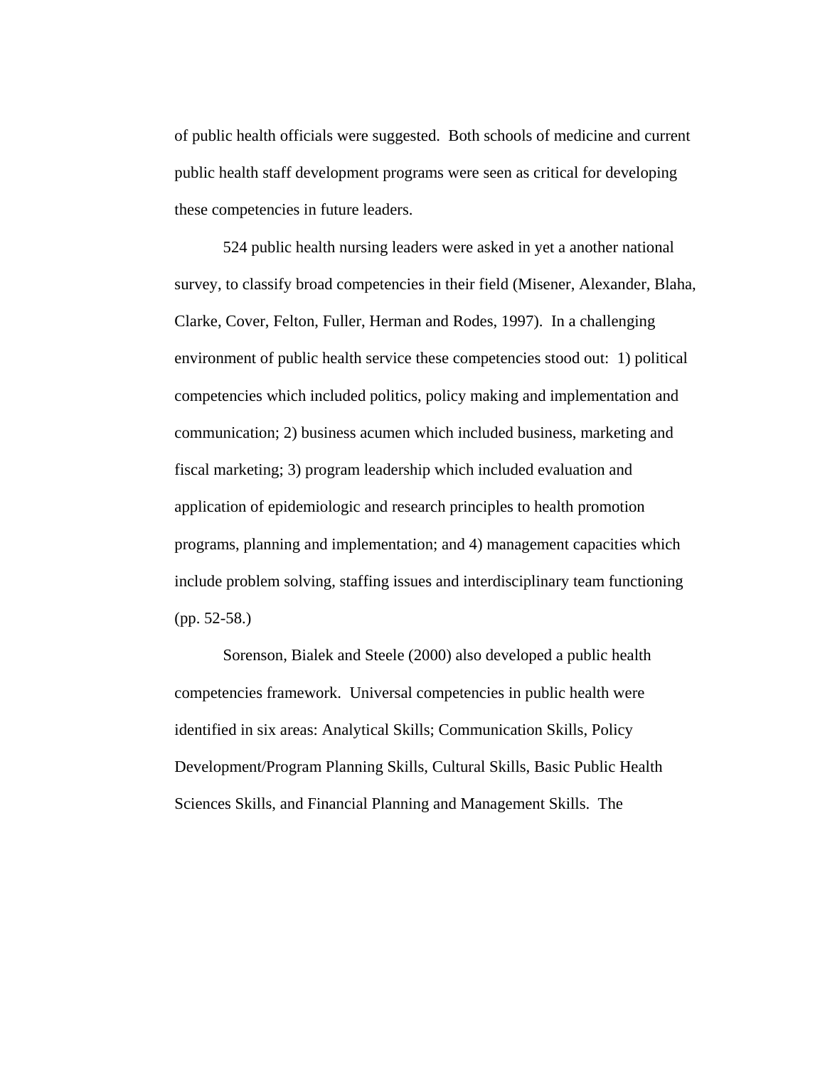of public health officials were suggested.  Both schools of medicine and current public health staff development programs were seen as critical for developing these competencies in future leaders.

524 public health nursing leaders were asked in yet a another national survey, to classify broad competencies in their field (Misener, Alexander, Blaha, Clarke, Cover, Felton, Fuller, Herman and Rodes, 1997).  In a challenging environment of public health service these competencies stood out:  1) political competencies which included politics, policy making and implementation and communication; 2) business acumen which included business, marketing and fiscal marketing; 3) program leadership which included evaluation and application of epidemiologic and research principles to health promotion programs, planning and implementation; and 4) management capacities which include problem solving, staffing issues and interdisciplinary team functioning (pp. 52-58.)

Sorenson, Bialek and Steele (2000) also developed a public health competencies framework.  Universal competencies in public health were identified in six areas: Analytical Skills; Communication Skills, Policy Development/Program Planning Skills, Cultural Skills, Basic Public Health Sciences Skills, and Financial Planning and Management Skills.  The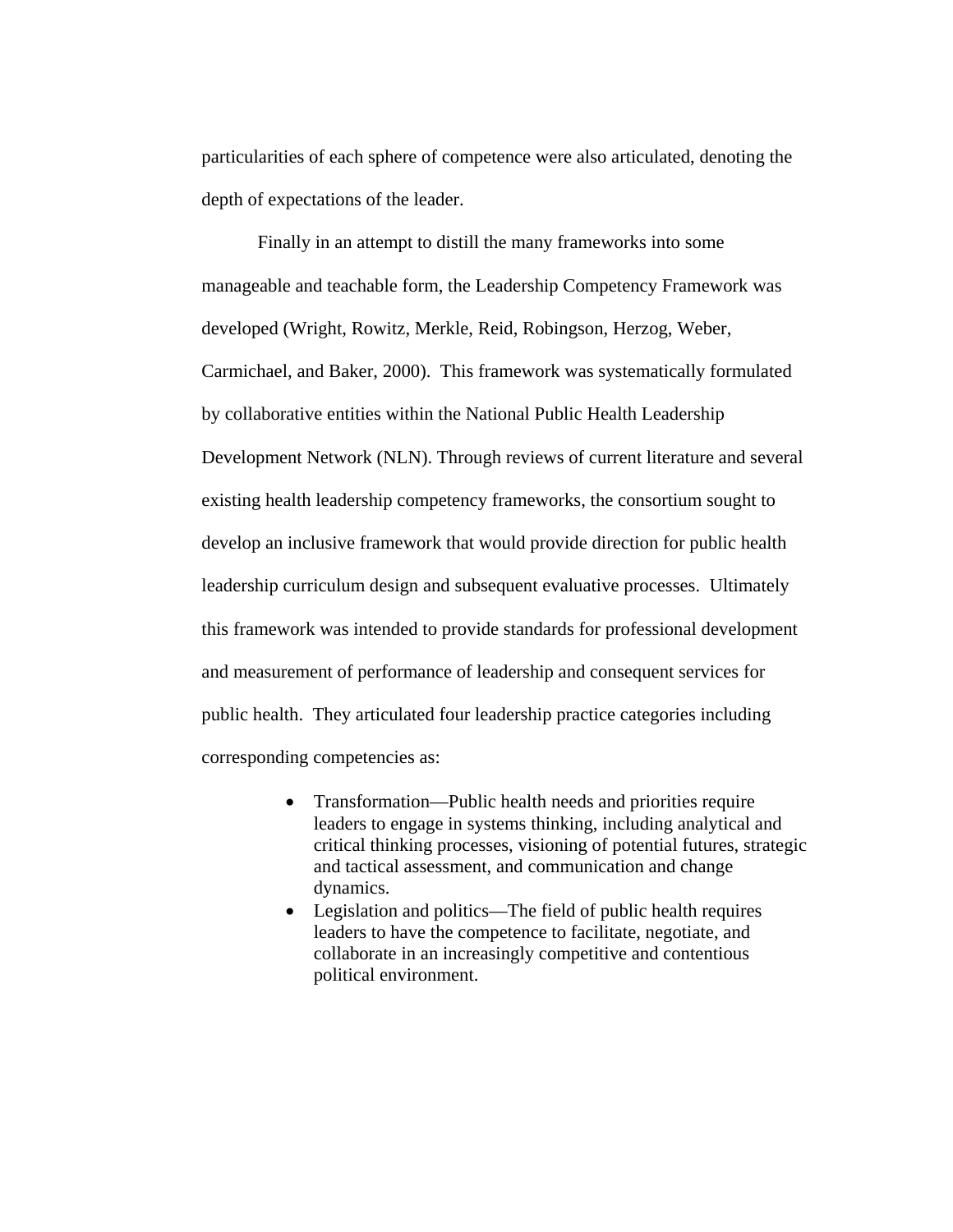particularities of each sphere of competence were also articulated, denoting the depth of expectations of the leader.

Finally in an attempt to distill the many frameworks into some manageable and teachable form, the Leadership Competency Framework was developed (Wright, Rowitz, Merkle, Reid, Robingson, Herzog, Weber, Carmichael, and Baker, 2000). This framework was systematically formulated by collaborative entities within the National Public Health Leadership Development Network (NLN). Through reviews of current literature and several existing health leadership competency frameworks, the consortium sought to develop an inclusive framework that would provide direction for public health leadership curriculum design and subsequent evaluative processes. Ultimately this framework was intended to provide standards for professional development and measurement of performance of leadership and consequent services for public health. They articulated four leadership practice categories including corresponding competencies as:

- Transformation—Public health needs and priorities require leaders to engage in systems thinking, including analytical and critical thinking processes, visioning of potential futures, strategic and tactical assessment, and communication and change dynamics.
- Legislation and politics—The field of public health requires leaders to have the competence to facilitate, negotiate, and collaborate in an increasingly competitive and contentious political environment.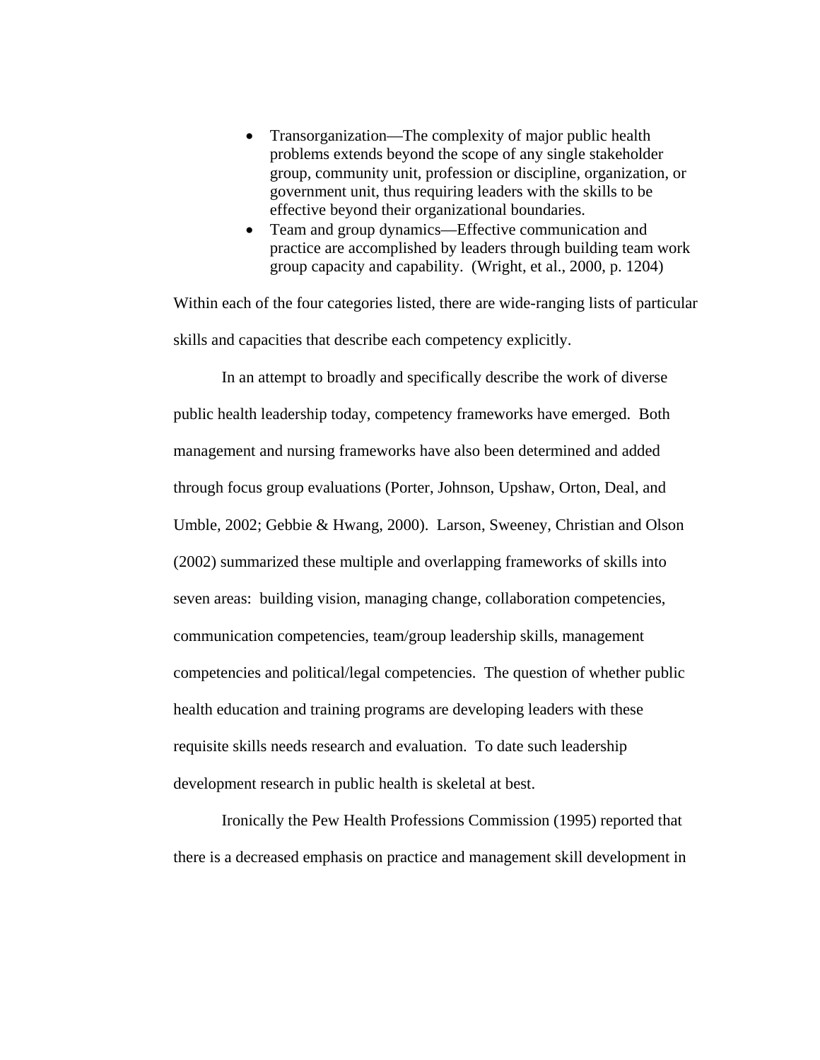- Transorganization—The complexity of major public health problems extends beyond the scope of any single stakeholder group, community unit, profession or discipline, organization, or government unit, thus requiring leaders with the skills to be effective beyond their organizational boundaries.
- Team and group dynamics—Effective communication and practice are accomplished by leaders through building team work group capacity and capability. (Wright, et al., 2000, p. 1204)

Within each of the four categories listed, there are wide-ranging lists of particular skills and capacities that describe each competency explicitly.

In an attempt to broadly and specifically describe the work of diverse public health leadership today, competency frameworks have emerged. Both management and nursing frameworks have also been determined and added through focus group evaluations (Porter, Johnson, Upshaw, Orton, Deal, and Umble, 2002; Gebbie & Hwang, 2000). Larson, Sweeney, Christian and Olson (2002) summarized these multiple and overlapping frameworks of skills into seven areas: building vision, managing change, collaboration competencies, communication competencies, team/group leadership skills, management competencies and political/legal competencies. The question of whether public health education and training programs are developing leaders with these requisite skills needs research and evaluation. To date such leadership development research in public health is skeletal at best.

Ironically the Pew Health Professions Commission (1995) reported that there is a decreased emphasis on practice and management skill development in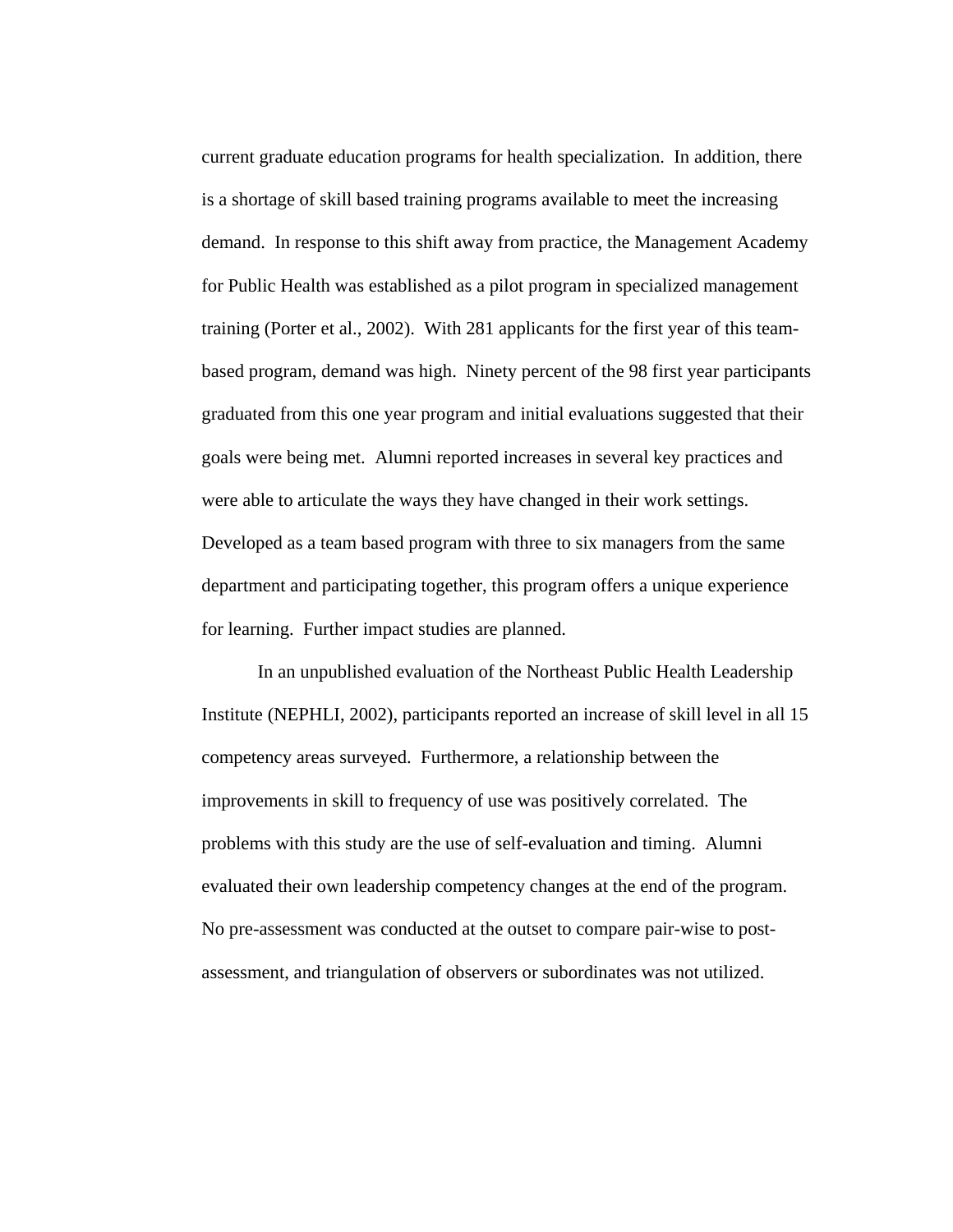current graduate education programs for health specialization. In addition, there is a shortage of skill based training programs available to meet the increasing demand. In response to this shift away from practice, the Management Academy for Public Health was established as a pilot program in specialized management training (Porter et al., 2002). With 281 applicants for the first year of this team-based program, demand was high. Ninety percent of the 98 first year participants graduated from this one year program and initial evaluations suggested that their goals were being met. Alumni reported increases in several key practices and were able to articulate the ways they have changed in their work settings. Developed as a team based program with three to six managers from the same department and participating together, this program offers a unique experience for learning. Further impact studies are planned.

In an unpublished evaluation of the Northeast Public Health Leadership Institute (NEPHLI, 2002), participants reported an increase of skill level in all 15 competency areas surveyed. Furthermore, a relationship between the improvements in skill to frequency of use was positively correlated. The problems with this study are the use of self-evaluation and timing. Alumni evaluated their own leadership competency changes at the end of the program. No pre-assessment was conducted at the outset to compare pair-wise to post-assessment, and triangulation of observers or subordinates was not utilized.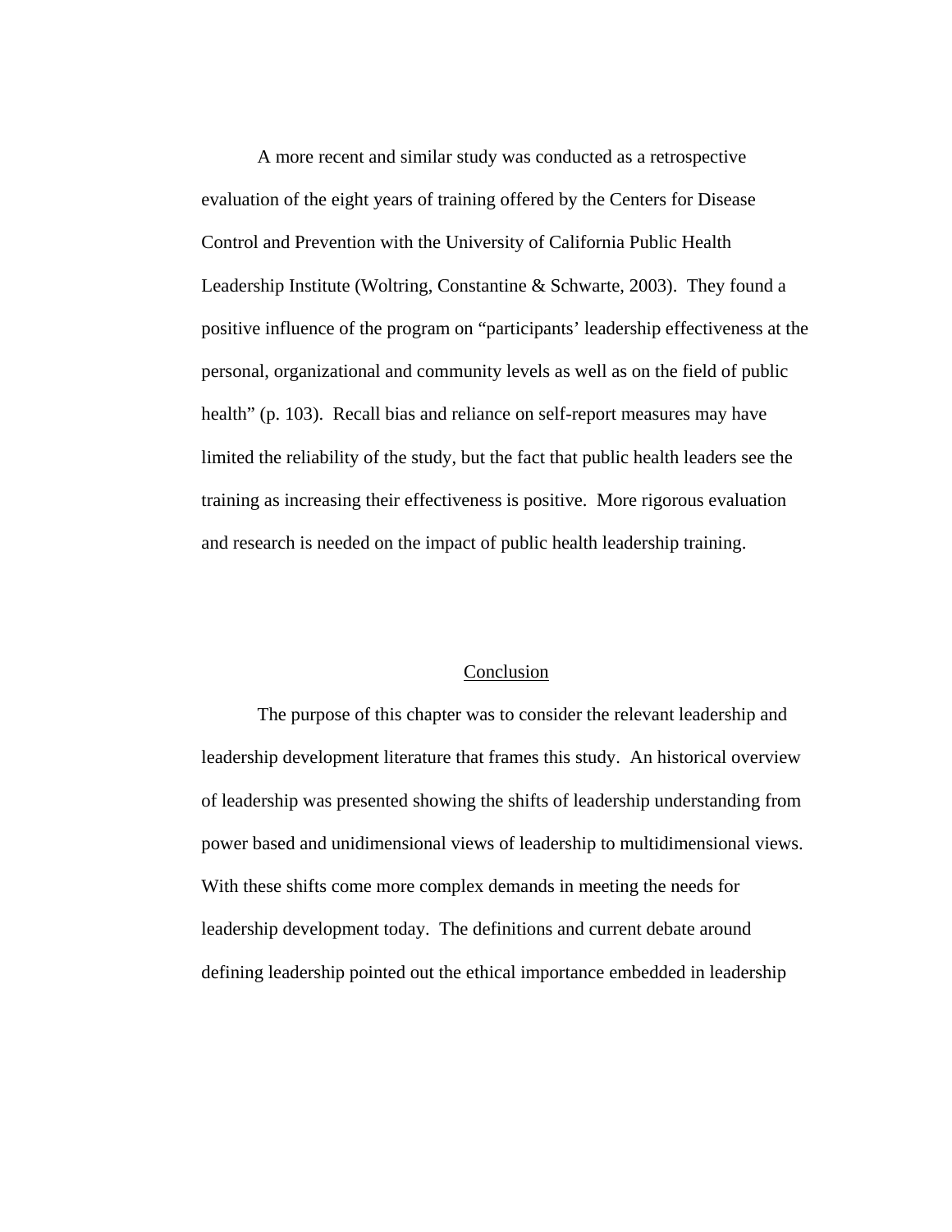A more recent and similar study was conducted as a retrospective evaluation of the eight years of training offered by the Centers for Disease Control and Prevention with the University of California Public Health Leadership Institute (Woltring, Constantine & Schwarte, 2003). They found a positive influence of the program on "participants' leadership effectiveness at the personal, organizational and community levels as well as on the field of public health" (p. 103). Recall bias and reliance on self-report measures may have limited the reliability of the study, but the fact that public health leaders see the training as increasing their effectiveness is positive. More rigorous evaluation and research is needed on the impact of public health leadership training.

## Conclusion

The purpose of this chapter was to consider the relevant leadership and leadership development literature that frames this study. An historical overview of leadership was presented showing the shifts of leadership understanding from power based and unidimensional views of leadership to multidimensional views. With these shifts come more complex demands in meeting the needs for leadership development today. The definitions and current debate around defining leadership pointed out the ethical importance embedded in leadership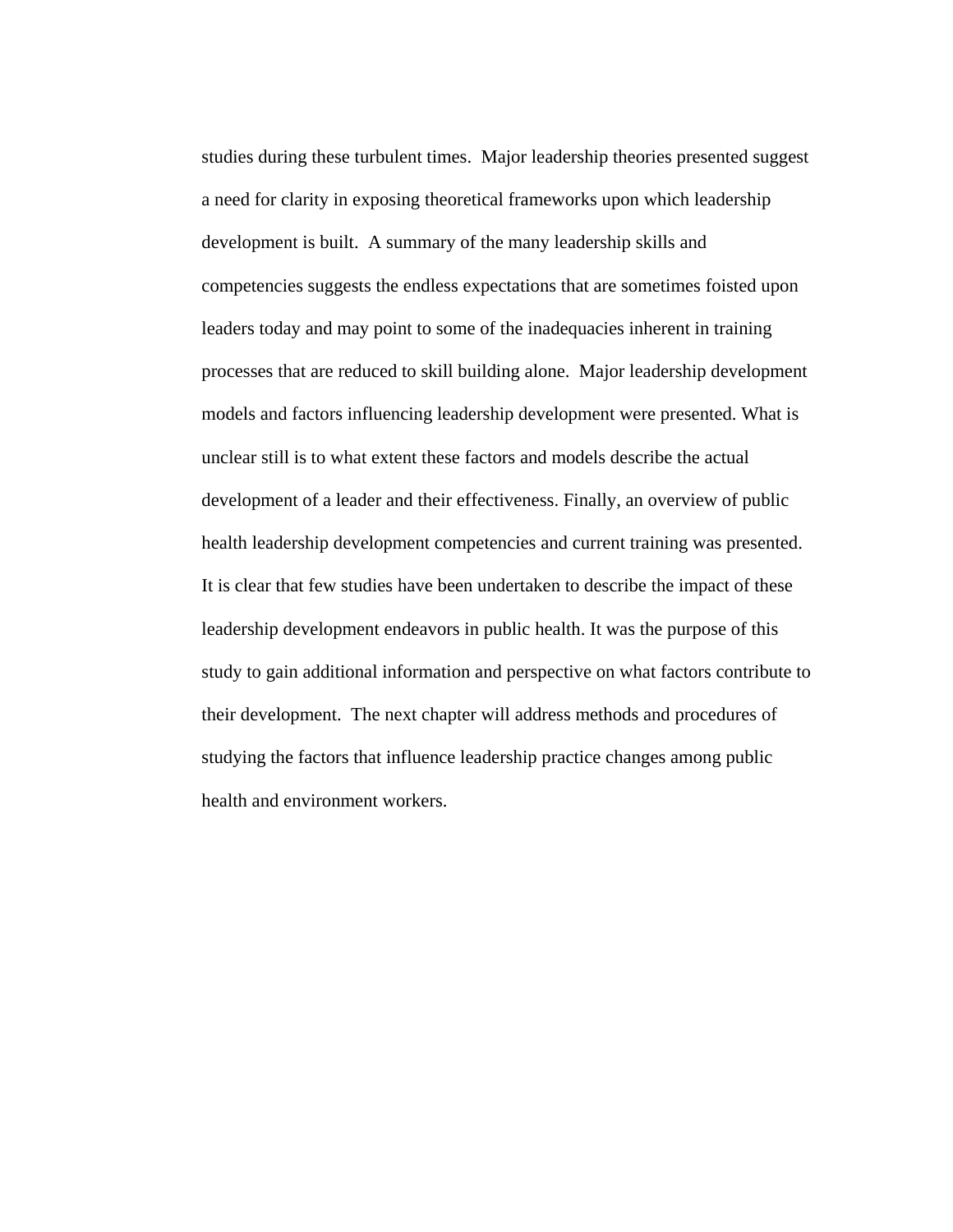studies during these turbulent times. Major leadership theories presented suggest a need for clarity in exposing theoretical frameworks upon which leadership development is built. A summary of the many leadership skills and competencies suggests the endless expectations that are sometimes foisted upon leaders today and may point to some of the inadequacies inherent in training processes that are reduced to skill building alone. Major leadership development models and factors influencing leadership development were presented. What is unclear still is to what extent these factors and models describe the actual development of a leader and their effectiveness. Finally, an overview of public health leadership development competencies and current training was presented. It is clear that few studies have been undertaken to describe the impact of these leadership development endeavors in public health. It was the purpose of this study to gain additional information and perspective on what factors contribute to their development. The next chapter will address methods and procedures of studying the factors that influence leadership practice changes among public health and environment workers.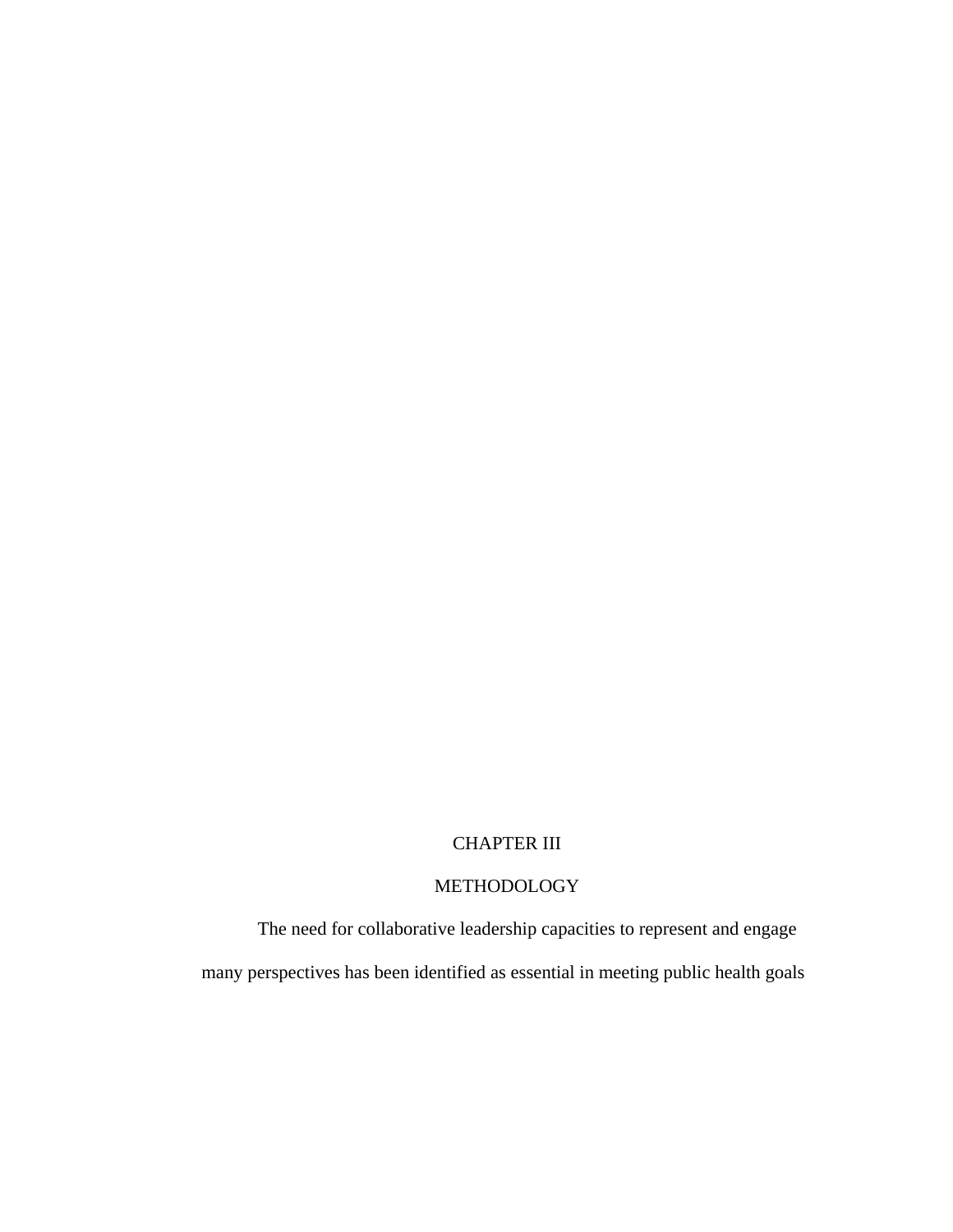# CHAPTER III

# METHODOLOGY

The need for collaborative leadership capacities to represent and engage many perspectives has been identified as essential in meeting public health goals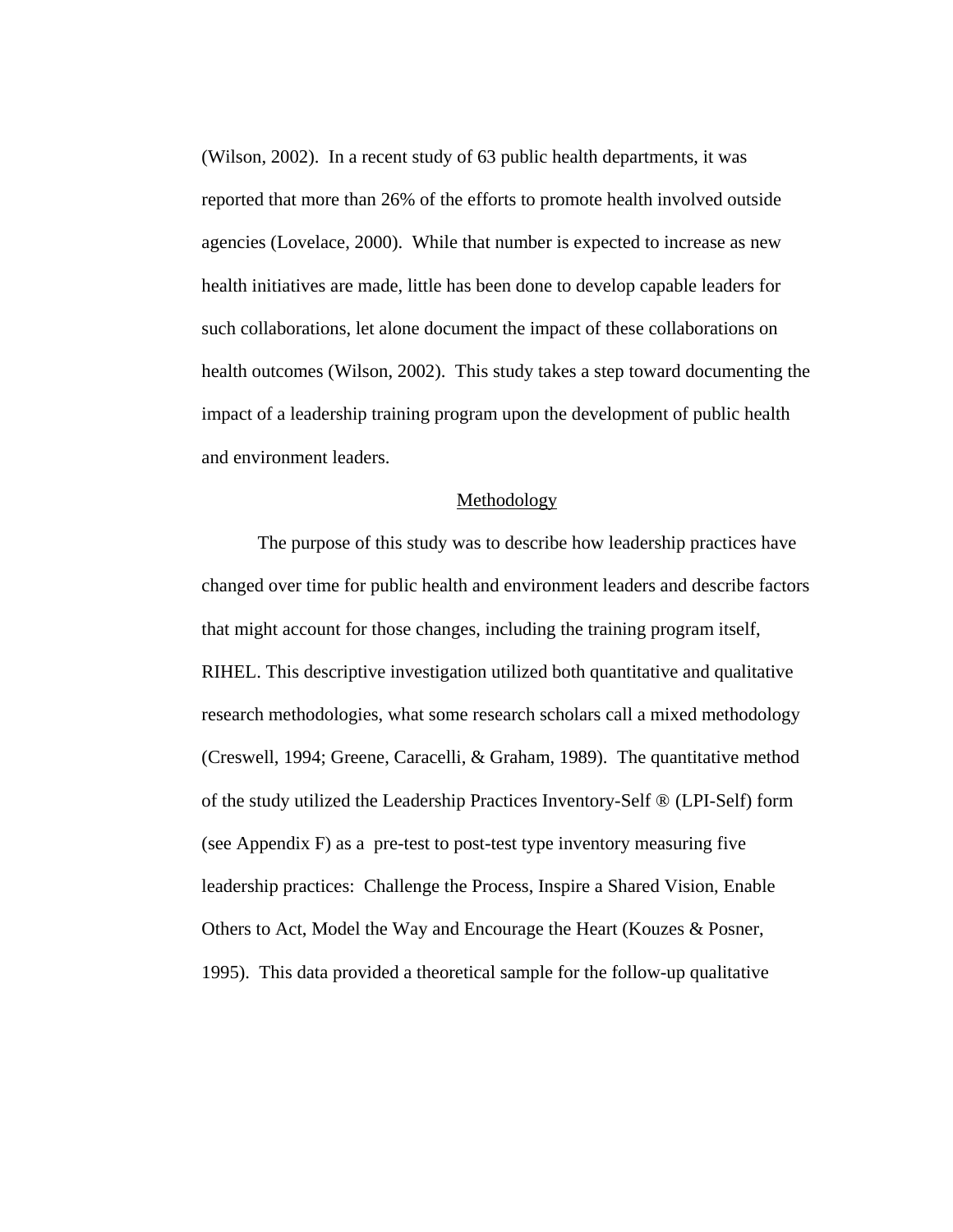(Wilson, 2002). In a recent study of 63 public health departments, it was reported that more than 26% of the efforts to promote health involved outside agencies (Lovelace, 2000). While that number is expected to increase as new health initiatives are made, little has been done to develop capable leaders for such collaborations, let alone document the impact of these collaborations on health outcomes (Wilson, 2002). This study takes a step toward documenting the impact of a leadership training program upon the development of public health and environment leaders.

## Methodology

The purpose of this study was to describe how leadership practices have changed over time for public health and environment leaders and describe factors that might account for those changes, including the training program itself, RIHEL. This descriptive investigation utilized both quantitative and qualitative research methodologies, what some research scholars call a mixed methodology (Creswell, 1994; Greene, Caracelli, & Graham, 1989). The quantitative method of the study utilized the Leadership Practices Inventory-Self ® (LPI-Self) form (see Appendix F) as a pre-test to post-test type inventory measuring five leadership practices: Challenge the Process, Inspire a Shared Vision, Enable Others to Act, Model the Way and Encourage the Heart (Kouzes & Posner, 1995). This data provided a theoretical sample for the follow-up qualitative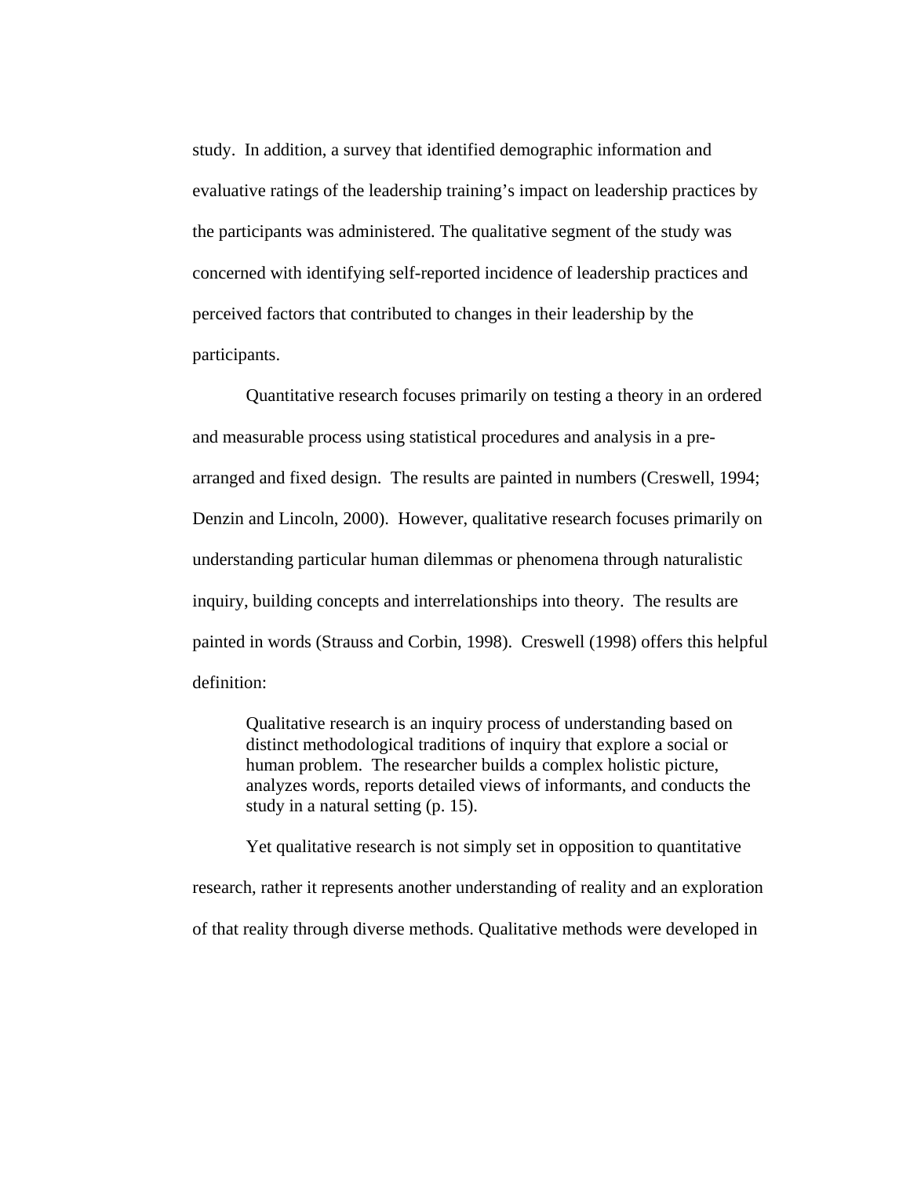study. In addition, a survey that identified demographic information and evaluative ratings of the leadership training's impact on leadership practices by the participants was administered. The qualitative segment of the study was concerned with identifying self-reported incidence of leadership practices and perceived factors that contributed to changes in their leadership by the participants.

Quantitative research focuses primarily on testing a theory in an ordered and measurable process using statistical procedures and analysis in a pre-arranged and fixed design. The results are painted in numbers (Creswell, 1994; Denzin and Lincoln, 2000). However, qualitative research focuses primarily on understanding particular human dilemmas or phenomena through naturalistic inquiry, building concepts and interrelationships into theory. The results are painted in words (Strauss and Corbin, 1998). Creswell (1998) offers this helpful definition:

> Qualitative research is an inquiry process of understanding based on distinct methodological traditions of inquiry that explore a social or human problem. The researcher builds a complex holistic picture, analyzes words, reports detailed views of informants, and conducts the study in a natural setting (p. 15).

Yet qualitative research is not simply set in opposition to quantitative research, rather it represents another understanding of reality and an exploration of that reality through diverse methods. Qualitative methods were developed in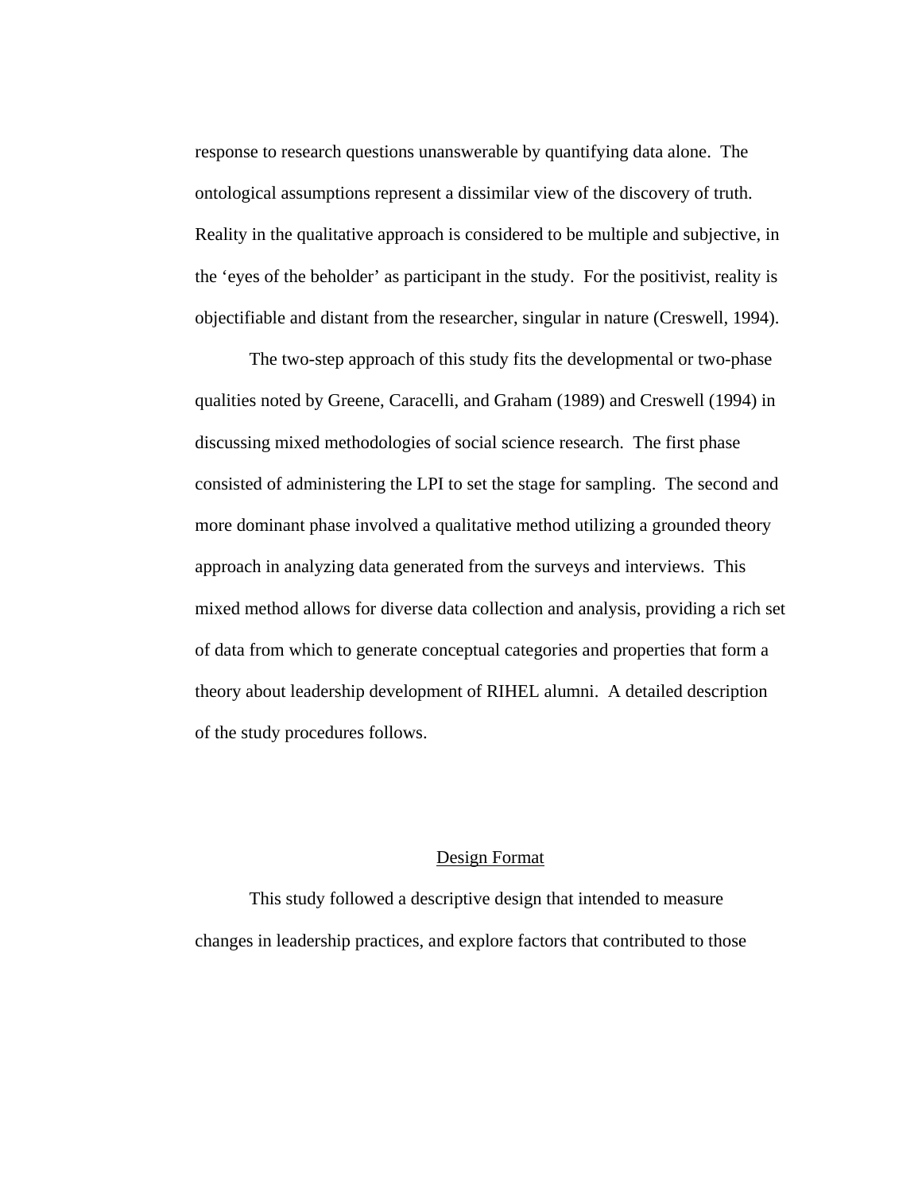response to research questions unanswerable by quantifying data alone. The ontological assumptions represent a dissimilar view of the discovery of truth. Reality in the qualitative approach is considered to be multiple and subjective, in the 'eyes of the beholder' as participant in the study. For the positivist, reality is objectifiable and distant from the researcher, singular in nature (Creswell, 1994).

The two-step approach of this study fits the developmental or two-phase qualities noted by Greene, Caracelli, and Graham (1989) and Creswell (1994) in discussing mixed methodologies of social science research. The first phase consisted of administering the LPI to set the stage for sampling. The second and more dominant phase involved a qualitative method utilizing a grounded theory approach in analyzing data generated from the surveys and interviews. This mixed method allows for diverse data collection and analysis, providing a rich set of data from which to generate conceptual categories and properties that form a theory about leadership development of RIHEL alumni. A detailed description of the study procedures follows.

## Design Format

This study followed a descriptive design that intended to measure changes in leadership practices, and explore factors that contributed to those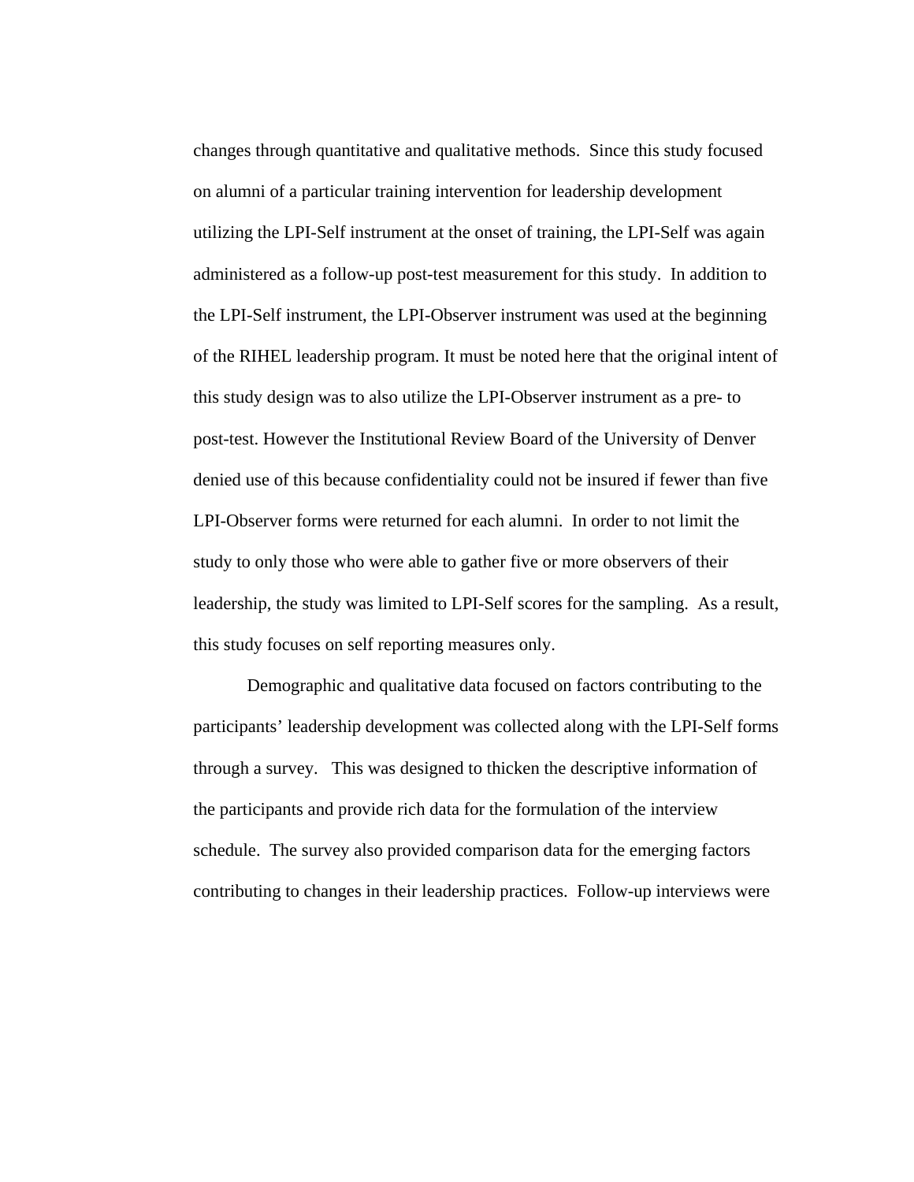changes through quantitative and qualitative methods.  Since this study focused on alumni of a particular training intervention for leadership development utilizing the LPI-Self instrument at the onset of training, the LPI-Self was again administered as a follow-up post-test measurement for this study.  In addition to the LPI-Self instrument, the LPI-Observer instrument was used at the beginning of the RIHEL leadership program. It must be noted here that the original intent of this study design was to also utilize the LPI-Observer instrument as a pre- to post-test. However the Institutional Review Board of the University of Denver denied use of this because confidentiality could not be insured if fewer than five LPI-Observer forms were returned for each alumni.  In order to not limit the study to only those who were able to gather five or more observers of their leadership, the study was limited to LPI-Self scores for the sampling.  As a result, this study focuses on self reporting measures only.

Demographic and qualitative data focused on factors contributing to the participants' leadership development was collected along with the LPI-Self forms through a survey.   This was designed to thicken the descriptive information of the participants and provide rich data for the formulation of the interview schedule.  The survey also provided comparison data for the emerging factors contributing to changes in their leadership practices.  Follow-up interviews were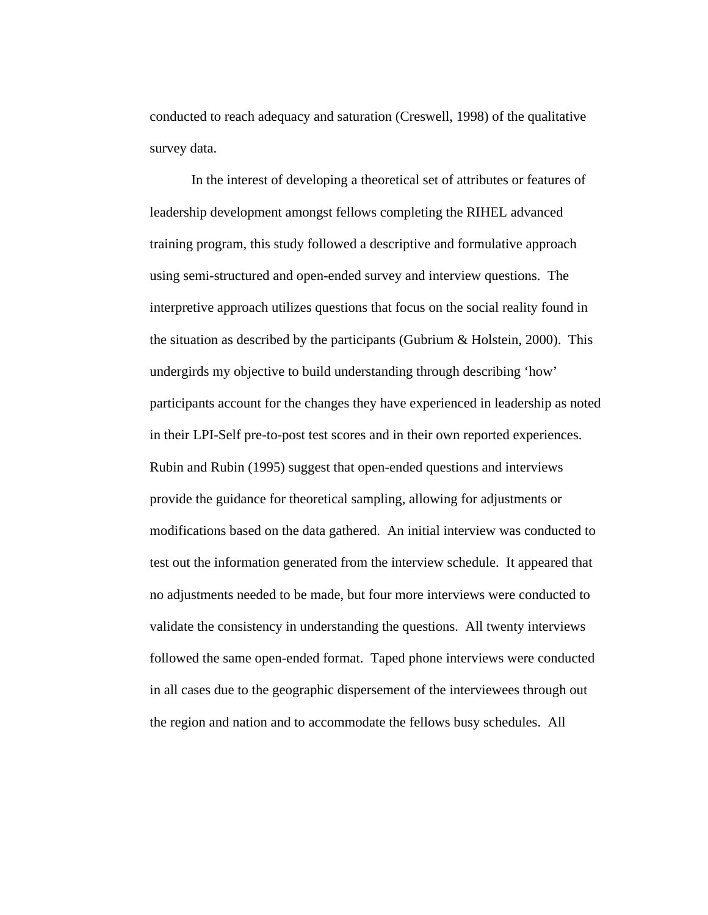conducted to reach adequacy and saturation (Creswell, 1998) of the qualitative survey data.

In the interest of developing a theoretical set of attributes or features of leadership development amongst fellows completing the RIHEL advanced training program, this study followed a descriptive and formulative approach using semi-structured and open-ended survey and interview questions. The interpretive approach utilizes questions that focus on the social reality found in the situation as described by the participants (Gubrium & Holstein, 2000). This undergirds my objective to build understanding through describing 'how' participants account for the changes they have experienced in leadership as noted in their LPI-Self pre-to-post test scores and in their own reported experiences. Rubin and Rubin (1995) suggest that open-ended questions and interviews provide the guidance for theoretical sampling, allowing for adjustments or modifications based on the data gathered. An initial interview was conducted to test out the information generated from the interview schedule. It appeared that no adjustments needed to be made, but four more interviews were conducted to validate the consistency in understanding the questions. All twenty interviews followed the same open-ended format. Taped phone interviews were conducted in all cases due to the geographic dispersement of the interviewees through out the region and nation and to accommodate the fellows busy schedules. All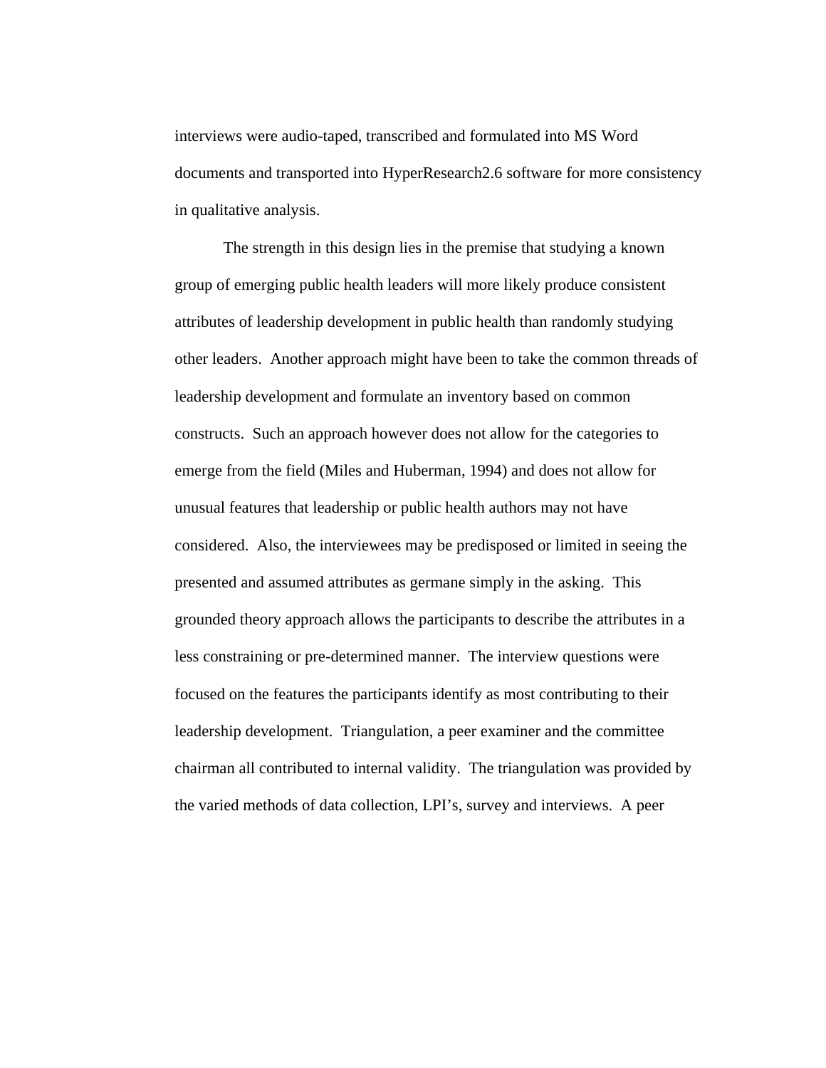interviews were audio-taped, transcribed and formulated into MS Word documents and transported into HyperResearch2.6 software for more consistency in qualitative analysis.

The strength in this design lies in the premise that studying a known group of emerging public health leaders will more likely produce consistent attributes of leadership development in public health than randomly studying other leaders. Another approach might have been to take the common threads of leadership development and formulate an inventory based on common constructs. Such an approach however does not allow for the categories to emerge from the field (Miles and Huberman, 1994) and does not allow for unusual features that leadership or public health authors may not have considered. Also, the interviewees may be predisposed or limited in seeing the presented and assumed attributes as germane simply in the asking. This grounded theory approach allows the participants to describe the attributes in a less constraining or pre-determined manner. The interview questions were focused on the features the participants identify as most contributing to their leadership development. Triangulation, a peer examiner and the committee chairman all contributed to internal validity. The triangulation was provided by the varied methods of data collection, LPI's, survey and interviews. A peer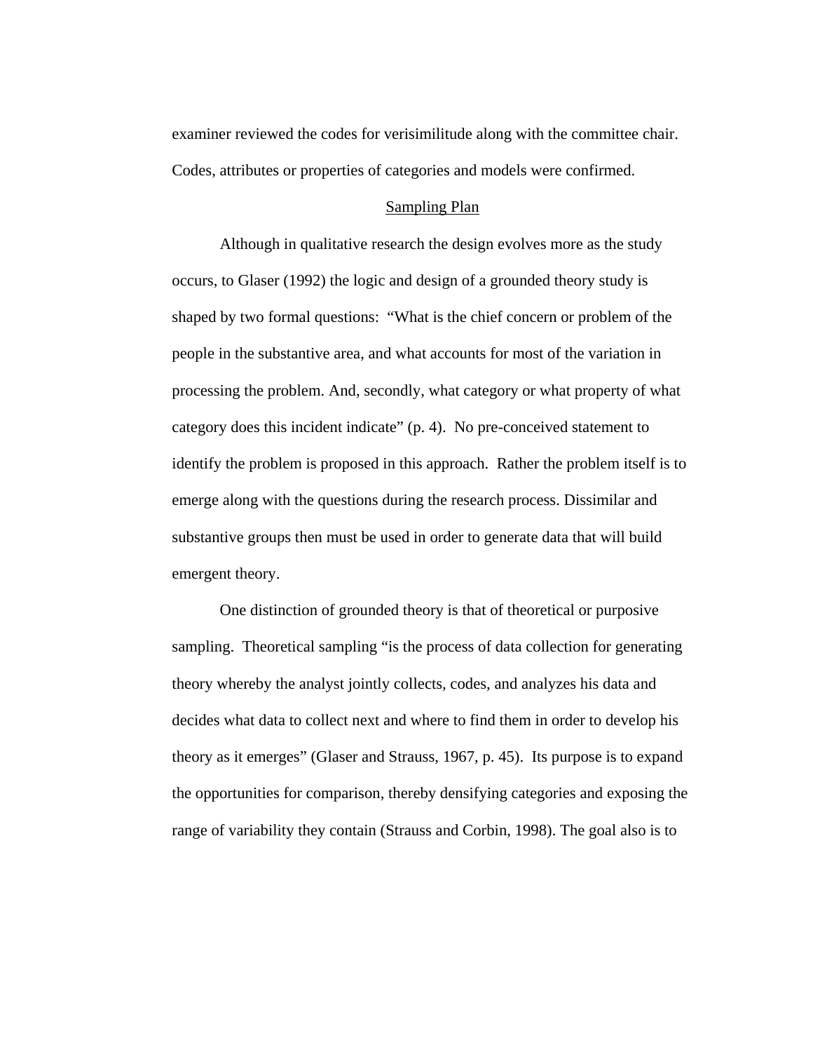examiner reviewed the codes for verisimilitude along with the committee chair. Codes, attributes or properties of categories and models were confirmed.

## Sampling Plan

Although in qualitative research the design evolves more as the study occurs, to Glaser (1992) the logic and design of a grounded theory study is shaped by two formal questions: "What is the chief concern or problem of the people in the substantive area, and what accounts for most of the variation in processing the problem. And, secondly, what category or what property of what category does this incident indicate" (p. 4). No pre-conceived statement to identify the problem is proposed in this approach. Rather the problem itself is to emerge along with the questions during the research process. Dissimilar and substantive groups then must be used in order to generate data that will build emergent theory.

One distinction of grounded theory is that of theoretical or purposive sampling. Theoretical sampling "is the process of data collection for generating theory whereby the analyst jointly collects, codes, and analyzes his data and decides what data to collect next and where to find them in order to develop his theory as it emerges" (Glaser and Strauss, 1967, p. 45). Its purpose is to expand the opportunities for comparison, thereby densifying categories and exposing the range of variability they contain (Strauss and Corbin, 1998). The goal also is to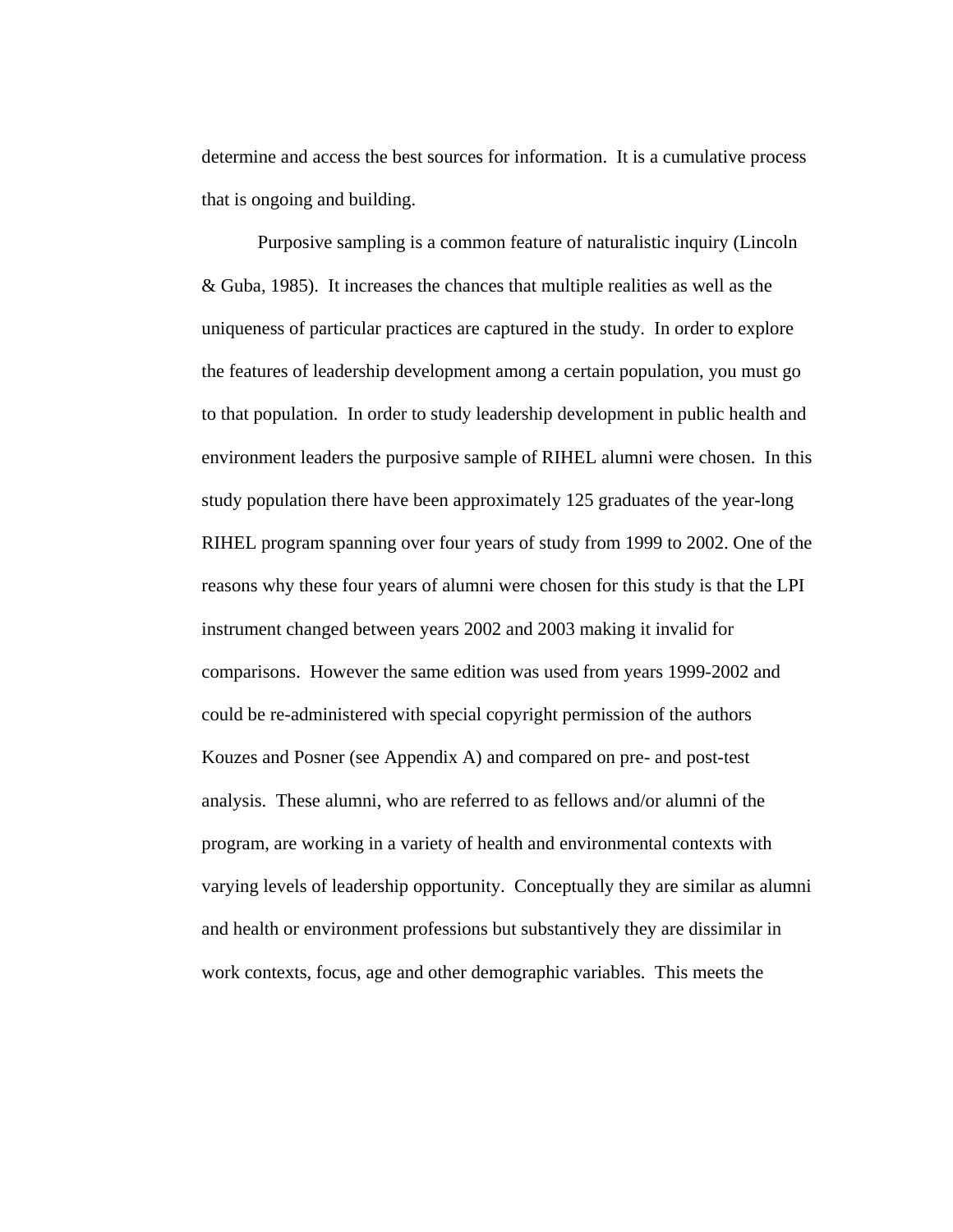determine and access the best sources for information. It is a cumulative process that is ongoing and building.

Purposive sampling is a common feature of naturalistic inquiry (Lincoln & Guba, 1985). It increases the chances that multiple realities as well as the uniqueness of particular practices are captured in the study. In order to explore the features of leadership development among a certain population, you must go to that population. In order to study leadership development in public health and environment leaders the purposive sample of RIHEL alumni were chosen. In this study population there have been approximately 125 graduates of the year-long RIHEL program spanning over four years of study from 1999 to 2002. One of the reasons why these four years of alumni were chosen for this study is that the LPI instrument changed between years 2002 and 2003 making it invalid for comparisons. However the same edition was used from years 1999-2002 and could be re-administered with special copyright permission of the authors Kouzes and Posner (see Appendix A) and compared on pre- and post-test analysis. These alumni, who are referred to as fellows and/or alumni of the program, are working in a variety of health and environmental contexts with varying levels of leadership opportunity. Conceptually they are similar as alumni and health or environment professions but substantively they are dissimilar in work contexts, focus, age and other demographic variables. This meets the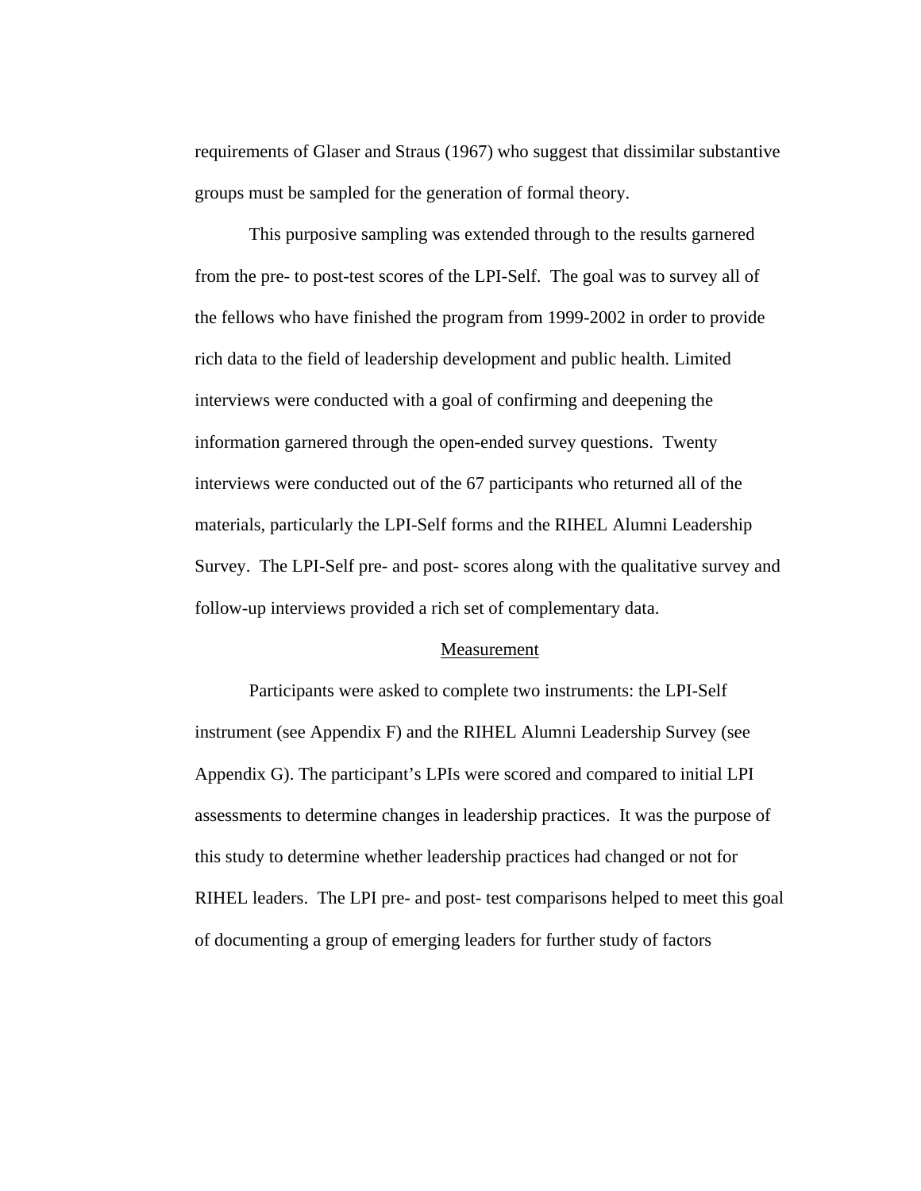requirements of Glaser and Straus (1967) who suggest that dissimilar substantive groups must be sampled for the generation of formal theory.

This purposive sampling was extended through to the results garnered from the pre- to post-test scores of the LPI-Self. The goal was to survey all of the fellows who have finished the program from 1999-2002 in order to provide rich data to the field of leadership development and public health. Limited interviews were conducted with a goal of confirming and deepening the information garnered through the open-ended survey questions. Twenty interviews were conducted out of the 67 participants who returned all of the materials, particularly the LPI-Self forms and the RIHEL Alumni Leadership Survey. The LPI-Self pre- and post- scores along with the qualitative survey and follow-up interviews provided a rich set of complementary data.

## Measurement

Participants were asked to complete two instruments: the LPI-Self instrument (see Appendix F) and the RIHEL Alumni Leadership Survey (see Appendix G). The participant's LPIs were scored and compared to initial LPI assessments to determine changes in leadership practices. It was the purpose of this study to determine whether leadership practices had changed or not for RIHEL leaders. The LPI pre- and post- test comparisons helped to meet this goal of documenting a group of emerging leaders for further study of factors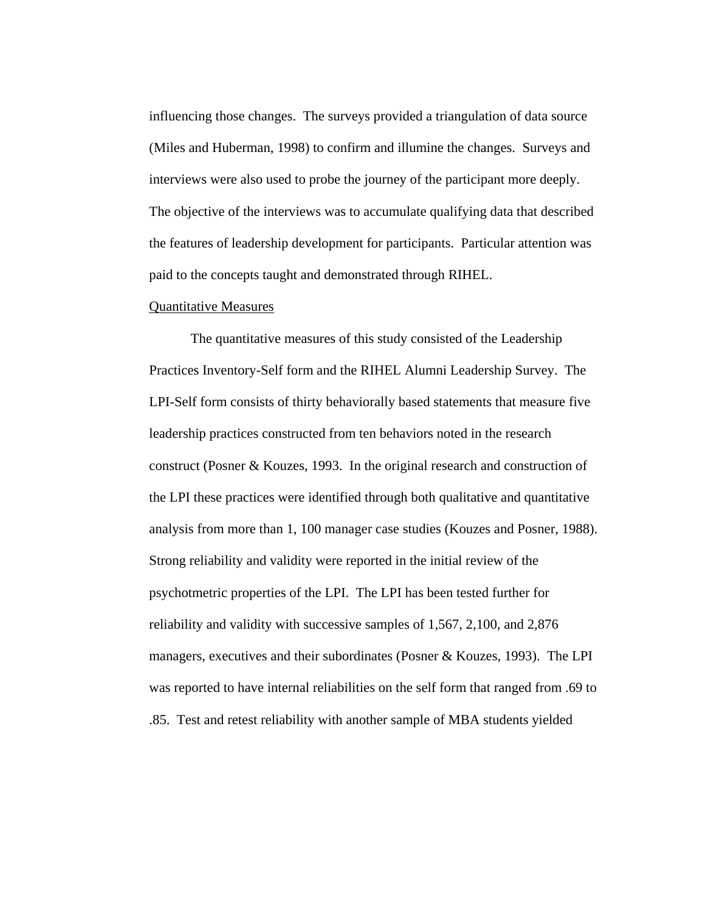influencing those changes. The surveys provided a triangulation of data source (Miles and Huberman, 1998) to confirm and illumine the changes. Surveys and interviews were also used to probe the journey of the participant more deeply. The objective of the interviews was to accumulate qualifying data that described the features of leadership development for participants. Particular attention was paid to the concepts taught and demonstrated through RIHEL.

Quantitative Measures

The quantitative measures of this study consisted of the Leadership Practices Inventory-Self form and the RIHEL Alumni Leadership Survey. The LPI-Self form consists of thirty behaviorally based statements that measure five leadership practices constructed from ten behaviors noted in the research construct (Posner & Kouzes, 1993. In the original research and construction of the LPI these practices were identified through both qualitative and quantitative analysis from more than 1, 100 manager case studies (Kouzes and Posner, 1988). Strong reliability and validity were reported in the initial review of the psychotmetric properties of the LPI. The LPI has been tested further for reliability and validity with successive samples of 1,567, 2,100, and 2,876 managers, executives and their subordinates (Posner & Kouzes, 1993). The LPI was reported to have internal reliabilities on the self form that ranged from .69 to .85. Test and retest reliability with another sample of MBA students yielded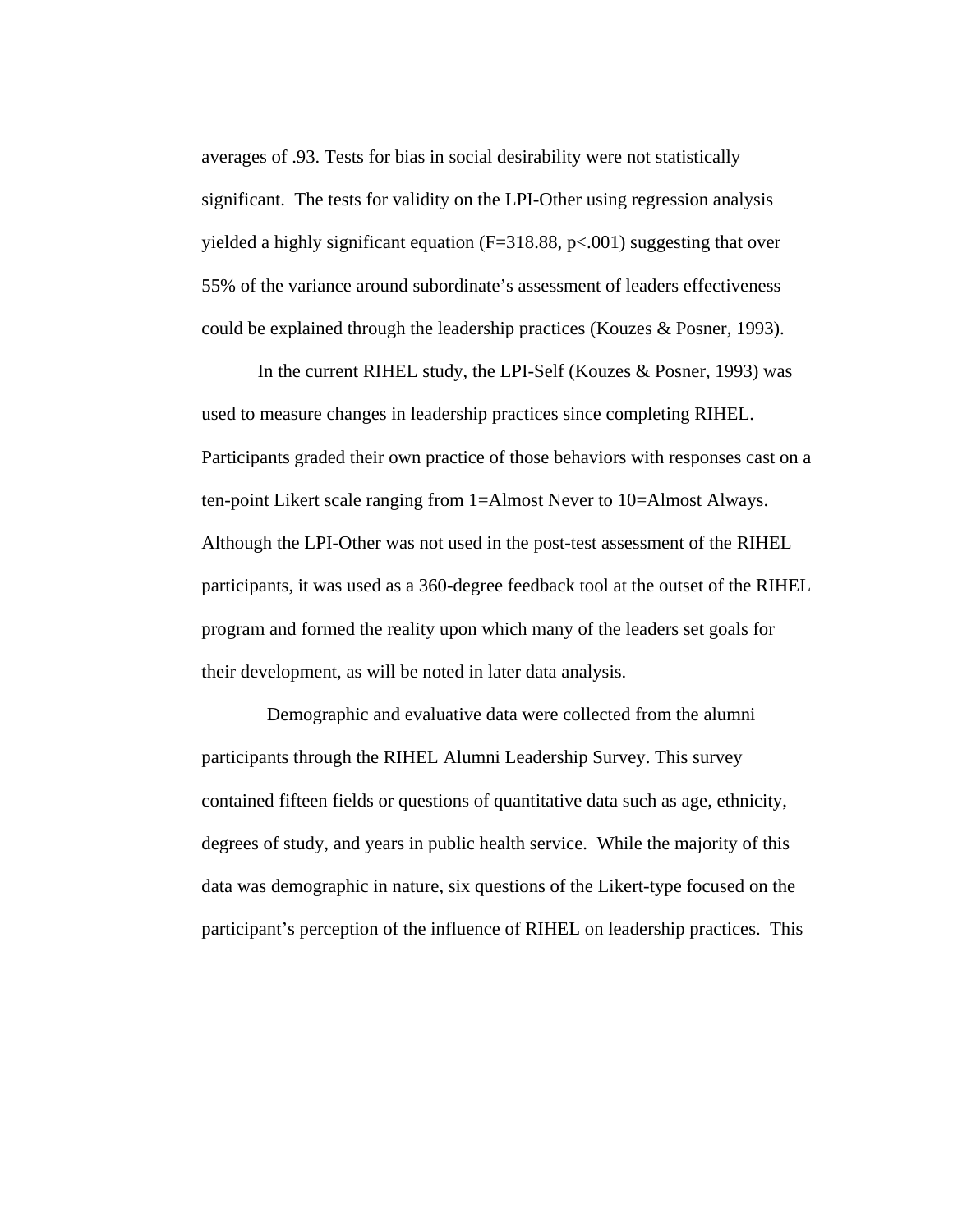averages of .93. Tests for bias in social desirability were not statistically significant. The tests for validity on the LPI-Other using regression analysis yielded a highly significant equation ($F=318.88$, $p<.001$) suggesting that over 55% of the variance around subordinate's assessment of leaders effectiveness could be explained through the leadership practices (Kouzes & Posner, 1993).

In the current RIHEL study, the LPI-Self (Kouzes & Posner, 1993) was used to measure changes in leadership practices since completing RIHEL. Participants graded their own practice of those behaviors with responses cast on a ten-point Likert scale ranging from 1=Almost Never to 10=Almost Always. Although the LPI-Other was not used in the post-test assessment of the RIHEL participants, it was used as a 360-degree feedback tool at the outset of the RIHEL program and formed the reality upon which many of the leaders set goals for their development, as will be noted in later data analysis.

Demographic and evaluative data were collected from the alumni participants through the RIHEL Alumni Leadership Survey. This survey contained fifteen fields or questions of quantitative data such as age, ethnicity, degrees of study, and years in public health service. While the majority of this data was demographic in nature, six questions of the Likert-type focused on the participant's perception of the influence of RIHEL on leadership practices. This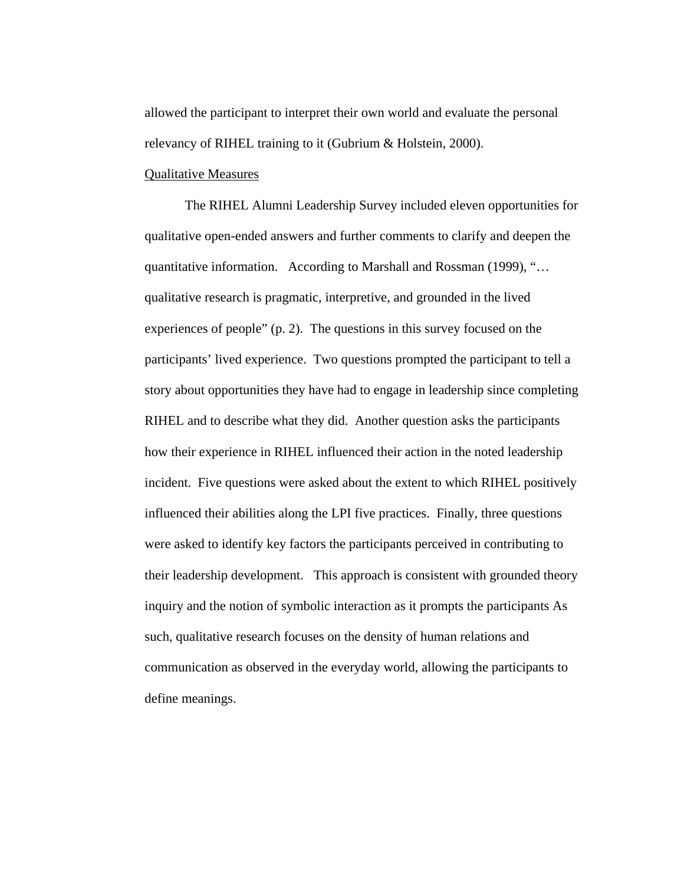allowed the participant to interpret their own world and evaluate the personal relevancy of RIHEL training to it (Gubrium & Holstein, 2000).

Qualitative Measures

The RIHEL Alumni Leadership Survey included eleven opportunities for qualitative open-ended answers and further comments to clarify and deepen the quantitative information. According to Marshall and Rossman (1999), "… qualitative research is pragmatic, interpretive, and grounded in the lived experiences of people" (p. 2). The questions in this survey focused on the participants' lived experience. Two questions prompted the participant to tell a story about opportunities they have had to engage in leadership since completing RIHEL and to describe what they did. Another question asks the participants how their experience in RIHEL influenced their action in the noted leadership incident. Five questions were asked about the extent to which RIHEL positively influenced their abilities along the LPI five practices. Finally, three questions were asked to identify key factors the participants perceived in contributing to their leadership development. This approach is consistent with grounded theory inquiry and the notion of symbolic interaction as it prompts the participants As such, qualitative research focuses on the density of human relations and communication as observed in the everyday world, allowing the participants to define meanings.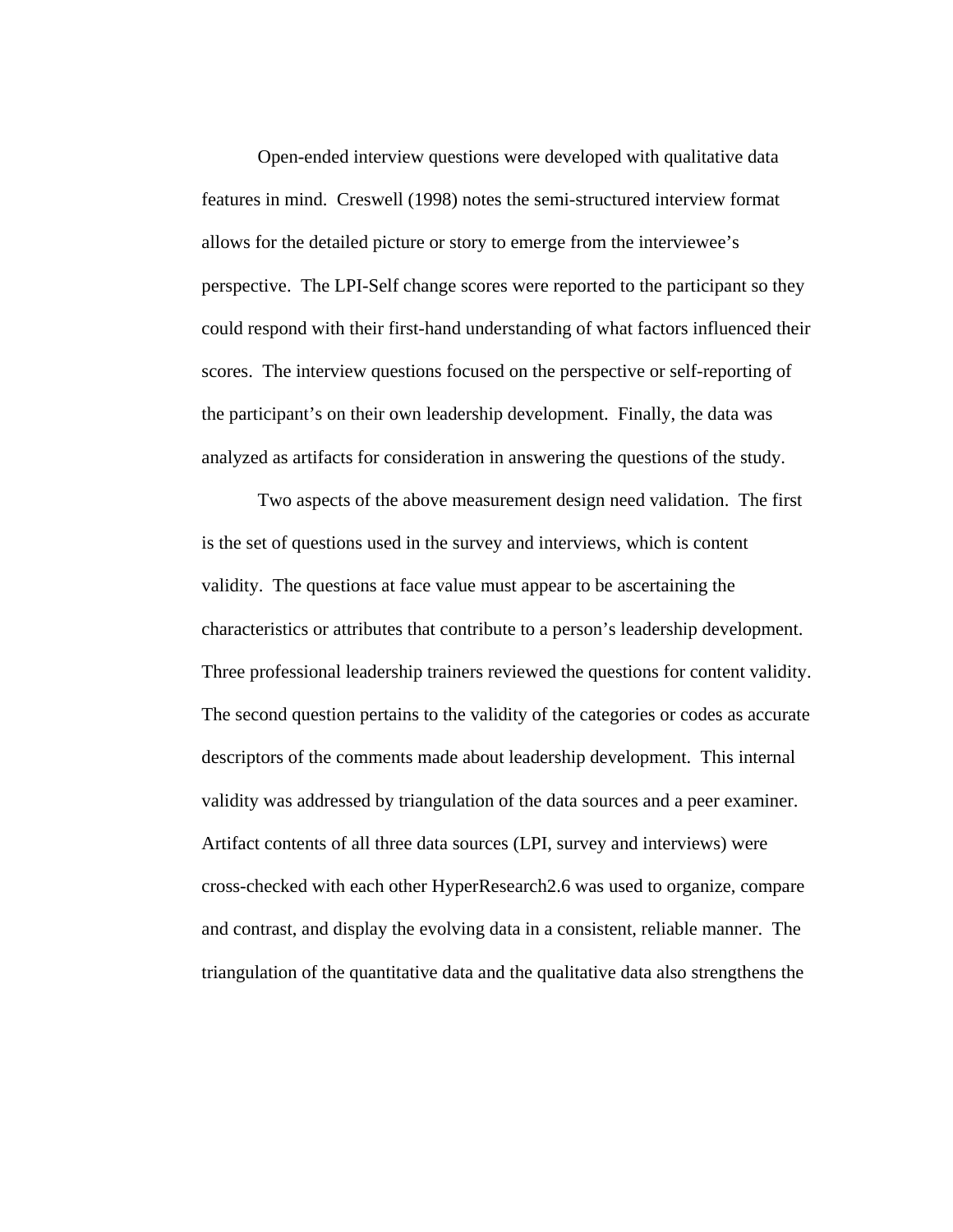Open-ended interview questions were developed with qualitative data features in mind. Creswell (1998) notes the semi-structured interview format allows for the detailed picture or story to emerge from the interviewee's perspective. The LPI-Self change scores were reported to the participant so they could respond with their first-hand understanding of what factors influenced their scores. The interview questions focused on the perspective or self-reporting of the participant's on their own leadership development. Finally, the data was analyzed as artifacts for consideration in answering the questions of the study.

Two aspects of the above measurement design need validation. The first is the set of questions used in the survey and interviews, which is content validity. The questions at face value must appear to be ascertaining the characteristics or attributes that contribute to a person's leadership development. Three professional leadership trainers reviewed the questions for content validity. The second question pertains to the validity of the categories or codes as accurate descriptors of the comments made about leadership development. This internal validity was addressed by triangulation of the data sources and a peer examiner. Artifact contents of all three data sources (LPI, survey and interviews) were cross-checked with each other HyperResearch2.6 was used to organize, compare and contrast, and display the evolving data in a consistent, reliable manner. The triangulation of the quantitative data and the qualitative data also strengthens the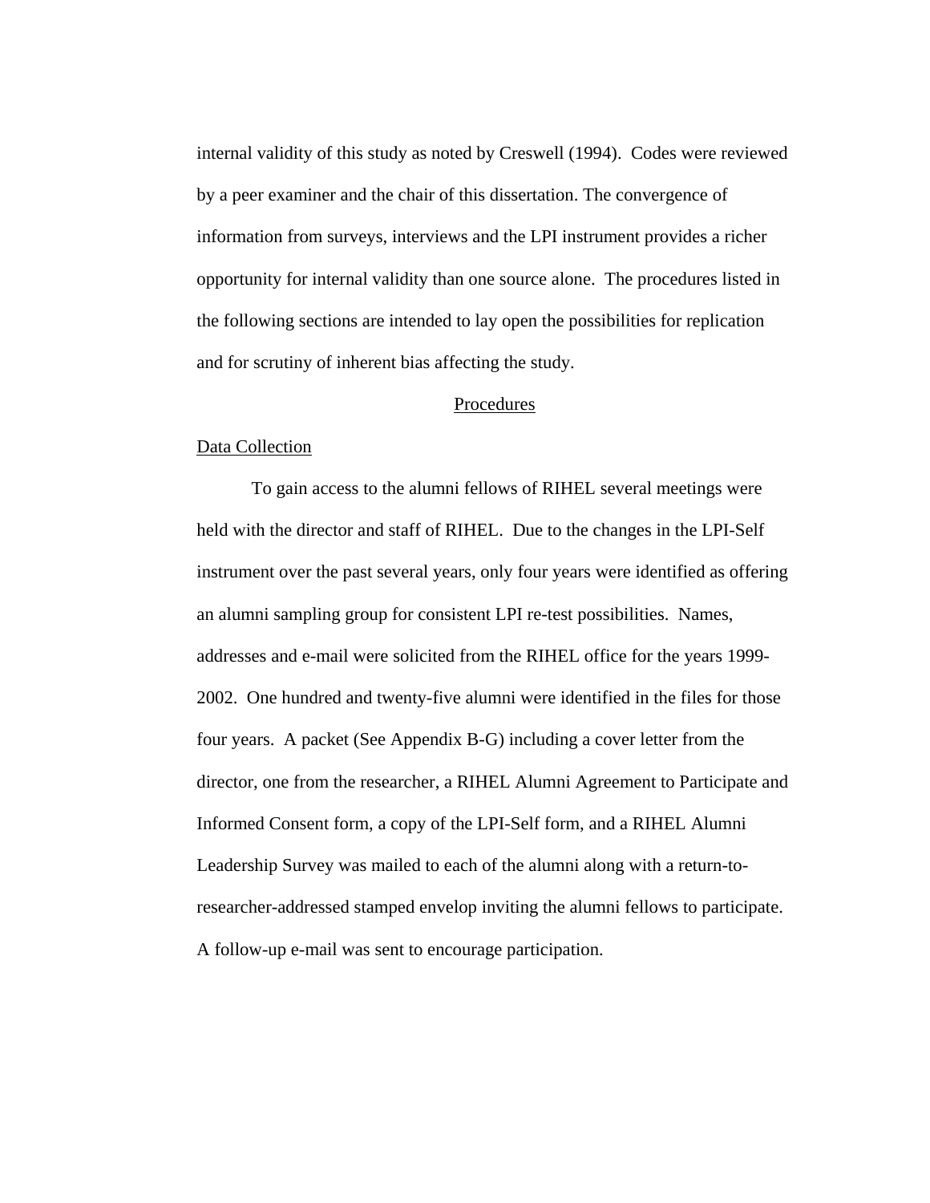internal validity of this study as noted by Creswell (1994). Codes were reviewed by a peer examiner and the chair of this dissertation. The convergence of information from surveys, interviews and the LPI instrument provides a richer opportunity for internal validity than one source alone. The procedures listed in the following sections are intended to lay open the possibilities for replication and for scrutiny of inherent bias affecting the study.

## Procedures

### Data Collection

To gain access to the alumni fellows of RIHEL several meetings were held with the director and staff of RIHEL. Due to the changes in the LPI-Self instrument over the past several years, only four years were identified as offering an alumni sampling group for consistent LPI re-test possibilities. Names, addresses and e-mail were solicited from the RIHEL office for the years 1999-2002. One hundred and twenty-five alumni were identified in the files for those four years. A packet (See Appendix B-G) including a cover letter from the director, one from the researcher, a RIHEL Alumni Agreement to Participate and Informed Consent form, a copy of the LPI-Self form, and a RIHEL Alumni Leadership Survey was mailed to each of the alumni along with a return-to-researcher-addressed stamped envelop inviting the alumni fellows to participate. A follow-up e-mail was sent to encourage participation.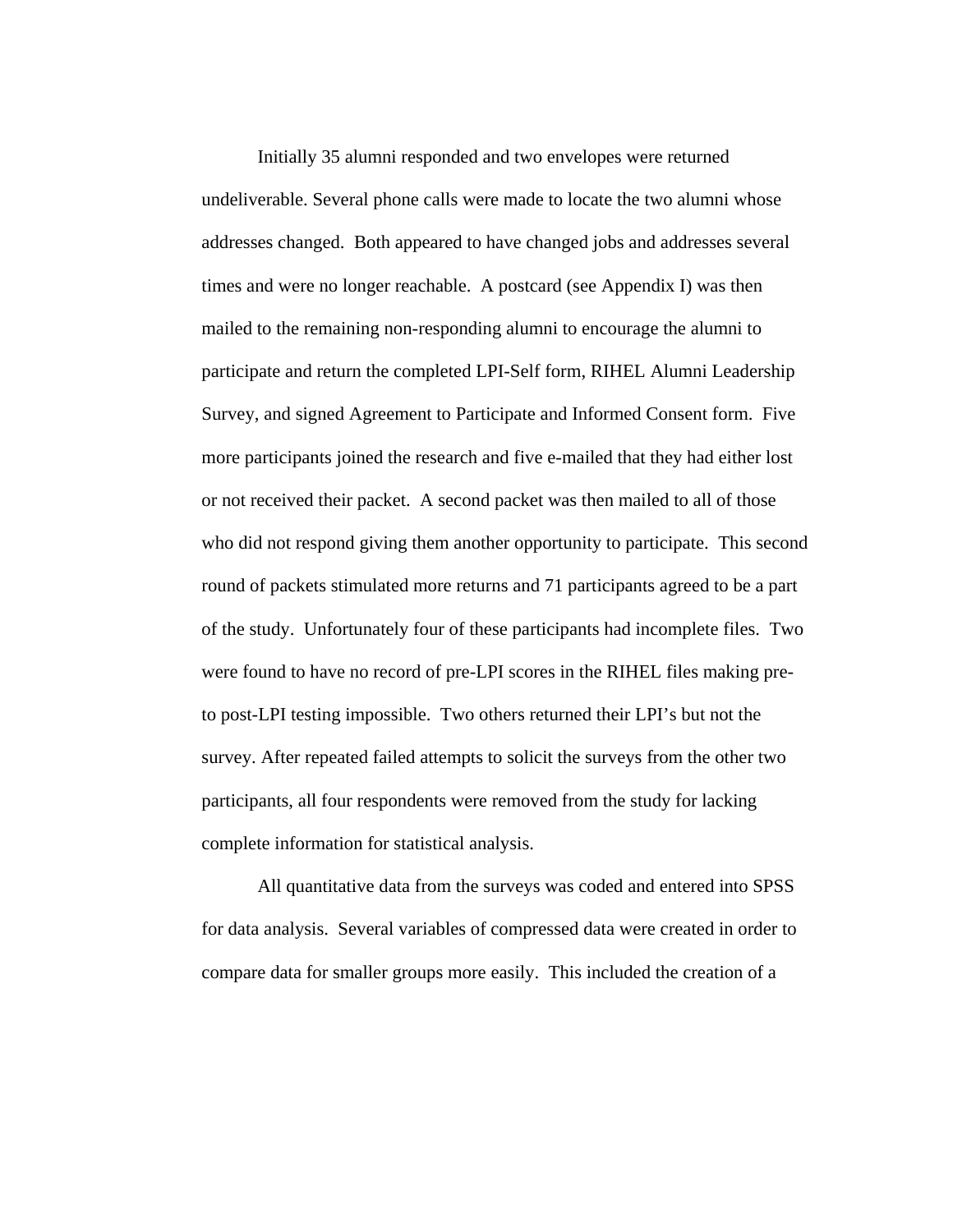Initially 35 alumni responded and two envelopes were returned undeliverable. Several phone calls were made to locate the two alumni whose addresses changed. Both appeared to have changed jobs and addresses several times and were no longer reachable. A postcard (see Appendix I) was then mailed to the remaining non-responding alumni to encourage the alumni to participate and return the completed LPI-Self form, RIHEL Alumni Leadership Survey, and signed Agreement to Participate and Informed Consent form. Five more participants joined the research and five e-mailed that they had either lost or not received their packet. A second packet was then mailed to all of those who did not respond giving them another opportunity to participate. This second round of packets stimulated more returns and 71 participants agreed to be a part of the study. Unfortunately four of these participants had incomplete files. Two were found to have no record of pre-LPI scores in the RIHEL files making pre- to post-LPI testing impossible. Two others returned their LPI's but not the survey. After repeated failed attempts to solicit the surveys from the other two participants, all four respondents were removed from the study for lacking complete information for statistical analysis.

All quantitative data from the surveys was coded and entered into SPSS for data analysis. Several variables of compressed data were created in order to compare data for smaller groups more easily. This included the creation of a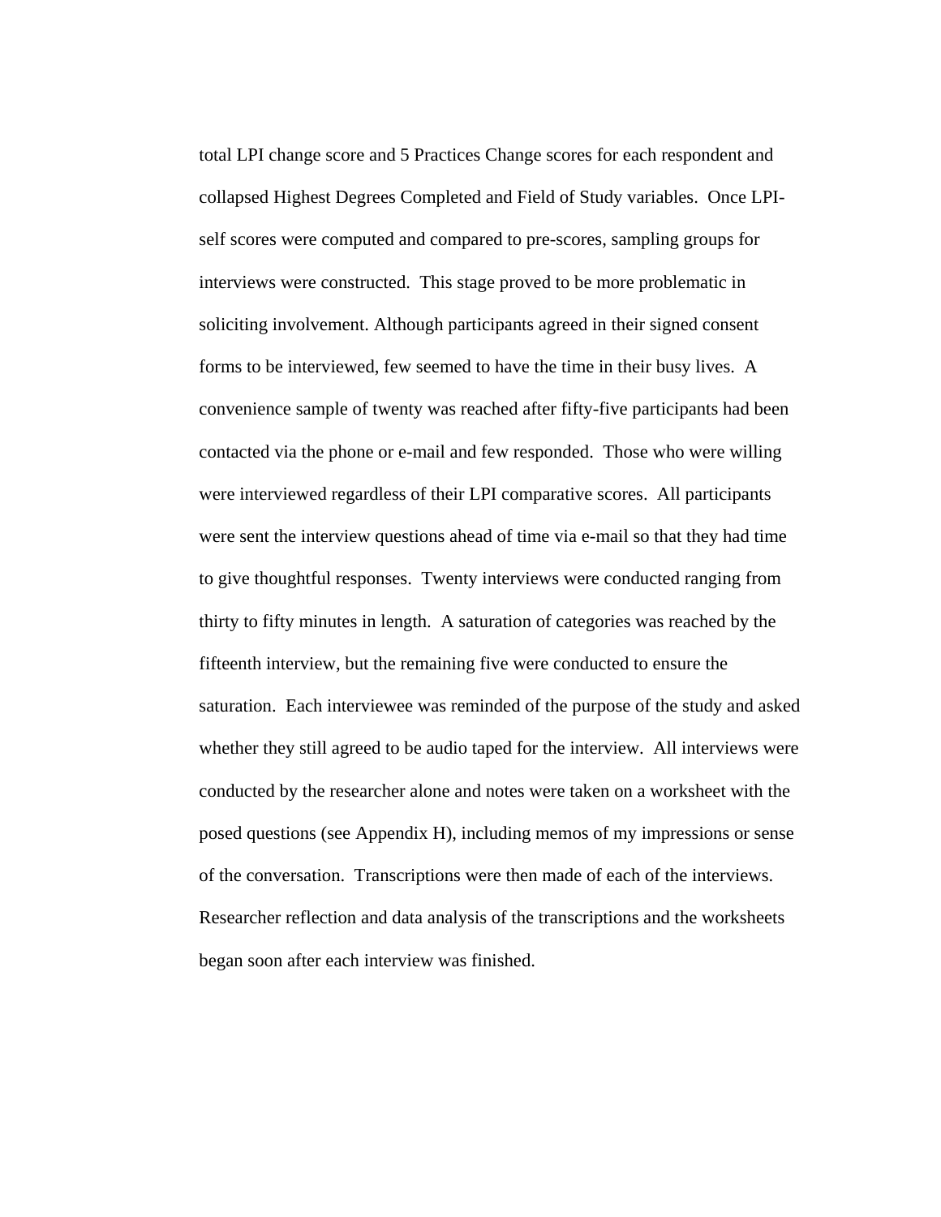total LPI change score and 5 Practices Change scores for each respondent and collapsed Highest Degrees Completed and Field of Study variables. Once LPI-self scores were computed and compared to pre-scores, sampling groups for interviews were constructed. This stage proved to be more problematic in soliciting involvement. Although participants agreed in their signed consent forms to be interviewed, few seemed to have the time in their busy lives. A convenience sample of twenty was reached after fifty-five participants had been contacted via the phone or e-mail and few responded. Those who were willing were interviewed regardless of their LPI comparative scores. All participants were sent the interview questions ahead of time via e-mail so that they had time to give thoughtful responses. Twenty interviews were conducted ranging from thirty to fifty minutes in length. A saturation of categories was reached by the fifteenth interview, but the remaining five were conducted to ensure the saturation. Each interviewee was reminded of the purpose of the study and asked whether they still agreed to be audio taped for the interview. All interviews were conducted by the researcher alone and notes were taken on a worksheet with the posed questions (see Appendix H), including memos of my impressions or sense of the conversation. Transcriptions were then made of each of the interviews. Researcher reflection and data analysis of the transcriptions and the worksheets began soon after each interview was finished.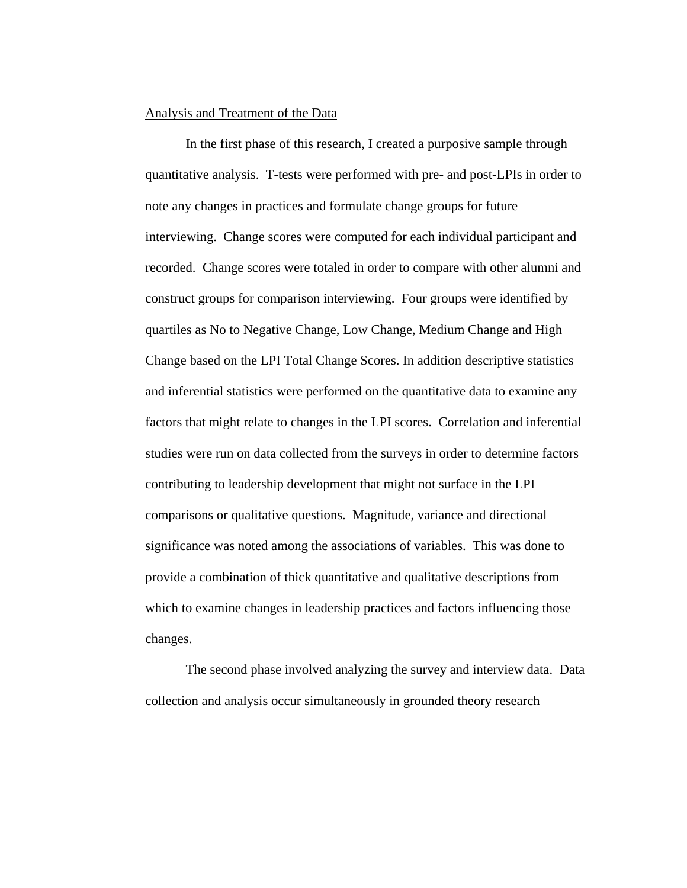Analysis and Treatment of the Data

In the first phase of this research, I created a purposive sample through quantitative analysis.  T-tests were performed with pre- and post-LPIs in order to note any changes in practices and formulate change groups for future interviewing.  Change scores were computed for each individual participant and recorded.  Change scores were totaled in order to compare with other alumni and construct groups for comparison interviewing.  Four groups were identified by quartiles as No to Negative Change, Low Change, Medium Change and High Change based on the LPI Total Change Scores. In addition descriptive statistics and inferential statistics were performed on the quantitative data to examine any factors that might relate to changes in the LPI scores.  Correlation and inferential studies were run on data collected from the surveys in order to determine factors contributing to leadership development that might not surface in the LPI comparisons or qualitative questions.  Magnitude, variance and directional significance was noted among the associations of variables.  This was done to provide a combination of thick quantitative and qualitative descriptions from which to examine changes in leadership practices and factors influencing those changes.

The second phase involved analyzing the survey and interview data.  Data collection and analysis occur simultaneously in grounded theory research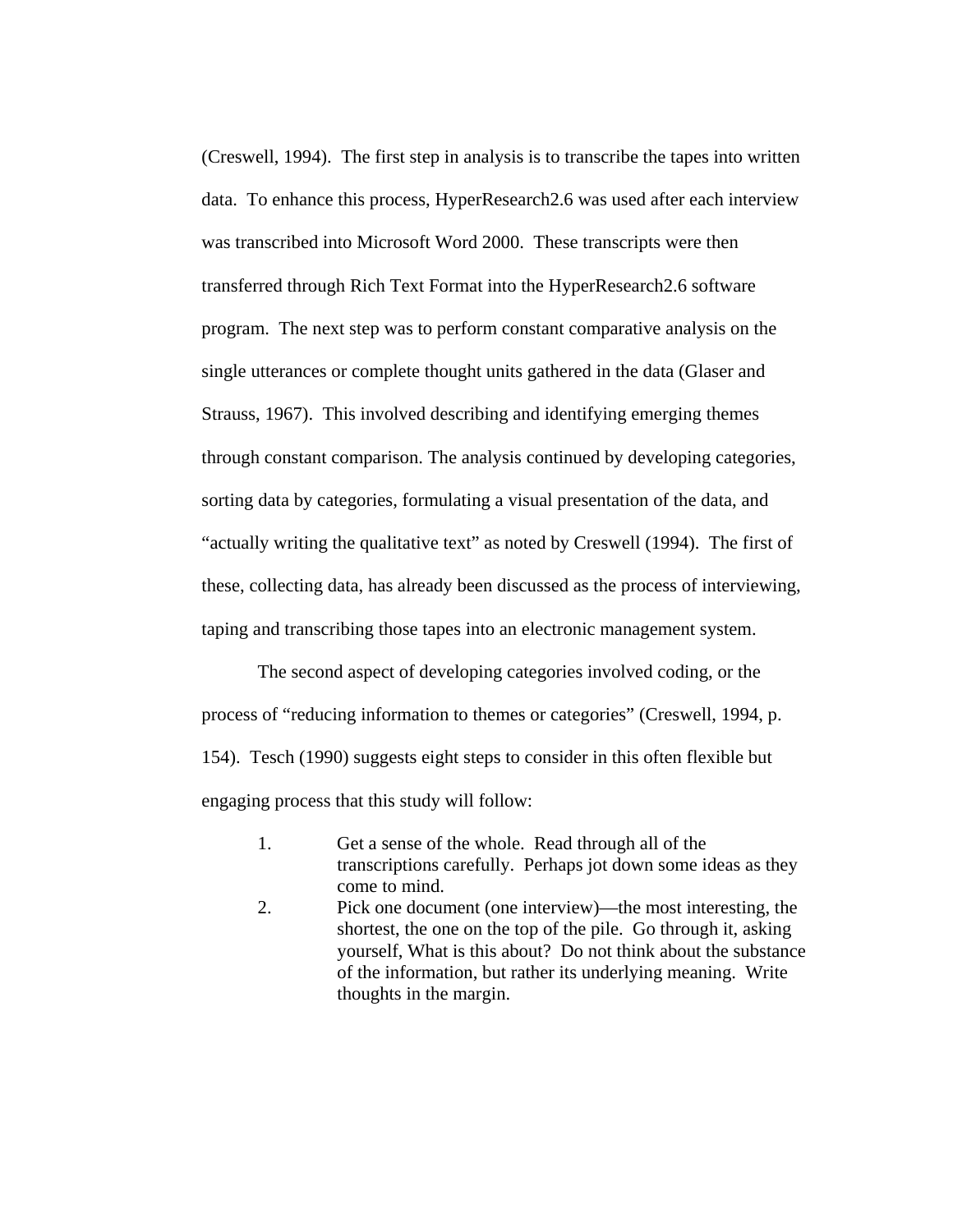(Creswell, 1994). The first step in analysis is to transcribe the tapes into written data. To enhance this process, HyperResearch2.6 was used after each interview was transcribed into Microsoft Word 2000. These transcripts were then transferred through Rich Text Format into the HyperResearch2.6 software program. The next step was to perform constant comparative analysis on the single utterances or complete thought units gathered in the data (Glaser and Strauss, 1967). This involved describing and identifying emerging themes through constant comparison. The analysis continued by developing categories, sorting data by categories, formulating a visual presentation of the data, and "actually writing the qualitative text" as noted by Creswell (1994). The first of these, collecting data, has already been discussed as the process of interviewing, taping and transcribing those tapes into an electronic management system.

The second aspect of developing categories involved coding, or the process of "reducing information to themes or categories" (Creswell, 1994, p. 154). Tesch (1990) suggests eight steps to consider in this often flexible but engaging process that this study will follow:

1. Get a sense of the whole. Read through all of the transcriptions carefully. Perhaps jot down some ideas as they come to mind.
2. Pick one document (one interview)—the most interesting, the shortest, the one on the top of the pile. Go through it, asking yourself, What is this about? Do not think about the substance of the information, but rather its underlying meaning. Write thoughts in the margin.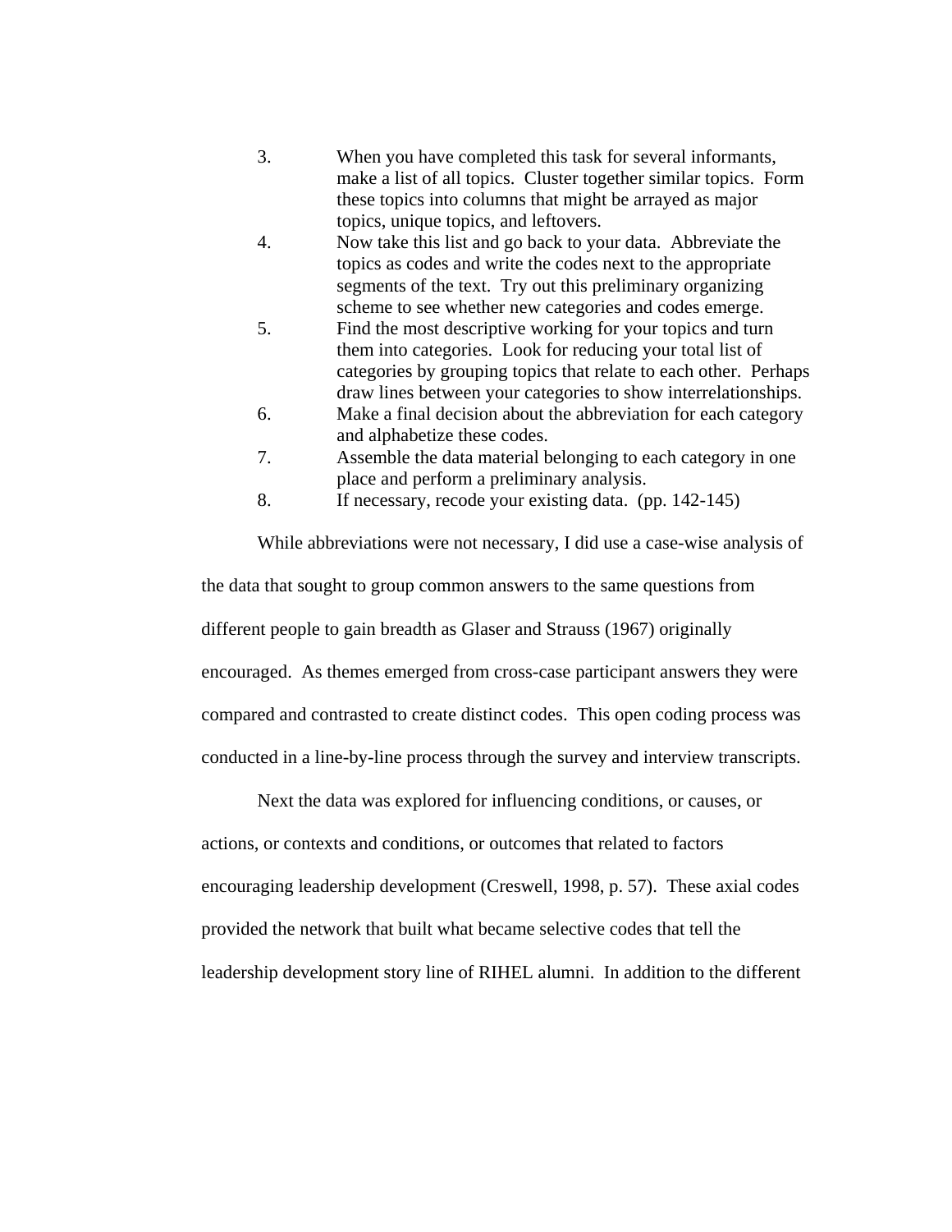3. When you have completed this task for several informants, make a list of all topics. Cluster together similar topics. Form these topics into columns that might be arrayed as major topics, unique topics, and leftovers.
4. Now take this list and go back to your data. Abbreviate the topics as codes and write the codes next to the appropriate segments of the text. Try out this preliminary organizing scheme to see whether new categories and codes emerge.
5. Find the most descriptive working for your topics and turn them into categories. Look for reducing your total list of categories by grouping topics that relate to each other. Perhaps draw lines between your categories to show interrelationships.
6. Make a final decision about the abbreviation for each category and alphabetize these codes.
7. Assemble the data material belonging to each category in one place and perform a preliminary analysis.
8. If necessary, recode your existing data. (pp. 142-145)

While abbreviations were not necessary, I did use a case-wise analysis of the data that sought to group common answers to the same questions from different people to gain breadth as Glaser and Strauss (1967) originally encouraged. As themes emerged from cross-case participant answers they were compared and contrasted to create distinct codes. This open coding process was conducted in a line-by-line process through the survey and interview transcripts.

Next the data was explored for influencing conditions, or causes, or actions, or contexts and conditions, or outcomes that related to factors encouraging leadership development (Creswell, 1998, p. 57). These axial codes provided the network that built what became selective codes that tell the leadership development story line of RIHEL alumni. In addition to the different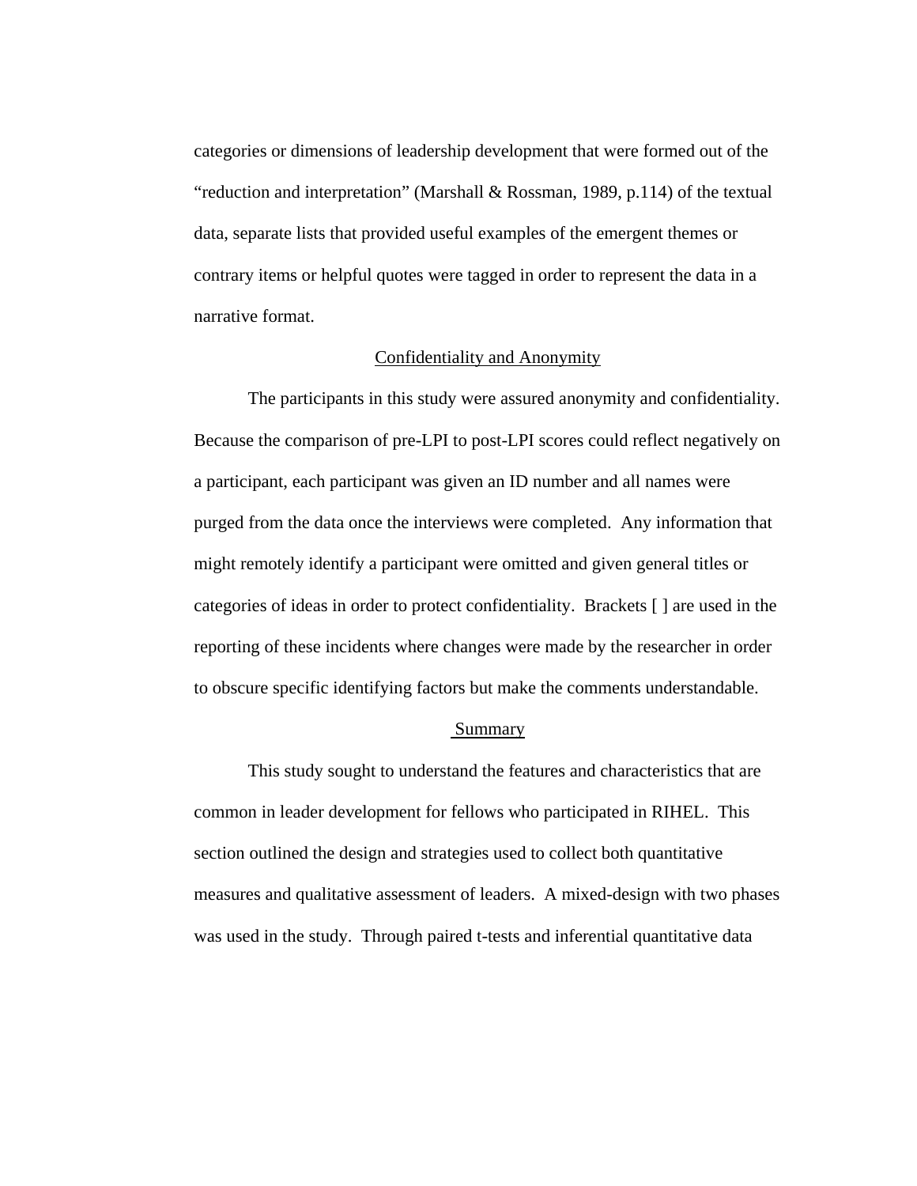categories or dimensions of leadership development that were formed out of the "reduction and interpretation" (Marshall & Rossman, 1989, p.114) of the textual data, separate lists that provided useful examples of the emergent themes or contrary items or helpful quotes were tagged in order to represent the data in a narrative format.

## Confidentiality and Anonymity

The participants in this study were assured anonymity and confidentiality. Because the comparison of pre-LPI to post-LPI scores could reflect negatively on a participant, each participant was given an ID number and all names were purged from the data once the interviews were completed. Any information that might remotely identify a participant were omitted and given general titles or categories of ideas in order to protect confidentiality. Brackets [ ] are used in the reporting of these incidents where changes were made by the researcher in order to obscure specific identifying factors but make the comments understandable.

## Summary

This study sought to understand the features and characteristics that are common in leader development for fellows who participated in RIHEL. This section outlined the design and strategies used to collect both quantitative measures and qualitative assessment of leaders. A mixed-design with two phases was used in the study. Through paired t-tests and inferential quantitative data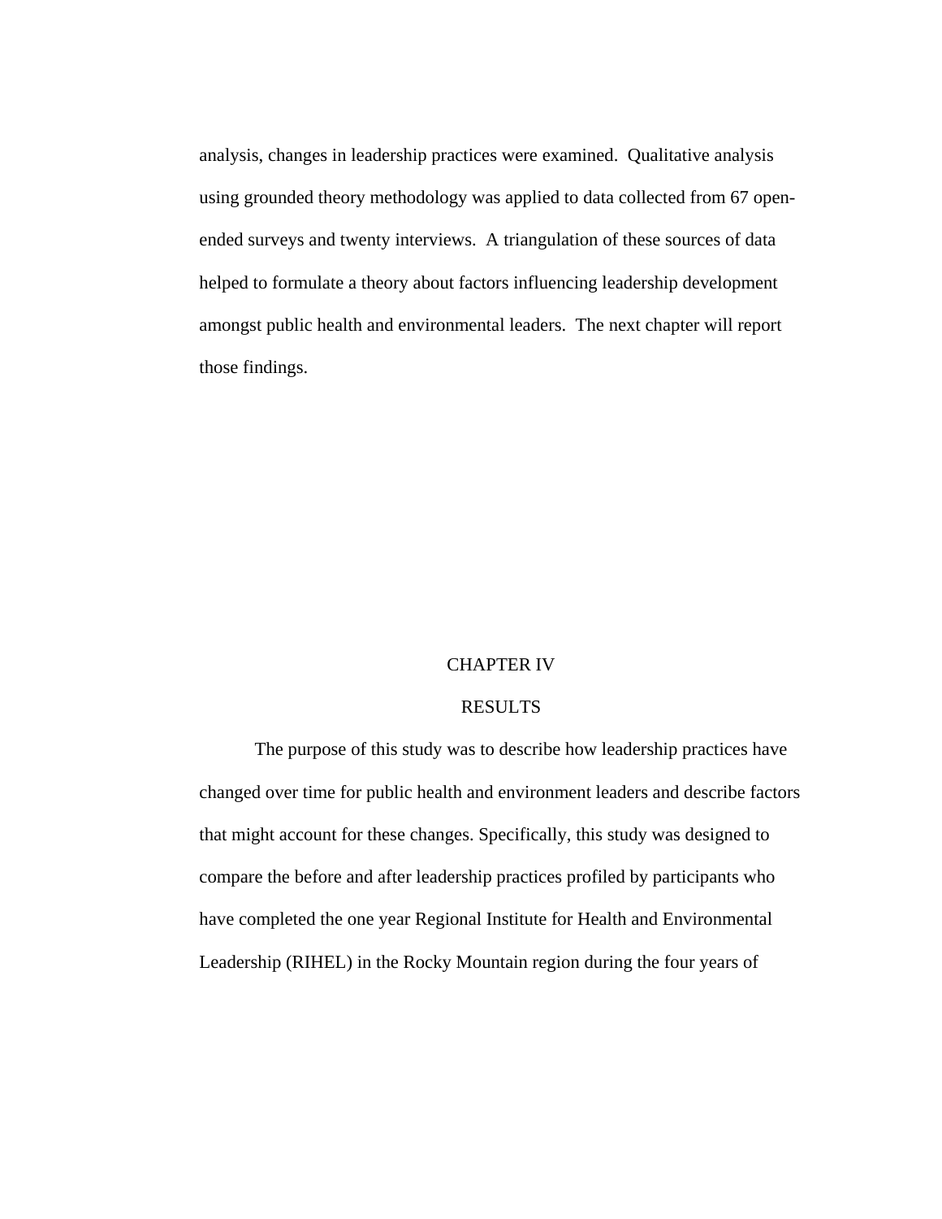analysis, changes in leadership practices were examined. Qualitative analysis using grounded theory methodology was applied to data collected from 67 open-ended surveys and twenty interviews. A triangulation of these sources of data helped to formulate a theory about factors influencing leadership development amongst public health and environmental leaders. The next chapter will report those findings.

# CHAPTER IV

# RESULTS

The purpose of this study was to describe how leadership practices have changed over time for public health and environment leaders and describe factors that might account for these changes. Specifically, this study was designed to compare the before and after leadership practices profiled by participants who have completed the one year Regional Institute for Health and Environmental Leadership (RIHEL) in the Rocky Mountain region during the four years of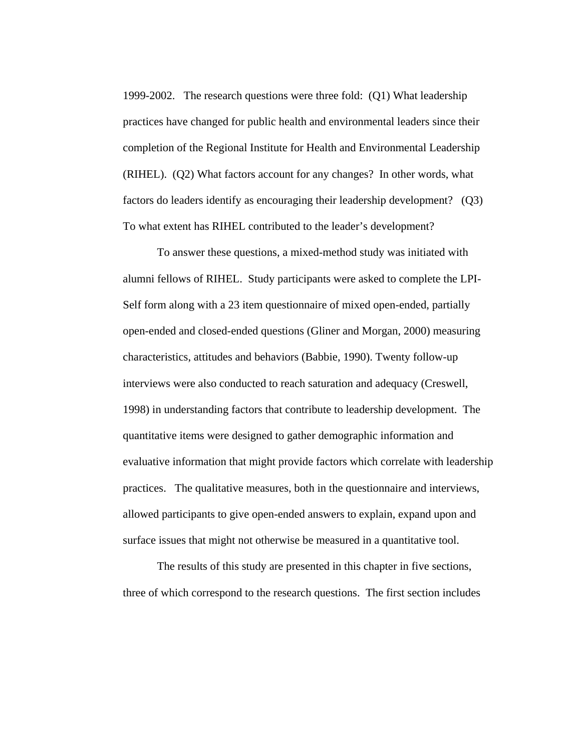1999-2002. The research questions were three fold: (Q1) What leadership practices have changed for public health and environmental leaders since their completion of the Regional Institute for Health and Environmental Leadership (RIHEL). (Q2) What factors account for any changes? In other words, what factors do leaders identify as encouraging their leadership development? (Q3) To what extent has RIHEL contributed to the leader's development?

To answer these questions, a mixed-method study was initiated with alumni fellows of RIHEL. Study participants were asked to complete the LPI-Self form along with a 23 item questionnaire of mixed open-ended, partially open-ended and closed-ended questions (Gliner and Morgan, 2000) measuring characteristics, attitudes and behaviors (Babbie, 1990). Twenty follow-up interviews were also conducted to reach saturation and adequacy (Creswell, 1998) in understanding factors that contribute to leadership development. The quantitative items were designed to gather demographic information and evaluative information that might provide factors which correlate with leadership practices. The qualitative measures, both in the questionnaire and interviews, allowed participants to give open-ended answers to explain, expand upon and surface issues that might not otherwise be measured in a quantitative tool.

The results of this study are presented in this chapter in five sections, three of which correspond to the research questions. The first section includes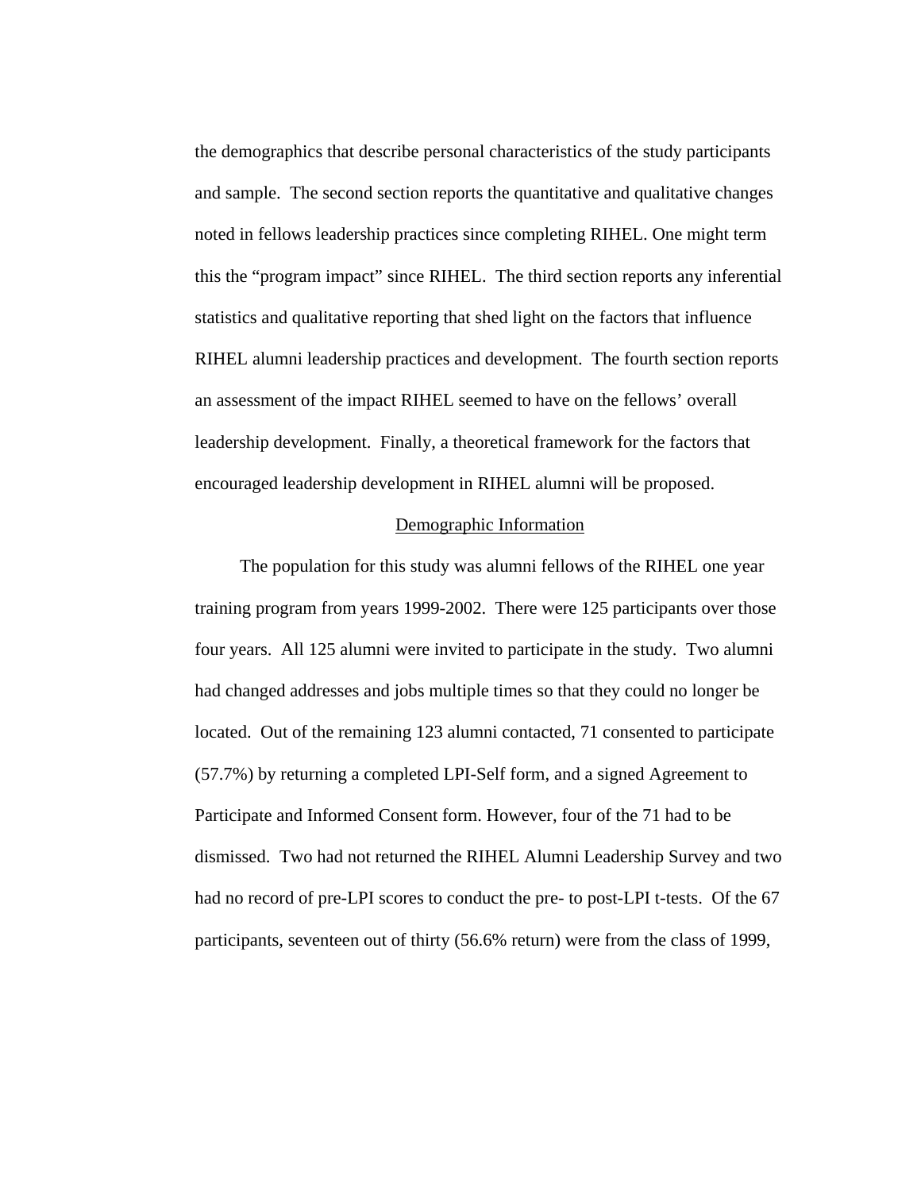the demographics that describe personal characteristics of the study participants and sample. The second section reports the quantitative and qualitative changes noted in fellows leadership practices since completing RIHEL. One might term this the "program impact" since RIHEL. The third section reports any inferential statistics and qualitative reporting that shed light on the factors that influence RIHEL alumni leadership practices and development. The fourth section reports an assessment of the impact RIHEL seemed to have on the fellows' overall leadership development. Finally, a theoretical framework for the factors that encouraged leadership development in RIHEL alumni will be proposed.

## Demographic Information

The population for this study was alumni fellows of the RIHEL one year training program from years 1999-2002. There were 125 participants over those four years. All 125 alumni were invited to participate in the study. Two alumni had changed addresses and jobs multiple times so that they could no longer be located. Out of the remaining 123 alumni contacted, 71 consented to participate (57.7%) by returning a completed LPI-Self form, and a signed Agreement to Participate and Informed Consent form. However, four of the 71 had to be dismissed. Two had not returned the RIHEL Alumni Leadership Survey and two had no record of pre-LPI scores to conduct the pre- to post-LPI t-tests. Of the 67 participants, seventeen out of thirty (56.6% return) were from the class of 1999,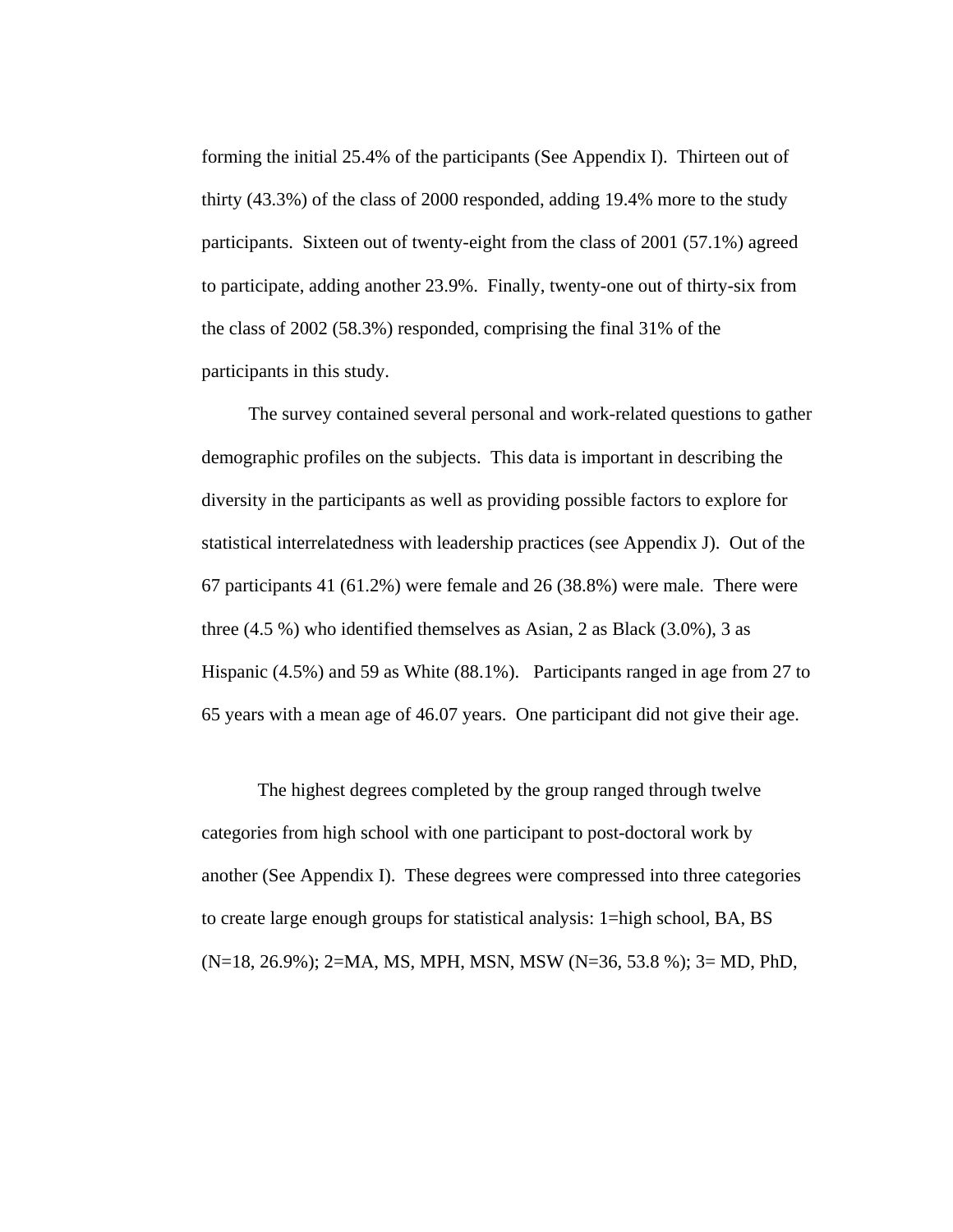forming the initial 25.4% of the participants (See Appendix I). Thirteen out of thirty (43.3%) of the class of 2000 responded, adding 19.4% more to the study participants. Sixteen out of twenty-eight from the class of 2001 (57.1%) agreed to participate, adding another 23.9%. Finally, twenty-one out of thirty-six from the class of 2002 (58.3%) responded, comprising the final 31% of the participants in this study.

The survey contained several personal and work-related questions to gather demographic profiles on the subjects. This data is important in describing the diversity in the participants as well as providing possible factors to explore for statistical interrelatedness with leadership practices (see Appendix J). Out of the 67 participants 41 (61.2%) were female and 26 (38.8%) were male. There were three (4.5 %) who identified themselves as Asian, 2 as Black (3.0%), 3 as Hispanic (4.5%) and 59 as White (88.1%). Participants ranged in age from 27 to 65 years with a mean age of 46.07 years. One participant did not give their age.

The highest degrees completed by the group ranged through twelve categories from high school with one participant to post-doctoral work by another (See Appendix I). These degrees were compressed into three categories to create large enough groups for statistical analysis: 1=high school, BA, BS (N=18, 26.9%); 2=MA, MS, MPH, MSN, MSW (N=36, 53.8 %); 3= MD, PhD,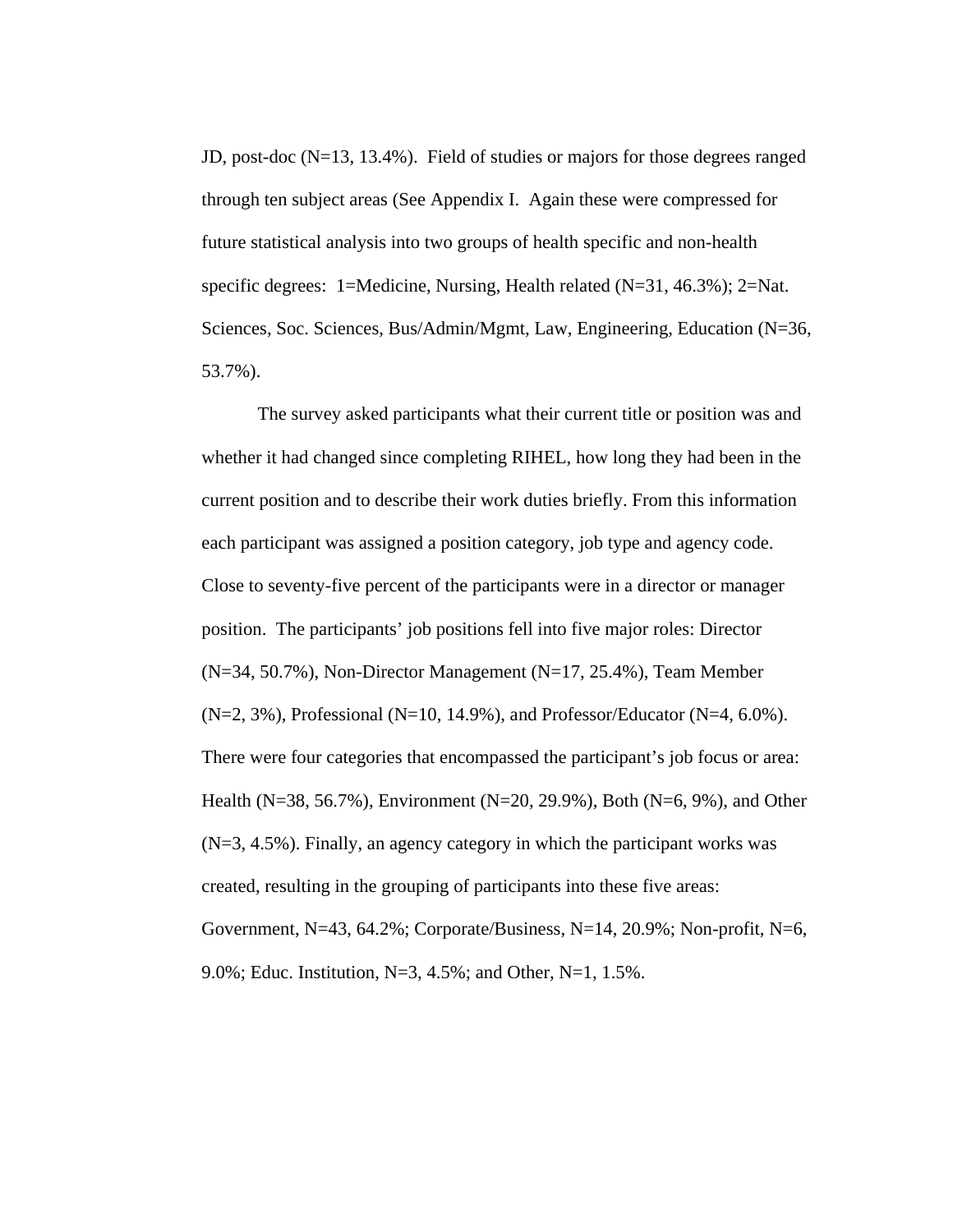JD, post-doc (N=13, 13.4%). Field of studies or majors for those degrees ranged through ten subject areas (See Appendix I. Again these were compressed for future statistical analysis into two groups of health specific and non-health specific degrees: 1=Medicine, Nursing, Health related (N=31, 46.3%); 2=Nat. Sciences, Soc. Sciences, Bus/Admin/Mgmt, Law, Engineering, Education (N=36, 53.7%).

The survey asked participants what their current title or position was and whether it had changed since completing RIHEL, how long they had been in the current position and to describe their work duties briefly. From this information each participant was assigned a position category, job type and agency code. Close to seventy-five percent of the participants were in a director or manager position. The participants' job positions fell into five major roles: Director (N=34, 50.7%), Non-Director Management (N=17, 25.4%), Team Member (N=2, 3%), Professional (N=10, 14.9%), and Professor/Educator (N=4, 6.0%). There were four categories that encompassed the participant's job focus or area: Health (N=38, 56.7%), Environment (N=20, 29.9%), Both (N=6, 9%), and Other (N=3, 4.5%). Finally, an agency category in which the participant works was created, resulting in the grouping of participants into these five areas: Government, N=43, 64.2%; Corporate/Business, N=14, 20.9%; Non-profit, N=6, 9.0%; Educ. Institution, N=3, 4.5%; and Other, N=1, 1.5%.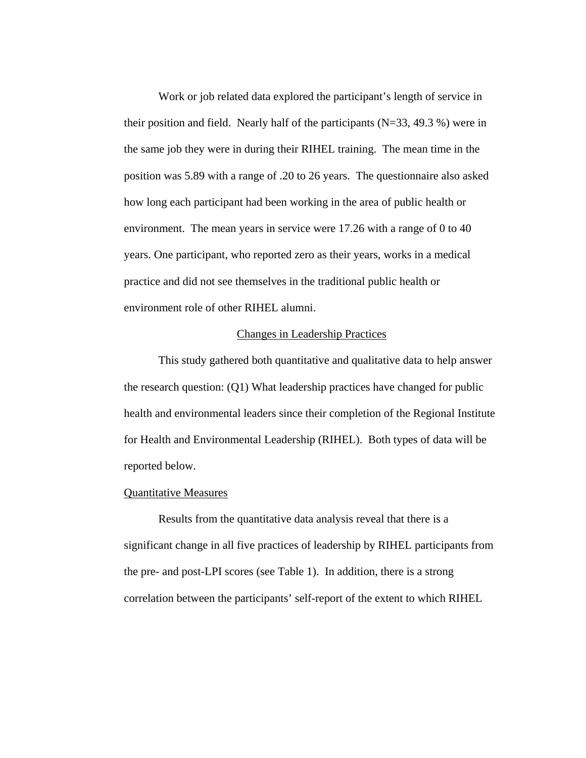Work or job related data explored the participant's length of service in their position and field. Nearly half of the participants (N=33, 49.3 %) were in the same job they were in during their RIHEL training. The mean time in the position was 5.89 with a range of .20 to 26 years. The questionnaire also asked how long each participant had been working in the area of public health or environment. The mean years in service were 17.26 with a range of 0 to 40 years. One participant, who reported zero as their years, works in a medical practice and did not see themselves in the traditional public health or environment role of other RIHEL alumni.

## Changes in Leadership Practices

This study gathered both quantitative and qualitative data to help answer the research question: (Q1) What leadership practices have changed for public health and environmental leaders since their completion of the Regional Institute for Health and Environmental Leadership (RIHEL). Both types of data will be reported below.

### Quantitative Measures

Results from the quantitative data analysis reveal that there is a significant change in all five practices of leadership by RIHEL participants from the pre- and post-LPI scores (see Table 1). In addition, there is a strong correlation between the participants' self-report of the extent to which RIHEL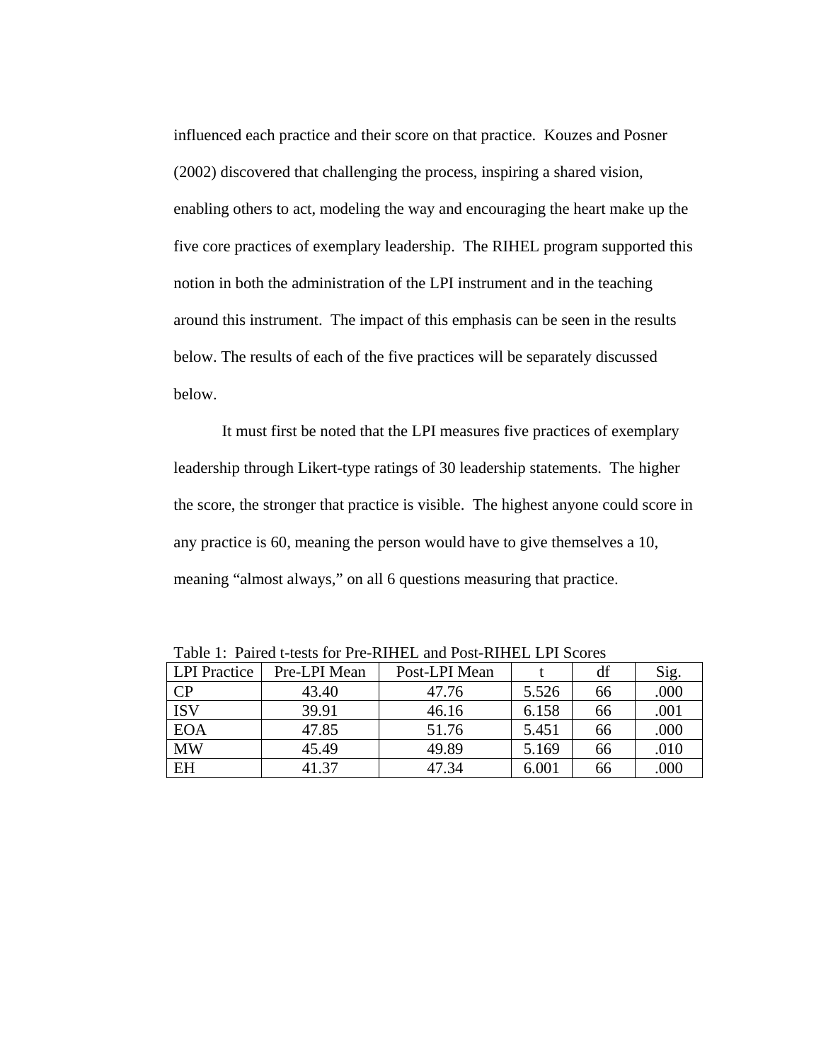influenced each practice and their score on that practice. Kouzes and Posner (2002) discovered that challenging the process, inspiring a shared vision, enabling others to act, modeling the way and encouraging the heart make up the five core practices of exemplary leadership. The RIHEL program supported this notion in both the administration of the LPI instrument and in the teaching around this instrument. The impact of this emphasis can be seen in the results below. The results of each of the five practices will be separately discussed below.

It must first be noted that the LPI measures five practices of exemplary leadership through Likert-type ratings of 30 leadership statements. The higher the score, the stronger that practice is visible. The highest anyone could score in any practice is 60, meaning the person would have to give themselves a 10, meaning "almost always," on all 6 questions measuring that practice.

Table 1: Paired t-tests for Pre-RIHEL and Post-RIHEL LPI Scores

| LPI Practice | Pre-LPI Mean | Post-LPI Mean | t | df | Sig. |
|---|---|---|---|---|---|
| CP | 43.40 | 47.76 | 5.526 | 66 | .000 |
| ISV | 39.91 | 46.16 | 6.158 | 66 | .001 |
| EOA | 47.85 | 51.76 | 5.451 | 66 | .000 |
| MW | 45.49 | 49.89 | 5.169 | 66 | .010 |
| EH | 41.37 | 47.34 | 6.001 | 66 | .000 |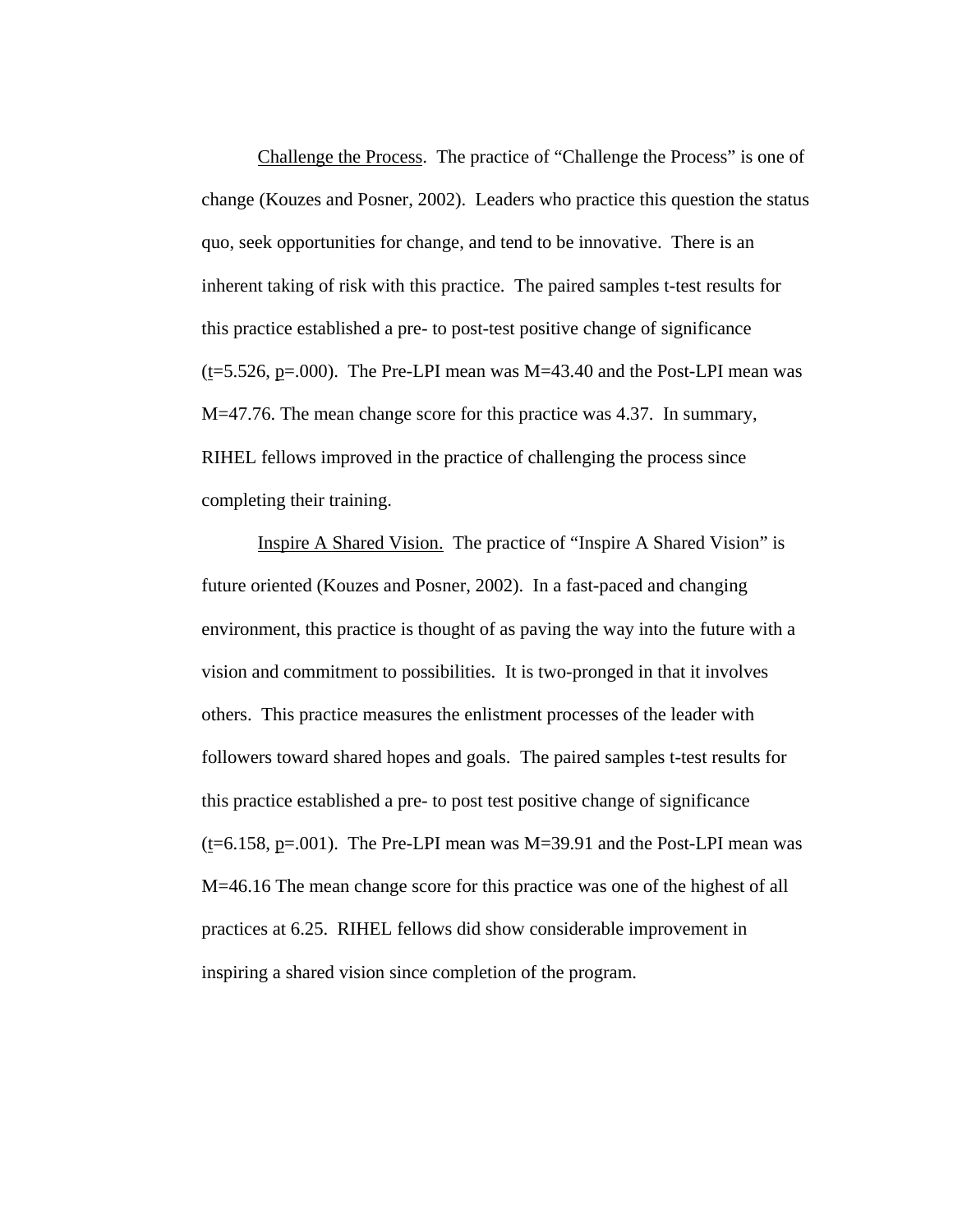Challenge the Process. The practice of "Challenge the Process" is one of change (Kouzes and Posner, 2002). Leaders who practice this question the status quo, seek opportunities for change, and tend to be innovative. There is an inherent taking of risk with this practice. The paired samples t-test results for this practice established a pre- to post-test positive change of significance ($t$=5.526, $p$=.000). The Pre-LPI mean was M=43.40 and the Post-LPI mean was M=47.76. The mean change score for this practice was 4.37. In summary, RIHEL fellows improved in the practice of challenging the process since completing their training.

Inspire A Shared Vision. The practice of "Inspire A Shared Vision" is future oriented (Kouzes and Posner, 2002). In a fast-paced and changing environment, this practice is thought of as paving the way into the future with a vision and commitment to possibilities. It is two-pronged in that it involves others. This practice measures the enlistment processes of the leader with followers toward shared hopes and goals. The paired samples t-test results for this practice established a pre- to post test positive change of significance ($t$=6.158, $p$=.001). The Pre-LPI mean was M=39.91 and the Post-LPI mean was M=46.16 The mean change score for this practice was one of the highest of all practices at 6.25. RIHEL fellows did show considerable improvement in inspiring a shared vision since completion of the program.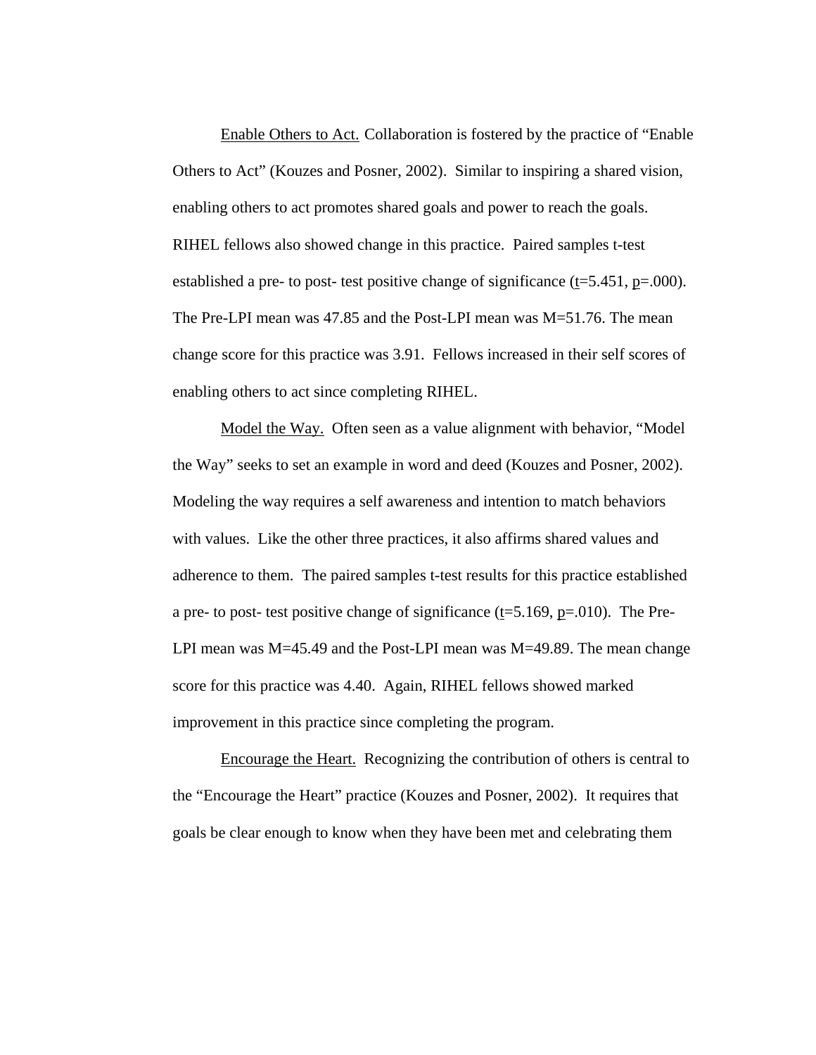Enable Others to Act. Collaboration is fostered by the practice of "Enable Others to Act" (Kouzes and Posner, 2002). Similar to inspiring a shared vision, enabling others to act promotes shared goals and power to reach the goals. RIHEL fellows also showed change in this practice. Paired samples t-test established a pre- to post- test positive change of significance ($t$=5.451, $p$=.000). The Pre-LPI mean was 47.85 and the Post-LPI mean was M=51.76. The mean change score for this practice was 3.91. Fellows increased in their self scores of enabling others to act since completing RIHEL.

Model the Way. Often seen as a value alignment with behavior, "Model the Way" seeks to set an example in word and deed (Kouzes and Posner, 2002). Modeling the way requires a self awareness and intention to match behaviors with values. Like the other three practices, it also affirms shared values and adherence to them. The paired samples t-test results for this practice established a pre- to post- test positive change of significance ($t$=5.169, $p$=.010). The Pre-LPI mean was M=45.49 and the Post-LPI mean was M=49.89. The mean change score for this practice was 4.40. Again, RIHEL fellows showed marked improvement in this practice since completing the program.

Encourage the Heart. Recognizing the contribution of others is central to the "Encourage the Heart" practice (Kouzes and Posner, 2002). It requires that goals be clear enough to know when they have been met and celebrating them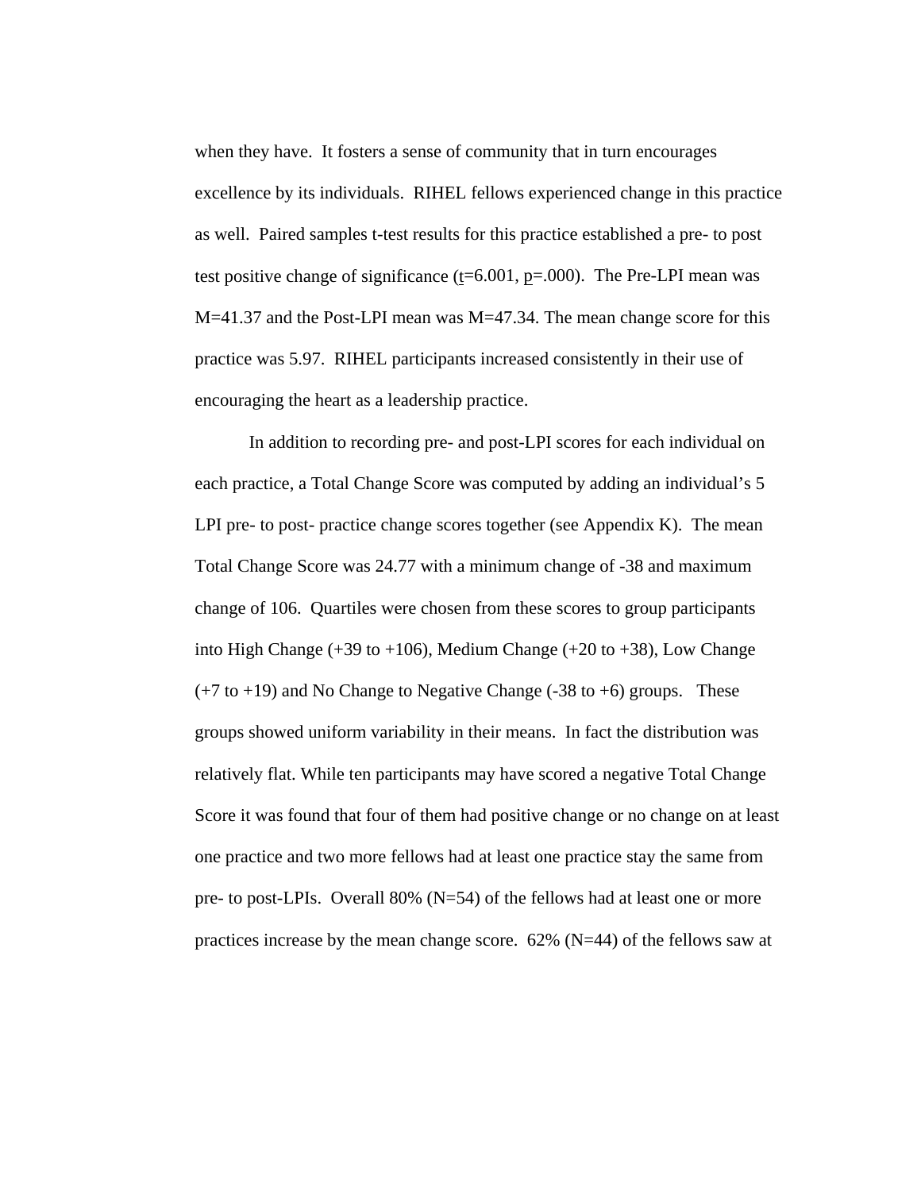when they have. It fosters a sense of community that in turn encourages excellence by its individuals. RIHEL fellows experienced change in this practice as well. Paired samples t-test results for this practice established a pre- to post test positive change of significance ($t$=6.001, $p$=.000). The Pre-LPI mean was M=41.37 and the Post-LPI mean was M=47.34. The mean change score for this practice was 5.97. RIHEL participants increased consistently in their use of encouraging the heart as a leadership practice.

In addition to recording pre- and post-LPI scores for each individual on each practice, a Total Change Score was computed by adding an individual's 5 LPI pre- to post- practice change scores together (see Appendix K). The mean Total Change Score was 24.77 with a minimum change of -38 and maximum change of 106. Quartiles were chosen from these scores to group participants into High Change (+39 to +106), Medium Change (+20 to +38), Low Change (+7 to +19) and No Change to Negative Change (-38 to +6) groups. These groups showed uniform variability in their means. In fact the distribution was relatively flat. While ten participants may have scored a negative Total Change Score it was found that four of them had positive change or no change on at least one practice and two more fellows had at least one practice stay the same from pre- to post-LPIs. Overall 80% (N=54) of the fellows had at least one or more practices increase by the mean change score. 62% (N=44) of the fellows saw at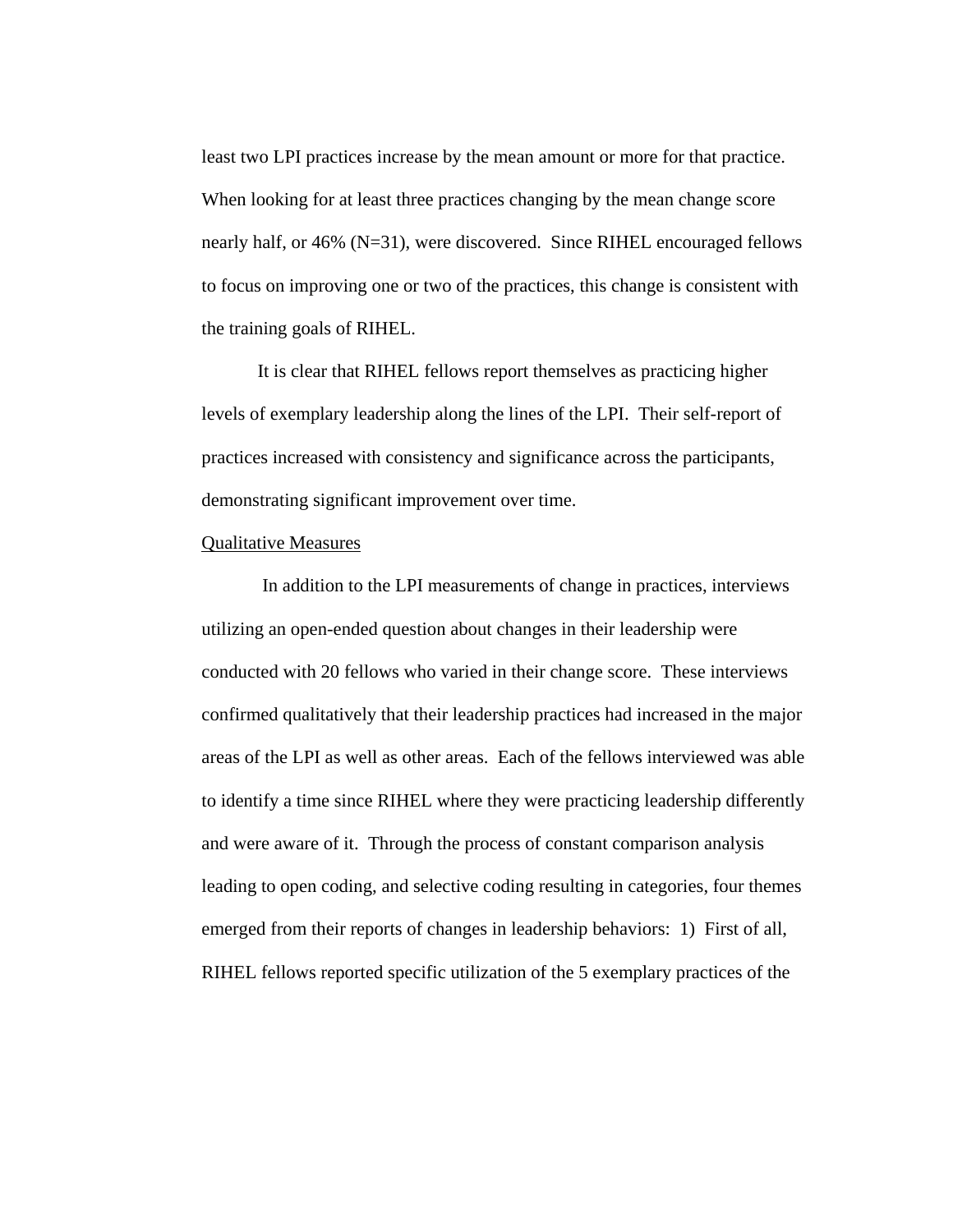least two LPI practices increase by the mean amount or more for that practice. When looking for at least three practices changing by the mean change score nearly half, or 46% (N=31), were discovered. Since RIHEL encouraged fellows to focus on improving one or two of the practices, this change is consistent with the training goals of RIHEL.

It is clear that RIHEL fellows report themselves as practicing higher levels of exemplary leadership along the lines of the LPI. Their self-report of practices increased with consistency and significance across the participants, demonstrating significant improvement over time.

<u>Qualitative Measures</u>

In addition to the LPI measurements of change in practices, interviews utilizing an open-ended question about changes in their leadership were conducted with 20 fellows who varied in their change score. These interviews confirmed qualitatively that their leadership practices had increased in the major areas of the LPI as well as other areas. Each of the fellows interviewed was able to identify a time since RIHEL where they were practicing leadership differently and were aware of it. Through the process of constant comparison analysis leading to open coding, and selective coding resulting in categories, four themes emerged from their reports of changes in leadership behaviors: 1) First of all, RIHEL fellows reported specific utilization of the 5 exemplary practices of the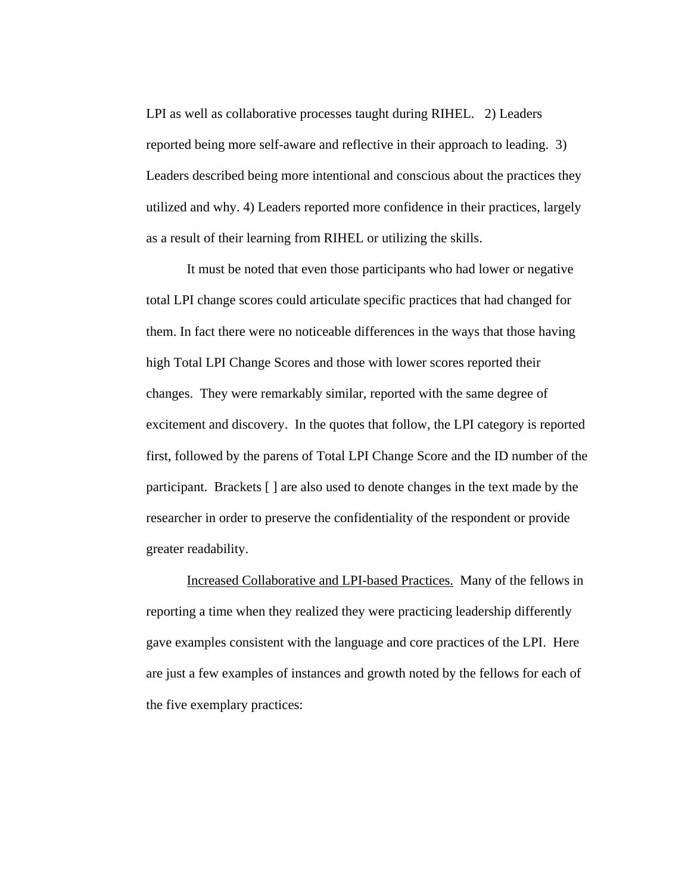LPI as well as collaborative processes taught during RIHEL. 2) Leaders reported being more self-aware and reflective in their approach to leading. 3) Leaders described being more intentional and conscious about the practices they utilized and why. 4) Leaders reported more confidence in their practices, largely as a result of their learning from RIHEL or utilizing the skills.

It must be noted that even those participants who had lower or negative total LPI change scores could articulate specific practices that had changed for them. In fact there were no noticeable differences in the ways that those having high Total LPI Change Scores and those with lower scores reported their changes. They were remarkably similar, reported with the same degree of excitement and discovery. In the quotes that follow, the LPI category is reported first, followed by the parens of Total LPI Change Score and the ID number of the participant. Brackets [ ] are also used to denote changes in the text made by the researcher in order to preserve the confidentiality of the respondent or provide greater readability.

<u>Increased Collaborative and LPI-based Practices.</u> Many of the fellows in reporting a time when they realized they were practicing leadership differently gave examples consistent with the language and core practices of the LPI. Here are just a few examples of instances and growth noted by the fellows for each of the five exemplary practices: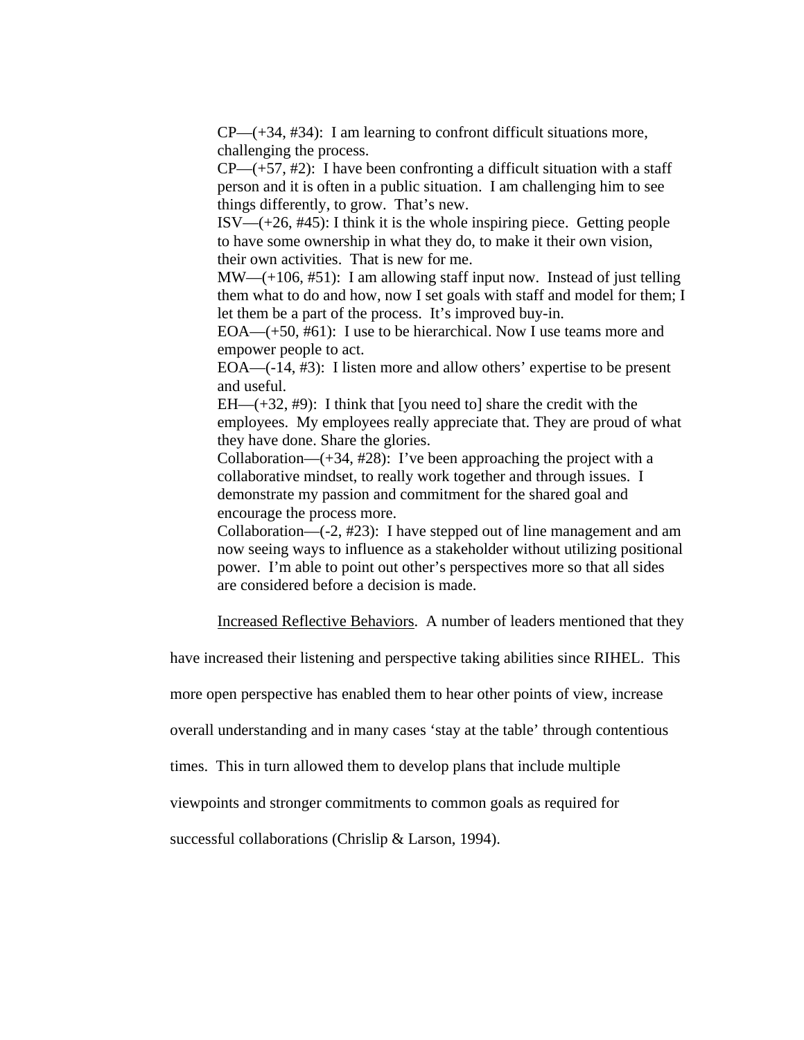CP—(+34, #34): I am learning to confront difficult situations more, challenging the process.

CP—(+57, #2): I have been confronting a difficult situation with a staff person and it is often in a public situation. I am challenging him to see things differently, to grow. That's new.

ISV—(+26, #45): I think it is the whole inspiring piece. Getting people to have some ownership in what they do, to make it their own vision, their own activities. That is new for me.

MW—(+106, #51): I am allowing staff input now. Instead of just telling them what to do and how, now I set goals with staff and model for them; I let them be a part of the process. It's improved buy-in.

EOA—(+50, #61): I use to be hierarchical. Now I use teams more and empower people to act.

EOA—(-14, #3): I listen more and allow others' expertise to be present and useful.

EH—(+32, #9): I think that [you need to] share the credit with the employees. My employees really appreciate that. They are proud of what they have done. Share the glories.

Collaboration—(+34, #28): I've been approaching the project with a collaborative mindset, to really work together and through issues. I demonstrate my passion and commitment for the shared goal and encourage the process more.

Collaboration—(-2, #23): I have stepped out of line management and am now seeing ways to influence as a stakeholder without utilizing positional power. I'm able to point out other's perspectives more so that all sides are considered before a decision is made.

Increased Reflective Behaviors. A number of leaders mentioned that they have increased their listening and perspective taking abilities since RIHEL. This more open perspective has enabled them to hear other points of view, increase overall understanding and in many cases 'stay at the table' through contentious times. This in turn allowed them to develop plans that include multiple viewpoints and stronger commitments to common goals as required for successful collaborations (Chrislip & Larson, 1994).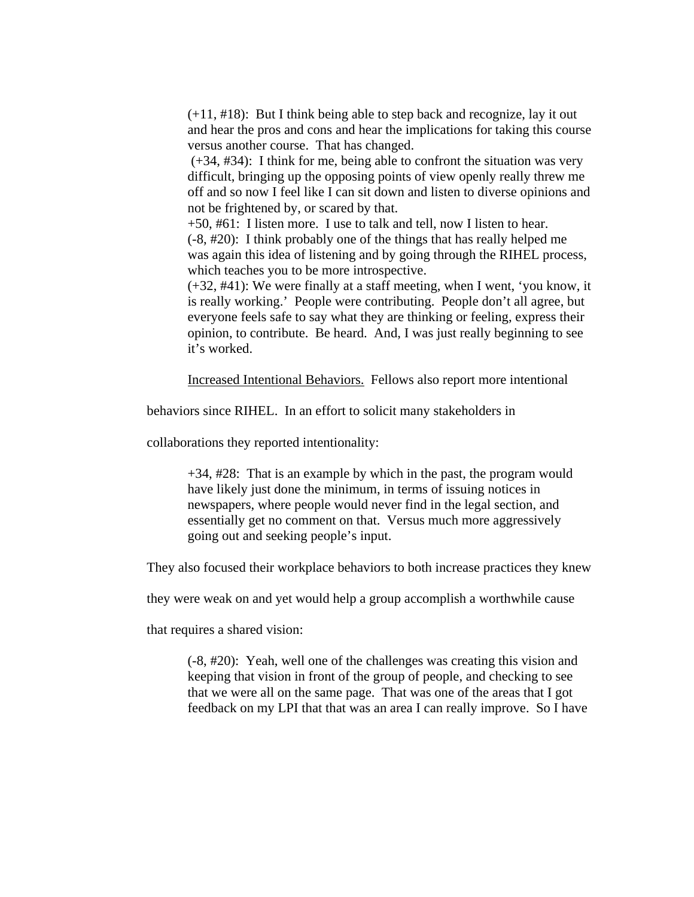> (+11, #18): But I think being able to step back and recognize, lay it out and hear the pros and cons and hear the implications for taking this course versus another course. That has changed.
>
> (+34, #34): I think for me, being able to confront the situation was very difficult, bringing up the opposing points of view openly really threw me off and so now I feel like I can sit down and listen to diverse opinions and not be frightened by, or scared by that.
>
> +50, #61: I listen more. I use to talk and tell, now I listen to hear.
>
> (-8, #20): I think probably one of the things that has really helped me was again this idea of listening and by going through the RIHEL process, which teaches you to be more introspective.
>
> (+32, #41): We were finally at a staff meeting, when I went, 'you know, it is really working.' People were contributing. People don't all agree, but everyone feels safe to say what they are thinking or feeling, express their opinion, to contribute. Be heard. And, I was just really beginning to see it's worked.

Increased Intentional Behaviors. Fellows also report more intentional behaviors since RIHEL. In an effort to solicit many stakeholders in collaborations they reported intentionality:

> +34, #28: That is an example by which in the past, the program would have likely just done the minimum, in terms of issuing notices in newspapers, where people would never find in the legal section, and essentially get no comment on that. Versus much more aggressively going out and seeking people's input.

They also focused their workplace behaviors to both increase practices they knew they were weak on and yet would help a group accomplish a worthwhile cause that requires a shared vision:

> (-8, #20): Yeah, well one of the challenges was creating this vision and keeping that vision in front of the group of people, and checking to see that we were all on the same page. That was one of the areas that I got feedback on my LPI that that was an area I can really improve. So I have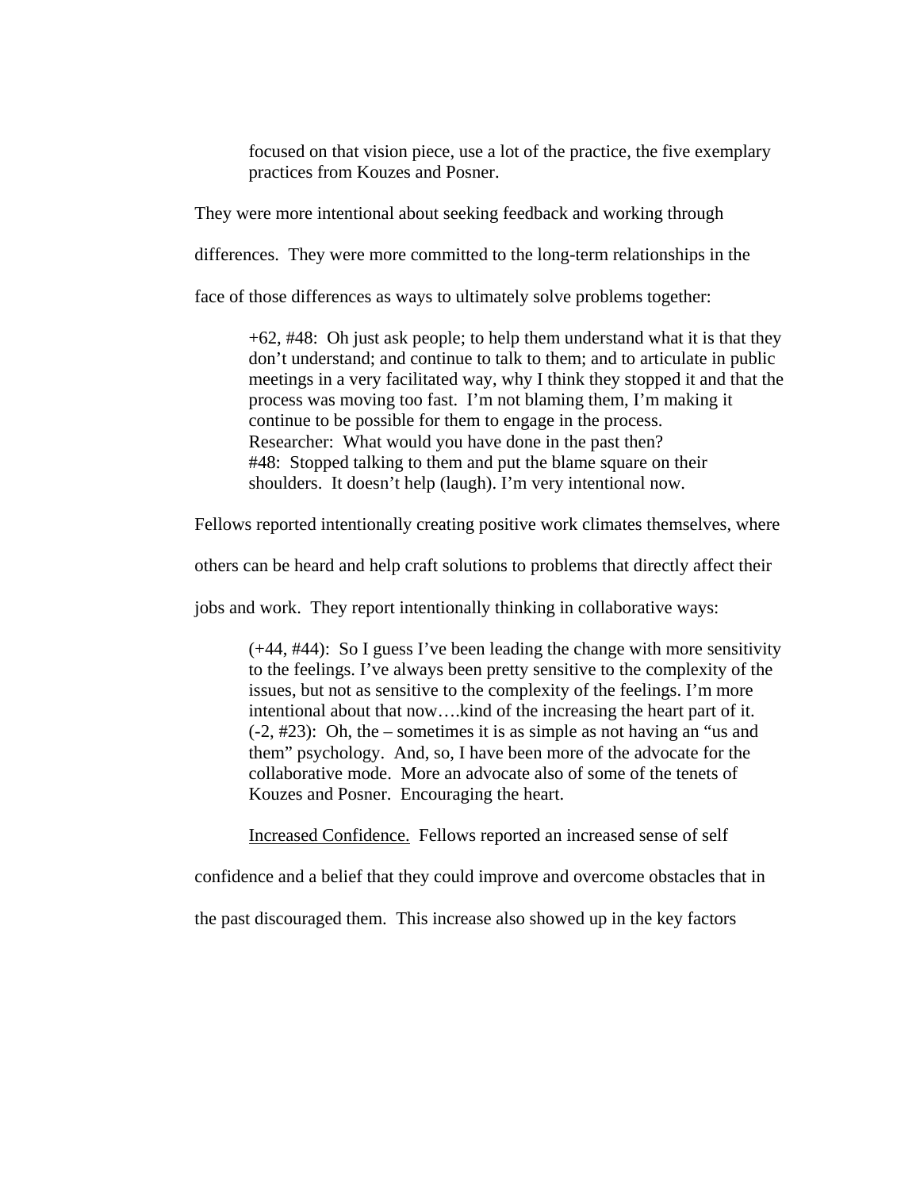> focused on that vision piece, use a lot of the practice, the five exemplary practices from Kouzes and Posner.

They were more intentional about seeking feedback and working through differences. They were more committed to the long-term relationships in the face of those differences as ways to ultimately solve problems together:

> +62, #48: Oh just ask people; to help them understand what it is that they don't understand; and continue to talk to them; and to articulate in public meetings in a very facilitated way, why I think they stopped it and that the process was moving too fast. I'm not blaming them, I'm making it continue to be possible for them to engage in the process.
> Researcher: What would you have done in the past then?
> #48: Stopped talking to them and put the blame square on their shoulders. It doesn't help (laugh). I'm very intentional now.

Fellows reported intentionally creating positive work climates themselves, where others can be heard and help craft solutions to problems that directly affect their jobs and work. They report intentionally thinking in collaborative ways:

> (+44, #44): So I guess I've been leading the change with more sensitivity to the feelings. I've always been pretty sensitive to the complexity of the issues, but not as sensitive to the complexity of the feelings. I'm more intentional about that now….kind of the increasing the heart part of it.
> (-2, #23): Oh, the – sometimes it is as simple as not having an "us and them" psychology. And, so, I have been more of the advocate for the collaborative mode. More an advocate also of some of the tenets of Kouzes and Posner. Encouraging the heart.

Increased Confidence. Fellows reported an increased sense of self confidence and a belief that they could improve and overcome obstacles that in the past discouraged them. This increase also showed up in the key factors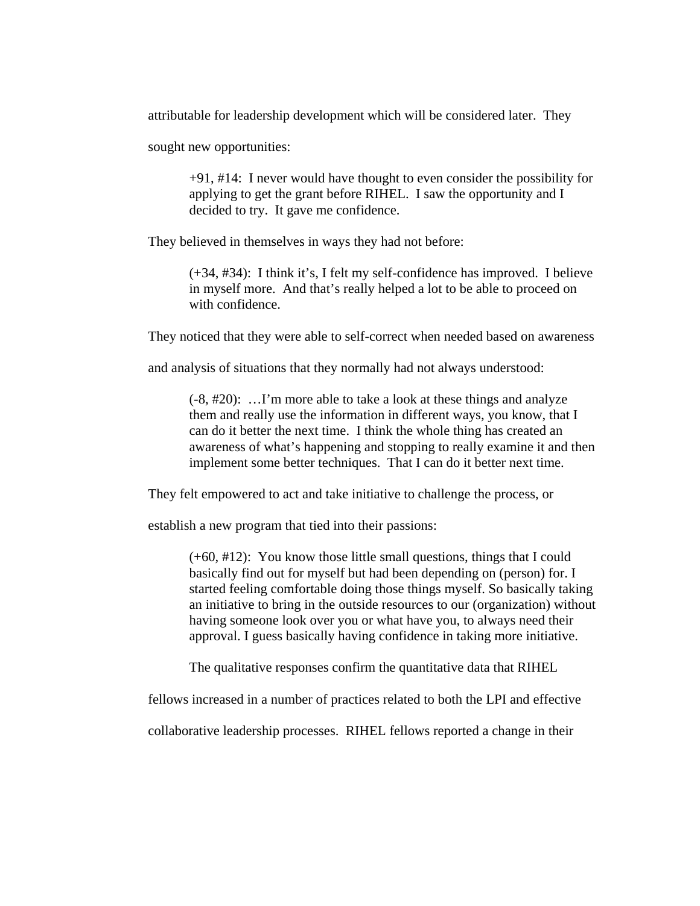attributable for leadership development which will be considered later. They sought new opportunities:

> +91, #14: I never would have thought to even consider the possibility for applying to get the grant before RIHEL. I saw the opportunity and I decided to try. It gave me confidence.

They believed in themselves in ways they had not before:

> (+34, #34): I think it's, I felt my self-confidence has improved. I believe in myself more. And that's really helped a lot to be able to proceed on with confidence.

They noticed that they were able to self-correct when needed based on awareness and analysis of situations that they normally had not always understood:

> (-8, #20): …I'm more able to take a look at these things and analyze them and really use the information in different ways, you know, that I can do it better the next time. I think the whole thing has created an awareness of what's happening and stopping to really examine it and then implement some better techniques. That I can do it better next time.

They felt empowered to act and take initiative to challenge the process, or establish a new program that tied into their passions:

> (+60, #12): You know those little small questions, things that I could basically find out for myself but had been depending on (person) for. I started feeling comfortable doing those things myself. So basically taking an initiative to bring in the outside resources to our (organization) without having someone look over you or what have you, to always need their approval. I guess basically having confidence in taking more initiative.

The qualitative responses confirm the quantitative data that RIHEL fellows increased in a number of practices related to both the LPI and effective collaborative leadership processes. RIHEL fellows reported a change in their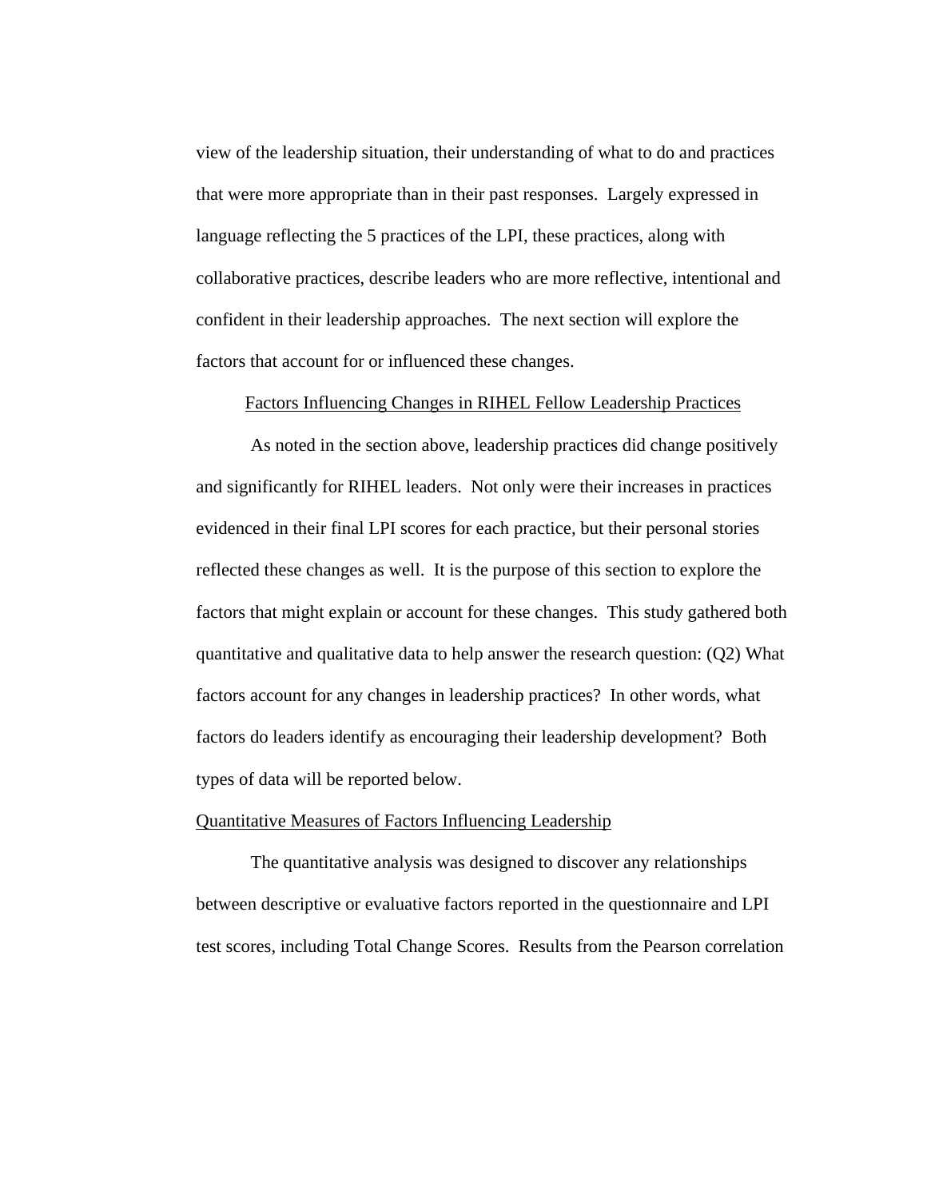view of the leadership situation, their understanding of what to do and practices that were more appropriate than in their past responses. Largely expressed in language reflecting the 5 practices of the LPI, these practices, along with collaborative practices, describe leaders who are more reflective, intentional and confident in their leadership approaches. The next section will explore the factors that account for or influenced these changes.

## Factors Influencing Changes in RIHEL Fellow Leadership Practices

As noted in the section above, leadership practices did change positively and significantly for RIHEL leaders. Not only were their increases in practices evidenced in their final LPI scores for each practice, but their personal stories reflected these changes as well. It is the purpose of this section to explore the factors that might explain or account for these changes. This study gathered both quantitative and qualitative data to help answer the research question: (Q2) What factors account for any changes in leadership practices? In other words, what factors do leaders identify as encouraging their leadership development? Both types of data will be reported below.

### Quantitative Measures of Factors Influencing Leadership

The quantitative analysis was designed to discover any relationships between descriptive or evaluative factors reported in the questionnaire and LPI test scores, including Total Change Scores. Results from the Pearson correlation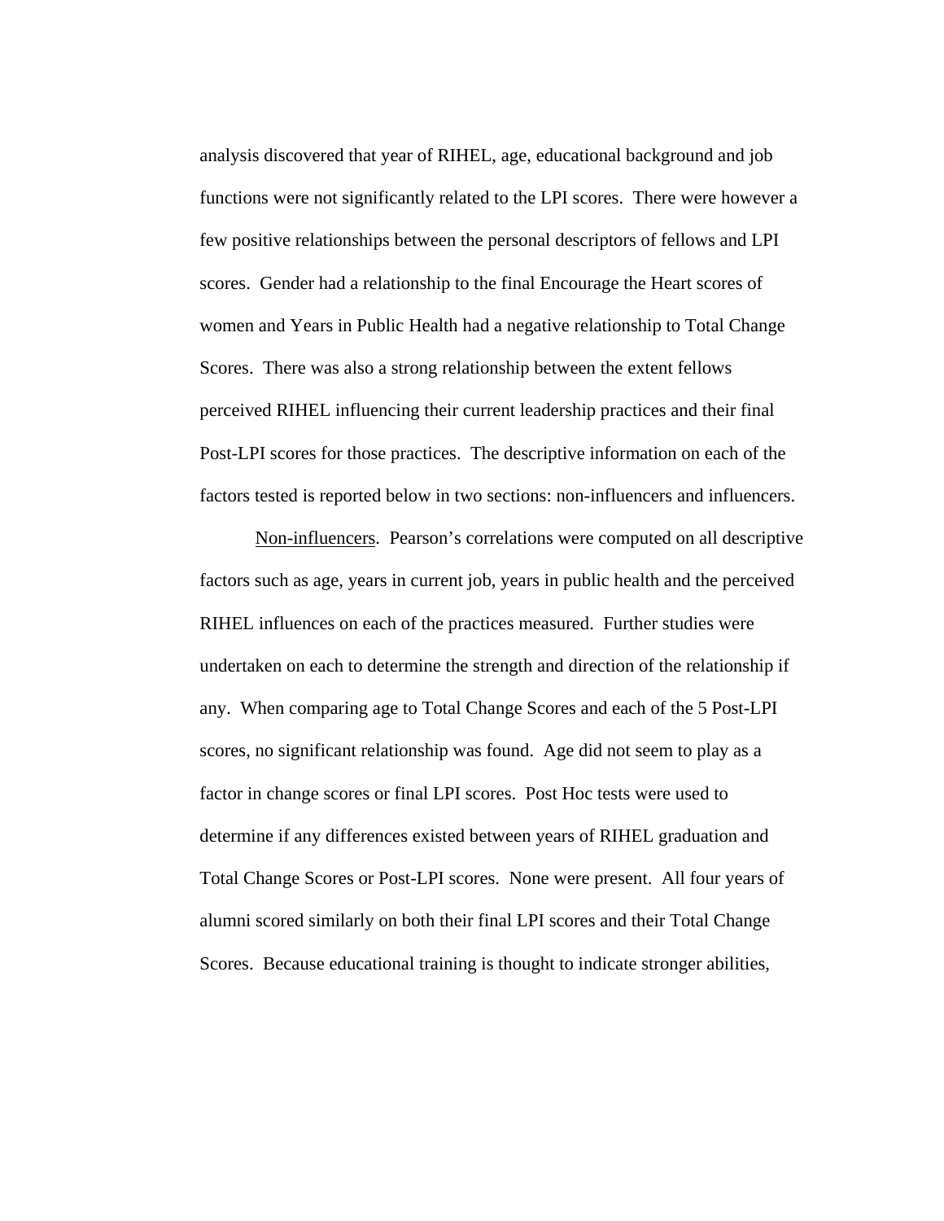analysis discovered that year of RIHEL, age, educational background and job functions were not significantly related to the LPI scores. There were however a few positive relationships between the personal descriptors of fellows and LPI scores. Gender had a relationship to the final Encourage the Heart scores of women and Years in Public Health had a negative relationship to Total Change Scores. There was also a strong relationship between the extent fellows perceived RIHEL influencing their current leadership practices and their final Post-LPI scores for those practices. The descriptive information on each of the factors tested is reported below in two sections: non-influencers and influencers.

Non-influencers. Pearson's correlations were computed on all descriptive factors such as age, years in current job, years in public health and the perceived RIHEL influences on each of the practices measured. Further studies were undertaken on each to determine the strength and direction of the relationship if any. When comparing age to Total Change Scores and each of the 5 Post-LPI scores, no significant relationship was found. Age did not seem to play as a factor in change scores or final LPI scores. Post Hoc tests were used to determine if any differences existed between years of RIHEL graduation and Total Change Scores or Post-LPI scores. None were present. All four years of alumni scored similarly on both their final LPI scores and their Total Change Scores. Because educational training is thought to indicate stronger abilities,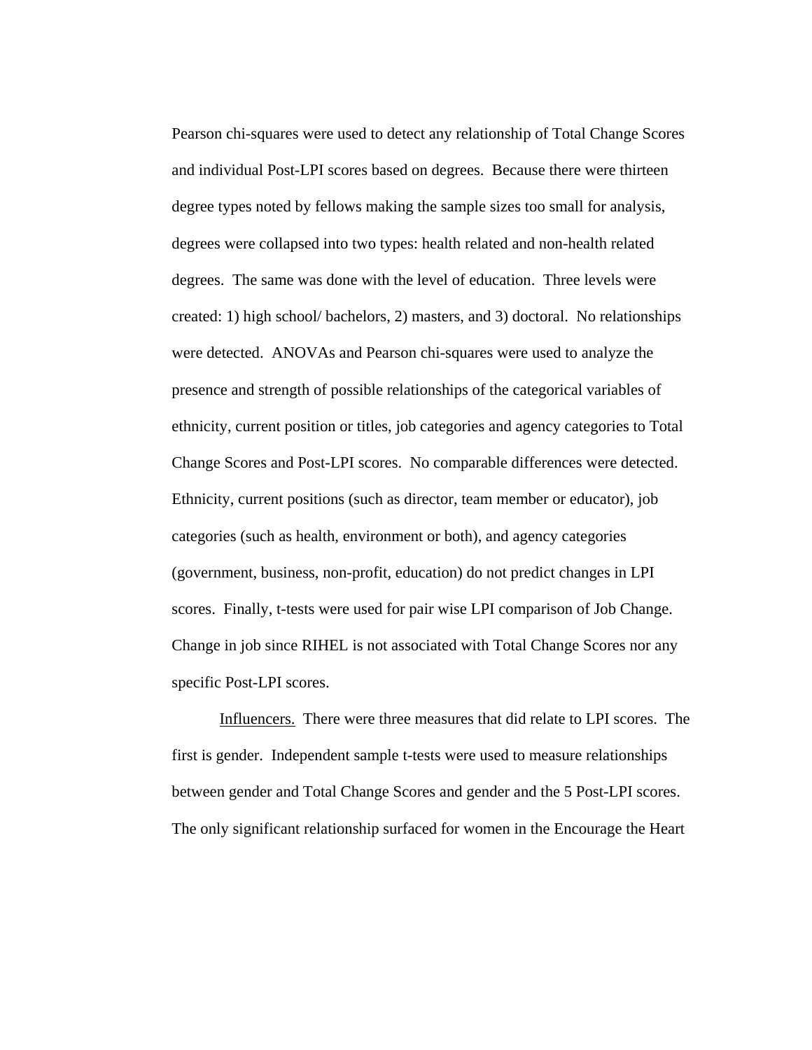Pearson chi-squares were used to detect any relationship of Total Change Scores and individual Post-LPI scores based on degrees. Because there were thirteen degree types noted by fellows making the sample sizes too small for analysis, degrees were collapsed into two types: health related and non-health related degrees. The same was done with the level of education. Three levels were created: 1) high school/ bachelors, 2) masters, and 3) doctoral. No relationships were detected. ANOVAs and Pearson chi-squares were used to analyze the presence and strength of possible relationships of the categorical variables of ethnicity, current position or titles, job categories and agency categories to Total Change Scores and Post-LPI scores. No comparable differences were detected. Ethnicity, current positions (such as director, team member or educator), job categories (such as health, environment or both), and agency categories (government, business, non-profit, education) do not predict changes in LPI scores. Finally, t-tests were used for pair wise LPI comparison of Job Change. Change in job since RIHEL is not associated with Total Change Scores nor any specific Post-LPI scores.

Influencers. There were three measures that did relate to LPI scores. The first is gender. Independent sample t-tests were used to measure relationships between gender and Total Change Scores and gender and the 5 Post-LPI scores. The only significant relationship surfaced for women in the Encourage the Heart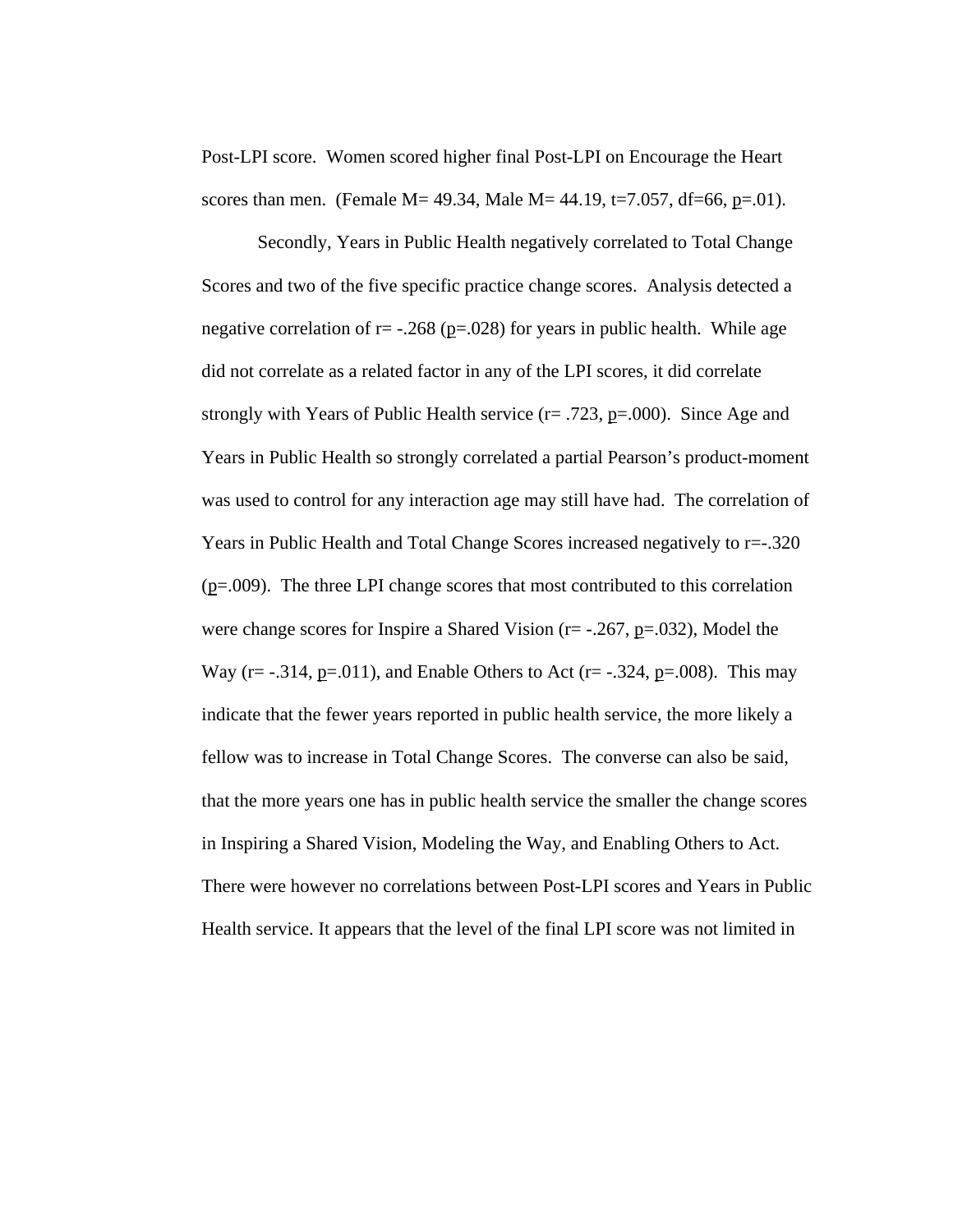Post-LPI score. Women scored higher final Post-LPI on Encourage the Heart scores than men. (Female $M= 49.34$, Male $M= 44.19$, $t=7.057$, $df=66$, $p=.01$).

Secondly, Years in Public Health negatively correlated to Total Change Scores and two of the five specific practice change scores. Analysis detected a negative correlation of $r= -.268$ ($p=.028$) for years in public health. While age did not correlate as a related factor in any of the LPI scores, it did correlate strongly with Years of Public Health service ($r= .723$, $p=.000$). Since Age and Years in Public Health so strongly correlated a partial Pearson's product-moment was used to control for any interaction age may still have had. The correlation of Years in Public Health and Total Change Scores increased negatively to $r=-.320$ ($p=.009$). The three LPI change scores that most contributed to this correlation were change scores for Inspire a Shared Vision ($r= -.267$, $p=.032$), Model the Way ($r= -.314$, $p=.011$), and Enable Others to Act ($r= -.324$, $p=.008$). This may indicate that the fewer years reported in public health service, the more likely a fellow was to increase in Total Change Scores. The converse can also be said, that the more years one has in public health service the smaller the change scores in Inspiring a Shared Vision, Modeling the Way, and Enabling Others to Act. There were however no correlations between Post-LPI scores and Years in Public Health service. It appears that the level of the final LPI score was not limited in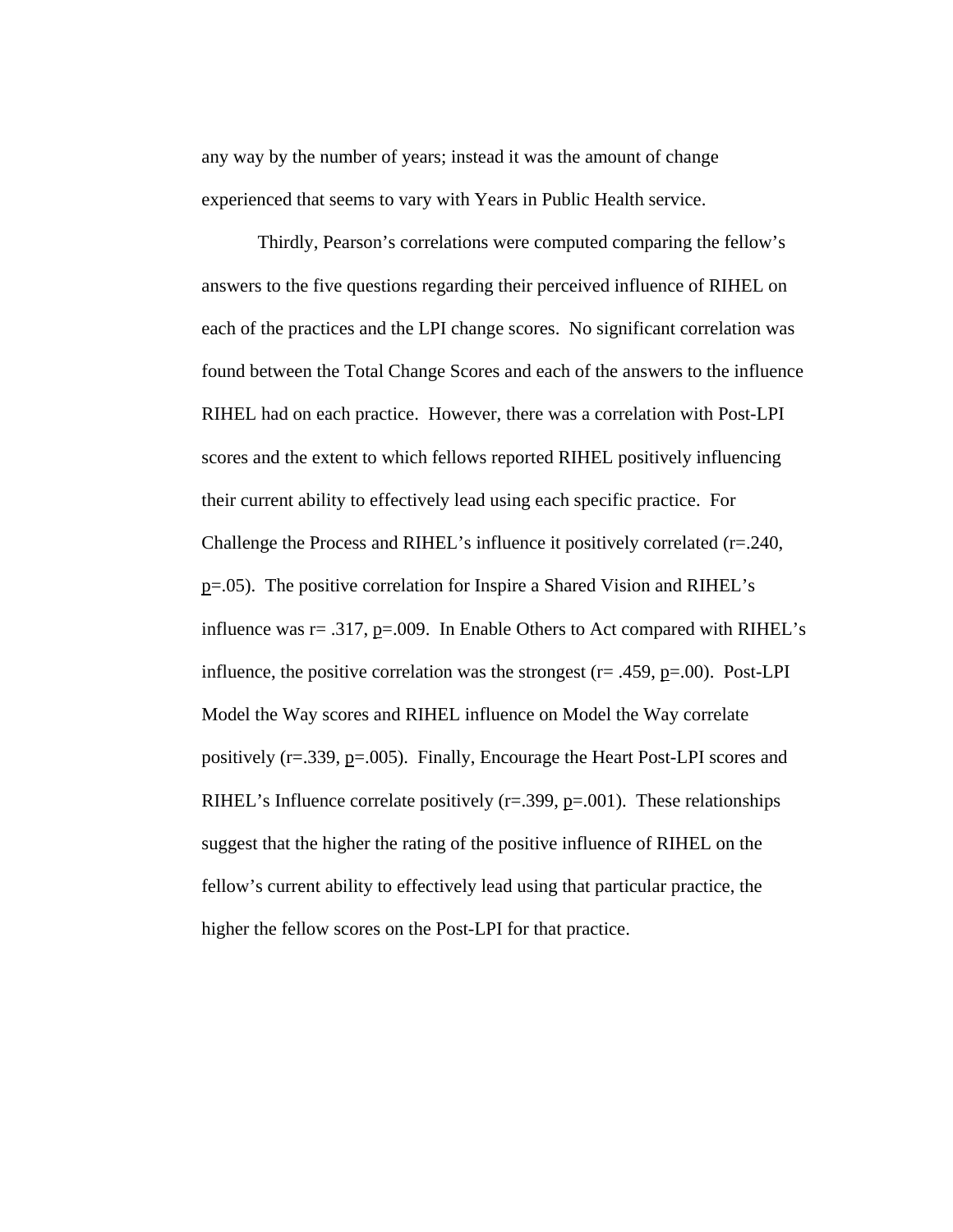any way by the number of years; instead it was the amount of change experienced that seems to vary with Years in Public Health service.

Thirdly, Pearson's correlations were computed comparing the fellow's answers to the five questions regarding their perceived influence of RIHEL on each of the practices and the LPI change scores. No significant correlation was found between the Total Change Scores and each of the answers to the influence RIHEL had on each practice. However, there was a correlation with Post-LPI scores and the extent to which fellows reported RIHEL positively influencing their current ability to effectively lead using each specific practice. For Challenge the Process and RIHEL's influence it positively correlated ($r=.240$, $p=.05$). The positive correlation for Inspire a Shared Vision and RIHEL's influence was $r= .317$, $p=.009$. In Enable Others to Act compared with RIHEL's influence, the positive correlation was the strongest ($r= .459$, $p=.00$). Post-LPI Model the Way scores and RIHEL influence on Model the Way correlate positively ($r=.339$, $p=.005$). Finally, Encourage the Heart Post-LPI scores and RIHEL's Influence correlate positively ($r=.399$, $p=.001$). These relationships suggest that the higher the rating of the positive influence of RIHEL on the fellow's current ability to effectively lead using that particular practice, the higher the fellow scores on the Post-LPI for that practice.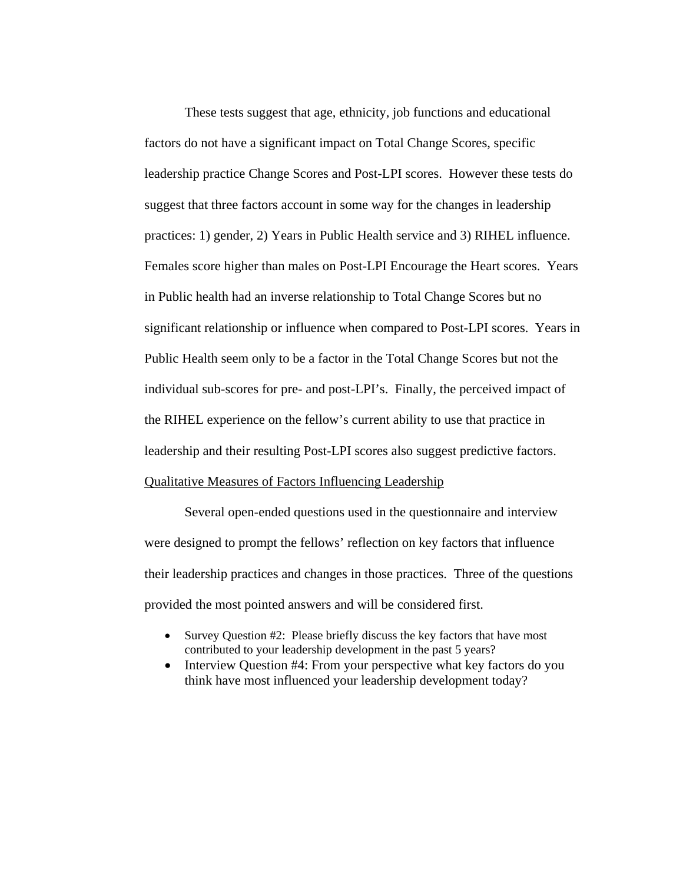These tests suggest that age, ethnicity, job functions and educational factors do not have a significant impact on Total Change Scores, specific leadership practice Change Scores and Post-LPI scores. However these tests do suggest that three factors account in some way for the changes in leadership practices: 1) gender, 2) Years in Public Health service and 3) RIHEL influence. Females score higher than males on Post-LPI Encourage the Heart scores. Years in Public health had an inverse relationship to Total Change Scores but no significant relationship or influence when compared to Post-LPI scores. Years in Public Health seem only to be a factor in the Total Change Scores but not the individual sub-scores for pre- and post-LPI's. Finally, the perceived impact of the RIHEL experience on the fellow's current ability to use that practice in leadership and their resulting Post-LPI scores also suggest predictive factors.

Qualitative Measures of Factors Influencing Leadership

Several open-ended questions used in the questionnaire and interview were designed to prompt the fellows' reflection on key factors that influence their leadership practices and changes in those practices. Three of the questions provided the most pointed answers and will be considered first.

- Survey Question #2: Please briefly discuss the key factors that have most contributed to your leadership development in the past 5 years?
- Interview Question #4: From your perspective what key factors do you think have most influenced your leadership development today?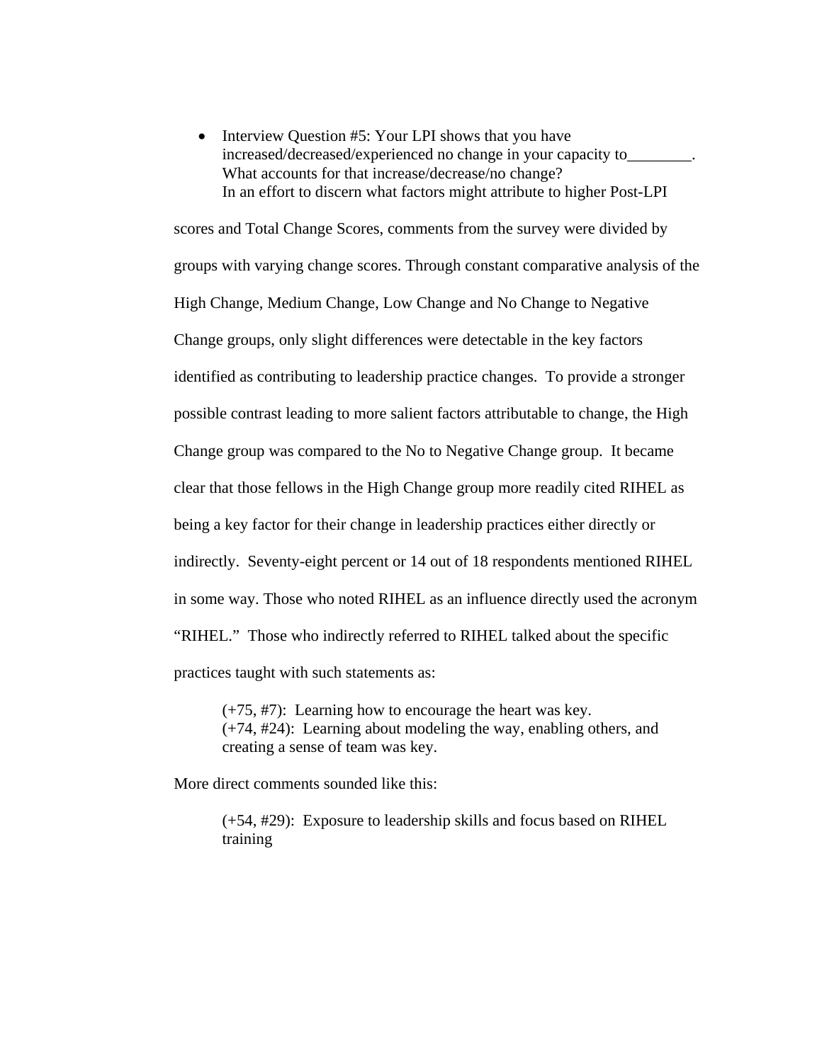- Interview Question #5: Your LPI shows that you have increased/decreased/experienced no change in your capacity to________. What accounts for that increase/decrease/no change?

In an effort to discern what factors might attribute to higher Post-LPI scores and Total Change Scores, comments from the survey were divided by groups with varying change scores. Through constant comparative analysis of the High Change, Medium Change, Low Change and No Change to Negative Change groups, only slight differences were detectable in the key factors identified as contributing to leadership practice changes. To provide a stronger possible contrast leading to more salient factors attributable to change, the High Change group was compared to the No to Negative Change group. It became clear that those fellows in the High Change group more readily cited RIHEL as being a key factor for their change in leadership practices either directly or indirectly. Seventy-eight percent or 14 out of 18 respondents mentioned RIHEL in some way. Those who noted RIHEL as an influence directly used the acronym "RIHEL." Those who indirectly referred to RIHEL talked about the specific practices taught with such statements as:

> (+75, #7): Learning how to encourage the heart was key.
> (+74, #24): Learning about modeling the way, enabling others, and creating a sense of team was key.

More direct comments sounded like this:

> (+54, #29): Exposure to leadership skills and focus based on RIHEL training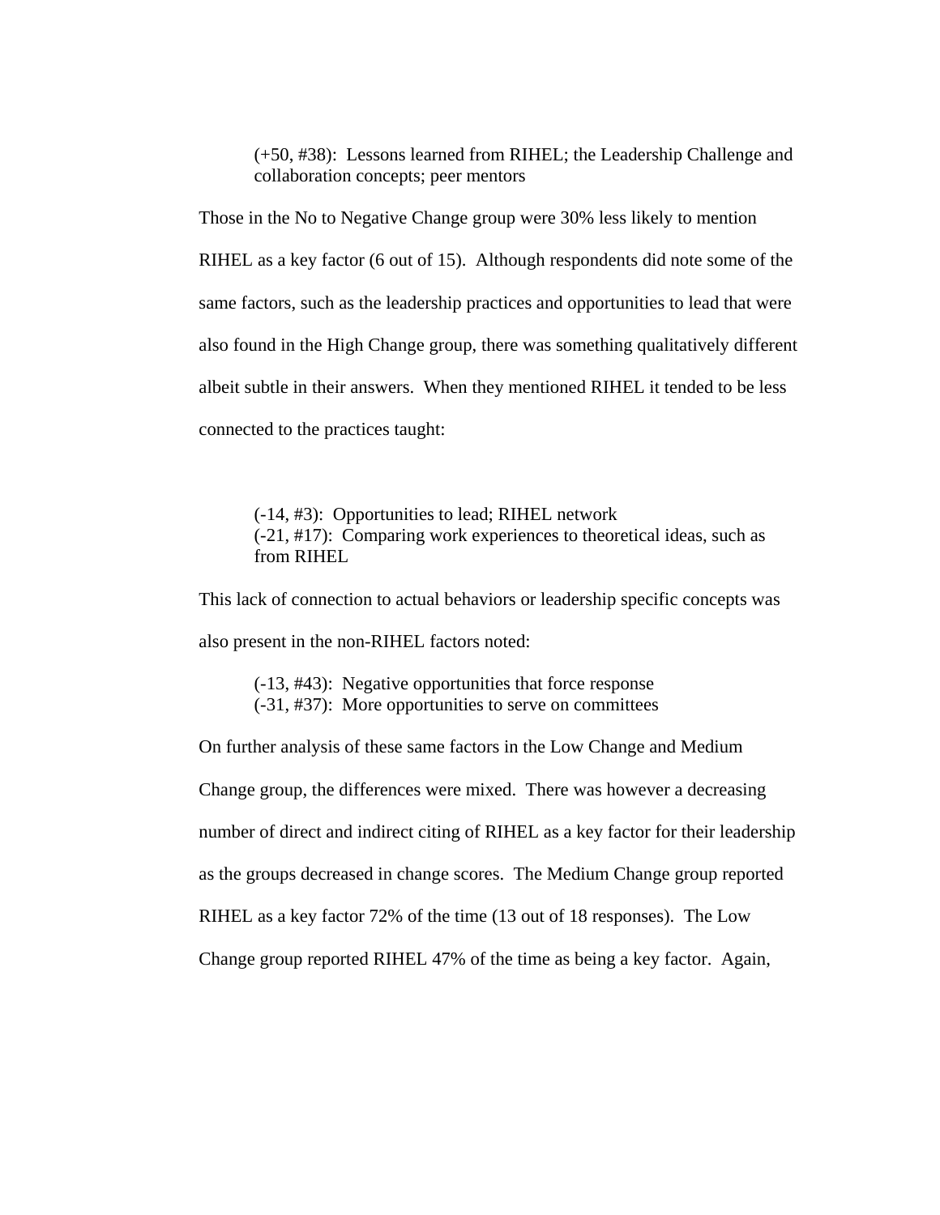> (+50, #38): Lessons learned from RIHEL; the Leadership Challenge and collaboration concepts; peer mentors

Those in the No to Negative Change group were 30% less likely to mention RIHEL as a key factor (6 out of 15). Although respondents did note some of the same factors, such as the leadership practices and opportunities to lead that were also found in the High Change group, there was something qualitatively different albeit subtle in their answers. When they mentioned RIHEL it tended to be less connected to the practices taught:

> (-14, #3): Opportunities to lead; RIHEL network
> (-21, #17): Comparing work experiences to theoretical ideas, such as from RIHEL

This lack of connection to actual behaviors or leadership specific concepts was also present in the non-RIHEL factors noted:

> (-13, #43): Negative opportunities that force response
> (-31, #37): More opportunities to serve on committees

On further analysis of these same factors in the Low Change and Medium Change group, the differences were mixed. There was however a decreasing number of direct and indirect citing of RIHEL as a key factor for their leadership as the groups decreased in change scores. The Medium Change group reported RIHEL as a key factor 72% of the time (13 out of 18 responses). The Low Change group reported RIHEL 47% of the time as being a key factor. Again,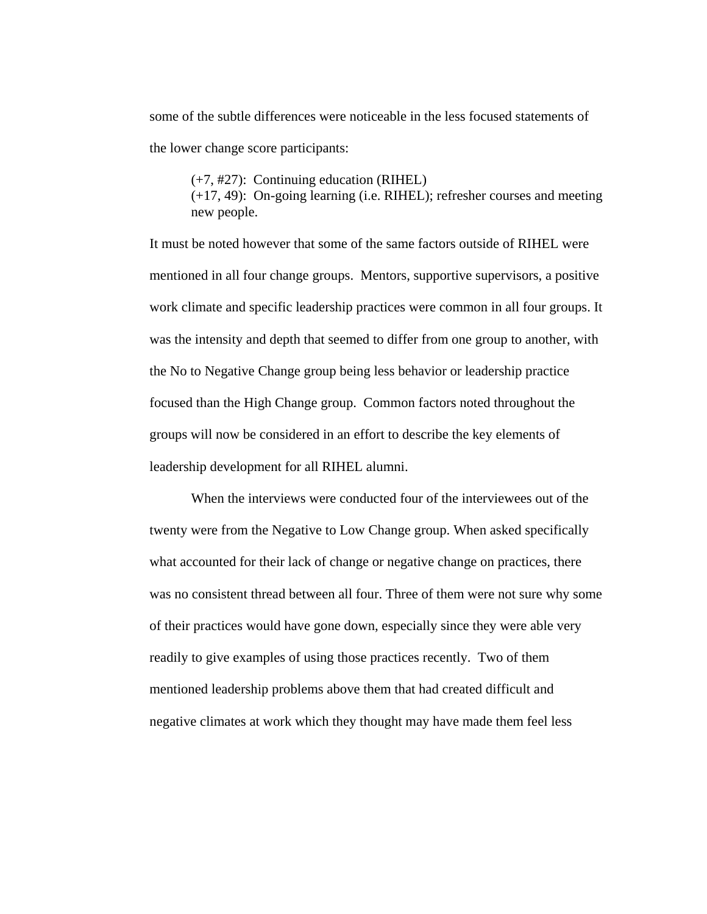some of the subtle differences were noticeable in the less focused statements of the lower change score participants:

> (+7, #27): Continuing education (RIHEL)
> (+17, 49): On-going learning (i.e. RIHEL); refresher courses and meeting new people.

It must be noted however that some of the same factors outside of RIHEL were mentioned in all four change groups. Mentors, supportive supervisors, a positive work climate and specific leadership practices were common in all four groups. It was the intensity and depth that seemed to differ from one group to another, with the No to Negative Change group being less behavior or leadership practice focused than the High Change group. Common factors noted throughout the groups will now be considered in an effort to describe the key elements of leadership development for all RIHEL alumni.

When the interviews were conducted four of the interviewees out of the twenty were from the Negative to Low Change group. When asked specifically what accounted for their lack of change or negative change on practices, there was no consistent thread between all four. Three of them were not sure why some of their practices would have gone down, especially since they were able very readily to give examples of using those practices recently. Two of them mentioned leadership problems above them that had created difficult and negative climates at work which they thought may have made them feel less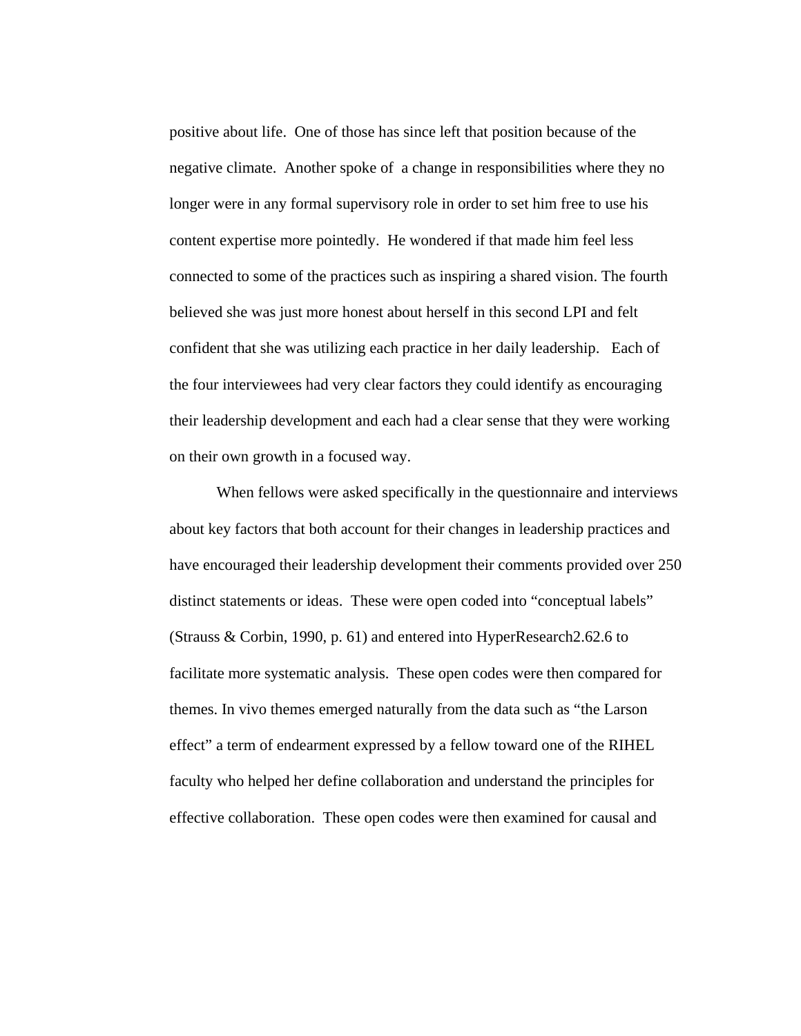positive about life. One of those has since left that position because of the negative climate. Another spoke of a change in responsibilities where they no longer were in any formal supervisory role in order to set him free to use his content expertise more pointedly. He wondered if that made him feel less connected to some of the practices such as inspiring a shared vision. The fourth believed she was just more honest about herself in this second LPI and felt confident that she was utilizing each practice in her daily leadership. Each of the four interviewees had very clear factors they could identify as encouraging their leadership development and each had a clear sense that they were working on their own growth in a focused way.

When fellows were asked specifically in the questionnaire and interviews about key factors that both account for their changes in leadership practices and have encouraged their leadership development their comments provided over 250 distinct statements or ideas. These were open coded into "conceptual labels" (Strauss & Corbin, 1990, p. 61) and entered into HyperResearch2.62.6 to facilitate more systematic analysis. These open codes were then compared for themes. In vivo themes emerged naturally from the data such as "the Larson effect" a term of endearment expressed by a fellow toward one of the RIHEL faculty who helped her define collaboration and understand the principles for effective collaboration. These open codes were then examined for causal and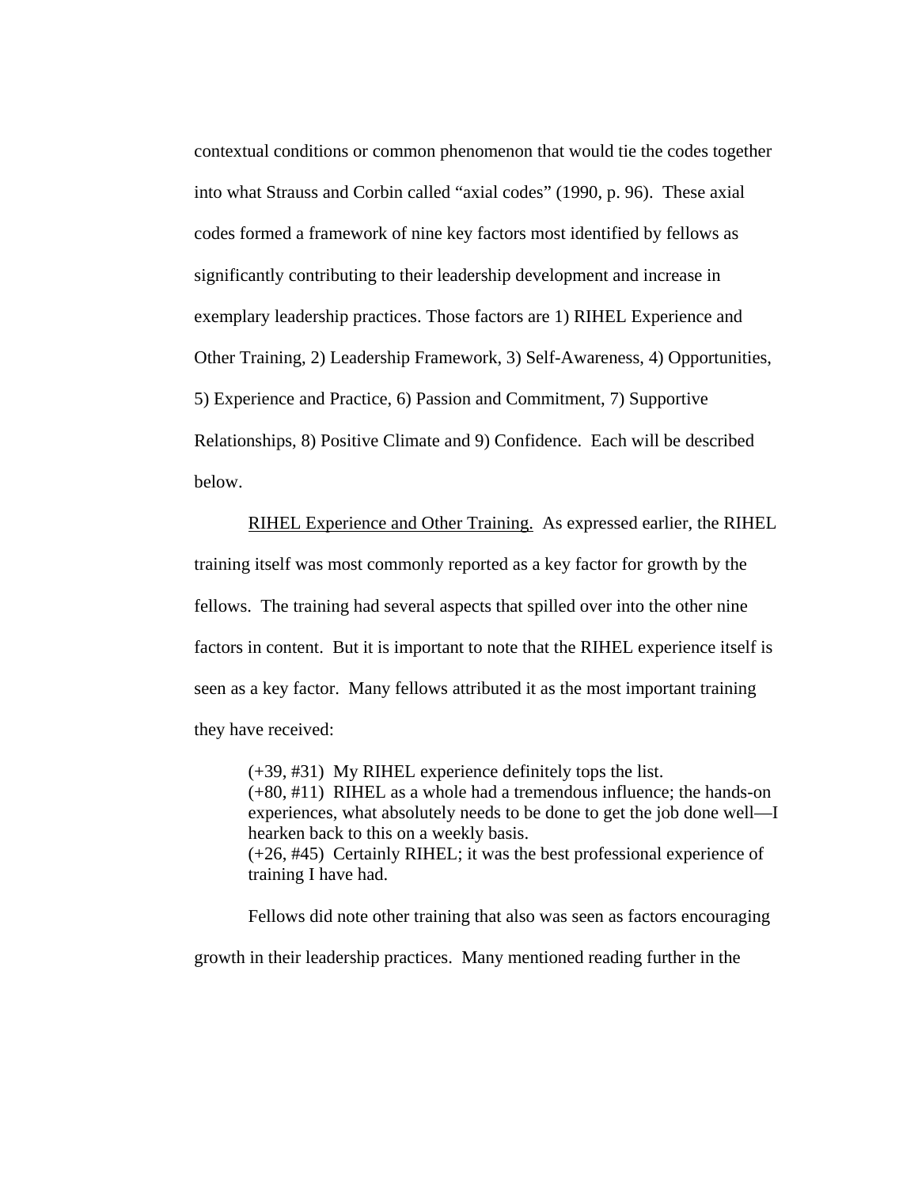contextual conditions or common phenomenon that would tie the codes together into what Strauss and Corbin called "axial codes" (1990, p. 96). These axial codes formed a framework of nine key factors most identified by fellows as significantly contributing to their leadership development and increase in exemplary leadership practices. Those factors are 1) RIHEL Experience and Other Training, 2) Leadership Framework, 3) Self-Awareness, 4) Opportunities, 5) Experience and Practice, 6) Passion and Commitment, 7) Supportive Relationships, 8) Positive Climate and 9) Confidence. Each will be described below.

RIHEL Experience and Other Training. As expressed earlier, the RIHEL training itself was most commonly reported as a key factor for growth by the fellows. The training had several aspects that spilled over into the other nine factors in content. But it is important to note that the RIHEL experience itself is seen as a key factor. Many fellows attributed it as the most important training they have received:

> (+39, #31) My RIHEL experience definitely tops the list.
> (+80, #11) RIHEL as a whole had a tremendous influence; the hands-on experiences, what absolutely needs to be done to get the job done well—I hearken back to this on a weekly basis.
> (+26, #45) Certainly RIHEL; it was the best professional experience of training I have had.

Fellows did note other training that also was seen as factors encouraging growth in their leadership practices. Many mentioned reading further in the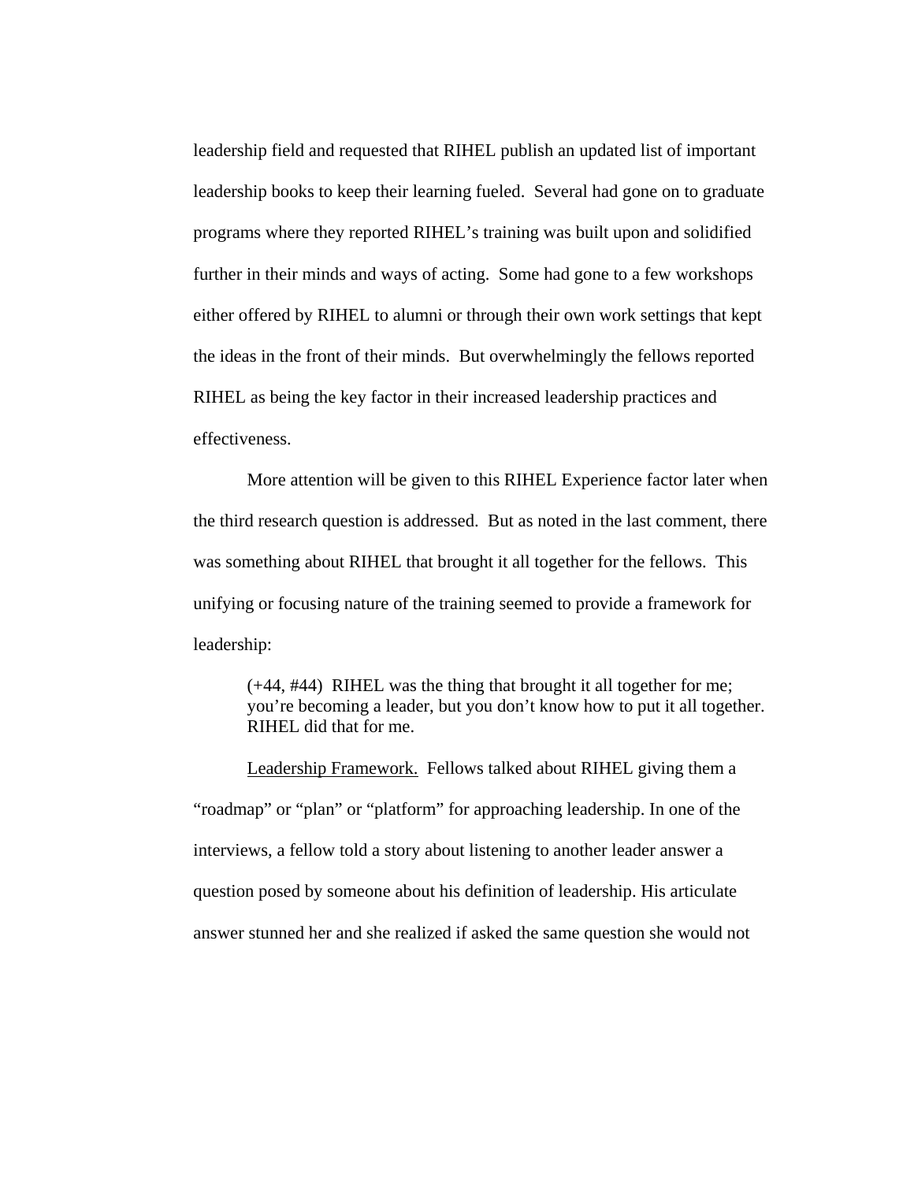leadership field and requested that RIHEL publish an updated list of important leadership books to keep their learning fueled. Several had gone on to graduate programs where they reported RIHEL's training was built upon and solidified further in their minds and ways of acting. Some had gone to a few workshops either offered by RIHEL to alumni or through their own work settings that kept the ideas in the front of their minds. But overwhelmingly the fellows reported RIHEL as being the key factor in their increased leadership practices and effectiveness.

More attention will be given to this RIHEL Experience factor later when the third research question is addressed. But as noted in the last comment, there was something about RIHEL that brought it all together for the fellows. This unifying or focusing nature of the training seemed to provide a framework for leadership:

> (+44, #44) RIHEL was the thing that brought it all together for me; you're becoming a leader, but you don't know how to put it all together. RIHEL did that for me.

<u>Leadership Framework.</u> Fellows talked about RIHEL giving them a "roadmap" or "plan" or "platform" for approaching leadership. In one of the interviews, a fellow told a story about listening to another leader answer a question posed by someone about his definition of leadership. His articulate answer stunned her and she realized if asked the same question she would not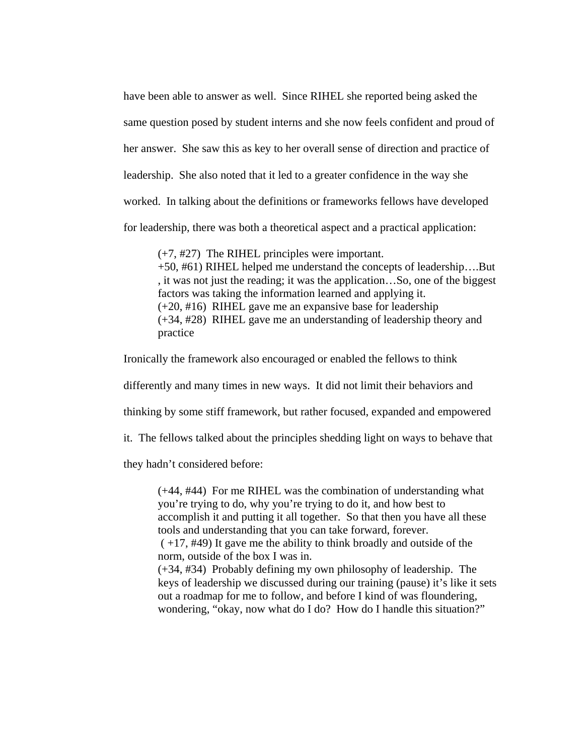have been able to answer as well. Since RIHEL she reported being asked the same question posed by student interns and she now feels confident and proud of her answer. She saw this as key to her overall sense of direction and practice of leadership. She also noted that it led to a greater confidence in the way she worked. In talking about the definitions or frameworks fellows have developed for leadership, there was both a theoretical aspect and a practical application:

> (+7, #27) The RIHEL principles were important.
> +50, #61) RIHEL helped me understand the concepts of leadership….But , it was not just the reading; it was the application…So, one of the biggest factors was taking the information learned and applying it.
> (+20, #16) RIHEL gave me an expansive base for leadership
> (+34, #28) RIHEL gave me an understanding of leadership theory and practice

Ironically the framework also encouraged or enabled the fellows to think differently and many times in new ways. It did not limit their behaviors and thinking by some stiff framework, but rather focused, expanded and empowered it. The fellows talked about the principles shedding light on ways to behave that they hadn't considered before:

> (+44, #44) For me RIHEL was the combination of understanding what you're trying to do, why you're trying to do it, and how best to accomplish it and putting it all together. So that then you have all these tools and understanding that you can take forward, forever.
> ( +17, #49) It gave me the ability to think broadly and outside of the norm, outside of the box I was in.
> (+34, #34) Probably defining my own philosophy of leadership. The keys of leadership we discussed during our training (pause) it's like it sets out a roadmap for me to follow, and before I kind of was floundering, wondering, "okay, now what do I do? How do I handle this situation?"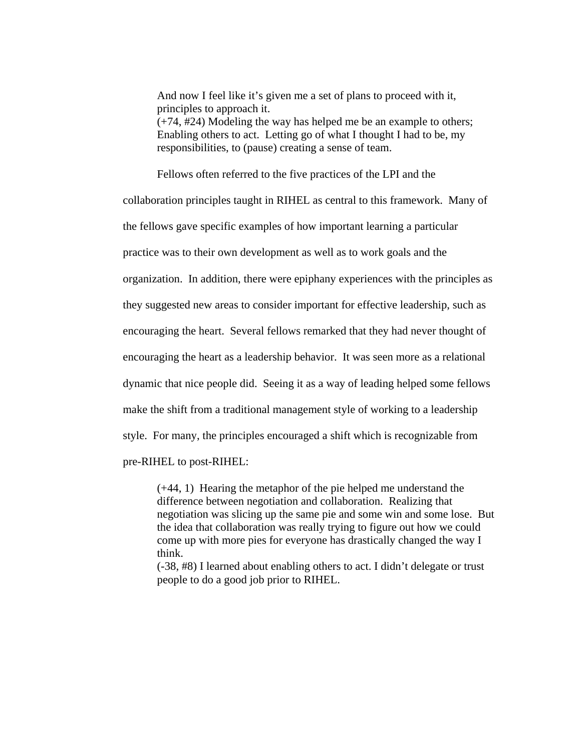> And now I feel like it's given me a set of plans to proceed with it, principles to approach it.
> (+74, #24) Modeling the way has helped me be an example to others; Enabling others to act. Letting go of what I thought I had to be, my responsibilities, to (pause) creating a sense of team.

Fellows often referred to the five practices of the LPI and the collaboration principles taught in RIHEL as central to this framework. Many of the fellows gave specific examples of how important learning a particular practice was to their own development as well as to work goals and the organization. In addition, there were epiphany experiences with the principles as they suggested new areas to consider important for effective leadership, such as encouraging the heart. Several fellows remarked that they had never thought of encouraging the heart as a leadership behavior. It was seen more as a relational dynamic that nice people did. Seeing it as a way of leading helped some fellows make the shift from a traditional management style of working to a leadership style. For many, the principles encouraged a shift which is recognizable from pre-RIHEL to post-RIHEL:

> (+44, 1) Hearing the metaphor of the pie helped me understand the difference between negotiation and collaboration. Realizing that negotiation was slicing up the same pie and some win and some lose. But the idea that collaboration was really trying to figure out how we could come up with more pies for everyone has drastically changed the way I think.
> (-38, #8) I learned about enabling others to act. I didn't delegate or trust people to do a good job prior to RIHEL.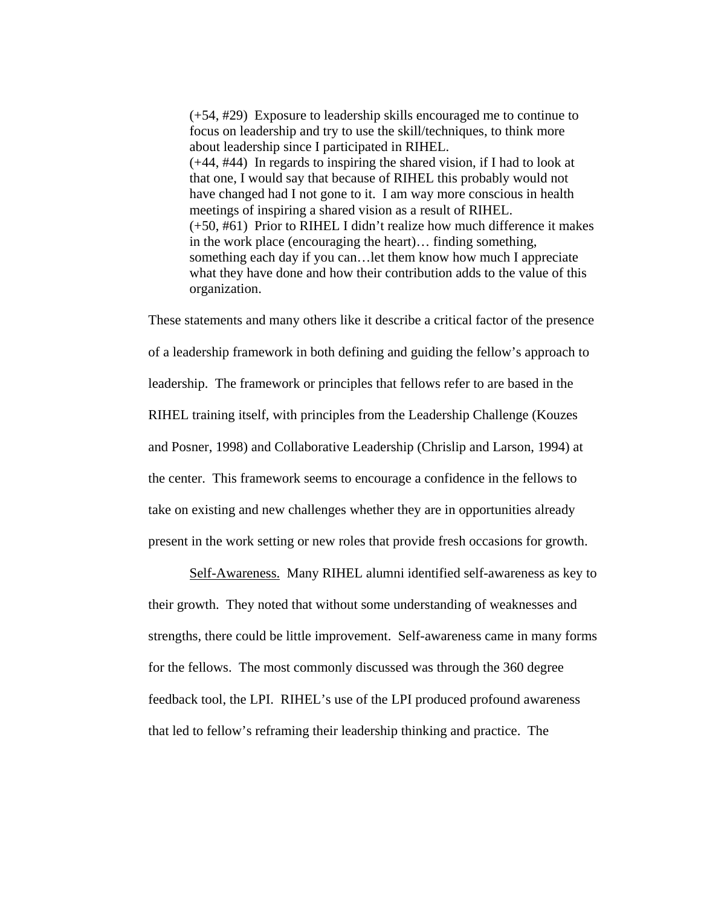> (+54, #29)  Exposure to leadership skills encouraged me to continue to focus on leadership and try to use the skill/techniques, to think more about leadership since I participated in RIHEL.
> (+44, #44)  In regards to inspiring the shared vision, if I had to look at that one, I would say that because of RIHEL this probably would not have changed had I not gone to it.  I am way more conscious in health meetings of inspiring a shared vision as a result of RIHEL.
> (+50, #61)  Prior to RIHEL I didn't realize how much difference it makes in the work place (encouraging the heart)… finding something, something each day if you can…let them know how much I appreciate what they have done and how their contribution adds to the value of this organization.

These statements and many others like it describe a critical factor of the presence of a leadership framework in both defining and guiding the fellow's approach to leadership.  The framework or principles that fellows refer to are based in the RIHEL training itself, with principles from the Leadership Challenge (Kouzes and Posner, 1998) and Collaborative Leadership (Chrislip and Larson, 1994) at the center.  This framework seems to encourage a confidence in the fellows to take on existing and new challenges whether they are in opportunities already present in the work setting or new roles that provide fresh occasions for growth.

<u>Self-Awareness.</u>  Many RIHEL alumni identified self-awareness as key to their growth.  They noted that without some understanding of weaknesses and strengths, there could be little improvement.  Self-awareness came in many forms for the fellows.  The most commonly discussed was through the 360 degree feedback tool, the LPI.  RIHEL's use of the LPI produced profound awareness that led to fellow's reframing their leadership thinking and practice.  The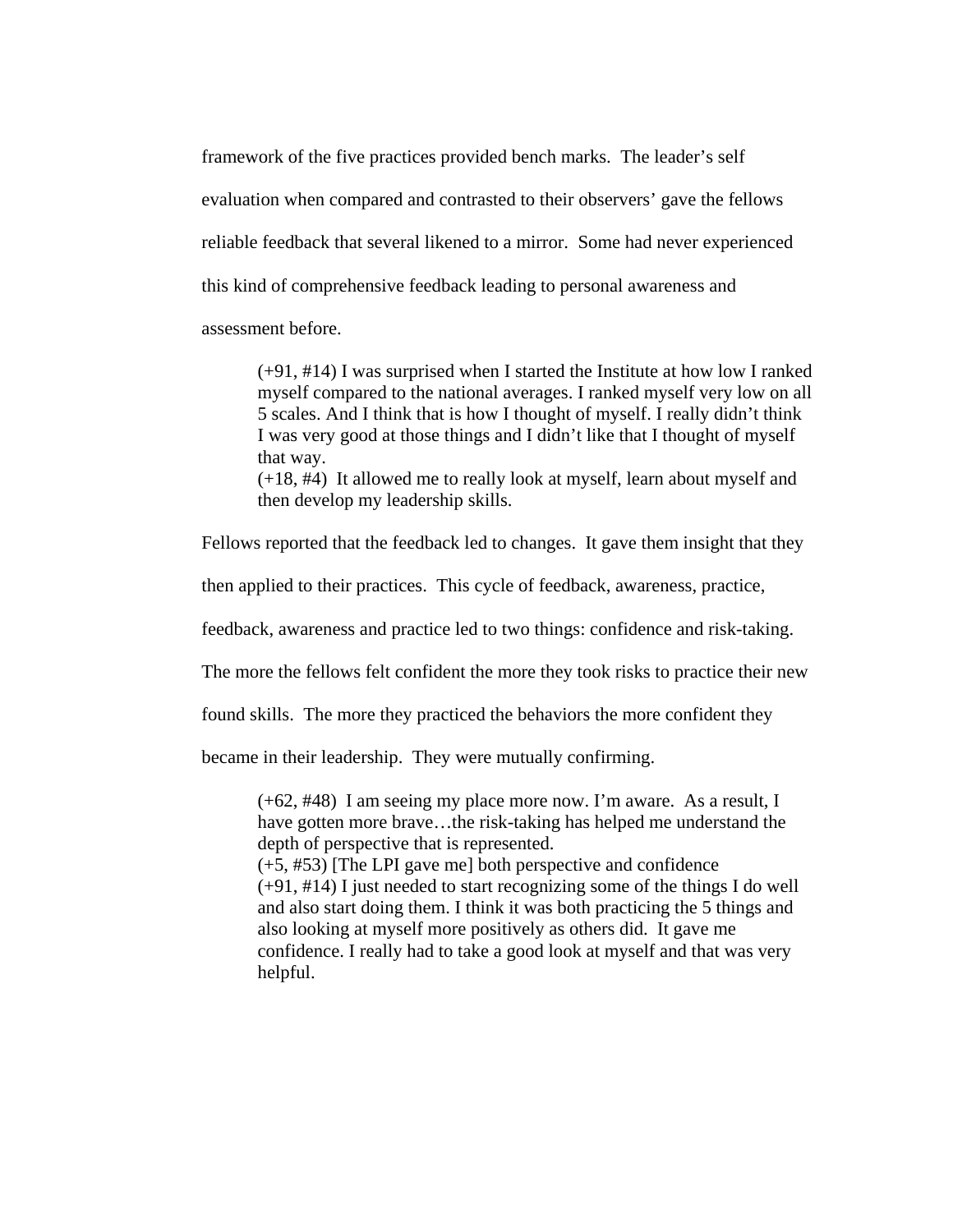framework of the five practices provided bench marks. The leader's self evaluation when compared and contrasted to their observers' gave the fellows reliable feedback that several likened to a mirror. Some had never experienced this kind of comprehensive feedback leading to personal awareness and assessment before.

> (+91, #14) I was surprised when I started the Institute at how low I ranked myself compared to the national averages. I ranked myself very low on all 5 scales. And I think that is how I thought of myself. I really didn't think I was very good at those things and I didn't like that I thought of myself that way.
> (+18, #4) It allowed me to really look at myself, learn about myself and then develop my leadership skills.

Fellows reported that the feedback led to changes. It gave them insight that they then applied to their practices. This cycle of feedback, awareness, practice, feedback, awareness and practice led to two things: confidence and risk-taking. The more the fellows felt confident the more they took risks to practice their new found skills. The more they practiced the behaviors the more confident they became in their leadership. They were mutually confirming.

> (+62, #48) I am seeing my place more now. I'm aware. As a result, I have gotten more brave…the risk-taking has helped me understand the depth of perspective that is represented.
> (+5, #53) [The LPI gave me] both perspective and confidence
> (+91, #14) I just needed to start recognizing some of the things I do well and also start doing them. I think it was both practicing the 5 things and also looking at myself more positively as others did. It gave me confidence. I really had to take a good look at myself and that was very helpful.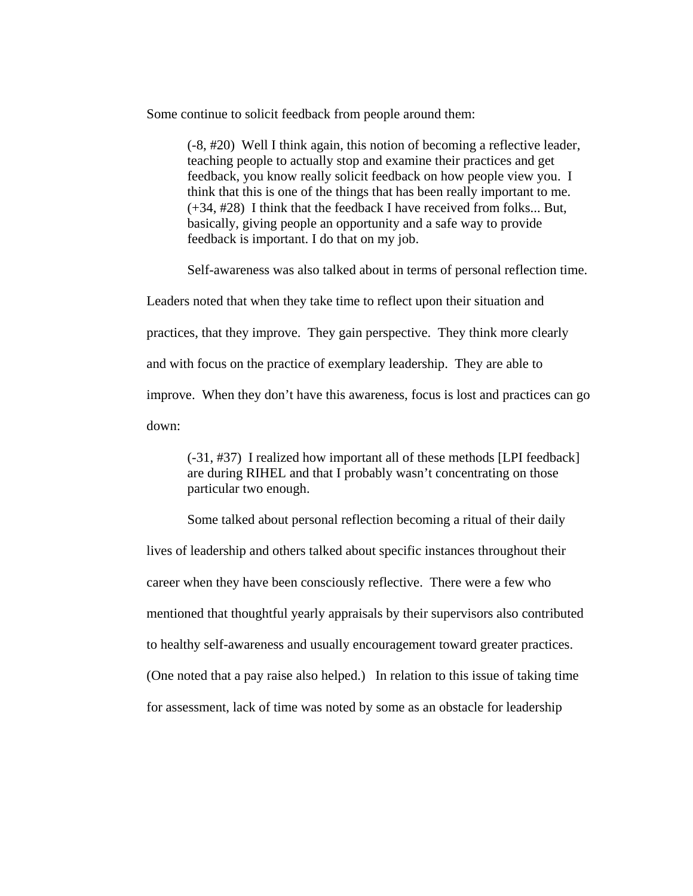Some continue to solicit feedback from people around them:

> (-8, #20)  Well I think again, this notion of becoming a reflective leader, teaching people to actually stop and examine their practices and get feedback, you know really solicit feedback on how people view you.  I think that this is one of the things that has been really important to me. (+34, #28)  I think that the feedback I have received from folks... But, basically, giving people an opportunity and a safe way to provide feedback is important. I do that on my job.

Self-awareness was also talked about in terms of personal reflection time. Leaders noted that when they take time to reflect upon their situation and practices, that they improve.  They gain perspective.  They think more clearly and with focus on the practice of exemplary leadership.  They are able to improve.  When they don't have this awareness, focus is lost and practices can go down:

> (-31, #37)  I realized how important all of these methods [LPI feedback] are during RIHEL and that I probably wasn't concentrating on those particular two enough.

Some talked about personal reflection becoming a ritual of their daily lives of leadership and others talked about specific instances throughout their career when they have been consciously reflective.  There were a few who mentioned that thoughtful yearly appraisals by their supervisors also contributed to healthy self-awareness and usually encouragement toward greater practices. (One noted that a pay raise also helped.)   In relation to this issue of taking time for assessment, lack of time was noted by some as an obstacle for leadership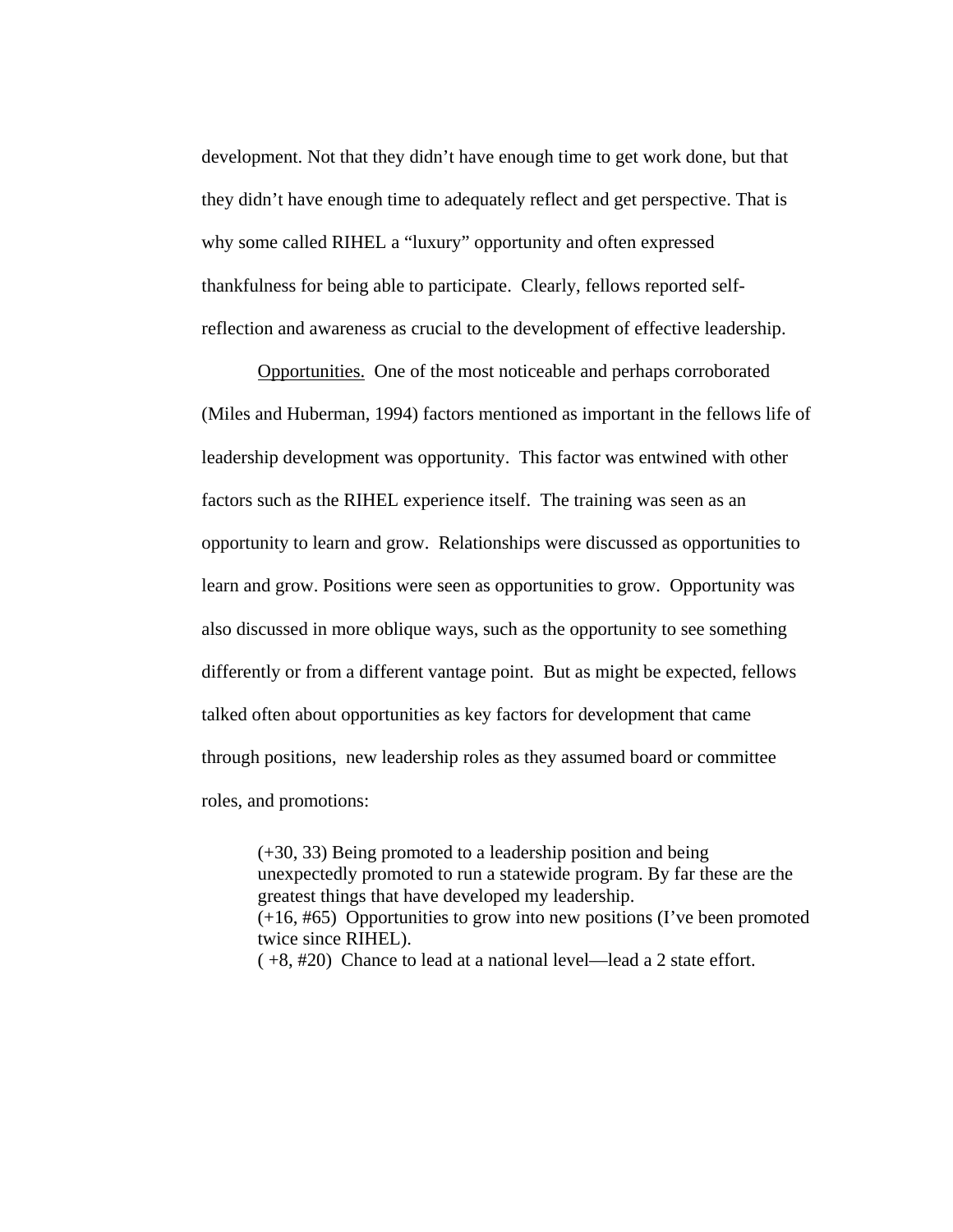development. Not that they didn't have enough time to get work done, but that they didn't have enough time to adequately reflect and get perspective. That is why some called RIHEL a "luxury" opportunity and often expressed thankfulness for being able to participate. Clearly, fellows reported self-reflection and awareness as crucial to the development of effective leadership.

<u>Opportunities.</u> One of the most noticeable and perhaps corroborated (Miles and Huberman, 1994) factors mentioned as important in the fellows life of leadership development was opportunity. This factor was entwined with other factors such as the RIHEL experience itself. The training was seen as an opportunity to learn and grow. Relationships were discussed as opportunities to learn and grow. Positions were seen as opportunities to grow. Opportunity was also discussed in more oblique ways, such as the opportunity to see something differently or from a different vantage point. But as might be expected, fellows talked often about opportunities as key factors for development that came through positions, new leadership roles as they assumed board or committee roles, and promotions:

> (+30, 33) Being promoted to a leadership position and being unexpectedly promoted to run a statewide program. By far these are the greatest things that have developed my leadership.
> (+16, #65) Opportunities to grow into new positions (I've been promoted twice since RIHEL).
> ( +8, #20) Chance to lead at a national level—lead a 2 state effort.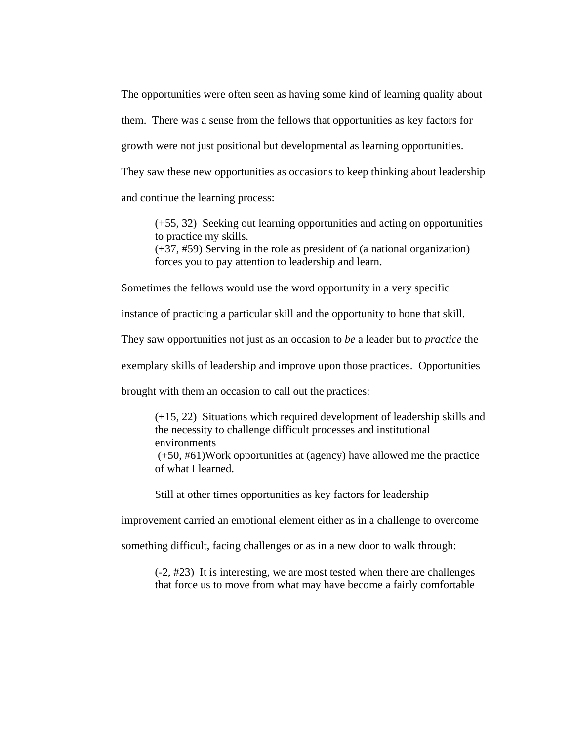The opportunities were often seen as having some kind of learning quality about them. There was a sense from the fellows that opportunities as key factors for growth were not just positional but developmental as learning opportunities. They saw these new opportunities as occasions to keep thinking about leadership and continue the learning process:

> (+55, 32) Seeking out learning opportunities and acting on opportunities to practice my skills.
> (+37, #59) Serving in the role as president of (a national organization) forces you to pay attention to leadership and learn.

Sometimes the fellows would use the word opportunity in a very specific instance of practicing a particular skill and the opportunity to hone that skill. They saw opportunities not just as an occasion to *be* a leader but to *practice* the exemplary skills of leadership and improve upon those practices. Opportunities brought with them an occasion to call out the practices:

> (+15, 22) Situations which required development of leadership skills and the necessity to challenge difficult processes and institutional environments
> (+50, #61)Work opportunities at (agency) have allowed me the practice of what I learned.

Still at other times opportunities as key factors for leadership improvement carried an emotional element either as in a challenge to overcome something difficult, facing challenges or as in a new door to walk through:

> (-2, #23) It is interesting, we are most tested when there are challenges that force us to move from what may have become a fairly comfortable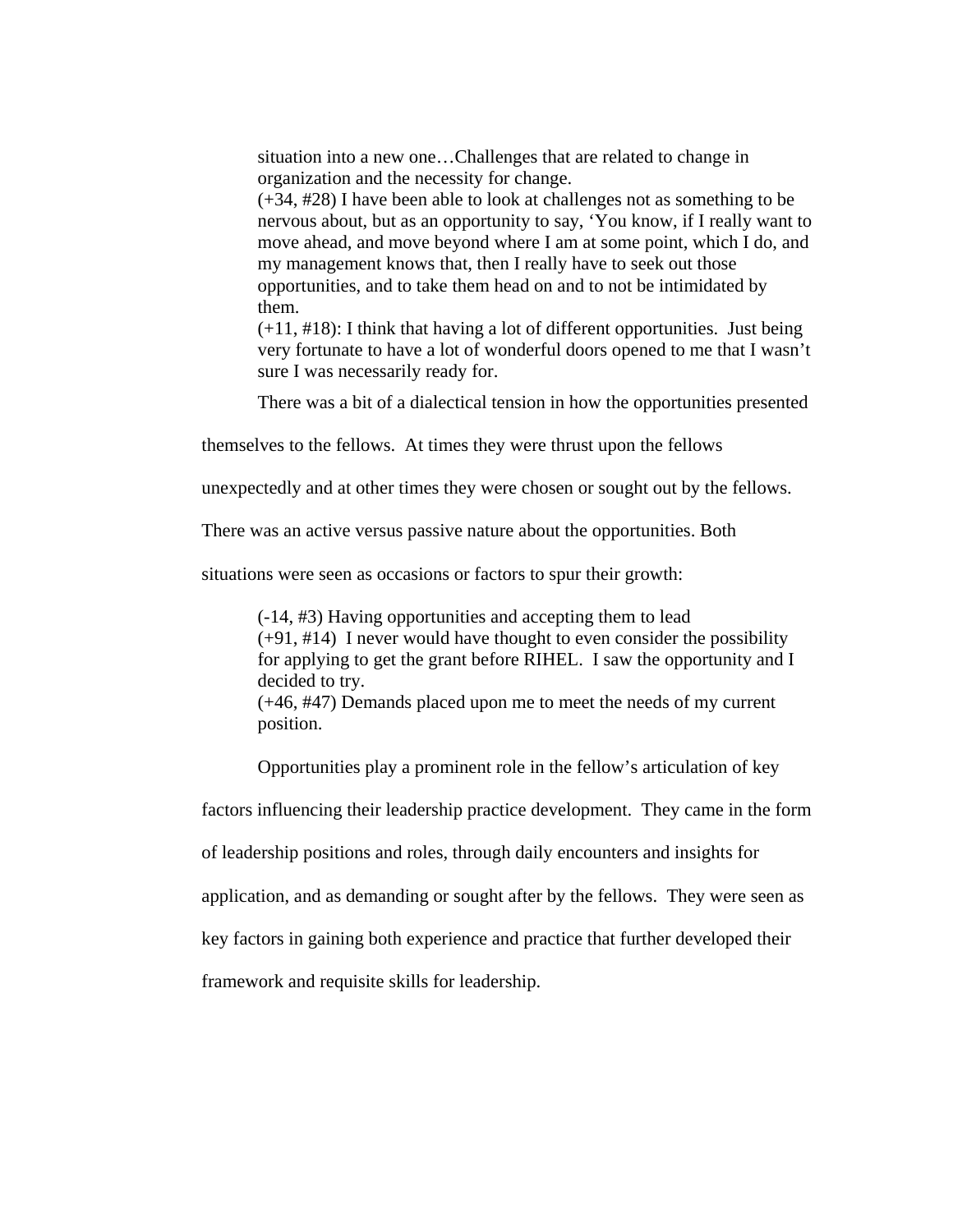> situation into a new one…Challenges that are related to change in organization and the necessity for change.
> (+34, #28) I have been able to look at challenges not as something to be nervous about, but as an opportunity to say, 'You know, if I really want to move ahead, and move beyond where I am at some point, which I do, and my management knows that, then I really have to seek out those opportunities, and to take them head on and to not be intimidated by them.
> (+11, #18): I think that having a lot of different opportunities. Just being very fortunate to have a lot of wonderful doors opened to me that I wasn't sure I was necessarily ready for.

There was a bit of a dialectical tension in how the opportunities presented themselves to the fellows. At times they were thrust upon the fellows unexpectedly and at other times they were chosen or sought out by the fellows. There was an active versus passive nature about the opportunities. Both situations were seen as occasions or factors to spur their growth:

> (-14, #3) Having opportunities and accepting them to lead
> (+91, #14) I never would have thought to even consider the possibility for applying to get the grant before RIHEL. I saw the opportunity and I decided to try.
> (+46, #47) Demands placed upon me to meet the needs of my current position.

Opportunities play a prominent role in the fellow's articulation of key factors influencing their leadership practice development. They came in the form of leadership positions and roles, through daily encounters and insights for application, and as demanding or sought after by the fellows. They were seen as key factors in gaining both experience and practice that further developed their framework and requisite skills for leadership.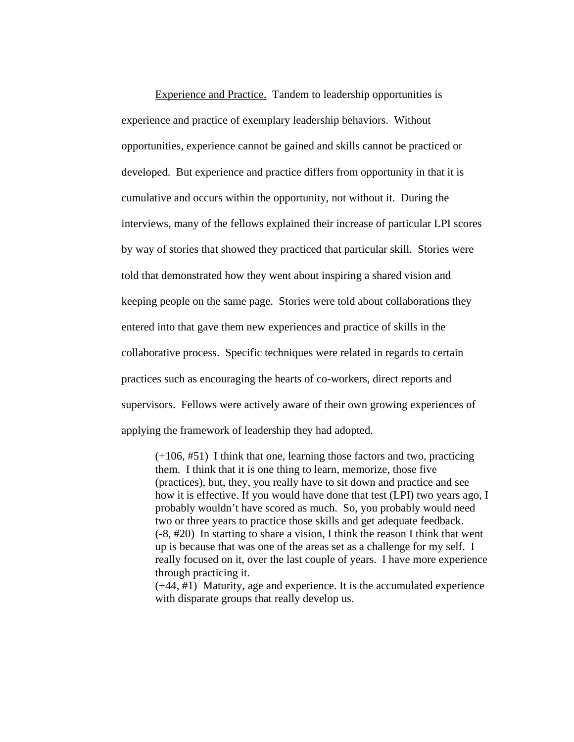Experience and Practice. Tandem to leadership opportunities is experience and practice of exemplary leadership behaviors. Without opportunities, experience cannot be gained and skills cannot be practiced or developed. But experience and practice differs from opportunity in that it is cumulative and occurs within the opportunity, not without it. During the interviews, many of the fellows explained their increase of particular LPI scores by way of stories that showed they practiced that particular skill. Stories were told that demonstrated how they went about inspiring a shared vision and keeping people on the same page. Stories were told about collaborations they entered into that gave them new experiences and practice of skills in the collaborative process. Specific techniques were related in regards to certain practices such as encouraging the hearts of co-workers, direct reports and supervisors. Fellows were actively aware of their own growing experiences of applying the framework of leadership they had adopted.

> (+106, #51) I think that one, learning those factors and two, practicing them. I think that it is one thing to learn, memorize, those five (practices), but, they, you really have to sit down and practice and see how it is effective. If you would have done that test (LPI) two years ago, I probably wouldn't have scored as much. So, you probably would need two or three years to practice those skills and get adequate feedback.
> (-8, #20) In starting to share a vision, I think the reason I think that went up is because that was one of the areas set as a challenge for my self. I really focused on it, over the last couple of years. I have more experience through practicing it.
> (+44, #1) Maturity, age and experience. It is the accumulated experience with disparate groups that really develop us.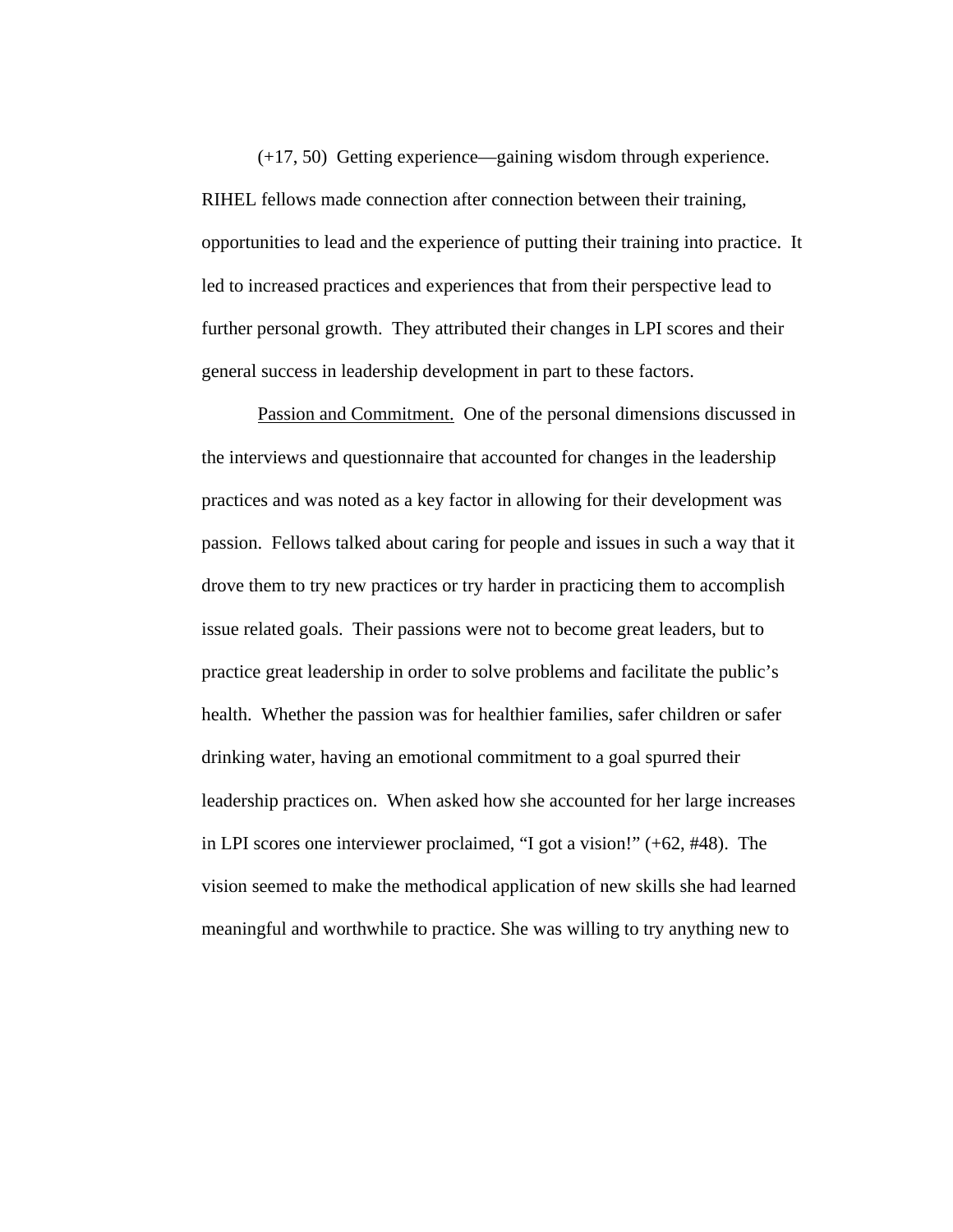(+17, 50) Getting experience—gaining wisdom through experience. RIHEL fellows made connection after connection between their training, opportunities to lead and the experience of putting their training into practice. It led to increased practices and experiences that from their perspective lead to further personal growth. They attributed their changes in LPI scores and their general success in leadership development in part to these factors.

Passion and Commitment. One of the personal dimensions discussed in the interviews and questionnaire that accounted for changes in the leadership practices and was noted as a key factor in allowing for their development was passion. Fellows talked about caring for people and issues in such a way that it drove them to try new practices or try harder in practicing them to accomplish issue related goals. Their passions were not to become great leaders, but to practice great leadership in order to solve problems and facilitate the public's health. Whether the passion was for healthier families, safer children or safer drinking water, having an emotional commitment to a goal spurred their leadership practices on. When asked how she accounted for her large increases in LPI scores one interviewer proclaimed, "I got a vision!" (+62, #48). The vision seemed to make the methodical application of new skills she had learned meaningful and worthwhile to practice. She was willing to try anything new to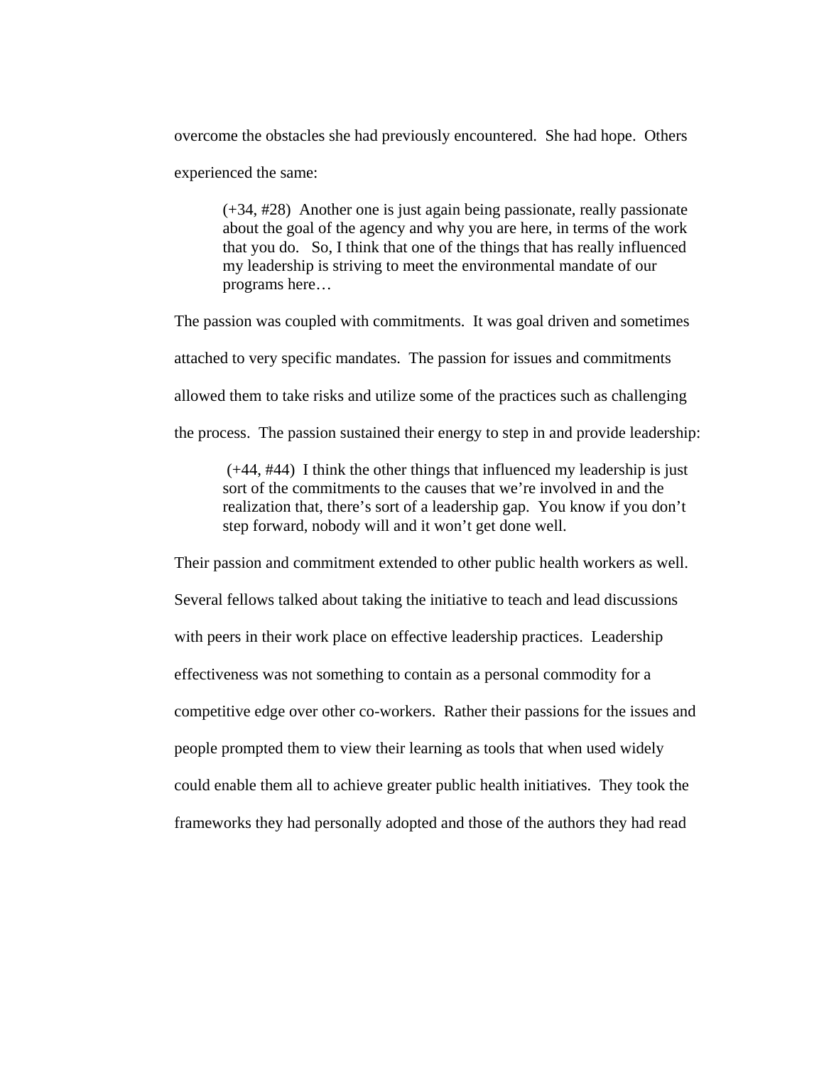overcome the obstacles she had previously encountered. She had hope. Others experienced the same:

> (+34, #28) Another one is just again being passionate, really passionate about the goal of the agency and why you are here, in terms of the work that you do. So, I think that one of the things that has really influenced my leadership is striving to meet the environmental mandate of our programs here…

The passion was coupled with commitments. It was goal driven and sometimes attached to very specific mandates. The passion for issues and commitments allowed them to take risks and utilize some of the practices such as challenging the process. The passion sustained their energy to step in and provide leadership:

> (+44, #44) I think the other things that influenced my leadership is just sort of the commitments to the causes that we're involved in and the realization that, there's sort of a leadership gap. You know if you don't step forward, nobody will and it won't get done well.

Their passion and commitment extended to other public health workers as well. Several fellows talked about taking the initiative to teach and lead discussions with peers in their work place on effective leadership practices. Leadership effectiveness was not something to contain as a personal commodity for a competitive edge over other co-workers. Rather their passions for the issues and people prompted them to view their learning as tools that when used widely could enable them all to achieve greater public health initiatives. They took the frameworks they had personally adopted and those of the authors they had read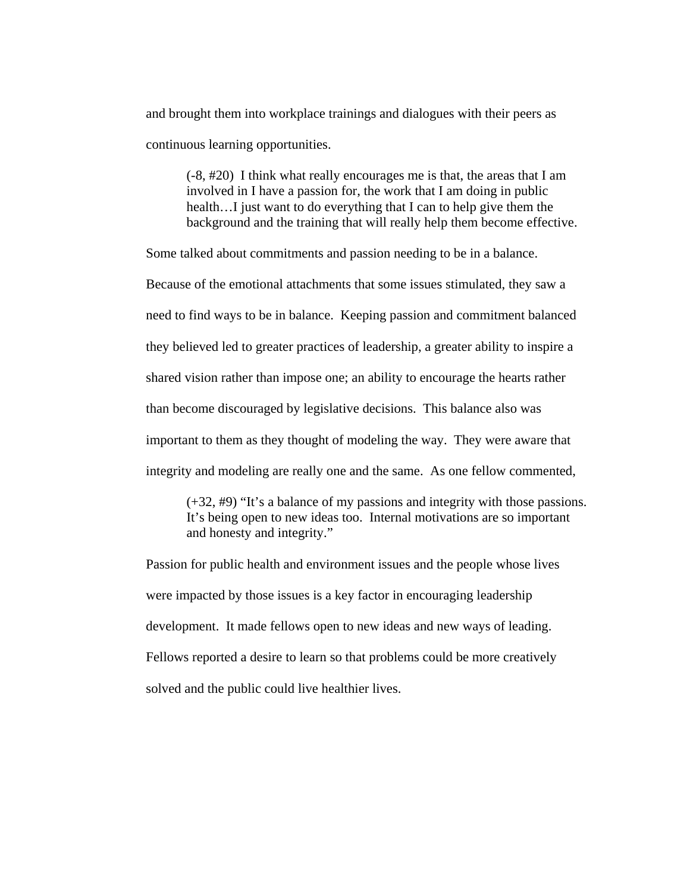and brought them into workplace trainings and dialogues with their peers as continuous learning opportunities.

> (-8, #20) I think what really encourages me is that, the areas that I am involved in I have a passion for, the work that I am doing in public health…I just want to do everything that I can to help give them the background and the training that will really help them become effective.

Some talked about commitments and passion needing to be in a balance. Because of the emotional attachments that some issues stimulated, they saw a need to find ways to be in balance. Keeping passion and commitment balanced they believed led to greater practices of leadership, a greater ability to inspire a shared vision rather than impose one; an ability to encourage the hearts rather than become discouraged by legislative decisions. This balance also was important to them as they thought of modeling the way. They were aware that integrity and modeling are really one and the same. As one fellow commented,

> (+32, #9) "It's a balance of my passions and integrity with those passions. It's being open to new ideas too. Internal motivations are so important and honesty and integrity."

Passion for public health and environment issues and the people whose lives were impacted by those issues is a key factor in encouraging leadership development. It made fellows open to new ideas and new ways of leading. Fellows reported a desire to learn so that problems could be more creatively solved and the public could live healthier lives.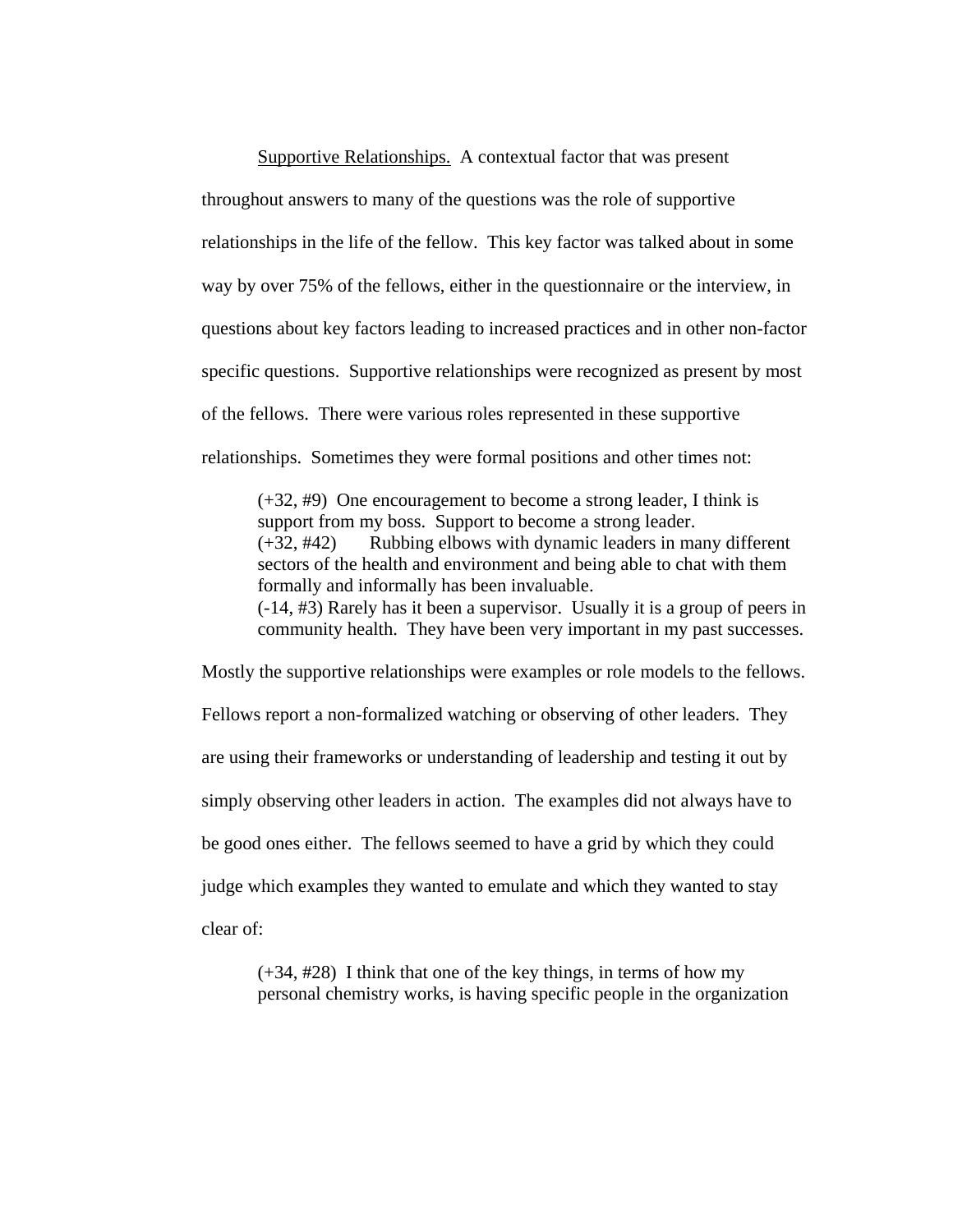<u>Supportive Relationships.</u> A contextual factor that was present throughout answers to many of the questions was the role of supportive relationships in the life of the fellow. This key factor was talked about in some way by over 75% of the fellows, either in the questionnaire or the interview, in questions about key factors leading to increased practices and in other non-factor specific questions. Supportive relationships were recognized as present by most of the fellows. There were various roles represented in these supportive relationships. Sometimes they were formal positions and other times not:

> (+32, #9) One encouragement to become a strong leader, I think is support from my boss. Support to become a strong leader.
> (+32, #42) Rubbing elbows with dynamic leaders in many different sectors of the health and environment and being able to chat with them formally and informally has been invaluable.
> (-14, #3) Rarely has it been a supervisor. Usually it is a group of peers in community health. They have been very important in my past successes.

Mostly the supportive relationships were examples or role models to the fellows. Fellows report a non-formalized watching or observing of other leaders. They are using their frameworks or understanding of leadership and testing it out by simply observing other leaders in action. The examples did not always have to be good ones either. The fellows seemed to have a grid by which they could judge which examples they wanted to emulate and which they wanted to stay clear of:

> (+34, #28) I think that one of the key things, in terms of how my personal chemistry works, is having specific people in the organization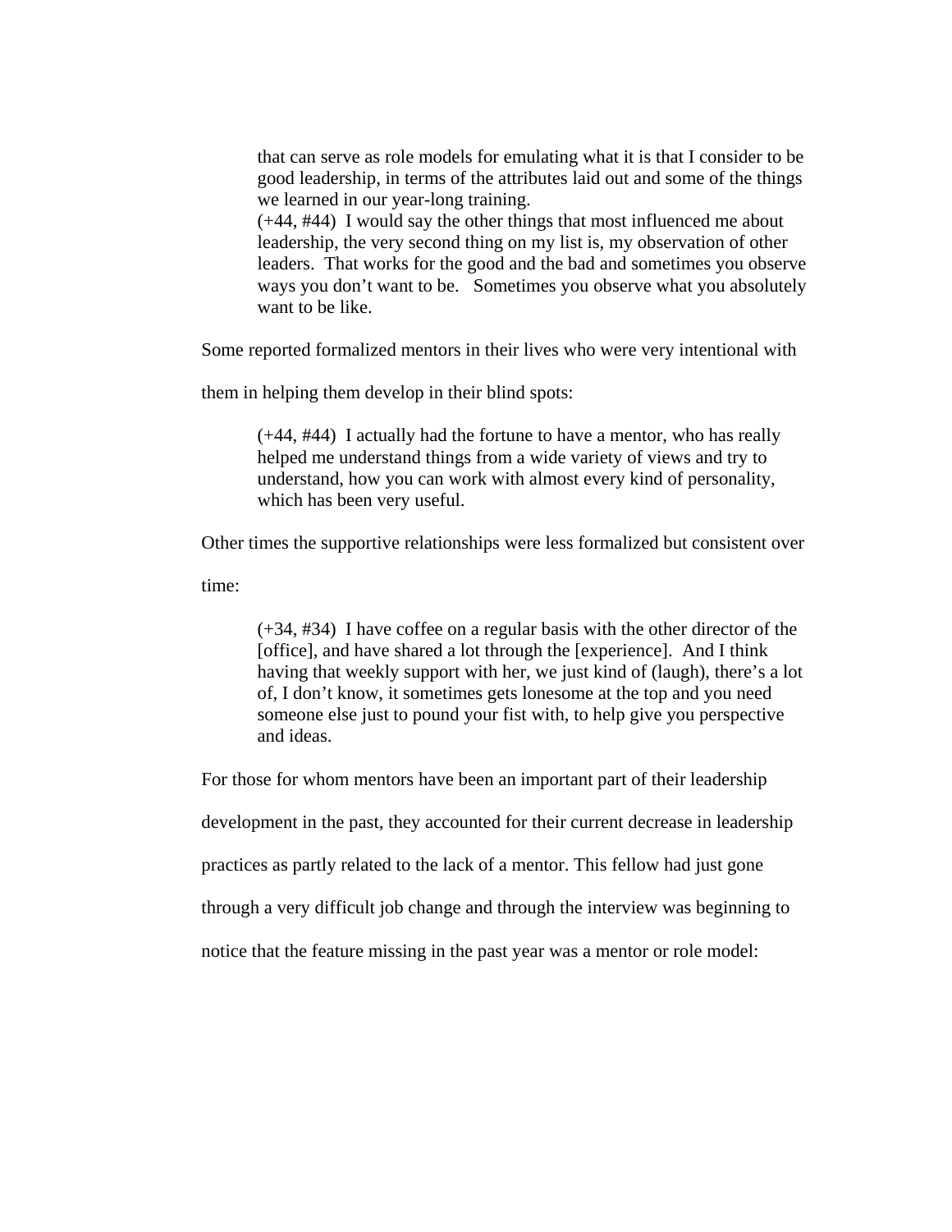> that can serve as role models for emulating what it is that I consider to be good leadership, in terms of the attributes laid out and some of the things we learned in our year-long training.
>
> (+44, #44) I would say the other things that most influenced me about leadership, the very second thing on my list is, my observation of other leaders. That works for the good and the bad and sometimes you observe ways you don't want to be. Sometimes you observe what you absolutely want to be like.

Some reported formalized mentors in their lives who were very intentional with them in helping them develop in their blind spots:

> (+44, #44) I actually had the fortune to have a mentor, who has really helped me understand things from a wide variety of views and try to understand, how you can work with almost every kind of personality, which has been very useful.

Other times the supportive relationships were less formalized but consistent over time:

> (+34, #34) I have coffee on a regular basis with the other director of the [office], and have shared a lot through the [experience]. And I think having that weekly support with her, we just kind of (laugh), there's a lot of, I don't know, it sometimes gets lonesome at the top and you need someone else just to pound your fist with, to help give you perspective and ideas.

For those for whom mentors have been an important part of their leadership development in the past, they accounted for their current decrease in leadership practices as partly related to the lack of a mentor. This fellow had just gone through a very difficult job change and through the interview was beginning to notice that the feature missing in the past year was a mentor or role model: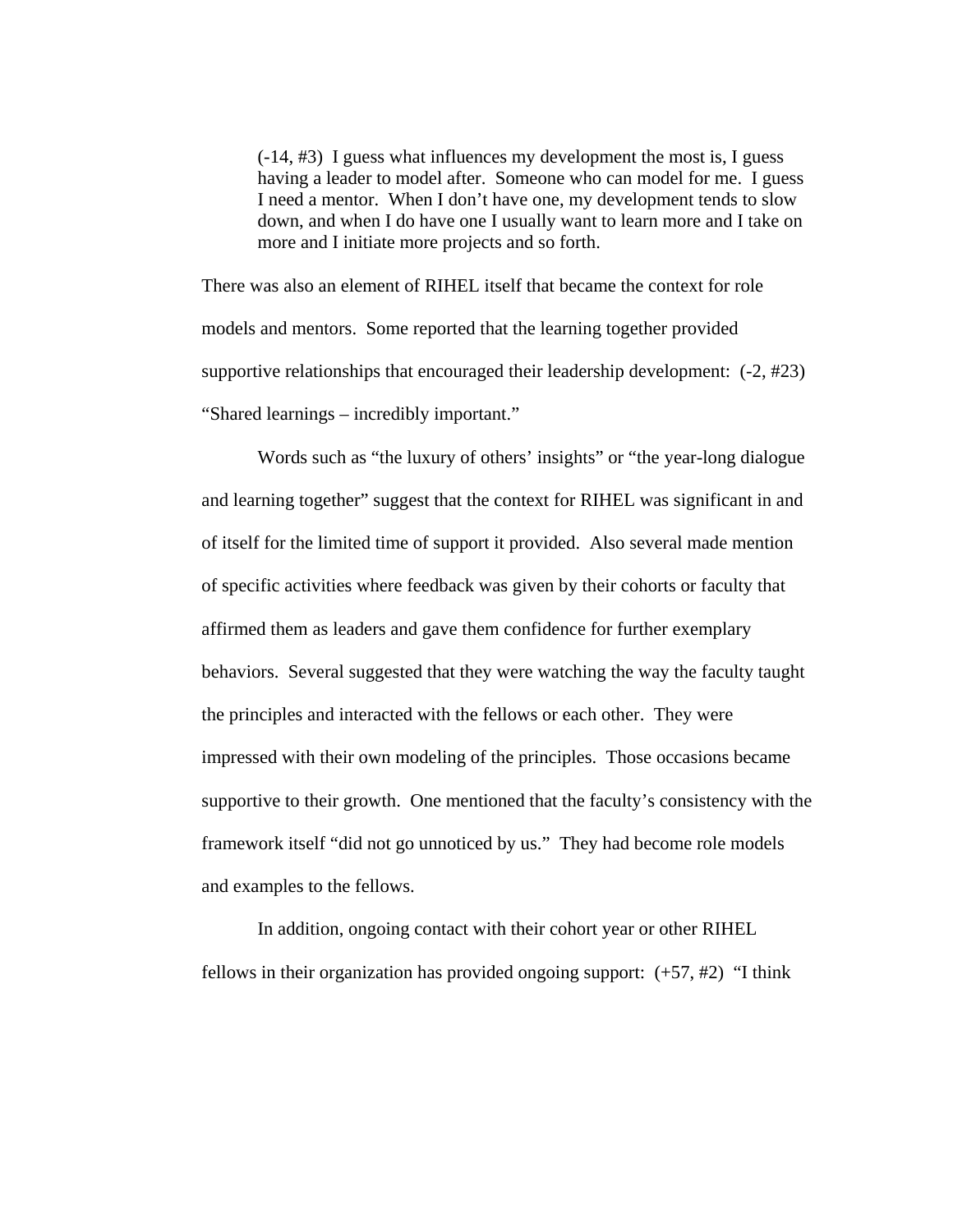> (-14, #3) I guess what influences my development the most is, I guess having a leader to model after. Someone who can model for me. I guess I need a mentor. When I don't have one, my development tends to slow down, and when I do have one I usually want to learn more and I take on more and I initiate more projects and so forth.

There was also an element of RIHEL itself that became the context for role models and mentors. Some reported that the learning together provided supportive relationships that encouraged their leadership development: (-2, #23) "Shared learnings – incredibly important."

Words such as "the luxury of others' insights" or "the year-long dialogue and learning together" suggest that the context for RIHEL was significant in and of itself for the limited time of support it provided. Also several made mention of specific activities where feedback was given by their cohorts or faculty that affirmed them as leaders and gave them confidence for further exemplary behaviors. Several suggested that they were watching the way the faculty taught the principles and interacted with the fellows or each other. They were impressed with their own modeling of the principles. Those occasions became supportive to their growth. One mentioned that the faculty's consistency with the framework itself "did not go unnoticed by us." They had become role models and examples to the fellows.

In addition, ongoing contact with their cohort year or other RIHEL fellows in their organization has provided ongoing support: (+57, #2) "I think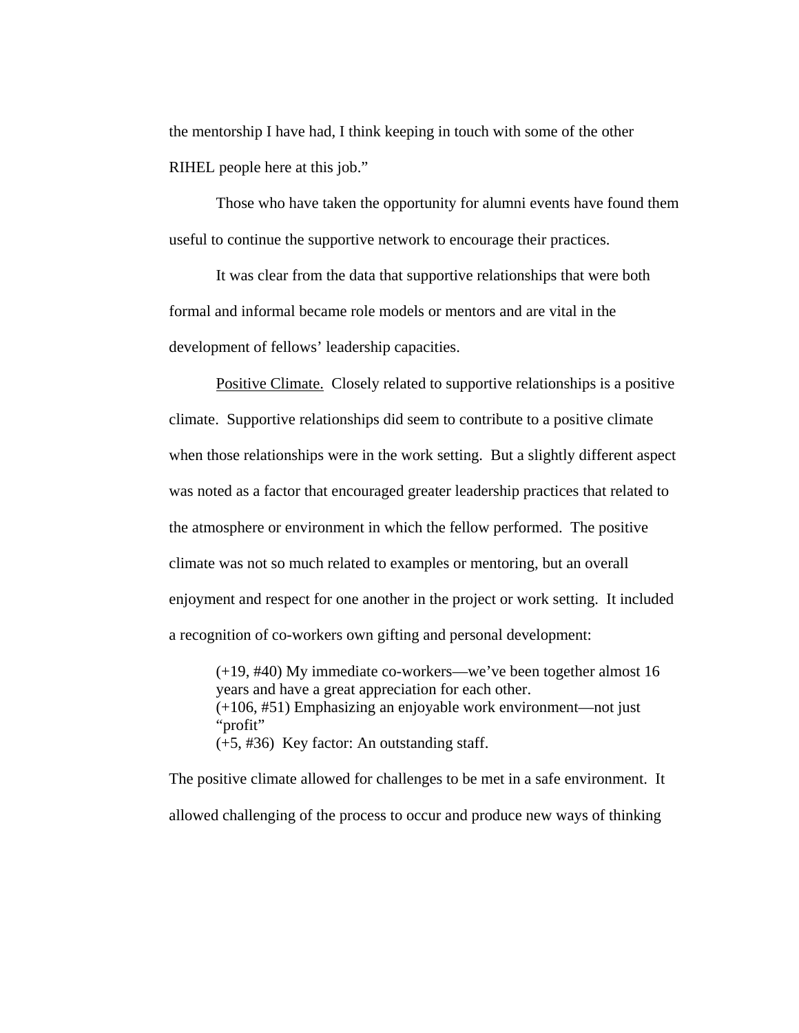the mentorship I have had, I think keeping in touch with some of the other RIHEL people here at this job."

Those who have taken the opportunity for alumni events have found them useful to continue the supportive network to encourage their practices.

It was clear from the data that supportive relationships that were both formal and informal became role models or mentors and are vital in the development of fellows' leadership capacities.

Positive Climate. Closely related to supportive relationships is a positive climate. Supportive relationships did seem to contribute to a positive climate when those relationships were in the work setting. But a slightly different aspect was noted as a factor that encouraged greater leadership practices that related to the atmosphere or environment in which the fellow performed. The positive climate was not so much related to examples or mentoring, but an overall enjoyment and respect for one another in the project or work setting. It included a recognition of co-workers own gifting and personal development:

> (+19, #40) My immediate co-workers—we've been together almost 16 years and have a great appreciation for each other.
> (+106, #51) Emphasizing an enjoyable work environment—not just "profit"
> (+5, #36) Key factor: An outstanding staff.

The positive climate allowed for challenges to be met in a safe environment. It allowed challenging of the process to occur and produce new ways of thinking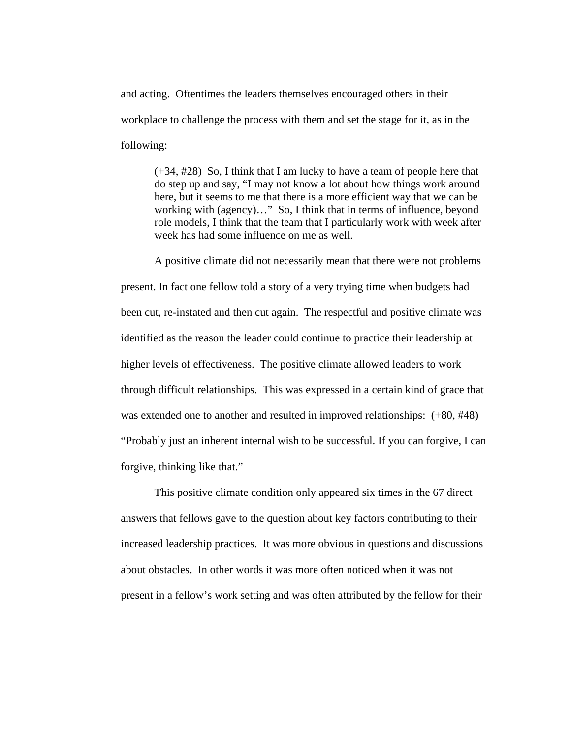and acting. Oftentimes the leaders themselves encouraged others in their workplace to challenge the process with them and set the stage for it, as in the following:

> (+34, #28) So, I think that I am lucky to have a team of people here that do step up and say, "I may not know a lot about how things work around here, but it seems to me that there is a more efficient way that we can be working with (agency)…" So, I think that in terms of influence, beyond role models, I think that the team that I particularly work with week after week has had some influence on me as well.

A positive climate did not necessarily mean that there were not problems present. In fact one fellow told a story of a very trying time when budgets had been cut, re-instated and then cut again. The respectful and positive climate was identified as the reason the leader could continue to practice their leadership at higher levels of effectiveness. The positive climate allowed leaders to work through difficult relationships. This was expressed in a certain kind of grace that was extended one to another and resulted in improved relationships: (+80, #48) "Probably just an inherent internal wish to be successful. If you can forgive, I can forgive, thinking like that."

This positive climate condition only appeared six times in the 67 direct answers that fellows gave to the question about key factors contributing to their increased leadership practices. It was more obvious in questions and discussions about obstacles. In other words it was more often noticed when it was not present in a fellow's work setting and was often attributed by the fellow for their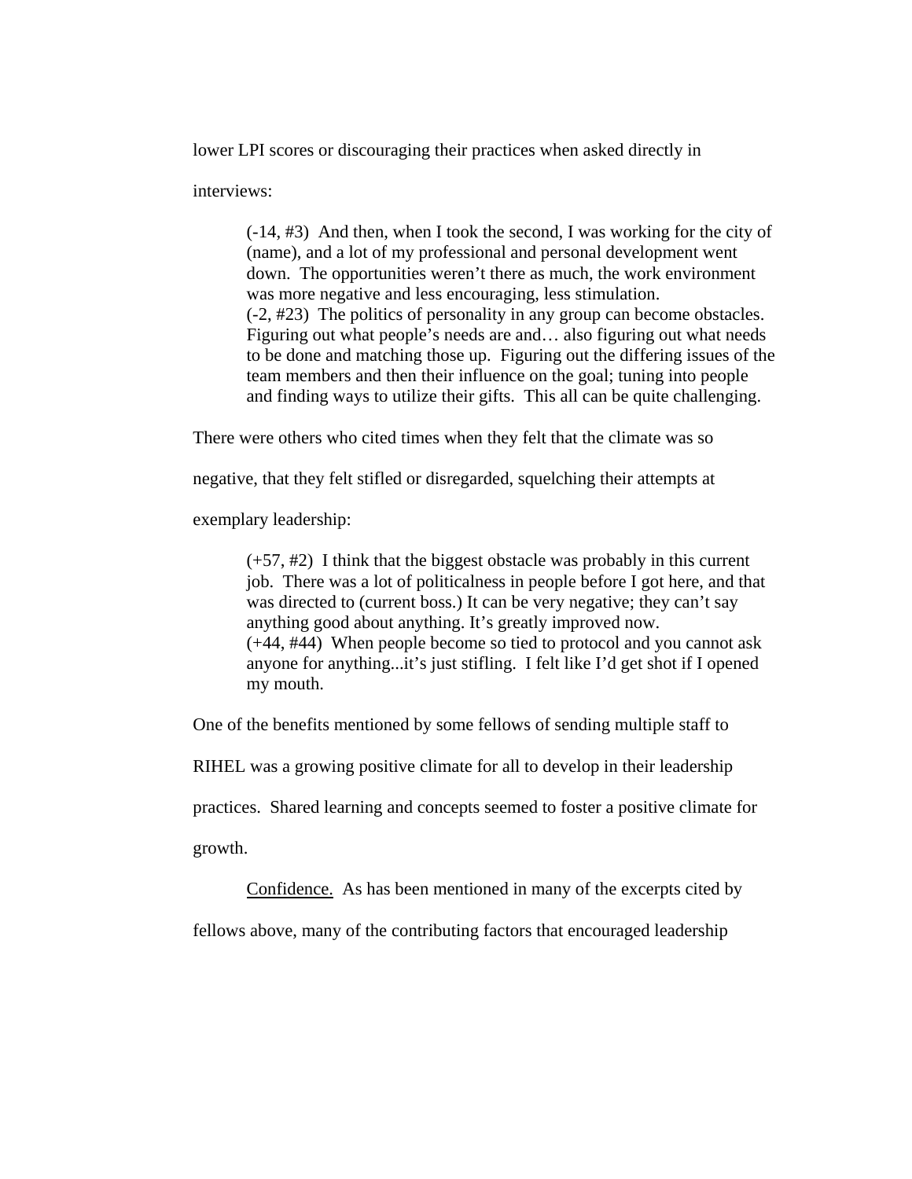lower LPI scores or discouraging their practices when asked directly in interviews:

> (-14, #3)  And then, when I took the second, I was working for the city of (name), and a lot of my professional and personal development went down.  The opportunities weren't there as much, the work environment was more negative and less encouraging, less stimulation.
> (-2, #23)  The politics of personality in any group can become obstacles. Figuring out what people's needs are and… also figuring out what needs to be done and matching those up.  Figuring out the differing issues of the team members and then their influence on the goal; tuning into people and finding ways to utilize their gifts.  This all can be quite challenging.

There were others who cited times when they felt that the climate was so negative, that they felt stifled or disregarded, squelching their attempts at exemplary leadership:

> (+57, #2)  I think that the biggest obstacle was probably in this current job.  There was a lot of politicalness in people before I got here, and that was directed to (current boss.) It can be very negative; they can't say anything good about anything. It's greatly improved now.
> (+44, #44)  When people become so tied to protocol and you cannot ask anyone for anything...it's just stifling.  I felt like I'd get shot if I opened my mouth.

One of the benefits mentioned by some fellows of sending multiple staff to RIHEL was a growing positive climate for all to develop in their leadership practices.  Shared learning and concepts seemed to foster a positive climate for growth.

<u>Confidence.</u>  As has been mentioned in many of the excerpts cited by fellows above, many of the contributing factors that encouraged leadership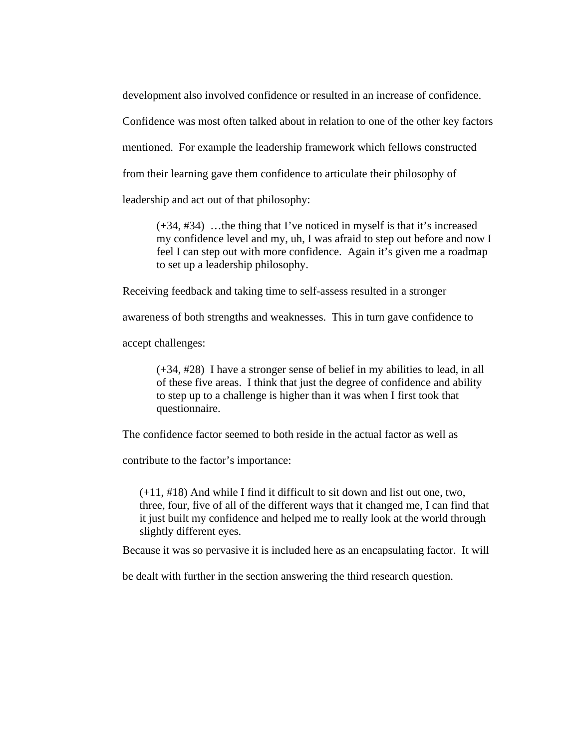development also involved confidence or resulted in an increase of confidence. Confidence was most often talked about in relation to one of the other key factors mentioned. For example the leadership framework which fellows constructed from their learning gave them confidence to articulate their philosophy of leadership and act out of that philosophy:

> (+34, #34) …the thing that I've noticed in myself is that it's increased my confidence level and my, uh, I was afraid to step out before and now I feel I can step out with more confidence. Again it's given me a roadmap to set up a leadership philosophy.

Receiving feedback and taking time to self-assess resulted in a stronger awareness of both strengths and weaknesses. This in turn gave confidence to accept challenges:

> (+34, #28) I have a stronger sense of belief in my abilities to lead, in all of these five areas. I think that just the degree of confidence and ability to step up to a challenge is higher than it was when I first took that questionnaire.

The confidence factor seemed to both reside in the actual factor as well as contribute to the factor's importance:

> (+11, #18) And while I find it difficult to sit down and list out one, two, three, four, five of all of the different ways that it changed me, I can find that it just built my confidence and helped me to really look at the world through slightly different eyes.

Because it was so pervasive it is included here as an encapsulating factor. It will be dealt with further in the section answering the third research question.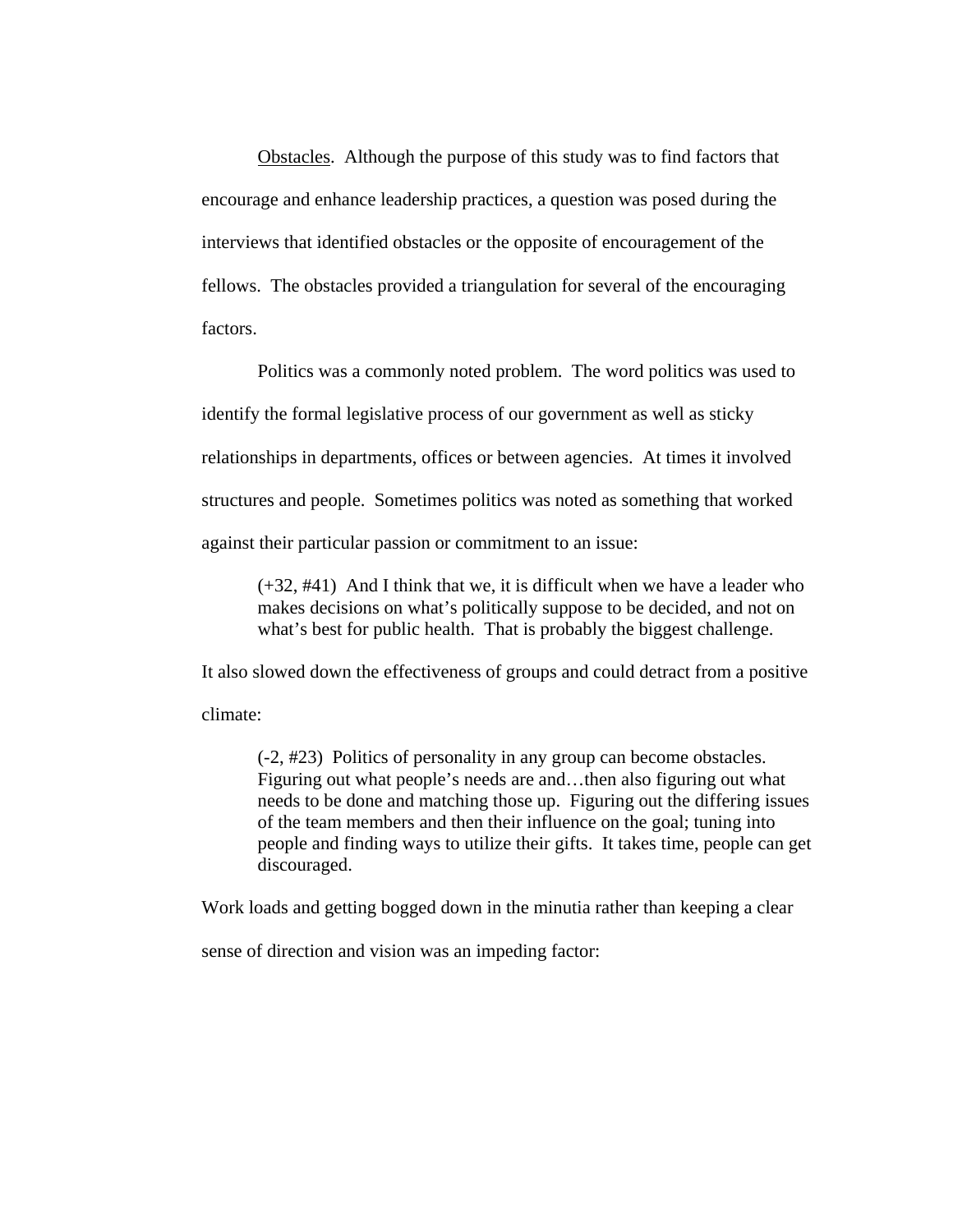Obstacles. Although the purpose of this study was to find factors that encourage and enhance leadership practices, a question was posed during the interviews that identified obstacles or the opposite of encouragement of the fellows. The obstacles provided a triangulation for several of the encouraging factors.

Politics was a commonly noted problem. The word politics was used to identify the formal legislative process of our government as well as sticky relationships in departments, offices or between agencies. At times it involved structures and people. Sometimes politics was noted as something that worked against their particular passion or commitment to an issue:

> (+32, #41) And I think that we, it is difficult when we have a leader who makes decisions on what's politically suppose to be decided, and not on what's best for public health. That is probably the biggest challenge.

It also slowed down the effectiveness of groups and could detract from a positive climate:

> (-2, #23) Politics of personality in any group can become obstacles. Figuring out what people's needs are and…then also figuring out what needs to be done and matching those up. Figuring out the differing issues of the team members and then their influence on the goal; tuning into people and finding ways to utilize their gifts. It takes time, people can get discouraged.

Work loads and getting bogged down in the minutia rather than keeping a clear sense of direction and vision was an impeding factor: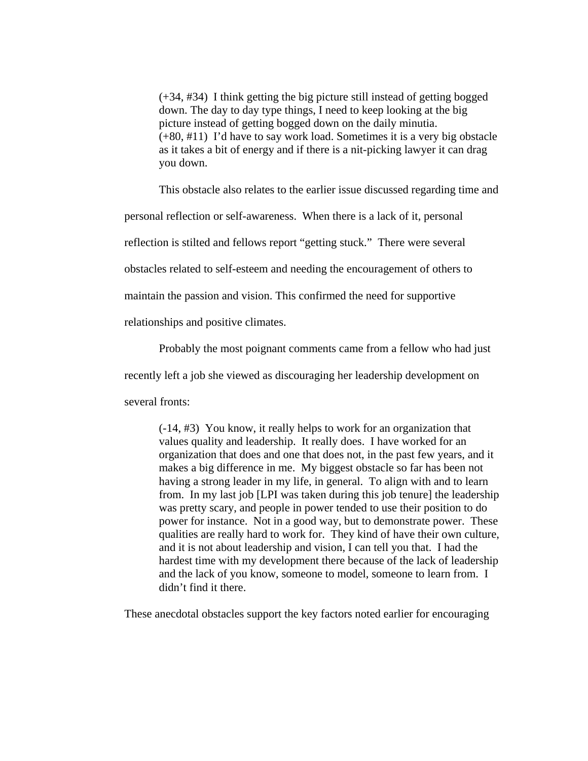> (+34, #34) I think getting the big picture still instead of getting bogged down. The day to day type things, I need to keep looking at the big picture instead of getting bogged down on the daily minutia.
> (+80, #11) I'd have to say work load. Sometimes it is a very big obstacle as it takes a bit of energy and if there is a nit-picking lawyer it can drag you down.

This obstacle also relates to the earlier issue discussed regarding time and personal reflection or self-awareness. When there is a lack of it, personal reflection is stilted and fellows report "getting stuck." There were several obstacles related to self-esteem and needing the encouragement of others to maintain the passion and vision. This confirmed the need for supportive relationships and positive climates.

Probably the most poignant comments came from a fellow who had just recently left a job she viewed as discouraging her leadership development on several fronts:

> (-14, #3) You know, it really helps to work for an organization that values quality and leadership. It really does. I have worked for an organization that does and one that does not, in the past few years, and it makes a big difference in me. My biggest obstacle so far has been not having a strong leader in my life, in general. To align with and to learn from. In my last job [LPI was taken during this job tenure] the leadership was pretty scary, and people in power tended to use their position to do power for instance. Not in a good way, but to demonstrate power. These qualities are really hard to work for. They kind of have their own culture, and it is not about leadership and vision, I can tell you that. I had the hardest time with my development there because of the lack of leadership and the lack of you know, someone to model, someone to learn from. I didn't find it there.

These anecdotal obstacles support the key factors noted earlier for encouraging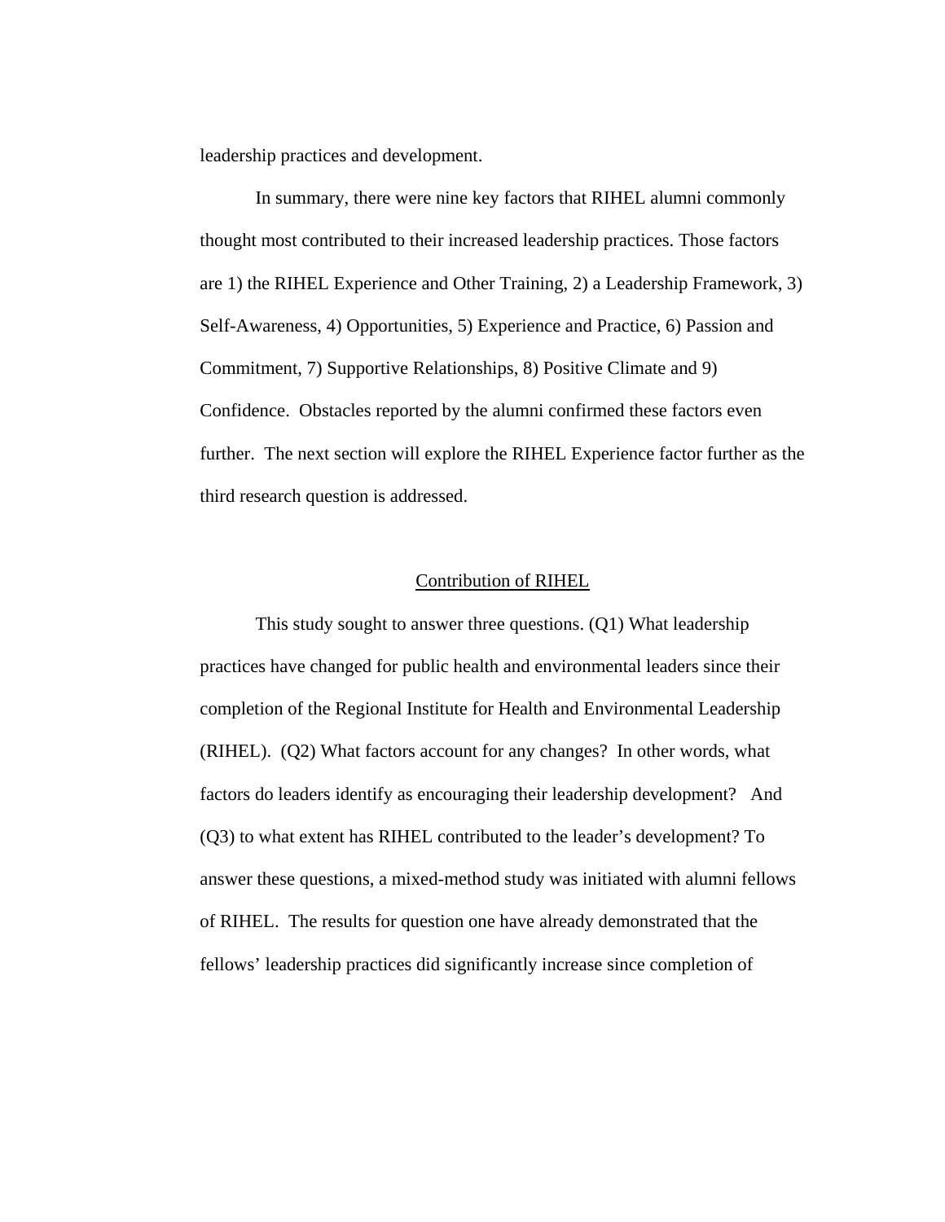leadership practices and development.

In summary, there were nine key factors that RIHEL alumni commonly thought most contributed to their increased leadership practices. Those factors are 1) the RIHEL Experience and Other Training, 2) a Leadership Framework, 3) Self-Awareness, 4) Opportunities, 5) Experience and Practice, 6) Passion and Commitment, 7) Supportive Relationships, 8) Positive Climate and 9) Confidence. Obstacles reported by the alumni confirmed these factors even further. The next section will explore the RIHEL Experience factor further as the third research question is addressed.

## Contribution of RIHEL

This study sought to answer three questions. (Q1) What leadership practices have changed for public health and environmental leaders since their completion of the Regional Institute for Health and Environmental Leadership (RIHEL). (Q2) What factors account for any changes? In other words, what factors do leaders identify as encouraging their leadership development? And (Q3) to what extent has RIHEL contributed to the leader's development? To answer these questions, a mixed-method study was initiated with alumni fellows of RIHEL. The results for question one have already demonstrated that the fellows' leadership practices did significantly increase since completion of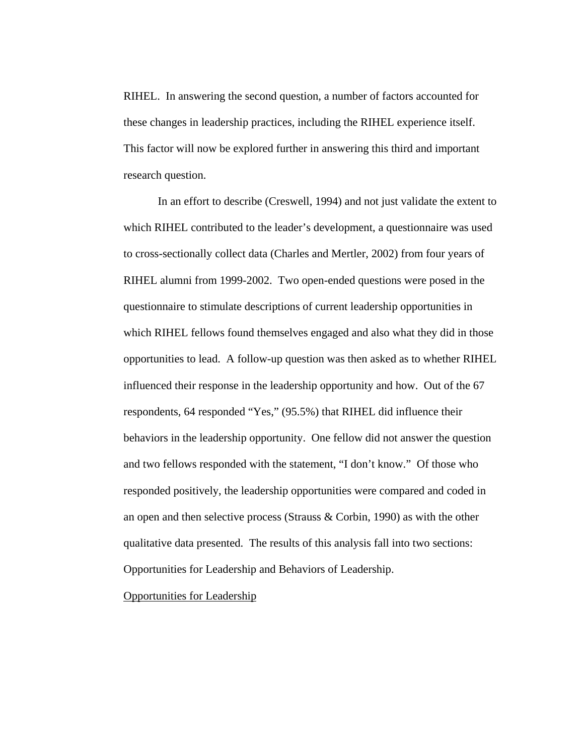RIHEL. In answering the second question, a number of factors accounted for these changes in leadership practices, including the RIHEL experience itself. This factor will now be explored further in answering this third and important research question.

In an effort to describe (Creswell, 1994) and not just validate the extent to which RIHEL contributed to the leader's development, a questionnaire was used to cross-sectionally collect data (Charles and Mertler, 2002) from four years of RIHEL alumni from 1999-2002. Two open-ended questions were posed in the questionnaire to stimulate descriptions of current leadership opportunities in which RIHEL fellows found themselves engaged and also what they did in those opportunities to lead. A follow-up question was then asked as to whether RIHEL influenced their response in the leadership opportunity and how. Out of the 67 respondents, 64 responded "Yes," (95.5%) that RIHEL did influence their behaviors in the leadership opportunity. One fellow did not answer the question and two fellows responded with the statement, "I don't know." Of those who responded positively, the leadership opportunities were compared and coded in an open and then selective process (Strauss & Corbin, 1990) as with the other qualitative data presented. The results of this analysis fall into two sections: Opportunities for Leadership and Behaviors of Leadership.

Opportunities for Leadership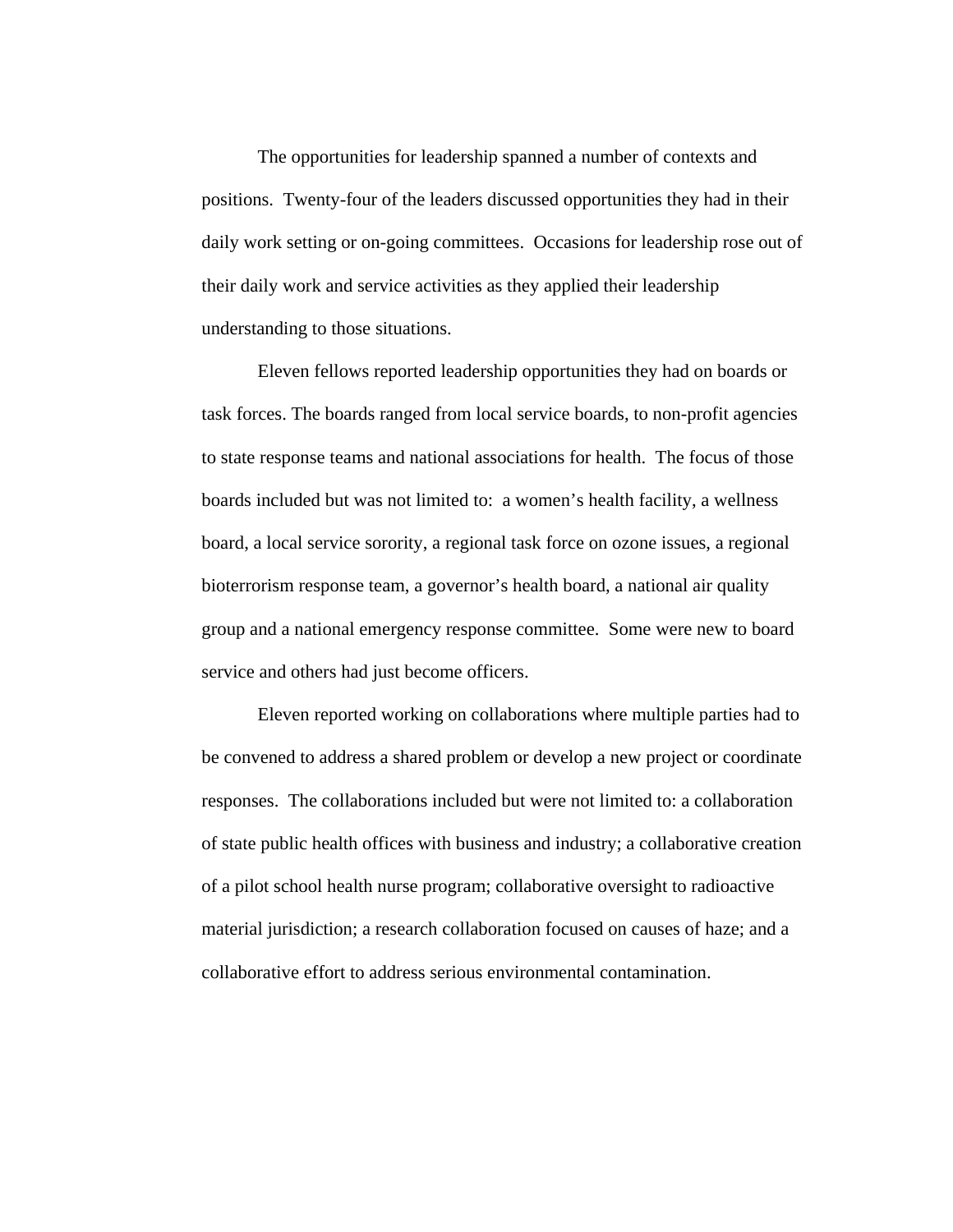The opportunities for leadership spanned a number of contexts and positions. Twenty-four of the leaders discussed opportunities they had in their daily work setting or on-going committees. Occasions for leadership rose out of their daily work and service activities as they applied their leadership understanding to those situations.

Eleven fellows reported leadership opportunities they had on boards or task forces. The boards ranged from local service boards, to non-profit agencies to state response teams and national associations for health. The focus of those boards included but was not limited to: a women's health facility, a wellness board, a local service sorority, a regional task force on ozone issues, a regional bioterrorism response team, a governor's health board, a national air quality group and a national emergency response committee. Some were new to board service and others had just become officers.

Eleven reported working on collaborations where multiple parties had to be convened to address a shared problem or develop a new project or coordinate responses. The collaborations included but were not limited to: a collaboration of state public health offices with business and industry; a collaborative creation of a pilot school health nurse program; collaborative oversight to radioactive material jurisdiction; a research collaboration focused on causes of haze; and a collaborative effort to address serious environmental contamination.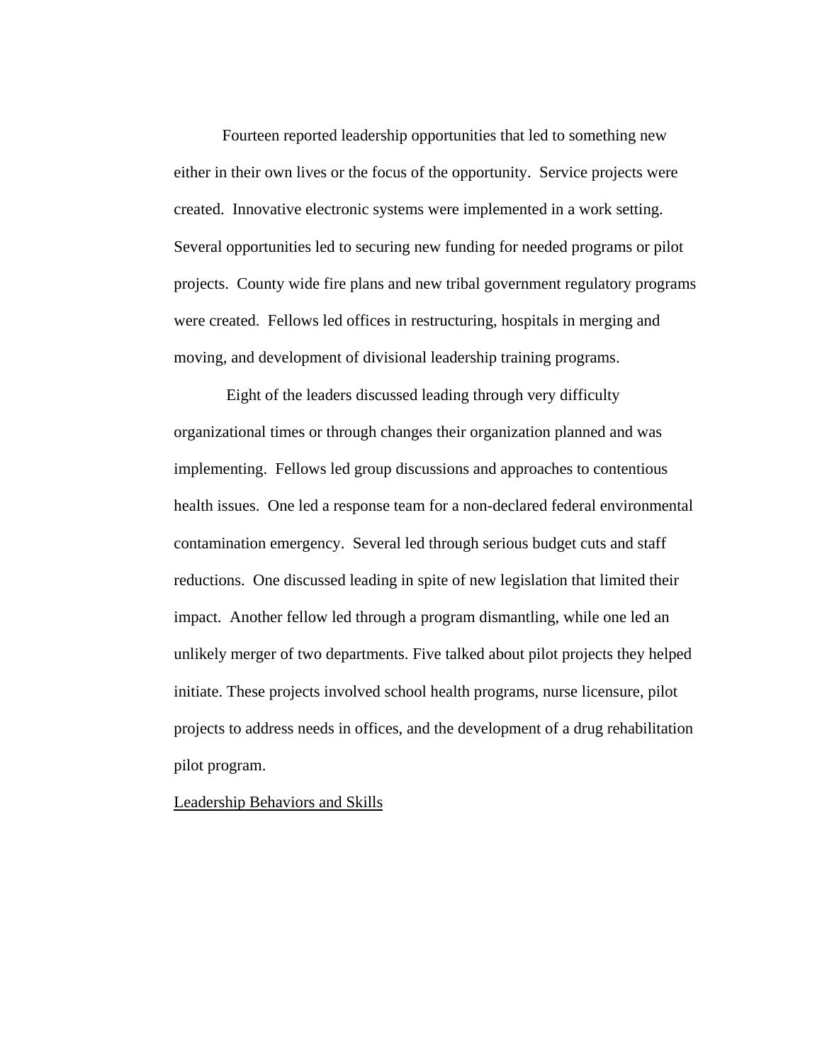Fourteen reported leadership opportunities that led to something new either in their own lives or the focus of the opportunity. Service projects were created. Innovative electronic systems were implemented in a work setting. Several opportunities led to securing new funding for needed programs or pilot projects. County wide fire plans and new tribal government regulatory programs were created. Fellows led offices in restructuring, hospitals in merging and moving, and development of divisional leadership training programs.

Eight of the leaders discussed leading through very difficulty organizational times or through changes their organization planned and was implementing. Fellows led group discussions and approaches to contentious health issues. One led a response team for a non-declared federal environmental contamination emergency. Several led through serious budget cuts and staff reductions. One discussed leading in spite of new legislation that limited their impact. Another fellow led through a program dismantling, while one led an unlikely merger of two departments. Five talked about pilot projects they helped initiate. These projects involved school health programs, nurse licensure, pilot projects to address needs in offices, and the development of a drug rehabilitation pilot program.

Leadership Behaviors and Skills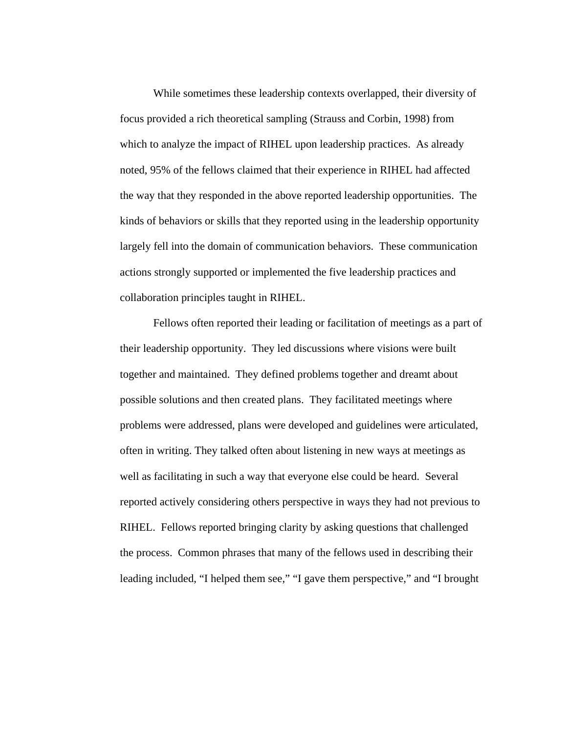While sometimes these leadership contexts overlapped, their diversity of focus provided a rich theoretical sampling (Strauss and Corbin, 1998) from which to analyze the impact of RIHEL upon leadership practices. As already noted, 95% of the fellows claimed that their experience in RIHEL had affected the way that they responded in the above reported leadership opportunities. The kinds of behaviors or skills that they reported using in the leadership opportunity largely fell into the domain of communication behaviors. These communication actions strongly supported or implemented the five leadership practices and collaboration principles taught in RIHEL.

Fellows often reported their leading or facilitation of meetings as a part of their leadership opportunity. They led discussions where visions were built together and maintained. They defined problems together and dreamt about possible solutions and then created plans. They facilitated meetings where problems were addressed, plans were developed and guidelines were articulated, often in writing. They talked often about listening in new ways at meetings as well as facilitating in such a way that everyone else could be heard. Several reported actively considering others perspective in ways they had not previous to RIHEL. Fellows reported bringing clarity by asking questions that challenged the process. Common phrases that many of the fellows used in describing their leading included, "I helped them see," "I gave them perspective," and "I brought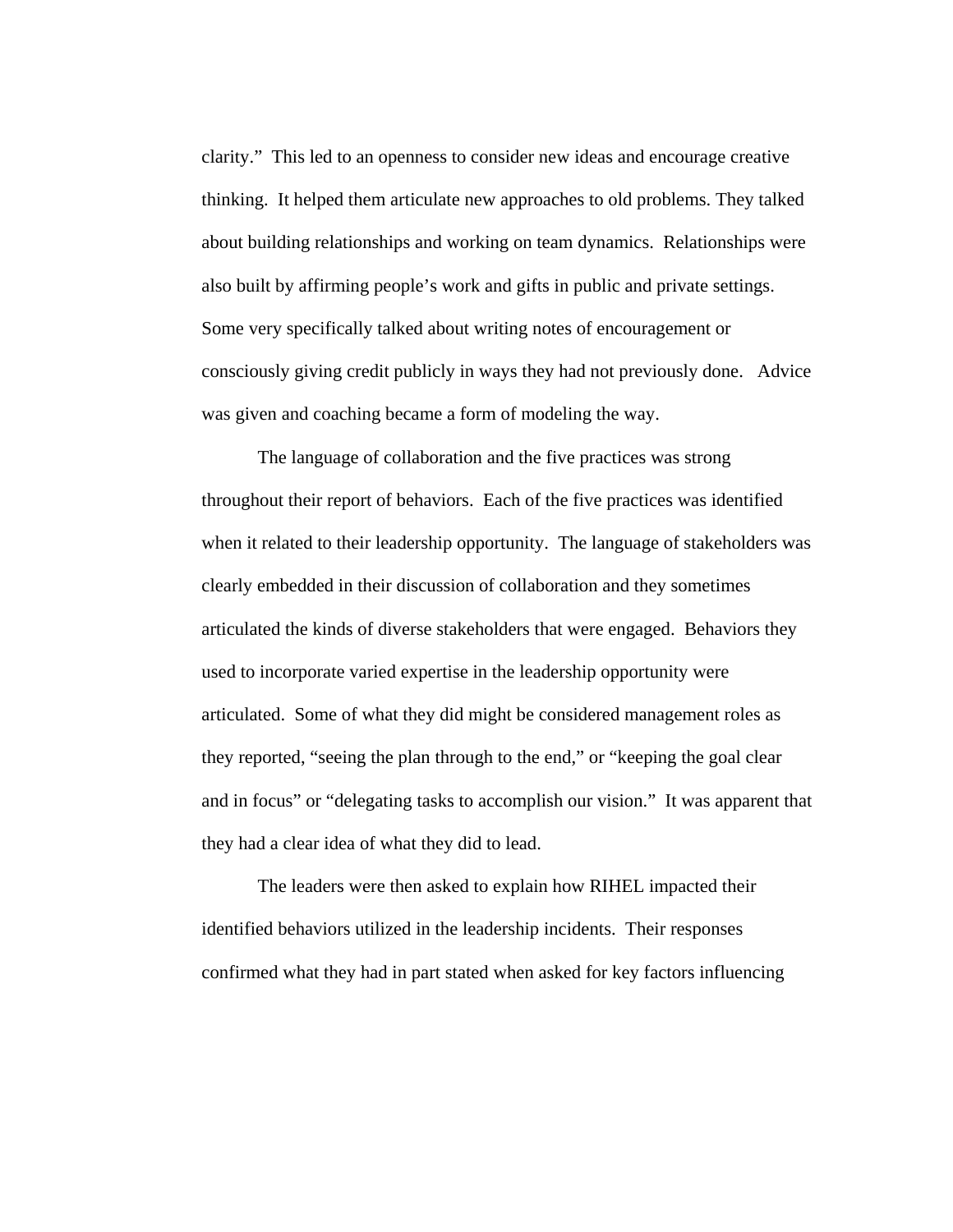clarity." This led to an openness to consider new ideas and encourage creative thinking. It helped them articulate new approaches to old problems. They talked about building relationships and working on team dynamics. Relationships were also built by affirming people's work and gifts in public and private settings. Some very specifically talked about writing notes of encouragement or consciously giving credit publicly in ways they had not previously done. Advice was given and coaching became a form of modeling the way.

The language of collaboration and the five practices was strong throughout their report of behaviors. Each of the five practices was identified when it related to their leadership opportunity. The language of stakeholders was clearly embedded in their discussion of collaboration and they sometimes articulated the kinds of diverse stakeholders that were engaged. Behaviors they used to incorporate varied expertise in the leadership opportunity were articulated. Some of what they did might be considered management roles as they reported, "seeing the plan through to the end," or "keeping the goal clear and in focus" or "delegating tasks to accomplish our vision." It was apparent that they had a clear idea of what they did to lead.

The leaders were then asked to explain how RIHEL impacted their identified behaviors utilized in the leadership incidents. Their responses confirmed what they had in part stated when asked for key factors influencing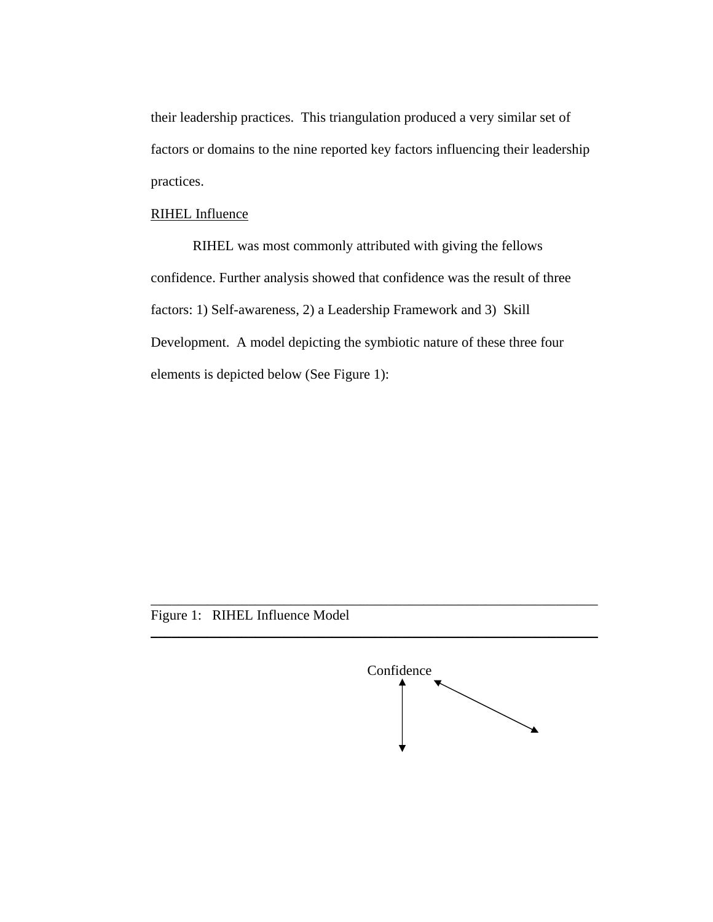their leadership practices.  This triangulation produced a very similar set of factors or domains to the nine reported key factors influencing their leadership practices.

RIHEL Influence

RIHEL was most commonly attributed with giving the fellows confidence. Further analysis showed that confidence was the result of three factors: 1) Self-awareness, 2) a Leadership Framework and 3)  Skill Development.  A model depicting the symbiotic nature of these three four elements is depicted below (See Figure 1):

Figure 1:   RIHEL Influence Model

Confidence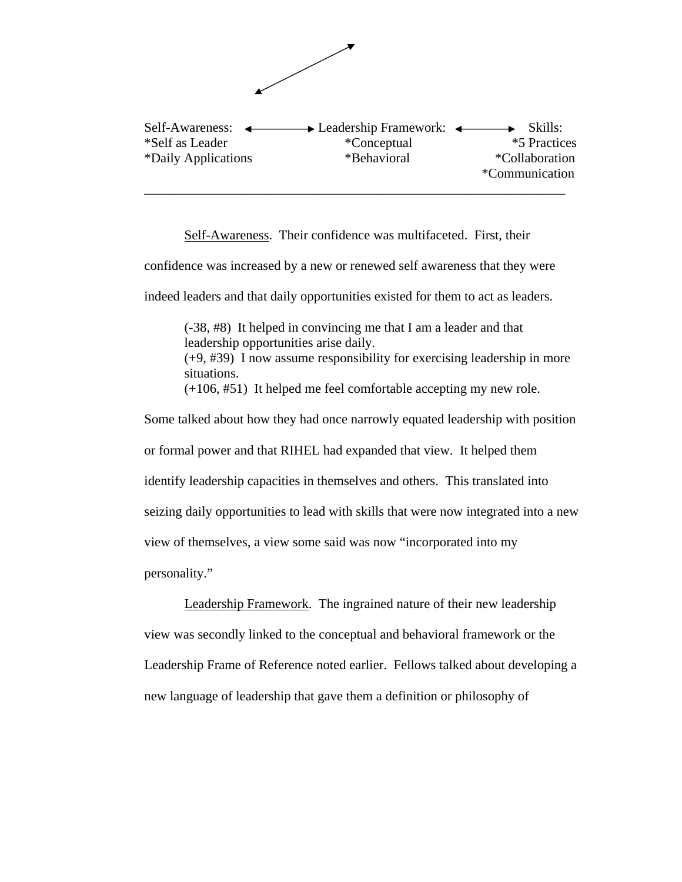| Self-Awareness: | ↔ | Leadership Framework: | ↔ | Skills: |
|---|---|---|---|---|
| *Self as Leader | | *Conceptual | | *5 Practices |
| *Daily Applications | | *Behavioral | | *Collaboration |
| | | | | *Communication |

---

Self-Awareness. Their confidence was multifaceted. First, their confidence was increased by a new or renewed self awareness that they were indeed leaders and that daily opportunities existed for them to act as leaders.

> (-38, #8) It helped in convincing me that I am a leader and that leadership opportunities arise daily.
> (+9, #39) I now assume responsibility for exercising leadership in more situations.
> (+106, #51) It helped me feel comfortable accepting my new role.

Some talked about how they had once narrowly equated leadership with position or formal power and that RIHEL had expanded that view. It helped them identify leadership capacities in themselves and others. This translated into seizing daily opportunities to lead with skills that were now integrated into a new view of themselves, a view some said was now "incorporated into my personality."

Leadership Framework. The ingrained nature of their new leadership view was secondly linked to the conceptual and behavioral framework or the Leadership Frame of Reference noted earlier. Fellows talked about developing a new language of leadership that gave them a definition or philosophy of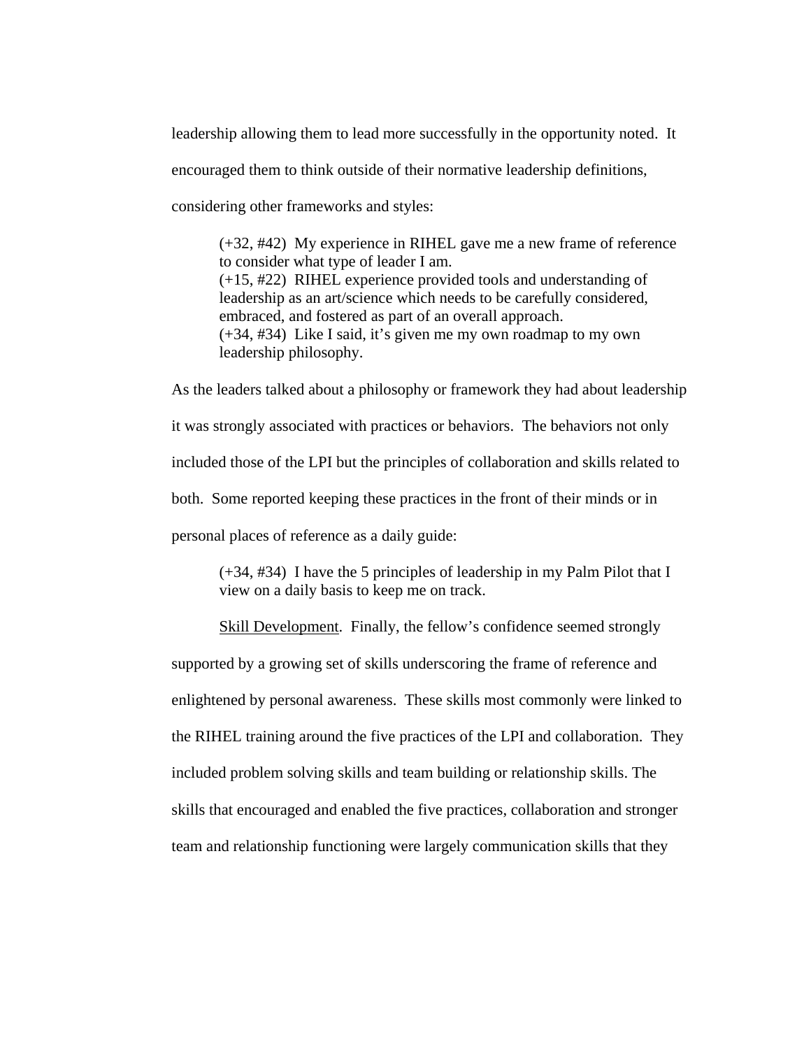leadership allowing them to lead more successfully in the opportunity noted. It encouraged them to think outside of their normative leadership definitions, considering other frameworks and styles:

> (+32, #42) My experience in RIHEL gave me a new frame of reference to consider what type of leader I am.
> (+15, #22) RIHEL experience provided tools and understanding of leadership as an art/science which needs to be carefully considered, embraced, and fostered as part of an overall approach.
> (+34, #34) Like I said, it's given me my own roadmap to my own leadership philosophy.

As the leaders talked about a philosophy or framework they had about leadership it was strongly associated with practices or behaviors. The behaviors not only included those of the LPI but the principles of collaboration and skills related to both. Some reported keeping these practices in the front of their minds or in personal places of reference as a daily guide:

> (+34, #34) I have the 5 principles of leadership in my Palm Pilot that I view on a daily basis to keep me on track.

<u>Skill Development</u>. Finally, the fellow's confidence seemed strongly supported by a growing set of skills underscoring the frame of reference and enlightened by personal awareness. These skills most commonly were linked to the RIHEL training around the five practices of the LPI and collaboration. They included problem solving skills and team building or relationship skills. The skills that encouraged and enabled the five practices, collaboration and stronger team and relationship functioning were largely communication skills that they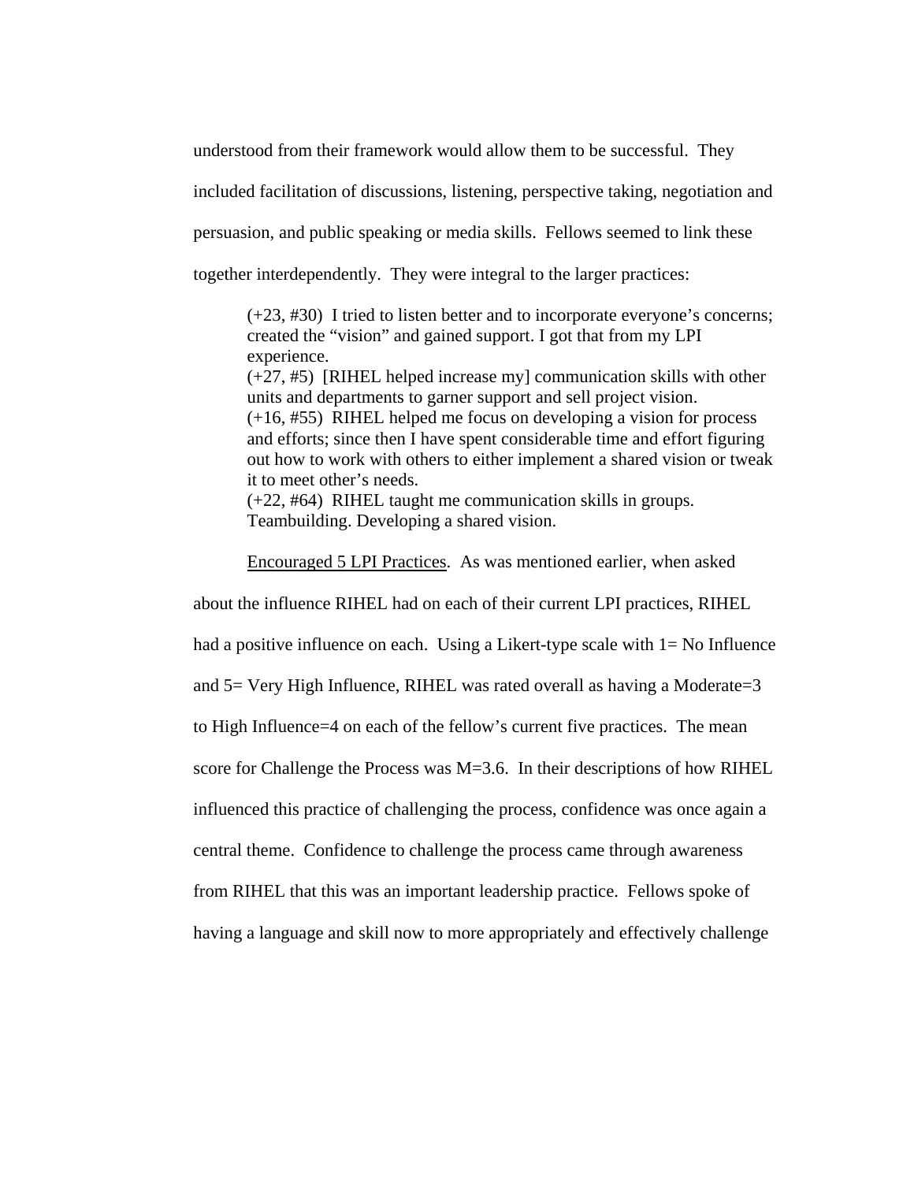understood from their framework would allow them to be successful. They included facilitation of discussions, listening, perspective taking, negotiation and persuasion, and public speaking or media skills. Fellows seemed to link these together interdependently. They were integral to the larger practices:

> (+23, #30) I tried to listen better and to incorporate everyone's concerns; created the "vision" and gained support. I got that from my LPI experience.
> (+27, #5) [RIHEL helped increase my] communication skills with other units and departments to garner support and sell project vision.
> (+16, #55) RIHEL helped me focus on developing a vision for process and efforts; since then I have spent considerable time and effort figuring out how to work with others to either implement a shared vision or tweak it to meet other's needs.
> (+22, #64) RIHEL taught me communication skills in groups. Teambuilding. Developing a shared vision.

Encouraged 5 LPI Practices. As was mentioned earlier, when asked about the influence RIHEL had on each of their current LPI practices, RIHEL had a positive influence on each. Using a Likert-type scale with 1= No Influence and 5= Very High Influence, RIHEL was rated overall as having a Moderate=3 to High Influence=4 on each of the fellow's current five practices. The mean score for Challenge the Process was M=3.6. In their descriptions of how RIHEL influenced this practice of challenging the process, confidence was once again a central theme. Confidence to challenge the process came through awareness from RIHEL that this was an important leadership practice. Fellows spoke of having a language and skill now to more appropriately and effectively challenge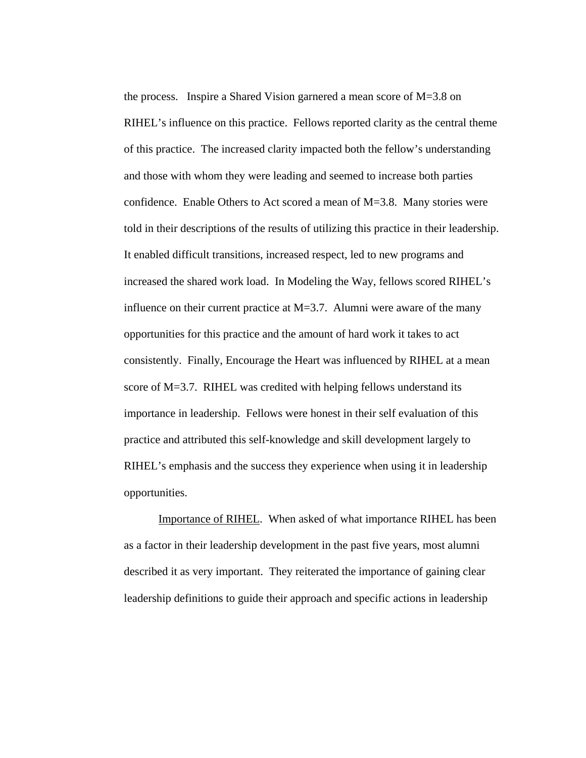the process. Inspire a Shared Vision garnered a mean score of M=3.8 on RIHEL's influence on this practice. Fellows reported clarity as the central theme of this practice. The increased clarity impacted both the fellow's understanding and those with whom they were leading and seemed to increase both parties confidence. Enable Others to Act scored a mean of M=3.8. Many stories were told in their descriptions of the results of utilizing this practice in their leadership. It enabled difficult transitions, increased respect, led to new programs and increased the shared work load. In Modeling the Way, fellows scored RIHEL's influence on their current practice at M=3.7. Alumni were aware of the many opportunities for this practice and the amount of hard work it takes to act consistently. Finally, Encourage the Heart was influenced by RIHEL at a mean score of M=3.7. RIHEL was credited with helping fellows understand its importance in leadership. Fellows were honest in their self evaluation of this practice and attributed this self-knowledge and skill development largely to RIHEL's emphasis and the success they experience when using it in leadership opportunities.

Importance of RIHEL. When asked of what importance RIHEL has been as a factor in their leadership development in the past five years, most alumni described it as very important. They reiterated the importance of gaining clear leadership definitions to guide their approach and specific actions in leadership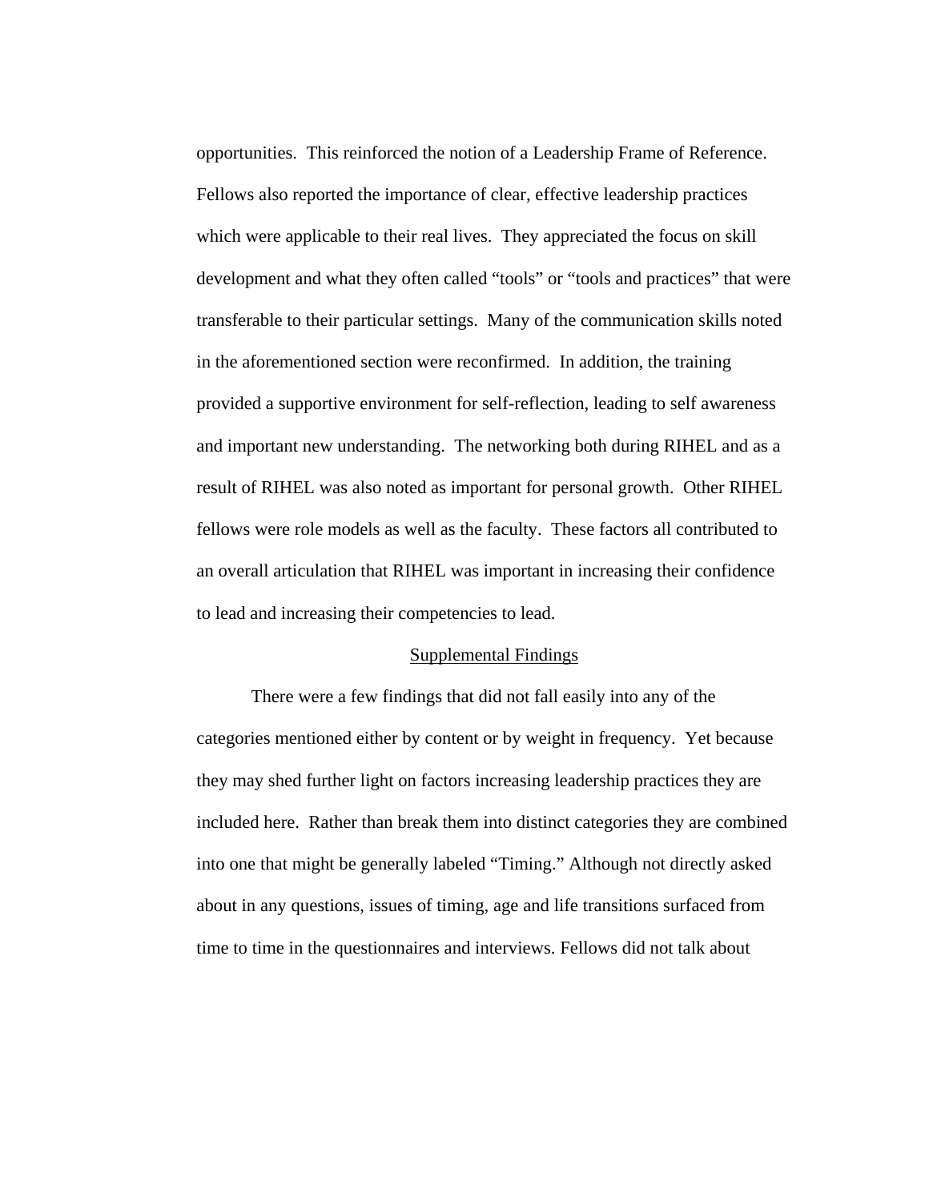opportunities. This reinforced the notion of a Leadership Frame of Reference. Fellows also reported the importance of clear, effective leadership practices which were applicable to their real lives. They appreciated the focus on skill development and what they often called "tools" or "tools and practices" that were transferable to their particular settings. Many of the communication skills noted in the aforementioned section were reconfirmed. In addition, the training provided a supportive environment for self-reflection, leading to self awareness and important new understanding. The networking both during RIHEL and as a result of RIHEL was also noted as important for personal growth. Other RIHEL fellows were role models as well as the faculty. These factors all contributed to an overall articulation that RIHEL was important in increasing their confidence to lead and increasing their competencies to lead.

## Supplemental Findings

There were a few findings that did not fall easily into any of the categories mentioned either by content or by weight in frequency. Yet because they may shed further light on factors increasing leadership practices they are included here. Rather than break them into distinct categories they are combined into one that might be generally labeled "Timing." Although not directly asked about in any questions, issues of timing, age and life transitions surfaced from time to time in the questionnaires and interviews. Fellows did not talk about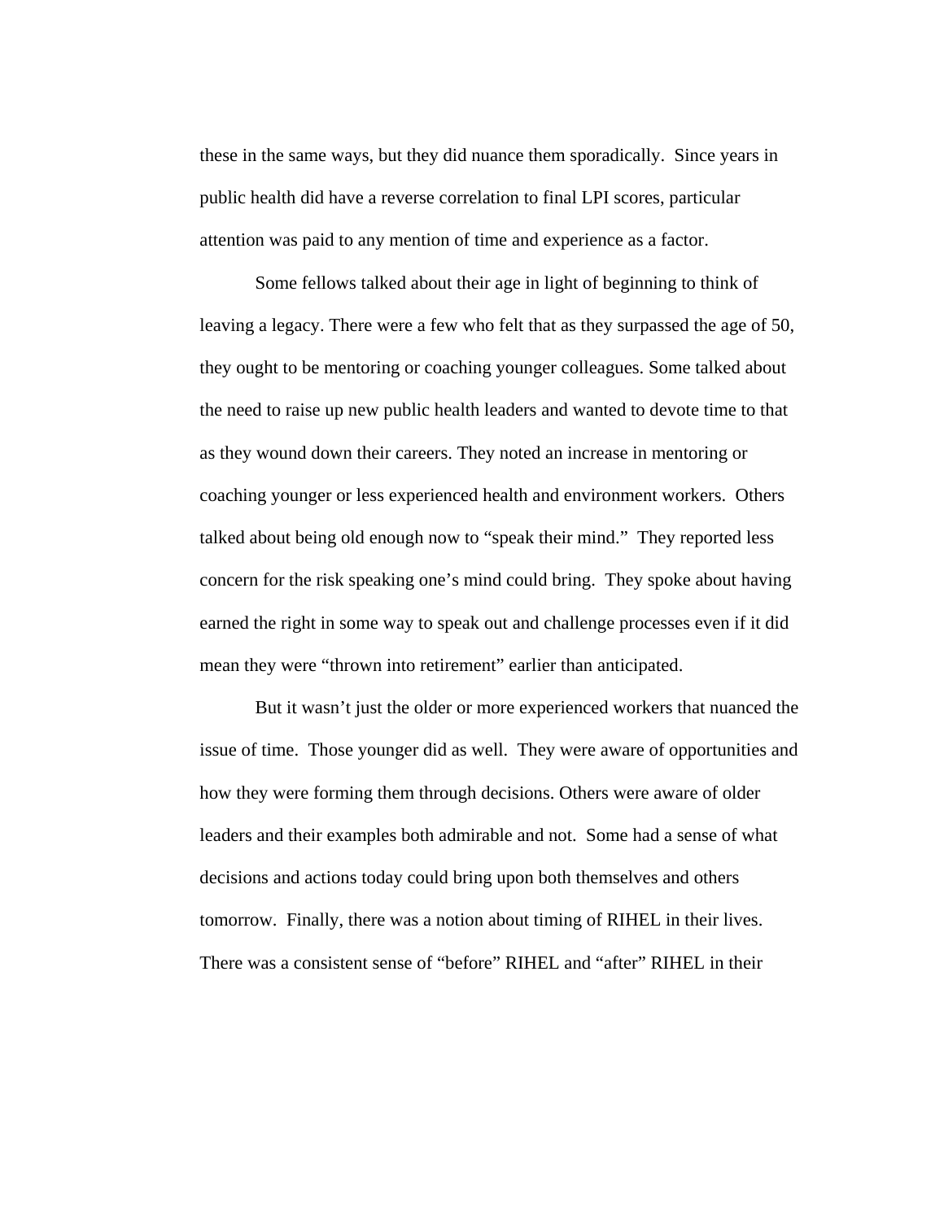these in the same ways, but they did nuance them sporadically. Since years in public health did have a reverse correlation to final LPI scores, particular attention was paid to any mention of time and experience as a factor.

Some fellows talked about their age in light of beginning to think of leaving a legacy. There were a few who felt that as they surpassed the age of 50, they ought to be mentoring or coaching younger colleagues. Some talked about the need to raise up new public health leaders and wanted to devote time to that as they wound down their careers. They noted an increase in mentoring or coaching younger or less experienced health and environment workers. Others talked about being old enough now to "speak their mind." They reported less concern for the risk speaking one's mind could bring. They spoke about having earned the right in some way to speak out and challenge processes even if it did mean they were "thrown into retirement" earlier than anticipated.

But it wasn't just the older or more experienced workers that nuanced the issue of time. Those younger did as well. They were aware of opportunities and how they were forming them through decisions. Others were aware of older leaders and their examples both admirable and not. Some had a sense of what decisions and actions today could bring upon both themselves and others tomorrow. Finally, there was a notion about timing of RIHEL in their lives. There was a consistent sense of "before" RIHEL and "after" RIHEL in their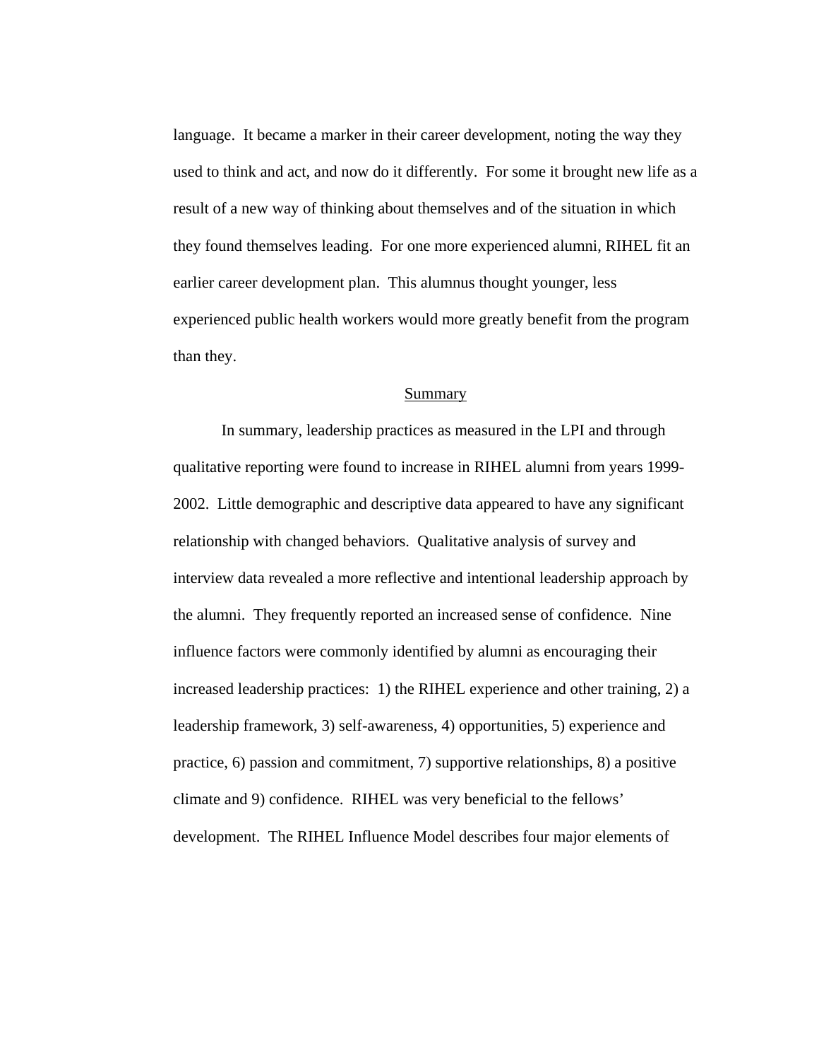language. It became a marker in their career development, noting the way they used to think and act, and now do it differently. For some it brought new life as a result of a new way of thinking about themselves and of the situation in which they found themselves leading. For one more experienced alumni, RIHEL fit an earlier career development plan. This alumnus thought younger, less experienced public health workers would more greatly benefit from the program than they.

## Summary

In summary, leadership practices as measured in the LPI and through qualitative reporting were found to increase in RIHEL alumni from years 1999-2002. Little demographic and descriptive data appeared to have any significant relationship with changed behaviors. Qualitative analysis of survey and interview data revealed a more reflective and intentional leadership approach by the alumni. They frequently reported an increased sense of confidence. Nine influence factors were commonly identified by alumni as encouraging their increased leadership practices: 1) the RIHEL experience and other training, 2) a leadership framework, 3) self-awareness, 4) opportunities, 5) experience and practice, 6) passion and commitment, 7) supportive relationships, 8) a positive climate and 9) confidence. RIHEL was very beneficial to the fellows' development. The RIHEL Influence Model describes four major elements of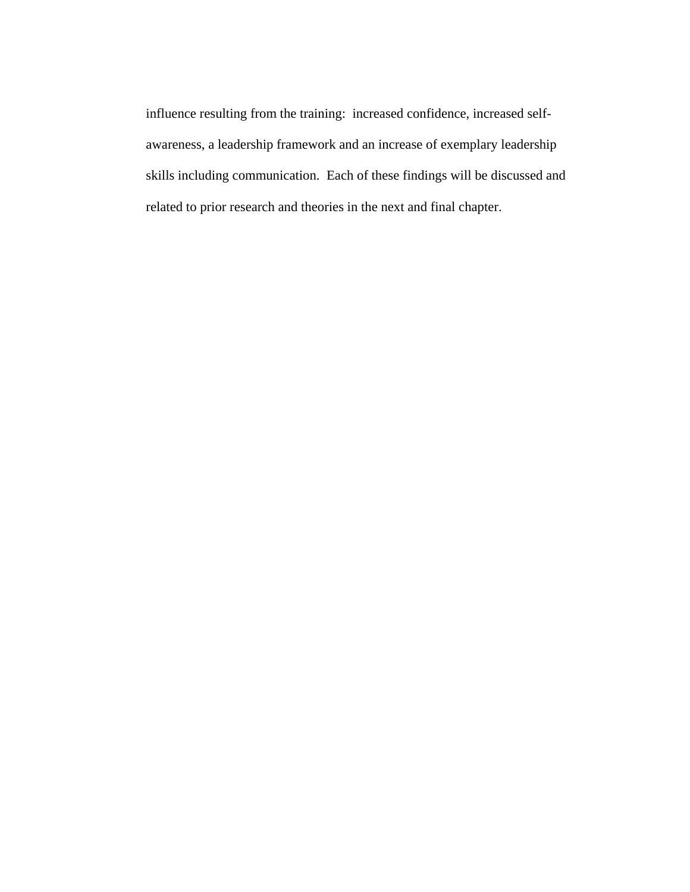influence resulting from the training:  increased confidence, increased self-awareness, a leadership framework and an increase of exemplary leadership skills including communication.  Each of these findings will be discussed and related to prior research and theories in the next and final chapter.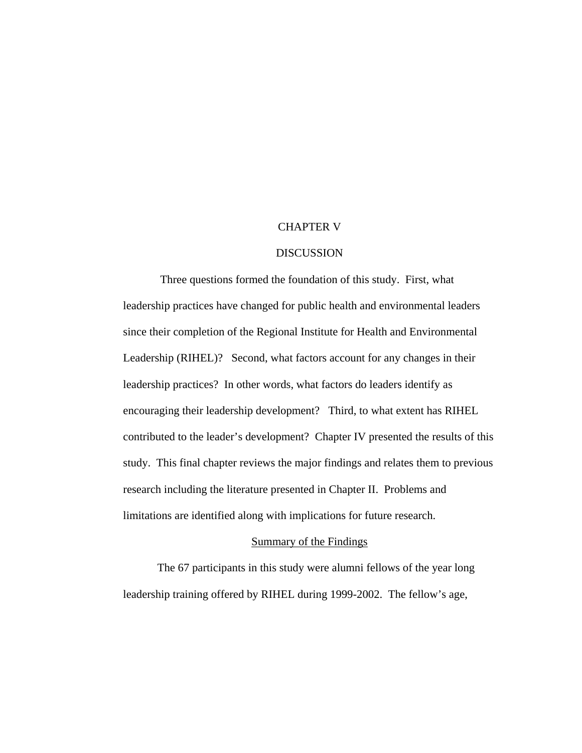# CHAPTER V

# DISCUSSION

Three questions formed the foundation of this study. First, what leadership practices have changed for public health and environmental leaders since their completion of the Regional Institute for Health and Environmental Leadership (RIHEL)? Second, what factors account for any changes in their leadership practices? In other words, what factors do leaders identify as encouraging their leadership development? Third, to what extent has RIHEL contributed to the leader's development? Chapter IV presented the results of this study. This final chapter reviews the major findings and relates them to previous research including the literature presented in Chapter II. Problems and limitations are identified along with implications for future research.

## Summary of the Findings

The 67 participants in this study were alumni fellows of the year long leadership training offered by RIHEL during 1999-2002. The fellow's age,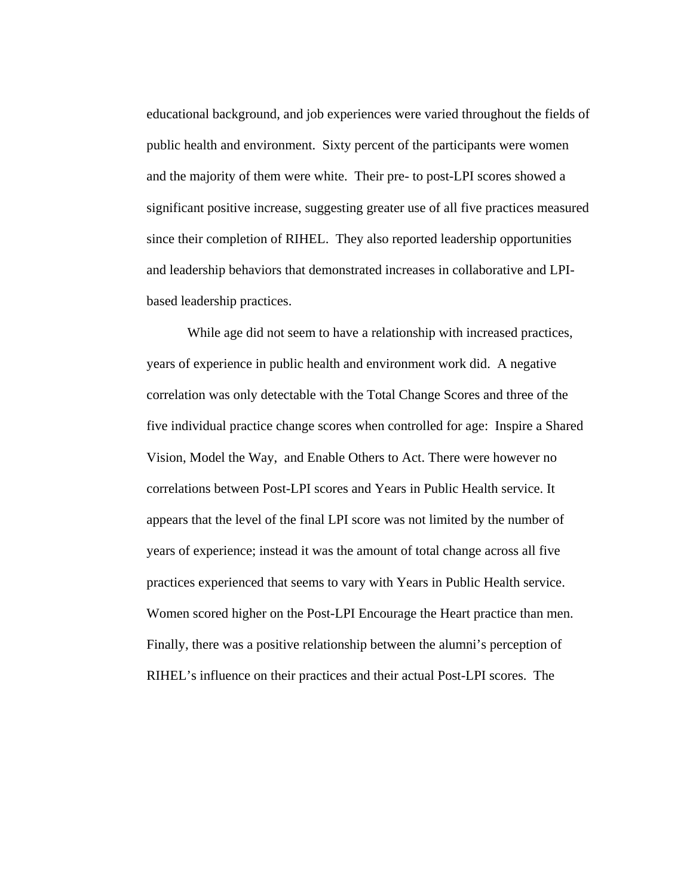educational background, and job experiences were varied throughout the fields of public health and environment. Sixty percent of the participants were women and the majority of them were white. Their pre- to post-LPI scores showed a significant positive increase, suggesting greater use of all five practices measured since their completion of RIHEL. They also reported leadership opportunities and leadership behaviors that demonstrated increases in collaborative and LPI-based leadership practices.

While age did not seem to have a relationship with increased practices, years of experience in public health and environment work did. A negative correlation was only detectable with the Total Change Scores and three of the five individual practice change scores when controlled for age: Inspire a Shared Vision, Model the Way, and Enable Others to Act. There were however no correlations between Post-LPI scores and Years in Public Health service. It appears that the level of the final LPI score was not limited by the number of years of experience; instead it was the amount of total change across all five practices experienced that seems to vary with Years in Public Health service. Women scored higher on the Post-LPI Encourage the Heart practice than men. Finally, there was a positive relationship between the alumni's perception of RIHEL's influence on their practices and their actual Post-LPI scores. The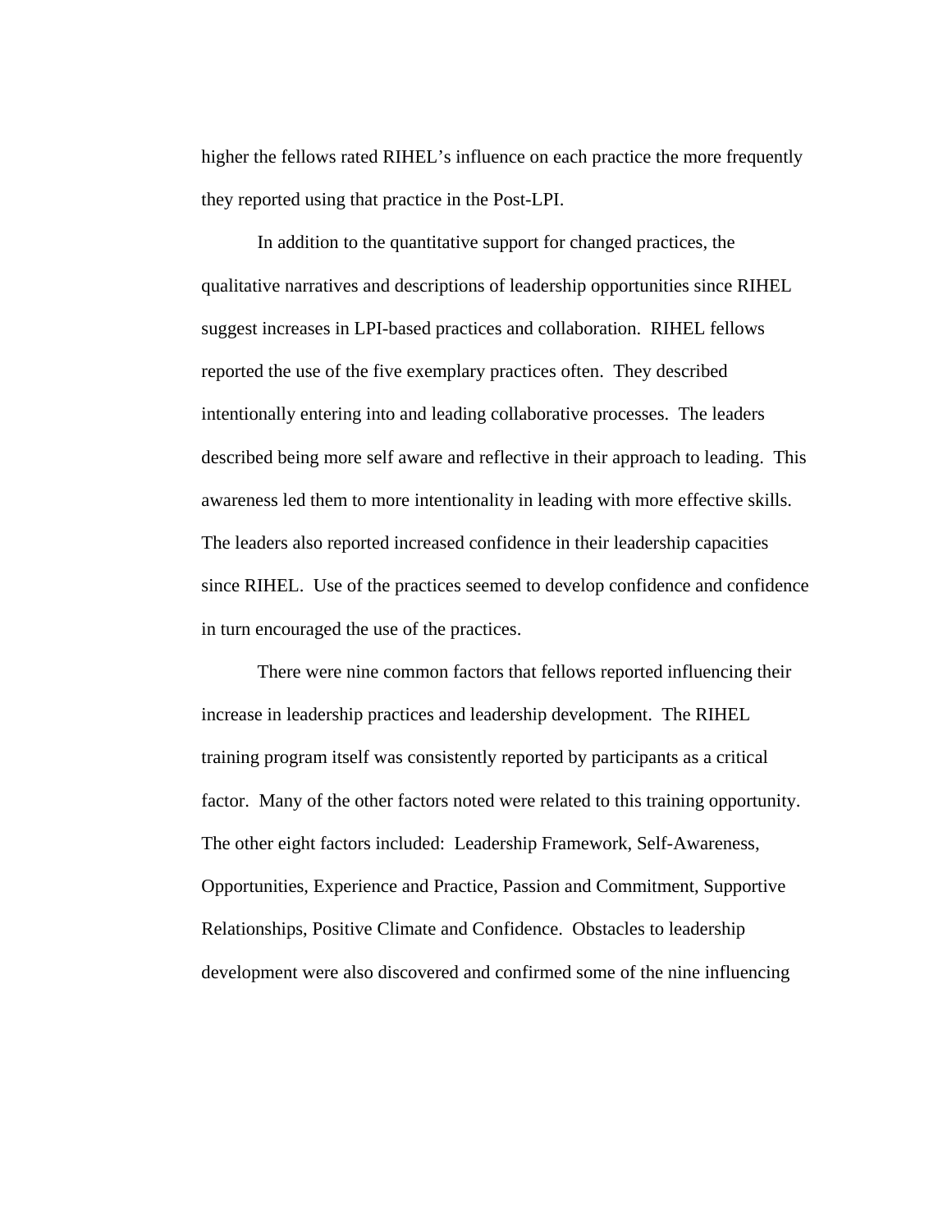higher the fellows rated RIHEL's influence on each practice the more frequently they reported using that practice in the Post-LPI.

In addition to the quantitative support for changed practices, the qualitative narratives and descriptions of leadership opportunities since RIHEL suggest increases in LPI-based practices and collaboration. RIHEL fellows reported the use of the five exemplary practices often. They described intentionally entering into and leading collaborative processes. The leaders described being more self aware and reflective in their approach to leading. This awareness led them to more intentionality in leading with more effective skills. The leaders also reported increased confidence in their leadership capacities since RIHEL. Use of the practices seemed to develop confidence and confidence in turn encouraged the use of the practices.

There were nine common factors that fellows reported influencing their increase in leadership practices and leadership development. The RIHEL training program itself was consistently reported by participants as a critical factor. Many of the other factors noted were related to this training opportunity. The other eight factors included: Leadership Framework, Self-Awareness, Opportunities, Experience and Practice, Passion and Commitment, Supportive Relationships, Positive Climate and Confidence. Obstacles to leadership development were also discovered and confirmed some of the nine influencing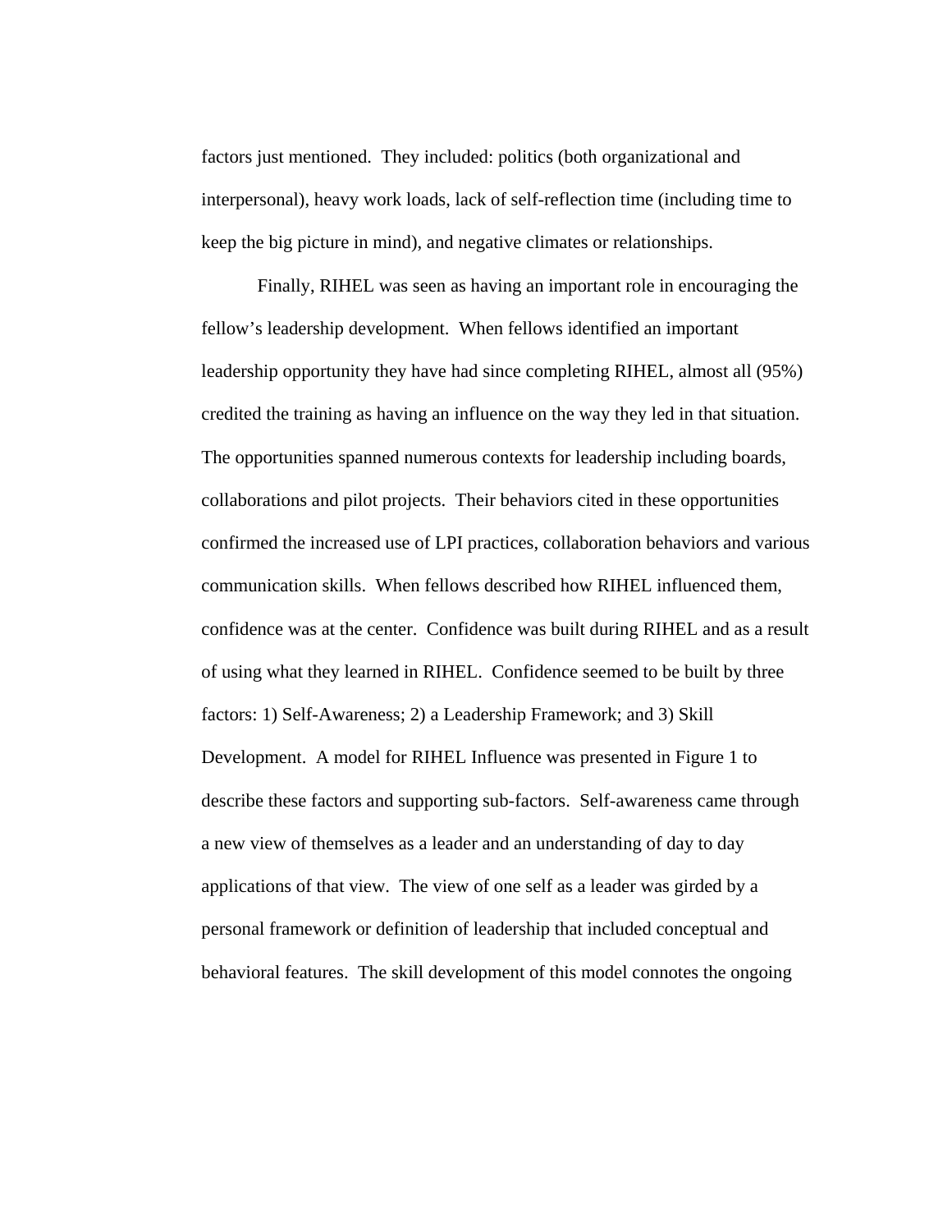factors just mentioned. They included: politics (both organizational and interpersonal), heavy work loads, lack of self-reflection time (including time to keep the big picture in mind), and negative climates or relationships.

Finally, RIHEL was seen as having an important role in encouraging the fellow's leadership development. When fellows identified an important leadership opportunity they have had since completing RIHEL, almost all (95%) credited the training as having an influence on the way they led in that situation. The opportunities spanned numerous contexts for leadership including boards, collaborations and pilot projects. Their behaviors cited in these opportunities confirmed the increased use of LPI practices, collaboration behaviors and various communication skills. When fellows described how RIHEL influenced them, confidence was at the center. Confidence was built during RIHEL and as a result of using what they learned in RIHEL. Confidence seemed to be built by three factors: 1) Self-Awareness; 2) a Leadership Framework; and 3) Skill Development. A model for RIHEL Influence was presented in Figure 1 to describe these factors and supporting sub-factors. Self-awareness came through a new view of themselves as a leader and an understanding of day to day applications of that view. The view of one self as a leader was girded by a personal framework or definition of leadership that included conceptual and behavioral features. The skill development of this model connotes the ongoing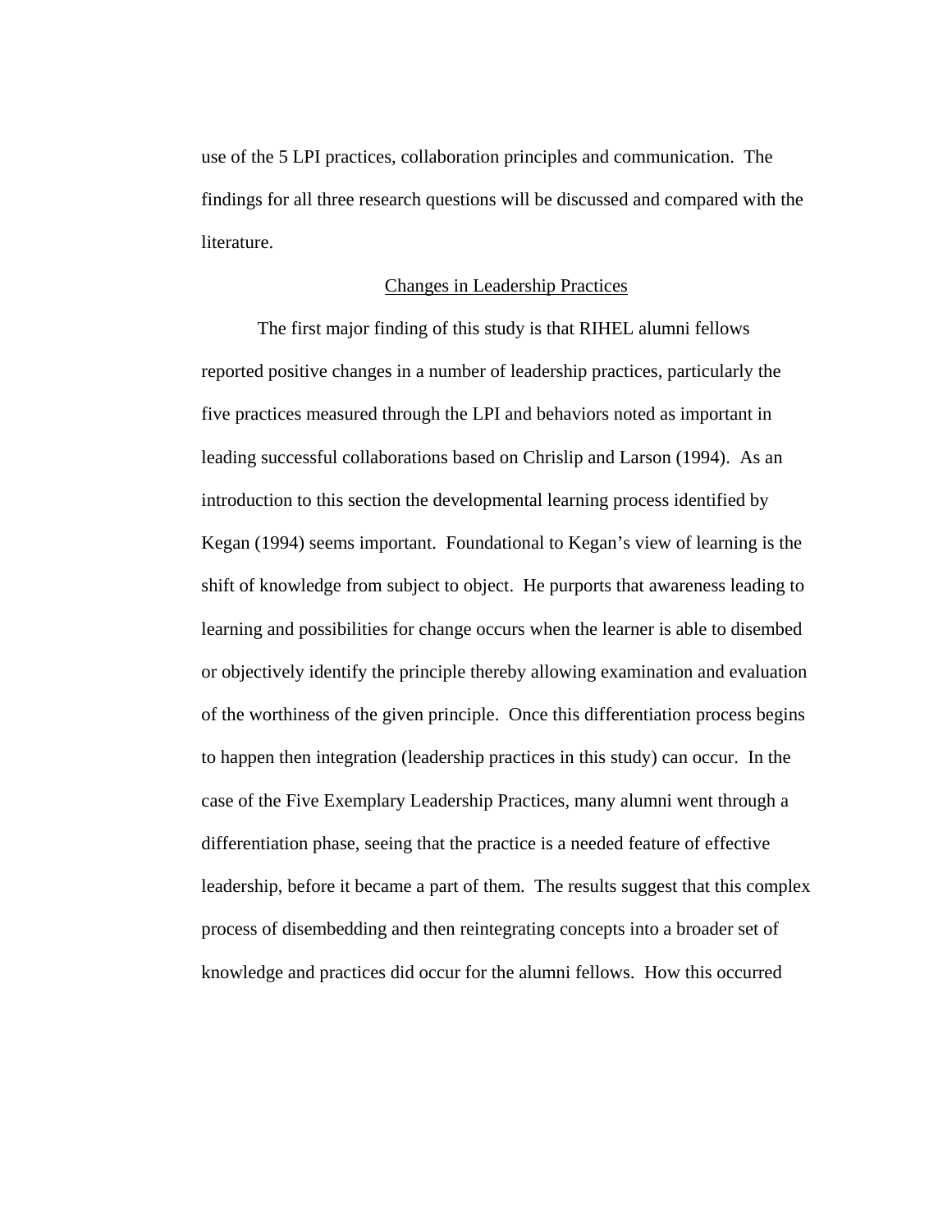use of the 5 LPI practices, collaboration principles and communication. The findings for all three research questions will be discussed and compared with the literature.

## Changes in Leadership Practices

The first major finding of this study is that RIHEL alumni fellows reported positive changes in a number of leadership practices, particularly the five practices measured through the LPI and behaviors noted as important in leading successful collaborations based on Chrislip and Larson (1994). As an introduction to this section the developmental learning process identified by Kegan (1994) seems important. Foundational to Kegan's view of learning is the shift of knowledge from subject to object. He purports that awareness leading to learning and possibilities for change occurs when the learner is able to disembed or objectively identify the principle thereby allowing examination and evaluation of the worthiness of the given principle. Once this differentiation process begins to happen then integration (leadership practices in this study) can occur. In the case of the Five Exemplary Leadership Practices, many alumni went through a differentiation phase, seeing that the practice is a needed feature of effective leadership, before it became a part of them. The results suggest that this complex process of disembedding and then reintegrating concepts into a broader set of knowledge and practices did occur for the alumni fellows. How this occurred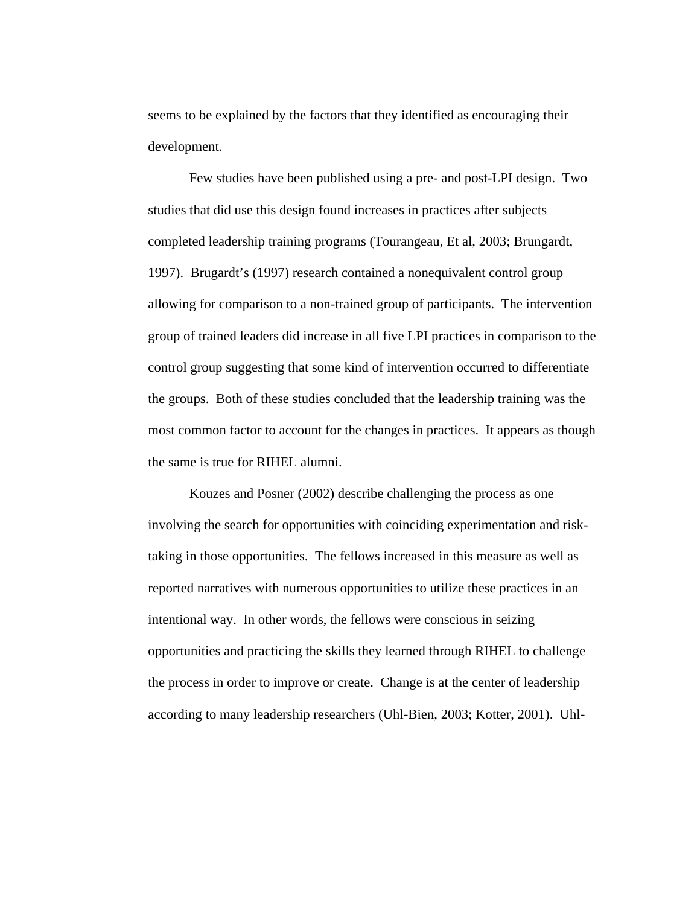seems to be explained by the factors that they identified as encouraging their development.

Few studies have been published using a pre- and post-LPI design. Two studies that did use this design found increases in practices after subjects completed leadership training programs (Tourangeau, Et al, 2003; Brungardt, 1997). Brugardt's (1997) research contained a nonequivalent control group allowing for comparison to a non-trained group of participants. The intervention group of trained leaders did increase in all five LPI practices in comparison to the control group suggesting that some kind of intervention occurred to differentiate the groups. Both of these studies concluded that the leadership training was the most common factor to account for the changes in practices. It appears as though the same is true for RIHEL alumni.

Kouzes and Posner (2002) describe challenging the process as one involving the search for opportunities with coinciding experimentation and risk-taking in those opportunities. The fellows increased in this measure as well as reported narratives with numerous opportunities to utilize these practices in an intentional way. In other words, the fellows were conscious in seizing opportunities and practicing the skills they learned through RIHEL to challenge the process in order to improve or create. Change is at the center of leadership according to many leadership researchers (Uhl-Bien, 2003; Kotter, 2001). Uhl-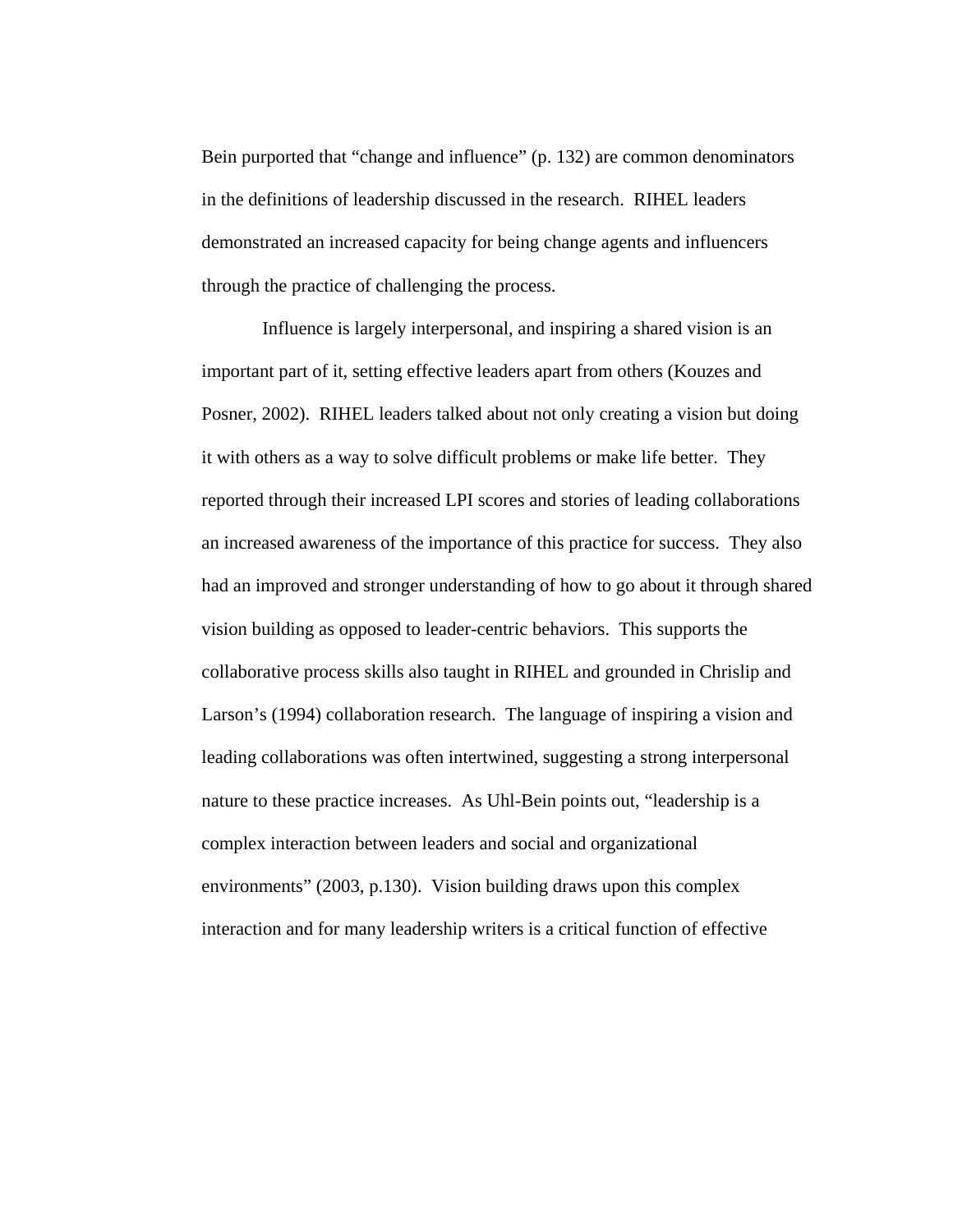Bein purported that "change and influence" (p. 132) are common denominators in the definitions of leadership discussed in the research. RIHEL leaders demonstrated an increased capacity for being change agents and influencers through the practice of challenging the process.

Influence is largely interpersonal, and inspiring a shared vision is an important part of it, setting effective leaders apart from others (Kouzes and Posner, 2002). RIHEL leaders talked about not only creating a vision but doing it with others as a way to solve difficult problems or make life better. They reported through their increased LPI scores and stories of leading collaborations an increased awareness of the importance of this practice for success. They also had an improved and stronger understanding of how to go about it through shared vision building as opposed to leader-centric behaviors. This supports the collaborative process skills also taught in RIHEL and grounded in Chrislip and Larson's (1994) collaboration research. The language of inspiring a vision and leading collaborations was often intertwined, suggesting a strong interpersonal nature to these practice increases. As Uhl-Bein points out, "leadership is a complex interaction between leaders and social and organizational environments" (2003, p.130). Vision building draws upon this complex interaction and for many leadership writers is a critical function of effective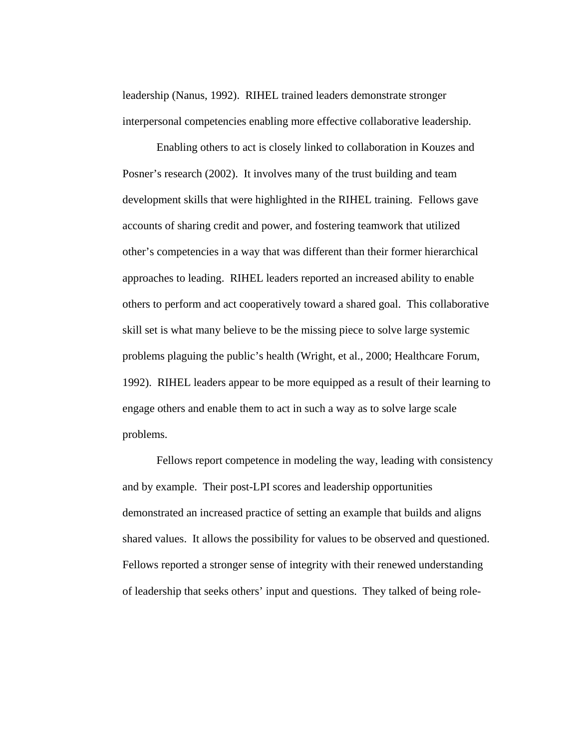leadership (Nanus, 1992). RIHEL trained leaders demonstrate stronger interpersonal competencies enabling more effective collaborative leadership.

Enabling others to act is closely linked to collaboration in Kouzes and Posner's research (2002). It involves many of the trust building and team development skills that were highlighted in the RIHEL training. Fellows gave accounts of sharing credit and power, and fostering teamwork that utilized other's competencies in a way that was different than their former hierarchical approaches to leading. RIHEL leaders reported an increased ability to enable others to perform and act cooperatively toward a shared goal. This collaborative skill set is what many believe to be the missing piece to solve large systemic problems plaguing the public's health (Wright, et al., 2000; Healthcare Forum, 1992). RIHEL leaders appear to be more equipped as a result of their learning to engage others and enable them to act in such a way as to solve large scale problems.

Fellows report competence in modeling the way, leading with consistency and by example. Their post-LPI scores and leadership opportunities demonstrated an increased practice of setting an example that builds and aligns shared values. It allows the possibility for values to be observed and questioned. Fellows reported a stronger sense of integrity with their renewed understanding of leadership that seeks others' input and questions. They talked of being role-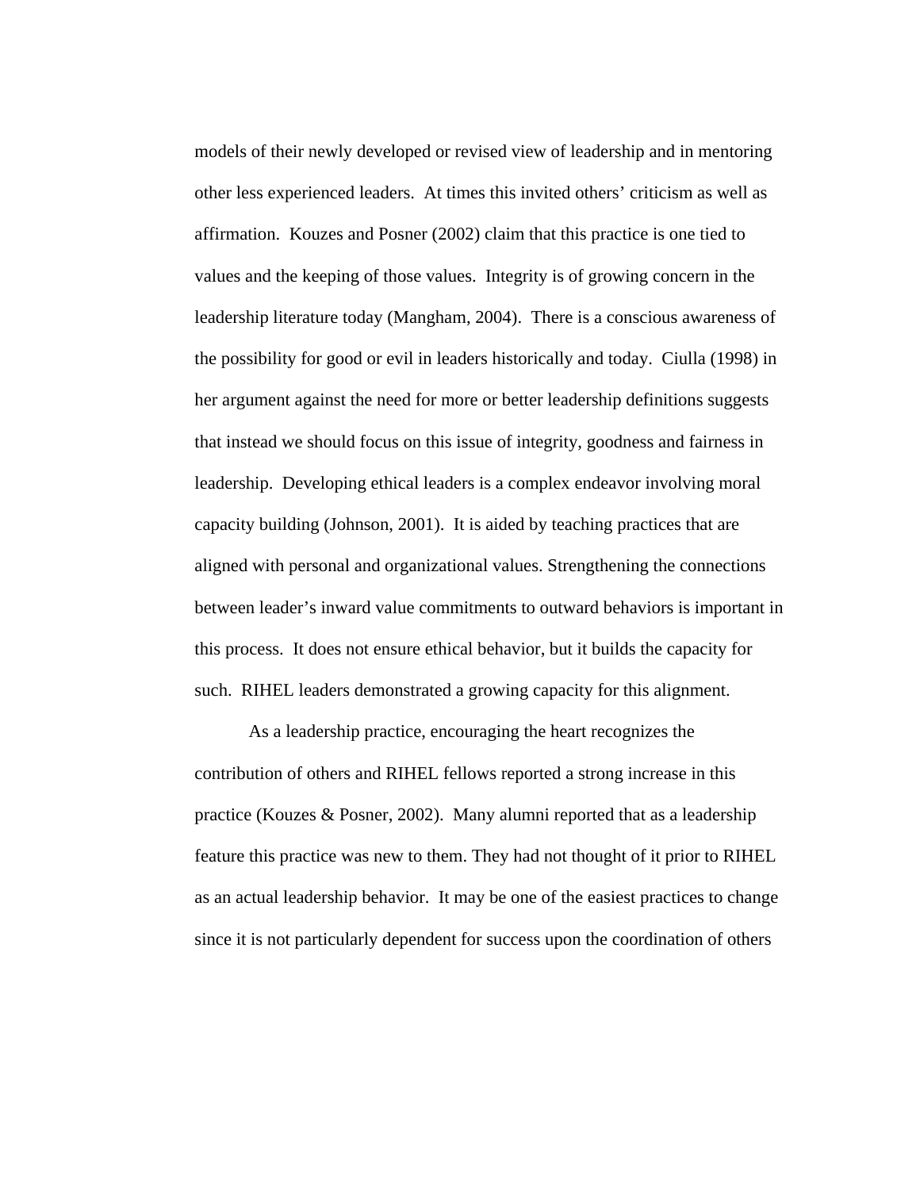models of their newly developed or revised view of leadership and in mentoring other less experienced leaders. At times this invited others' criticism as well as affirmation. Kouzes and Posner (2002) claim that this practice is one tied to values and the keeping of those values. Integrity is of growing concern in the leadership literature today (Mangham, 2004). There is a conscious awareness of the possibility for good or evil in leaders historically and today. Ciulla (1998) in her argument against the need for more or better leadership definitions suggests that instead we should focus on this issue of integrity, goodness and fairness in leadership. Developing ethical leaders is a complex endeavor involving moral capacity building (Johnson, 2001). It is aided by teaching practices that are aligned with personal and organizational values. Strengthening the connections between leader's inward value commitments to outward behaviors is important in this process. It does not ensure ethical behavior, but it builds the capacity for such. RIHEL leaders demonstrated a growing capacity for this alignment.

As a leadership practice, encouraging the heart recognizes the contribution of others and RIHEL fellows reported a strong increase in this practice (Kouzes & Posner, 2002). Many alumni reported that as a leadership feature this practice was new to them. They had not thought of it prior to RIHEL as an actual leadership behavior. It may be one of the easiest practices to change since it is not particularly dependent for success upon the coordination of others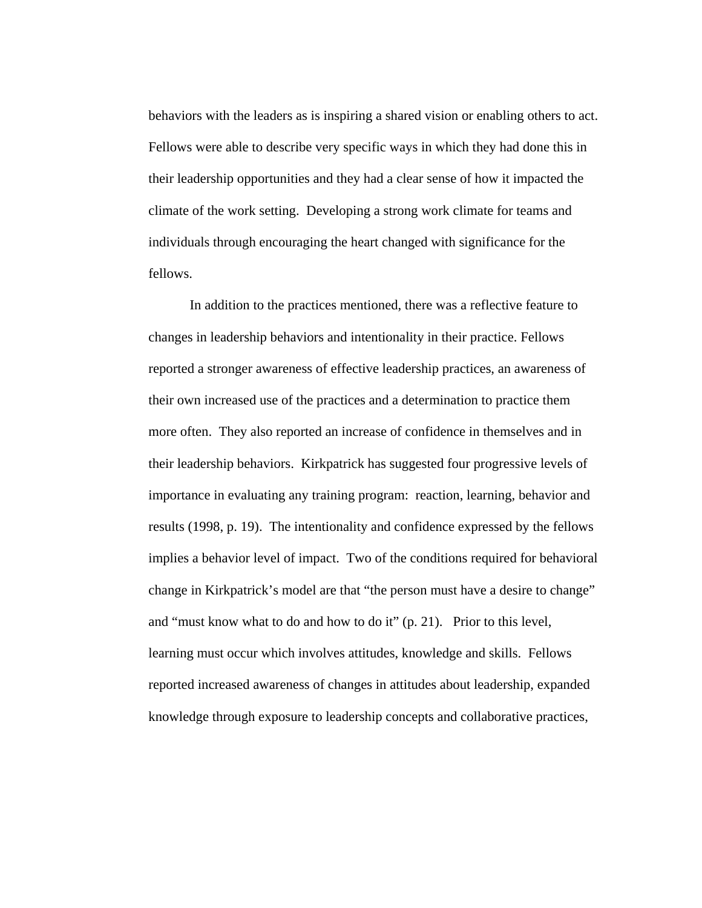behaviors with the leaders as is inspiring a shared vision or enabling others to act. Fellows were able to describe very specific ways in which they had done this in their leadership opportunities and they had a clear sense of how it impacted the climate of the work setting. Developing a strong work climate for teams and individuals through encouraging the heart changed with significance for the fellows.

In addition to the practices mentioned, there was a reflective feature to changes in leadership behaviors and intentionality in their practice. Fellows reported a stronger awareness of effective leadership practices, an awareness of their own increased use of the practices and a determination to practice them more often. They also reported an increase of confidence in themselves and in their leadership behaviors. Kirkpatrick has suggested four progressive levels of importance in evaluating any training program: reaction, learning, behavior and results (1998, p. 19). The intentionality and confidence expressed by the fellows implies a behavior level of impact. Two of the conditions required for behavioral change in Kirkpatrick's model are that "the person must have a desire to change" and "must know what to do and how to do it" (p. 21). Prior to this level, learning must occur which involves attitudes, knowledge and skills. Fellows reported increased awareness of changes in attitudes about leadership, expanded knowledge through exposure to leadership concepts and collaborative practices,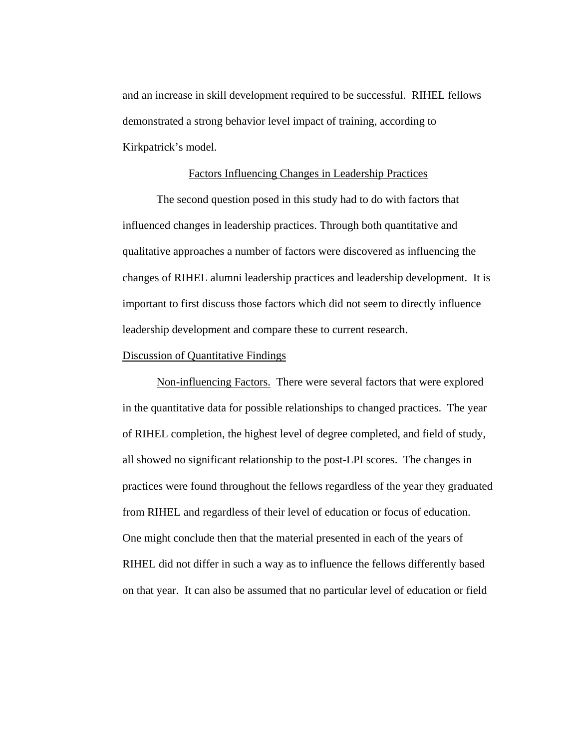and an increase in skill development required to be successful. RIHEL fellows demonstrated a strong behavior level impact of training, according to Kirkpatrick's model.

## Factors Influencing Changes in Leadership Practices

The second question posed in this study had to do with factors that influenced changes in leadership practices. Through both quantitative and qualitative approaches a number of factors were discovered as influencing the changes of RIHEL alumni leadership practices and leadership development. It is important to first discuss those factors which did not seem to directly influence leadership development and compare these to current research.

### Discussion of Quantitative Findings

Non-influencing Factors. There were several factors that were explored in the quantitative data for possible relationships to changed practices. The year of RIHEL completion, the highest level of degree completed, and field of study, all showed no significant relationship to the post-LPI scores. The changes in practices were found throughout the fellows regardless of the year they graduated from RIHEL and regardless of their level of education or focus of education. One might conclude then that the material presented in each of the years of RIHEL did not differ in such a way as to influence the fellows differently based on that year. It can also be assumed that no particular level of education or field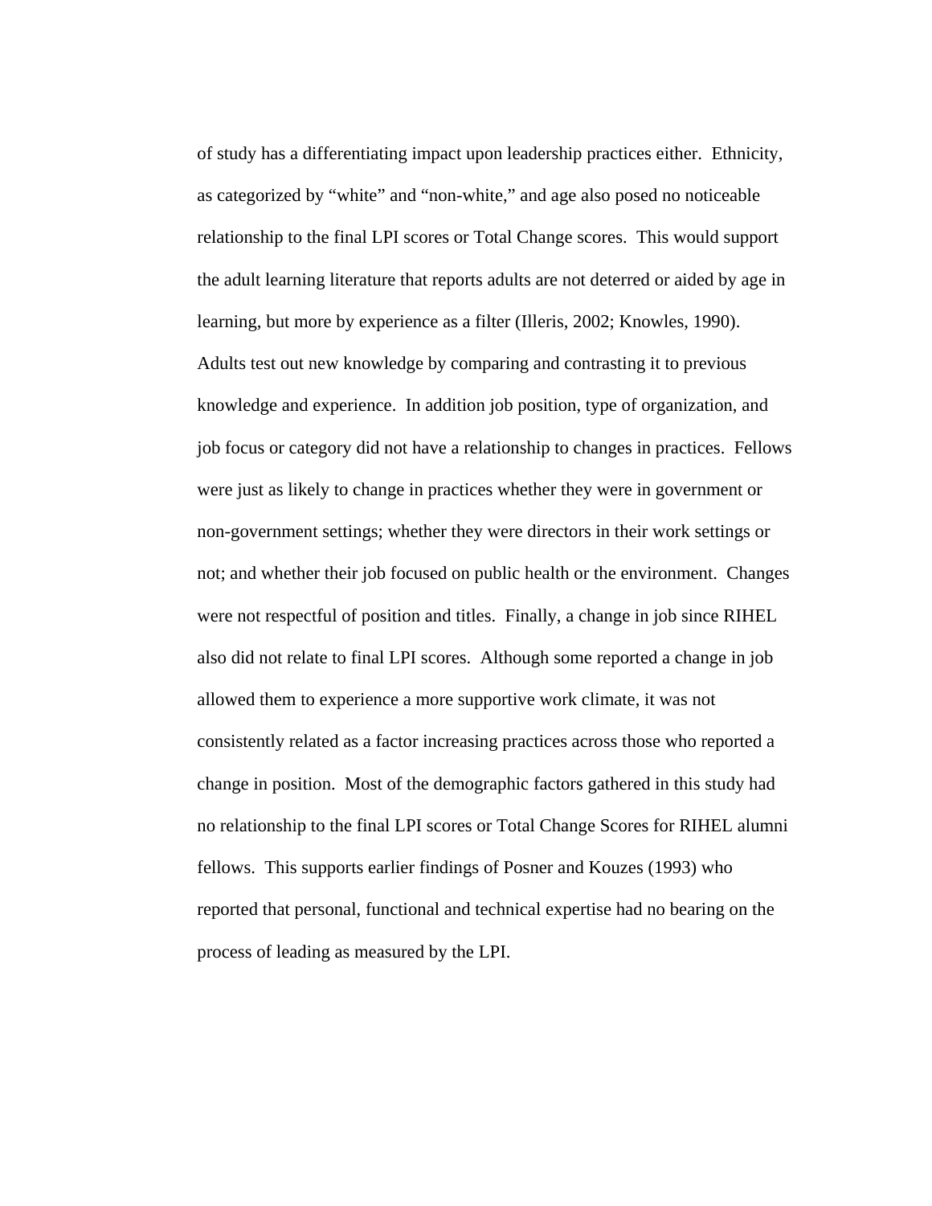of study has a differentiating impact upon leadership practices either. Ethnicity, as categorized by "white" and "non-white," and age also posed no noticeable relationship to the final LPI scores or Total Change scores. This would support the adult learning literature that reports adults are not deterred or aided by age in learning, but more by experience as a filter (Illeris, 2002; Knowles, 1990). Adults test out new knowledge by comparing and contrasting it to previous knowledge and experience. In addition job position, type of organization, and job focus or category did not have a relationship to changes in practices. Fellows were just as likely to change in practices whether they were in government or non-government settings; whether they were directors in their work settings or not; and whether their job focused on public health or the environment. Changes were not respectful of position and titles. Finally, a change in job since RIHEL also did not relate to final LPI scores. Although some reported a change in job allowed them to experience a more supportive work climate, it was not consistently related as a factor increasing practices across those who reported a change in position. Most of the demographic factors gathered in this study had no relationship to the final LPI scores or Total Change Scores for RIHEL alumni fellows. This supports earlier findings of Posner and Kouzes (1993) who reported that personal, functional and technical expertise had no bearing on the process of leading as measured by the LPI.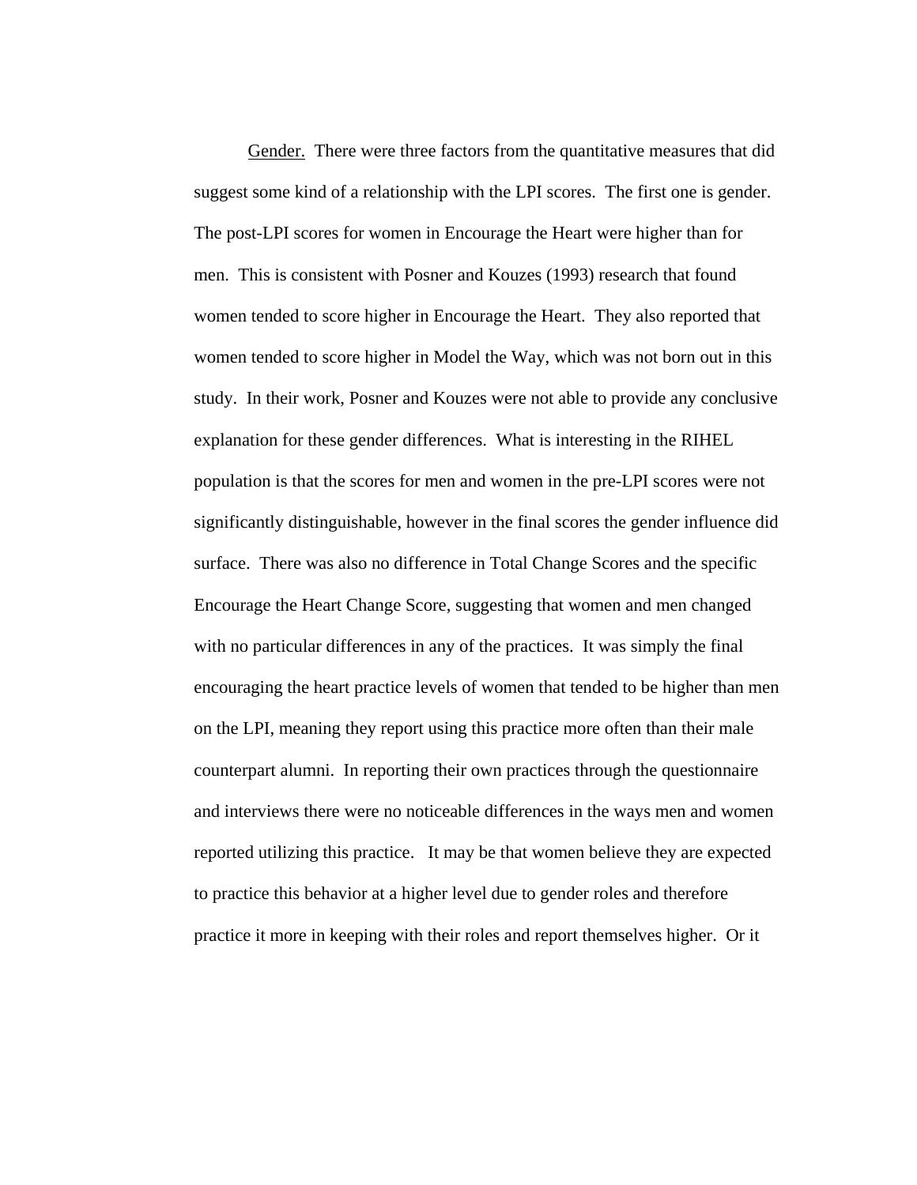Gender. There were three factors from the quantitative measures that did suggest some kind of a relationship with the LPI scores. The first one is gender. The post-LPI scores for women in Encourage the Heart were higher than for men. This is consistent with Posner and Kouzes (1993) research that found women tended to score higher in Encourage the Heart. They also reported that women tended to score higher in Model the Way, which was not born out in this study. In their work, Posner and Kouzes were not able to provide any conclusive explanation for these gender differences. What is interesting in the RIHEL population is that the scores for men and women in the pre-LPI scores were not significantly distinguishable, however in the final scores the gender influence did surface. There was also no difference in Total Change Scores and the specific Encourage the Heart Change Score, suggesting that women and men changed with no particular differences in any of the practices. It was simply the final encouraging the heart practice levels of women that tended to be higher than men on the LPI, meaning they report using this practice more often than their male counterpart alumni. In reporting their own practices through the questionnaire and interviews there were no noticeable differences in the ways men and women reported utilizing this practice. It may be that women believe they are expected to practice this behavior at a higher level due to gender roles and therefore practice it more in keeping with their roles and report themselves higher. Or it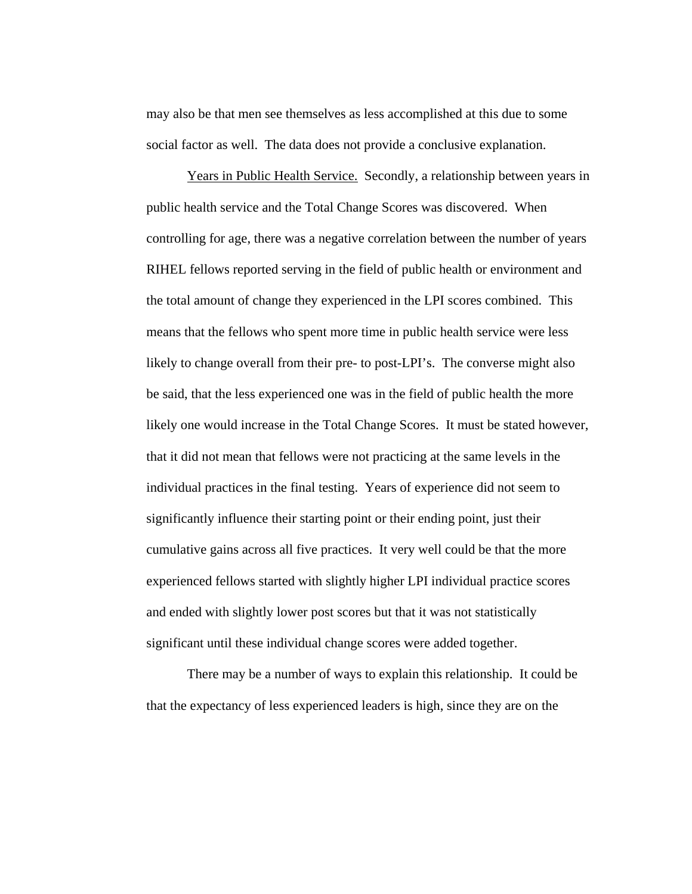may also be that men see themselves as less accomplished at this due to some social factor as well. The data does not provide a conclusive explanation.

Years in Public Health Service. Secondly, a relationship between years in public health service and the Total Change Scores was discovered. When controlling for age, there was a negative correlation between the number of years RIHEL fellows reported serving in the field of public health or environment and the total amount of change they experienced in the LPI scores combined. This means that the fellows who spent more time in public health service were less likely to change overall from their pre- to post-LPI's. The converse might also be said, that the less experienced one was in the field of public health the more likely one would increase in the Total Change Scores. It must be stated however, that it did not mean that fellows were not practicing at the same levels in the individual practices in the final testing. Years of experience did not seem to significantly influence their starting point or their ending point, just their cumulative gains across all five practices. It very well could be that the more experienced fellows started with slightly higher LPI individual practice scores and ended with slightly lower post scores but that it was not statistically significant until these individual change scores were added together.

There may be a number of ways to explain this relationship. It could be that the expectancy of less experienced leaders is high, since they are on the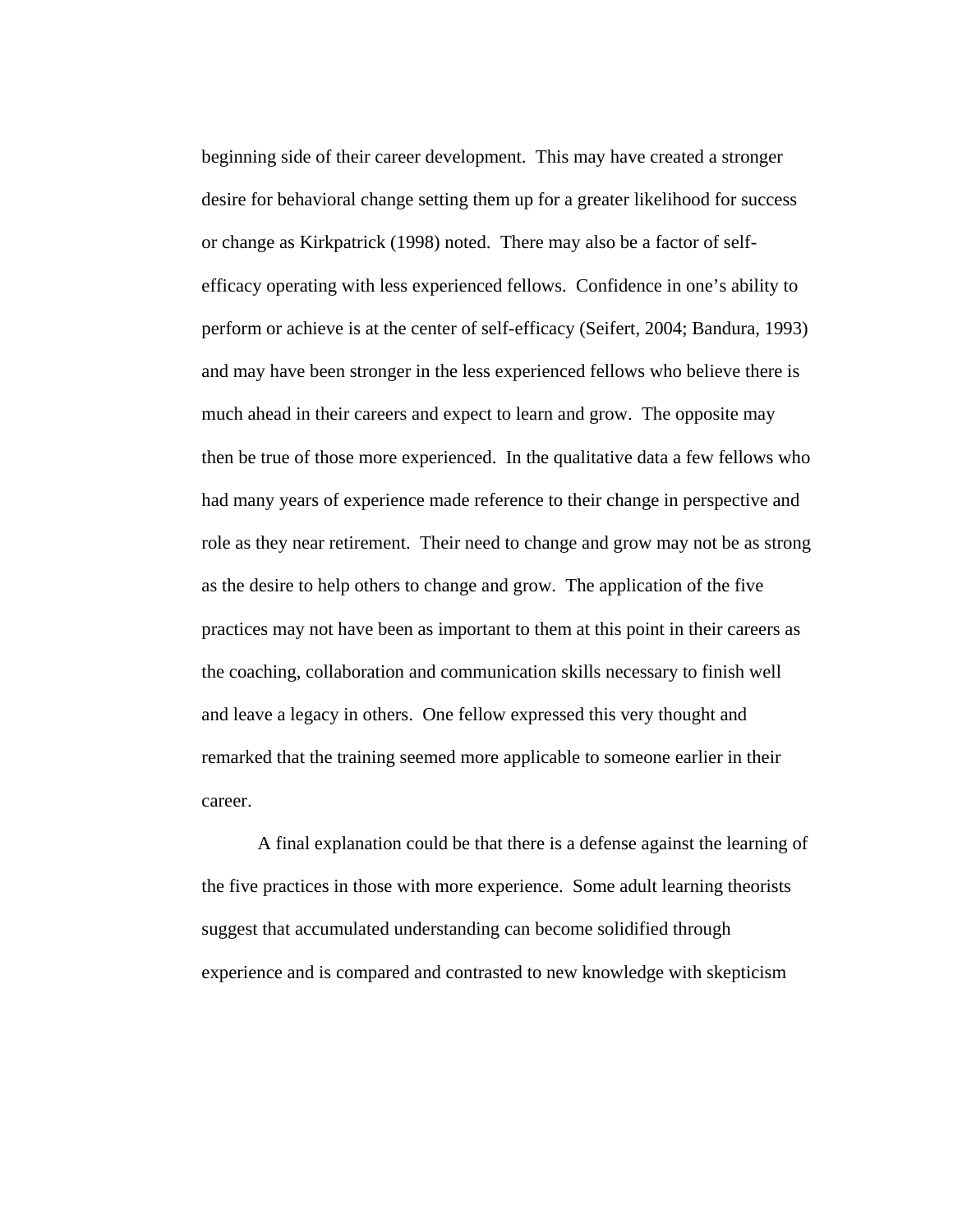beginning side of their career development. This may have created a stronger desire for behavioral change setting them up for a greater likelihood for success or change as Kirkpatrick (1998) noted. There may also be a factor of self-efficacy operating with less experienced fellows. Confidence in one's ability to perform or achieve is at the center of self-efficacy (Seifert, 2004; Bandura, 1993) and may have been stronger in the less experienced fellows who believe there is much ahead in their careers and expect to learn and grow. The opposite may then be true of those more experienced. In the qualitative data a few fellows who had many years of experience made reference to their change in perspective and role as they near retirement. Their need to change and grow may not be as strong as the desire to help others to change and grow. The application of the five practices may not have been as important to them at this point in their careers as the coaching, collaboration and communication skills necessary to finish well and leave a legacy in others. One fellow expressed this very thought and remarked that the training seemed more applicable to someone earlier in their career.

A final explanation could be that there is a defense against the learning of the five practices in those with more experience. Some adult learning theorists suggest that accumulated understanding can become solidified through experience and is compared and contrasted to new knowledge with skepticism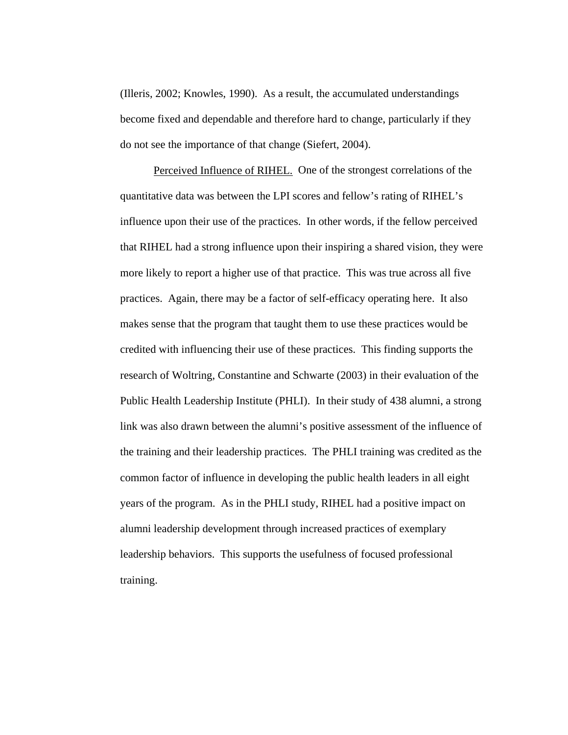(Illeris, 2002; Knowles, 1990). As a result, the accumulated understandings become fixed and dependable and therefore hard to change, particularly if they do not see the importance of that change (Siefert, 2004).

<u>Perceived Influence of RIHEL.</u> One of the strongest correlations of the quantitative data was between the LPI scores and fellow's rating of RIHEL's influence upon their use of the practices. In other words, if the fellow perceived that RIHEL had a strong influence upon their inspiring a shared vision, they were more likely to report a higher use of that practice. This was true across all five practices. Again, there may be a factor of self-efficacy operating here. It also makes sense that the program that taught them to use these practices would be credited with influencing their use of these practices. This finding supports the research of Woltring, Constantine and Schwarte (2003) in their evaluation of the Public Health Leadership Institute (PHLI). In their study of 438 alumni, a strong link was also drawn between the alumni's positive assessment of the influence of the training and their leadership practices. The PHLI training was credited as the common factor of influence in developing the public health leaders in all eight years of the program. As in the PHLI study, RIHEL had a positive impact on alumni leadership development through increased practices of exemplary leadership behaviors. This supports the usefulness of focused professional training.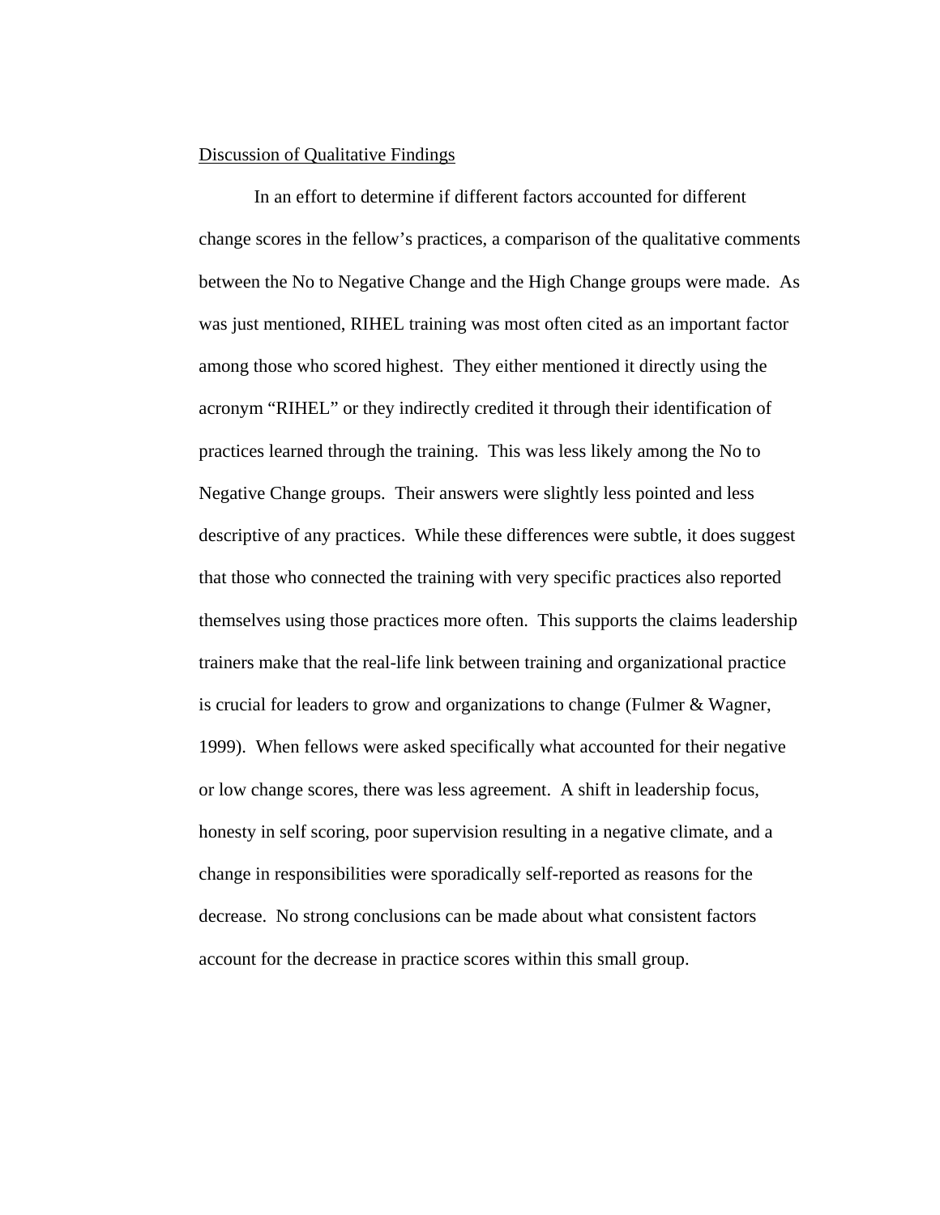Discussion of Qualitative Findings

In an effort to determine if different factors accounted for different change scores in the fellow's practices, a comparison of the qualitative comments between the No to Negative Change and the High Change groups were made. As was just mentioned, RIHEL training was most often cited as an important factor among those who scored highest. They either mentioned it directly using the acronym "RIHEL" or they indirectly credited it through their identification of practices learned through the training. This was less likely among the No to Negative Change groups. Their answers were slightly less pointed and less descriptive of any practices. While these differences were subtle, it does suggest that those who connected the training with very specific practices also reported themselves using those practices more often. This supports the claims leadership trainers make that the real-life link between training and organizational practice is crucial for leaders to grow and organizations to change (Fulmer & Wagner, 1999). When fellows were asked specifically what accounted for their negative or low change scores, there was less agreement. A shift in leadership focus, honesty in self scoring, poor supervision resulting in a negative climate, and a change in responsibilities were sporadically self-reported as reasons for the decrease. No strong conclusions can be made about what consistent factors account for the decrease in practice scores within this small group.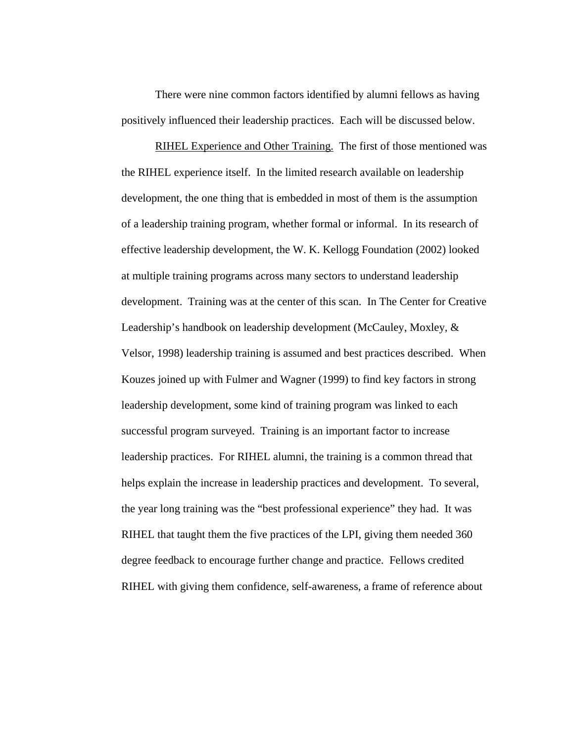There were nine common factors identified by alumni fellows as having positively influenced their leadership practices. Each will be discussed below.

RIHEL Experience and Other Training. The first of those mentioned was the RIHEL experience itself. In the limited research available on leadership development, the one thing that is embedded in most of them is the assumption of a leadership training program, whether formal or informal. In its research of effective leadership development, the W. K. Kellogg Foundation (2002) looked at multiple training programs across many sectors to understand leadership development. Training was at the center of this scan. In The Center for Creative Leadership's handbook on leadership development (McCauley, Moxley, & Velsor, 1998) leadership training is assumed and best practices described. When Kouzes joined up with Fulmer and Wagner (1999) to find key factors in strong leadership development, some kind of training program was linked to each successful program surveyed. Training is an important factor to increase leadership practices. For RIHEL alumni, the training is a common thread that helps explain the increase in leadership practices and development. To several, the year long training was the "best professional experience" they had. It was RIHEL that taught them the five practices of the LPI, giving them needed 360 degree feedback to encourage further change and practice. Fellows credited RIHEL with giving them confidence, self-awareness, a frame of reference about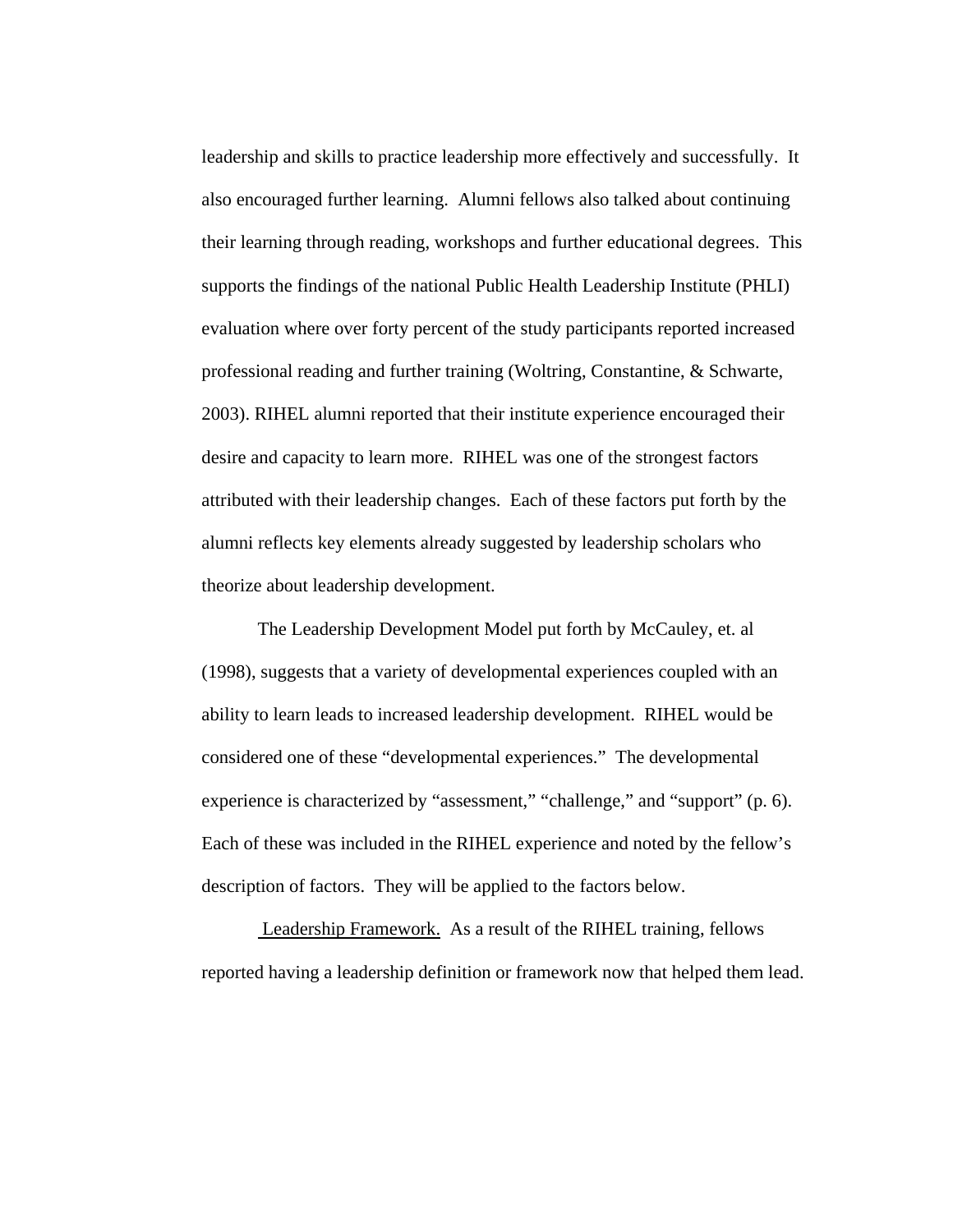leadership and skills to practice leadership more effectively and successfully. It also encouraged further learning. Alumni fellows also talked about continuing their learning through reading, workshops and further educational degrees. This supports the findings of the national Public Health Leadership Institute (PHLI) evaluation where over forty percent of the study participants reported increased professional reading and further training (Woltring, Constantine, & Schwarte, 2003). RIHEL alumni reported that their institute experience encouraged their desire and capacity to learn more. RIHEL was one of the strongest factors attributed with their leadership changes. Each of these factors put forth by the alumni reflects key elements already suggested by leadership scholars who theorize about leadership development.

The Leadership Development Model put forth by McCauley, et. al (1998), suggests that a variety of developmental experiences coupled with an ability to learn leads to increased leadership development. RIHEL would be considered one of these "developmental experiences." The developmental experience is characterized by "assessment," "challenge," and "support" (p. 6). Each of these was included in the RIHEL experience and noted by the fellow's description of factors. They will be applied to the factors below.

Leadership Framework. As a result of the RIHEL training, fellows reported having a leadership definition or framework now that helped them lead.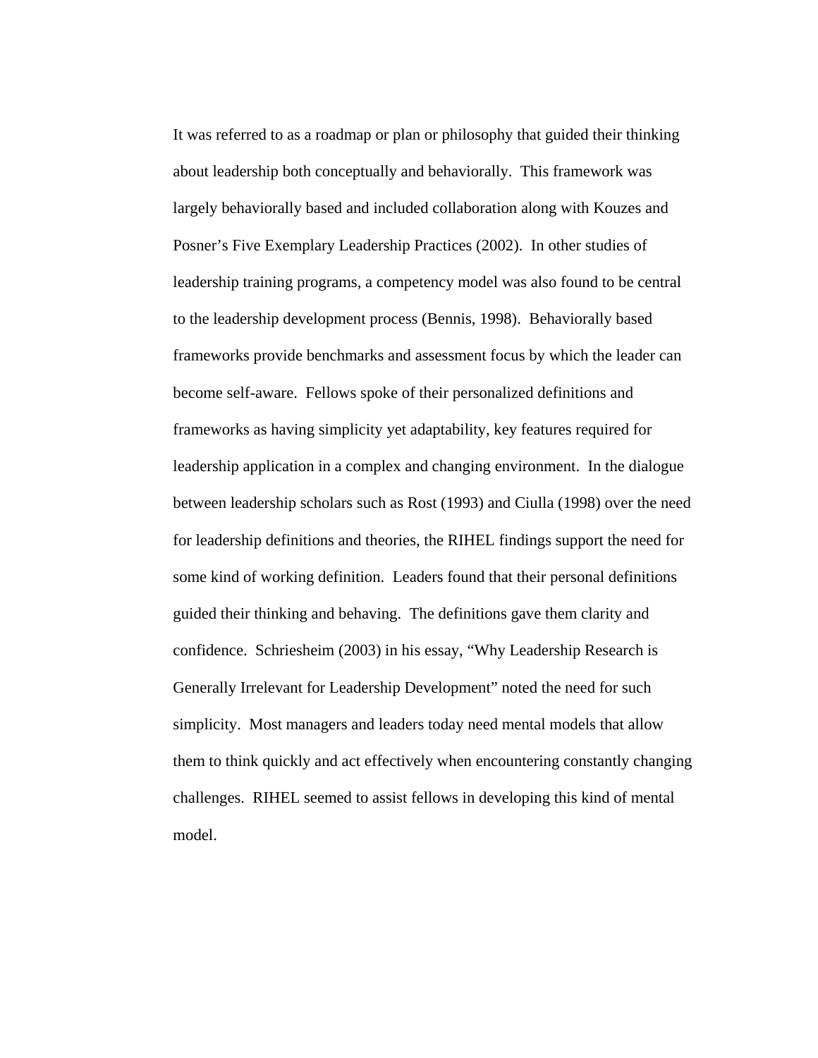It was referred to as a roadmap or plan or philosophy that guided their thinking about leadership both conceptually and behaviorally. This framework was largely behaviorally based and included collaboration along with Kouzes and Posner's Five Exemplary Leadership Practices (2002). In other studies of leadership training programs, a competency model was also found to be central to the leadership development process (Bennis, 1998). Behaviorally based frameworks provide benchmarks and assessment focus by which the leader can become self-aware. Fellows spoke of their personalized definitions and frameworks as having simplicity yet adaptability, key features required for leadership application in a complex and changing environment. In the dialogue between leadership scholars such as Rost (1993) and Ciulla (1998) over the need for leadership definitions and theories, the RIHEL findings support the need for some kind of working definition. Leaders found that their personal definitions guided their thinking and behaving. The definitions gave them clarity and confidence. Schriesheim (2003) in his essay, "Why Leadership Research is Generally Irrelevant for Leadership Development" noted the need for such simplicity. Most managers and leaders today need mental models that allow them to think quickly and act effectively when encountering constantly changing challenges. RIHEL seemed to assist fellows in developing this kind of mental model.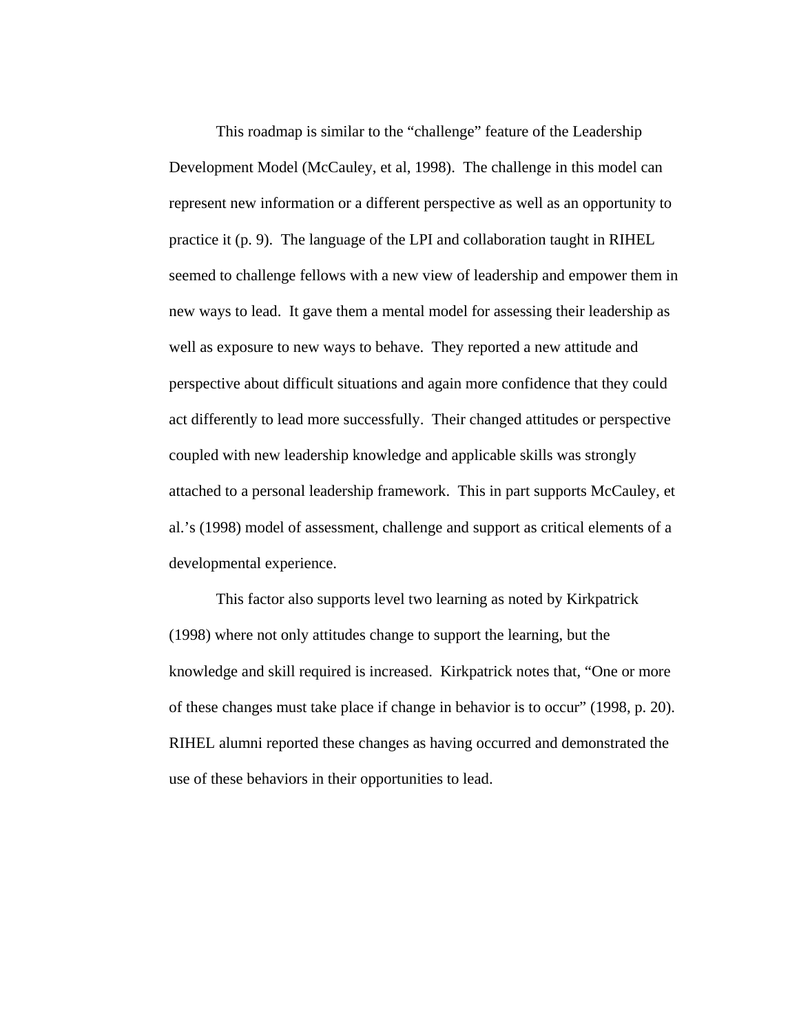This roadmap is similar to the "challenge" feature of the Leadership Development Model (McCauley, et al, 1998). The challenge in this model can represent new information or a different perspective as well as an opportunity to practice it (p. 9). The language of the LPI and collaboration taught in RIHEL seemed to challenge fellows with a new view of leadership and empower them in new ways to lead. It gave them a mental model for assessing their leadership as well as exposure to new ways to behave. They reported a new attitude and perspective about difficult situations and again more confidence that they could act differently to lead more successfully. Their changed attitudes or perspective coupled with new leadership knowledge and applicable skills was strongly attached to a personal leadership framework. This in part supports McCauley, et al.'s (1998) model of assessment, challenge and support as critical elements of a developmental experience.

This factor also supports level two learning as noted by Kirkpatrick (1998) where not only attitudes change to support the learning, but the knowledge and skill required is increased. Kirkpatrick notes that, "One or more of these changes must take place if change in behavior is to occur" (1998, p. 20). RIHEL alumni reported these changes as having occurred and demonstrated the use of these behaviors in their opportunities to lead.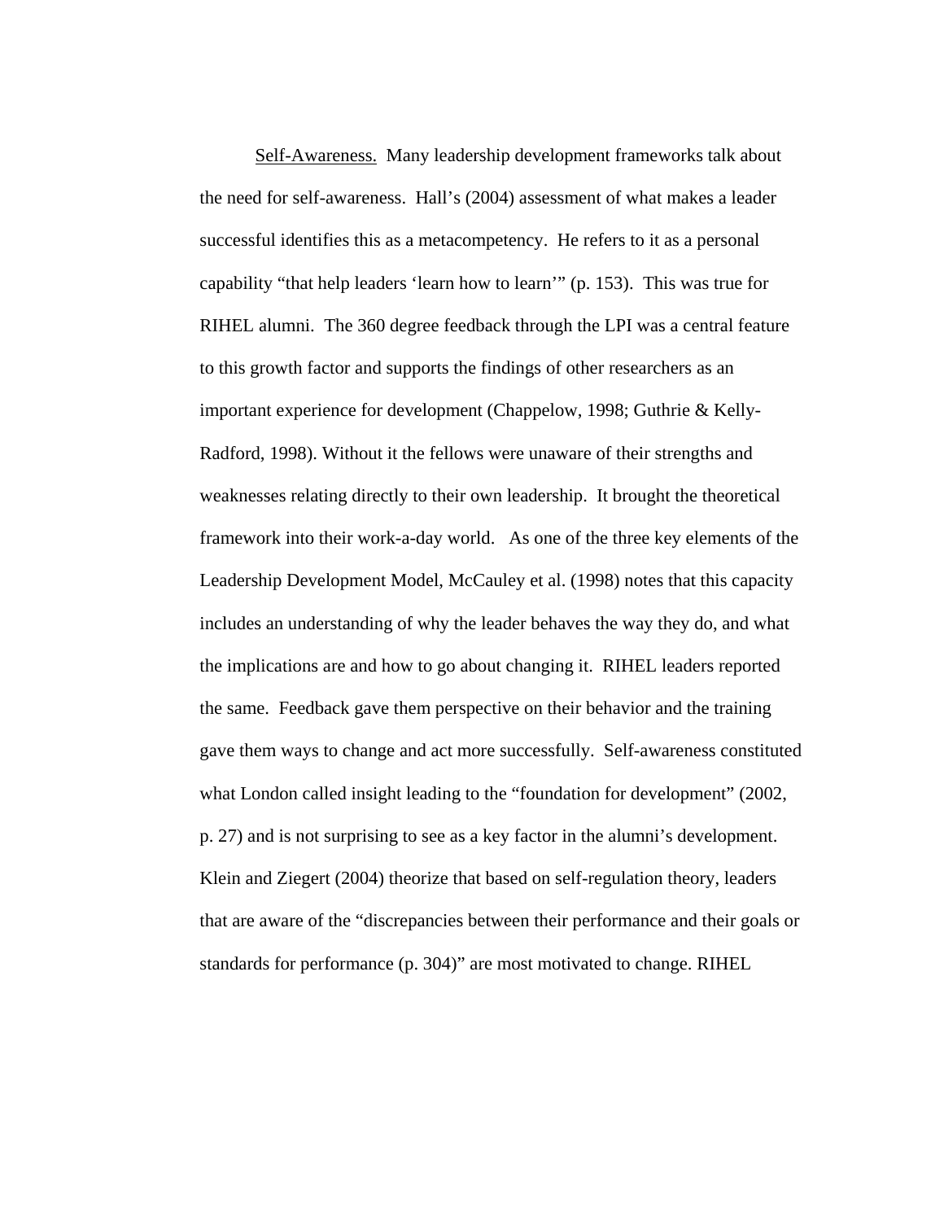Self-Awareness. Many leadership development frameworks talk about the need for self-awareness. Hall's (2004) assessment of what makes a leader successful identifies this as a metacompetency. He refers to it as a personal capability "that help leaders 'learn how to learn'" (p. 153). This was true for RIHEL alumni. The 360 degree feedback through the LPI was a central feature to this growth factor and supports the findings of other researchers as an important experience for development (Chappelow, 1998; Guthrie & Kelly-Radford, 1998). Without it the fellows were unaware of their strengths and weaknesses relating directly to their own leadership. It brought the theoretical framework into their work-a-day world. As one of the three key elements of the Leadership Development Model, McCauley et al. (1998) notes that this capacity includes an understanding of why the leader behaves the way they do, and what the implications are and how to go about changing it. RIHEL leaders reported the same. Feedback gave them perspective on their behavior and the training gave them ways to change and act more successfully. Self-awareness constituted what London called insight leading to the "foundation for development" (2002, p. 27) and is not surprising to see as a key factor in the alumni's development. Klein and Ziegert (2004) theorize that based on self-regulation theory, leaders that are aware of the "discrepancies between their performance and their goals or standards for performance (p. 304)" are most motivated to change. RIHEL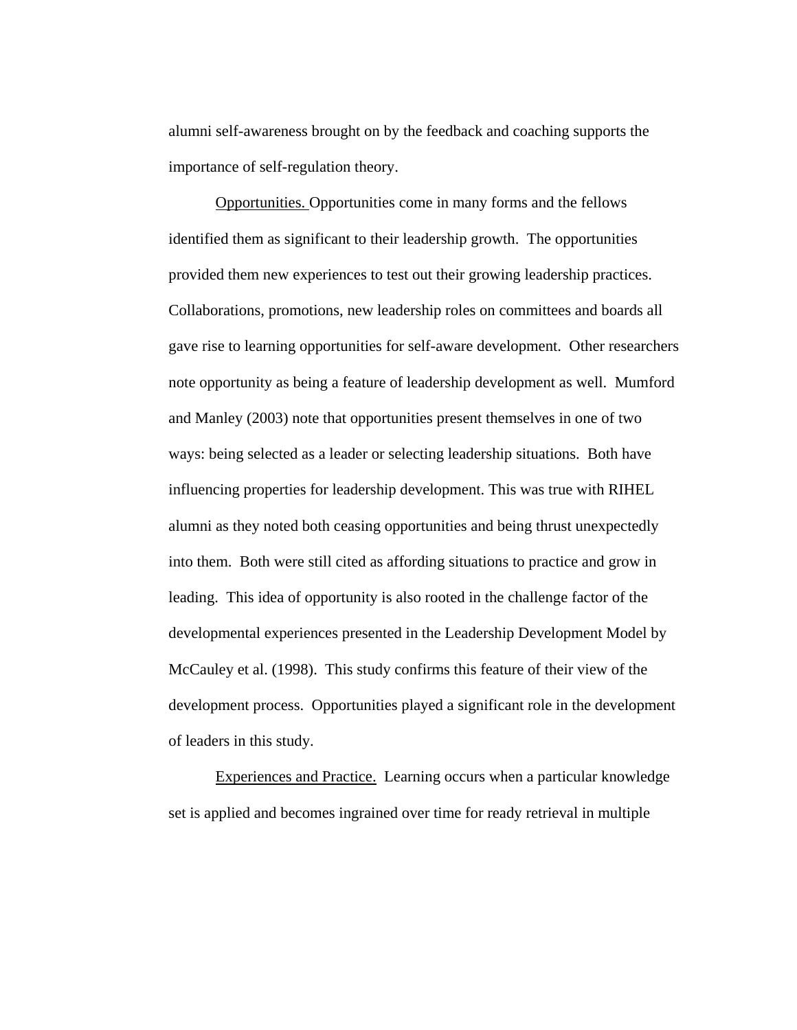alumni self-awareness brought on by the feedback and coaching supports the importance of self-regulation theory.

Opportunities. Opportunities come in many forms and the fellows identified them as significant to their leadership growth. The opportunities provided them new experiences to test out their growing leadership practices. Collaborations, promotions, new leadership roles on committees and boards all gave rise to learning opportunities for self-aware development. Other researchers note opportunity as being a feature of leadership development as well. Mumford and Manley (2003) note that opportunities present themselves in one of two ways: being selected as a leader or selecting leadership situations. Both have influencing properties for leadership development. This was true with RIHEL alumni as they noted both ceasing opportunities and being thrust unexpectedly into them. Both were still cited as affording situations to practice and grow in leading. This idea of opportunity is also rooted in the challenge factor of the developmental experiences presented in the Leadership Development Model by McCauley et al. (1998). This study confirms this feature of their view of the development process. Opportunities played a significant role in the development of leaders in this study.

Experiences and Practice. Learning occurs when a particular knowledge set is applied and becomes ingrained over time for ready retrieval in multiple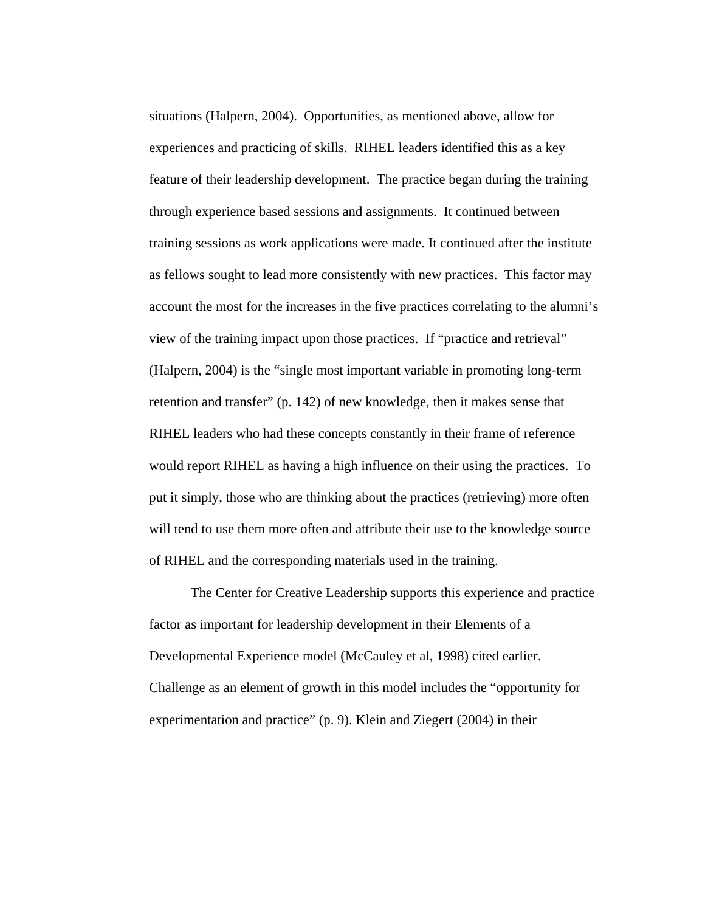situations (Halpern, 2004). Opportunities, as mentioned above, allow for experiences and practicing of skills. RIHEL leaders identified this as a key feature of their leadership development. The practice began during the training through experience based sessions and assignments. It continued between training sessions as work applications were made. It continued after the institute as fellows sought to lead more consistently with new practices. This factor may account the most for the increases in the five practices correlating to the alumni's view of the training impact upon those practices. If "practice and retrieval" (Halpern, 2004) is the "single most important variable in promoting long-term retention and transfer" (p. 142) of new knowledge, then it makes sense that RIHEL leaders who had these concepts constantly in their frame of reference would report RIHEL as having a high influence on their using the practices. To put it simply, those who are thinking about the practices (retrieving) more often will tend to use them more often and attribute their use to the knowledge source of RIHEL and the corresponding materials used in the training.

The Center for Creative Leadership supports this experience and practice factor as important for leadership development in their Elements of a Developmental Experience model (McCauley et al, 1998) cited earlier. Challenge as an element of growth in this model includes the "opportunity for experimentation and practice" (p. 9). Klein and Ziegert (2004) in their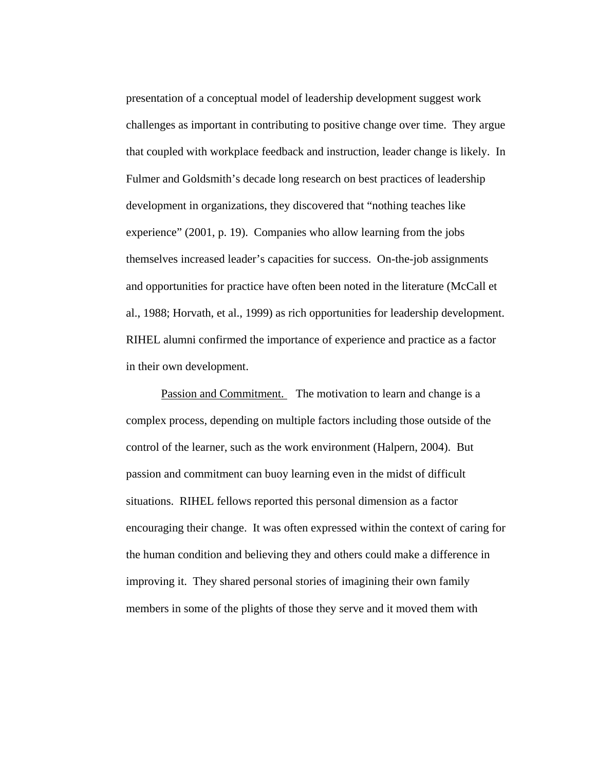presentation of a conceptual model of leadership development suggest work challenges as important in contributing to positive change over time. They argue that coupled with workplace feedback and instruction, leader change is likely. In Fulmer and Goldsmith's decade long research on best practices of leadership development in organizations, they discovered that "nothing teaches like experience" (2001, p. 19). Companies who allow learning from the jobs themselves increased leader's capacities for success. On-the-job assignments and opportunities for practice have often been noted in the literature (McCall et al., 1988; Horvath, et al., 1999) as rich opportunities for leadership development. RIHEL alumni confirmed the importance of experience and practice as a factor in their own development.

<u>Passion and Commitment.</u> The motivation to learn and change is a complex process, depending on multiple factors including those outside of the control of the learner, such as the work environment (Halpern, 2004). But passion and commitment can buoy learning even in the midst of difficult situations. RIHEL fellows reported this personal dimension as a factor encouraging their change. It was often expressed within the context of caring for the human condition and believing they and others could make a difference in improving it. They shared personal stories of imagining their own family members in some of the plights of those they serve and it moved them with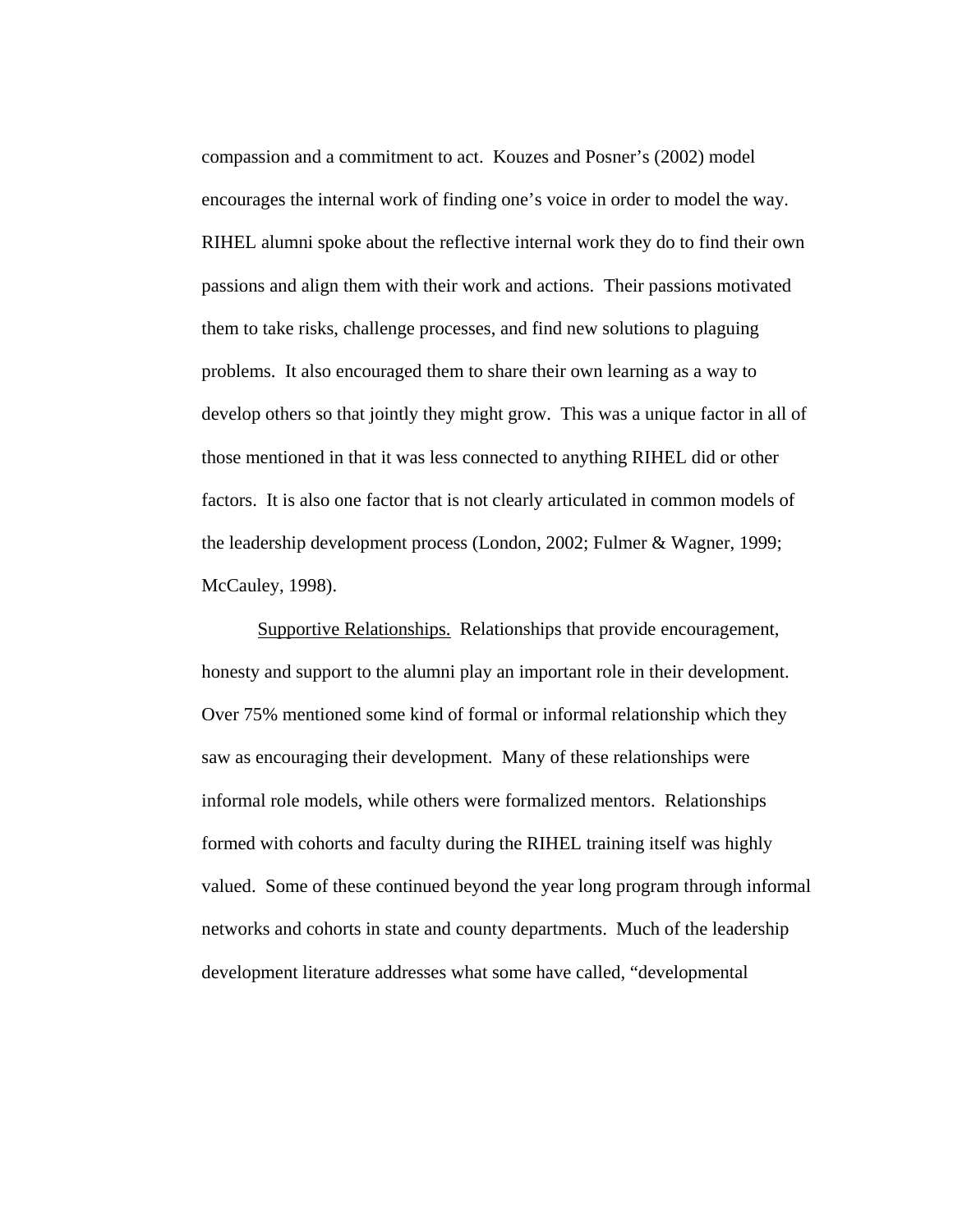compassion and a commitment to act. Kouzes and Posner's (2002) model encourages the internal work of finding one's voice in order to model the way. RIHEL alumni spoke about the reflective internal work they do to find their own passions and align them with their work and actions. Their passions motivated them to take risks, challenge processes, and find new solutions to plaguing problems. It also encouraged them to share their own learning as a way to develop others so that jointly they might grow. This was a unique factor in all of those mentioned in that it was less connected to anything RIHEL did or other factors. It is also one factor that is not clearly articulated in common models of the leadership development process (London, 2002; Fulmer & Wagner, 1999; McCauley, 1998).

<u>Supportive Relationships.</u> Relationships that provide encouragement, honesty and support to the alumni play an important role in their development. Over 75% mentioned some kind of formal or informal relationship which they saw as encouraging their development. Many of these relationships were informal role models, while others were formalized mentors. Relationships formed with cohorts and faculty during the RIHEL training itself was highly valued. Some of these continued beyond the year long program through informal networks and cohorts in state and county departments. Much of the leadership development literature addresses what some have called, "developmental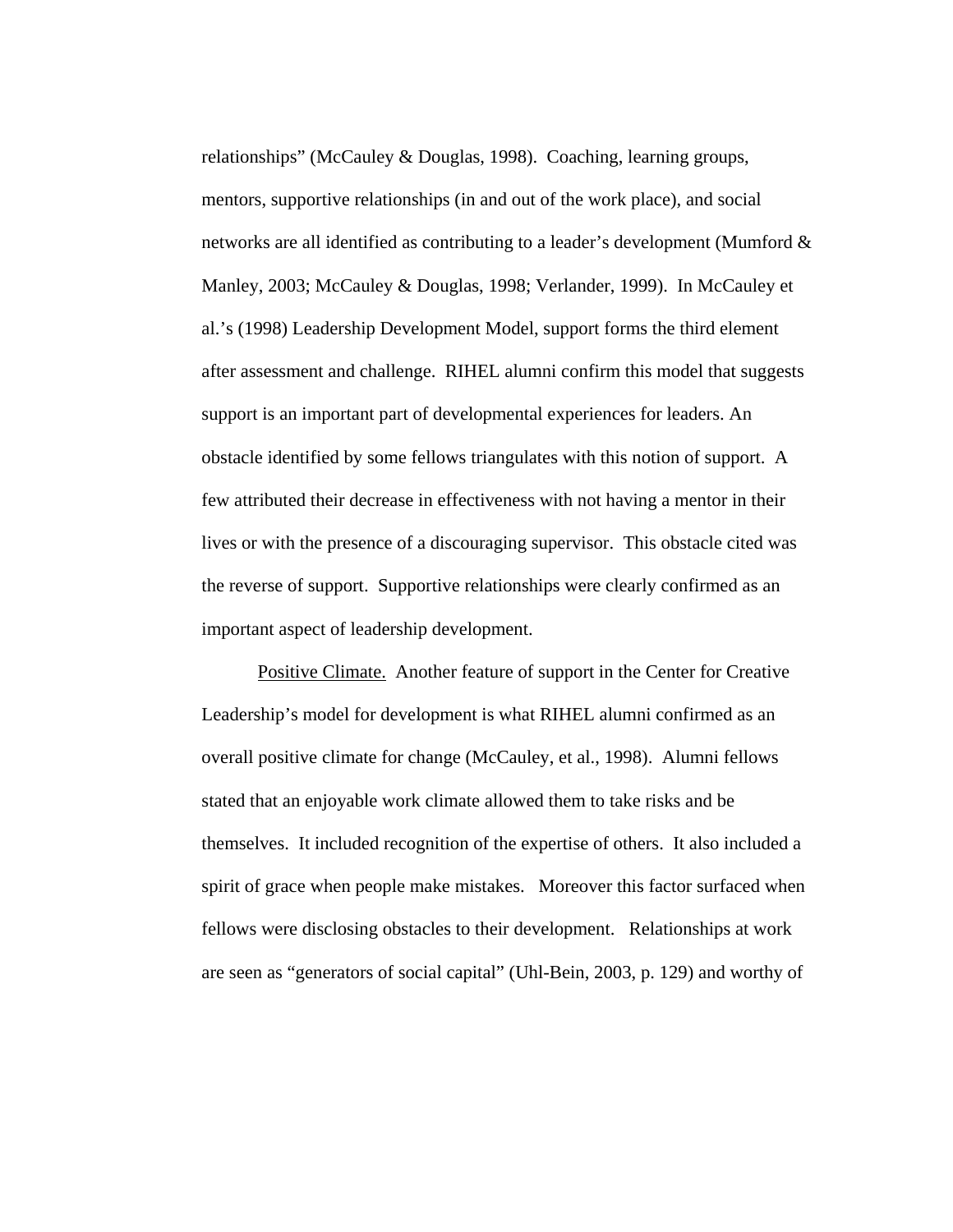relationships" (McCauley & Douglas, 1998). Coaching, learning groups, mentors, supportive relationships (in and out of the work place), and social networks are all identified as contributing to a leader's development (Mumford & Manley, 2003; McCauley & Douglas, 1998; Verlander, 1999). In McCauley et al.'s (1998) Leadership Development Model, support forms the third element after assessment and challenge. RIHEL alumni confirm this model that suggests support is an important part of developmental experiences for leaders. An obstacle identified by some fellows triangulates with this notion of support. A few attributed their decrease in effectiveness with not having a mentor in their lives or with the presence of a discouraging supervisor. This obstacle cited was the reverse of support. Supportive relationships were clearly confirmed as an important aspect of leadership development.

<u>Positive Climate.</u> Another feature of support in the Center for Creative Leadership's model for development is what RIHEL alumni confirmed as an overall positive climate for change (McCauley, et al., 1998). Alumni fellows stated that an enjoyable work climate allowed them to take risks and be themselves. It included recognition of the expertise of others. It also included a spirit of grace when people make mistakes. Moreover this factor surfaced when fellows were disclosing obstacles to their development. Relationships at work are seen as "generators of social capital" (Uhl-Bein, 2003, p. 129) and worthy of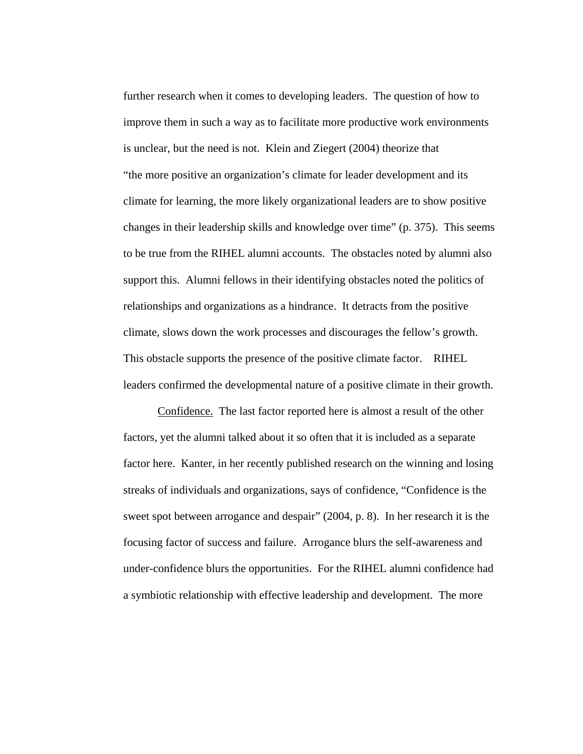further research when it comes to developing leaders. The question of how to improve them in such a way as to facilitate more productive work environments is unclear, but the need is not. Klein and Ziegert (2004) theorize that "the more positive an organization's climate for leader development and its climate for learning, the more likely organizational leaders are to show positive changes in their leadership skills and knowledge over time" (p. 375). This seems to be true from the RIHEL alumni accounts. The obstacles noted by alumni also support this. Alumni fellows in their identifying obstacles noted the politics of relationships and organizations as a hindrance. It detracts from the positive climate, slows down the work processes and discourages the fellow's growth. This obstacle supports the presence of the positive climate factor. RIHEL leaders confirmed the developmental nature of a positive climate in their growth.

<u>Confidence.</u> The last factor reported here is almost a result of the other factors, yet the alumni talked about it so often that it is included as a separate factor here. Kanter, in her recently published research on the winning and losing streaks of individuals and organizations, says of confidence, "Confidence is the sweet spot between arrogance and despair" (2004, p. 8). In her research it is the focusing factor of success and failure. Arrogance blurs the self-awareness and under-confidence blurs the opportunities. For the RIHEL alumni confidence had a symbiotic relationship with effective leadership and development. The more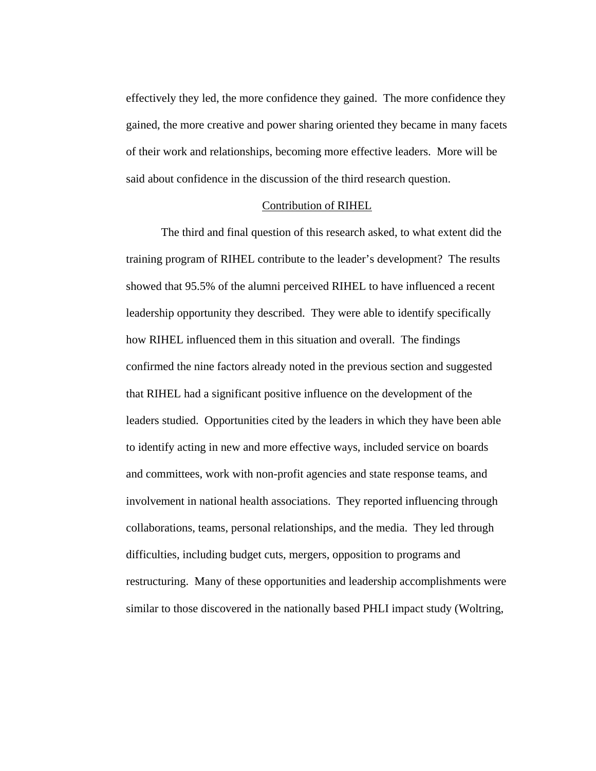effectively they led, the more confidence they gained. The more confidence they gained, the more creative and power sharing oriented they became in many facets of their work and relationships, becoming more effective leaders. More will be said about confidence in the discussion of the third research question.

## Contribution of RIHEL

The third and final question of this research asked, to what extent did the training program of RIHEL contribute to the leader's development? The results showed that 95.5% of the alumni perceived RIHEL to have influenced a recent leadership opportunity they described. They were able to identify specifically how RIHEL influenced them in this situation and overall. The findings confirmed the nine factors already noted in the previous section and suggested that RIHEL had a significant positive influence on the development of the leaders studied. Opportunities cited by the leaders in which they have been able to identify acting in new and more effective ways, included service on boards and committees, work with non-profit agencies and state response teams, and involvement in national health associations. They reported influencing through collaborations, teams, personal relationships, and the media. They led through difficulties, including budget cuts, mergers, opposition to programs and restructuring. Many of these opportunities and leadership accomplishments were similar to those discovered in the nationally based PHLI impact study (Woltring,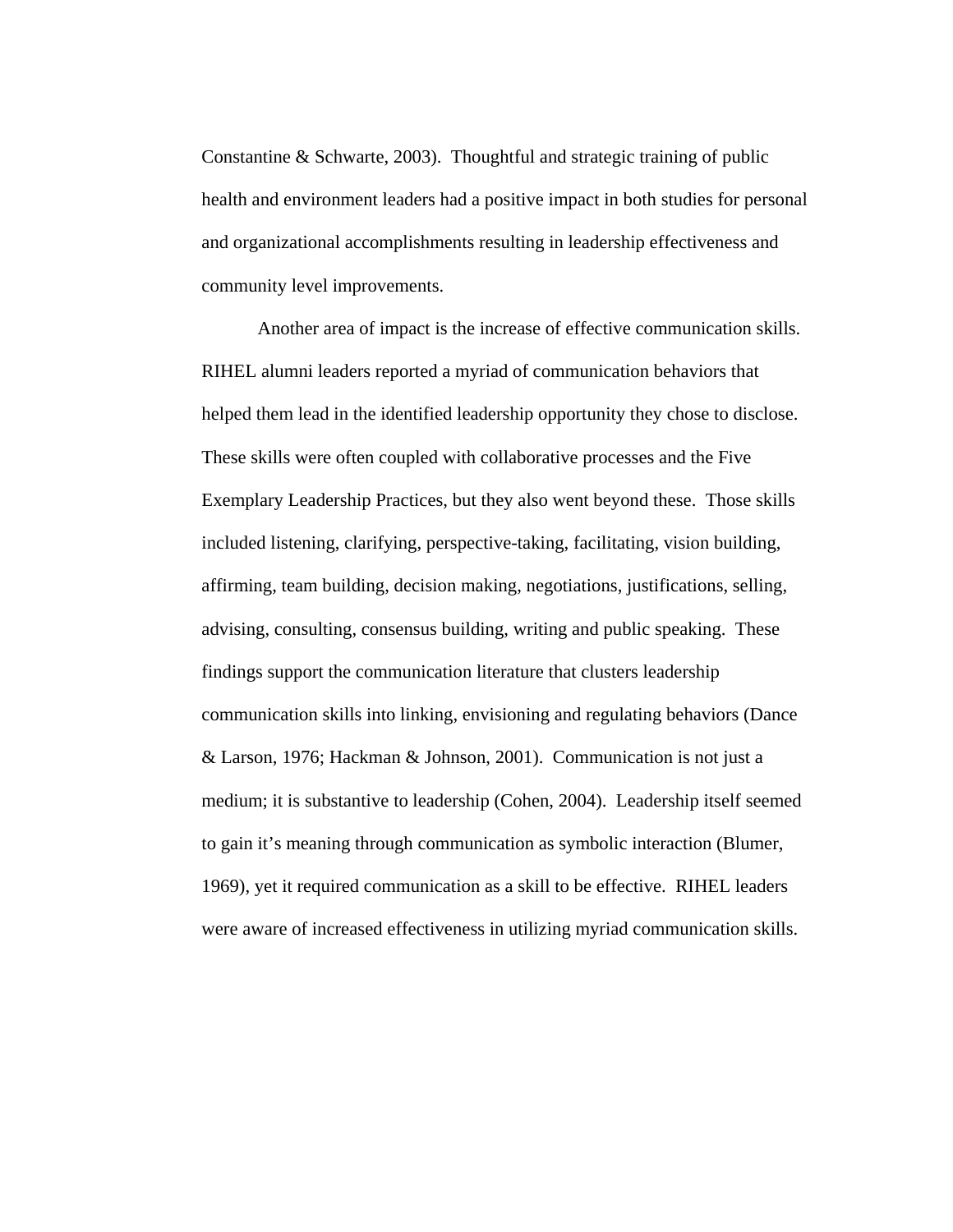Constantine & Schwarte, 2003). Thoughtful and strategic training of public health and environment leaders had a positive impact in both studies for personal and organizational accomplishments resulting in leadership effectiveness and community level improvements.

Another area of impact is the increase of effective communication skills. RIHEL alumni leaders reported a myriad of communication behaviors that helped them lead in the identified leadership opportunity they chose to disclose. These skills were often coupled with collaborative processes and the Five Exemplary Leadership Practices, but they also went beyond these. Those skills included listening, clarifying, perspective-taking, facilitating, vision building, affirming, team building, decision making, negotiations, justifications, selling, advising, consulting, consensus building, writing and public speaking. These findings support the communication literature that clusters leadership communication skills into linking, envisioning and regulating behaviors (Dance & Larson, 1976; Hackman & Johnson, 2001). Communication is not just a medium; it is substantive to leadership (Cohen, 2004). Leadership itself seemed to gain it's meaning through communication as symbolic interaction (Blumer, 1969), yet it required communication as a skill to be effective. RIHEL leaders were aware of increased effectiveness in utilizing myriad communication skills.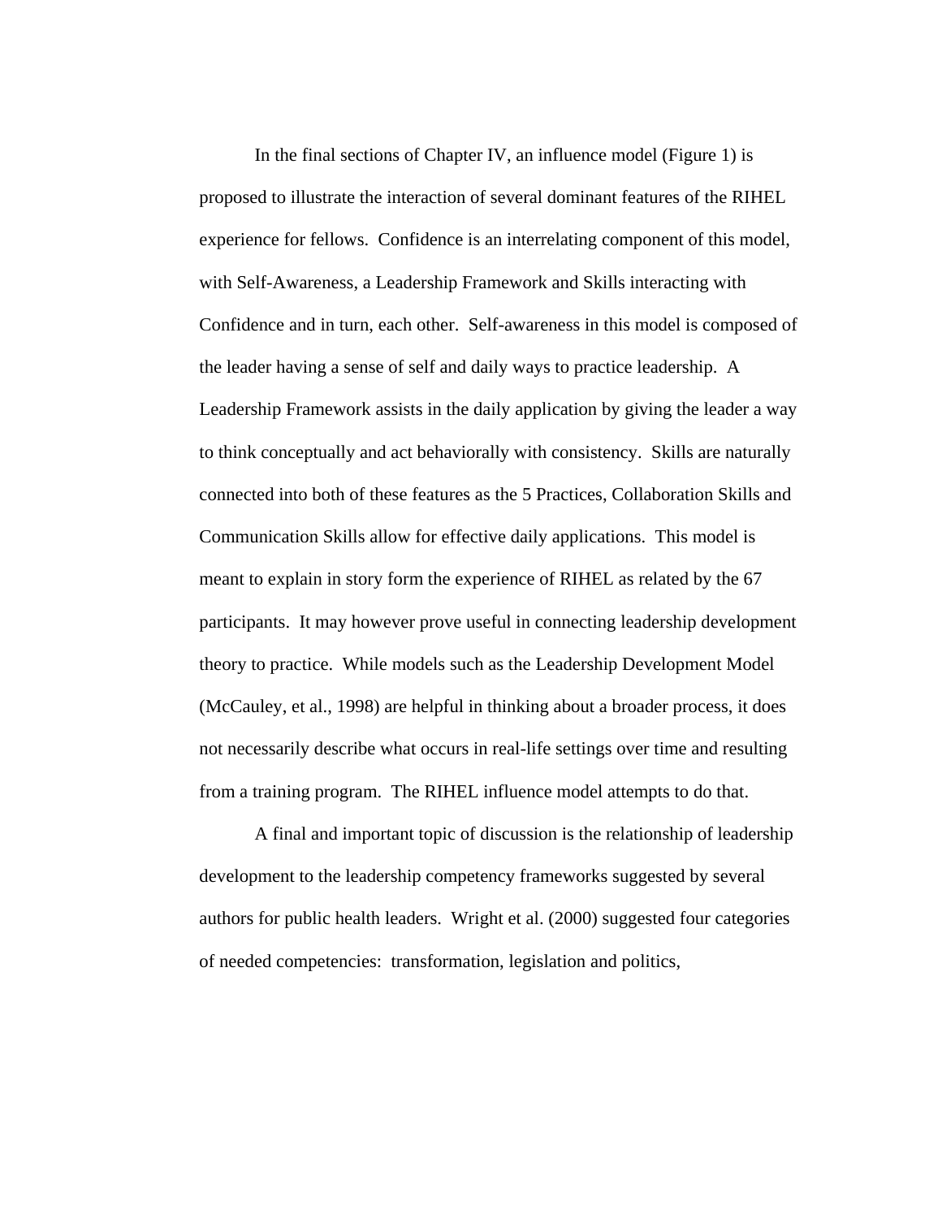In the final sections of Chapter IV, an influence model (Figure 1) is proposed to illustrate the interaction of several dominant features of the RIHEL experience for fellows. Confidence is an interrelating component of this model, with Self-Awareness, a Leadership Framework and Skills interacting with Confidence and in turn, each other. Self-awareness in this model is composed of the leader having a sense of self and daily ways to practice leadership. A Leadership Framework assists in the daily application by giving the leader a way to think conceptually and act behaviorally with consistency. Skills are naturally connected into both of these features as the 5 Practices, Collaboration Skills and Communication Skills allow for effective daily applications. This model is meant to explain in story form the experience of RIHEL as related by the 67 participants. It may however prove useful in connecting leadership development theory to practice. While models such as the Leadership Development Model (McCauley, et al., 1998) are helpful in thinking about a broader process, it does not necessarily describe what occurs in real-life settings over time and resulting from a training program. The RIHEL influence model attempts to do that.

A final and important topic of discussion is the relationship of leadership development to the leadership competency frameworks suggested by several authors for public health leaders. Wright et al. (2000) suggested four categories of needed competencies: transformation, legislation and politics,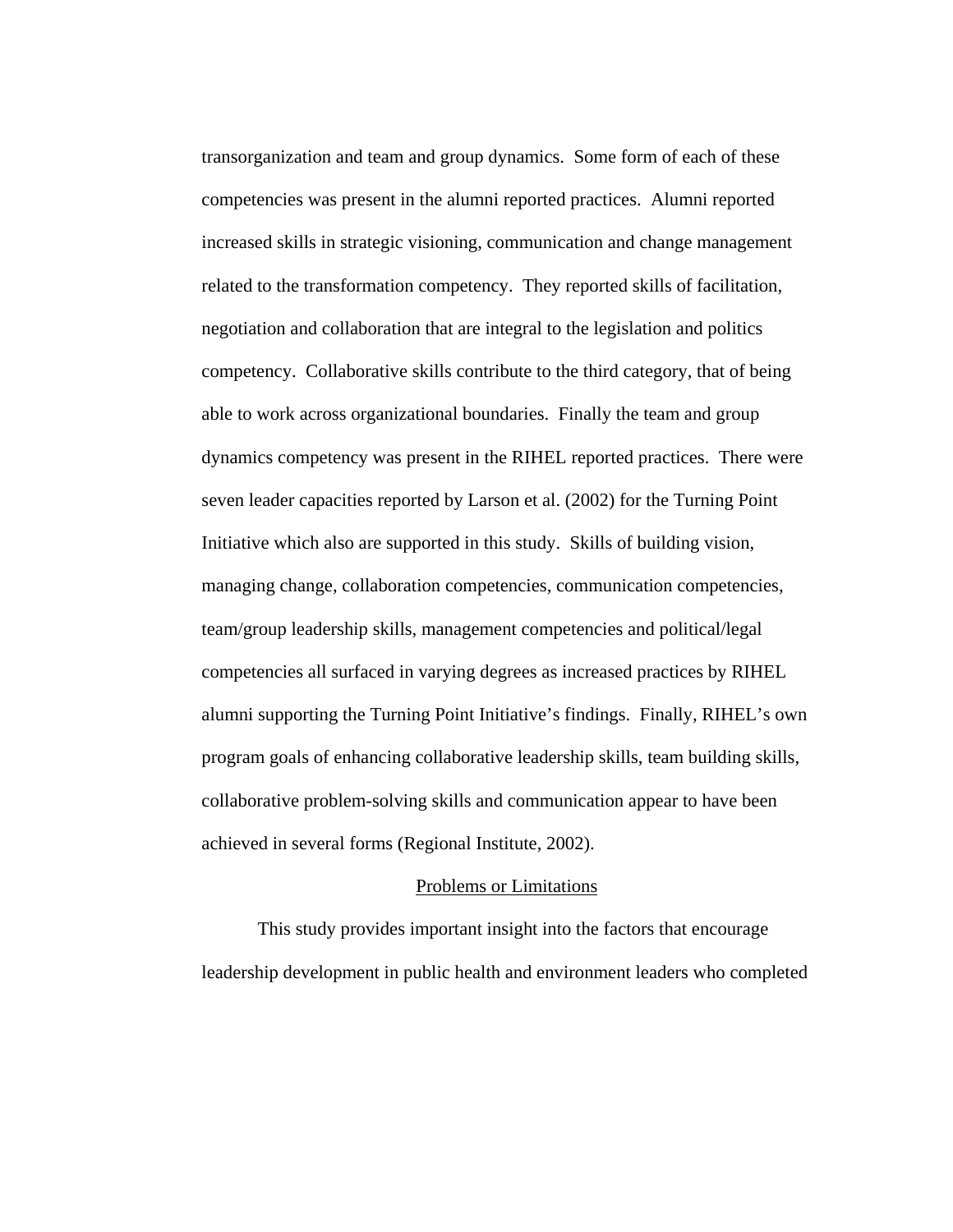transorganization and team and group dynamics. Some form of each of these competencies was present in the alumni reported practices. Alumni reported increased skills in strategic visioning, communication and change management related to the transformation competency. They reported skills of facilitation, negotiation and collaboration that are integral to the legislation and politics competency. Collaborative skills contribute to the third category, that of being able to work across organizational boundaries. Finally the team and group dynamics competency was present in the RIHEL reported practices. There were seven leader capacities reported by Larson et al. (2002) for the Turning Point Initiative which also are supported in this study. Skills of building vision, managing change, collaboration competencies, communication competencies, team/group leadership skills, management competencies and political/legal competencies all surfaced in varying degrees as increased practices by RIHEL alumni supporting the Turning Point Initiative's findings. Finally, RIHEL's own program goals of enhancing collaborative leadership skills, team building skills, collaborative problem-solving skills and communication appear to have been achieved in several forms (Regional Institute, 2002).

## Problems or Limitations

This study provides important insight into the factors that encourage leadership development in public health and environment leaders who completed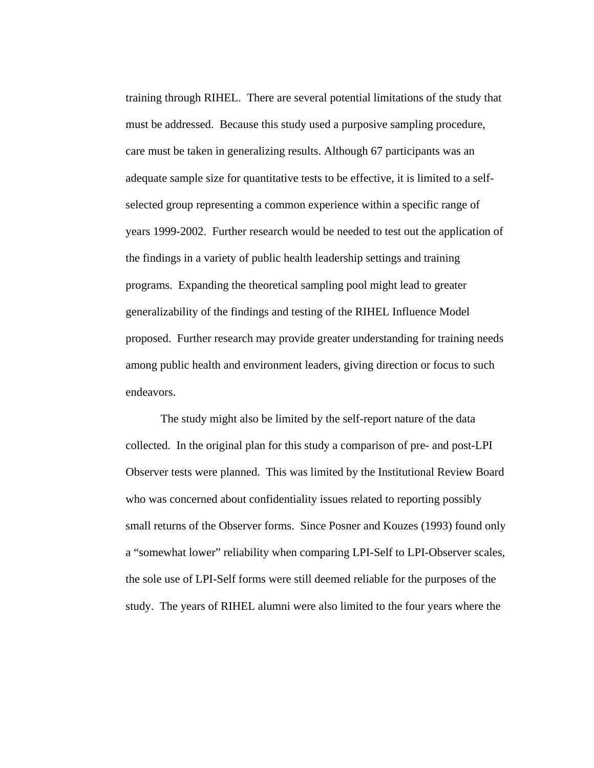training through RIHEL. There are several potential limitations of the study that must be addressed. Because this study used a purposive sampling procedure, care must be taken in generalizing results. Although 67 participants was an adequate sample size for quantitative tests to be effective, it is limited to a self-selected group representing a common experience within a specific range of years 1999-2002. Further research would be needed to test out the application of the findings in a variety of public health leadership settings and training programs. Expanding the theoretical sampling pool might lead to greater generalizability of the findings and testing of the RIHEL Influence Model proposed. Further research may provide greater understanding for training needs among public health and environment leaders, giving direction or focus to such endeavors.

The study might also be limited by the self-report nature of the data collected. In the original plan for this study a comparison of pre- and post-LPI Observer tests were planned. This was limited by the Institutional Review Board who was concerned about confidentiality issues related to reporting possibly small returns of the Observer forms. Since Posner and Kouzes (1993) found only a "somewhat lower" reliability when comparing LPI-Self to LPI-Observer scales, the sole use of LPI-Self forms were still deemed reliable for the purposes of the study. The years of RIHEL alumni were also limited to the four years where the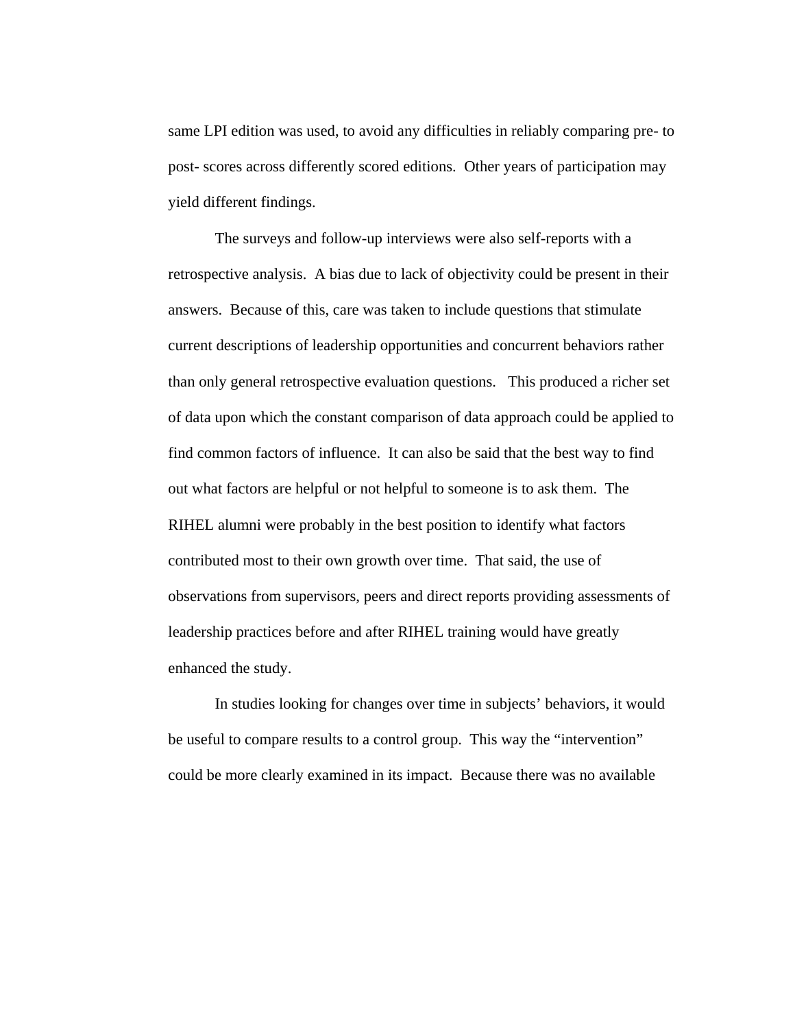same LPI edition was used, to avoid any difficulties in reliably comparing pre- to post- scores across differently scored editions. Other years of participation may yield different findings.

The surveys and follow-up interviews were also self-reports with a retrospective analysis. A bias due to lack of objectivity could be present in their answers. Because of this, care was taken to include questions that stimulate current descriptions of leadership opportunities and concurrent behaviors rather than only general retrospective evaluation questions. This produced a richer set of data upon which the constant comparison of data approach could be applied to find common factors of influence. It can also be said that the best way to find out what factors are helpful or not helpful to someone is to ask them. The RIHEL alumni were probably in the best position to identify what factors contributed most to their own growth over time. That said, the use of observations from supervisors, peers and direct reports providing assessments of leadership practices before and after RIHEL training would have greatly enhanced the study.

In studies looking for changes over time in subjects' behaviors, it would be useful to compare results to a control group. This way the "intervention" could be more clearly examined in its impact. Because there was no available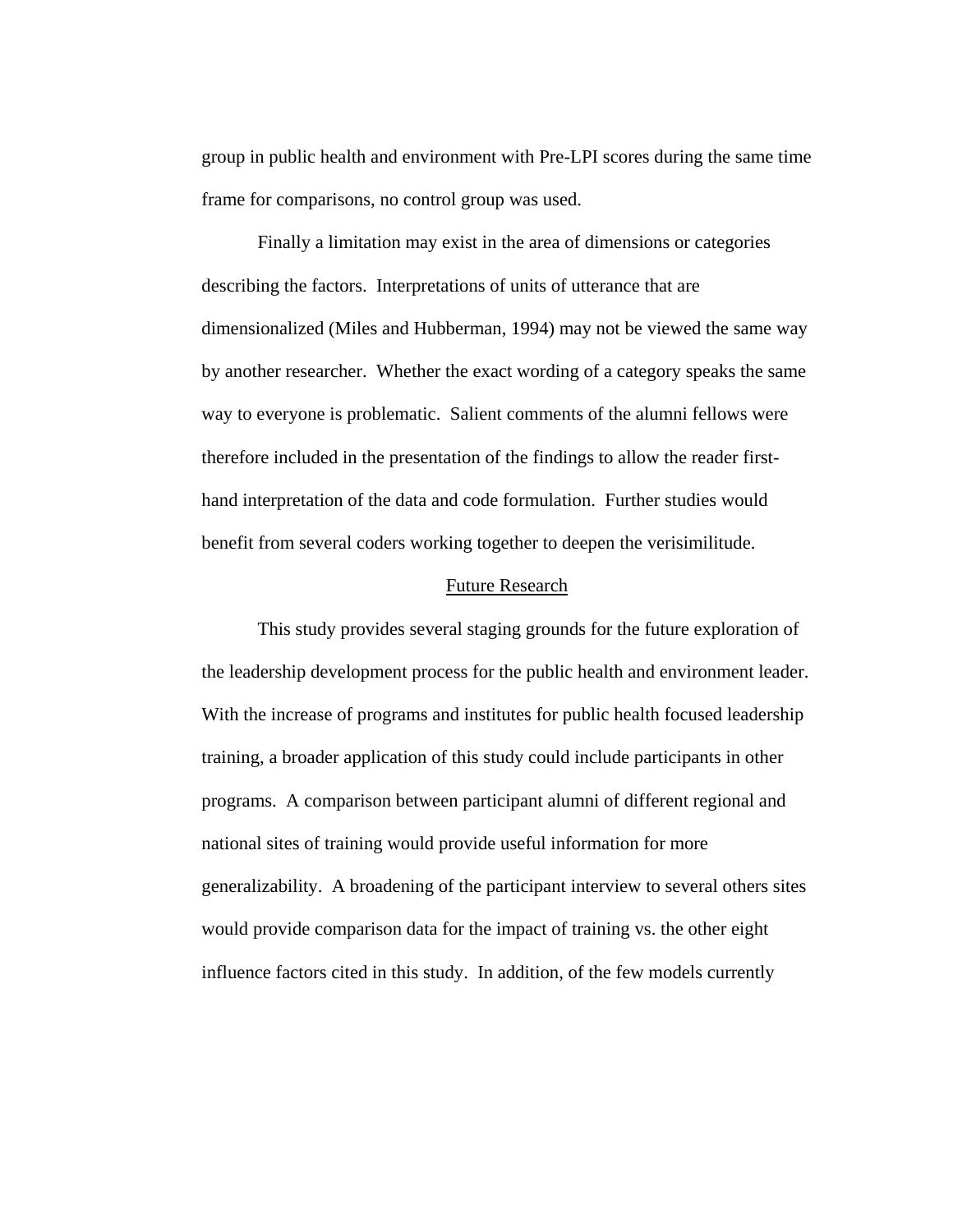group in public health and environment with Pre-LPI scores during the same time frame for comparisons, no control group was used.

Finally a limitation may exist in the area of dimensions or categories describing the factors. Interpretations of units of utterance that are dimensionalized (Miles and Hubberman, 1994) may not be viewed the same way by another researcher. Whether the exact wording of a category speaks the same way to everyone is problematic. Salient comments of the alumni fellows were therefore included in the presentation of the findings to allow the reader first-hand interpretation of the data and code formulation. Further studies would benefit from several coders working together to deepen the verisimilitude.

## Future Research

This study provides several staging grounds for the future exploration of the leadership development process for the public health and environment leader. With the increase of programs and institutes for public health focused leadership training, a broader application of this study could include participants in other programs. A comparison between participant alumni of different regional and national sites of training would provide useful information for more generalizability. A broadening of the participant interview to several others sites would provide comparison data for the impact of training vs. the other eight influence factors cited in this study. In addition, of the few models currently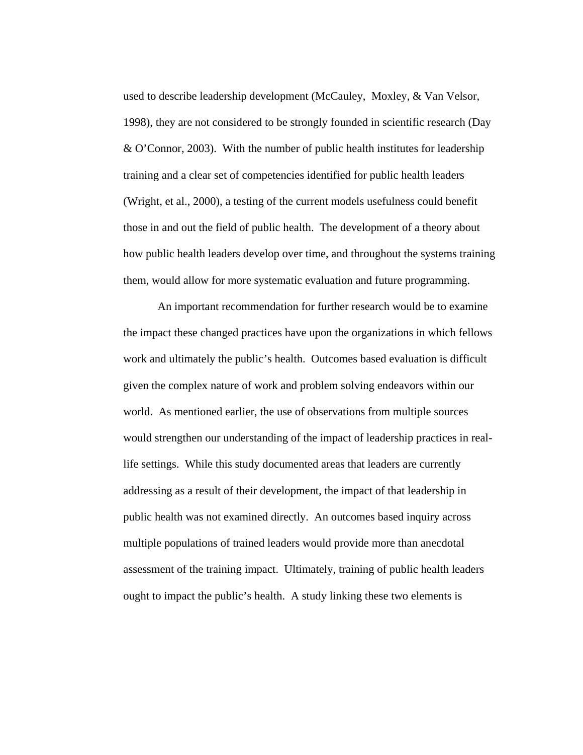used to describe leadership development (McCauley, Moxley, & Van Velsor, 1998), they are not considered to be strongly founded in scientific research (Day & O'Connor, 2003). With the number of public health institutes for leadership training and a clear set of competencies identified for public health leaders (Wright, et al., 2000), a testing of the current models usefulness could benefit those in and out the field of public health. The development of a theory about how public health leaders develop over time, and throughout the systems training them, would allow for more systematic evaluation and future programming.

An important recommendation for further research would be to examine the impact these changed practices have upon the organizations in which fellows work and ultimately the public's health. Outcomes based evaluation is difficult given the complex nature of work and problem solving endeavors within our world. As mentioned earlier, the use of observations from multiple sources would strengthen our understanding of the impact of leadership practices in real-life settings. While this study documented areas that leaders are currently addressing as a result of their development, the impact of that leadership in public health was not examined directly. An outcomes based inquiry across multiple populations of trained leaders would provide more than anecdotal assessment of the training impact. Ultimately, training of public health leaders ought to impact the public's health. A study linking these two elements is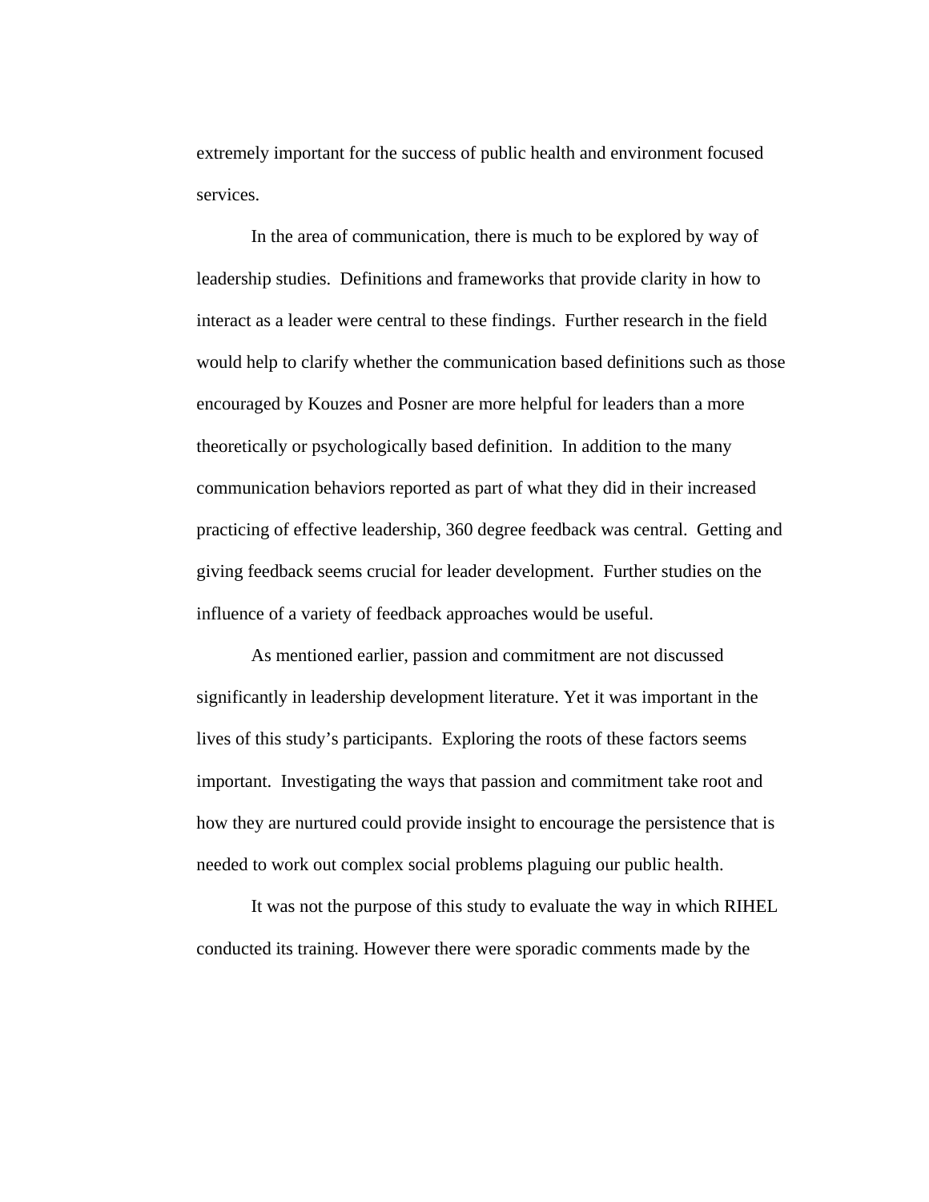extremely important for the success of public health and environment focused services.

In the area of communication, there is much to be explored by way of leadership studies. Definitions and frameworks that provide clarity in how to interact as a leader were central to these findings. Further research in the field would help to clarify whether the communication based definitions such as those encouraged by Kouzes and Posner are more helpful for leaders than a more theoretically or psychologically based definition. In addition to the many communication behaviors reported as part of what they did in their increased practicing of effective leadership, 360 degree feedback was central. Getting and giving feedback seems crucial for leader development. Further studies on the influence of a variety of feedback approaches would be useful.

As mentioned earlier, passion and commitment are not discussed significantly in leadership development literature. Yet it was important in the lives of this study's participants. Exploring the roots of these factors seems important. Investigating the ways that passion and commitment take root and how they are nurtured could provide insight to encourage the persistence that is needed to work out complex social problems plaguing our public health.

It was not the purpose of this study to evaluate the way in which RIHEL conducted its training. However there were sporadic comments made by the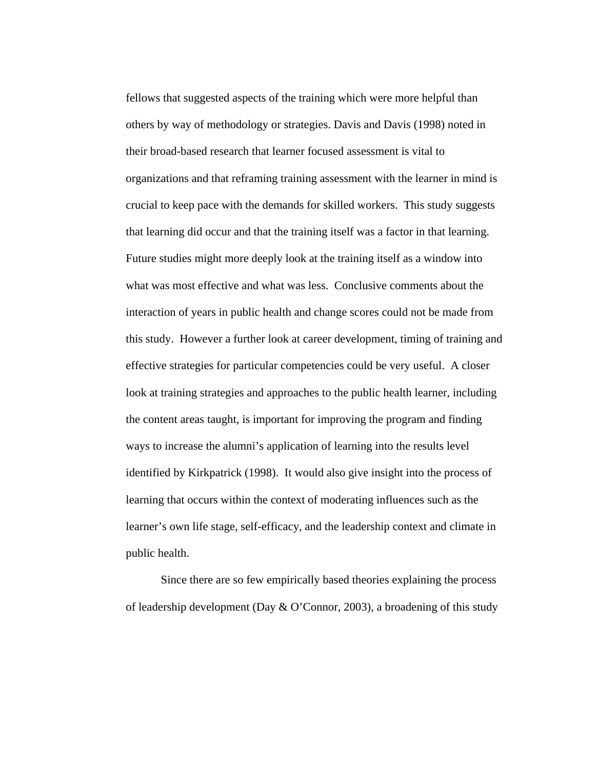fellows that suggested aspects of the training which were more helpful than others by way of methodology or strategies. Davis and Davis (1998) noted in their broad-based research that learner focused assessment is vital to organizations and that reframing training assessment with the learner in mind is crucial to keep pace with the demands for skilled workers. This study suggests that learning did occur and that the training itself was a factor in that learning. Future studies might more deeply look at the training itself as a window into what was most effective and what was less. Conclusive comments about the interaction of years in public health and change scores could not be made from this study. However a further look at career development, timing of training and effective strategies for particular competencies could be very useful. A closer look at training strategies and approaches to the public health learner, including the content areas taught, is important for improving the program and finding ways to increase the alumni's application of learning into the results level identified by Kirkpatrick (1998). It would also give insight into the process of learning that occurs within the context of moderating influences such as the learner's own life stage, self-efficacy, and the leadership context and climate in public health.

Since there are so few empirically based theories explaining the process of leadership development (Day & O'Connor, 2003), a broadening of this study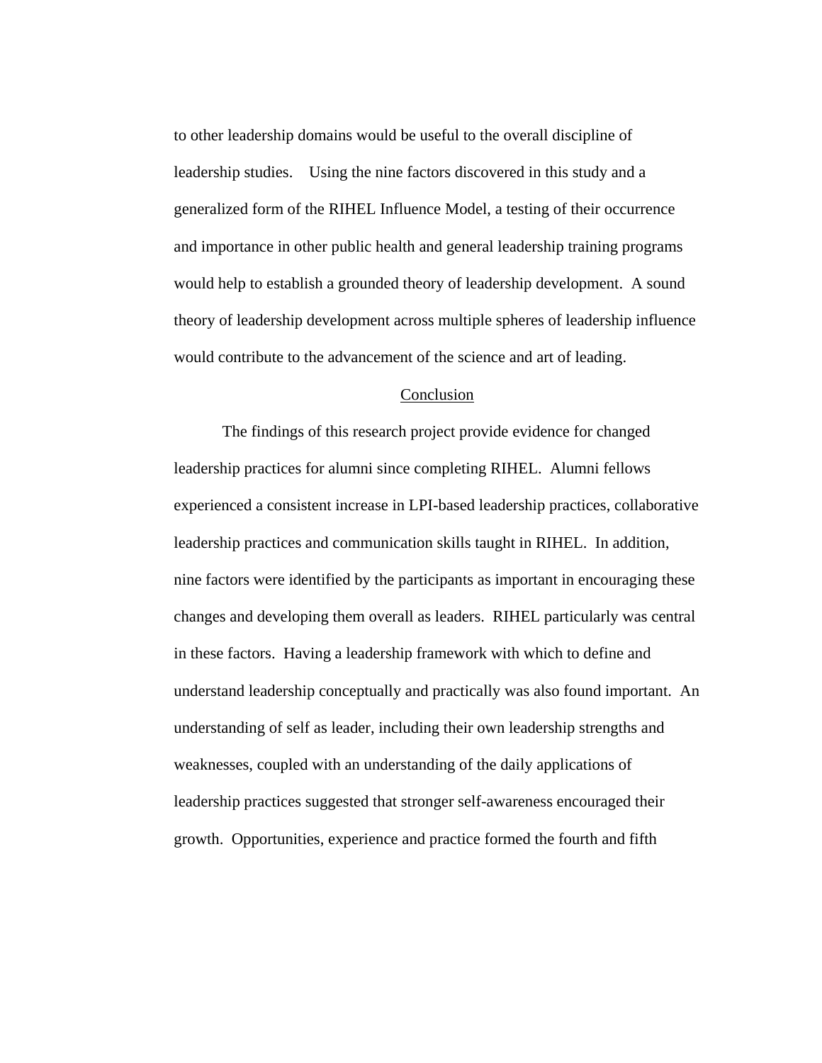to other leadership domains would be useful to the overall discipline of leadership studies. Using the nine factors discovered in this study and a generalized form of the RIHEL Influence Model, a testing of their occurrence and importance in other public health and general leadership training programs would help to establish a grounded theory of leadership development. A sound theory of leadership development across multiple spheres of leadership influence would contribute to the advancement of the science and art of leading.

## Conclusion

The findings of this research project provide evidence for changed leadership practices for alumni since completing RIHEL. Alumni fellows experienced a consistent increase in LPI-based leadership practices, collaborative leadership practices and communication skills taught in RIHEL. In addition, nine factors were identified by the participants as important in encouraging these changes and developing them overall as leaders. RIHEL particularly was central in these factors. Having a leadership framework with which to define and understand leadership conceptually and practically was also found important. An understanding of self as leader, including their own leadership strengths and weaknesses, coupled with an understanding of the daily applications of leadership practices suggested that stronger self-awareness encouraged their growth. Opportunities, experience and practice formed the fourth and fifth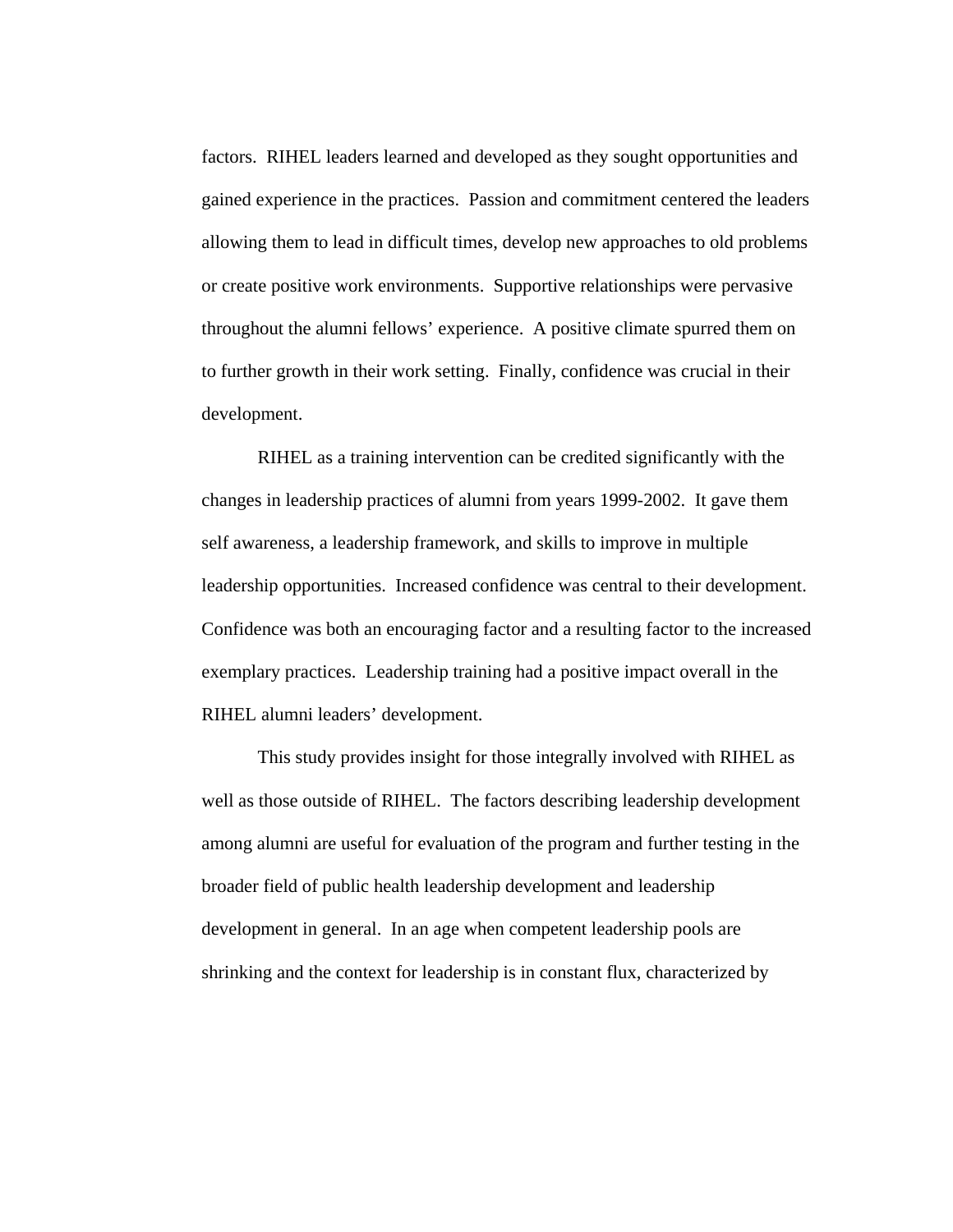factors. RIHEL leaders learned and developed as they sought opportunities and gained experience in the practices. Passion and commitment centered the leaders allowing them to lead in difficult times, develop new approaches to old problems or create positive work environments. Supportive relationships were pervasive throughout the alumni fellows' experience. A positive climate spurred them on to further growth in their work setting. Finally, confidence was crucial in their development.

RIHEL as a training intervention can be credited significantly with the changes in leadership practices of alumni from years 1999-2002. It gave them self awareness, a leadership framework, and skills to improve in multiple leadership opportunities. Increased confidence was central to their development. Confidence was both an encouraging factor and a resulting factor to the increased exemplary practices. Leadership training had a positive impact overall in the RIHEL alumni leaders' development.

This study provides insight for those integrally involved with RIHEL as well as those outside of RIHEL. The factors describing leadership development among alumni are useful for evaluation of the program and further testing in the broader field of public health leadership development and leadership development in general. In an age when competent leadership pools are shrinking and the context for leadership is in constant flux, characterized by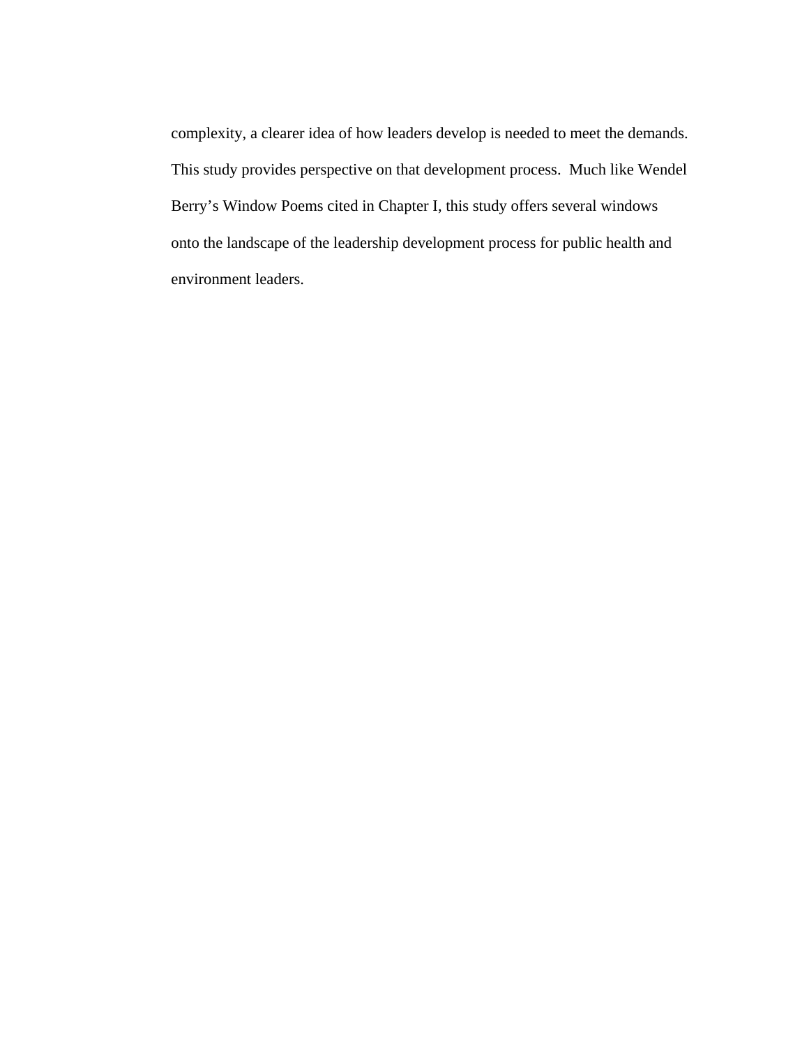complexity, a clearer idea of how leaders develop is needed to meet the demands. This study provides perspective on that development process. Much like Wendel Berry's Window Poems cited in Chapter I, this study offers several windows onto the landscape of the leadership development process for public health and environment leaders.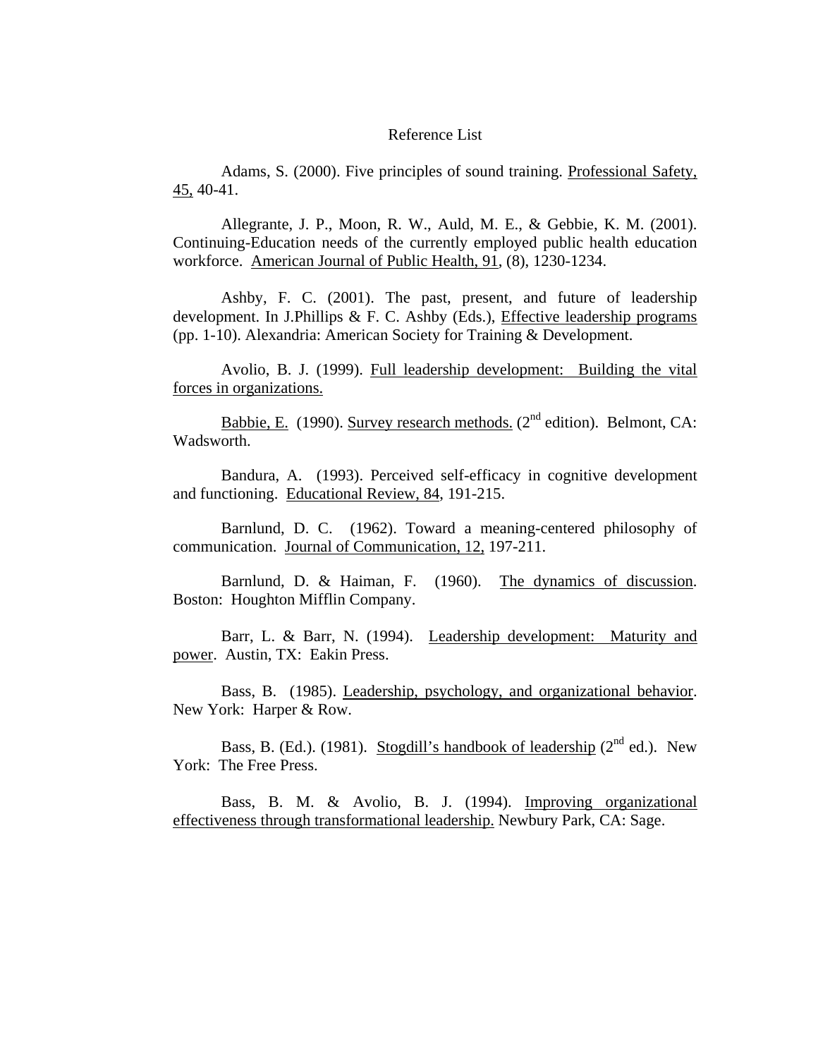Reference List

Adams, S. (2000). Five principles of sound training. Professional Safety, 45, 40-41.

Allegrante, J. P., Moon, R. W., Auld, M. E., & Gebbie, K. M. (2001). Continuing-Education needs of the currently employed public health education workforce. American Journal of Public Health, 91, (8), 1230-1234.

Ashby, F. C. (2001). The past, present, and future of leadership development. In J.Phillips & F. C. Ashby (Eds.), Effective leadership programs (pp. 1-10). Alexandria: American Society for Training & Development.

Avolio, B. J. (1999). Full leadership development: Building the vital forces in organizations.

Babbie, E. (1990). Survey research methods. (2nd edition). Belmont, CA: Wadsworth.

Bandura, A. (1993). Perceived self-efficacy in cognitive development and functioning. Educational Review, 84, 191-215.

Barnlund, D. C. (1962). Toward a meaning-centered philosophy of communication. Journal of Communication, 12, 197-211.

Barnlund, D. & Haiman, F. (1960). The dynamics of discussion. Boston: Houghton Mifflin Company.

Barr, L. & Barr, N. (1994). Leadership development: Maturity and power. Austin, TX: Eakin Press.

Bass, B. (1985). Leadership, psychology, and organizational behavior. New York: Harper & Row.

Bass, B. (Ed.). (1981). Stogdill's handbook of leadership (2nd ed.). New York: The Free Press.

Bass, B. M. & Avolio, B. J. (1994). Improving organizational effectiveness through transformational leadership. Newbury Park, CA: Sage.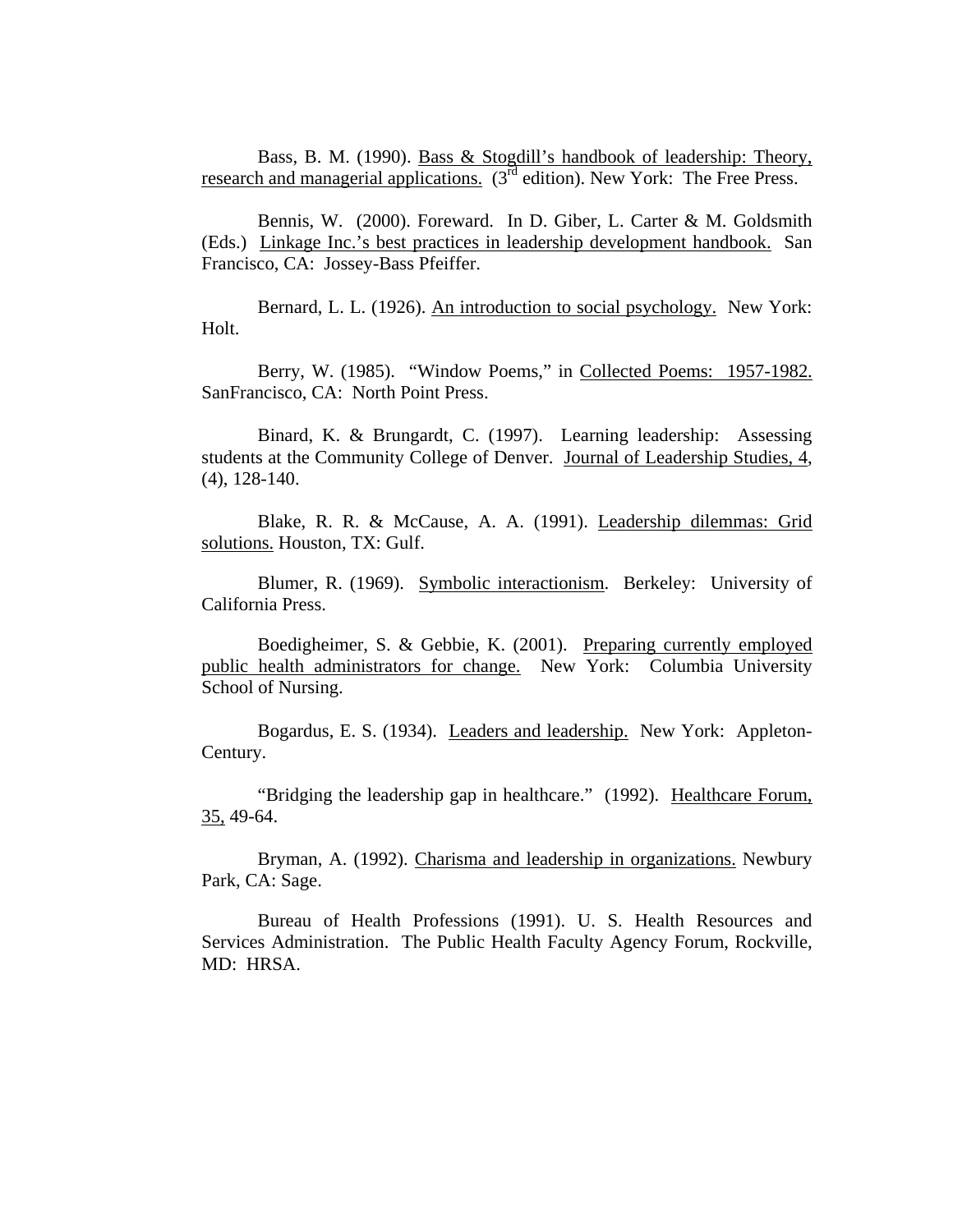Bass, B. M. (1990). <u>Bass & Stogdill's handbook of leadership: Theory, research and managerial applications.</u> (3rd edition). New York: The Free Press.

Bennis, W. (2000). Foreward. In D. Giber, L. Carter & M. Goldsmith (Eds.) <u>Linkage Inc.'s best practices in leadership development handbook.</u> San Francisco, CA: Jossey-Bass Pfeiffer.

Bernard, L. L. (1926). <u>An introduction to social psychology.</u> New York: Holt.

Berry, W. (1985). "Window Poems," in <u>Collected Poems: 1957-1982.</u> SanFrancisco, CA: North Point Press.

Binard, K. & Brungardt, C. (1997). Learning leadership: Assessing students at the Community College of Denver. <u>Journal of Leadership Studies, 4</u>, (4), 128-140.

Blake, R. R. & McCause, A. A. (1991). <u>Leadership dilemmas: Grid solutions.</u> Houston, TX: Gulf.

Blumer, R. (1969). <u>Symbolic interactionism</u>. Berkeley: University of California Press.

Boedigheimer, S. & Gebbie, K. (2001). <u>Preparing currently employed public health administrators for change.</u> New York: Columbia University School of Nursing.

Bogardus, E. S. (1934). <u>Leaders and leadership.</u> New York: Appleton-Century.

"Bridging the leadership gap in healthcare." (1992). <u>Healthcare Forum, 35,</u> 49-64.

Bryman, A. (1992). <u>Charisma and leadership in organizations.</u> Newbury Park, CA: Sage.

Bureau of Health Professions (1991). U. S. Health Resources and Services Administration. The Public Health Faculty Agency Forum, Rockville, MD: HRSA.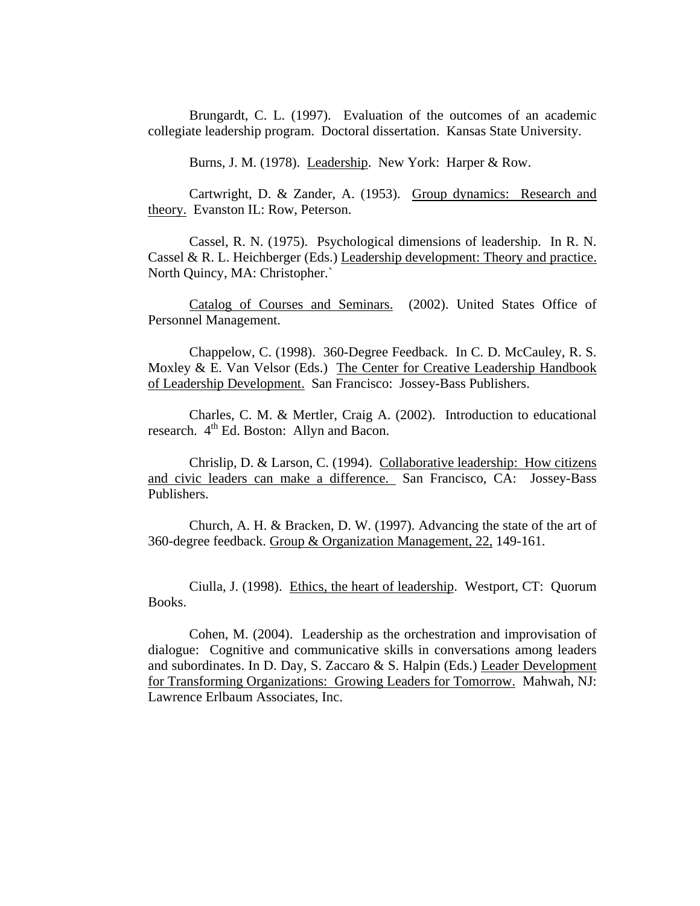Brungardt, C. L. (1997). Evaluation of the outcomes of an academic collegiate leadership program. Doctoral dissertation. Kansas State University.

Burns, J. M. (1978). Leadership. New York: Harper & Row.

Cartwright, D. & Zander, A. (1953). Group dynamics: Research and theory. Evanston IL: Row, Peterson.

Cassel, R. N. (1975). Psychological dimensions of leadership. In R. N. Cassel & R. L. Heichberger (Eds.) Leadership development: Theory and practice. North Quincy, MA: Christopher.`

Catalog of Courses and Seminars. (2002). United States Office of Personnel Management.

Chappelow, C. (1998). 360-Degree Feedback. In C. D. McCauley, R. S. Moxley & E. Van Velsor (Eds.) The Center for Creative Leadership Handbook of Leadership Development. San Francisco: Jossey-Bass Publishers.

Charles, C. M. & Mertler, Craig A. (2002). Introduction to educational research. 4th Ed. Boston: Allyn and Bacon.

Chrislip, D. & Larson, C. (1994). Collaborative leadership: How citizens and civic leaders can make a difference. San Francisco, CA: Jossey-Bass Publishers.

Church, A. H. & Bracken, D. W. (1997). Advancing the state of the art of 360-degree feedback. Group & Organization Management, 22, 149-161.

Ciulla, J. (1998). Ethics, the heart of leadership. Westport, CT: Quorum Books.

Cohen, M. (2004). Leadership as the orchestration and improvisation of dialogue: Cognitive and communicative skills in conversations among leaders and subordinates. In D. Day, S. Zaccaro & S. Halpin (Eds.) Leader Development for Transforming Organizations: Growing Leaders for Tomorrow. Mahwah, NJ: Lawrence Erlbaum Associates, Inc.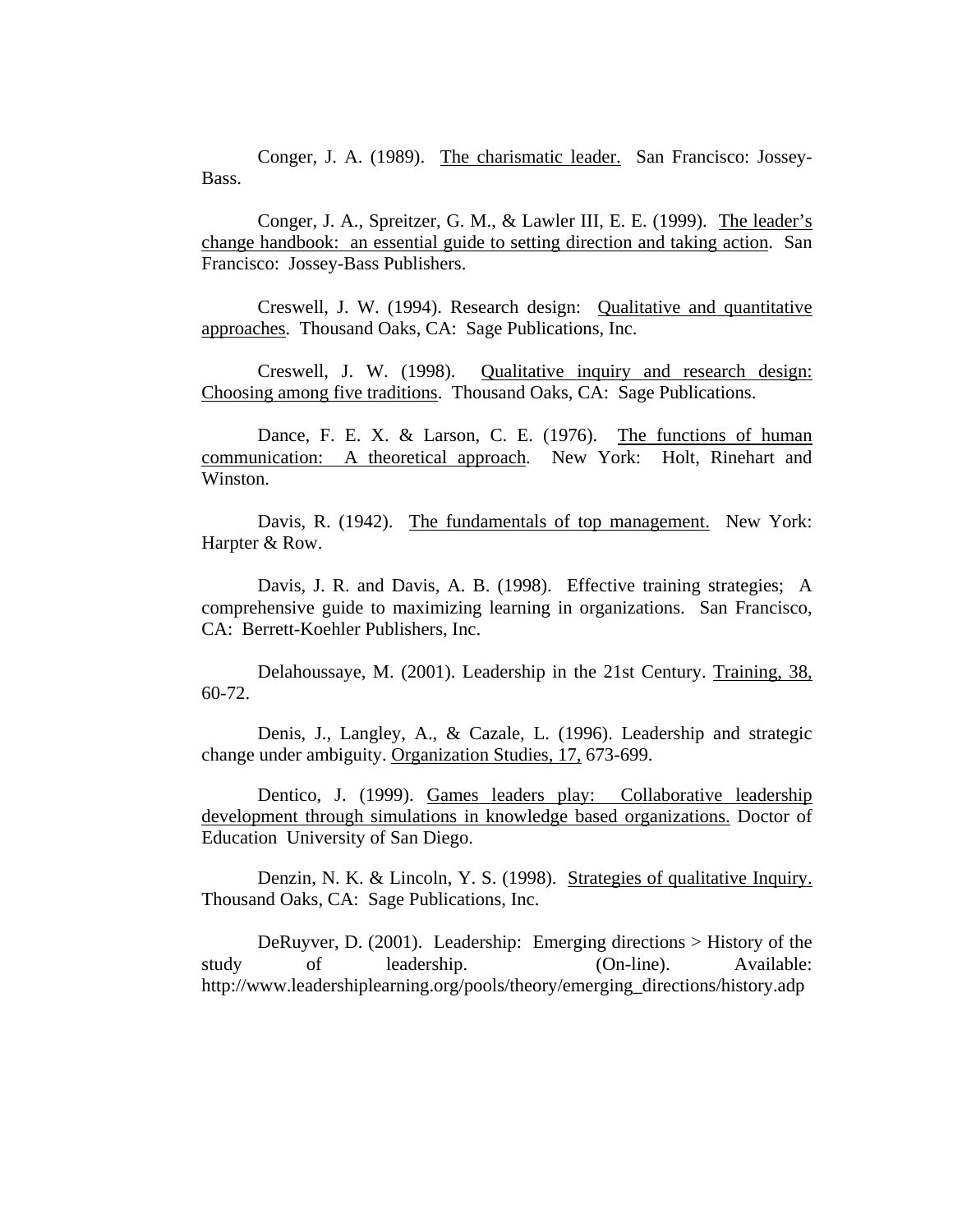Conger, J. A. (1989). The charismatic leader. San Francisco: Jossey-Bass.

Conger, J. A., Spreitzer, G. M., & Lawler III, E. E. (1999). The leader's change handbook: an essential guide to setting direction and taking action. San Francisco: Jossey-Bass Publishers.

Creswell, J. W. (1994). Research design: Qualitative and quantitative approaches. Thousand Oaks, CA: Sage Publications, Inc.

Creswell, J. W. (1998). Qualitative inquiry and research design: Choosing among five traditions. Thousand Oaks, CA: Sage Publications.

Dance, F. E. X. & Larson, C. E. (1976). The functions of human communication: A theoretical approach. New York: Holt, Rinehart and Winston.

Davis, R. (1942). The fundamentals of top management. New York: Harpter & Row.

Davis, J. R. and Davis, A. B. (1998). Effective training strategies; A comprehensive guide to maximizing learning in organizations. San Francisco, CA: Berrett-Koehler Publishers, Inc.

Delahoussaye, M. (2001). Leadership in the 21st Century. Training, 38, 60-72.

Denis, J., Langley, A., & Cazale, L. (1996). Leadership and strategic change under ambiguity. Organization Studies, 17, 673-699.

Dentico, J. (1999). Games leaders play: Collaborative leadership development through simulations in knowledge based organizations. Doctor of Education University of San Diego.

Denzin, N. K. & Lincoln, Y. S. (1998). Strategies of qualitative Inquiry. Thousand Oaks, CA: Sage Publications, Inc.

DeRuyver, D. (2001). Leadership: Emerging directions > History of the study of leadership. (On-line). Available: http://www.leadershiplearning.org/pools/theory/emerging_directions/history.adp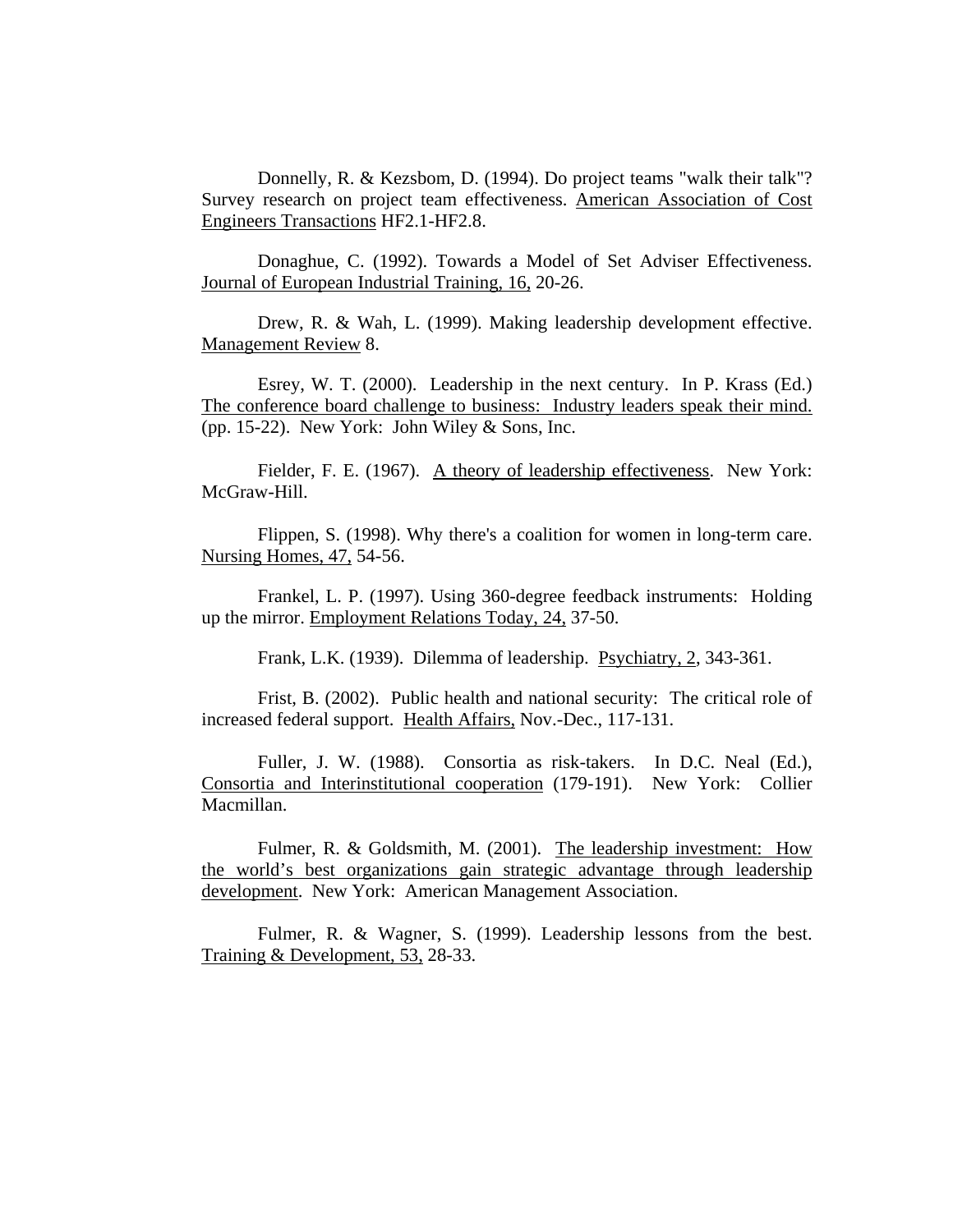Donnelly, R. & Kezsbom, D. (1994). Do project teams "walk their talk"? Survey research on project team effectiveness. American Association of Cost Engineers Transactions HF2.1-HF2.8.

Donaghue, C. (1992). Towards a Model of Set Adviser Effectiveness. Journal of European Industrial Training, 16, 20-26.

Drew, R. & Wah, L. (1999). Making leadership development effective. Management Review 8.

Esrey, W. T. (2000). Leadership in the next century. In P. Krass (Ed.) The conference board challenge to business: Industry leaders speak their mind. (pp. 15-22). New York: John Wiley & Sons, Inc.

Fielder, F. E. (1967). A theory of leadership effectiveness. New York: McGraw-Hill.

Flippen, S. (1998). Why there's a coalition for women in long-term care. Nursing Homes, 47, 54-56.

Frankel, L. P. (1997). Using 360-degree feedback instruments: Holding up the mirror. Employment Relations Today, 24, 37-50.

Frank, L.K. (1939). Dilemma of leadership. Psychiatry, 2, 343-361.

Frist, B. (2002). Public health and national security: The critical role of increased federal support. Health Affairs, Nov.-Dec., 117-131.

Fuller, J. W. (1988). Consortia as risk-takers. In D.C. Neal (Ed.), Consortia and Interinstitutional cooperation (179-191). New York: Collier Macmillan.

Fulmer, R. & Goldsmith, M. (2001). The leadership investment: How the world's best organizations gain strategic advantage through leadership development. New York: American Management Association.

Fulmer, R. & Wagner, S. (1999). Leadership lessons from the best. Training & Development, 53, 28-33.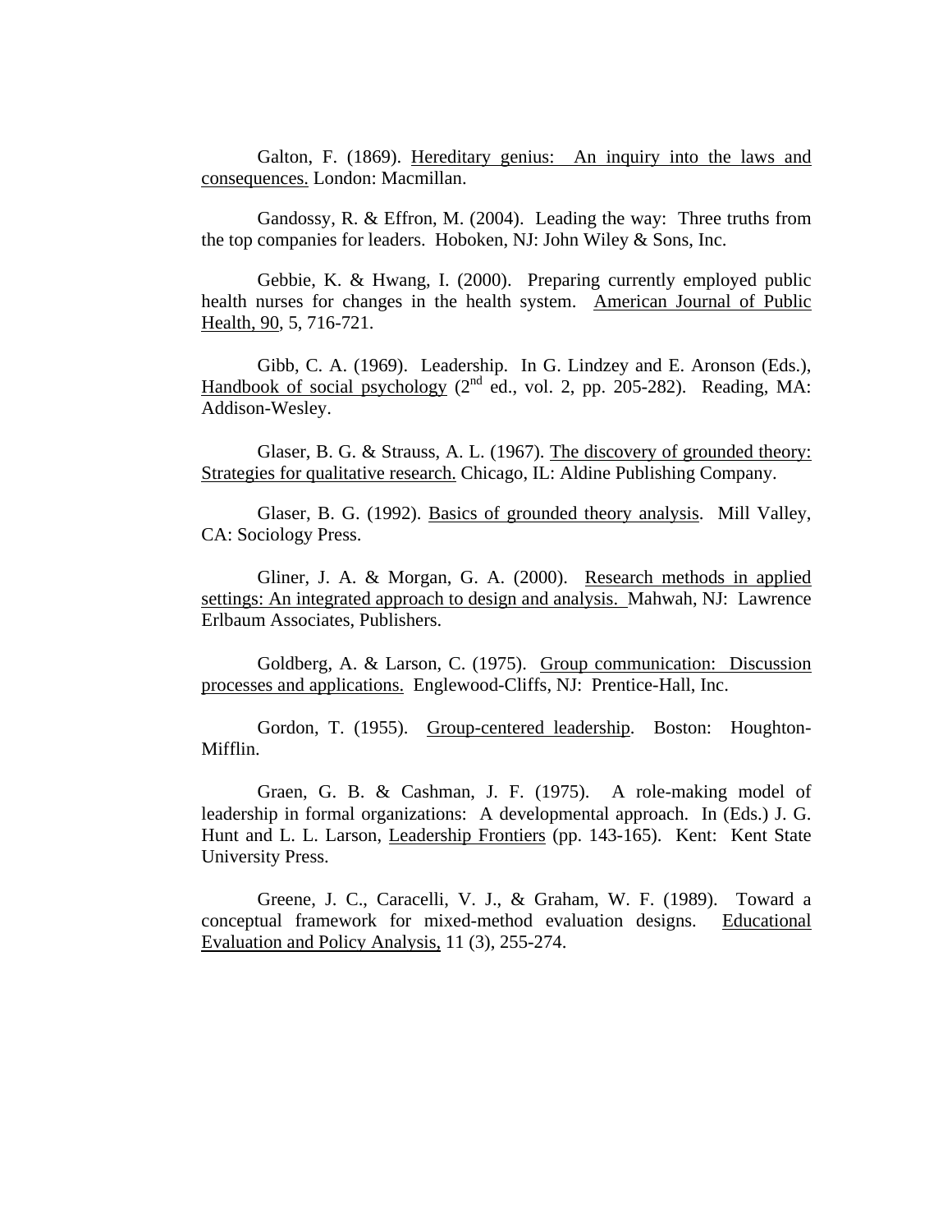Galton, F. (1869). Hereditary genius: An inquiry into the laws and consequences. London: Macmillan.

Gandossy, R. & Effron, M. (2004). Leading the way: Three truths from the top companies for leaders. Hoboken, NJ: John Wiley & Sons, Inc.

Gebbie, K. & Hwang, I. (2000). Preparing currently employed public health nurses for changes in the health system. American Journal of Public Health, 90, 5, 716-721.

Gibb, C. A. (1969). Leadership. In G. Lindzey and E. Aronson (Eds.), Handbook of social psychology (2nd ed., vol. 2, pp. 205-282). Reading, MA: Addison-Wesley.

Glaser, B. G. & Strauss, A. L. (1967). The discovery of grounded theory: Strategies for qualitative research. Chicago, IL: Aldine Publishing Company.

Glaser, B. G. (1992). Basics of grounded theory analysis. Mill Valley, CA: Sociology Press.

Gliner, J. A. & Morgan, G. A. (2000). Research methods in applied settings: An integrated approach to design and analysis. Mahwah, NJ: Lawrence Erlbaum Associates, Publishers.

Goldberg, A. & Larson, C. (1975). Group communication: Discussion processes and applications. Englewood-Cliffs, NJ: Prentice-Hall, Inc.

Gordon, T. (1955). Group-centered leadership. Boston: Houghton-Mifflin.

Graen, G. B. & Cashman, J. F. (1975). A role-making model of leadership in formal organizations: A developmental approach. In (Eds.) J. G. Hunt and L. L. Larson, Leadership Frontiers (pp. 143-165). Kent: Kent State University Press.

Greene, J. C., Caracelli, V. J., & Graham, W. F. (1989). Toward a conceptual framework for mixed-method evaluation designs. Educational Evaluation and Policy Analysis, 11 (3), 255-274.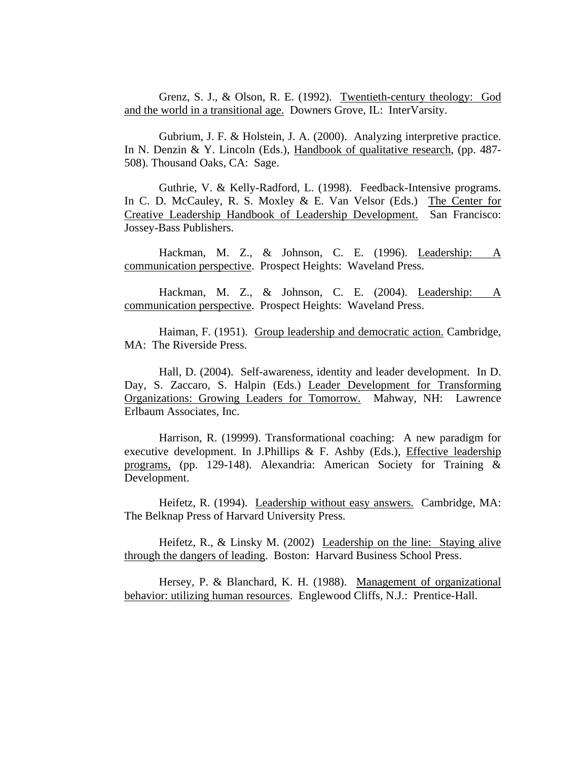Grenz, S. J., & Olson, R. E. (1992). Twentieth-century theology: God and the world in a transitional age. Downers Grove, IL: InterVarsity.

Gubrium, J. F. & Holstein, J. A. (2000). Analyzing interpretive practice. In N. Denzin & Y. Lincoln (Eds.), Handbook of qualitative research, (pp. 487-508). Thousand Oaks, CA: Sage.

Guthrie, V. & Kelly-Radford, L. (1998). Feedback-Intensive programs. In C. D. McCauley, R. S. Moxley & E. Van Velsor (Eds.) The Center for Creative Leadership Handbook of Leadership Development. San Francisco: Jossey-Bass Publishers.

Hackman, M. Z., & Johnson, C. E. (1996). Leadership: A communication perspective. Prospect Heights: Waveland Press.

Hackman, M. Z., & Johnson, C. E. (2004). Leadership: A communication perspective. Prospect Heights: Waveland Press.

Haiman, F. (1951). Group leadership and democratic action. Cambridge, MA: The Riverside Press.

Hall, D. (2004). Self-awareness, identity and leader development. In D. Day, S. Zaccaro, S. Halpin (Eds.) Leader Development for Transforming Organizations: Growing Leaders for Tomorrow. Mahway, NH: Lawrence Erlbaum Associates, Inc.

Harrison, R. (19999). Transformational coaching: A new paradigm for executive development. In J.Phillips & F. Ashby (Eds.), Effective leadership programs, (pp. 129-148). Alexandria: American Society for Training & Development.

Heifetz, R. (1994). Leadership without easy answers. Cambridge, MA: The Belknap Press of Harvard University Press.

Heifetz, R., & Linsky M. (2002) Leadership on the line: Staying alive through the dangers of leading. Boston: Harvard Business School Press.

Hersey, P. & Blanchard, K. H. (1988). Management of organizational behavior: utilizing human resources. Englewood Cliffs, N.J.: Prentice-Hall.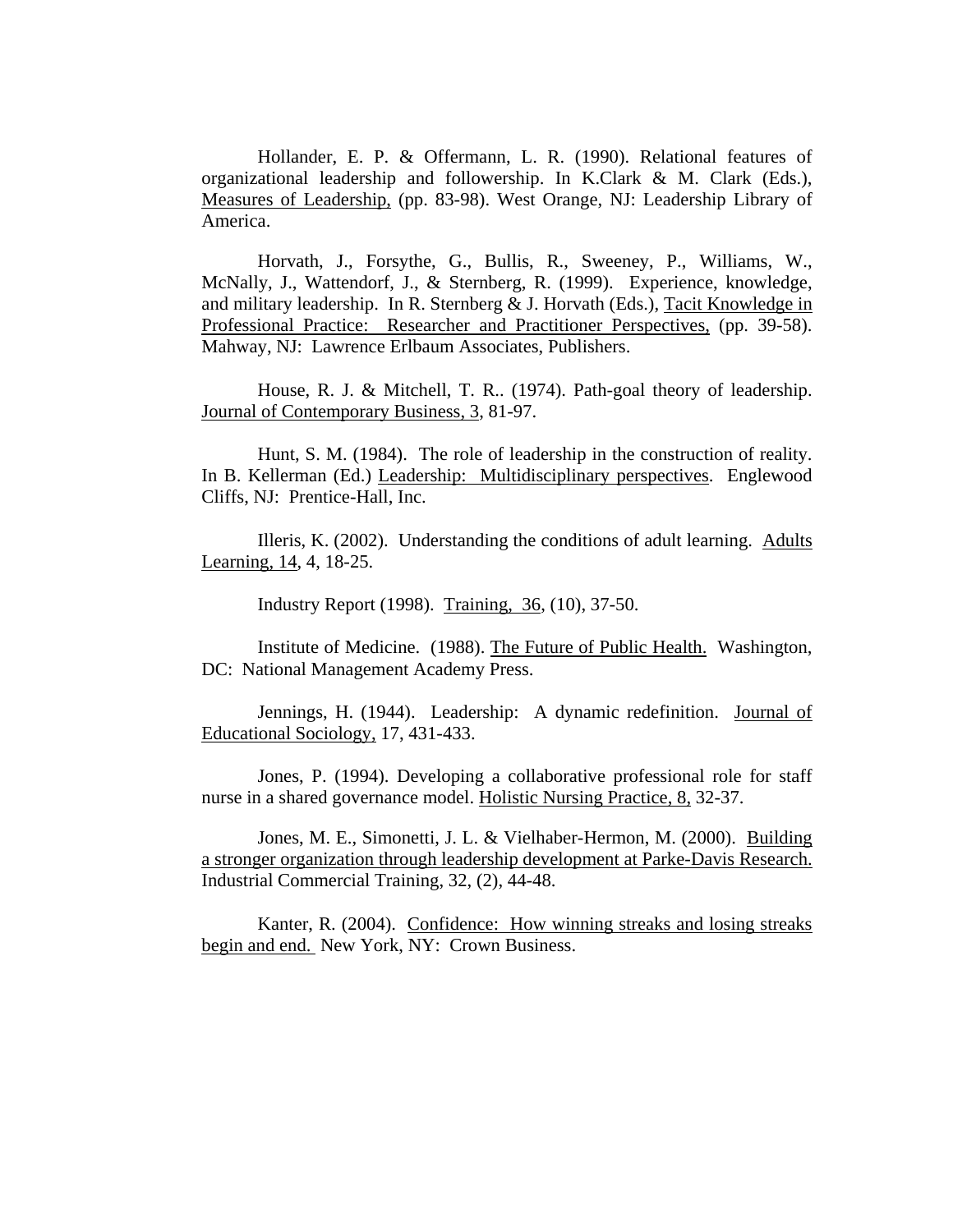Hollander, E. P. & Offermann, L. R. (1990). Relational features of organizational leadership and followership. In K.Clark & M. Clark (Eds.), Measures of Leadership, (pp. 83-98). West Orange, NJ: Leadership Library of America.

Horvath, J., Forsythe, G., Bullis, R., Sweeney, P., Williams, W., McNally, J., Wattendorf, J., & Sternberg, R. (1999). Experience, knowledge, and military leadership. In R. Sternberg & J. Horvath (Eds.), Tacit Knowledge in Professional Practice: Researcher and Practitioner Perspectives, (pp. 39-58). Mahway, NJ: Lawrence Erlbaum Associates, Publishers.

House, R. J. & Mitchell, T. R.. (1974). Path-goal theory of leadership. Journal of Contemporary Business, 3, 81-97.

Hunt, S. M. (1984). The role of leadership in the construction of reality. In B. Kellerman (Ed.) Leadership: Multidisciplinary perspectives. Englewood Cliffs, NJ: Prentice-Hall, Inc.

Illeris, K. (2002). Understanding the conditions of adult learning. Adults Learning, 14, 4, 18-25.

Industry Report (1998). Training, 36, (10), 37-50.

Institute of Medicine. (1988). The Future of Public Health. Washington, DC: National Management Academy Press.

Jennings, H. (1944). Leadership: A dynamic redefinition. Journal of Educational Sociology, 17, 431-433.

Jones, P. (1994). Developing a collaborative professional role for staff nurse in a shared governance model. Holistic Nursing Practice, 8, 32-37.

Jones, M. E., Simonetti, J. L. & Vielhaber-Hermon, M. (2000). Building a stronger organization through leadership development at Parke-Davis Research. Industrial Commercial Training, 32, (2), 44-48.

Kanter, R. (2004). Confidence: How winning streaks and losing streaks begin and end. New York, NY: Crown Business.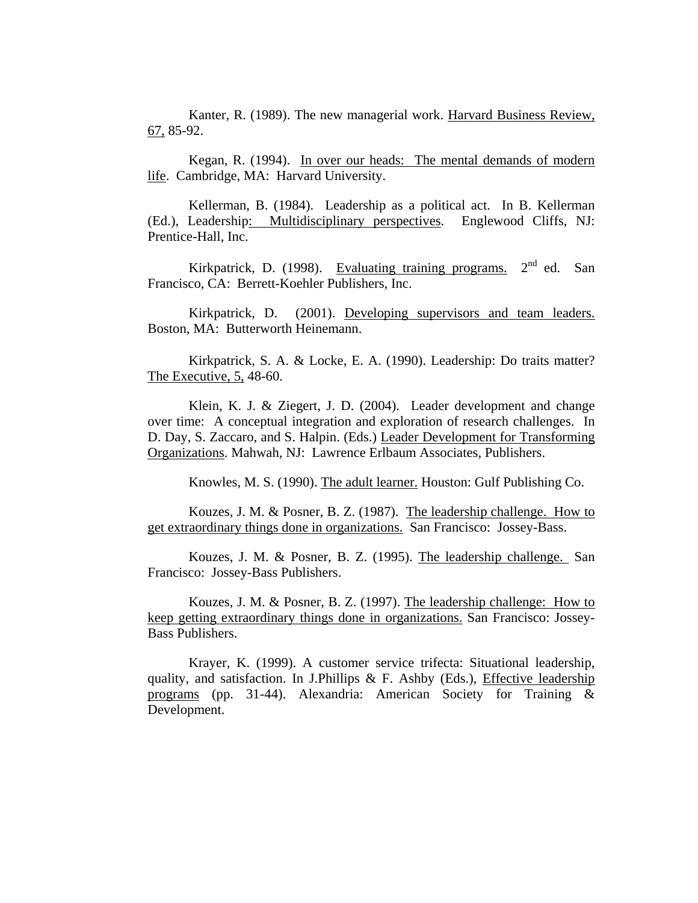Kanter, R. (1989). The new managerial work. Harvard Business Review, 67, 85-92.

Kegan, R. (1994). In over our heads: The mental demands of modern life. Cambridge, MA: Harvard University.

Kellerman, B. (1984). Leadership as a political act. In B. Kellerman (Ed.), Leadership: Multidisciplinary perspectives. Englewood Cliffs, NJ: Prentice-Hall, Inc.

Kirkpatrick, D. (1998). Evaluating training programs. 2nd ed. San Francisco, CA: Berrett-Koehler Publishers, Inc.

Kirkpatrick, D. (2001). Developing supervisors and team leaders. Boston, MA: Butterworth Heinemann.

Kirkpatrick, S. A. & Locke, E. A. (1990). Leadership: Do traits matter? The Executive, 5, 48-60.

Klein, K. J. & Ziegert, J. D. (2004). Leader development and change over time: A conceptual integration and exploration of research challenges. In D. Day, S. Zaccaro, and S. Halpin. (Eds.) Leader Development for Transforming Organizations. Mahwah, NJ: Lawrence Erlbaum Associates, Publishers.

Knowles, M. S. (1990). The adult learner. Houston: Gulf Publishing Co.

Kouzes, J. M. & Posner, B. Z. (1987). The leadership challenge. How to get extraordinary things done in organizations. San Francisco: Jossey-Bass.

Kouzes, J. M. & Posner, B. Z. (1995). The leadership challenge. San Francisco: Jossey-Bass Publishers.

Kouzes, J. M. & Posner, B. Z. (1997). The leadership challenge: How to keep getting extraordinary things done in organizations. San Francisco: Jossey-Bass Publishers.

Krayer, K. (1999). A customer service trifecta: Situational leadership, quality, and satisfaction. In J.Phillips & F. Ashby (Eds.), Effective leadership programs (pp. 31-44). Alexandria: American Society for Training & Development.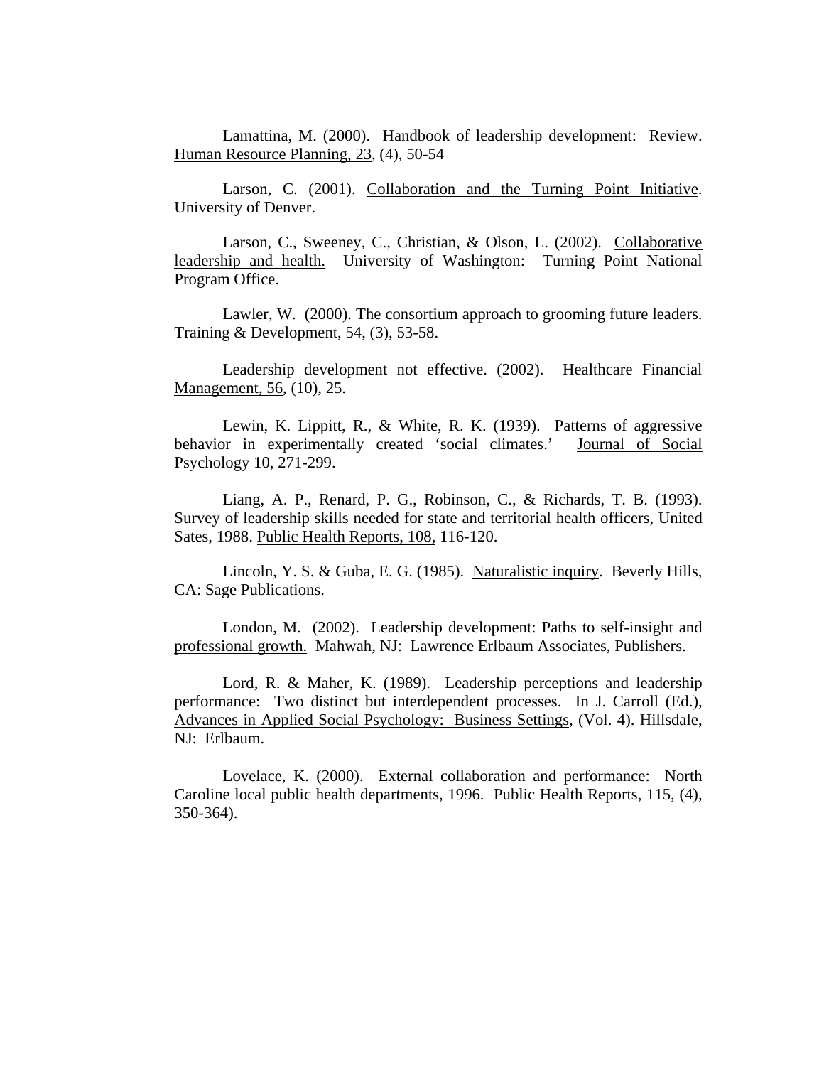Lamattina, M. (2000). Handbook of leadership development: Review. Human Resource Planning, 23, (4), 50-54

Larson, C. (2001). Collaboration and the Turning Point Initiative. University of Denver.

Larson, C., Sweeney, C., Christian, & Olson, L. (2002). Collaborative leadership and health. University of Washington: Turning Point National Program Office.

Lawler, W. (2000). The consortium approach to grooming future leaders. Training & Development, 54, (3), 53-58.

Leadership development not effective. (2002). Healthcare Financial Management, 56, (10), 25.

Lewin, K. Lippitt, R., & White, R. K. (1939). Patterns of aggressive behavior in experimentally created 'social climates.' Journal of Social Psychology 10, 271-299.

Liang, A. P., Renard, P. G., Robinson, C., & Richards, T. B. (1993). Survey of leadership skills needed for state and territorial health officers, United Sates, 1988. Public Health Reports, 108, 116-120.

Lincoln, Y. S. & Guba, E. G. (1985). Naturalistic inquiry. Beverly Hills, CA: Sage Publications.

London, M. (2002). Leadership development: Paths to self-insight and professional growth. Mahwah, NJ: Lawrence Erlbaum Associates, Publishers.

Lord, R. & Maher, K. (1989). Leadership perceptions and leadership performance: Two distinct but interdependent processes. In J. Carroll (Ed.), Advances in Applied Social Psychology: Business Settings, (Vol. 4). Hillsdale, NJ: Erlbaum.

Lovelace, K. (2000). External collaboration and performance: North Caroline local public health departments, 1996. Public Health Reports, 115, (4), 350-364).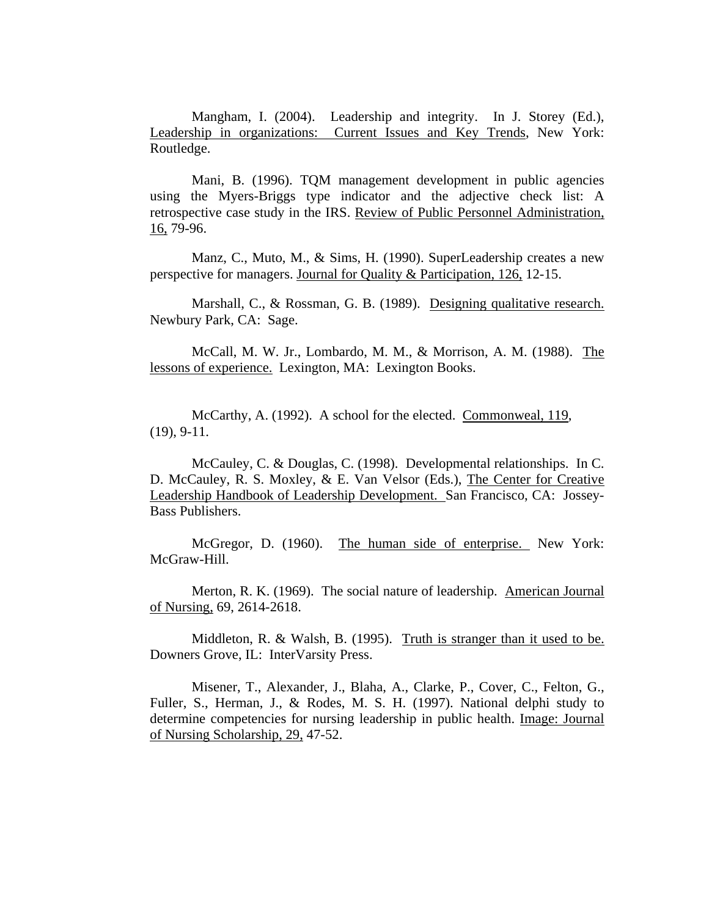Mangham, I. (2004). Leadership and integrity. In J. Storey (Ed.), Leadership in organizations: Current Issues and Key Trends, New York: Routledge.

Mani, B. (1996). TQM management development in public agencies using the Myers-Briggs type indicator and the adjective check list: A retrospective case study in the IRS. Review of Public Personnel Administration, 16, 79-96.

Manz, C., Muto, M., & Sims, H. (1990). SuperLeadership creates a new perspective for managers. Journal for Quality & Participation, 126, 12-15.

Marshall, C., & Rossman, G. B. (1989). Designing qualitative research. Newbury Park, CA: Sage.

McCall, M. W. Jr., Lombardo, M. M., & Morrison, A. M. (1988). The lessons of experience. Lexington, MA: Lexington Books.

McCarthy, A. (1992). A school for the elected. Commonweal, 119, (19), 9-11.

McCauley, C. & Douglas, C. (1998). Developmental relationships. In C. D. McCauley, R. S. Moxley, & E. Van Velsor (Eds.), The Center for Creative Leadership Handbook of Leadership Development. San Francisco, CA: Jossey-Bass Publishers.

McGregor, D. (1960). The human side of enterprise. New York: McGraw-Hill.

Merton, R. K. (1969). The social nature of leadership. American Journal of Nursing, 69, 2614-2618.

Middleton, R. & Walsh, B. (1995). Truth is stranger than it used to be. Downers Grove, IL: InterVarsity Press.

Misener, T., Alexander, J., Blaha, A., Clarke, P., Cover, C., Felton, G., Fuller, S., Herman, J., & Rodes, M. S. H. (1997). National delphi study to determine competencies for nursing leadership in public health. Image: Journal of Nursing Scholarship, 29, 47-52.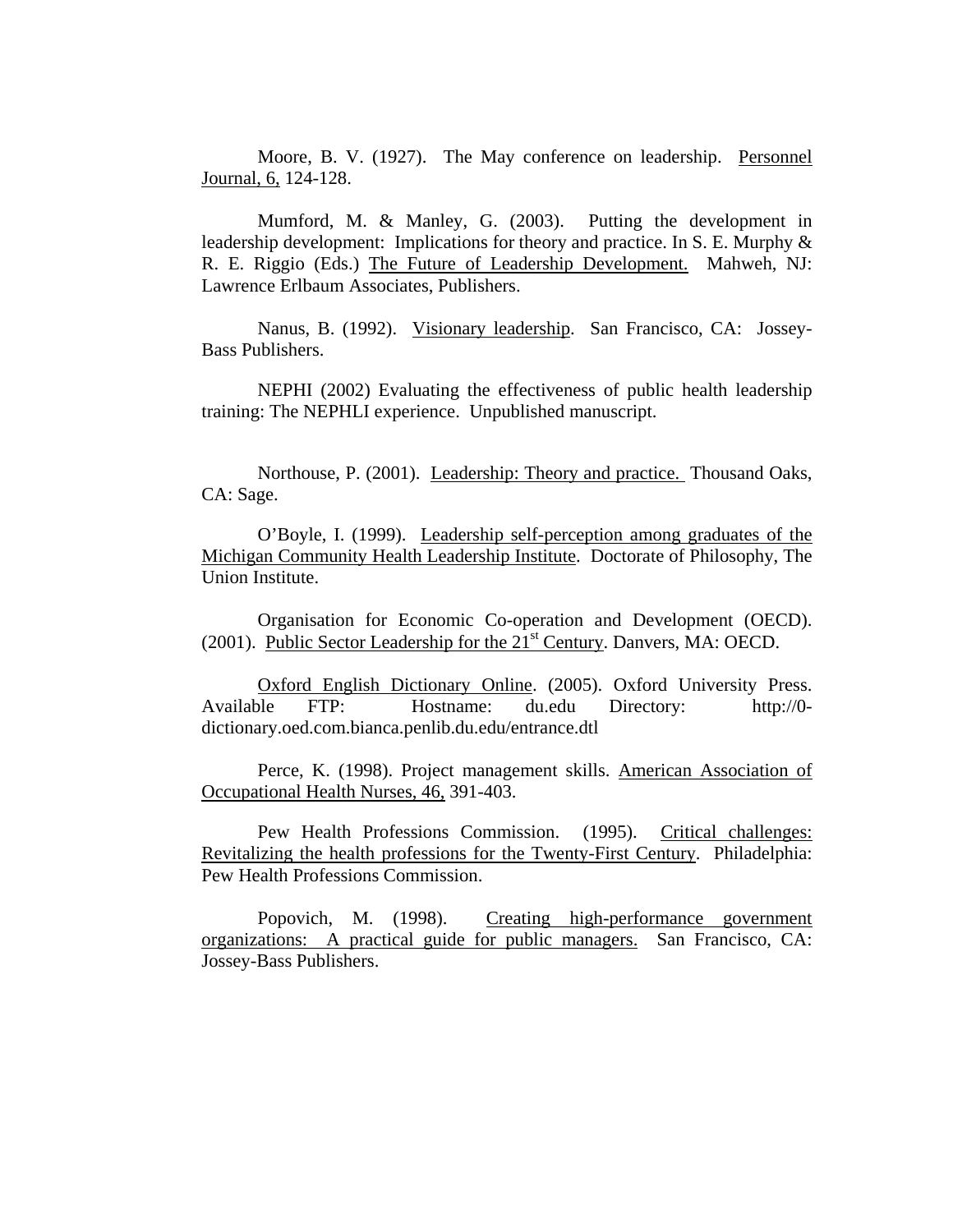Moore, B. V. (1927). The May conference on leadership. Personnel Journal, 6, 124-128.

Mumford, M. & Manley, G. (2003). Putting the development in leadership development: Implications for theory and practice. In S. E. Murphy & R. E. Riggio (Eds.) The Future of Leadership Development. Mahweh, NJ: Lawrence Erlbaum Associates, Publishers.

Nanus, B. (1992). Visionary leadership. San Francisco, CA: Jossey-Bass Publishers.

NEPHI (2002) Evaluating the effectiveness of public health leadership training: The NEPHLI experience. Unpublished manuscript.

Northouse, P. (2001). Leadership: Theory and practice. Thousand Oaks, CA: Sage.

O'Boyle, I. (1999). Leadership self-perception among graduates of the Michigan Community Health Leadership Institute. Doctorate of Philosophy, The Union Institute.

Organisation for Economic Co-operation and Development (OECD). (2001). Public Sector Leadership for the 21st Century. Danvers, MA: OECD.

Oxford English Dictionary Online. (2005). Oxford University Press. Available FTP: Hostname: du.edu Directory: http://0-dictionary.oed.com.bianca.penlib.du.edu/entrance.dtl

Perce, K. (1998). Project management skills. American Association of Occupational Health Nurses, 46, 391-403.

Pew Health Professions Commission. (1995). Critical challenges: Revitalizing the health professions for the Twenty-First Century. Philadelphia: Pew Health Professions Commission.

Popovich, M. (1998). Creating high-performance government organizations: A practical guide for public managers. San Francisco, CA: Jossey-Bass Publishers.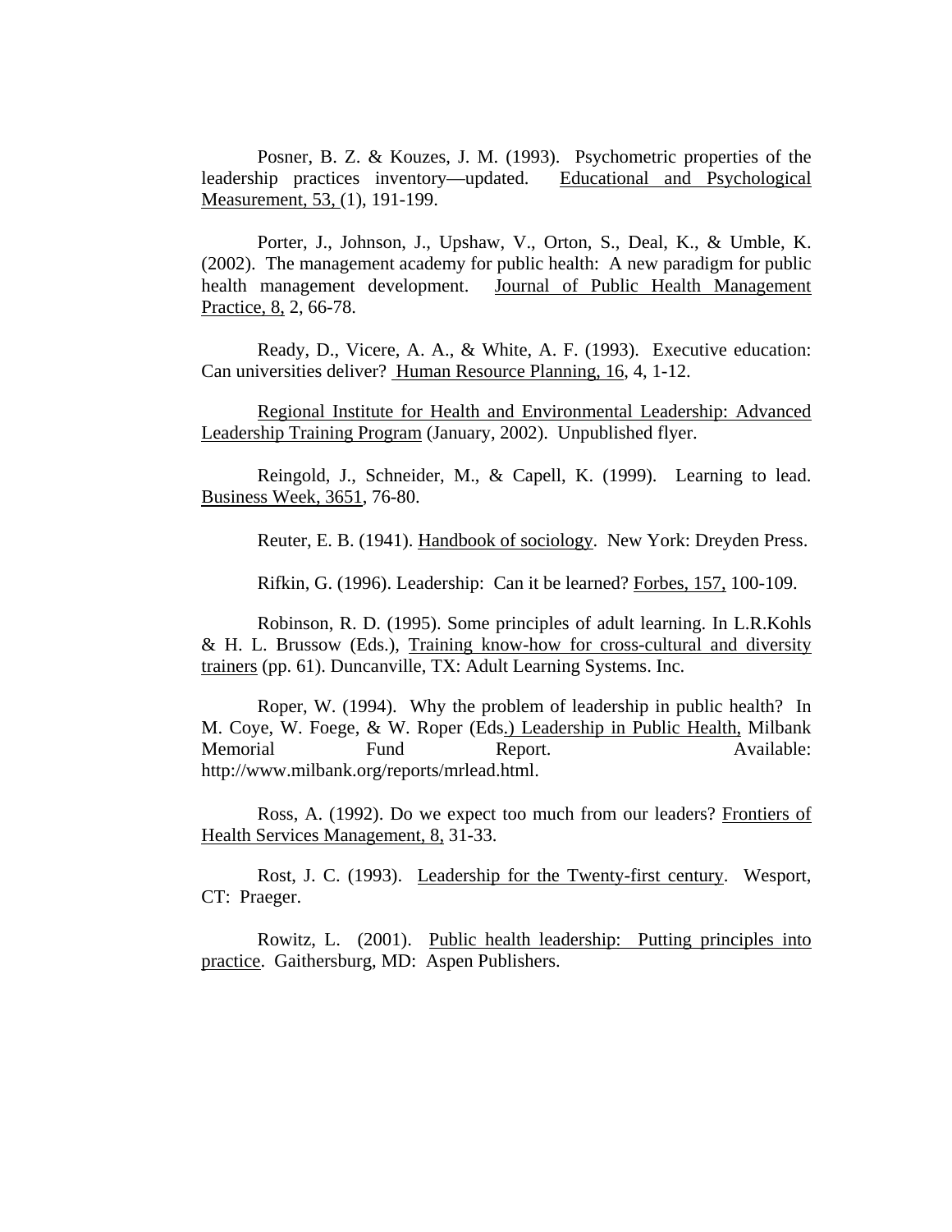Posner, B. Z. & Kouzes, J. M. (1993). Psychometric properties of the leadership practices inventory—updated. Educational and Psychological Measurement, 53, (1), 191-199.

Porter, J., Johnson, J., Upshaw, V., Orton, S., Deal, K., & Umble, K. (2002). The management academy for public health: A new paradigm for public health management development. Journal of Public Health Management Practice, 8, 2, 66-78.

Ready, D., Vicere, A. A., & White, A. F. (1993). Executive education: Can universities deliver? Human Resource Planning, 16, 4, 1-12.

Regional Institute for Health and Environmental Leadership: Advanced Leadership Training Program (January, 2002). Unpublished flyer.

Reingold, J., Schneider, M., & Capell, K. (1999). Learning to lead. Business Week, 3651, 76-80.

Reuter, E. B. (1941). Handbook of sociology. New York: Dreyden Press.

Rifkin, G. (1996). Leadership: Can it be learned? Forbes, 157, 100-109.

Robinson, R. D. (1995). Some principles of adult learning. In L.R.Kohls & H. L. Brussow (Eds.), Training know-how for cross-cultural and diversity trainers (pp. 61). Duncanville, TX: Adult Learning Systems. Inc.

Roper, W. (1994). Why the problem of leadership in public health? In M. Coye, W. Foege, & W. Roper (Eds.) Leadership in Public Health, Milbank Memorial Fund Report. Available: http://www.milbank.org/reports/mrlead.html.

Ross, A. (1992). Do we expect too much from our leaders? Frontiers of Health Services Management, 8, 31-33.

Rost, J. C. (1993). Leadership for the Twenty-first century. Wesport, CT: Praeger.

Rowitz, L. (2001). Public health leadership: Putting principles into practice. Gaithersburg, MD: Aspen Publishers.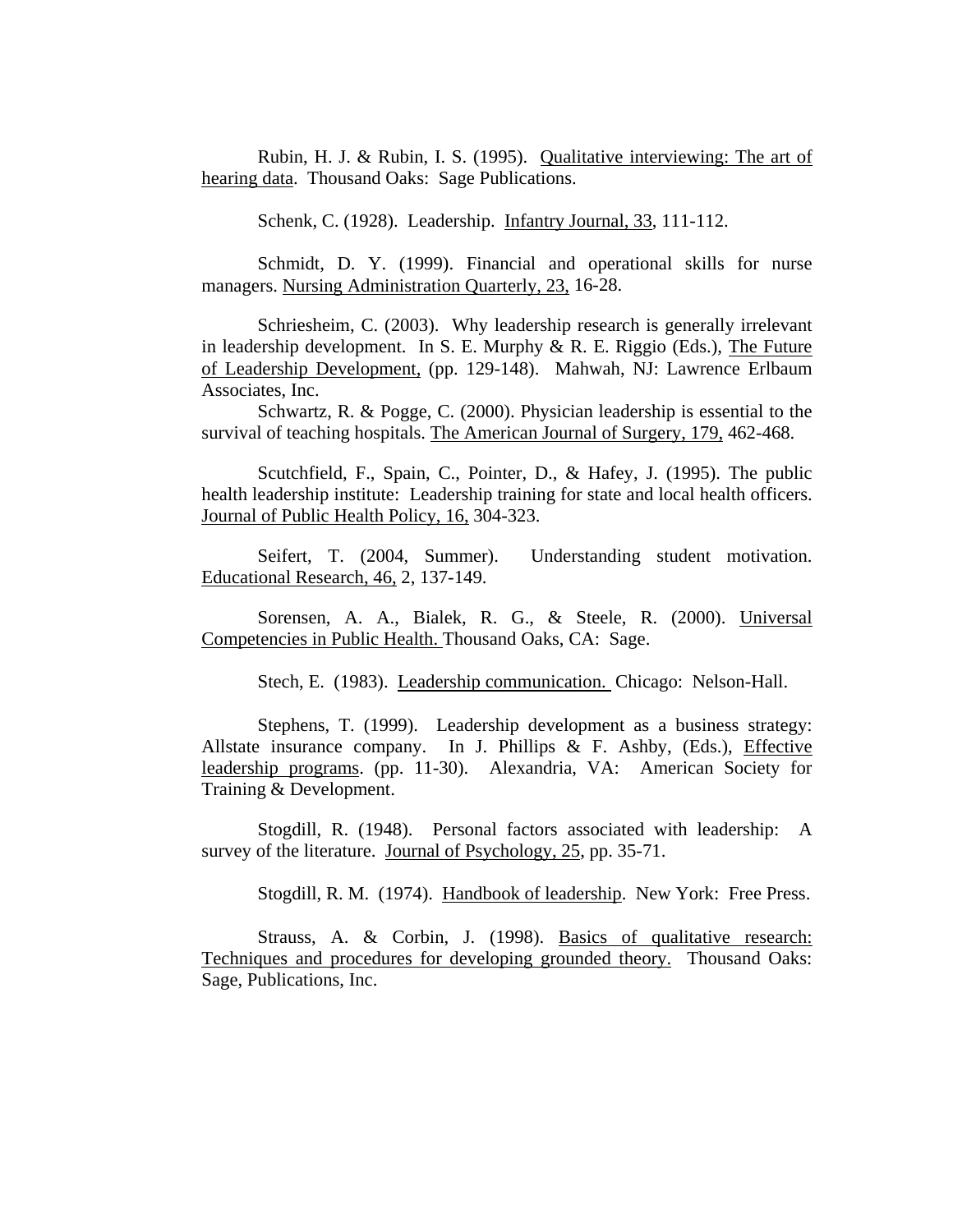Rubin, H. J. & Rubin, I. S. (1995). Qualitative interviewing: The art of hearing data. Thousand Oaks: Sage Publications.

Schenk, C. (1928). Leadership. Infantry Journal, 33, 111-112.

Schmidt, D. Y. (1999). Financial and operational skills for nurse managers. Nursing Administration Quarterly, 23, 16-28.

Schriesheim, C. (2003). Why leadership research is generally irrelevant in leadership development. In S. E. Murphy & R. E. Riggio (Eds.), The Future of Leadership Development, (pp. 129-148). Mahwah, NJ: Lawrence Erlbaum Associates, Inc.

Schwartz, R. & Pogge, C. (2000). Physician leadership is essential to the survival of teaching hospitals. The American Journal of Surgery, 179, 462-468.

Scutchfield, F., Spain, C., Pointer, D., & Hafey, J. (1995). The public health leadership institute: Leadership training for state and local health officers. Journal of Public Health Policy, 16, 304-323.

Seifert, T. (2004, Summer). Understanding student motivation. Educational Research, 46, 2, 137-149.

Sorensen, A. A., Bialek, R. G., & Steele, R. (2000). Universal Competencies in Public Health. Thousand Oaks, CA: Sage.

Stech, E. (1983). Leadership communication. Chicago: Nelson-Hall.

Stephens, T. (1999). Leadership development as a business strategy: Allstate insurance company. In J. Phillips & F. Ashby, (Eds.), Effective leadership programs. (pp. 11-30). Alexandria, VA: American Society for Training & Development.

Stogdill, R. (1948). Personal factors associated with leadership: A survey of the literature. Journal of Psychology, 25, pp. 35-71.

Stogdill, R. M. (1974). Handbook of leadership. New York: Free Press.

Strauss, A. & Corbin, J. (1998). Basics of qualitative research: Techniques and procedures for developing grounded theory. Thousand Oaks: Sage, Publications, Inc.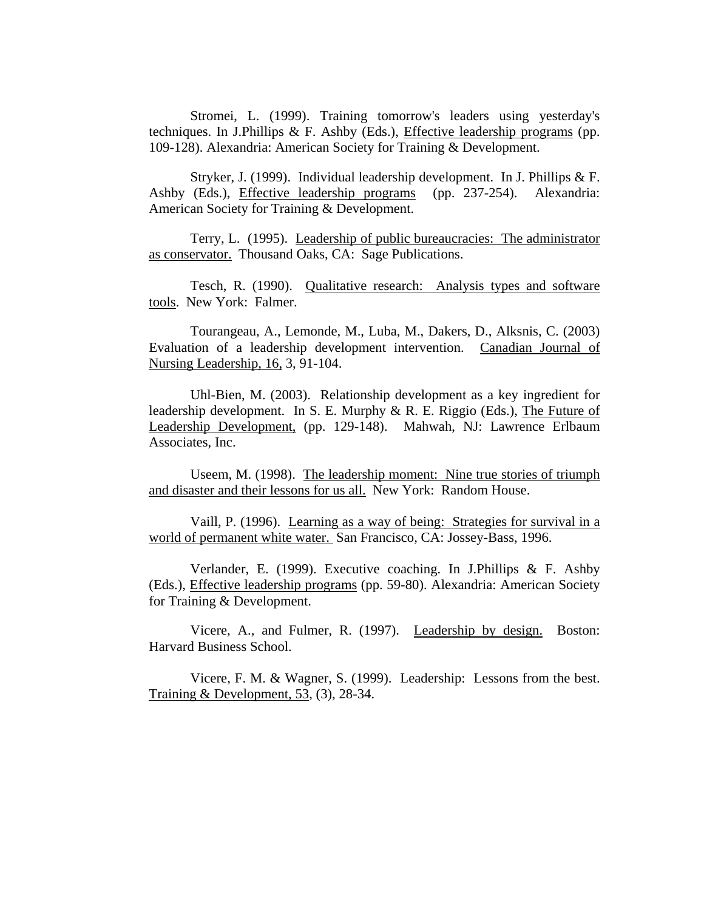Stromei, L. (1999). Training tomorrow's leaders using yesterday's techniques. In J.Phillips & F. Ashby (Eds.), <u>Effective leadership programs</u> (pp. 109-128). Alexandria: American Society for Training & Development.

Stryker, J. (1999). Individual leadership development. In J. Phillips & F. Ashby (Eds.), <u>Effective leadership programs</u> (pp. 237-254). Alexandria: American Society for Training & Development.

Terry, L. (1995). <u>Leadership of public bureaucracies: The administrator as conservator.</u> Thousand Oaks, CA: Sage Publications.

Tesch, R. (1990). <u>Qualitative research: Analysis types and software tools</u>. New York: Falmer.

Tourangeau, A., Lemonde, M., Luba, M., Dakers, D., Alksnis, C. (2003) Evaluation of a leadership development intervention. <u>Canadian Journal of Nursing Leadership, 16,</u> 3, 91-104.

Uhl-Bien, M. (2003). Relationship development as a key ingredient for leadership development. In S. E. Murphy & R. E. Riggio (Eds.), <u>The Future of Leadership Development,</u> (pp. 129-148). Mahwah, NJ: Lawrence Erlbaum Associates, Inc.

Useem, M. (1998). <u>The leadership moment: Nine true stories of triumph and disaster and their lessons for us all.</u> New York: Random House.

Vaill, P. (1996). <u>Learning as a way of being: Strategies for survival in a world of permanent white water.</u> San Francisco, CA: Jossey-Bass, 1996.

Verlander, E. (1999). Executive coaching. In J.Phillips & F. Ashby (Eds.), <u>Effective leadership programs</u> (pp. 59-80). Alexandria: American Society for Training & Development.

Vicere, A., and Fulmer, R. (1997). <u>Leadership by design.</u> Boston: Harvard Business School.

Vicere, F. M. & Wagner, S. (1999). Leadership: Lessons from the best. <u>Training & Development, 53</u>, (3), 28-34.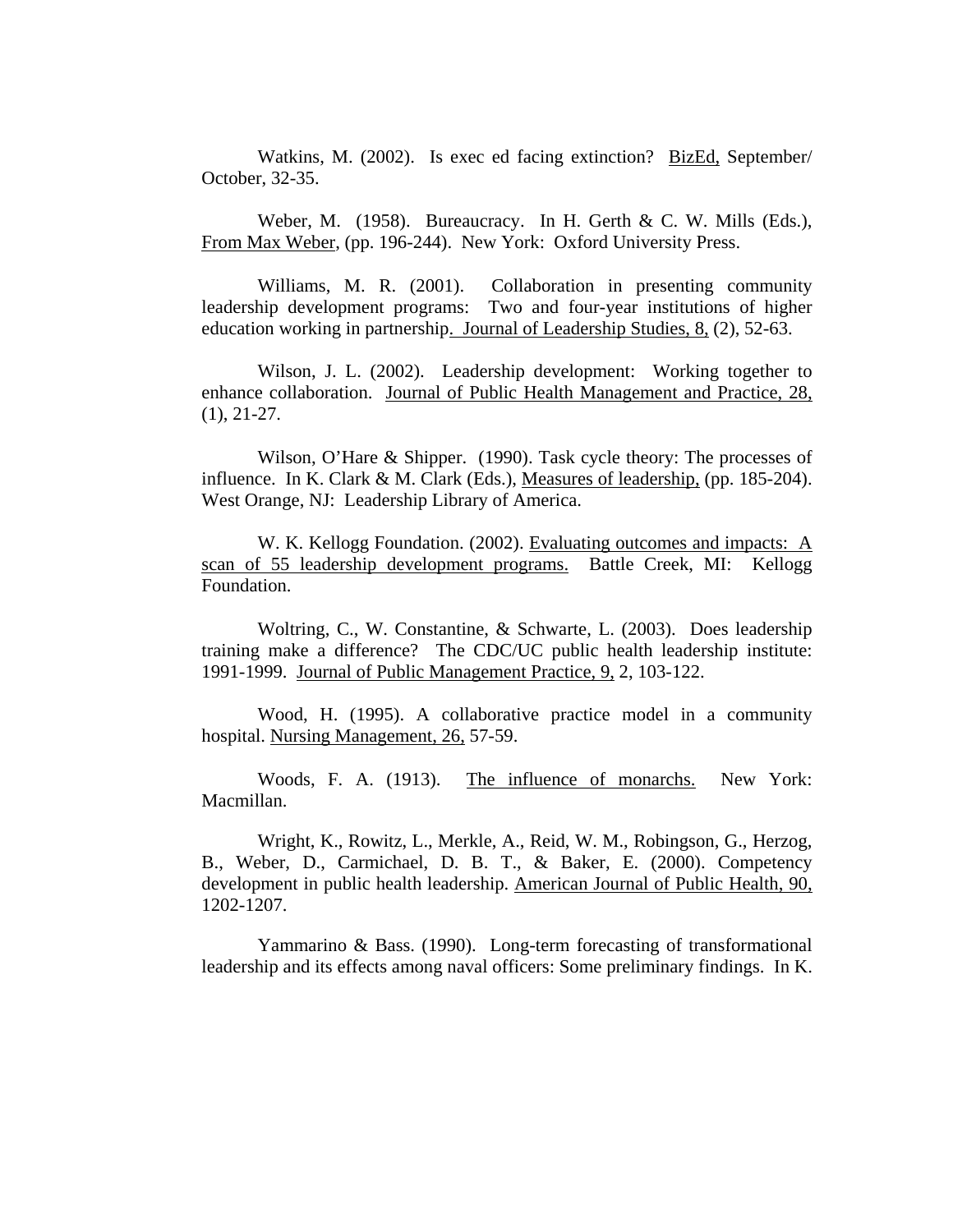Watkins, M. (2002). Is exec ed facing extinction? BizEd, September/ October, 32-35.

Weber, M. (1958). Bureaucracy. In H. Gerth & C. W. Mills (Eds.), From Max Weber, (pp. 196-244). New York: Oxford University Press.

Williams, M. R. (2001). Collaboration in presenting community leadership development programs: Two and four-year institutions of higher education working in partnership. Journal of Leadership Studies, 8, (2), 52-63.

Wilson, J. L. (2002). Leadership development: Working together to enhance collaboration. Journal of Public Health Management and Practice, 28, (1), 21-27.

Wilson, O'Hare & Shipper. (1990). Task cycle theory: The processes of influence. In K. Clark & M. Clark (Eds.), Measures of leadership, (pp. 185-204). West Orange, NJ: Leadership Library of America.

W. K. Kellogg Foundation. (2002). Evaluating outcomes and impacts: A scan of 55 leadership development programs. Battle Creek, MI: Kellogg Foundation.

Woltring, C., W. Constantine, & Schwarte, L. (2003). Does leadership training make a difference? The CDC/UC public health leadership institute: 1991-1999. Journal of Public Management Practice, 9, 2, 103-122.

Wood, H. (1995). A collaborative practice model in a community hospital. Nursing Management, 26, 57-59.

Woods, F. A. (1913). The influence of monarchs. New York: Macmillan.

Wright, K., Rowitz, L., Merkle, A., Reid, W. M., Robingson, G., Herzog, B., Weber, D., Carmichael, D. B. T., & Baker, E. (2000). Competency development in public health leadership. American Journal of Public Health, 90, 1202-1207.

Yammarino & Bass. (1990). Long-term forecasting of transformational leadership and its effects among naval officers: Some preliminary findings. In K.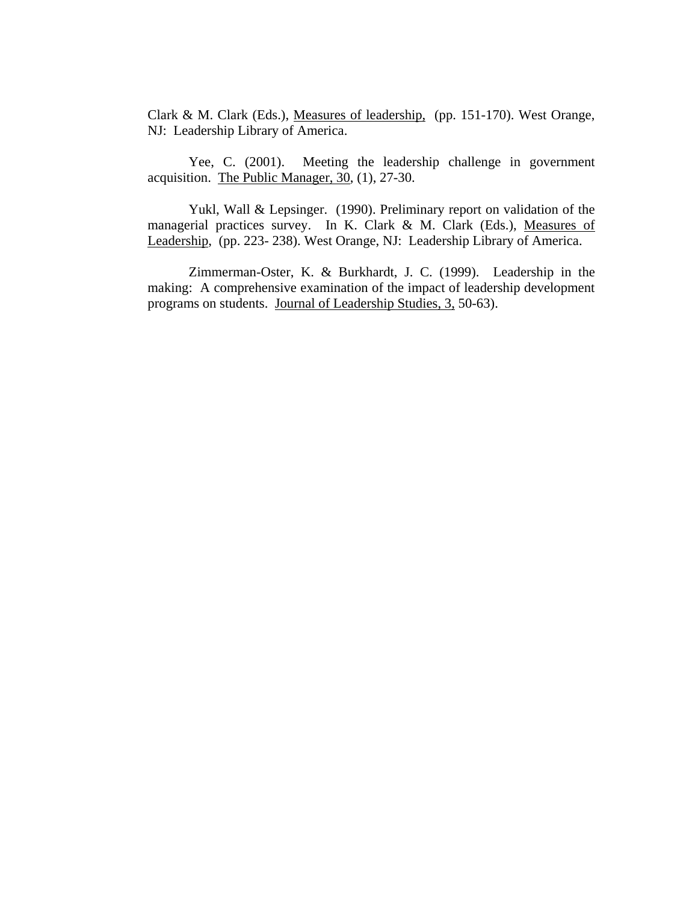Clark & M. Clark (Eds.), Measures of leadership, (pp. 151-170). West Orange, NJ: Leadership Library of America.

Yee, C. (2001). Meeting the leadership challenge in government acquisition. The Public Manager, 30, (1), 27-30.

Yukl, Wall & Lepsinger. (1990). Preliminary report on validation of the managerial practices survey. In K. Clark & M. Clark (Eds.), Measures of Leadership, (pp. 223- 238). West Orange, NJ: Leadership Library of America.

Zimmerman-Oster, K. & Burkhardt, J. C. (1999). Leadership in the making: A comprehensive examination of the impact of leadership development programs on students. Journal of Leadership Studies, 3, 50-63).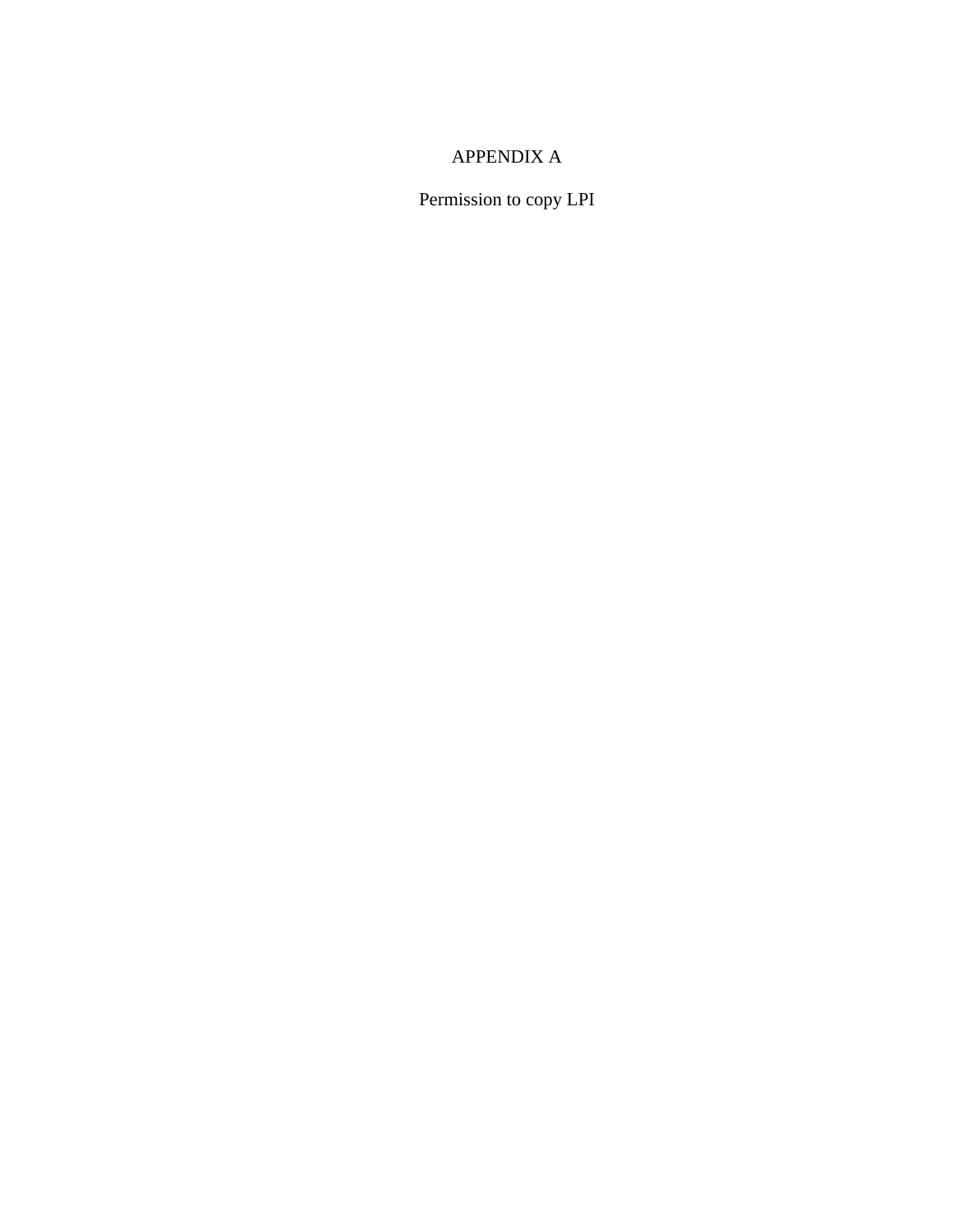# APPENDIX A

Permission to copy LPI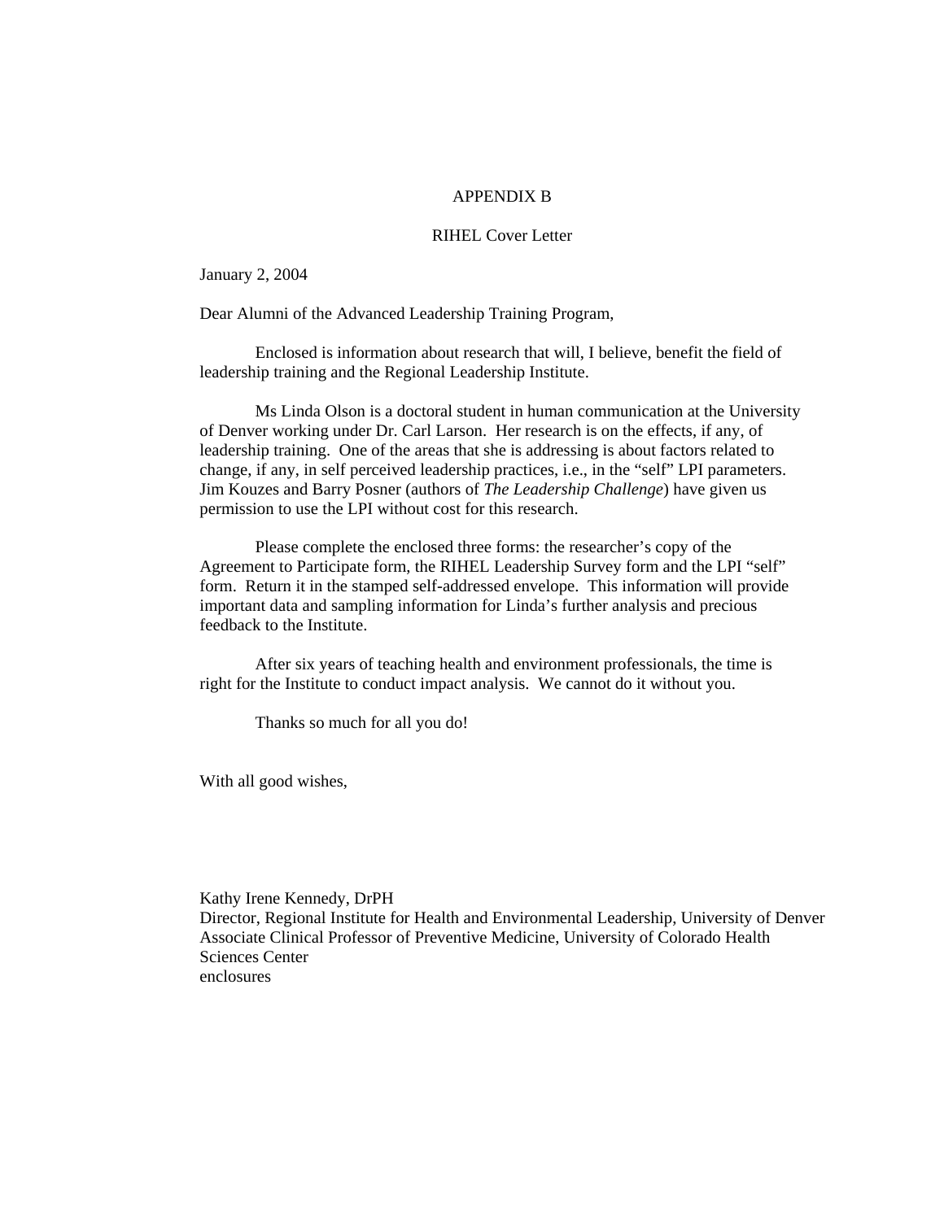# APPENDIX B

## RIHEL Cover Letter

January 2, 2004

Dear Alumni of the Advanced Leadership Training Program,

Enclosed is information about research that will, I believe, benefit the field of leadership training and the Regional Leadership Institute.

Ms Linda Olson is a doctoral student in human communication at the University of Denver working under Dr. Carl Larson. Her research is on the effects, if any, of leadership training. One of the areas that she is addressing is about factors related to change, if any, in self perceived leadership practices, i.e., in the "self" LPI parameters. Jim Kouzes and Barry Posner (authors of *The Leadership Challenge*) have given us permission to use the LPI without cost for this research.

Please complete the enclosed three forms: the researcher's copy of the Agreement to Participate form, the RIHEL Leadership Survey form and the LPI "self" form. Return it in the stamped self-addressed envelope. This information will provide important data and sampling information for Linda's further analysis and precious feedback to the Institute.

After six years of teaching health and environment professionals, the time is right for the Institute to conduct impact analysis. We cannot do it without you.

Thanks so much for all you do!

With all good wishes,

Kathy Irene Kennedy, DrPH
Director, Regional Institute for Health and Environmental Leadership, University of Denver
Associate Clinical Professor of Preventive Medicine, University of Colorado Health Sciences Center
enclosures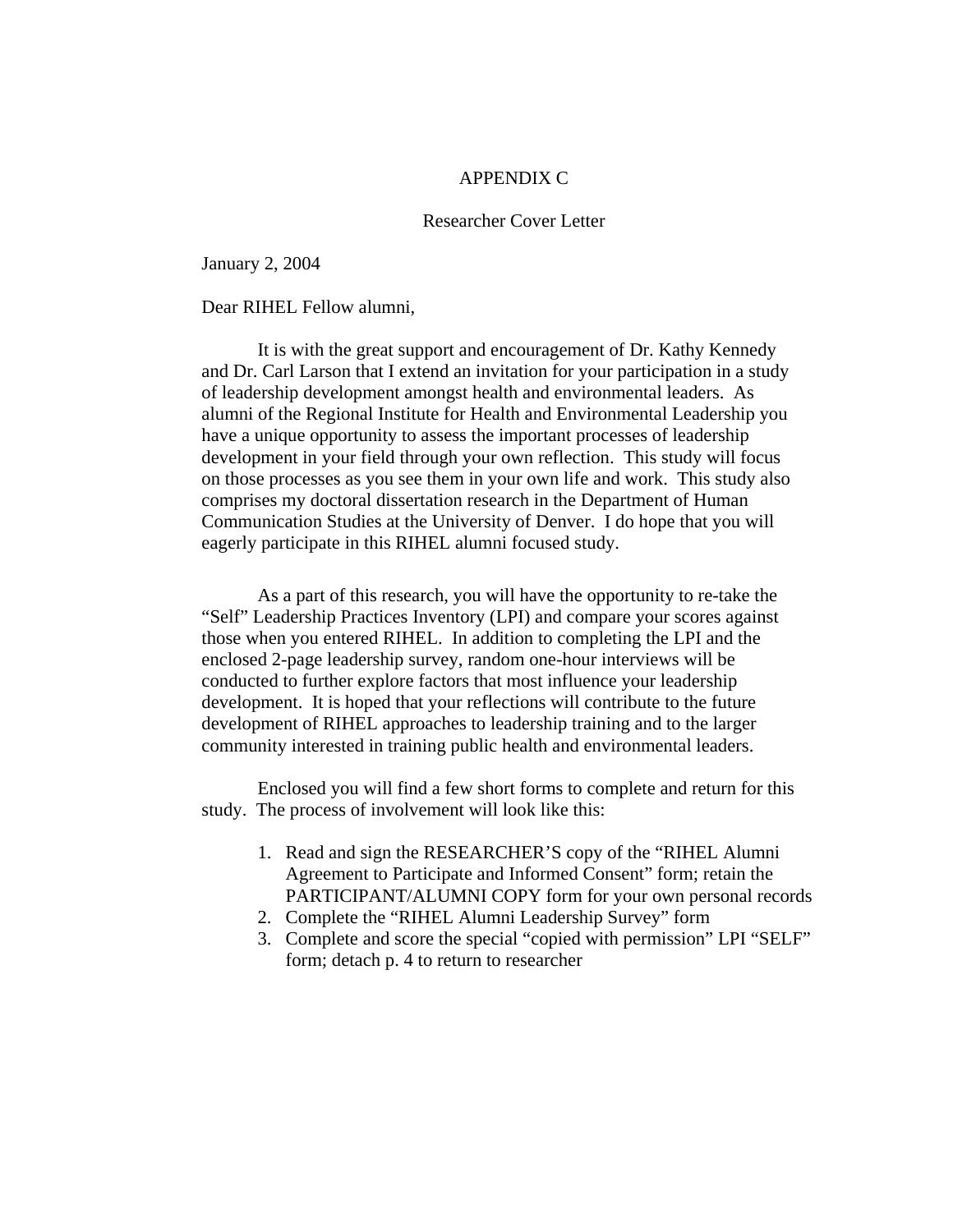# APPENDIX C

## Researcher Cover Letter

January 2, 2004

Dear RIHEL Fellow alumni,

It is with the great support and encouragement of Dr. Kathy Kennedy and Dr. Carl Larson that I extend an invitation for your participation in a study of leadership development amongst health and environmental leaders. As alumni of the Regional Institute for Health and Environmental Leadership you have a unique opportunity to assess the important processes of leadership development in your field through your own reflection. This study will focus on those processes as you see them in your own life and work. This study also comprises my doctoral dissertation research in the Department of Human Communication Studies at the University of Denver. I do hope that you will eagerly participate in this RIHEL alumni focused study.

As a part of this research, you will have the opportunity to re-take the "Self" Leadership Practices Inventory (LPI) and compare your scores against those when you entered RIHEL. In addition to completing the LPI and the enclosed 2-page leadership survey, random one-hour interviews will be conducted to further explore factors that most influence your leadership development. It is hoped that your reflections will contribute to the future development of RIHEL approaches to leadership training and to the larger community interested in training public health and environmental leaders.

Enclosed you will find a few short forms to complete and return for this study. The process of involvement will look like this:

1. Read and sign the RESEARCHER'S copy of the "RIHEL Alumni Agreement to Participate and Informed Consent" form; retain the PARTICIPANT/ALUMNI COPY form for your own personal records
2. Complete the "RIHEL Alumni Leadership Survey" form
3. Complete and score the special "copied with permission" LPI "SELF" form; detach p. 4 to return to researcher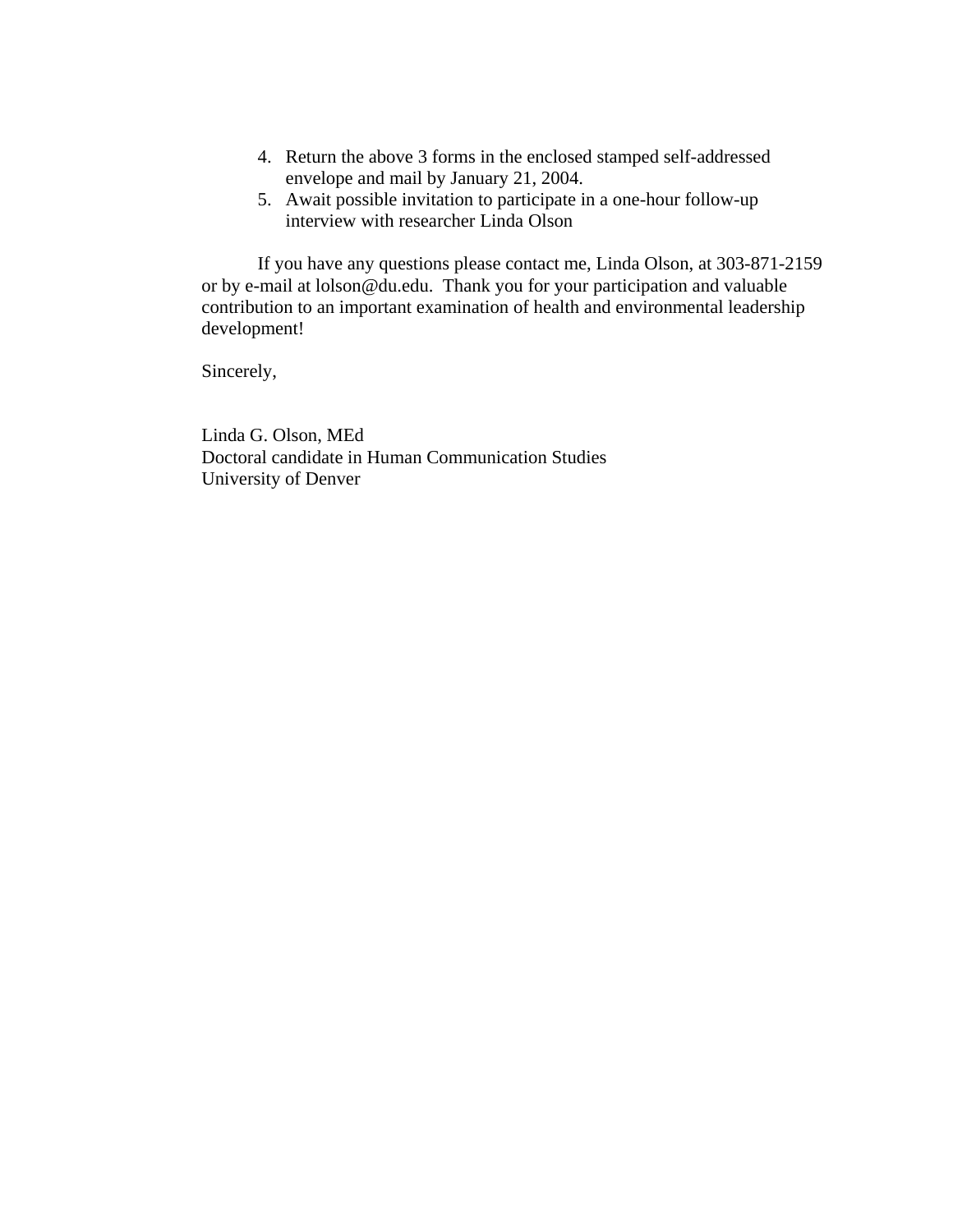4. Return the above 3 forms in the enclosed stamped self-addressed envelope and mail by January 21, 2004.
5. Await possible invitation to participate in a one-hour follow-up interview with researcher Linda Olson

If you have any questions please contact me, Linda Olson, at 303-871-2159 or by e-mail at lolson@du.edu. Thank you for your participation and valuable contribution to an important examination of health and environmental leadership development!

Sincerely,

Linda G. Olson, MEd
Doctoral candidate in Human Communication Studies
University of Denver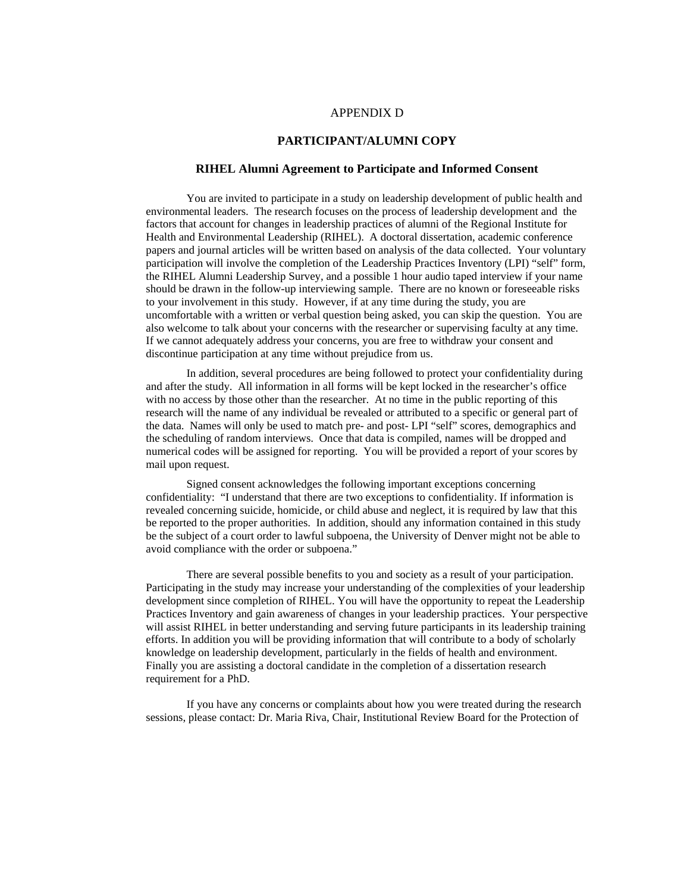APPENDIX D

**PARTICIPANT/ALUMNI COPY**

**RIHEL Alumni Agreement to Participate and Informed Consent**

You are invited to participate in a study on leadership development of public health and environmental leaders. The research focuses on the process of leadership development and the factors that account for changes in leadership practices of alumni of the Regional Institute for Health and Environmental Leadership (RIHEL). A doctoral dissertation, academic conference papers and journal articles will be written based on analysis of the data collected. Your voluntary participation will involve the completion of the Leadership Practices Inventory (LPI) "self" form, the RIHEL Alumni Leadership Survey, and a possible 1 hour audio taped interview if your name should be drawn in the follow-up interviewing sample. There are no known or foreseeable risks to your involvement in this study. However, if at any time during the study, you are uncomfortable with a written or verbal question being asked, you can skip the question. You are also welcome to talk about your concerns with the researcher or supervising faculty at any time. If we cannot adequately address your concerns, you are free to withdraw your consent and discontinue participation at any time without prejudice from us.

In addition, several procedures are being followed to protect your confidentiality during and after the study. All information in all forms will be kept locked in the researcher's office with no access by those other than the researcher. At no time in the public reporting of this research will the name of any individual be revealed or attributed to a specific or general part of the data. Names will only be used to match pre- and post- LPI "self" scores, demographics and the scheduling of random interviews. Once that data is compiled, names will be dropped and numerical codes will be assigned for reporting. You will be provided a report of your scores by mail upon request.

Signed consent acknowledges the following important exceptions concerning confidentiality: "I understand that there are two exceptions to confidentiality. If information is revealed concerning suicide, homicide, or child abuse and neglect, it is required by law that this be reported to the proper authorities. In addition, should any information contained in this study be the subject of a court order to lawful subpoena, the University of Denver might not be able to avoid compliance with the order or subpoena."

There are several possible benefits to you and society as a result of your participation. Participating in the study may increase your understanding of the complexities of your leadership development since completion of RIHEL. You will have the opportunity to repeat the Leadership Practices Inventory and gain awareness of changes in your leadership practices. Your perspective will assist RIHEL in better understanding and serving future participants in its leadership training efforts. In addition you will be providing information that will contribute to a body of scholarly knowledge on leadership development, particularly in the fields of health and environment. Finally you are assisting a doctoral candidate in the completion of a dissertation research requirement for a PhD.

If you have any concerns or complaints about how you were treated during the research sessions, please contact: Dr. Maria Riva, Chair, Institutional Review Board for the Protection of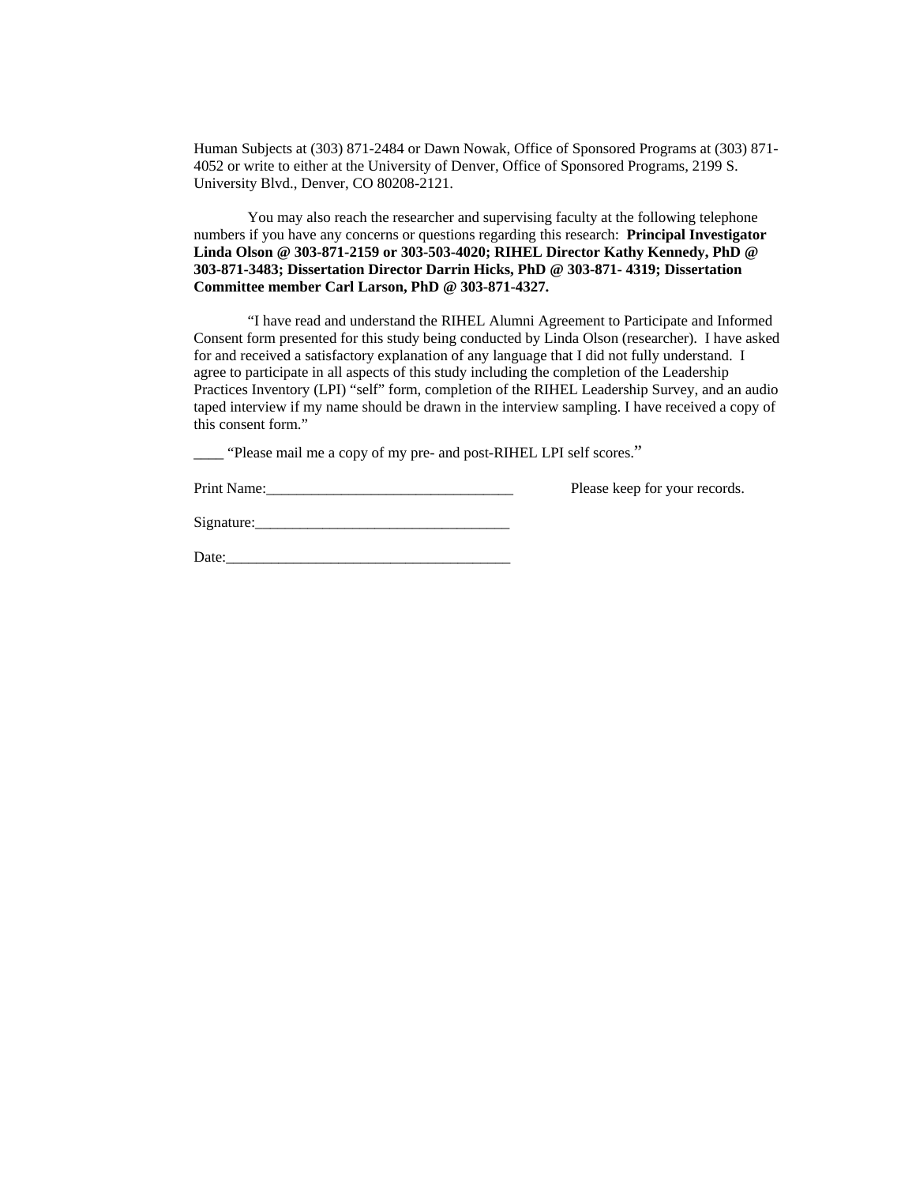Human Subjects at (303) 871-2484 or Dawn Nowak, Office of Sponsored Programs at (303) 871-4052 or write to either at the University of Denver, Office of Sponsored Programs, 2199 S. University Blvd., Denver, CO 80208-2121.

You may also reach the researcher and supervising faculty at the following telephone numbers if you have any concerns or questions regarding this research: **Principal Investigator Linda Olson @ 303-871-2159 or 303-503-4020; RIHEL Director Kathy Kennedy, PhD @ 303-871-3483; Dissertation Director Darrin Hicks, PhD @ 303-871- 4319; Dissertation Committee member Carl Larson, PhD @ 303-871-4327.**

"I have read and understand the RIHEL Alumni Agreement to Participate and Informed Consent form presented for this study being conducted by Linda Olson (researcher). I have asked for and received a satisfactory explanation of any language that I did not fully understand. I agree to participate in all aspects of this study including the completion of the Leadership Practices Inventory (LPI) "self" form, completion of the RIHEL Leadership Survey, and an audio taped interview if my name should be drawn in the interview sampling. I have received a copy of this consent form."

____ "Please mail me a copy of my pre- and post-RIHEL LPI self scores."

Print Name:________________________________ Please keep for your records.

Signature:__________________________________

Date:______________________________________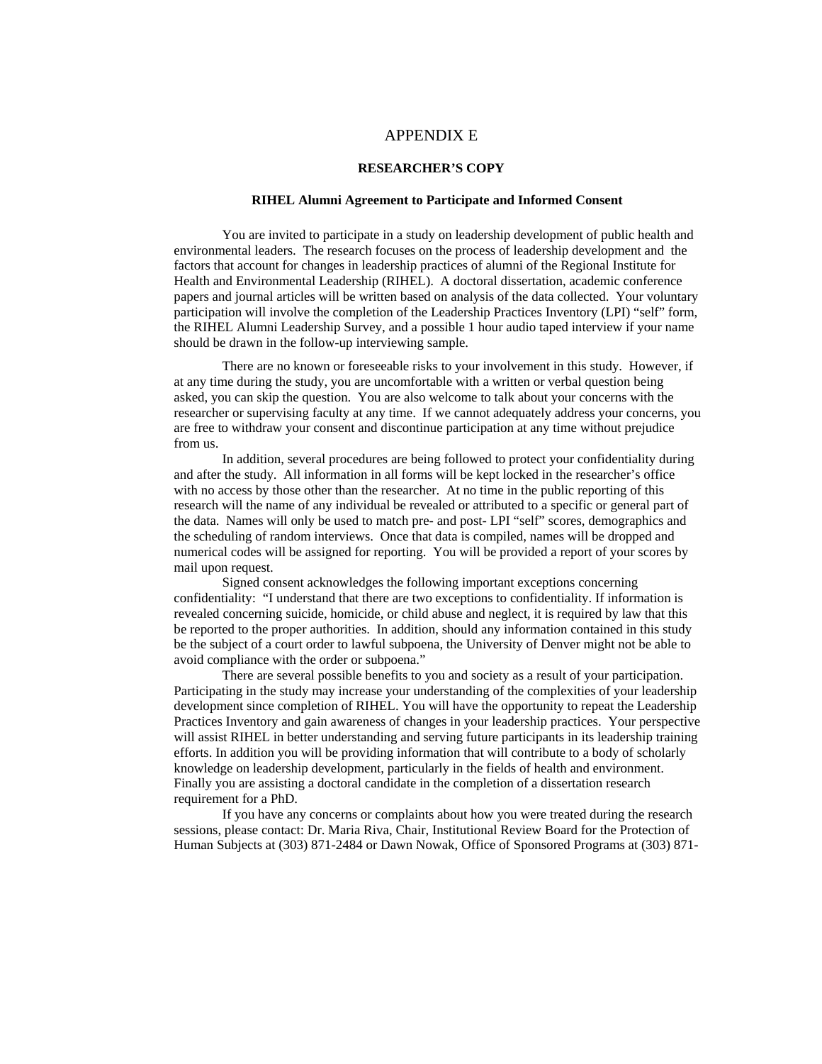# APPENDIX E

**RESEARCHER'S COPY**

**RIHEL Alumni Agreement to Participate and Informed Consent**

You are invited to participate in a study on leadership development of public health and environmental leaders. The research focuses on the process of leadership development and the factors that account for changes in leadership practices of alumni of the Regional Institute for Health and Environmental Leadership (RIHEL). A doctoral dissertation, academic conference papers and journal articles will be written based on analysis of the data collected. Your voluntary participation will involve the completion of the Leadership Practices Inventory (LPI) "self" form, the RIHEL Alumni Leadership Survey, and a possible 1 hour audio taped interview if your name should be drawn in the follow-up interviewing sample.

There are no known or foreseeable risks to your involvement in this study. However, if at any time during the study, you are uncomfortable with a written or verbal question being asked, you can skip the question. You are also welcome to talk about your concerns with the researcher or supervising faculty at any time. If we cannot adequately address your concerns, you are free to withdraw your consent and discontinue participation at any time without prejudice from us.

In addition, several procedures are being followed to protect your confidentiality during and after the study. All information in all forms will be kept locked in the researcher's office with no access by those other than the researcher. At no time in the public reporting of this research will the name of any individual be revealed or attributed to a specific or general part of the data. Names will only be used to match pre- and post- LPI "self" scores, demographics and the scheduling of random interviews. Once that data is compiled, names will be dropped and numerical codes will be assigned for reporting. You will be provided a report of your scores by mail upon request.

Signed consent acknowledges the following important exceptions concerning confidentiality: "I understand that there are two exceptions to confidentiality. If information is revealed concerning suicide, homicide, or child abuse and neglect, it is required by law that this be reported to the proper authorities. In addition, should any information contained in this study be the subject of a court order to lawful subpoena, the University of Denver might not be able to avoid compliance with the order or subpoena."

There are several possible benefits to you and society as a result of your participation. Participating in the study may increase your understanding of the complexities of your leadership development since completion of RIHEL. You will have the opportunity to repeat the Leadership Practices Inventory and gain awareness of changes in your leadership practices. Your perspective will assist RIHEL in better understanding and serving future participants in its leadership training efforts. In addition you will be providing information that will contribute to a body of scholarly knowledge on leadership development, particularly in the fields of health and environment. Finally you are assisting a doctoral candidate in the completion of a dissertation research requirement for a PhD.

If you have any concerns or complaints about how you were treated during the research sessions, please contact: Dr. Maria Riva, Chair, Institutional Review Board for the Protection of Human Subjects at (303) 871-2484 or Dawn Nowak, Office of Sponsored Programs at (303) 871-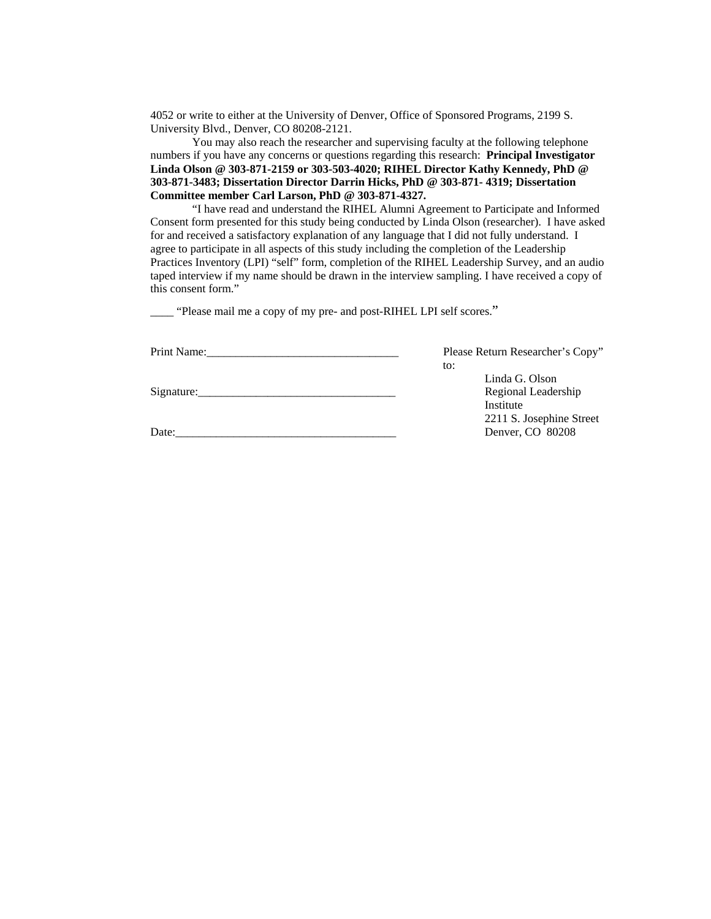4052 or write to either at the University of Denver, Office of Sponsored Programs, 2199 S. University Blvd., Denver, CO 80208-2121.

You may also reach the researcher and supervising faculty at the following telephone numbers if you have any concerns or questions regarding this research: **Principal Investigator Linda Olson @ 303-871-2159 or 303-503-4020; RIHEL Director Kathy Kennedy, PhD @ 303-871-3483; Dissertation Director Darrin Hicks, PhD @ 303-871- 4319; Dissertation Committee member Carl Larson, PhD @ 303-871-4327.**

"I have read and understand the RIHEL Alumni Agreement to Participate and Informed Consent form presented for this study being conducted by Linda Olson (researcher). I have asked for and received a satisfactory explanation of any language that I did not fully understand. I agree to participate in all aspects of this study including the completion of the Leadership Practices Inventory (LPI) "self" form, completion of the RIHEL Leadership Survey, and an audio taped interview if my name should be drawn in the interview sampling. I have received a copy of this consent form."

____ "Please mail me a copy of my pre- and post-RIHEL LPI self scores."

Print Name:_________________________________

Signature:__________________________________

Date:______________________________________

Please Return Researcher's Copy" to:

Linda G. Olson
Regional Leadership Institute
2211 S. Josephine Street
Denver, CO 80208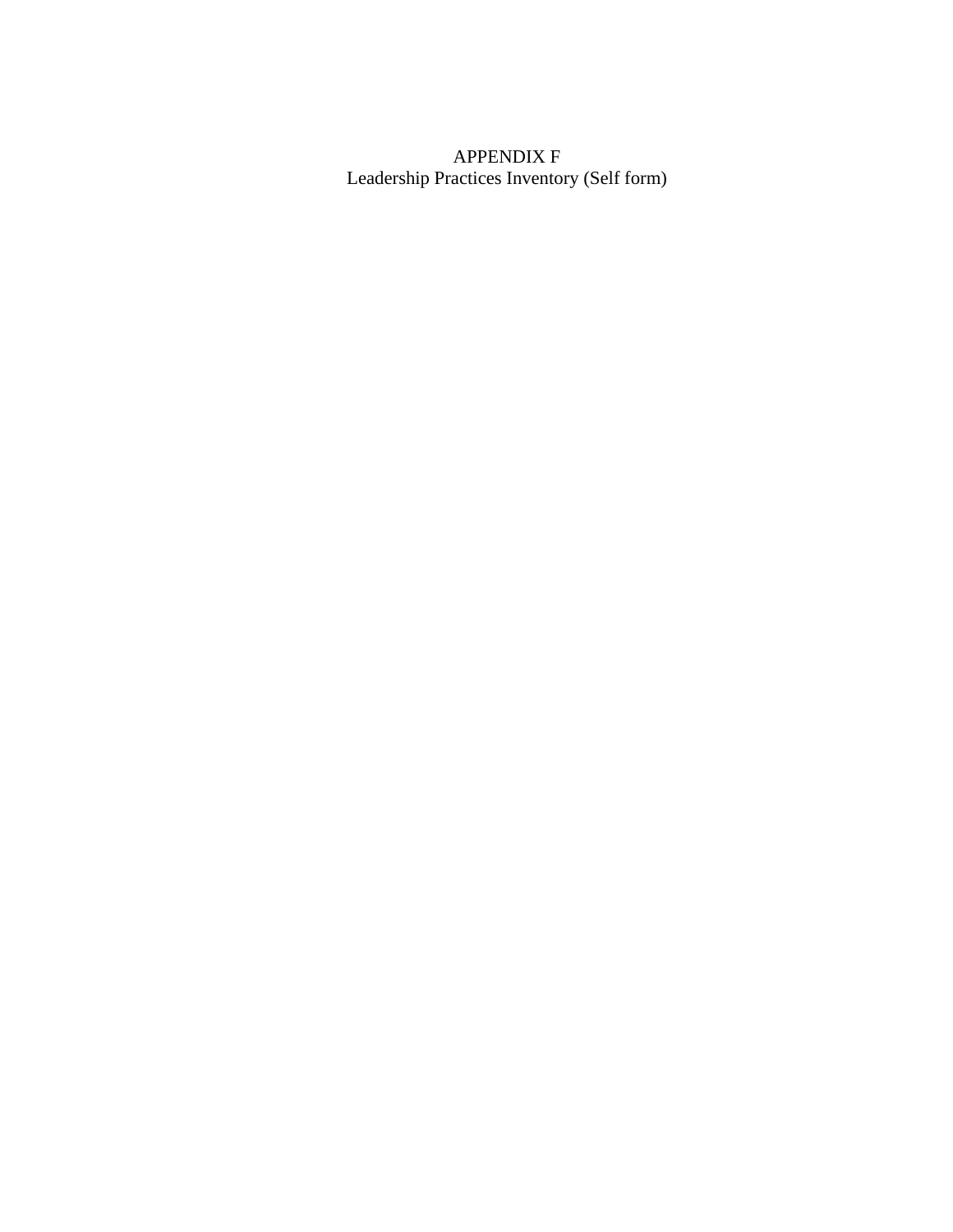# APPENDIX F
Leadership Practices Inventory (Self form)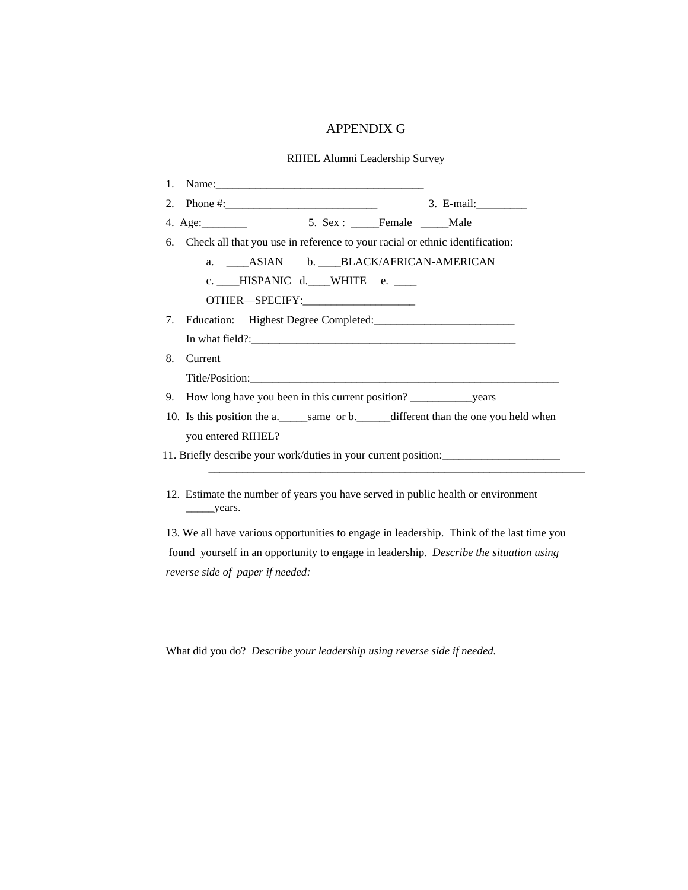# APPENDIX G

## RIHEL Alumni Leadership Survey

1. Name:_____________________________________
2. Phone #:____________________________ 3. E-mail:_________
4. Age:________ 5. Sex : _____Female _____Male
6. Check all that you use in reference to your racial or ethnic identification:
   a. ____ASIAN b. ____BLACK/AFRICAN-AMERICAN
   c. ____HISPANIC d.____WHITE e. ____
   OTHER—SPECIFY:____________________
7. Education: Highest Degree Completed:_________________________
   In what field?:_________________________________________________
8. Current
   Title/Position:_________________________________________________________
9. How long have you been in this current position? ___________years
10. Is this position the a._____same or b.______different than the one you held when you entered RIHEL?
11. Briefly describe your work/duties in your current position:_____________________
    _________________________________________________________________________
12. Estimate the number of years you have served in public health or environment _____years.
13. We all have various opportunities to engage in leadership. Think of the last time you found yourself in an opportunity to engage in leadership. *Describe the situation using reverse side of paper if needed:*

What did you do? *Describe your leadership using reverse side if needed.*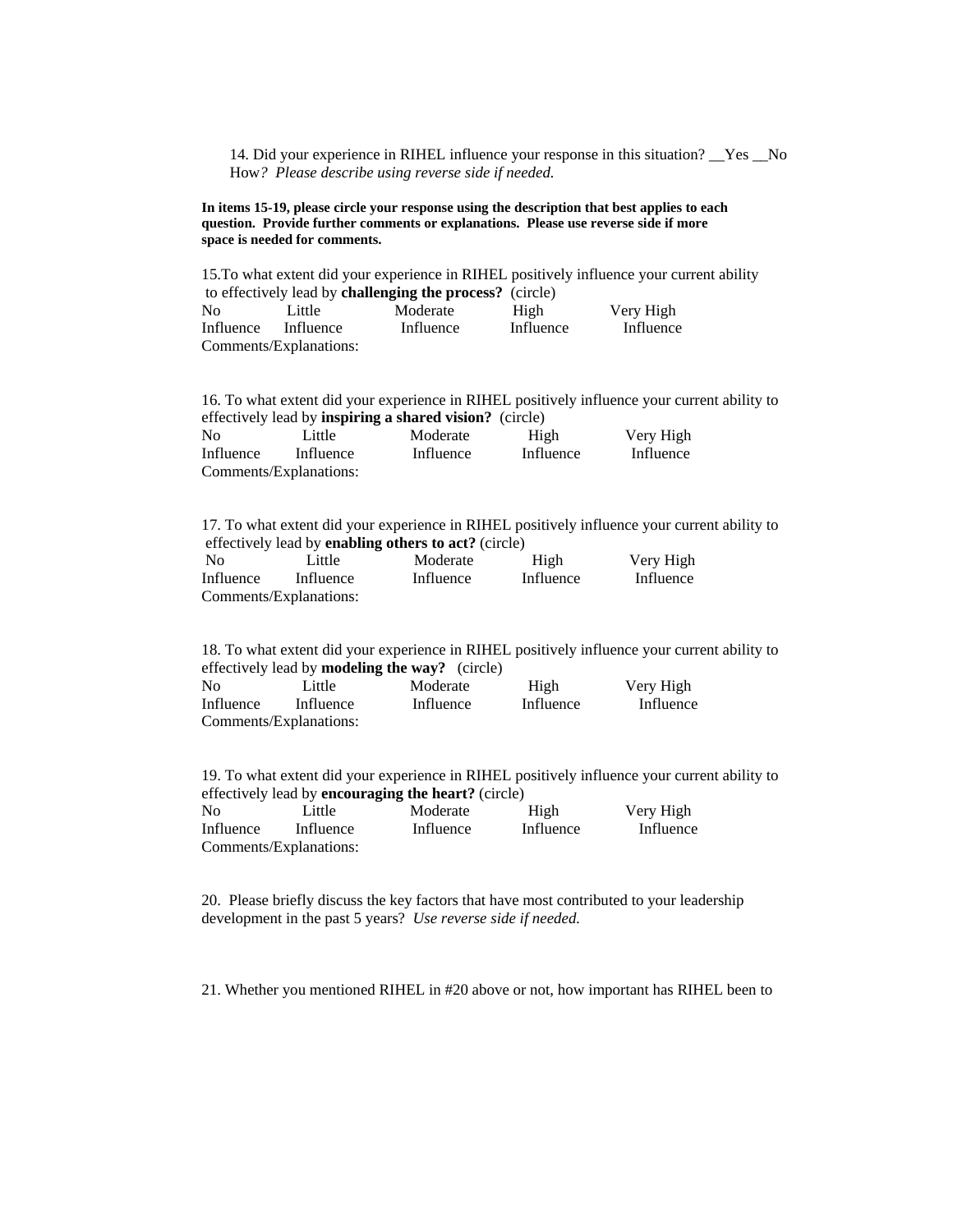14. Did your experience in RIHEL influence your response in this situation? __Yes __No
How*? Please describe using reverse side if needed.*

**In items 15-19, please circle your response using the description that best applies to each question. Provide further comments or explanations. Please use reverse side if more space is needed for comments.**

15.To what extent did your experience in RIHEL positively influence your current ability to effectively lead by **challenging the process?** (circle)

| No Influence | Little Influence | Moderate Influence | High Influence | Very High Influence |
|---|---|---|---|---|

Comments/Explanations:

16. To what extent did your experience in RIHEL positively influence your current ability to effectively lead by **inspiring a shared vision?** (circle)

| No Influence | Little Influence | Moderate Influence | High Influence | Very High Influence |
|---|---|---|---|---|

Comments/Explanations:

17. To what extent did your experience in RIHEL positively influence your current ability to effectively lead by **enabling others to act?** (circle)

| No Influence | Little Influence | Moderate Influence | High Influence | Very High Influence |
|---|---|---|---|---|

Comments/Explanations:

18. To what extent did your experience in RIHEL positively influence your current ability to effectively lead by **modeling the way?** (circle)

| No Influence | Little Influence | Moderate Influence | High Influence | Very High Influence |
|---|---|---|---|---|

Comments/Explanations:

19. To what extent did your experience in RIHEL positively influence your current ability to effectively lead by **encouraging the heart?** (circle)

| No Influence | Little Influence | Moderate Influence | High Influence | Very High Influence |
|---|---|---|---|---|

Comments/Explanations:

20. Please briefly discuss the key factors that have most contributed to your leadership development in the past 5 years? *Use reverse side if needed.*

21. Whether you mentioned RIHEL in #20 above or not, how important has RIHEL been to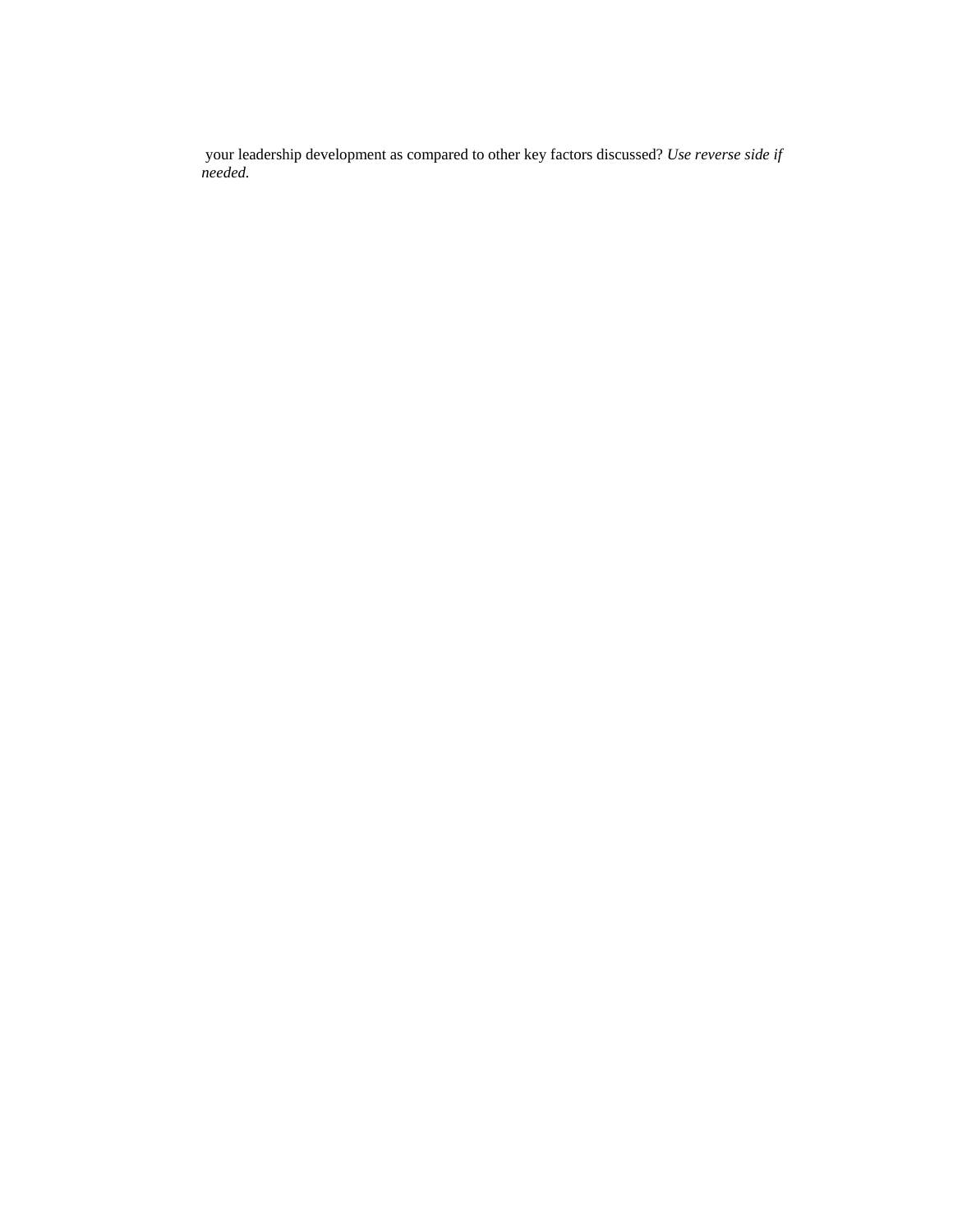your leadership development as compared to other key factors discussed? *Use reverse side if needed.*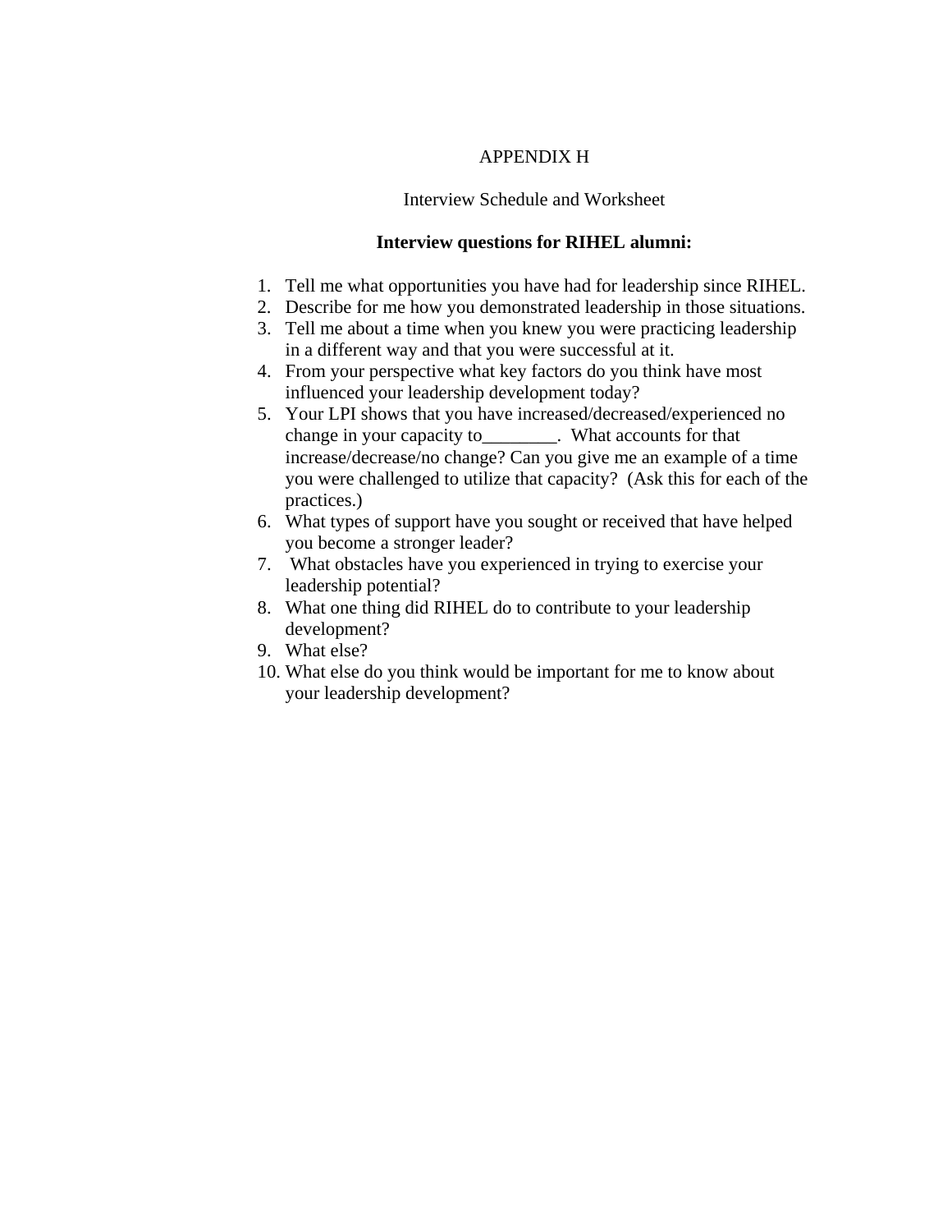# APPENDIX H

## Interview Schedule and Worksheet

**Interview questions for RIHEL alumni:**

1. Tell me what opportunities you have had for leadership since RIHEL.
2. Describe for me how you demonstrated leadership in those situations.
3. Tell me about a time when you knew you were practicing leadership in a different way and that you were successful at it.
4. From your perspective what key factors do you think have most influenced your leadership development today?
5. Your LPI shows that you have increased/decreased/experienced no change in your capacity to________. What accounts for that increase/decrease/no change? Can you give me an example of a time you were challenged to utilize that capacity? (Ask this for each of the practices.)
6. What types of support have you sought or received that have helped you become a stronger leader?
7. What obstacles have you experienced in trying to exercise your leadership potential?
8. What one thing did RIHEL do to contribute to your leadership development?
9. What else?
10. What else do you think would be important for me to know about your leadership development?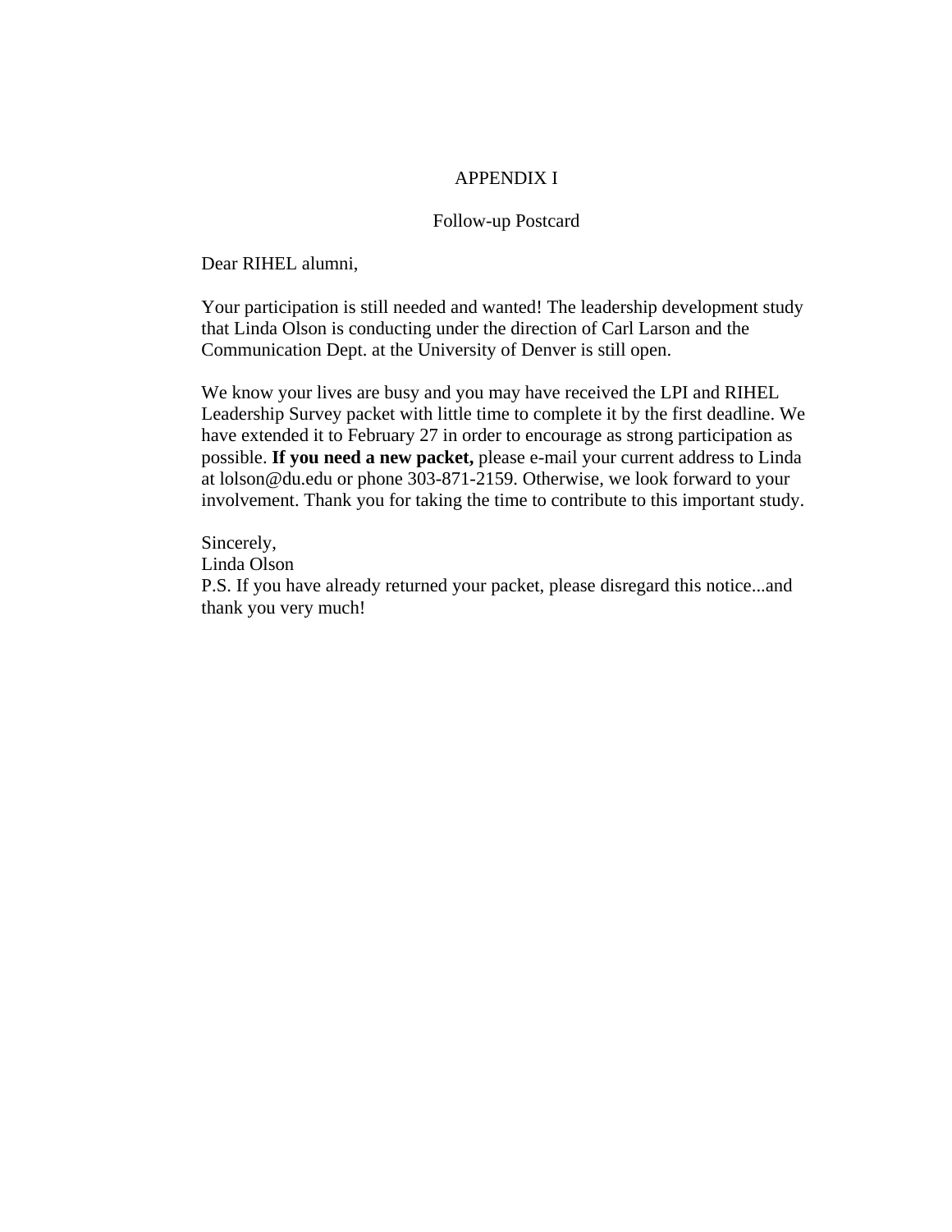# APPENDIX I

## Follow-up Postcard

Dear RIHEL alumni,

Your participation is still needed and wanted! The leadership development study that Linda Olson is conducting under the direction of Carl Larson and the Communication Dept. at the University of Denver is still open.

We know your lives are busy and you may have received the LPI and RIHEL Leadership Survey packet with little time to complete it by the first deadline. We have extended it to February 27 in order to encourage as strong participation as possible. **If you need a new packet,** please e-mail your current address to Linda at lolson@du.edu or phone 303-871-2159. Otherwise, we look forward to your involvement. Thank you for taking the time to contribute to this important study.

Sincerely,
Linda Olson
P.S. If you have already returned your packet, please disregard this notice...and thank you very much!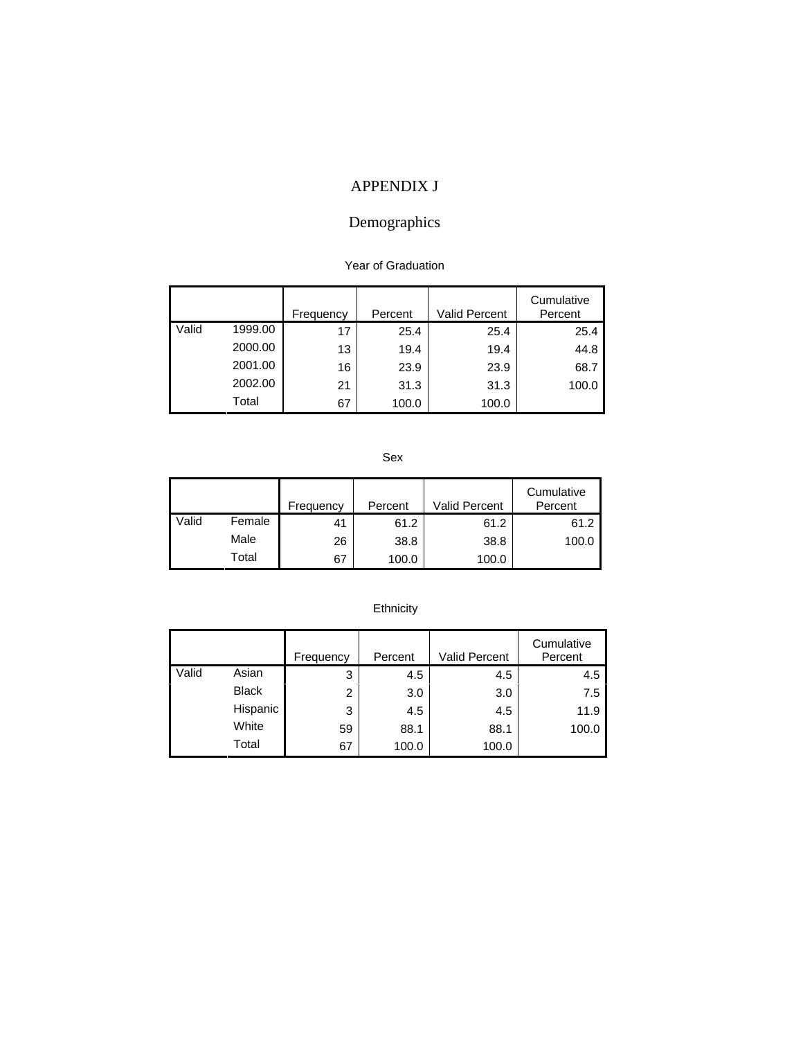# APPENDIX J

## Demographics

Year of Graduation

| | | Frequency | Percent | Valid Percent | Cumulative Percent |
|---|---|---|---|---|---|
| Valid | 1999.00 | 17 | 25.4 | 25.4 | 25.4 |
| | 2000.00 | 13 | 19.4 | 19.4 | 44.8 |
| | 2001.00 | 16 | 23.9 | 23.9 | 68.7 |
| | 2002.00 | 21 | 31.3 | 31.3 | 100.0 |
| | Total | 67 | 100.0 | 100.0 | |

Sex

| | | Frequency | Percent | Valid Percent | Cumulative Percent |
|---|---|---|---|---|---|
| Valid | Female | 41 | 61.2 | 61.2 | 61.2 |
| | Male | 26 | 38.8 | 38.8 | 100.0 |
| | Total | 67 | 100.0 | 100.0 | |

Ethnicity

| | | Frequency | Percent | Valid Percent | Cumulative Percent |
|---|---|---|---|---|---|
| Valid | Asian | 3 | 4.5 | 4.5 | 4.5 |
| | Black | 2 | 3.0 | 3.0 | 7.5 |
| | Hispanic | 3 | 4.5 | 4.5 | 11.9 |
| | White | 59 | 88.1 | 88.1 | 100.0 |
| | Total | 67 | 100.0 | 100.0 | |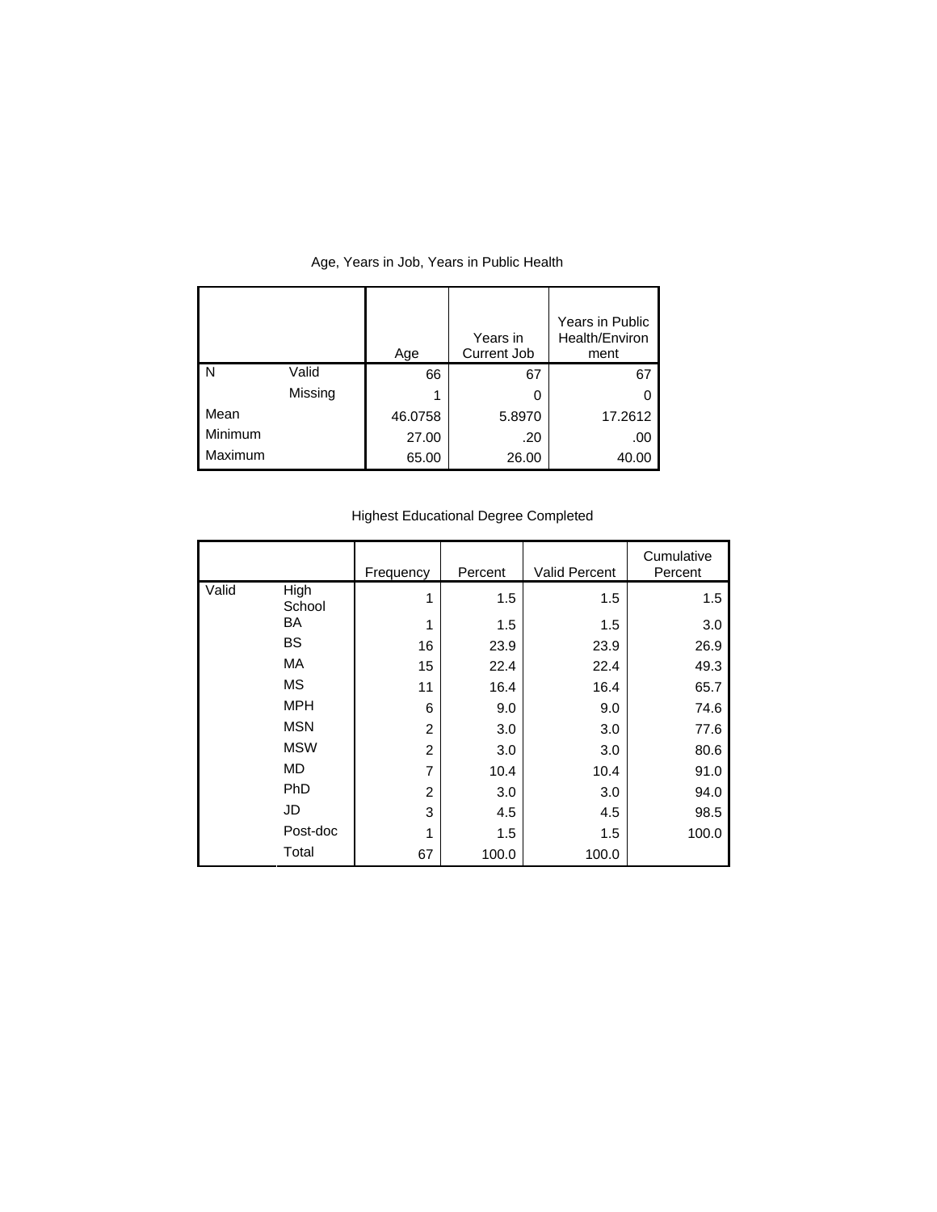Age, Years in Job, Years in Public Health

| | | Age | Years in Current Job | Years in Public Health/Environment |
|---|---|---|---|---|
| N | Valid | 66 | 67 | 67 |
| | Missing | 1 | 0 | 0 |
| Mean | | 46.0758 | 5.8970 | 17.2612 |
| Minimum | | 27.00 | .20 | .00 |
| Maximum | | 65.00 | 26.00 | 40.00 |

Highest Educational Degree Completed

| | | Frequency | Percent | Valid Percent | Cumulative Percent |
|---|---|---|---|---|---|
| Valid | High School | 1 | 1.5 | 1.5 | 1.5 |
| | BA | 1 | 1.5 | 1.5 | 3.0 |
| | BS | 16 | 23.9 | 23.9 | 26.9 |
| | MA | 15 | 22.4 | 22.4 | 49.3 |
| | MS | 11 | 16.4 | 16.4 | 65.7 |
| | MPH | 6 | 9.0 | 9.0 | 74.6 |
| | MSN | 2 | 3.0 | 3.0 | 77.6 |
| | MSW | 2 | 3.0 | 3.0 | 80.6 |
| | MD | 7 | 10.4 | 10.4 | 91.0 |
| | PhD | 2 | 3.0 | 3.0 | 94.0 |
| | JD | 3 | 4.5 | 4.5 | 98.5 |
| | Post-doc | 1 | 1.5 | 1.5 | 100.0 |
| | Total | 67 | 100.0 | 100.0 | |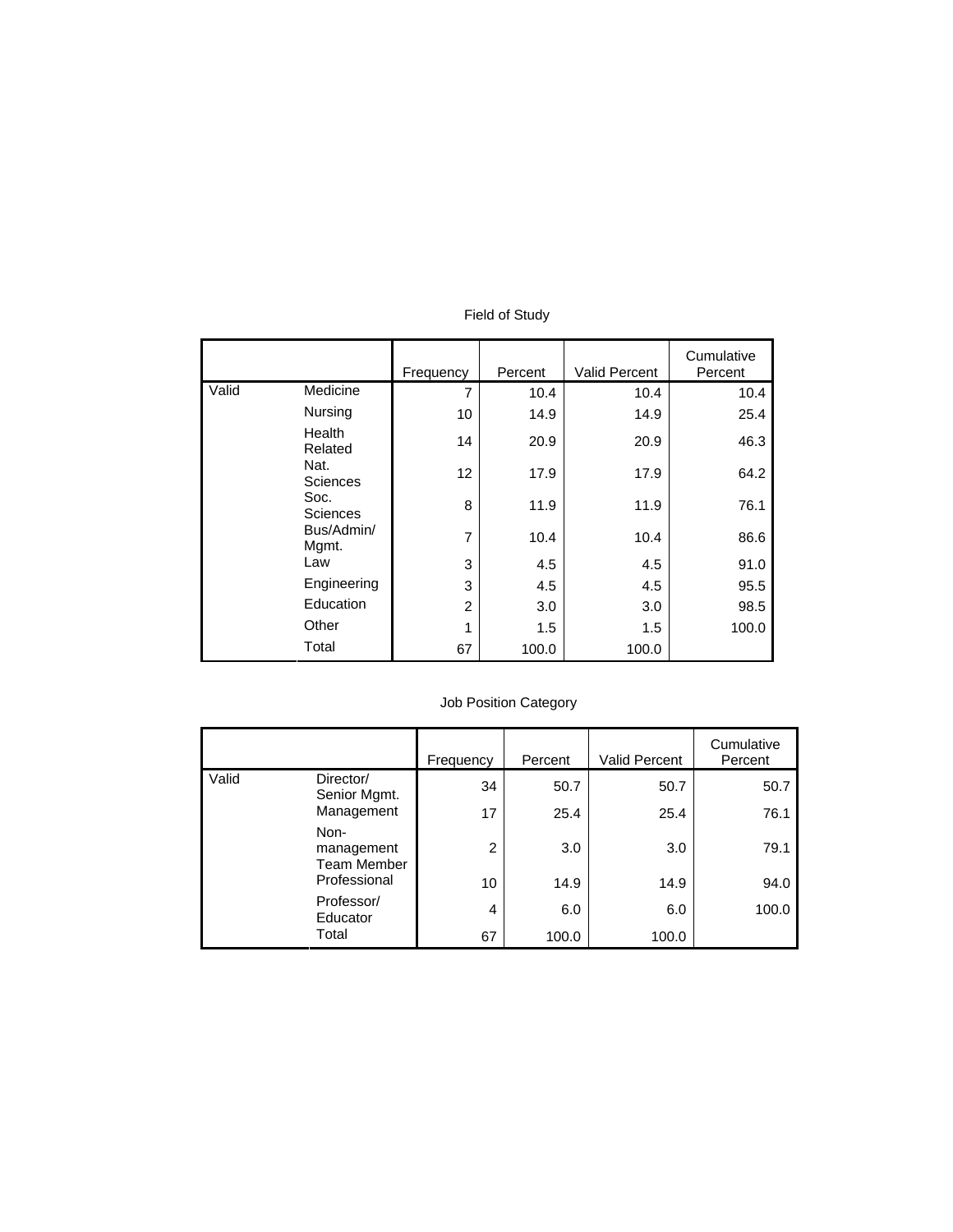Field of Study

| | | Frequency | Percent | Valid Percent | Cumulative Percent |
|---|---|---|---|---|---|
| Valid | Medicine | 7 | 10.4 | 10.4 | 10.4 |
| | Nursing | 10 | 14.9 | 14.9 | 25.4 |
| | Health Related | 14 | 20.9 | 20.9 | 46.3 |
| | Nat. Sciences | 12 | 17.9 | 17.9 | 64.2 |
| | Soc. Sciences | 8 | 11.9 | 11.9 | 76.1 |
| | Bus/Admin/ Mgmt. | 7 | 10.4 | 10.4 | 86.6 |
| | Law | 3 | 4.5 | 4.5 | 91.0 |
| | Engineering | 3 | 4.5 | 4.5 | 95.5 |
| | Education | 2 | 3.0 | 3.0 | 98.5 |
| | Other | 1 | 1.5 | 1.5 | 100.0 |
| | Total | 67 | 100.0 | 100.0 | |

Job Position Category

| | | Frequency | Percent | Valid Percent | Cumulative Percent |
|---|---|---|---|---|---|
| Valid | Director/ Senior Mgmt. | 34 | 50.7 | 50.7 | 50.7 |
| | Management | 17 | 25.4 | 25.4 | 76.1 |
| | Non-management Team Member | 2 | 3.0 | 3.0 | 79.1 |
| | Professional | 10 | 14.9 | 14.9 | 94.0 |
| | Professor/ Educator | 4 | 6.0 | 6.0 | 100.0 |
| | Total | 67 | 100.0 | 100.0 | |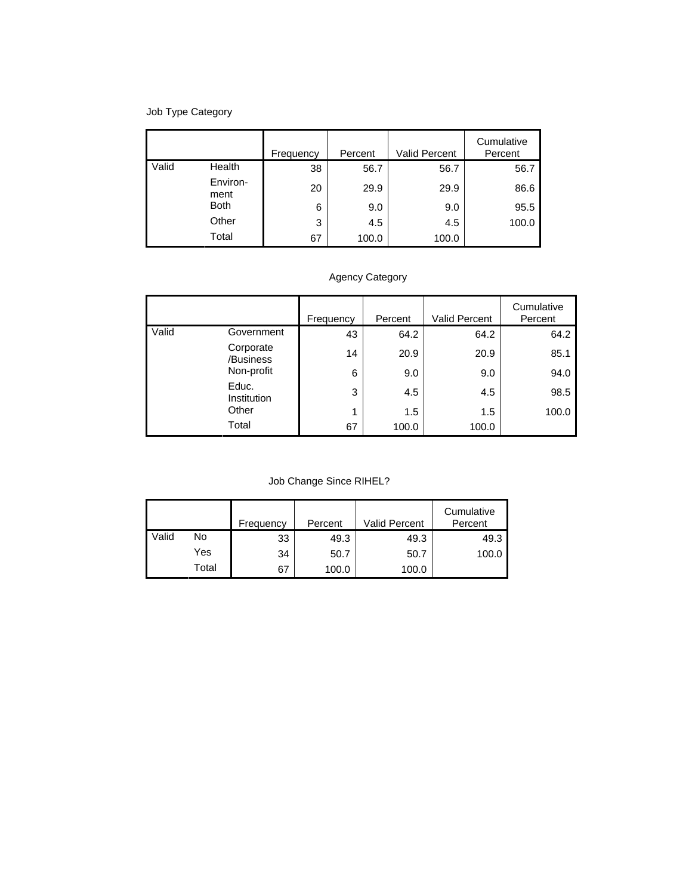Job Type Category

| | | Frequency | Percent | Valid Percent | Cumulative Percent |
|---|---|---|---|---|---|
| Valid | Health | 38 | 56.7 | 56.7 | 56.7 |
| | Environ-ment | 20 | 29.9 | 29.9 | 86.6 |
| | Both | 6 | 9.0 | 9.0 | 95.5 |
| | Other | 3 | 4.5 | 4.5 | 100.0 |
| | Total | 67 | 100.0 | 100.0 | |

Agency Category

| | | Frequency | Percent | Valid Percent | Cumulative Percent |
|---|---|---|---|---|---|
| Valid | Government | 43 | 64.2 | 64.2 | 64.2 |
| | Corporate /Business | 14 | 20.9 | 20.9 | 85.1 |
| | Non-profit | 6 | 9.0 | 9.0 | 94.0 |
| | Educ. Institution | 3 | 4.5 | 4.5 | 98.5 |
| | Other | 1 | 1.5 | 1.5 | 100.0 |
| | Total | 67 | 100.0 | 100.0 | |

Job Change Since RIHEL?

| | | Frequency | Percent | Valid Percent | Cumulative Percent |
|---|---|---|---|---|---|
| Valid | No | 33 | 49.3 | 49.3 | 49.3 |
| | Yes | 34 | 50.7 | 50.7 | 100.0 |
| | Total | 67 | 100.0 | 100.0 | |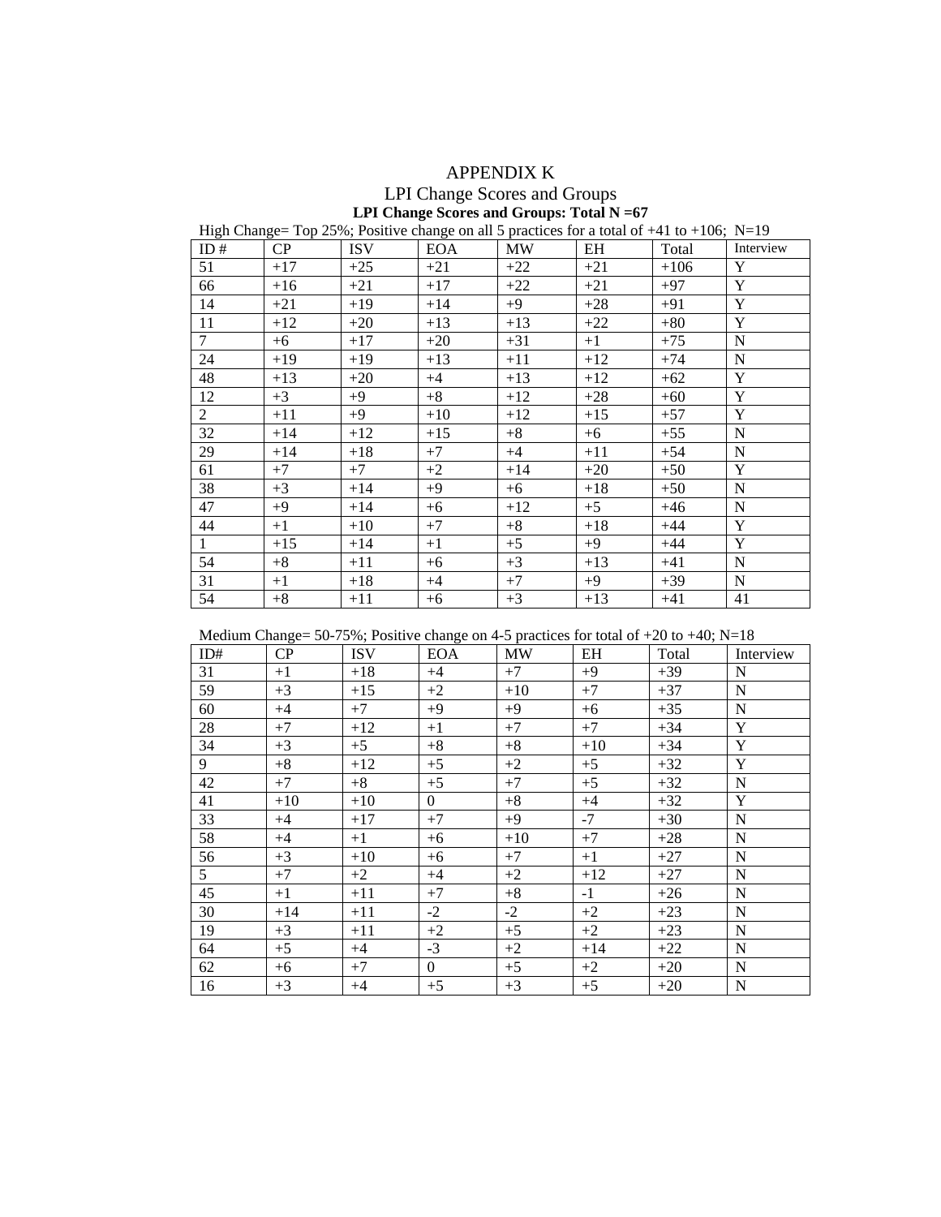# APPENDIX K

## LPI Change Scores and Groups

**LPI Change Scores and Groups: Total N =67**

High Change= Top 25%; Positive change on all 5 practices for a total of +41 to +106; N=19

| ID # | CP | ISV | EOA | MW | EH | Total | Interview |
|---|---|---|---|---|---|---|---|
| 51 | +17 | +25 | +21 | +22 | +21 | +106 | Y |
| 66 | +16 | +21 | +17 | +22 | +21 | +97 | Y |
| 14 | +21 | +19 | +14 | +9 | +28 | +91 | Y |
| 11 | +12 | +20 | +13 | +13 | +22 | +80 | Y |
| 7 | +6 | +17 | +20 | +31 | +1 | +75 | N |
| 24 | +19 | +19 | +13 | +11 | +12 | +74 | N |
| 48 | +13 | +20 | +4 | +13 | +12 | +62 | Y |
| 12 | +3 | +9 | +8 | +12 | +28 | +60 | Y |
| 2 | +11 | +9 | +10 | +12 | +15 | +57 | Y |
| 32 | +14 | +12 | +15 | +8 | +6 | +55 | N |
| 29 | +14 | +18 | +7 | +4 | +11 | +54 | N |
| 61 | +7 | +7 | +2 | +14 | +20 | +50 | Y |
| 38 | +3 | +14 | +9 | +6 | +18 | +50 | N |
| 47 | +9 | +14 | +6 | +12 | +5 | +46 | N |
| 44 | +1 | +10 | +7 | +8 | +18 | +44 | Y |
| 1 | +15 | +14 | +1 | +5 | +9 | +44 | Y |
| 54 | +8 | +11 | +6 | +3 | +13 | +41 | N |
| 31 | +1 | +18 | +4 | +7 | +9 | +39 | N |
| 54 | +8 | +11 | +6 | +3 | +13 | +41 | 41 |

Medium Change= 50-75%; Positive change on 4-5 practices for total of +20 to +40; N=18

| ID# | CP | ISV | EOA | MW | EH | Total | Interview |
|---|---|---|---|---|---|---|---|
| 31 | +1 | +18 | +4 | +7 | +9 | +39 | N |
| 59 | +3 | +15 | +2 | +10 | +7 | +37 | N |
| 60 | +4 | +7 | +9 | +9 | +6 | +35 | N |
| 28 | +7 | +12 | +1 | +7 | +7 | +34 | Y |
| 34 | +3 | +5 | +8 | +8 | +10 | +34 | Y |
| 9 | +8 | +12 | +5 | +2 | +5 | +32 | Y |
| 42 | +7 | +8 | +5 | +7 | +5 | +32 | N |
| 41 | +10 | +10 | 0 | +8 | +4 | +32 | Y |
| 33 | +4 | +17 | +7 | +9 | -7 | +30 | N |
| 58 | +4 | +1 | +6 | +10 | +7 | +28 | N |
| 56 | +3 | +10 | +6 | +7 | +1 | +27 | N |
| 5 | +7 | +2 | +4 | +2 | +12 | +27 | N |
| 45 | +1 | +11 | +7 | +8 | -1 | +26 | N |
| 30 | +14 | +11 | -2 | -2 | +2 | +23 | N |
| 19 | +3 | +11 | +2 | +5 | +2 | +23 | N |
| 64 | +5 | +4 | -3 | +2 | +14 | +22 | N |
| 62 | +6 | +7 | 0 | +5 | +2 | +20 | N |
| 16 | +3 | +4 | +5 | +3 | +5 | +20 | N |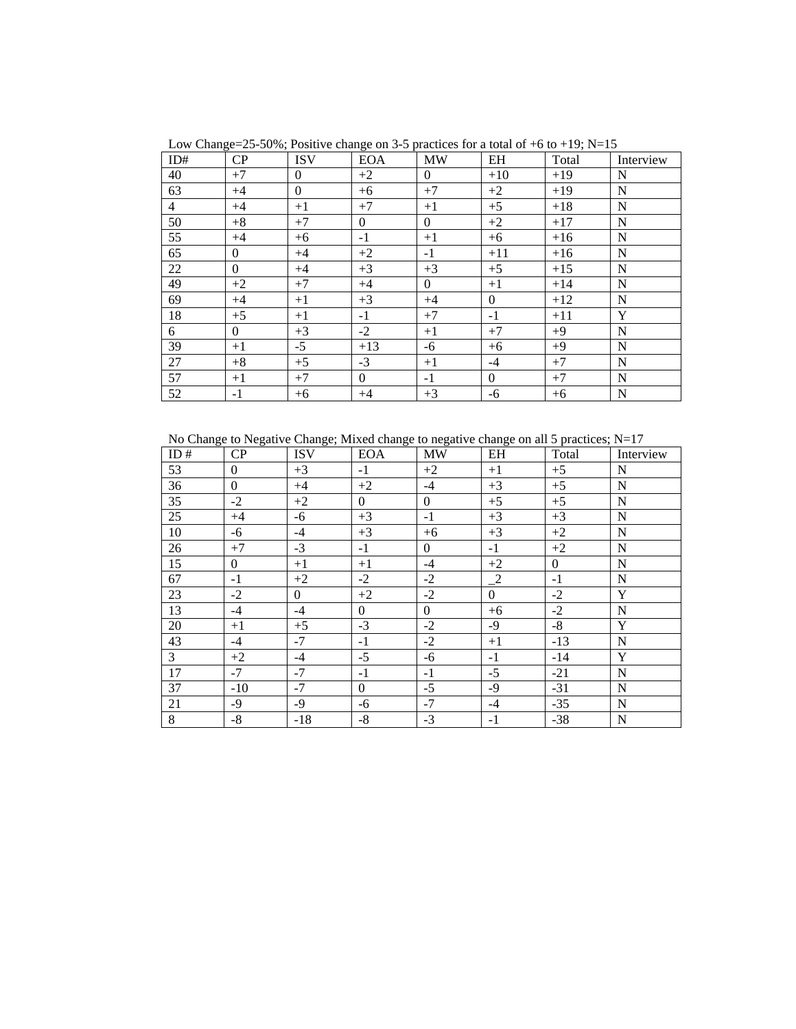Low Change=25-50%; Positive change on 3-5 practices for a total of +6 to +19; N=15

| ID# | CP | ISV | EOA | MW | EH | Total | Interview |
|---|---|---|---|---|---|---|---|
| 40 | +7 | 0 | +2 | 0 | +10 | +19 | N |
| 63 | +4 | 0 | +6 | +7 | +2 | +19 | N |
| 4 | +4 | +1 | +7 | +1 | +5 | +18 | N |
| 50 | +8 | +7 | 0 | 0 | +2 | +17 | N |
| 55 | +4 | +6 | -1 | +1 | +6 | +16 | N |
| 65 | 0 | +4 | +2 | -1 | +11 | +16 | N |
| 22 | 0 | +4 | +3 | +3 | +5 | +15 | N |
| 49 | +2 | +7 | +4 | 0 | +1 | +14 | N |
| 69 | +4 | +1 | +3 | +4 | 0 | +12 | N |
| 18 | +5 | +1 | -1 | +7 | -1 | +11 | Y |
| 6 | 0 | +3 | -2 | +1 | +7 | +9 | N |
| 39 | +1 | -5 | +13 | -6 | +6 | +9 | N |
| 27 | +8 | +5 | -3 | +1 | -4 | +7 | N |
| 57 | +1 | +7 | 0 | -1 | 0 | +7 | N |
| 52 | -1 | +6 | +4 | +3 | -6 | +6 | N |

No Change to Negative Change; Mixed change to negative change on all 5 practices; N=17

| ID # | CP | ISV | EOA | MW | EH | Total | Interview |
|---|---|---|---|---|---|---|---|
| 53 | 0 | +3 | -1 | +2 | +1 | +5 | N |
| 36 | 0 | +4 | +2 | -4 | +3 | +5 | N |
| 35 | -2 | +2 | 0 | 0 | +5 | +5 | N |
| 25 | +4 | -6 | +3 | -1 | +3 | +3 | N |
| 10 | -6 | -4 | +3 | +6 | +3 | +2 | N |
| 26 | +7 | -3 | -1 | 0 | -1 | +2 | N |
| 15 | 0 | +1 | +1 | -4 | +2 | 0 | N |
| 67 | -1 | +2 | -2 | -2 | _2 | -1 | N |
| 23 | -2 | 0 | +2 | -2 | 0 | -2 | Y |
| 13 | -4 | -4 | 0 | 0 | +6 | -2 | N |
| 20 | +1 | +5 | -3 | -2 | -9 | -8 | Y |
| 43 | -4 | -7 | -1 | -2 | +1 | -13 | N |
| 3 | +2 | -4 | -5 | -6 | -1 | -14 | Y |
| 17 | -7 | -7 | -1 | -1 | -5 | -21 | N |
| 37 | -10 | -7 | 0 | -5 | -9 | -31 | N |
| 21 | -9 | -9 | -6 | -7 | -4 | -35 | N |
| 8 | -8 | -18 | -8 | -3 | -1 | -38 | N |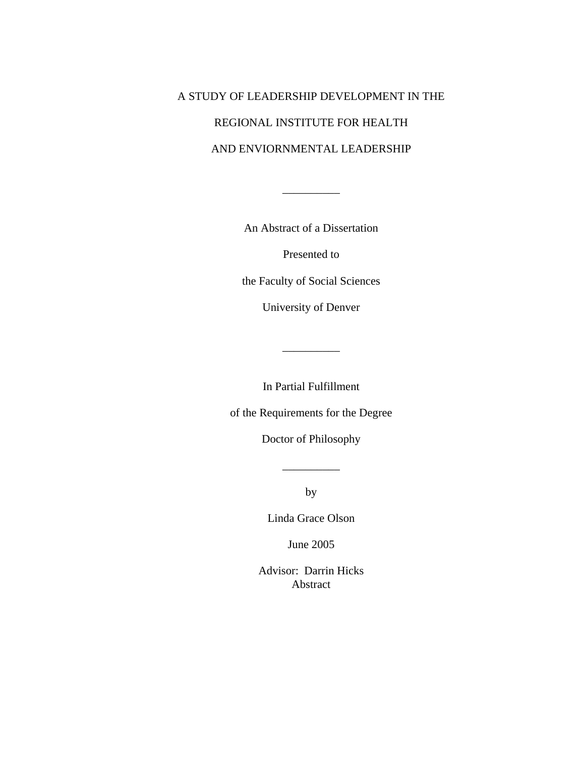A STUDY OF LEADERSHIP DEVELOPMENT IN THE

REGIONAL INSTITUTE FOR HEALTH

AND ENVIORNMENTAL LEADERSHIP

__________

An Abstract of a Dissertation

Presented to

the Faculty of Social Sciences

University of Denver

__________

In Partial Fulfillment

of the Requirements for the Degree

Doctor of Philosophy

__________

by

Linda Grace Olson

June 2005

Advisor: Darrin Hicks

Abstract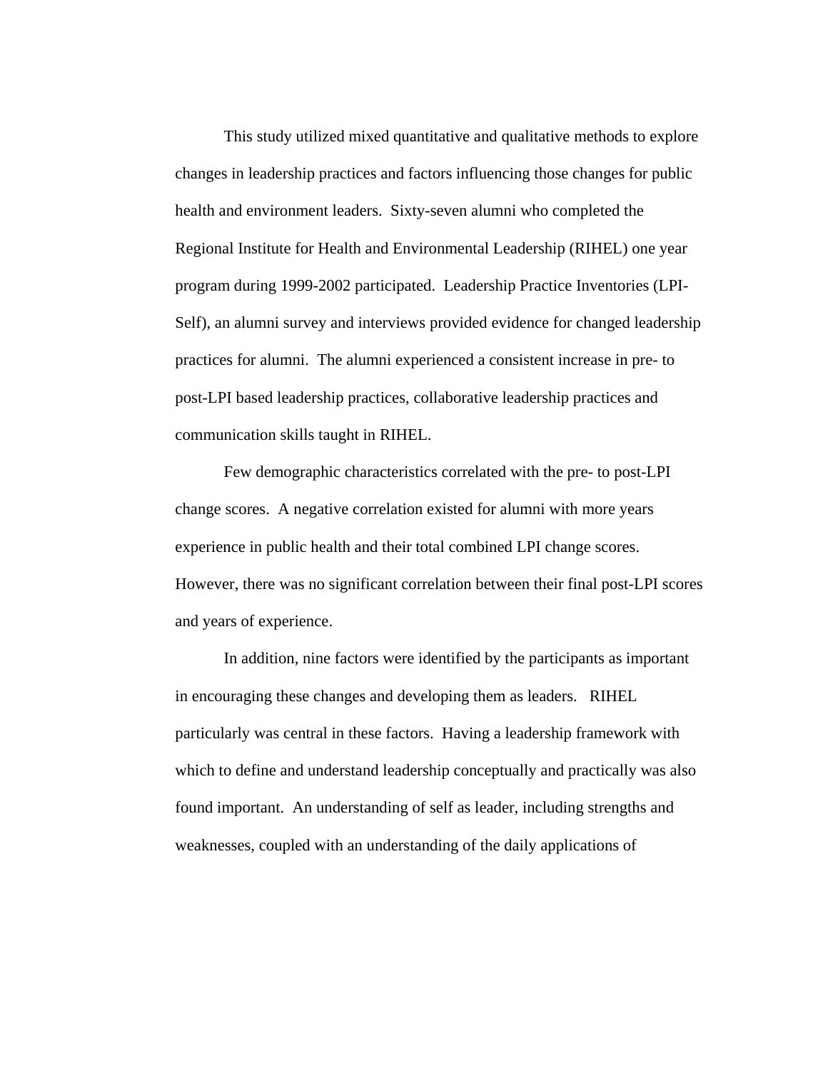This study utilized mixed quantitative and qualitative methods to explore changes in leadership practices and factors influencing those changes for public health and environment leaders. Sixty-seven alumni who completed the Regional Institute for Health and Environmental Leadership (RIHEL) one year program during 1999-2002 participated. Leadership Practice Inventories (LPI-Self), an alumni survey and interviews provided evidence for changed leadership practices for alumni. The alumni experienced a consistent increase in pre- to post-LPI based leadership practices, collaborative leadership practices and communication skills taught in RIHEL.

Few demographic characteristics correlated with the pre- to post-LPI change scores. A negative correlation existed for alumni with more years experience in public health and their total combined LPI change scores. However, there was no significant correlation between their final post-LPI scores and years of experience.

In addition, nine factors were identified by the participants as important in encouraging these changes and developing them as leaders. RIHEL particularly was central in these factors. Having a leadership framework with which to define and understand leadership conceptually and practically was also found important. An understanding of self as leader, including strengths and weaknesses, coupled with an understanding of the daily applications of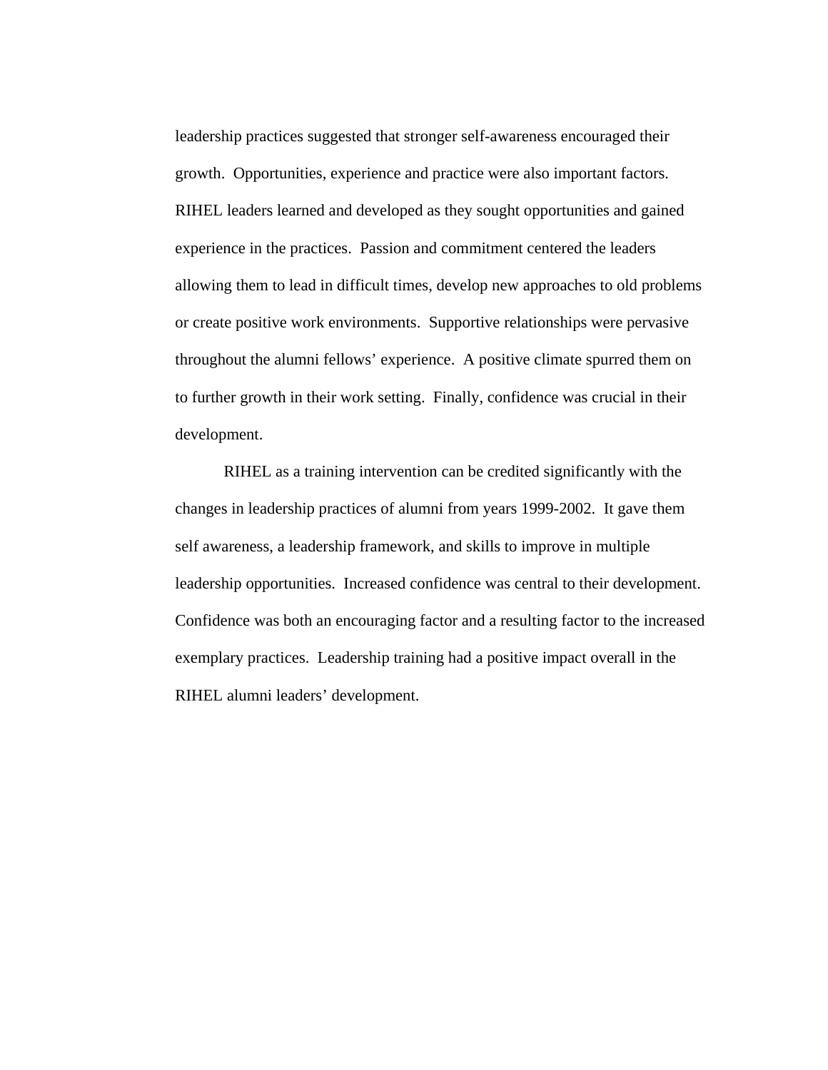leadership practices suggested that stronger self-awareness encouraged their growth. Opportunities, experience and practice were also important factors. RIHEL leaders learned and developed as they sought opportunities and gained experience in the practices. Passion and commitment centered the leaders allowing them to lead in difficult times, develop new approaches to old problems or create positive work environments. Supportive relationships were pervasive throughout the alumni fellows' experience. A positive climate spurred them on to further growth in their work setting. Finally, confidence was crucial in their development.

RIHEL as a training intervention can be credited significantly with the changes in leadership practices of alumni from years 1999-2002. It gave them self awareness, a leadership framework, and skills to improve in multiple leadership opportunities. Increased confidence was central to their development. Confidence was both an encouraging factor and a resulting factor to the increased exemplary practices. Leadership training had a positive impact overall in the RIHEL alumni leaders' development.